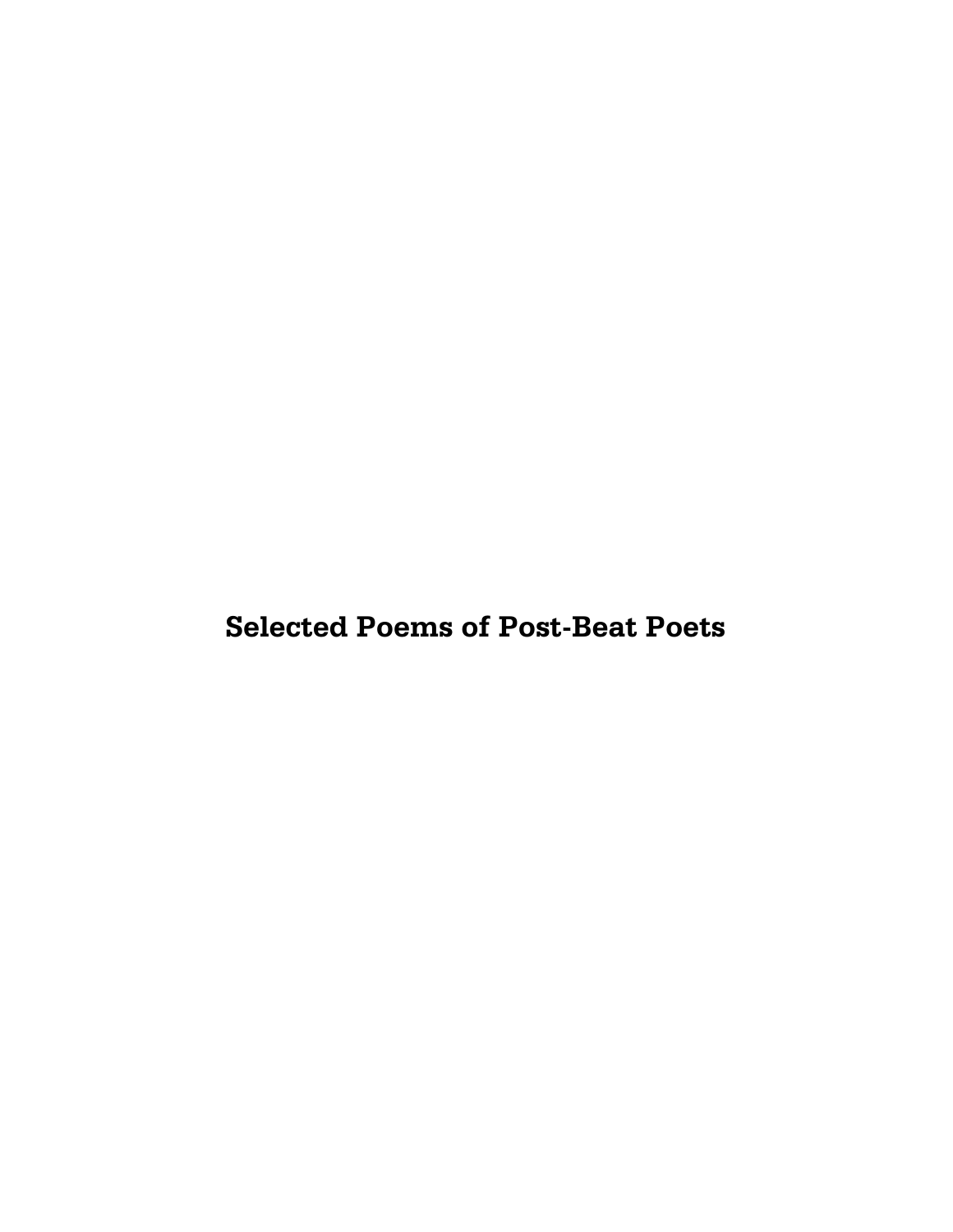# Selected Poems of Post-Beat Poets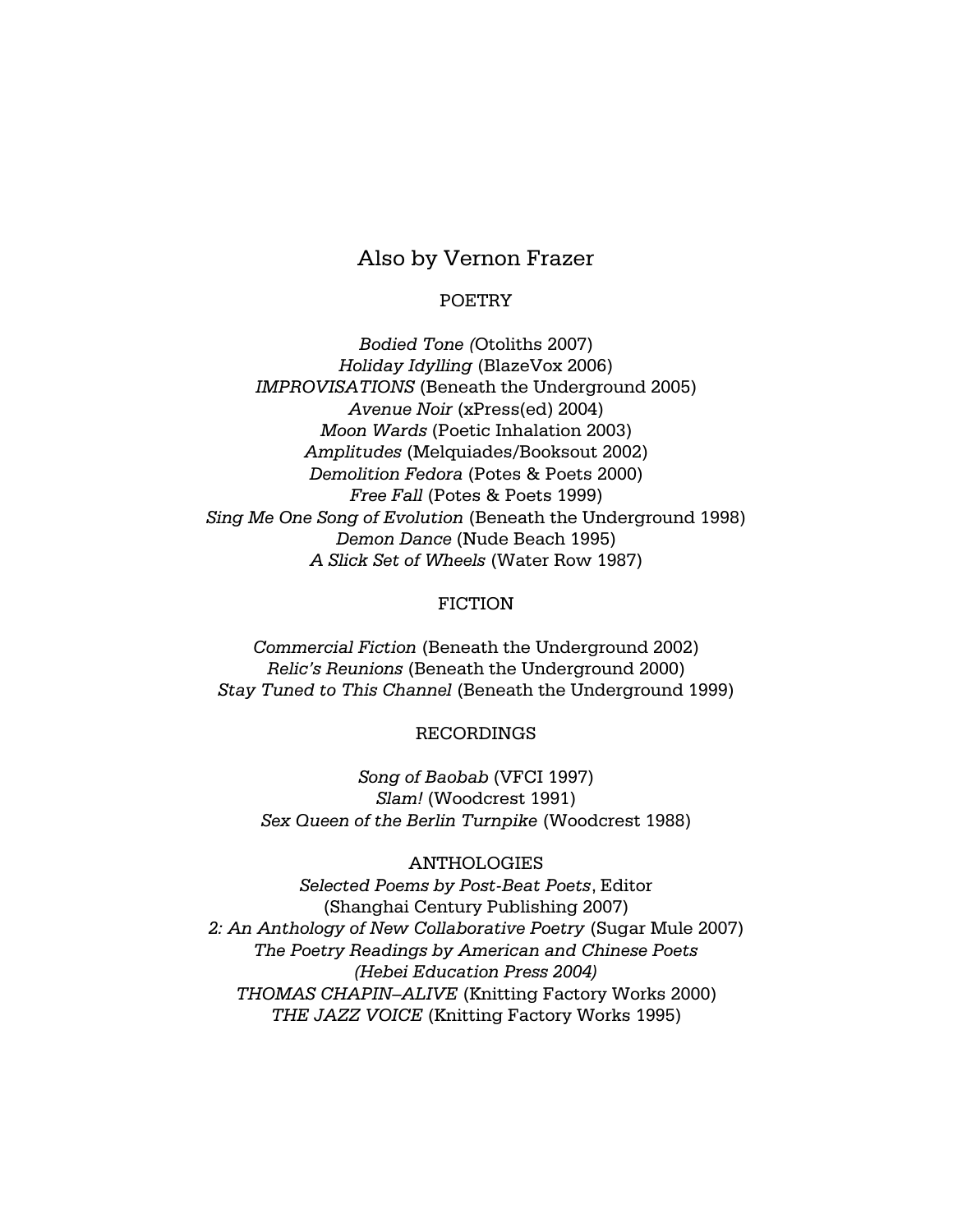# Also by Vernon Frazer

## POETRY

*Bodied Tone (*Otoliths 2007)
*Holiday Idylling* (BlazeVox 2006)
*IMPROVISATIONS* (Beneath the Underground 2005)
*Avenue Noir* (xPress(ed) 2004)
*Moon Wards* (Poetic Inhalation 2003)
*Amplitudes* (Melquiades/Booksout 2002)
*Demolition Fedora* (Potes & Poets 2000)
*Free Fall* (Potes & Poets 1999)
*Sing Me One Song of Evolution* (Beneath the Underground 1998)
*Demon Dance* (Nude Beach 1995)
*A Slick Set of Wheels* (Water Row 1987)

## FICTION

*Commercial Fiction* (Beneath the Underground 2002)
*Relic's Reunions* (Beneath the Underground 2000)
*Stay Tuned to This Channel* (Beneath the Underground 1999)

## RECORDINGS

*Song of Baobab* (VFCI 1997)
*Slam!* (Woodcrest 1991)
*Sex Queen of the Berlin Turnpike* (Woodcrest 1988)

## ANTHOLOGIES

*Selected Poems by Post-Beat Poets*, Editor
(Shanghai Century Publishing 2007)
*2: An Anthology of New Collaborative Poetry* (Sugar Mule 2007)
*The Poetry Readings by American and Chinese Poets*
*(Hebei Education Press 2004)*
*THOMAS CHAPIN–ALIVE* (Knitting Factory Works 2000)
*THE JAZZ VOICE* (Knitting Factory Works 1995)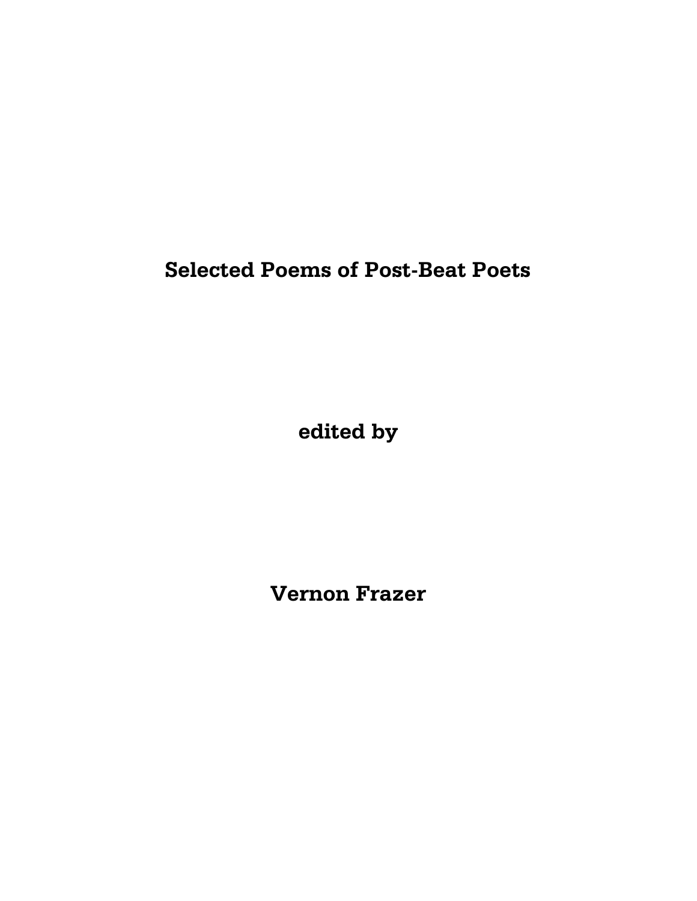# Selected Poems of Post-Beat Poets

**edited by**

**Vernon Frazer**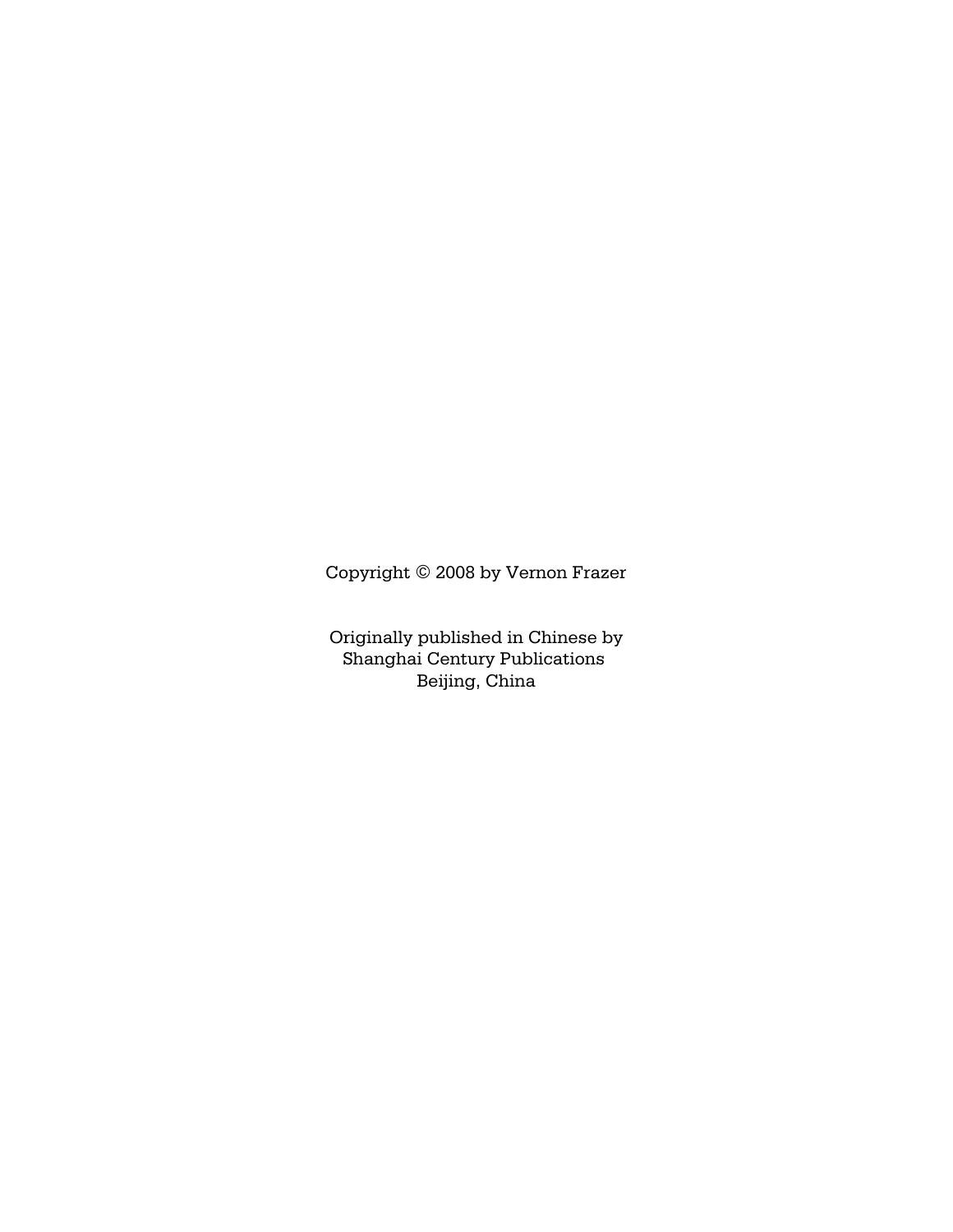Copyright © 2008 by Vernon Frazer

Originally published in Chinese by
Shanghai Century Publications
Beijing, China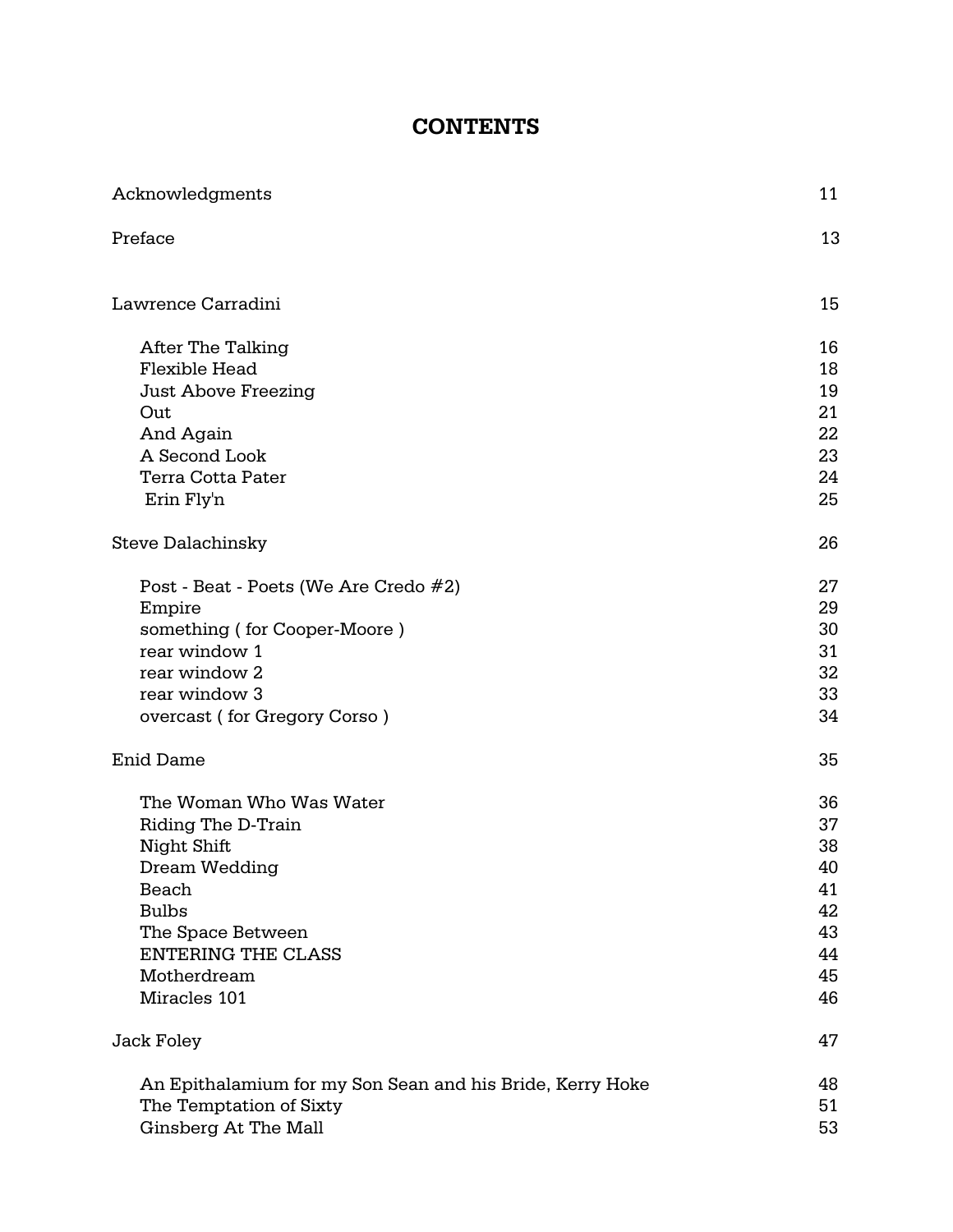# CONTENTS

| | |
|---|---|
| Acknowledgments | 11 |
| Preface | 13 |
| Lawrence Carradini | 15 |
| After The Talking | 16 |
| Flexible Head | 18 |
| Just Above Freezing | 19 |
| Out | 21 |
| And Again | 22 |
| A Second Look | 23 |
| Terra Cotta Pater | 24 |
| Erin Fly'n | 25 |
| Steve Dalachinsky | 26 |
| Post - Beat - Poets (We Are Credo #2) | 27 |
| Empire | 29 |
| something ( for Cooper-Moore ) | 30 |
| rear window 1 | 31 |
| rear window 2 | 32 |
| rear window 3 | 33 |
| overcast ( for Gregory Corso ) | 34 |
| Enid Dame | 35 |
| The Woman Who Was Water | 36 |
| Riding The D-Train | 37 |
| Night Shift | 38 |
| Dream Wedding | 40 |
| Beach | 41 |
| Bulbs | 42 |
| The Space Between | 43 |
| ENTERING THE CLASS | 44 |
| Motherdream | 45 |
| Miracles 101 | 46 |
| Jack Foley | 47 |
| An Epithalamium for my Son Sean and his Bride, Kerry Hoke | 48 |
| The Temptation of Sixty | 51 |
| Ginsberg At The Mall | 53 |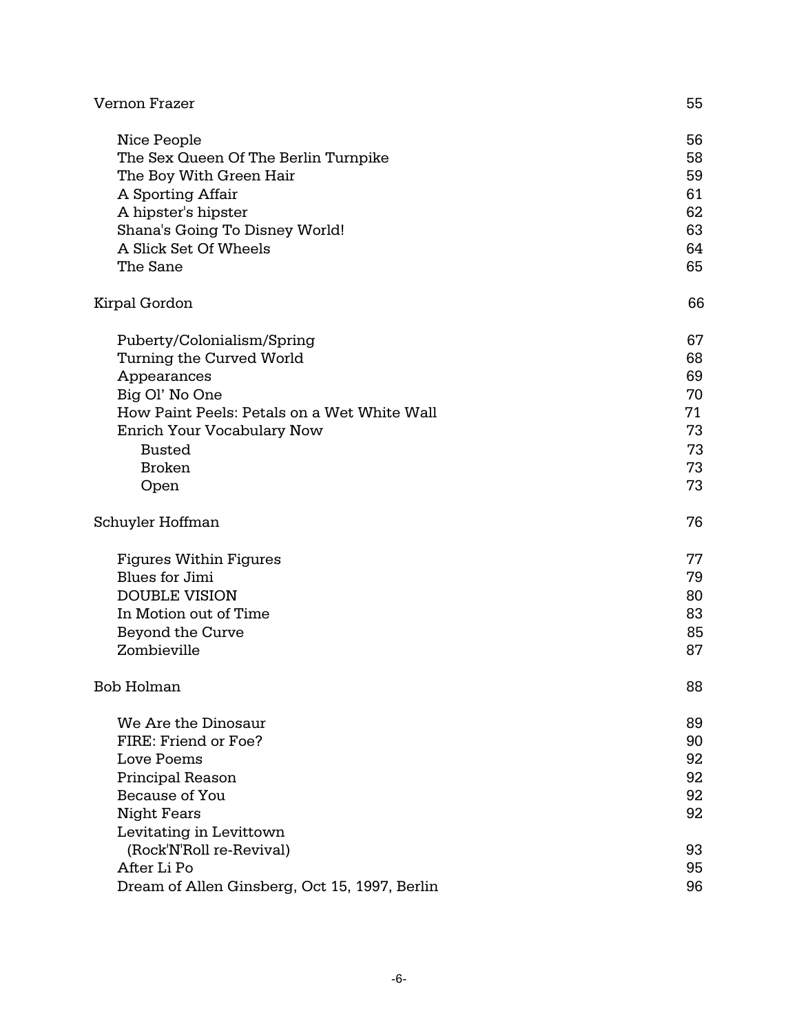| | |
|---|---|
| Vernon Frazer | 55 |
| Nice People | 56 |
| The Sex Queen Of The Berlin Turnpike | 58 |
| The Boy With Green Hair | 59 |
| A Sporting Affair | 61 |
| A hipster's hipster | 62 |
| Shana's Going To Disney World! | 63 |
| A Slick Set Of Wheels | 64 |
| The Sane | 65 |
| Kirpal Gordon | 66 |
| Puberty/Colonialism/Spring | 67 |
| Turning the Curved World | 68 |
| Appearances | 69 |
| Big Ol' No One | 70 |
| How Paint Peels: Petals on a Wet White Wall | 71 |
| Enrich Your Vocabulary Now | 73 |
| Busted | 73 |
| Broken | 73 |
| Open | 73 |
| Schuyler Hoffman | 76 |
| Figures Within Figures | 77 |
| Blues for Jimi | 79 |
| DOUBLE VISION | 80 |
| In Motion out of Time | 83 |
| Beyond the Curve | 85 |
| Zombieville | 87 |
| Bob Holman | 88 |
| We Are the Dinosaur | 89 |
| FIRE: Friend or Foe? | 90 |
| Love Poems | 92 |
| Principal Reason | 92 |
| Because of You | 92 |
| Night Fears | 92 |
| Levitating in Levittown (Rock'N'Roll re-Revival) | 93 |
| After Li Po | 95 |
| Dream of Allen Ginsberg, Oct 15, 1997, Berlin | 96 |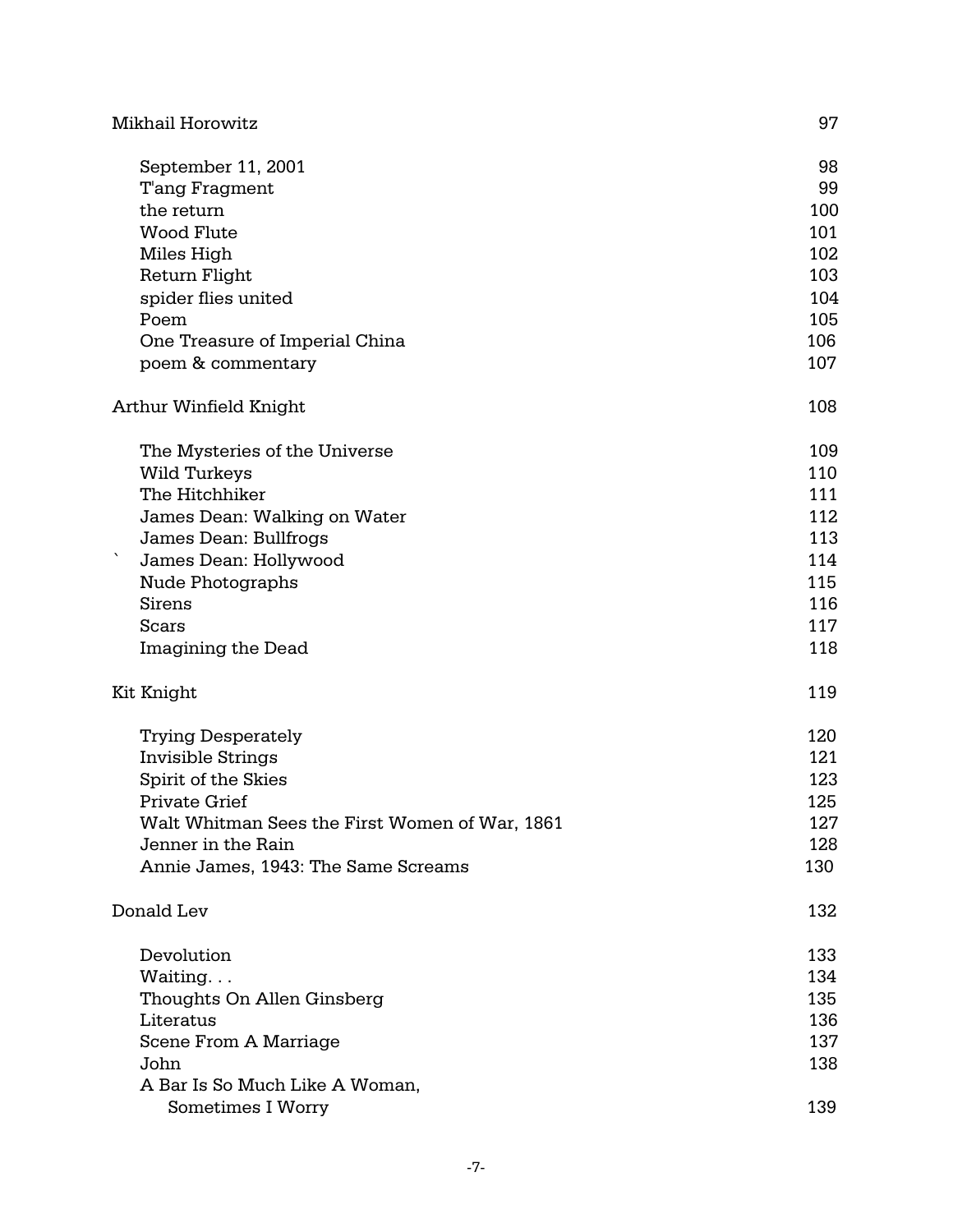| | |
|---|---|
| Mikhail Horowitz | 97 |
| September 11, 2001 | 98 |
| T'ang Fragment | 99 |
| the return | 100 |
| Wood Flute | 101 |
| Miles High | 102 |
| Return Flight | 103 |
| spider flies united | 104 |
| Poem | 105 |
| One Treasure of Imperial China | 106 |
| poem & commentary | 107 |
| Arthur Winfield Knight | 108 |
| The Mysteries of the Universe | 109 |
| Wild Turkeys | 110 |
| The Hitchhiker | 111 |
| James Dean: Walking on Water | 112 |
| James Dean: Bullfrogs | 113 |
| James Dean: Hollywood | 114 |
| Nude Photographs | 115 |
| Sirens | 116 |
| Scars | 117 |
| Imagining the Dead | 118 |
| Kit Knight | 119 |
| Trying Desperately | 120 |
| Invisible Strings | 121 |
| Spirit of the Skies | 123 |
| Private Grief | 125 |
| Walt Whitman Sees the First Women of War, 1861 | 127 |
| Jenner in the Rain | 128 |
| Annie James, 1943: The Same Screams | 130 |
| Donald Lev | 132 |
| Devolution | 133 |
| Waiting. . . | 134 |
| Thoughts On Allen Ginsberg | 135 |
| Literatus | 136 |
| Scene From A Marriage | 137 |
| John | 138 |
| A Bar Is So Much Like A Woman, Sometimes I Worry | 139 |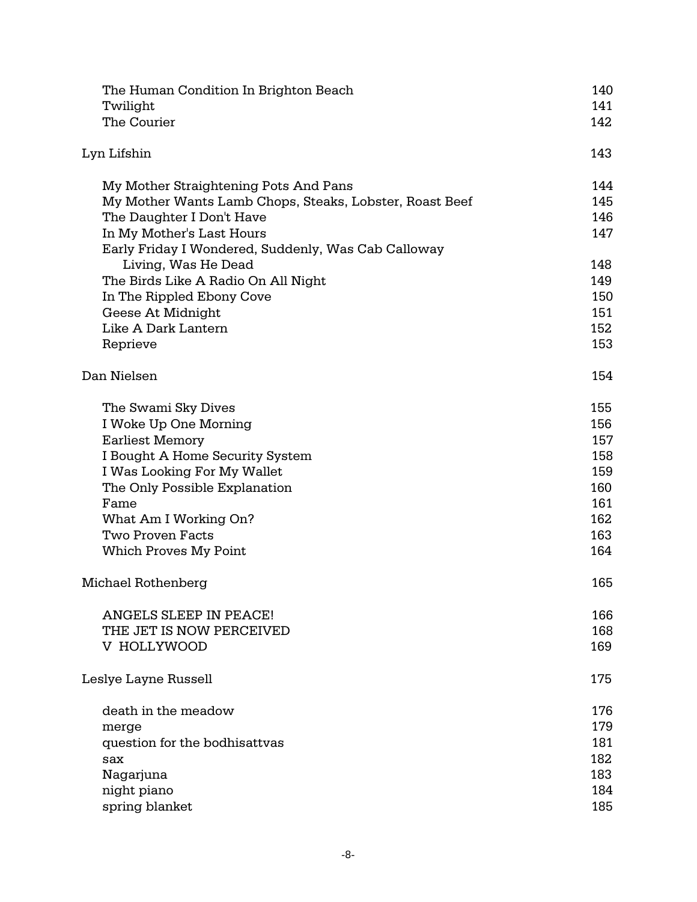| | |
|---|---|
| The Human Condition In Brighton Beach | 140 |
| Twilight | 141 |
| The Courier | 142 |
| Lyn Lifshin | 143 |
| My Mother Straightening Pots And Pans | 144 |
| My Mother Wants Lamb Chops, Steaks, Lobster, Roast Beef | 145 |
| The Daughter I Don't Have | 146 |
| In My Mother's Last Hours | 147 |
| Early Friday I Wondered, Suddenly, Was Cab Calloway Living, Was He Dead | 148 |
| The Birds Like A Radio On All Night | 149 |
| In The Rippled Ebony Cove | 150 |
| Geese At Midnight | 151 |
| Like A Dark Lantern | 152 |
| Reprieve | 153 |
| Dan Nielsen | 154 |
| The Swami Sky Dives | 155 |
| I Woke Up One Morning | 156 |
| Earliest Memory | 157 |
| I Bought A Home Security System | 158 |
| I Was Looking For My Wallet | 159 |
| The Only Possible Explanation | 160 |
| Fame | 161 |
| What Am I Working On? | 162 |
| Two Proven Facts | 163 |
| Which Proves My Point | 164 |
| Michael Rothenberg | 165 |
| ANGELS SLEEP IN PEACE! | 166 |
| THE JET IS NOW PERCEIVED | 168 |
| V HOLLYWOOD | 169 |
| Leslye Layne Russell | 175 |
| death in the meadow | 176 |
| merge | 179 |
| question for the bodhisattvas | 181 |
| sax | 182 |
| Nagarjuna | 183 |
| night piano | 184 |
| spring blanket | 185 |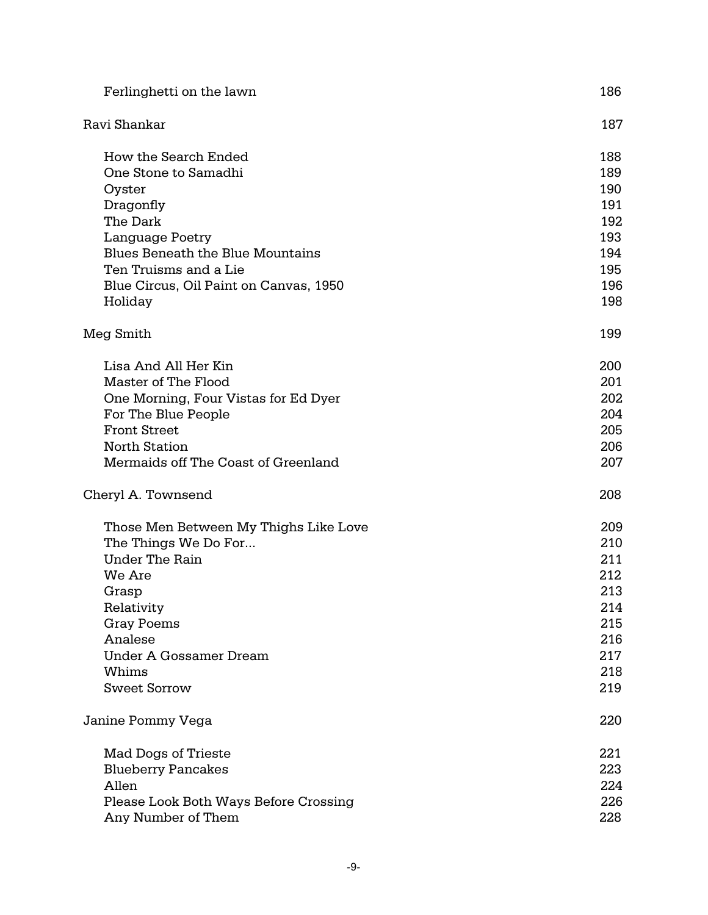| | |
|---|---|
| Ferlinghetti on the lawn | 186 |
| Ravi Shankar | 187 |
| How the Search Ended | 188 |
| One Stone to Samadhi | 189 |
| Oyster | 190 |
| Dragonfly | 191 |
| The Dark | 192 |
| Language Poetry | 193 |
| Blues Beneath the Blue Mountains | 194 |
| Ten Truisms and a Lie | 195 |
| Blue Circus, Oil Paint on Canvas, 1950 | 196 |
| Holiday | 198 |
| Meg Smith | 199 |
| Lisa And All Her Kin | 200 |
| Master of The Flood | 201 |
| One Morning, Four Vistas for Ed Dyer | 202 |
| For The Blue People | 204 |
| Front Street | 205 |
| North Station | 206 |
| Mermaids off The Coast of Greenland | 207 |
| Cheryl A. Townsend | 208 |
| Those Men Between My Thighs Like Love | 209 |
| The Things We Do For... | 210 |
| Under The Rain | 211 |
| We Are | 212 |
| Grasp | 213 |
| Relativity | 214 |
| Gray Poems | 215 |
| Analese | 216 |
| Under A Gossamer Dream | 217 |
| Whims | 218 |
| Sweet Sorrow | 219 |
| Janine Pommy Vega | 220 |
| Mad Dogs of Trieste | 221 |
| Blueberry Pancakes | 223 |
| Allen | 224 |
| Please Look Both Ways Before Crossing | 226 |
| Any Number of Them | 228 |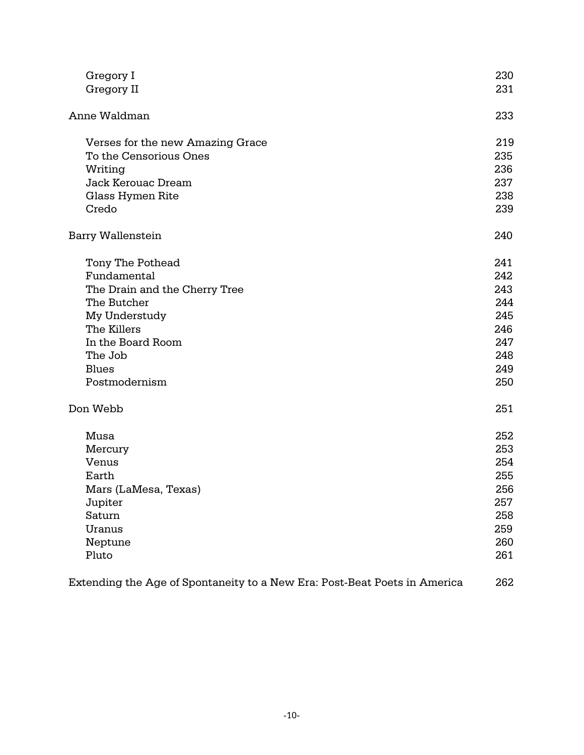| | |
|---|---|
| Gregory I | 230 |
| Gregory II | 231 |
| **Anne Waldman** | 233 |
| Verses for the new Amazing Grace | 219 |
| To the Censorious Ones | 235 |
| Writing | 236 |
| Jack Kerouac Dream | 237 |
| Glass Hymen Rite | 238 |
| Credo | 239 |
| **Barry Wallenstein** | 240 |
| Tony The Pothead | 241 |
| Fundamental | 242 |
| The Drain and the Cherry Tree | 243 |
| The Butcher | 244 |
| My Understudy | 245 |
| The Killers | 246 |
| In the Board Room | 247 |
| The Job | 248 |
| Blues | 249 |
| Postmodernism | 250 |
| **Don Webb** | 251 |
| Musa | 252 |
| Mercury | 253 |
| Venus | 254 |
| Earth | 255 |
| Mars (LaMesa, Texas) | 256 |
| Jupiter | 257 |
| Saturn | 258 |
| Uranus | 259 |
| Neptune | 260 |
| Pluto | 261 |
| **Extending the Age of Spontaneity to a New Era: Post-Beat Poets in America** | 262 |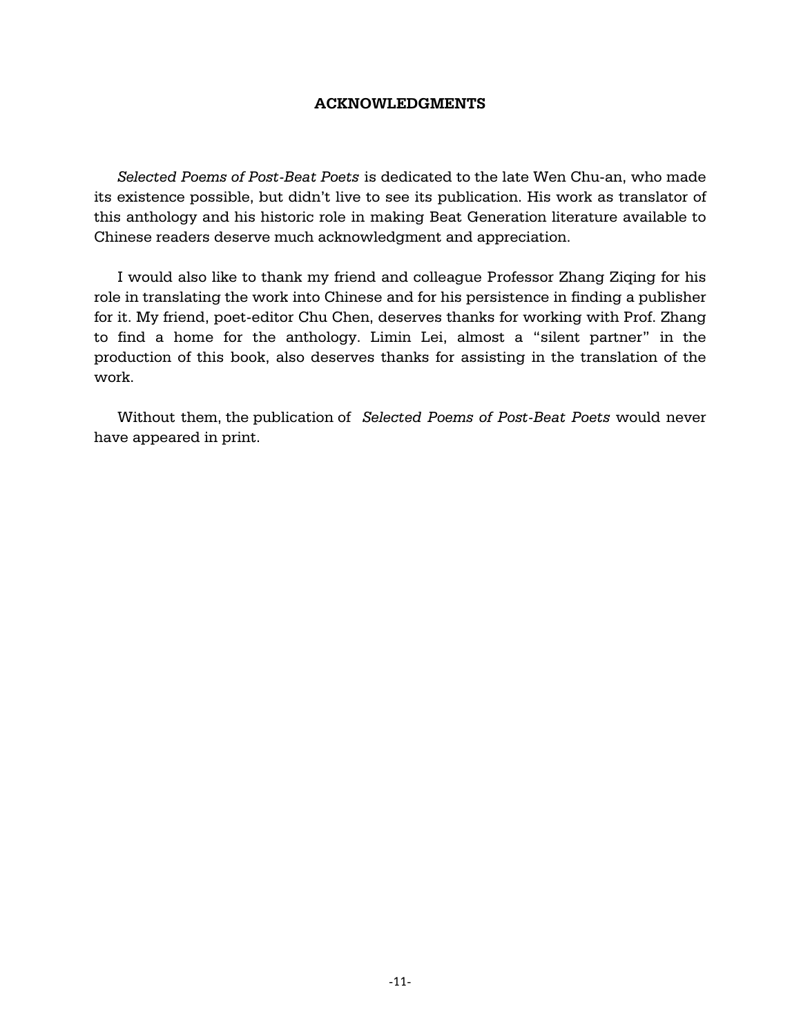# ACKNOWLEDGMENTS

*Selected Poems of Post-Beat Poets* is dedicated to the late Wen Chu-an, who made its existence possible, but didn't live to see its publication. His work as translator of this anthology and his historic role in making Beat Generation literature available to Chinese readers deserve much acknowledgment and appreciation.

I would also like to thank my friend and colleague Professor Zhang Ziqing for his role in translating the work into Chinese and for his persistence in finding a publisher for it. My friend, poet-editor Chu Chen, deserves thanks for working with Prof. Zhang to find a home for the anthology. Limin Lei, almost a "silent partner" in the production of this book, also deserves thanks for assisting in the translation of the work.

Without them, the publication of *Selected Poems of Post-Beat Poets* would never have appeared in print.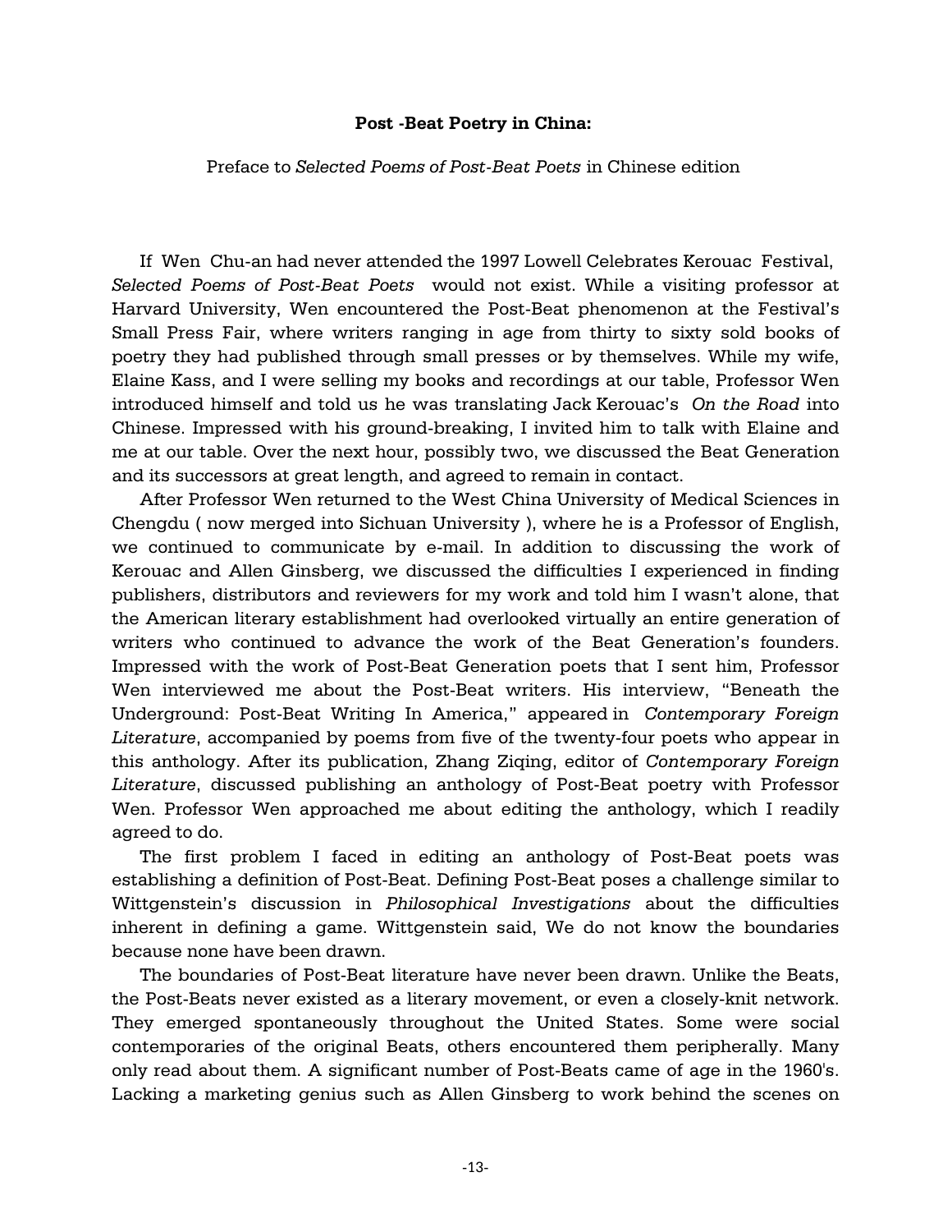**Post -Beat Poetry in China:**

Preface to *Selected Poems of Post-Beat Poets* in Chinese edition

If Wen Chu-an had never attended the 1997 Lowell Celebrates Kerouac Festival, *Selected Poems of Post-Beat Poets* would not exist. While a visiting professor at Harvard University, Wen encountered the Post-Beat phenomenon at the Festival's Small Press Fair, where writers ranging in age from thirty to sixty sold books of poetry they had published through small presses or by themselves. While my wife, Elaine Kass, and I were selling my books and recordings at our table, Professor Wen introduced himself and told us he was translating Jack Kerouac's *On the Road* into Chinese. Impressed with his ground-breaking, I invited him to talk with Elaine and me at our table. Over the next hour, possibly two, we discussed the Beat Generation and its successors at great length, and agreed to remain in contact.

After Professor Wen returned to the West China University of Medical Sciences in Chengdu ( now merged into Sichuan University ), where he is a Professor of English, we continued to communicate by e-mail. In addition to discussing the work of Kerouac and Allen Ginsberg, we discussed the difficulties I experienced in finding publishers, distributors and reviewers for my work and told him I wasn't alone, that the American literary establishment had overlooked virtually an entire generation of writers who continued to advance the work of the Beat Generation's founders. Impressed with the work of Post-Beat Generation poets that I sent him, Professor Wen interviewed me about the Post-Beat writers. His interview, "Beneath the Underground: Post-Beat Writing In America," appeared in *Contemporary Foreign Literature*, accompanied by poems from five of the twenty-four poets who appear in this anthology. After its publication, Zhang Ziqing, editor of *Contemporary Foreign Literature*, discussed publishing an anthology of Post-Beat poetry with Professor Wen. Professor Wen approached me about editing the anthology, which I readily agreed to do.

The first problem I faced in editing an anthology of Post-Beat poets was establishing a definition of Post-Beat. Defining Post-Beat poses a challenge similar to Wittgenstein's discussion in *Philosophical Investigations* about the difficulties inherent in defining a game. Wittgenstein said, We do not know the boundaries because none have been drawn.

The boundaries of Post-Beat literature have never been drawn. Unlike the Beats, the Post-Beats never existed as a literary movement, or even a closely-knit network. They emerged spontaneously throughout the United States. Some were social contemporaries of the original Beats, others encountered them peripherally. Many only read about them. A significant number of Post-Beats came of age in the 1960's. Lacking a marketing genius such as Allen Ginsberg to work behind the scenes on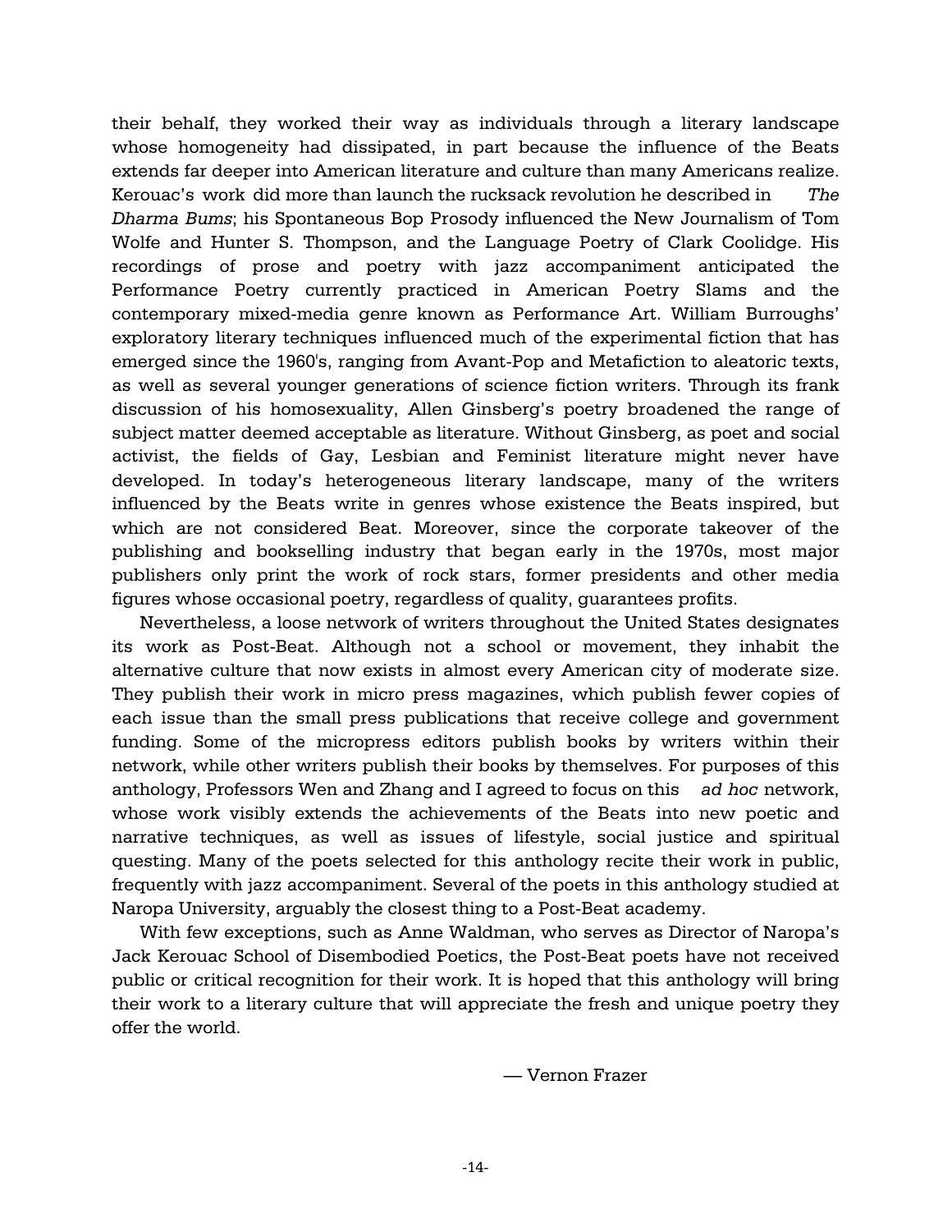their behalf, they worked their way as individuals through a literary landscape whose homogeneity had dissipated, in part because the influence of the Beats extends far deeper into American literature and culture than many Americans realize. Kerouac's work did more than launch the rucksack revolution he described in *The Dharma Bums*; his Spontaneous Bop Prosody influenced the New Journalism of Tom Wolfe and Hunter S. Thompson, and the Language Poetry of Clark Coolidge. His recordings of prose and poetry with jazz accompaniment anticipated the Performance Poetry currently practiced in American Poetry Slams and the contemporary mixed-media genre known as Performance Art. William Burroughs' exploratory literary techniques influenced much of the experimental fiction that has emerged since the 1960's, ranging from Avant-Pop and Metafiction to aleatoric texts, as well as several younger generations of science fiction writers. Through its frank discussion of his homosexuality, Allen Ginsberg's poetry broadened the range of subject matter deemed acceptable as literature. Without Ginsberg, as poet and social activist, the fields of Gay, Lesbian and Feminist literature might never have developed. In today's heterogeneous literary landscape, many of the writers influenced by the Beats write in genres whose existence the Beats inspired, but which are not considered Beat. Moreover, since the corporate takeover of the publishing and bookselling industry that began early in the 1970s, most major publishers only print the work of rock stars, former presidents and other media figures whose occasional poetry, regardless of quality, guarantees profits.

Nevertheless, a loose network of writers throughout the United States designates its work as Post-Beat. Although not a school or movement, they inhabit the alternative culture that now exists in almost every American city of moderate size. They publish their work in micro press magazines, which publish fewer copies of each issue than the small press publications that receive college and government funding. Some of the micropress editors publish books by writers within their network, while other writers publish their books by themselves. For purposes of this anthology, Professors Wen and Zhang and I agreed to focus on this *ad hoc* network, whose work visibly extends the achievements of the Beats into new poetic and narrative techniques, as well as issues of lifestyle, social justice and spiritual questing. Many of the poets selected for this anthology recite their work in public, frequently with jazz accompaniment. Several of the poets in this anthology studied at Naropa University, arguably the closest thing to a Post-Beat academy.

With few exceptions, such as Anne Waldman, who serves as Director of Naropa's Jack Kerouac School of Disembodied Poetics, the Post-Beat poets have not received public or critical recognition for their work. It is hoped that this anthology will bring their work to a literary culture that will appreciate the fresh and unique poetry they offer the world.

— Vernon Frazer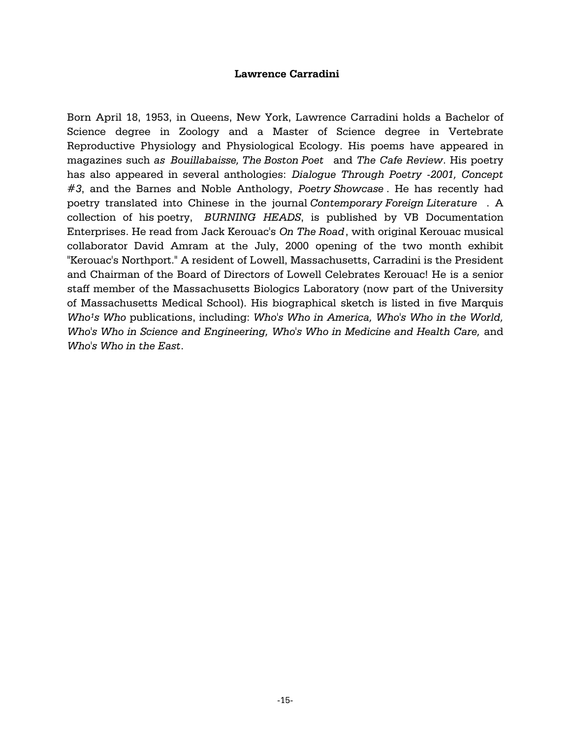**Lawrence Carradini**

Born April 18, 1953, in Queens, New York, Lawrence Carradini holds a Bachelor of Science degree in Zoology and a Master of Science degree in Vertebrate Reproductive Physiology and Physiological Ecology. His poems have appeared in magazines such *as Bouillabaisse, The Boston Poet* and *The Cafe Review*. His poetry has also appeared in several anthologies: *Dialogue Through Poetry -2001, Concept #3*, and the Barnes and Noble Anthology, *Poetry Showcase* . He has recently had poetry translated into Chinese in the journal *Contemporary Foreign Literature* . A collection of his poetry, *BURNING HEADS*, is published by VB Documentation Enterprises. He read from Jack Kerouac's *On The Road*, with original Kerouac musical collaborator David Amram at the July, 2000 opening of the two month exhibit "Kerouac's Northport." A resident of Lowell, Massachusetts, Carradini is the President and Chairman of the Board of Directors of Lowell Celebrates Kerouac! He is a senior staff member of the Massachusetts Biologics Laboratory (now part of the University of Massachusetts Medical School). His biographical sketch is listed in five Marquis *Who¹s Who* publications, including: *Who's Who in America, Who's Who in the World, Who's Who in Science and Engineering, Who's Who in Medicine and Health Care,* and *Who's Who in the East*.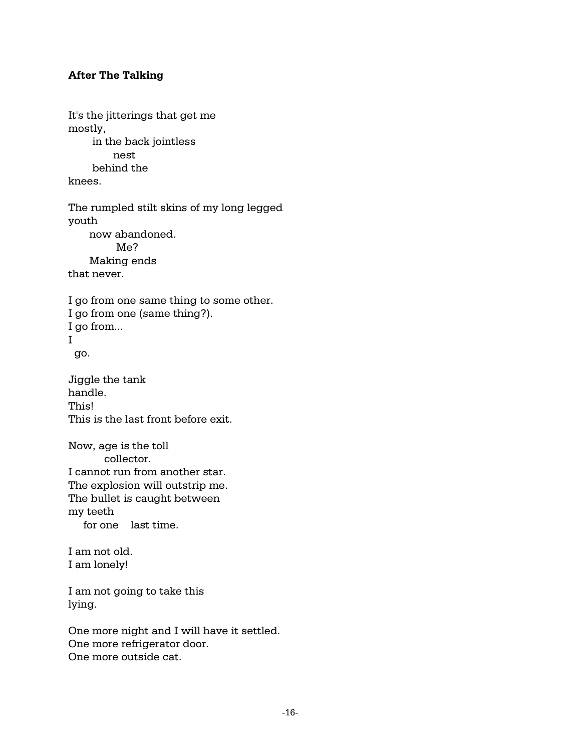**After The Talking**

It's the jitterings that get me  
mostly,  
&nbsp;&nbsp;&nbsp;&nbsp;&nbsp;&nbsp;in the back jointless  
&nbsp;&nbsp;&nbsp;&nbsp;&nbsp;&nbsp;&nbsp;&nbsp;&nbsp;&nbsp;&nbsp;nest  
&nbsp;&nbsp;&nbsp;&nbsp;&nbsp;&nbsp;behind the  
knees.

The rumpled stilt skins of my long legged  
youth  
&nbsp;&nbsp;&nbsp;&nbsp;&nbsp;&nbsp;now abandoned.  
&nbsp;&nbsp;&nbsp;&nbsp;&nbsp;&nbsp;&nbsp;&nbsp;&nbsp;&nbsp;&nbsp;Me?  
&nbsp;&nbsp;&nbsp;&nbsp;&nbsp;&nbsp;Making ends  
that never.

I go from one same thing to some other.  
I go from one (same thing?).  
I go from...  
I  
&nbsp;&nbsp;go.

Jiggle the tank  
handle.  
This!  
This is the last front before exit.

Now, age is the toll  
&nbsp;&nbsp;&nbsp;&nbsp;&nbsp;&nbsp;&nbsp;&nbsp;&nbsp;collector.  
I cannot run from another star.  
The explosion will outstrip me.  
The bullet is caught between  
my teeth  
&nbsp;&nbsp;&nbsp;&nbsp;for one&nbsp;&nbsp;&nbsp;last time.

I am not old.  
I am lonely!

I am not going to take this  
lying.

One more night and I will have it settled.  
One more refrigerator door.  
One more outside cat.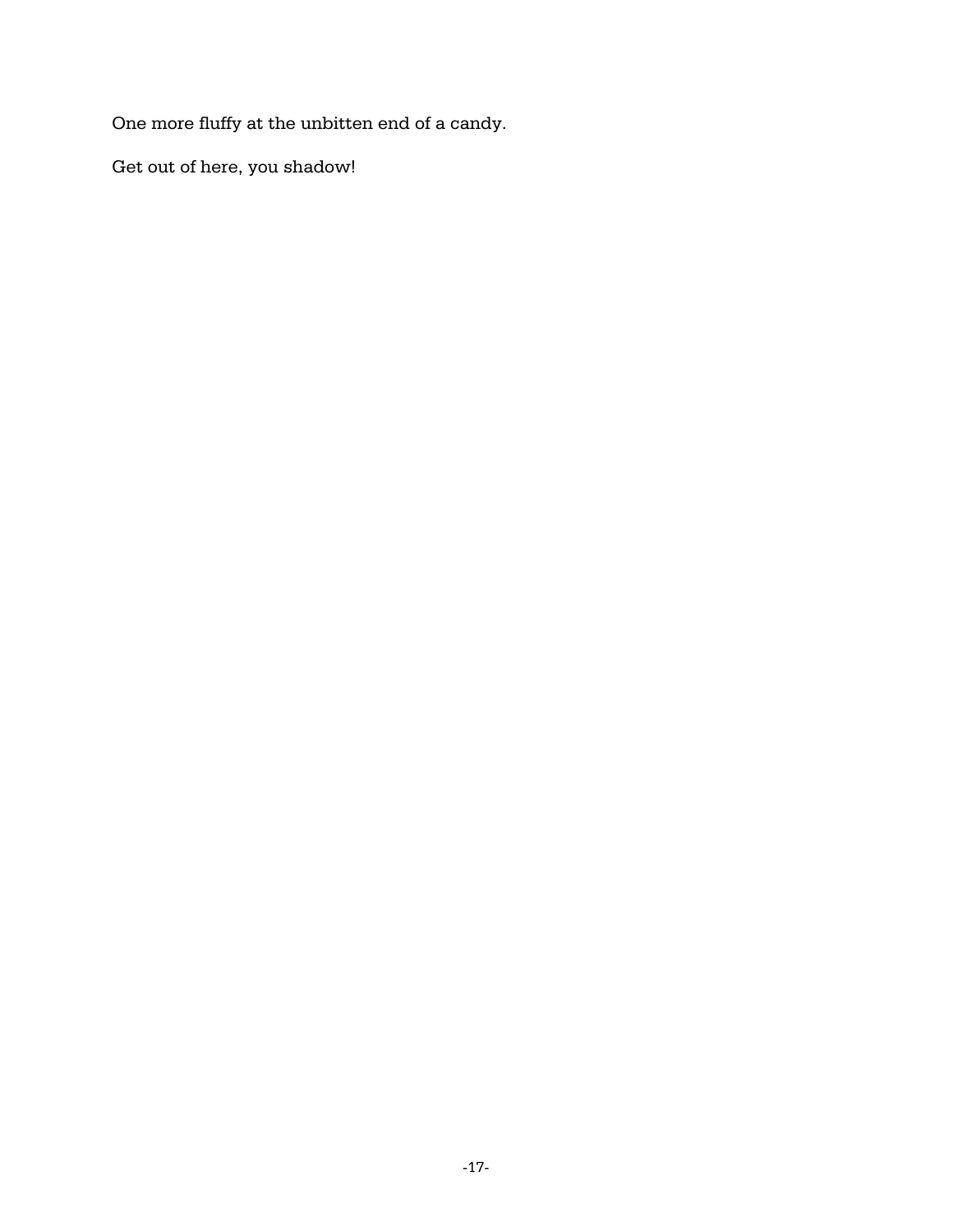One more fluffy at the unbitten end of a candy.

Get out of here, you shadow!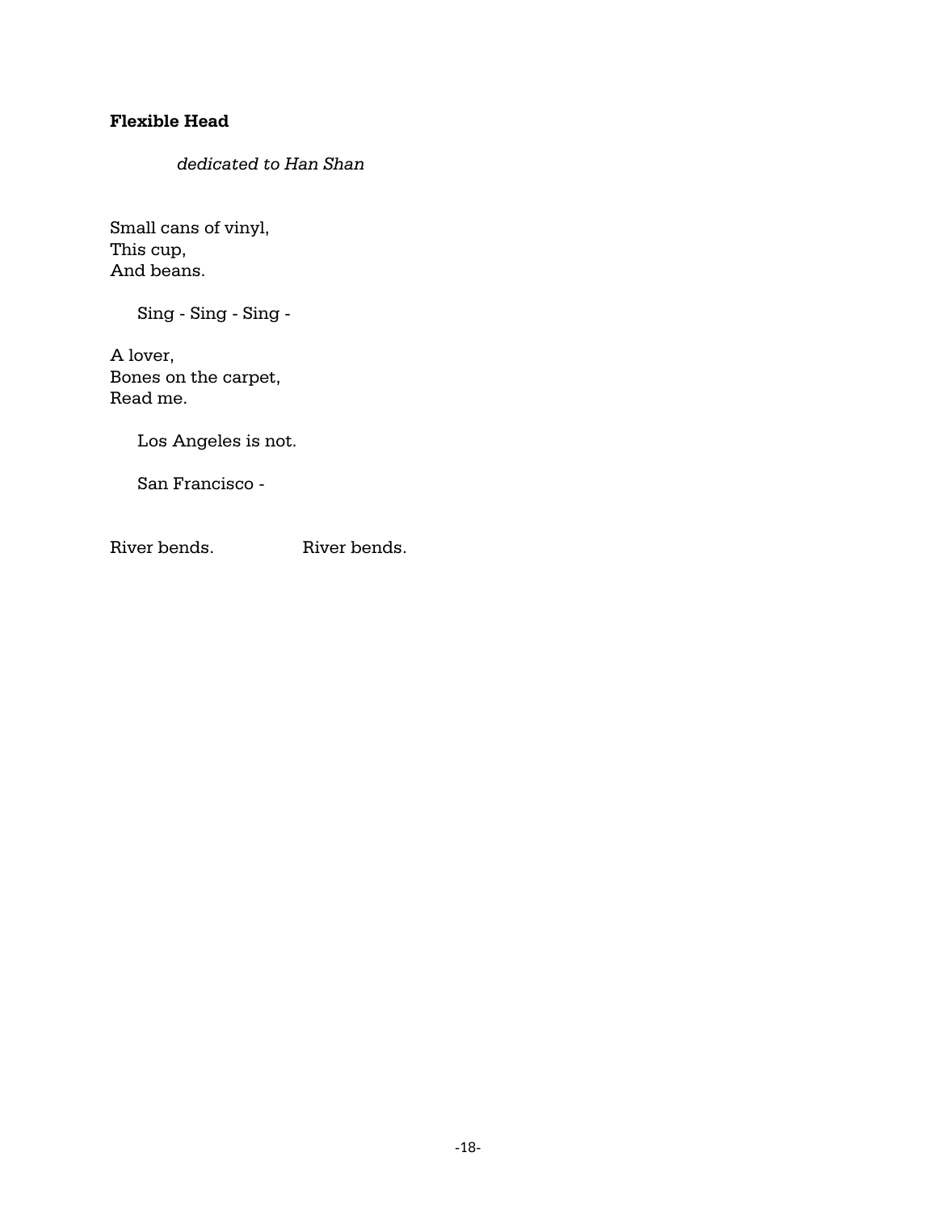**Flexible Head**

*dedicated to Han Shan*

Small cans of vinyl,
This cup,
And beans.

Sing - Sing - Sing -

A lover,
Bones on the carpet,
Read me.

Los Angeles is not.

San Francisco -

River bends.                River bends.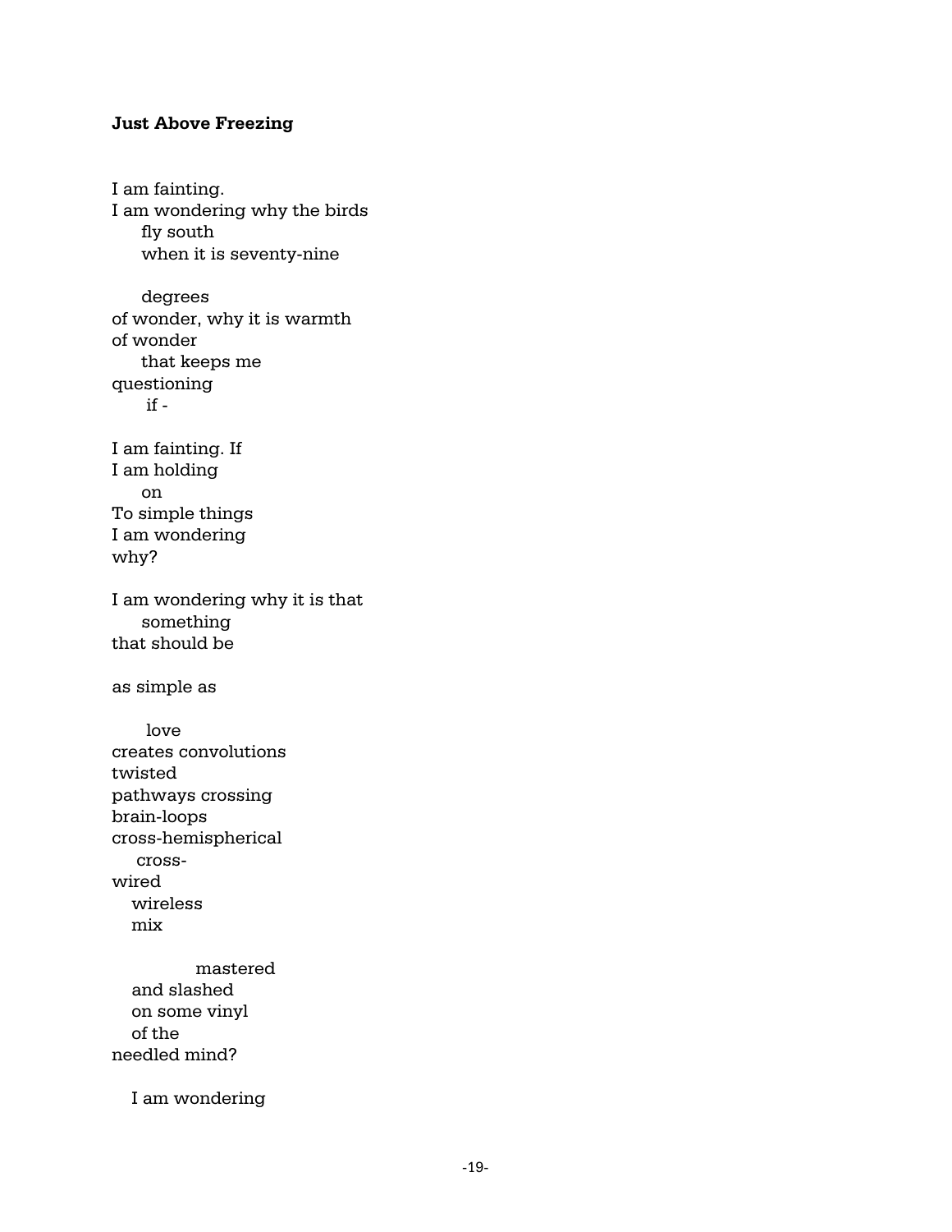**Just Above Freezing**

I am fainting.
I am wondering why the birds
fly south
when it is seventy-nine

degrees
of wonder, why it is warmth
of wonder
that keeps me
questioning
if -

I am fainting. If
I am holding
on
To simple things
I am wondering
why?

I am wondering why it is that
something
that should be

as simple as

love
creates convolutions
twisted
pathways crossing
brain-loops
cross-hemispherical
cross-
wired
wireless
mix

mastered
and slashed
on some vinyl
of the
needled mind?

I am wondering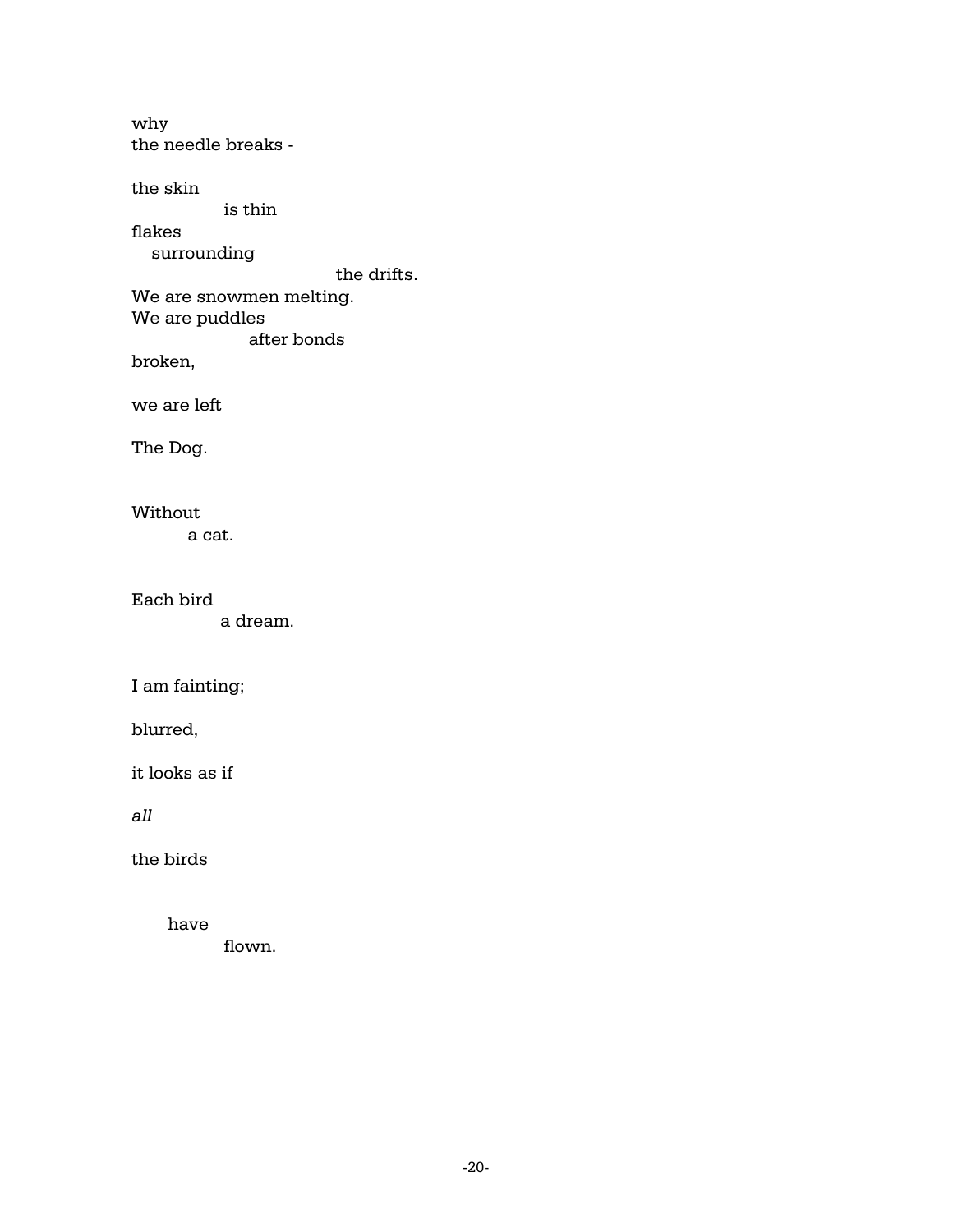why
the needle breaks -

the skin
&nbsp;&nbsp;&nbsp;&nbsp;&nbsp;&nbsp;&nbsp;&nbsp;&nbsp;&nbsp;&nbsp;&nbsp;&nbsp;&nbsp;is thin
flakes
&nbsp;&nbsp;&nbsp;surrounding
&nbsp;&nbsp;&nbsp;&nbsp;&nbsp;&nbsp;&nbsp;&nbsp;&nbsp;&nbsp;&nbsp;&nbsp;&nbsp;&nbsp;&nbsp;&nbsp;&nbsp;&nbsp;&nbsp;&nbsp;&nbsp;&nbsp;&nbsp;&nbsp;&nbsp;&nbsp;&nbsp;&nbsp;&nbsp;&nbsp;the drifts.
We are snowmen melting.
We are puddles
&nbsp;&nbsp;&nbsp;&nbsp;&nbsp;&nbsp;&nbsp;&nbsp;&nbsp;&nbsp;&nbsp;&nbsp;&nbsp;&nbsp;&nbsp;&nbsp;&nbsp;after bonds
broken,

we are left

The Dog.

Without
&nbsp;&nbsp;&nbsp;&nbsp;&nbsp;&nbsp;&nbsp;&nbsp;a cat.

Each bird
&nbsp;&nbsp;&nbsp;&nbsp;&nbsp;&nbsp;&nbsp;&nbsp;&nbsp;&nbsp;&nbsp;&nbsp;&nbsp;a dream.

I am fainting;

blurred,

it looks as if

*all*

the birds

&nbsp;&nbsp;&nbsp;&nbsp;&nbsp;have
&nbsp;&nbsp;&nbsp;&nbsp;&nbsp;&nbsp;&nbsp;&nbsp;&nbsp;&nbsp;&nbsp;&nbsp;&nbsp;flown.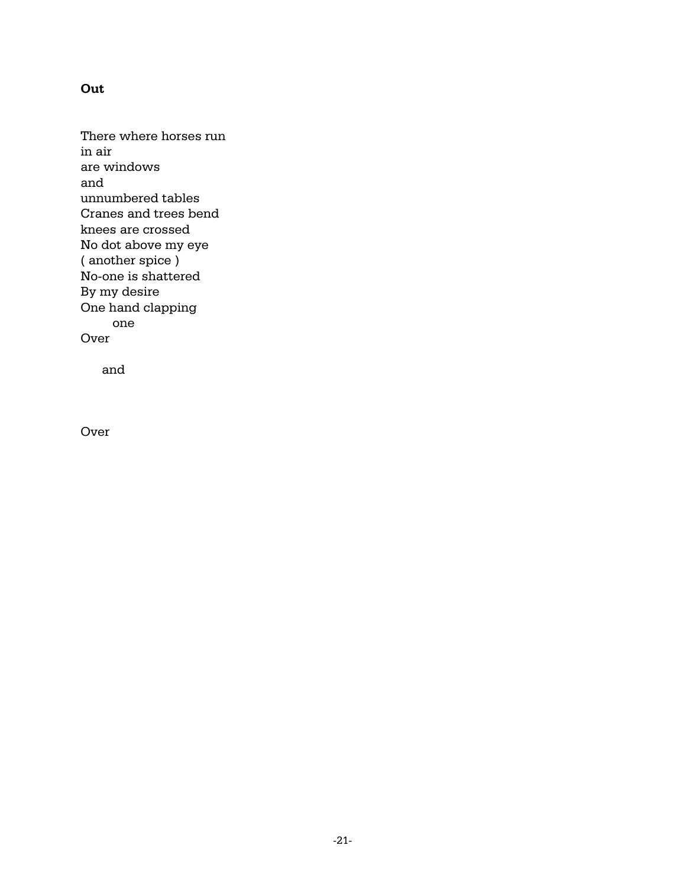**Out**

There where horses run  
in air  
are windows  
and  
unnumbered tables  
Cranes and trees bend  
knees are crossed  
No dot above my eye  
( another spice )  
No-one is shattered  
By my desire  
One hand clapping  
&nbsp;&nbsp;&nbsp;&nbsp;&nbsp;&nbsp;&nbsp;&nbsp;one  
Over

&nbsp;&nbsp;&nbsp;&nbsp;&nbsp;&nbsp;and

Over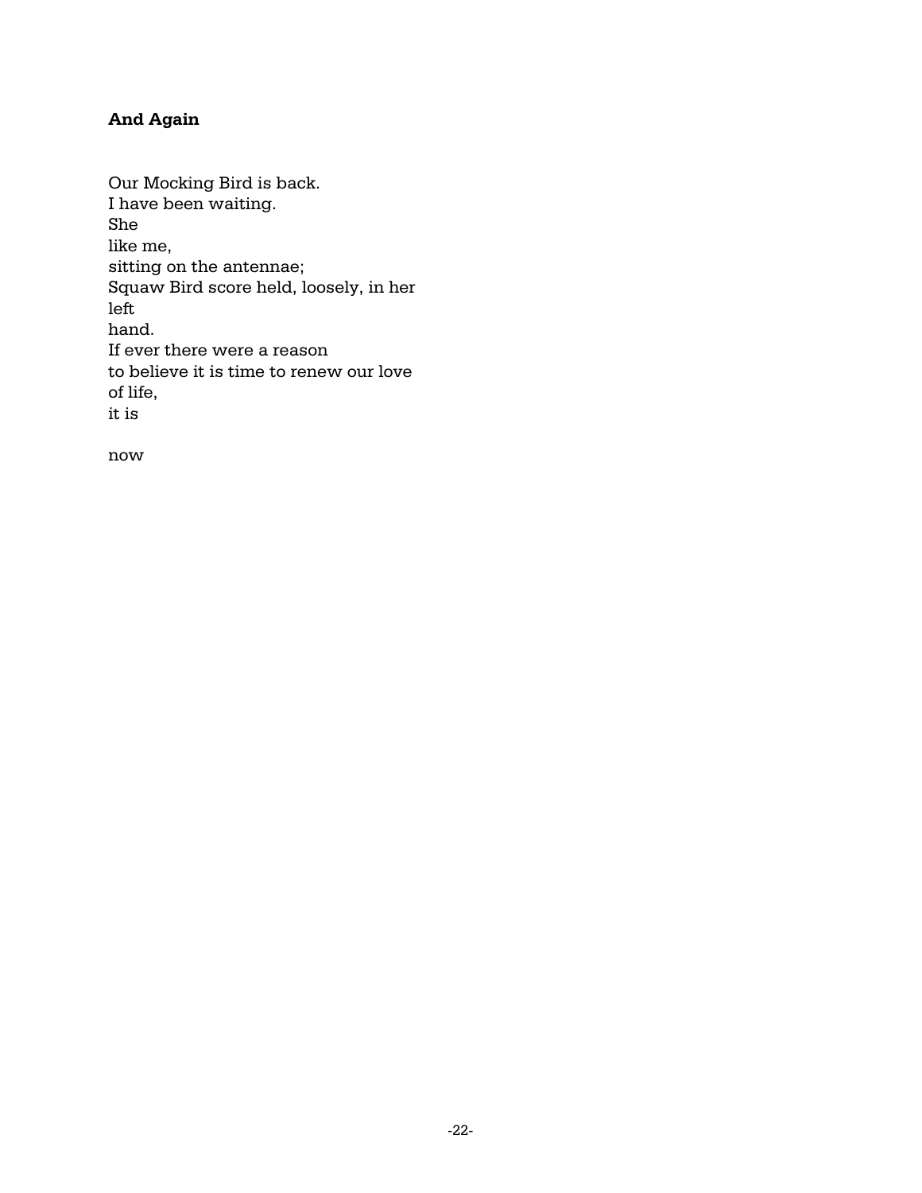**And Again**

Our Mocking Bird is back.  
I have been waiting.  
She  
like me,  
sitting on the antennae;  
Squaw Bird score held, loosely, in her  
left  
hand.  
If ever there were a reason  
to believe it is time to renew our love  
of life,  
it is

now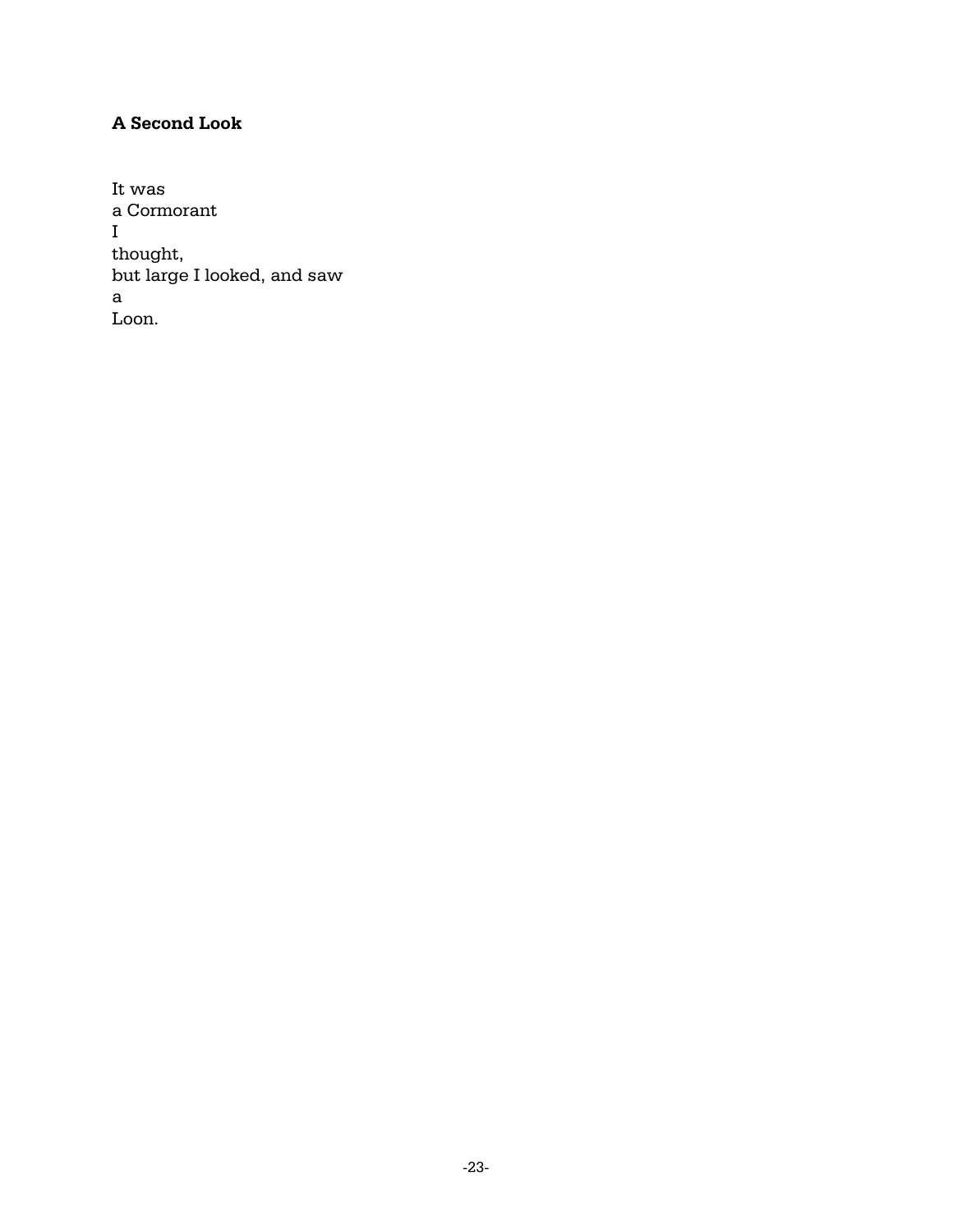**A Second Look**

It was  
a Cormorant  
I  
thought,  
but large I looked, and saw  
a  
Loon.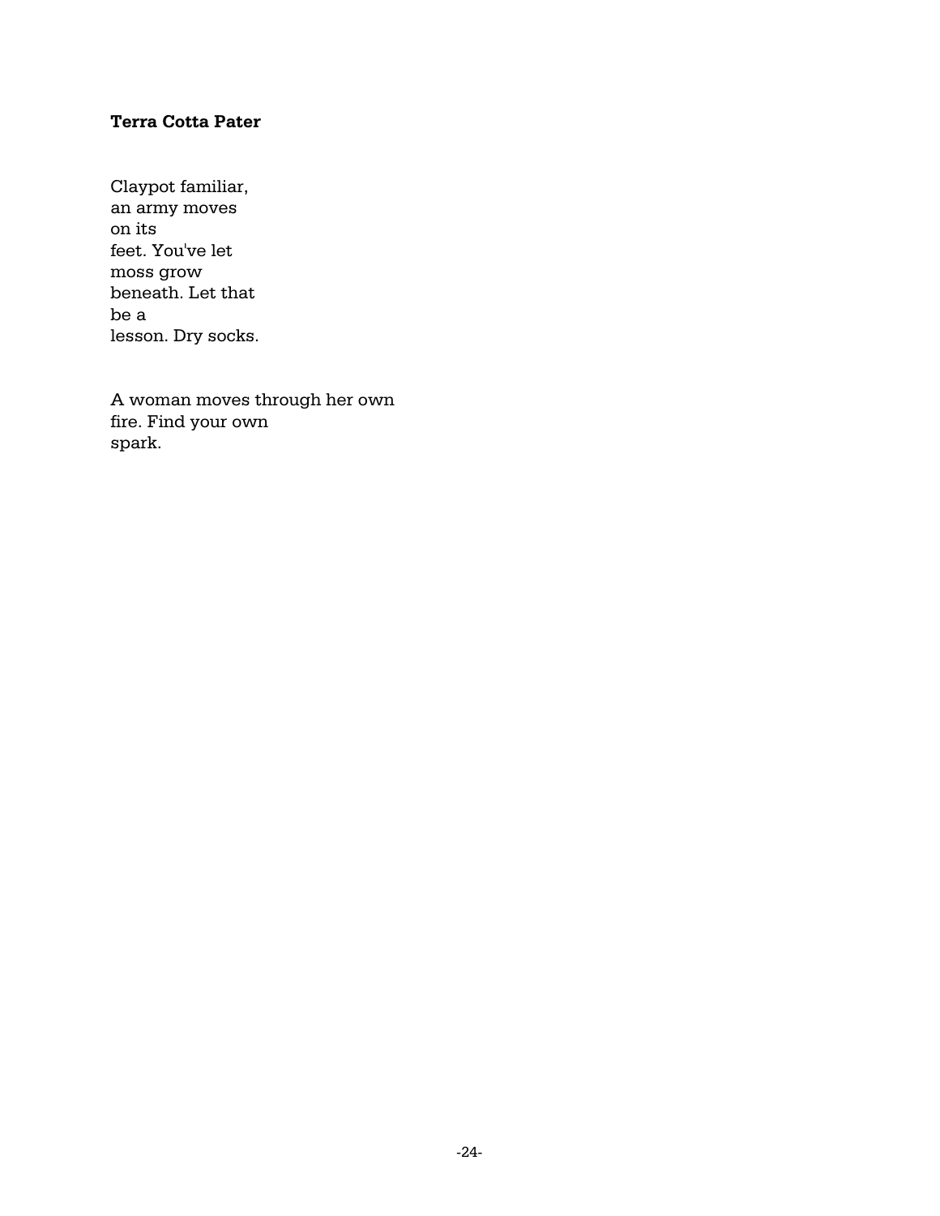**Terra Cotta Pater**

Claypot familiar,
an army moves
on its
feet. You've let
moss grow
beneath. Let that
be a
lesson. Dry socks.

A woman moves through her own
fire. Find your own
spark.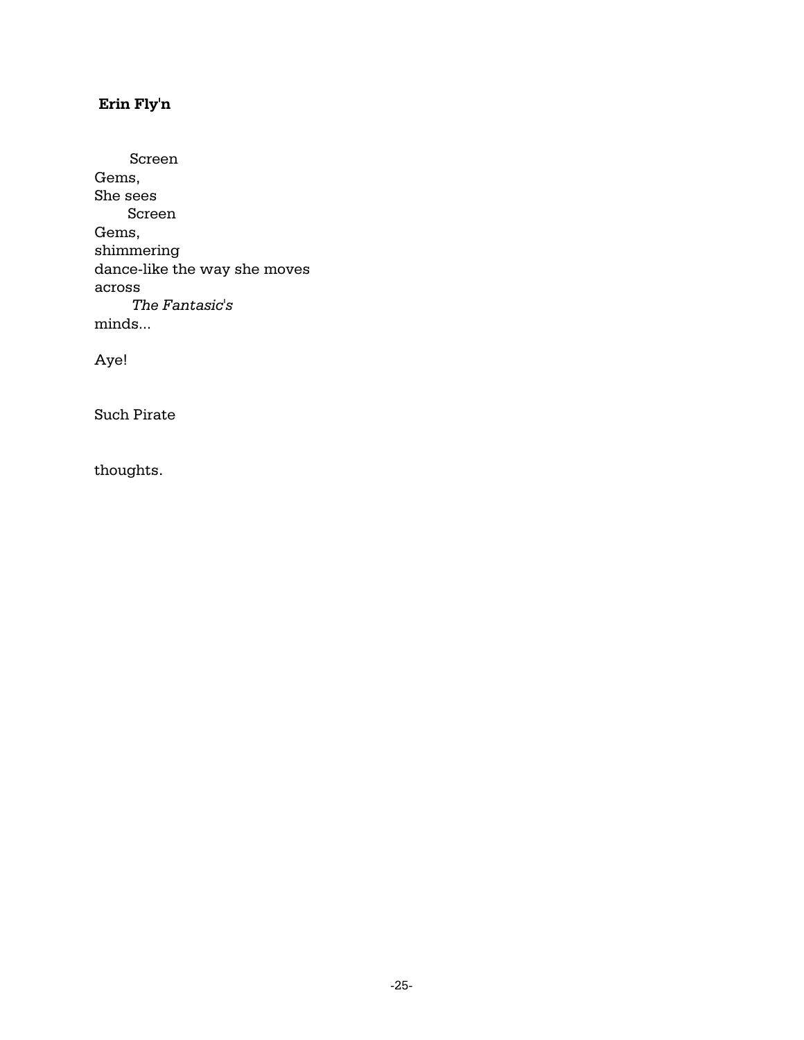**Erin Fly'n**

Screen
Gems,
She sees
Screen
Gems,
shimmering
dance-like the way she moves
across
*The Fantasic's*
minds...

Aye!

Such Pirate

thoughts.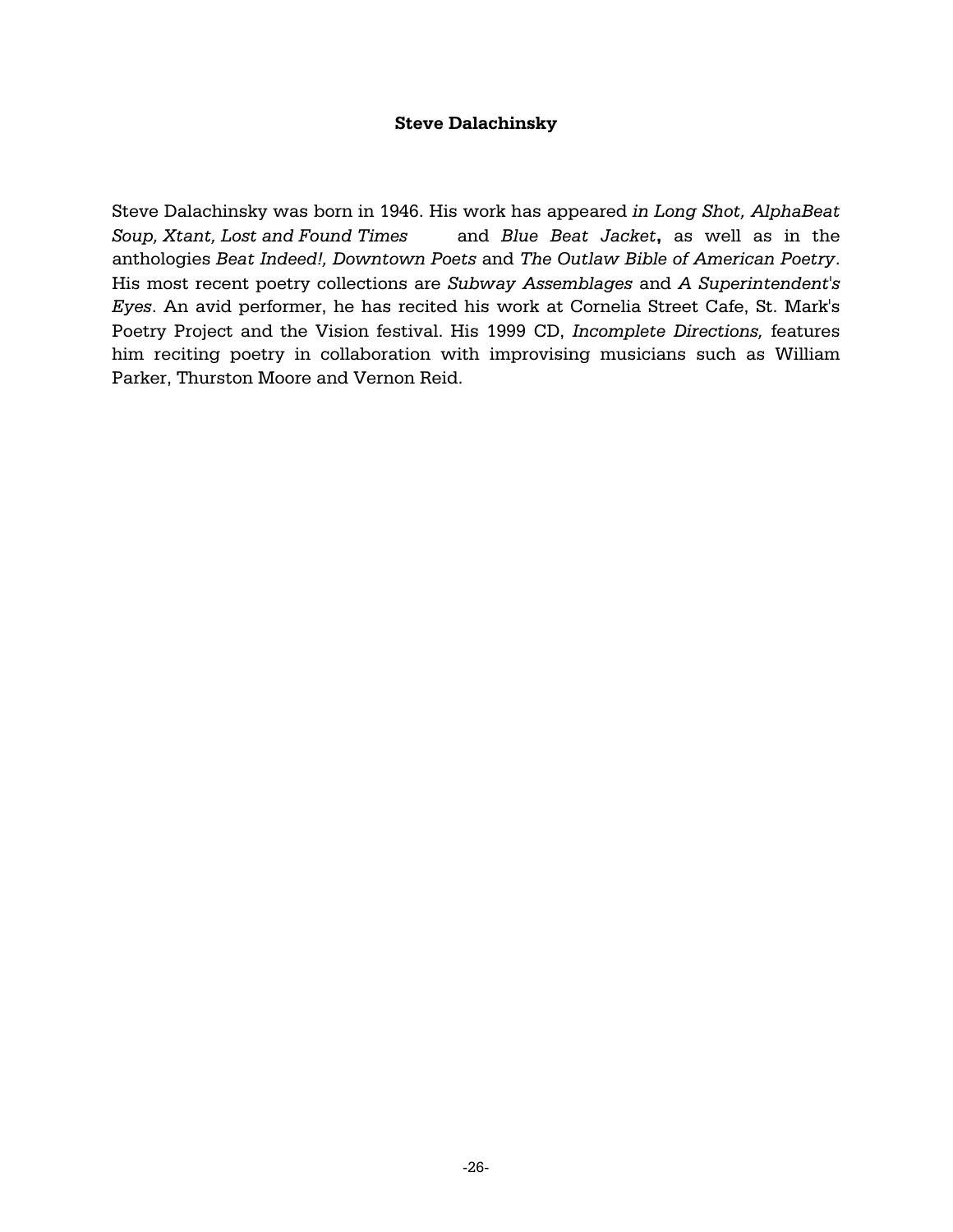**Steve Dalachinsky**

Steve Dalachinsky was born in 1946. His work has appeared *in Long Shot, AlphaBeat Soup, Xtant, Lost and Found Times* and *Blue Beat Jacket***,** as well as in the anthologies *Beat Indeed!, Downtown Poets* and *The Outlaw Bible of American Poetry*. His most recent poetry collections are *Subway Assemblages* and *A Superintendent's Eyes*. An avid performer, he has recited his work at Cornelia Street Cafe, St. Mark's Poetry Project and the Vision festival. His 1999 CD, *Incomplete Directions,* features him reciting poetry in collaboration with improvising musicians such as William Parker, Thurston Moore and Vernon Reid.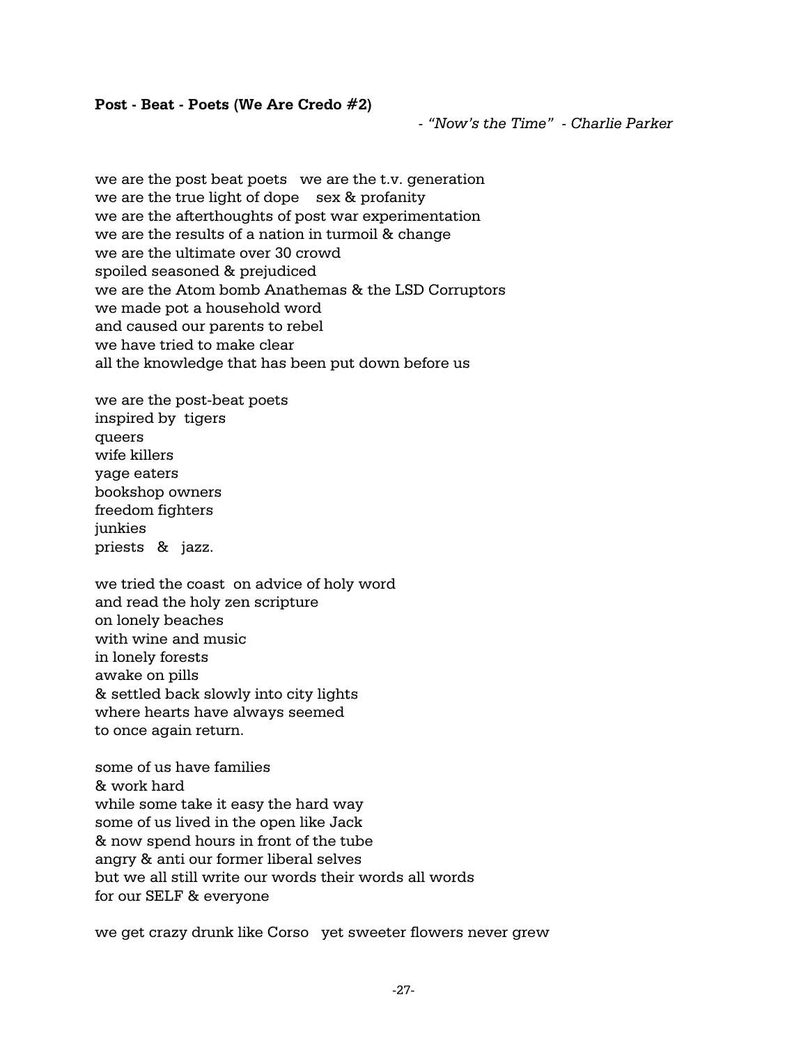**Post - Beat - Poets (We Are Credo #2)**

*- "Now's the Time" - Charlie Parker*

we are the post beat poets   we are the t.v. generation
we are the true light of dope    sex & profanity
we are the afterthoughts of post war experimentation
we are the results of a nation in turmoil & change
we are the ultimate over 30 crowd
spoiled seasoned & prejudiced
we are the Atom bomb Anathemas & the LSD Corruptors
we made pot a household word
and caused our parents to rebel
we have tried to make clear
all the knowledge that has been put down before us

we are the post-beat poets
inspired by  tigers
queers
wife killers
yage eaters
bookshop owners
freedom fighters
junkies
priests   &   jazz.

we tried the coast  on advice of holy word
and read the holy zen scripture
on lonely beaches
with wine and music
in lonely forests
awake on pills
& settled back slowly into city lights
where hearts have always seemed
to once again return.

some of us have families
& work hard
while some take it easy the hard way
some of us lived in the open like Jack
& now spend hours in front of the tube
angry & anti our former liberal selves
but we all still write our words their words all words
for our SELF & everyone

we get crazy drunk like Corso   yet sweeter flowers never grew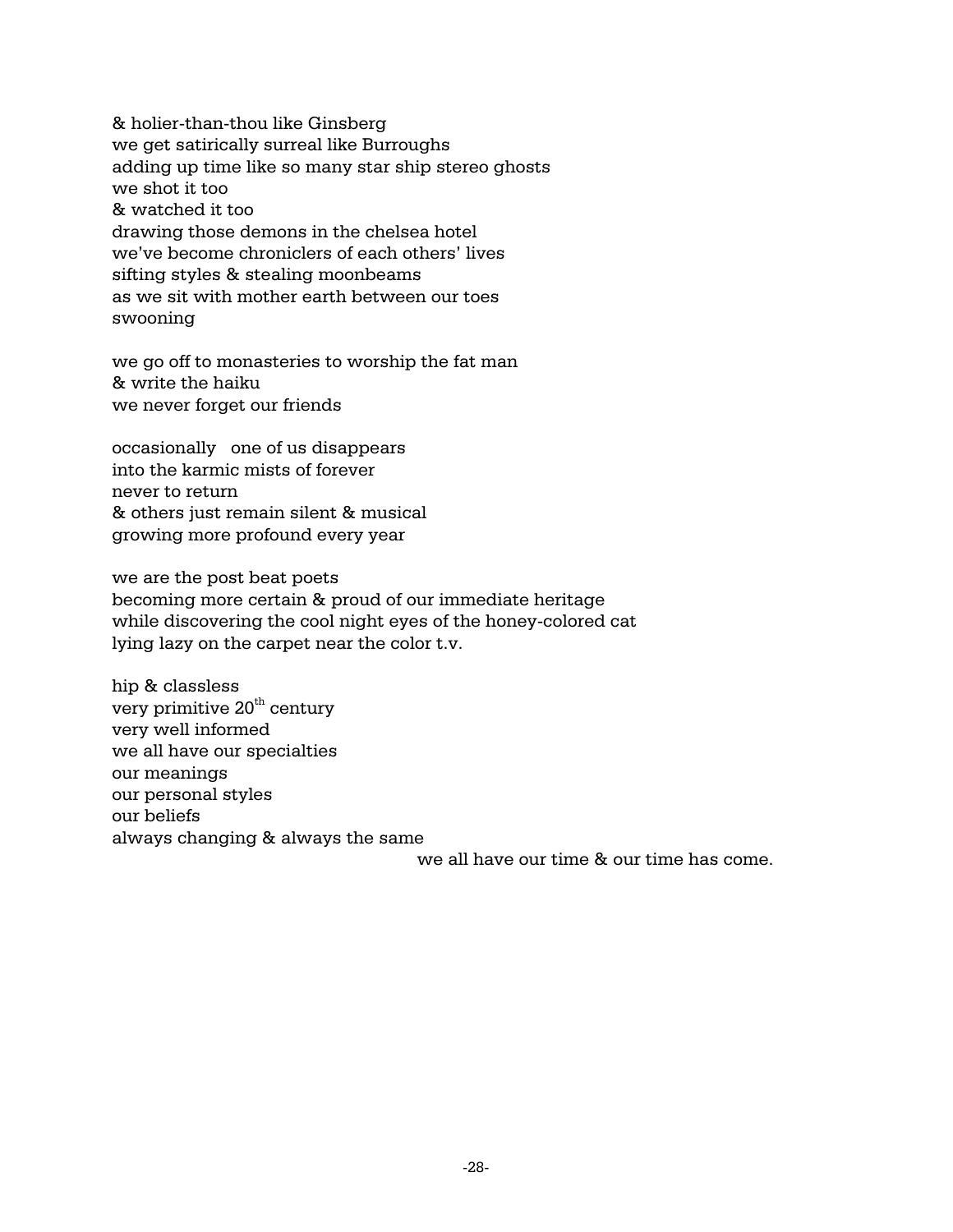& holier-than-thou like Ginsberg  
we get satirically surreal like Burroughs  
adding up time like so many star ship stereo ghosts  
we shot it too  
& watched it too  
drawing those demons in the chelsea hotel  
we've become chroniclers of each others' lives  
sifting styles & stealing moonbeams  
as we sit with mother earth between our toes  
swooning

we go off to monasteries to worship the fat man  
& write the haiku  
we never forget our friends

occasionally   one of us disappears  
into the karmic mists of forever  
never to return  
& others just remain silent & musical  
growing more profound every year

we are the post beat poets  
becoming more certain & proud of our immediate heritage  
while discovering the cool night eyes of the honey-colored cat  
lying lazy on the carpet near the color t.v.

hip & classless  
very primitive 20th century  
very well informed  
we all have our specialties  
our meanings  
our personal styles  
our beliefs  
always changing & always the same  
we all have our time & our time has come.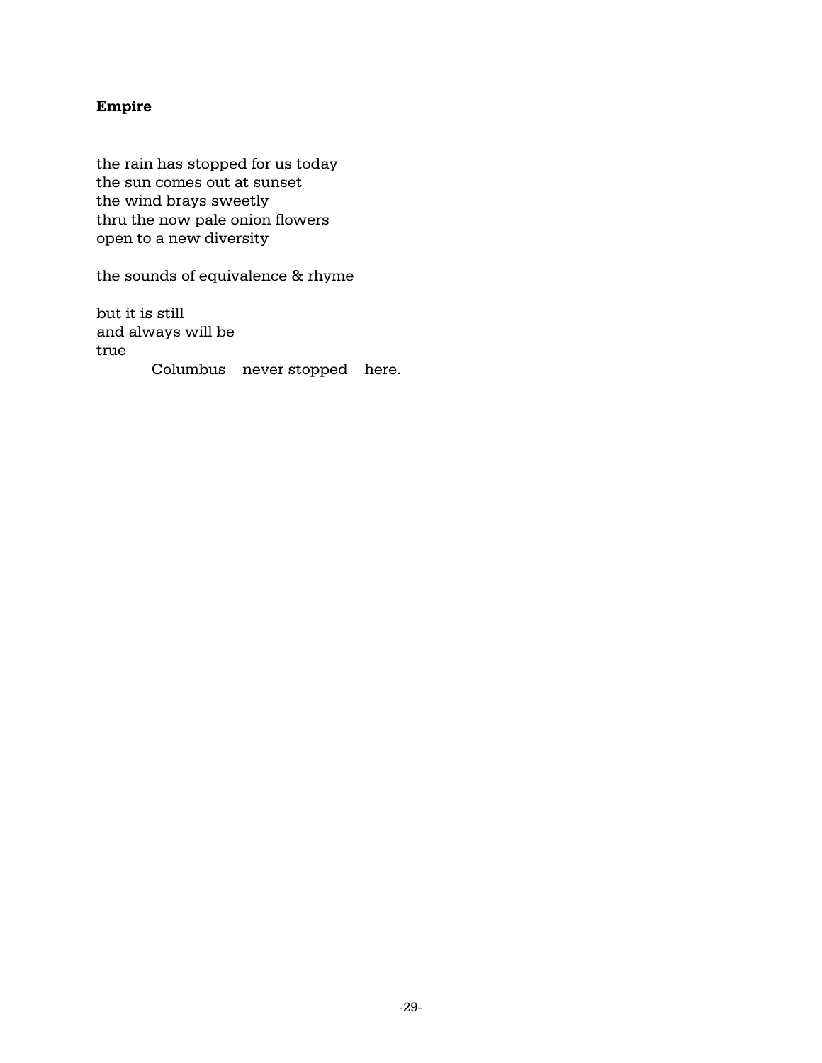**Empire**

the rain has stopped for us today
the sun comes out at sunset
the wind brays sweetly
thru the now pale onion flowers
open to a new diversity

the sounds of equivalence & rhyme

but it is still
and always will be
true
          Columbus    never stopped    here.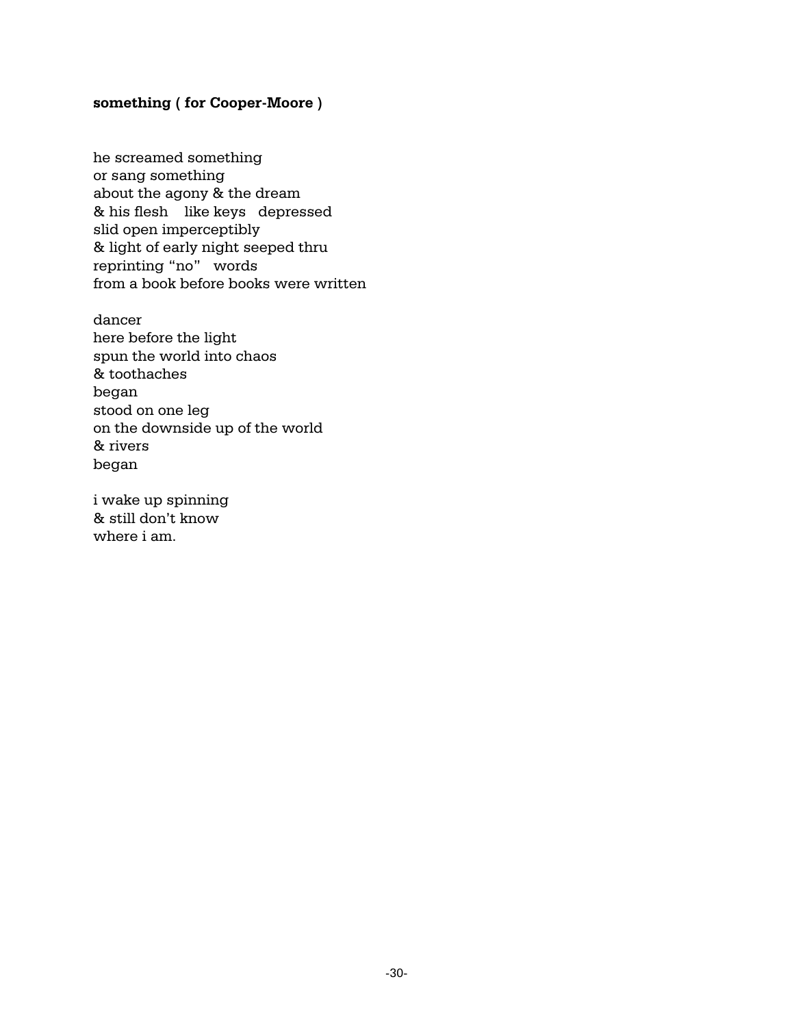**something ( for Cooper-Moore )**

he screamed something  
or sang something  
about the agony & the dream  
& his flesh    like keys   depressed  
slid open imperceptibly  
& light of early night seeped thru  
reprinting "no"   words  
from a book before books were written

dancer  
here before the light  
spun the world into chaos  
& toothaches  
began  
stood on one leg  
on the downside up of the world  
& rivers  
began

i wake up spinning  
& still don't know  
where i am.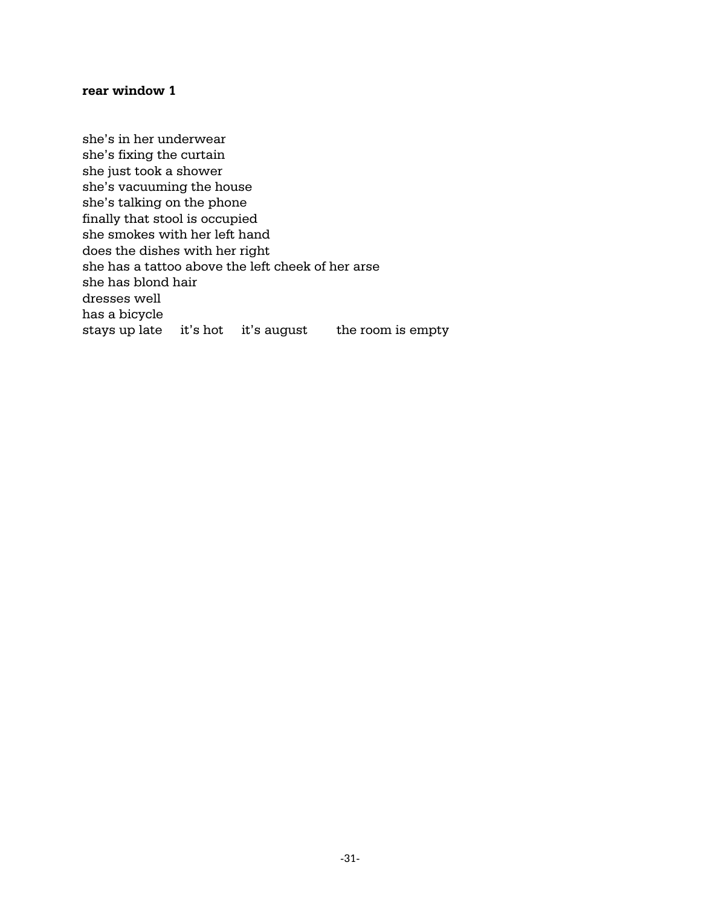**rear window 1**

she's in her underwear  
she's fixing the curtain  
she just took a shower  
she's vacuuming the house  
she's talking on the phone  
finally that stool is occupied  
she smokes with her left hand  
does the dishes with her right  
she has a tattoo above the left cheek of her arse  
she has blond hair  
dresses well  
has a bicycle  
stays up late     it's hot     it's august        the room is empty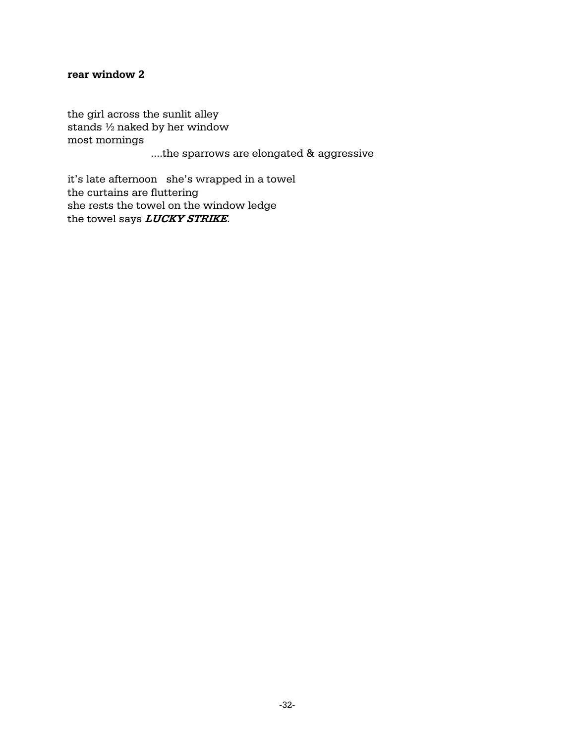**rear window 2**

the girl across the sunlit alley
stands ½ naked by her window
most mornings
                    ....the sparrows are elongated & aggressive

it's late afternoon   she's wrapped in a towel
the curtains are fluttering
she rests the towel on the window ledge
the towel says ***LUCKY STRIKE***.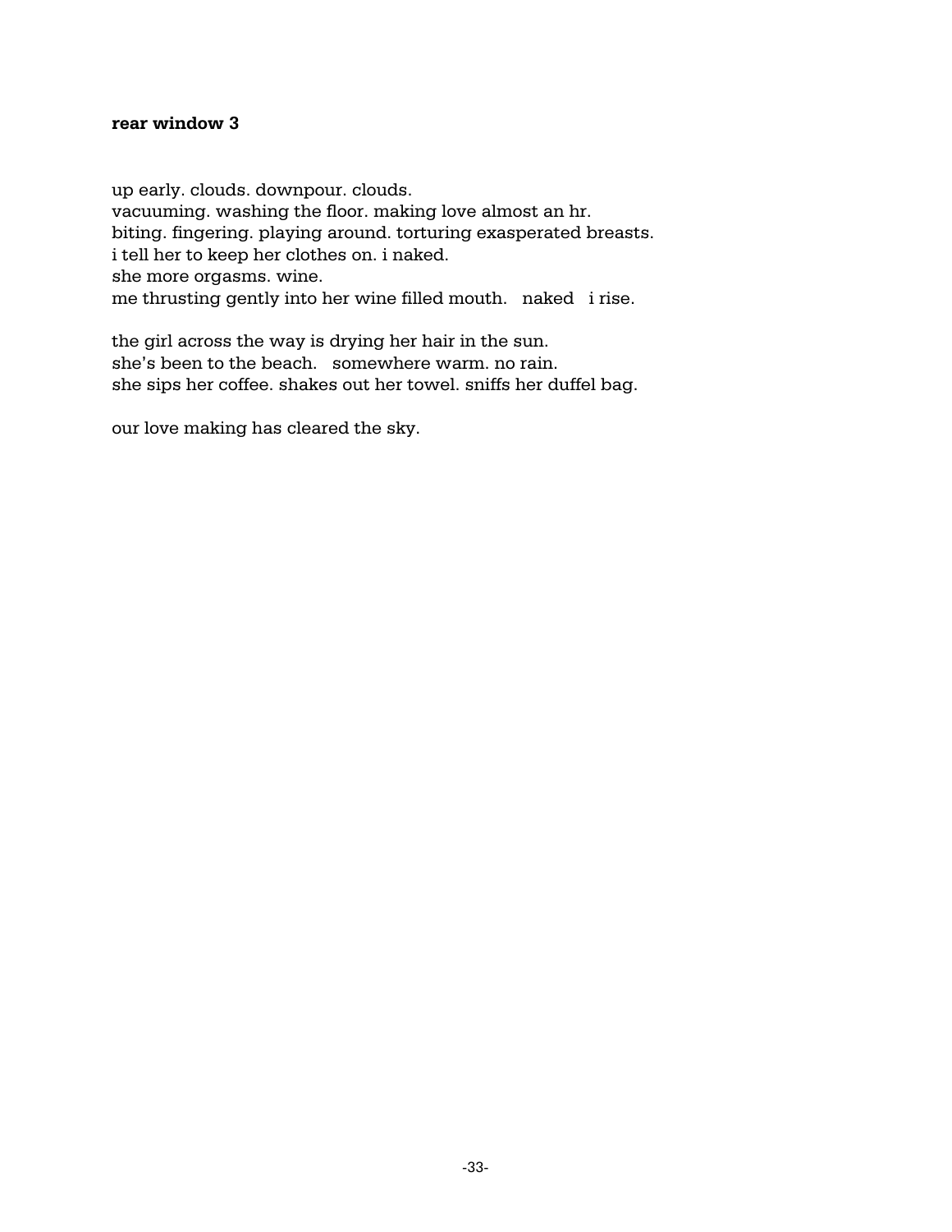**rear window 3**

up early. clouds. downpour. clouds.
vacuuming. washing the floor. making love almost an hr.
biting. fingering. playing around. torturing exasperated breasts.
i tell her to keep her clothes on. i naked.
she more orgasms. wine.
me thrusting gently into her wine filled mouth.   naked   i rise.

the girl across the way is drying her hair in the sun.
she's been to the beach.   somewhere warm. no rain.
she sips her coffee. shakes out her towel. sniffs her duffel bag.

our love making has cleared the sky.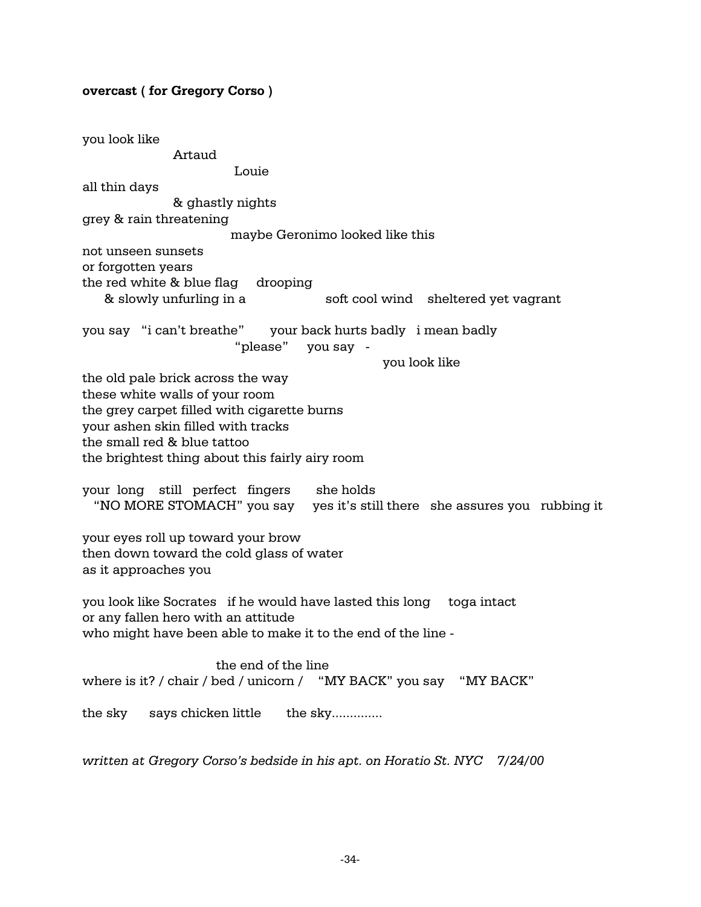**overcast ( for Gregory Corso )**

you look like
                    Artaud
                                  Louie
all thin days
                    & ghastly nights
grey & rain threatening
                                  maybe Geronimo looked like this
not unseen sunsets
or forgotten years
the red white & blue flag     drooping
     & slowly unfurling in a                  soft cool wind    sheltered yet vagrant

you say   "i can't breathe"      your back hurts badly   i mean badly
                                  "please"     you say   -
                                                                      you look like
the old pale brick across the way
these white walls of your room
the grey carpet filled with cigarette burns
your ashen skin filled with tracks
the small red & blue tattoo
the brightest thing about this fairly airy room

your  long   still  perfect  fingers      she holds
   "NO MORE STOMACH" you say     yes it's still there   she assures you   rubbing it

your eyes roll up toward your brow
then down toward the cold glass of water
as it approaches you

you look like Socrates   if he would have lasted this long     toga intact
or any fallen hero with an attitude
who might have been able to make it to the end of the line -

                              the end of the line
where is it? / chair / bed / unicorn /    "MY BACK" you say    "MY BACK"

the sky      says chicken little      the sky..............

*written at Gregory Corso's bedside in his apt. on Horatio St. NYC    7/24/00*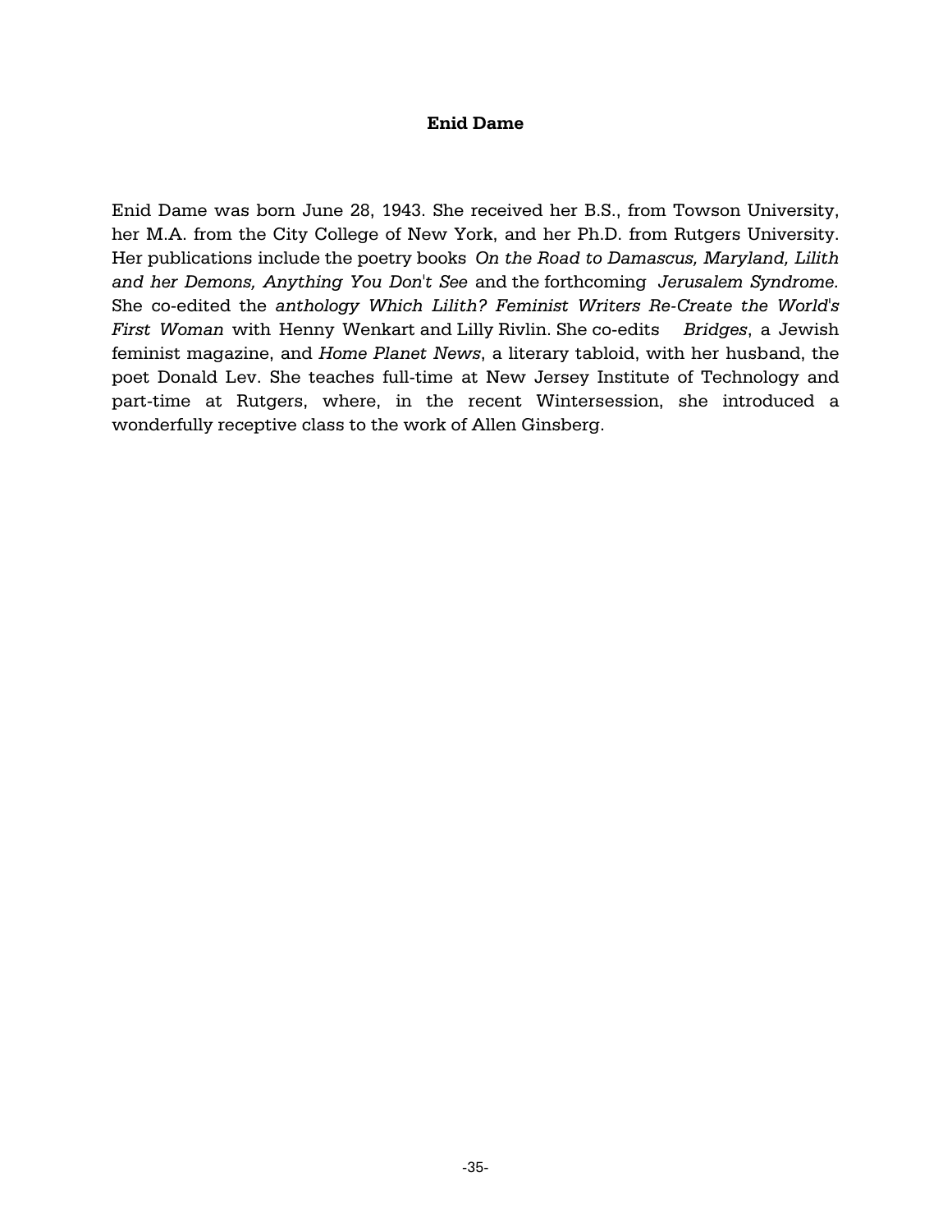**Enid Dame**

Enid Dame was born June 28, 1943. She received her B.S., from Towson University, her M.A. from the City College of New York, and her Ph.D. from Rutgers University. Her publications include the poetry books *On the Road to Damascus, Maryland, Lilith and her Demons, Anything You Don't See* and the forthcoming *Jerusalem Syndrome.* She co-edited the *anthology Which Lilith? Feminist Writers Re-Create the World's First Woman* with Henny Wenkart and Lilly Rivlin. She co-edits *Bridges*, a Jewish feminist magazine, and *Home Planet News*, a literary tabloid, with her husband, the poet Donald Lev. She teaches full-time at New Jersey Institute of Technology and part-time at Rutgers, where, in the recent Wintersession, she introduced a wonderfully receptive class to the work of Allen Ginsberg.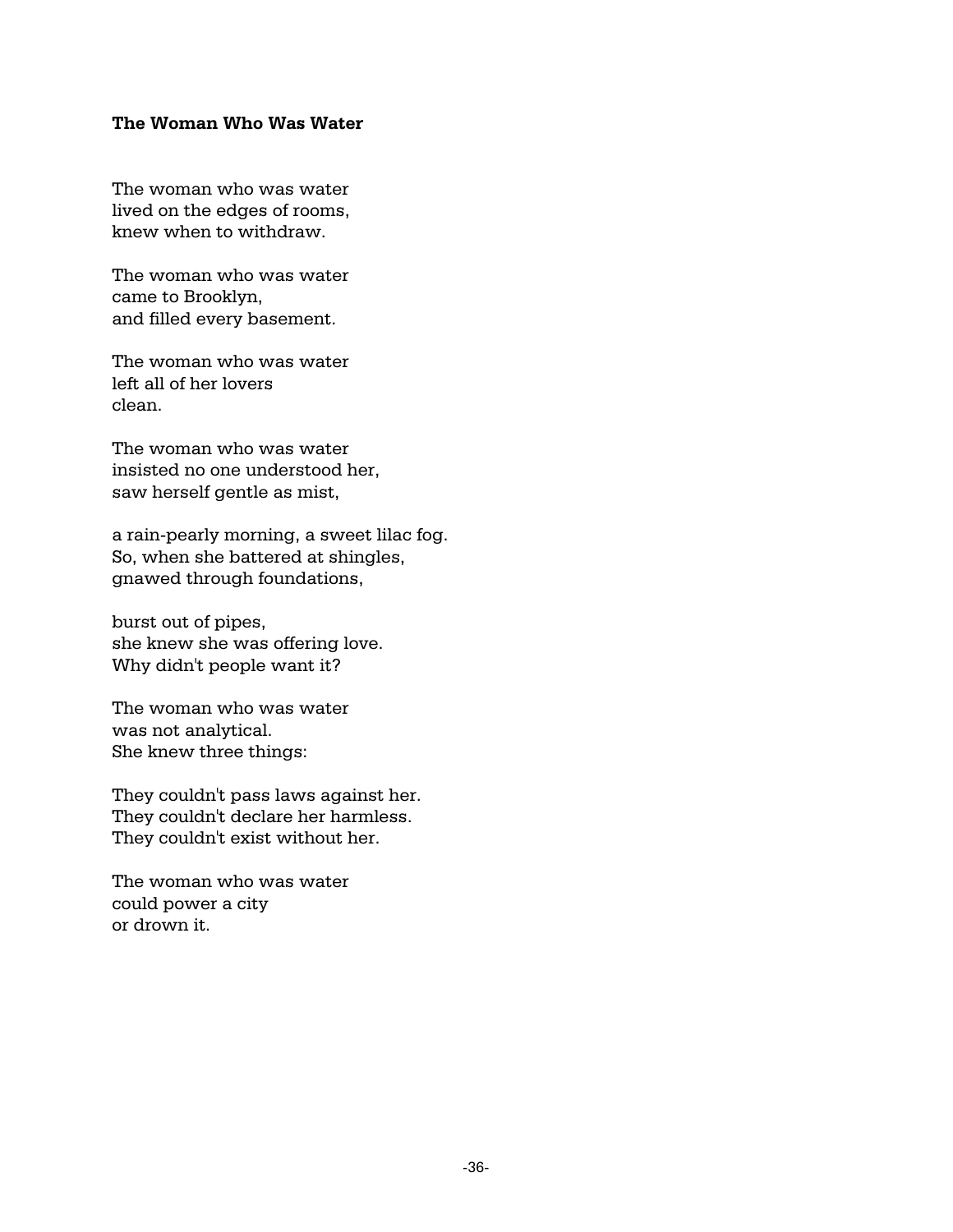**The Woman Who Was Water**

The woman who was water  
lived on the edges of rooms,  
knew when to withdraw.

The woman who was water  
came to Brooklyn,  
and filled every basement.

The woman who was water  
left all of her lovers  
clean.

The woman who was water  
insisted no one understood her,  
saw herself gentle as mist,

a rain-pearly morning, a sweet lilac fog.  
So, when she battered at shingles,  
gnawed through foundations,

burst out of pipes,  
she knew she was offering love.  
Why didn't people want it?

The woman who was water  
was not analytical.  
She knew three things:

They couldn't pass laws against her.  
They couldn't declare her harmless.  
They couldn't exist without her.

The woman who was water  
could power a city  
or drown it.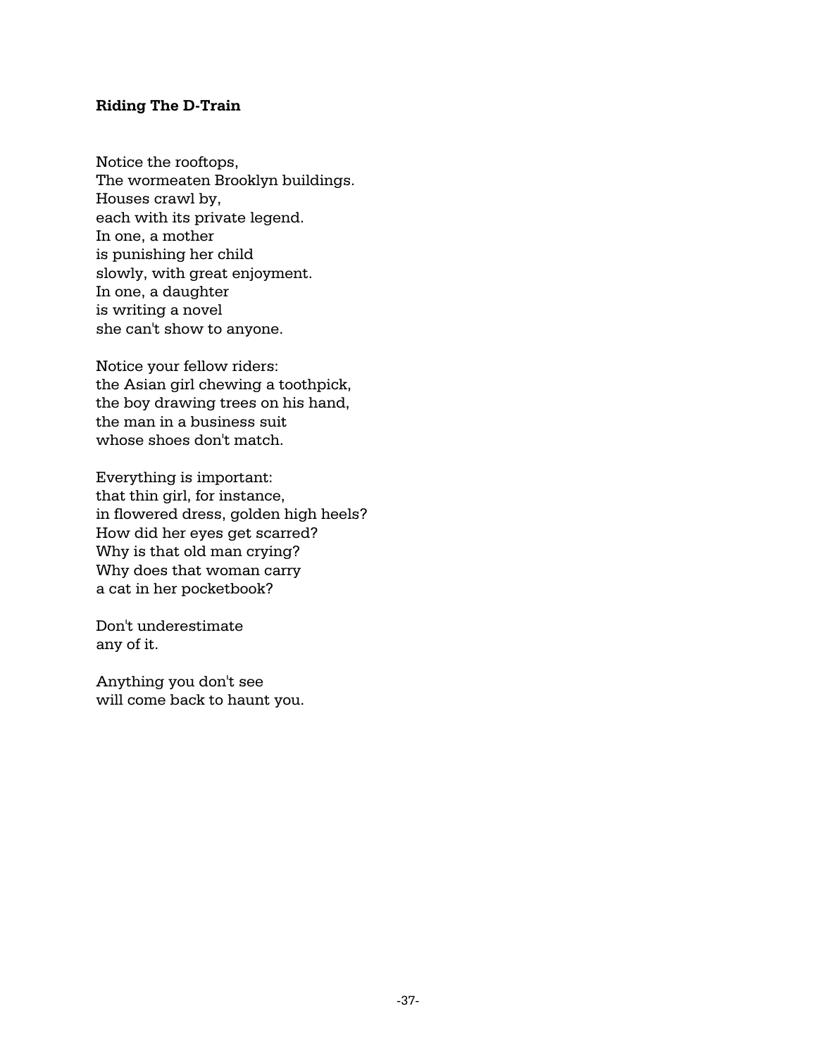**Riding The D-Train**

Notice the rooftops,  
The wormeaten Brooklyn buildings.  
Houses crawl by,  
each with its private legend.  
In one, a mother  
is punishing her child  
slowly, with great enjoyment.  
In one, a daughter  
is writing a novel  
she can't show to anyone.

Notice your fellow riders:  
the Asian girl chewing a toothpick,  
the boy drawing trees on his hand,  
the man in a business suit  
whose shoes don't match.

Everything is important:  
that thin girl, for instance,  
in flowered dress, golden high heels?  
How did her eyes get scarred?  
Why is that old man crying?  
Why does that woman carry  
a cat in her pocketbook?

Don't underestimate  
any of it.

Anything you don't see  
will come back to haunt you.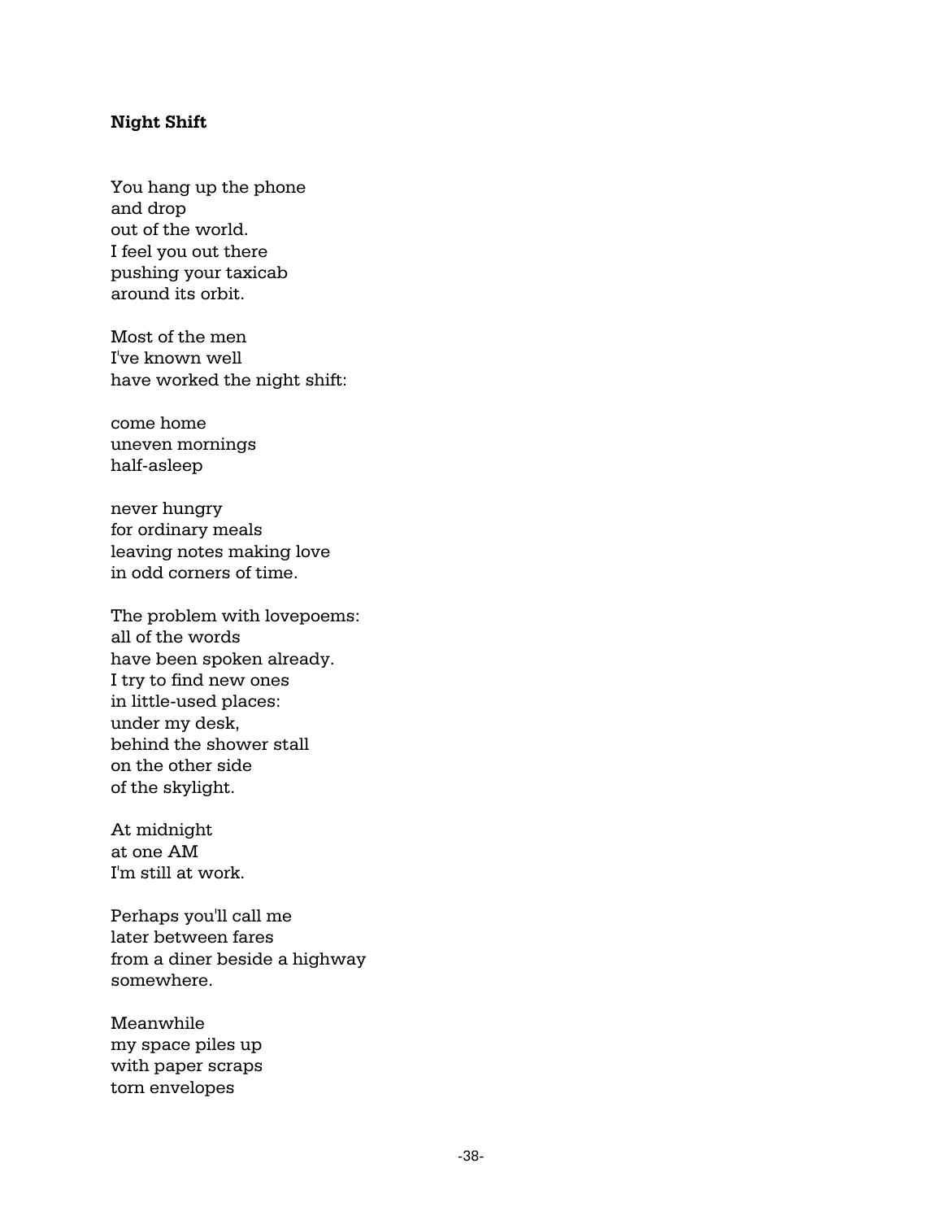**Night Shift**

You hang up the phone  
and drop  
out of the world.  
I feel you out there  
pushing your taxicab  
around its orbit.

Most of the men  
I've known well  
have worked the night shift:

come home  
uneven mornings  
half-asleep

never hungry  
for ordinary meals  
leaving notes making love  
in odd corners of time.

The problem with lovepoems:  
all of the words  
have been spoken already.  
I try to find new ones  
in little-used places:  
under my desk,  
behind the shower stall  
on the other side  
of the skylight.

At midnight  
at one AM  
I'm still at work.

Perhaps you'll call me  
later between fares  
from a diner beside a highway  
somewhere.

Meanwhile  
my space piles up  
with paper scraps  
torn envelopes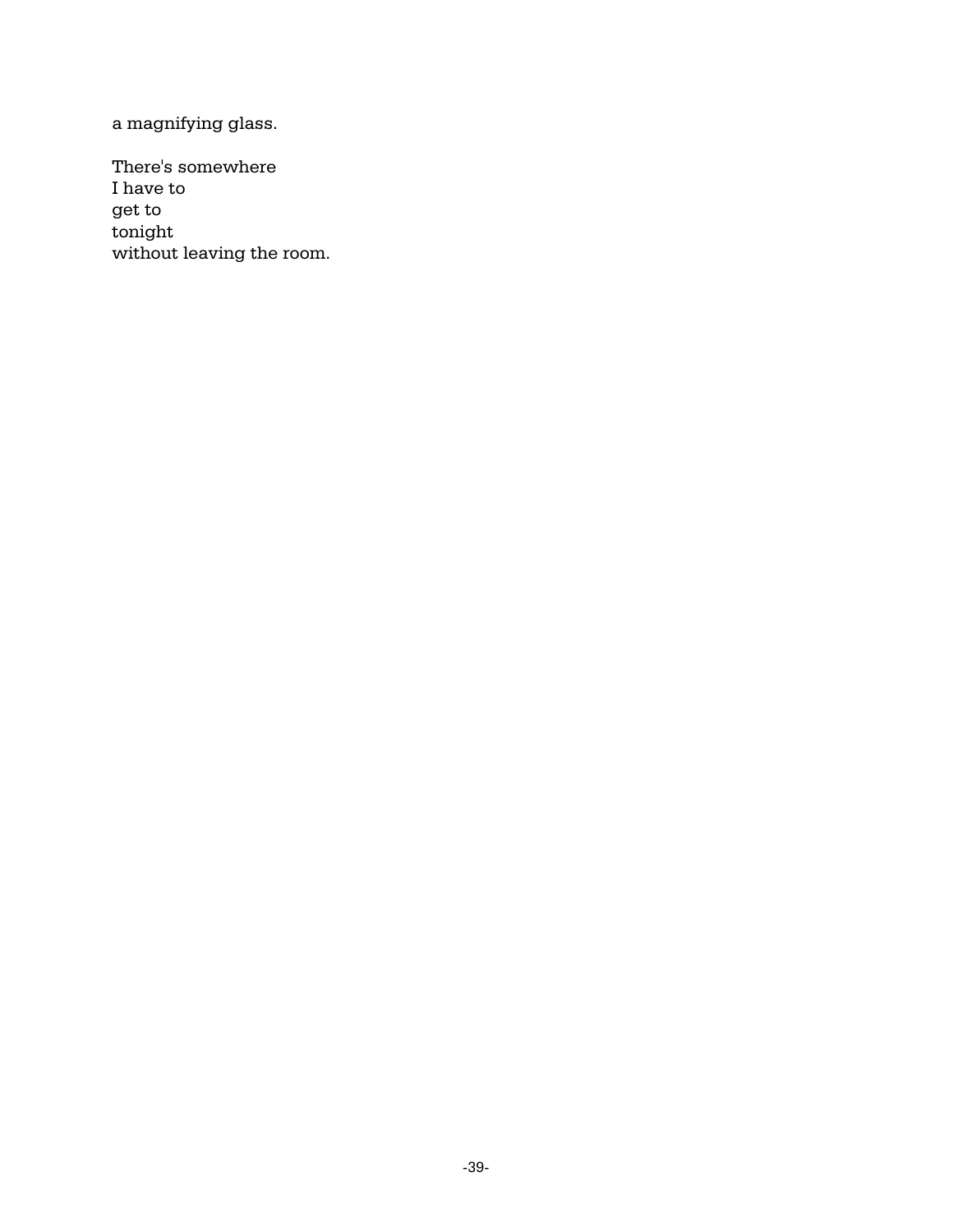a magnifying glass.

There's somewhere  
I have to  
get to  
tonight  
without leaving the room.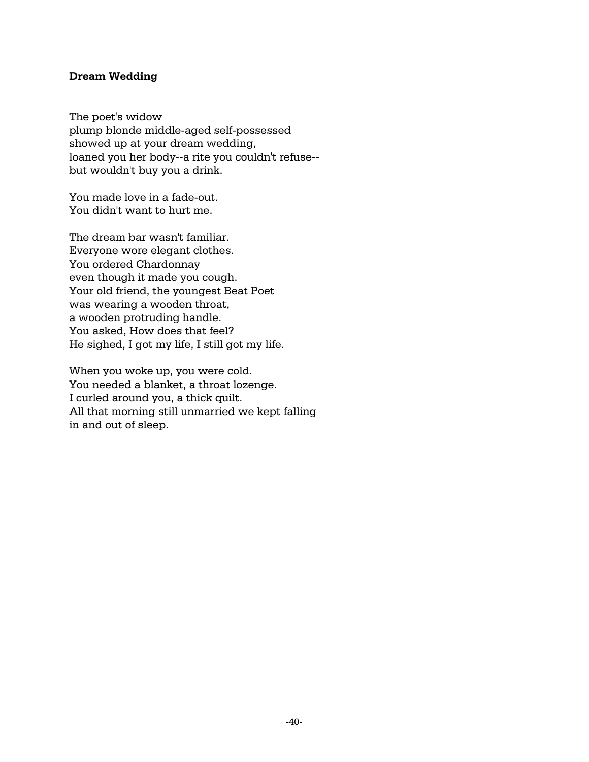**Dream Wedding**

The poet's widow  
plump blonde middle-aged self-possessed  
showed up at your dream wedding,  
loaned you her body--a rite you couldn't refuse--  
but wouldn't buy you a drink.

You made love in a fade-out.  
You didn't want to hurt me.

The dream bar wasn't familiar.  
Everyone wore elegant clothes.  
You ordered Chardonnay  
even though it made you cough.  
Your old friend, the youngest Beat Poet  
was wearing a wooden throat,  
a wooden protruding handle.  
You asked, How does that feel?  
He sighed, I got my life, I still got my life.

When you woke up, you were cold.  
You needed a blanket, a throat lozenge.  
I curled around you, a thick quilt.  
All that morning still unmarried we kept falling  
in and out of sleep.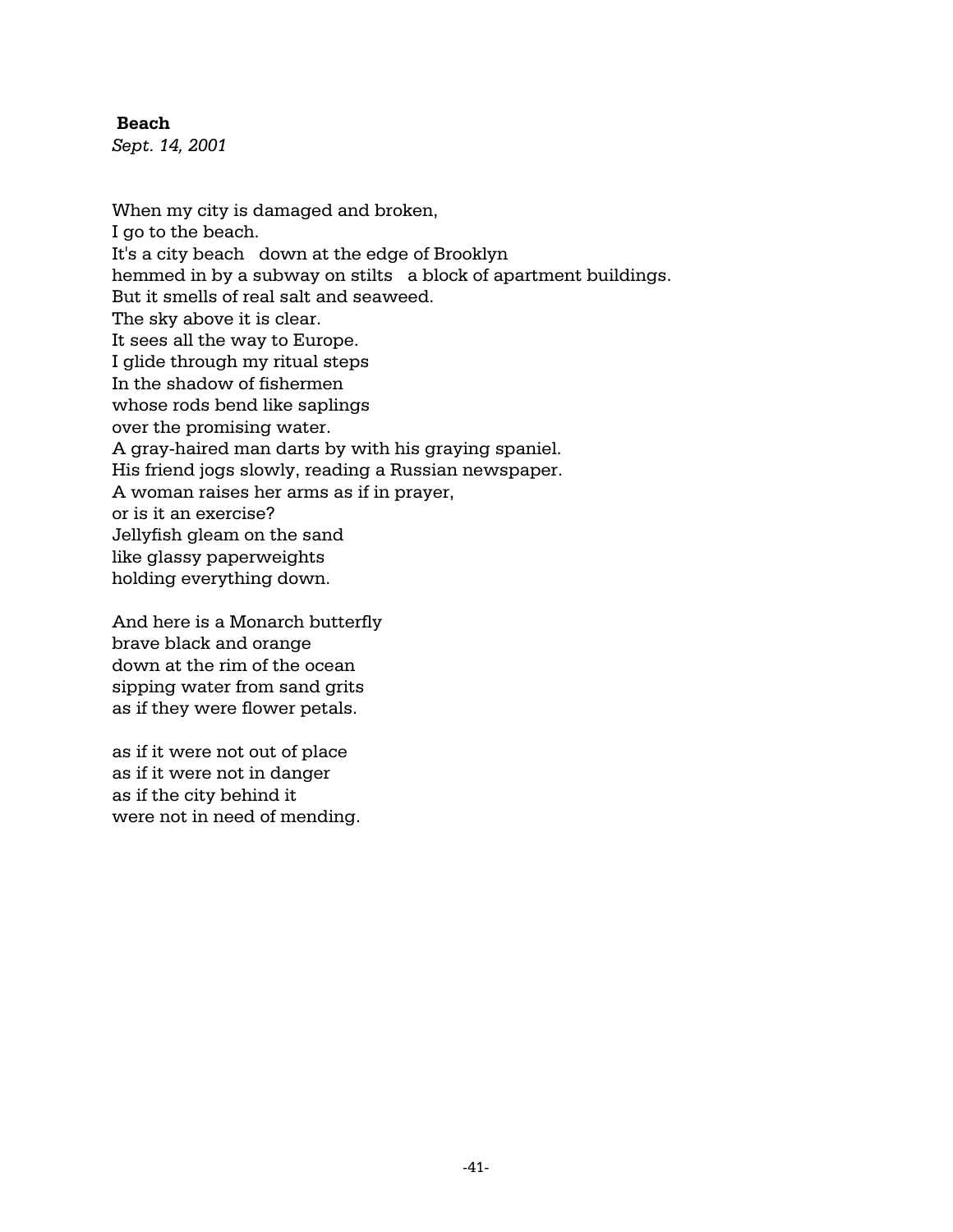**Beach**

*Sept. 14, 2001*

When my city is damaged and broken,  
I go to the beach.  
It's a city beach   down at the edge of Brooklyn  
hemmed in by a subway on stilts   a block of apartment buildings.  
But it smells of real salt and seaweed.  
The sky above it is clear.  
It sees all the way to Europe.  
I glide through my ritual steps  
In the shadow of fishermen  
whose rods bend like saplings  
over the promising water.  
A gray-haired man darts by with his graying spaniel.  
His friend jogs slowly, reading a Russian newspaper.  
A woman raises her arms as if in prayer,  
or is it an exercise?  
Jellyfish gleam on the sand  
like glassy paperweights  
holding everything down.

And here is a Monarch butterfly  
brave black and orange  
down at the rim of the ocean  
sipping water from sand grits  
as if they were flower petals.

as if it were not out of place  
as if it were not in danger  
as if the city behind it  
were not in need of mending.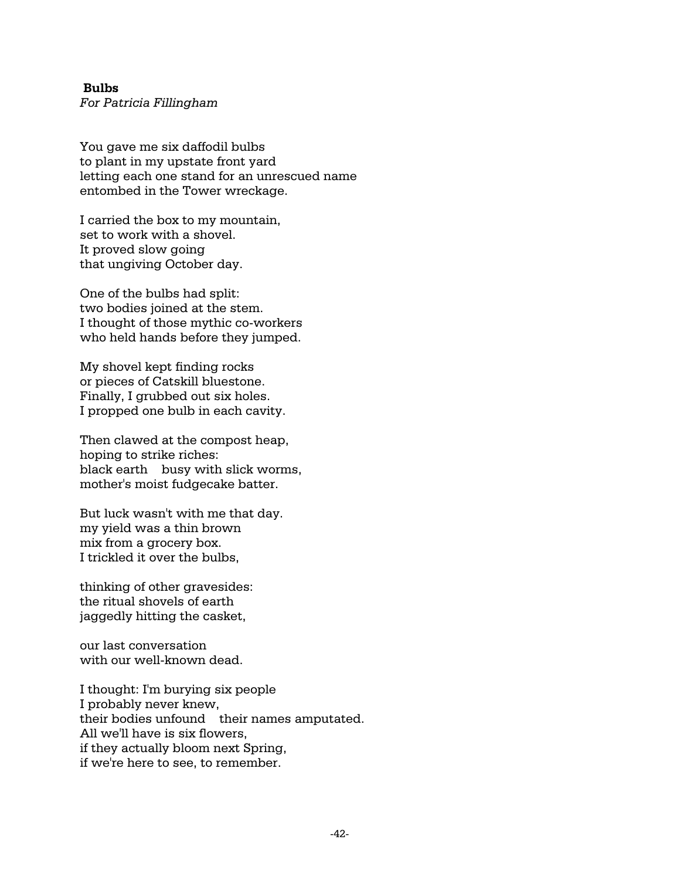**Bulbs**
*For Patricia Fillingham*

You gave me six daffodil bulbs
to plant in my upstate front yard
letting each one stand for an unrescued name
entombed in the Tower wreckage.

I carried the box to my mountain,
set to work with a shovel.
It proved slow going
that ungiving October day.

One of the bulbs had split:
two bodies joined at the stem.
I thought of those mythic co-workers
who held hands before they jumped.

My shovel kept finding rocks
or pieces of Catskill bluestone.
Finally, I grubbed out six holes.
I propped one bulb in each cavity.

Then clawed at the compost heap,
hoping to strike riches:
black earth    busy with slick worms,
mother's moist fudgecake batter.

But luck wasn't with me that day.
my yield was a thin brown
mix from a grocery box.
I trickled it over the bulbs,

thinking of other gravesides:
the ritual shovels of earth
jaggedly hitting the casket,

our last conversation
with our well-known dead.

I thought: I'm burying six people
I probably never knew,
their bodies unfound    their names amputated.
All we'll have is six flowers,
if they actually bloom next Spring,
if we're here to see, to remember.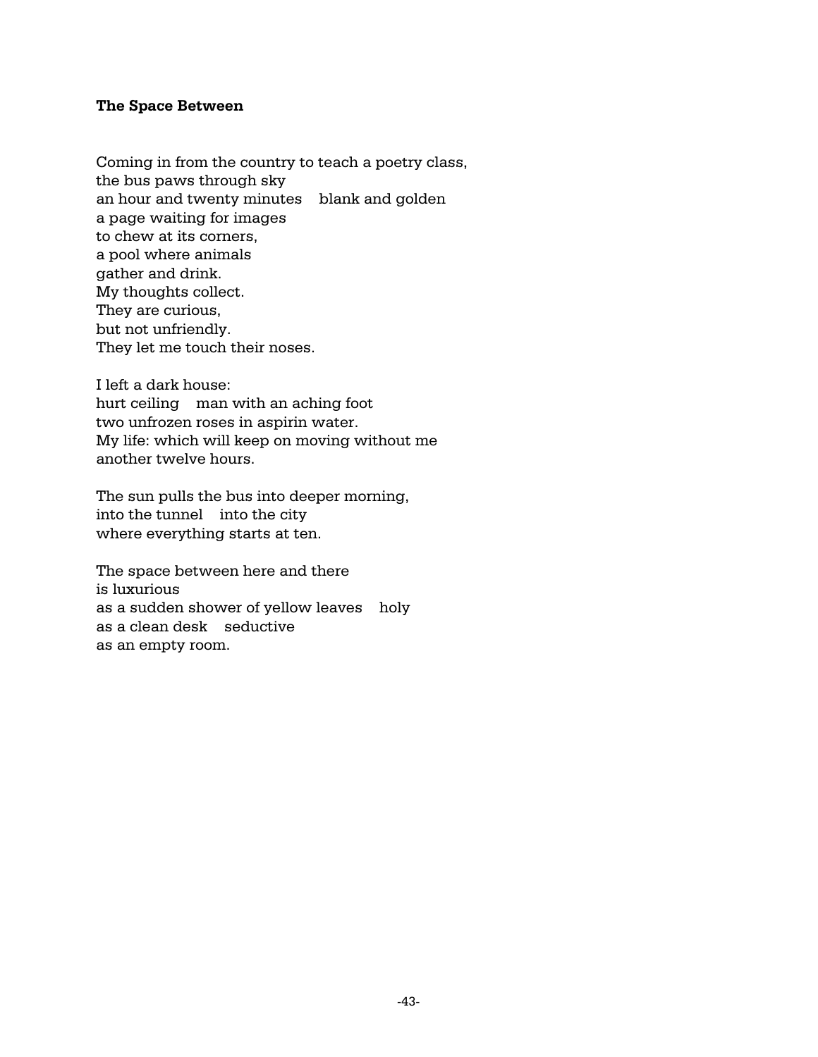**The Space Between**

Coming in from the country to teach a poetry class,
the bus paws through sky
an hour and twenty minutes    blank and golden
a page waiting for images
to chew at its corners,
a pool where animals
gather and drink.
My thoughts collect.
They are curious,
but not unfriendly.
They let me touch their noses.

I left a dark house:
hurt ceiling    man with an aching foot
two unfrozen roses in aspirin water.
My life: which will keep on moving without me
another twelve hours.

The sun pulls the bus into deeper morning,
into the tunnel    into the city
where everything starts at ten.

The space between here and there
is luxurious
as a sudden shower of yellow leaves    holy
as a clean desk    seductive
as an empty room.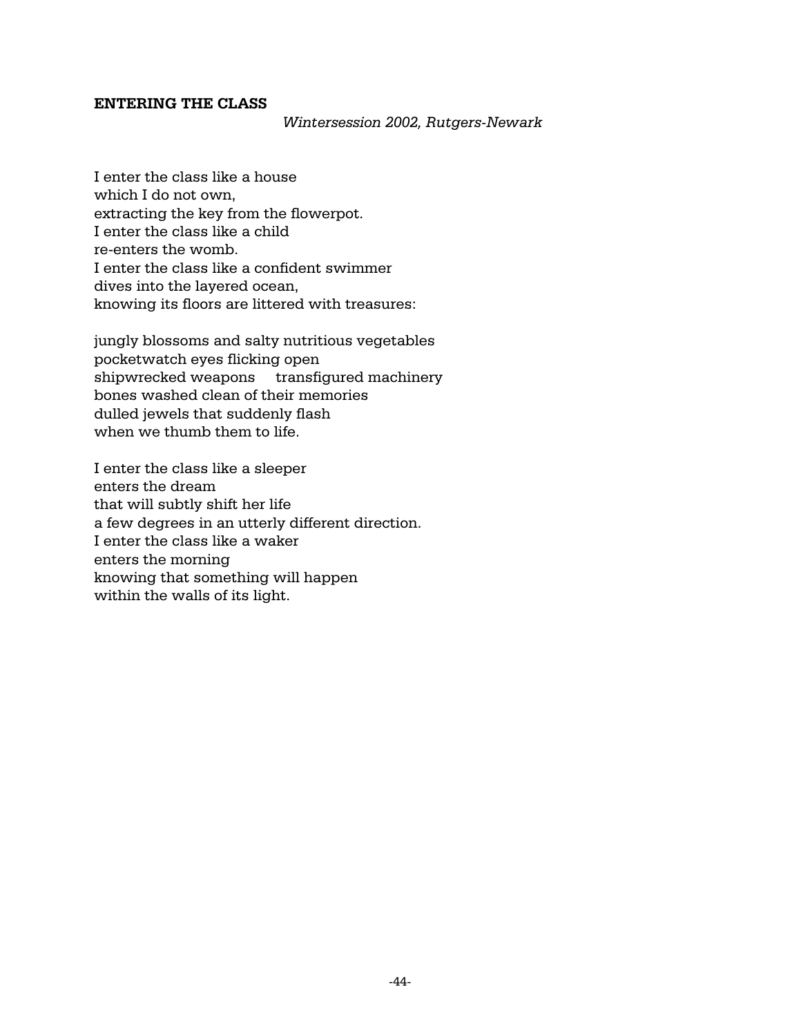**ENTERING THE CLASS**

*Wintersession 2002, Rutgers-Newark*

I enter the class like a house  
which I do not own,  
extracting the key from the flowerpot.  
I enter the class like a child  
re-enters the womb.  
I enter the class like a confident swimmer  
dives into the layered ocean,  
knowing its floors are littered with treasures:

jungly blossoms and salty nutritious vegetables  
pocketwatch eyes flicking open  
shipwrecked weapons     transfigured machinery  
bones washed clean of their memories  
dulled jewels that suddenly flash  
when we thumb them to life.

I enter the class like a sleeper  
enters the dream  
that will subtly shift her life  
a few degrees in an utterly different direction.  
I enter the class like a waker  
enters the morning  
knowing that something will happen  
within the walls of its light.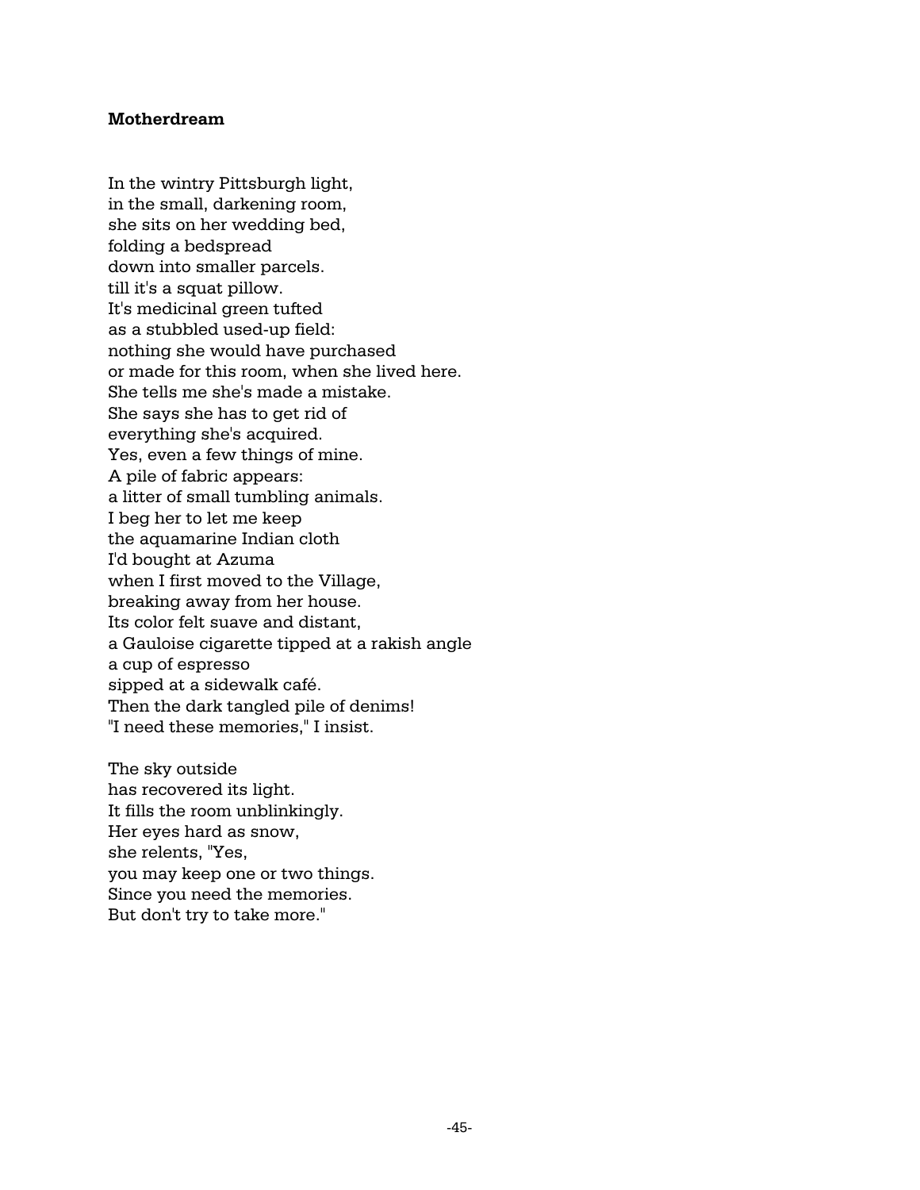**Motherdream**

In the wintry Pittsburgh light,  
in the small, darkening room,  
she sits on her wedding bed,  
folding a bedspread  
down into smaller parcels.  
till it's a squat pillow.  
It's medicinal green tufted  
as a stubbled used-up field:  
nothing she would have purchased  
or made for this room, when she lived here.  
She tells me she's made a mistake.  
She says she has to get rid of  
everything she's acquired.  
Yes, even a few things of mine.  
A pile of fabric appears:  
a litter of small tumbling animals.  
I beg her to let me keep  
the aquamarine Indian cloth  
I'd bought at Azuma  
when I first moved to the Village,  
breaking away from her house.  
Its color felt suave and distant,  
a Gauloise cigarette tipped at a rakish angle  
a cup of espresso  
sipped at a sidewalk café.  
Then the dark tangled pile of denims!  
"I need these memories," I insist.

The sky outside  
has recovered its light.  
It fills the room unblinkingly.  
Her eyes hard as snow,  
she relents, "Yes,  
you may keep one or two things.  
Since you need the memories.  
But don't try to take more."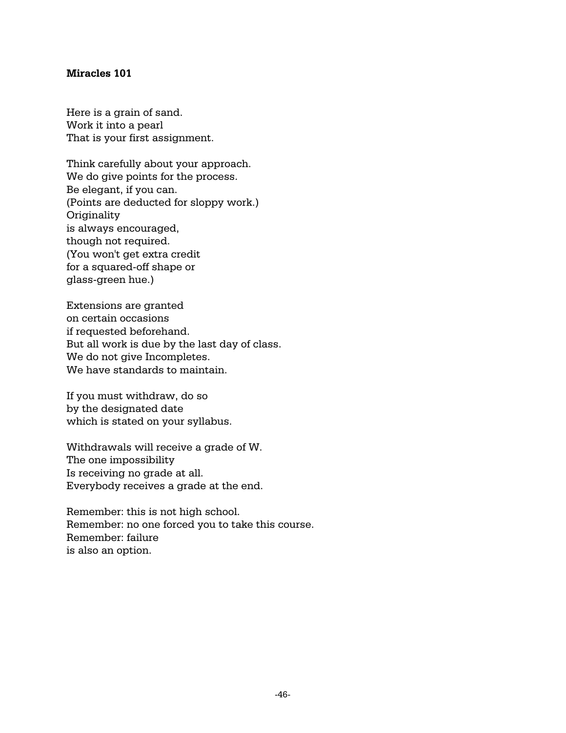**Miracles 101**

Here is a grain of sand.
Work it into a pearl
That is your first assignment.

Think carefully about your approach.
We do give points for the process.
Be elegant, if you can.
(Points are deducted for sloppy work.)
Originality
is always encouraged,
though not required.
(You won't get extra credit
for a squared-off shape or
glass-green hue.)

Extensions are granted
on certain occasions
if requested beforehand.
But all work is due by the last day of class.
We do not give Incompletes.
We have standards to maintain.

If you must withdraw, do so
by the designated date
which is stated on your syllabus.

Withdrawals will receive a grade of W.
The one impossibility
Is receiving no grade at all.
Everybody receives a grade at the end.

Remember: this is not high school.
Remember: no one forced you to take this course.
Remember: failure
is also an option.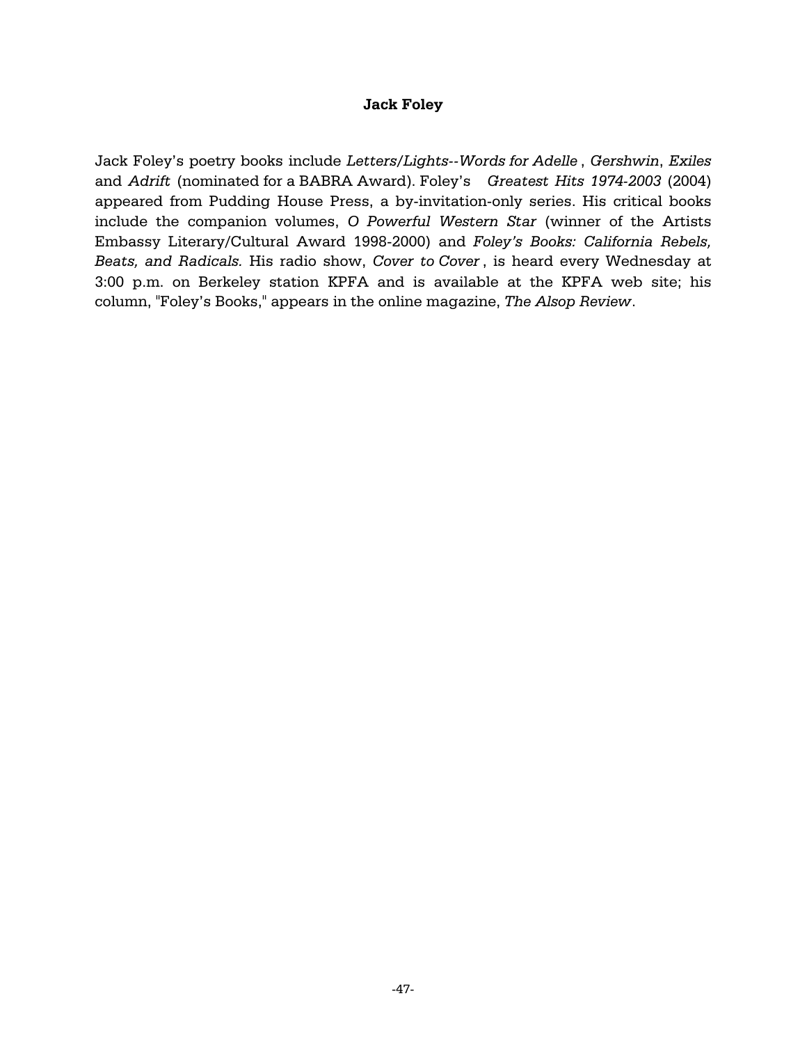**Jack Foley**

Jack Foley's poetry books include *Letters/Lights--Words for Adelle*, *Gershwin*, *Exiles* and *Adrift* (nominated for a BABRA Award). Foley's *Greatest Hits 1974-2003* (2004) appeared from Pudding House Press, a by-invitation-only series. His critical books include the companion volumes, *O Powerful Western Star* (winner of the Artists Embassy Literary/Cultural Award 1998-2000) and *Foley's Books: California Rebels, Beats, and Radicals.* His radio show, *Cover to Cover*, is heard every Wednesday at 3:00 p.m. on Berkeley station KPFA and is available at the KPFA web site; his column, "Foley's Books," appears in the online magazine, *The Alsop Review*.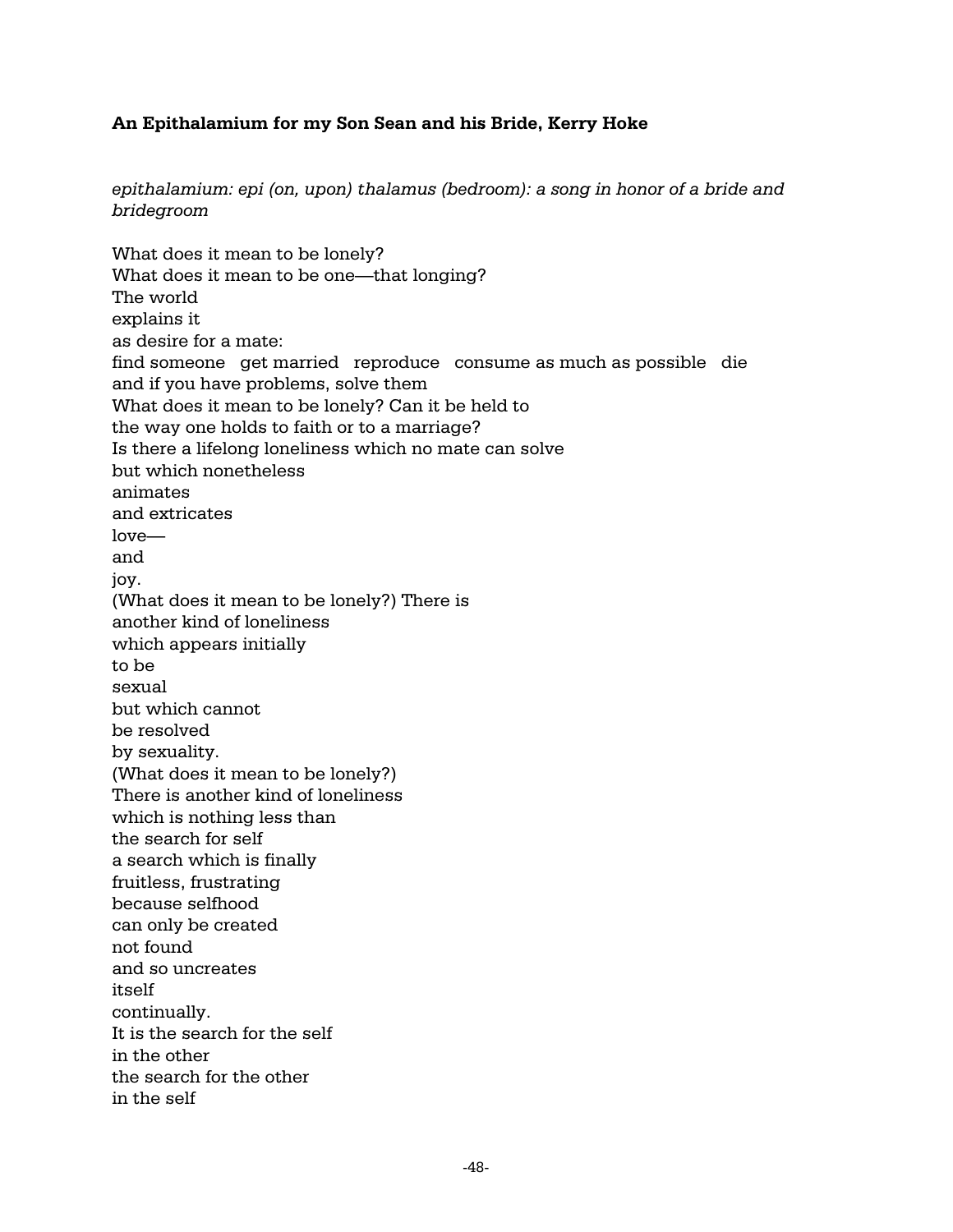**An Epithalamium for my Son Sean and his Bride, Kerry Hoke**

*epithalamium: epi (on, upon) thalamus (bedroom): a song in honor of a bride and bridegroom*

What does it mean to be lonely?  
What does it mean to be one—that longing?  
The world  
explains it  
as desire for a mate:  
find someone   get married   reproduce   consume as much as possible   die  
and if you have problems, solve them  
What does it mean to be lonely? Can it be held to  
the way one holds to faith or to a marriage?  
Is there a lifelong loneliness which no mate can solve  
but which nonetheless  
animates  
and extricates  
love—  
and  
joy.  
(What does it mean to be lonely?) There is  
another kind of loneliness  
which appears initially  
to be  
sexual  
but which cannot  
be resolved  
by sexuality.  
(What does it mean to be lonely?)  
There is another kind of loneliness  
which is nothing less than  
the search for self  
a search which is finally  
fruitless, frustrating  
because selfhood  
can only be created  
not found  
and so uncreates  
itself  
continually.  
It is the search for the self  
in the other  
the search for the other  
in the self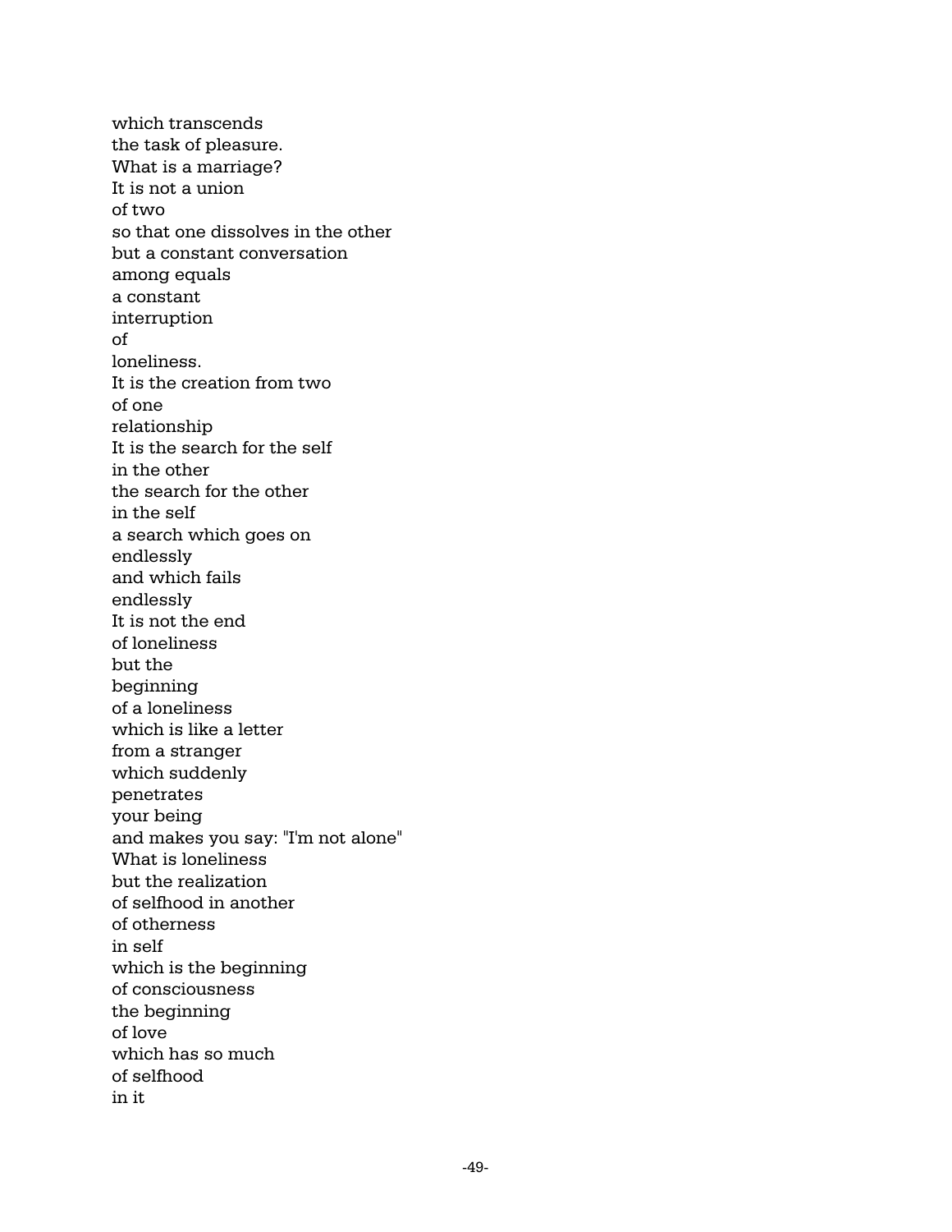which transcends
the task of pleasure.
What is a marriage?
It is not a union
of two
so that one dissolves in the other
but a constant conversation
among equals
a constant
interruption
of
loneliness.
It is the creation from two
of one
relationship
It is the search for the self
in the other
the search for the other
in the self
a search which goes on
endlessly
and which fails
endlessly
It is not the end
of loneliness
but the
beginning
of a loneliness
which is like a letter
from a stranger
which suddenly
penetrates
your being
and makes you say: "I'm not alone"
What is loneliness
but the realization
of selfhood in another
of otherness
in self
which is the beginning
of consciousness
the beginning
of love
which has so much
of selfhood
in it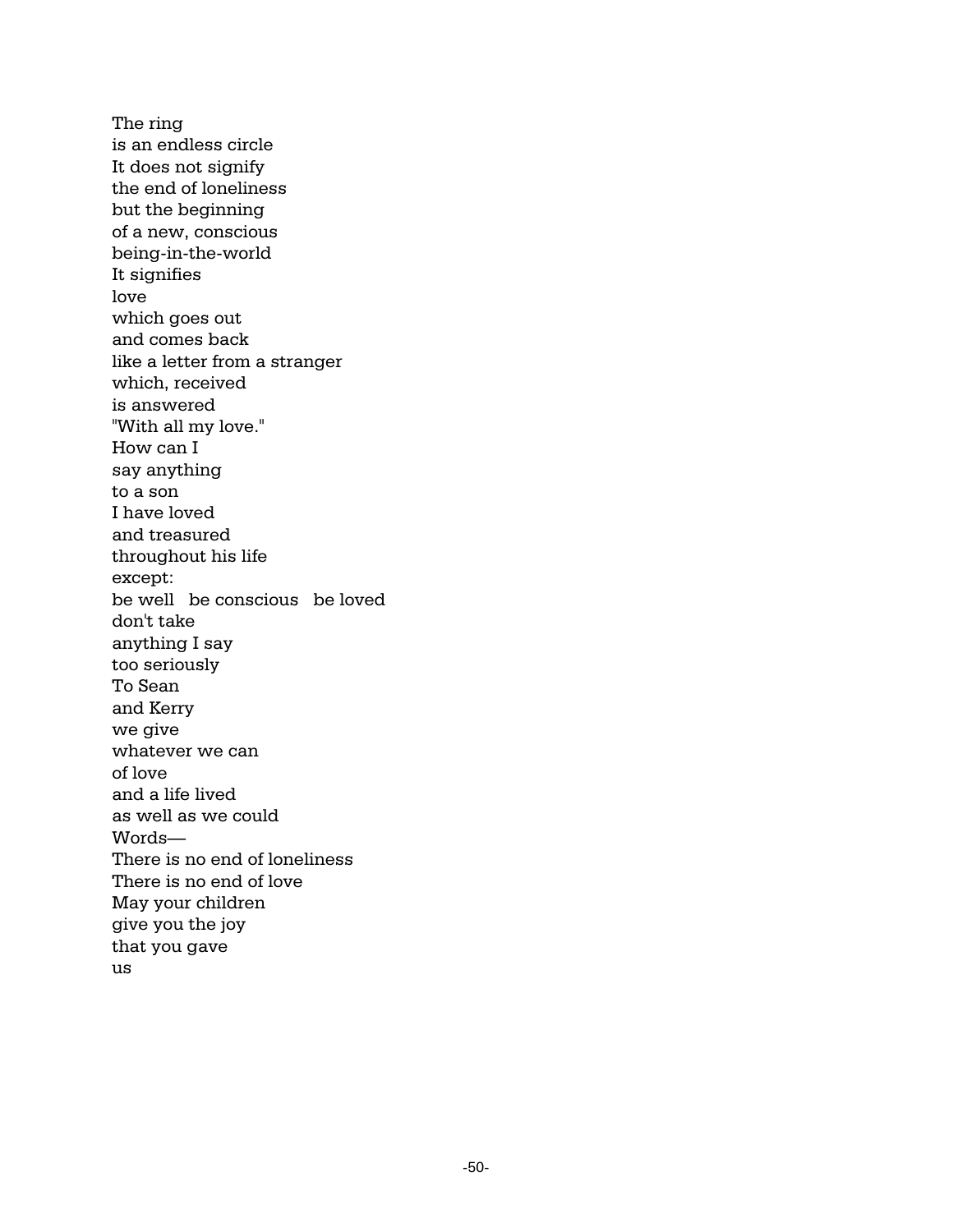The ring  
is an endless circle  
It does not signify  
the end of loneliness  
but the beginning  
of a new, conscious  
being-in-the-world  
It signifies  
love  
which goes out  
and comes back  
like a letter from a stranger  
which, received  
is answered  
"With all my love."  
How can I  
say anything  
to a son  
I have loved  
and treasured  
throughout his life  
except:  
be well   be conscious   be loved  
don't take  
anything I say  
too seriously  
To Sean  
and Kerry  
we give  
whatever we can  
of love  
and a life lived  
as well as we could  
Words—  
There is no end of loneliness  
There is no end of love  
May your children  
give you the joy  
that you gave  
us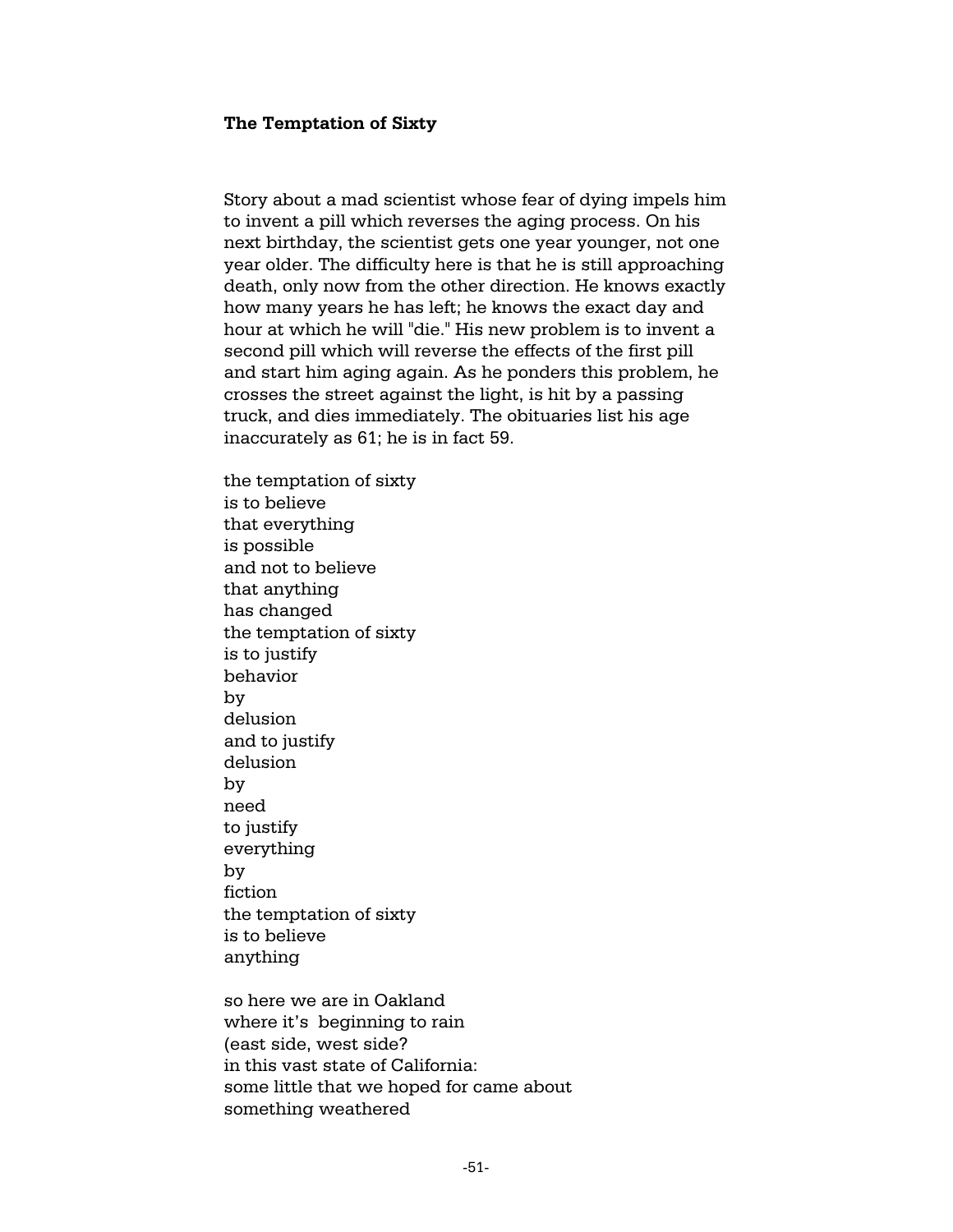**The Temptation of Sixty**

Story about a mad scientist whose fear of dying impels him to invent a pill which reverses the aging process. On his next birthday, the scientist gets one year younger, not one year older. The difficulty here is that he is still approaching death, only now from the other direction. He knows exactly how many years he has left; he knows the exact day and hour at which he will "die." His new problem is to invent a second pill which will reverse the effects of the first pill and start him aging again. As he ponders this problem, he crosses the street against the light, is hit by a passing truck, and dies immediately. The obituaries list his age inaccurately as 61; he is in fact 59.

the temptation of sixty  
is to believe  
that everything  
is possible  
and not to believe  
that anything  
has changed  
the temptation of sixty  
is to justify  
behavior  
by  
delusion  
and to justify  
delusion  
by  
need  
to justify  
everything  
by  
fiction  
the temptation of sixty  
is to believe  
anything

so here we are in Oakland  
where it's beginning to rain  
(east side, west side?  
in this vast state of California:  
some little that we hoped for came about  
something weathered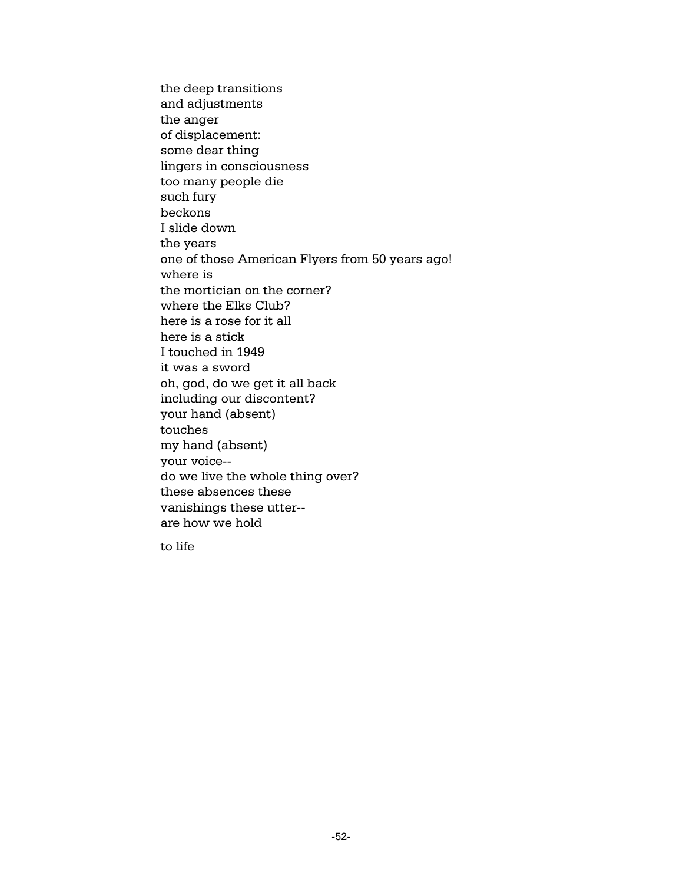the deep transitions  
and adjustments  
the anger  
of displacement:  
some dear thing  
lingers in consciousness  
too many people die  
such fury  
beckons  
I slide down  
the years  
one of those American Flyers from 50 years ago!  
where is  
the mortician on the corner?  
where the Elks Club?  
here is a rose for it all  
here is a stick  
I touched in 1949  
it was a sword  
oh, god, do we get it all back  
including our discontent?  
your hand (absent)  
touches  
my hand (absent)  
your voice--  
do we live the whole thing over?  
these absences these  
vanishings these utter--  
are how we hold

to life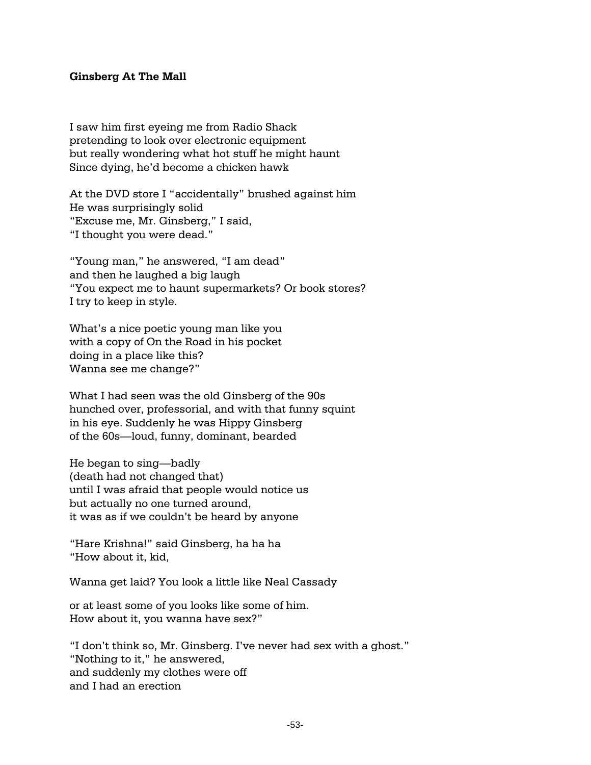**Ginsberg At The Mall**

I saw him first eyeing me from Radio Shack
pretending to look over electronic equipment
but really wondering what hot stuff he might haunt
Since dying, he'd become a chicken hawk

At the DVD store I "accidentally" brushed against him
He was surprisingly solid
"Excuse me, Mr. Ginsberg," I said,
"I thought you were dead."

"Young man," he answered, "I am dead"
and then he laughed a big laugh
"You expect me to haunt supermarkets? Or book stores?
I try to keep in style.

What's a nice poetic young man like you
with a copy of On the Road in his pocket
doing in a place like this?
Wanna see me change?"

What I had seen was the old Ginsberg of the 90s
hunched over, professorial, and with that funny squint
in his eye. Suddenly he was Hippy Ginsberg
of the 60s—loud, funny, dominant, bearded

He began to sing—badly
(death had not changed that)
until I was afraid that people would notice us
but actually no one turned around,
it was as if we couldn't be heard by anyone

"Hare Krishna!" said Ginsberg, ha ha ha
"How about it, kid,

Wanna get laid? You look a little like Neal Cassady

or at least some of you looks like some of him.
How about it, you wanna have sex?"

"I don't think so, Mr. Ginsberg. I've never had sex with a ghost."
"Nothing to it," he answered,
and suddenly my clothes were off
and I had an erection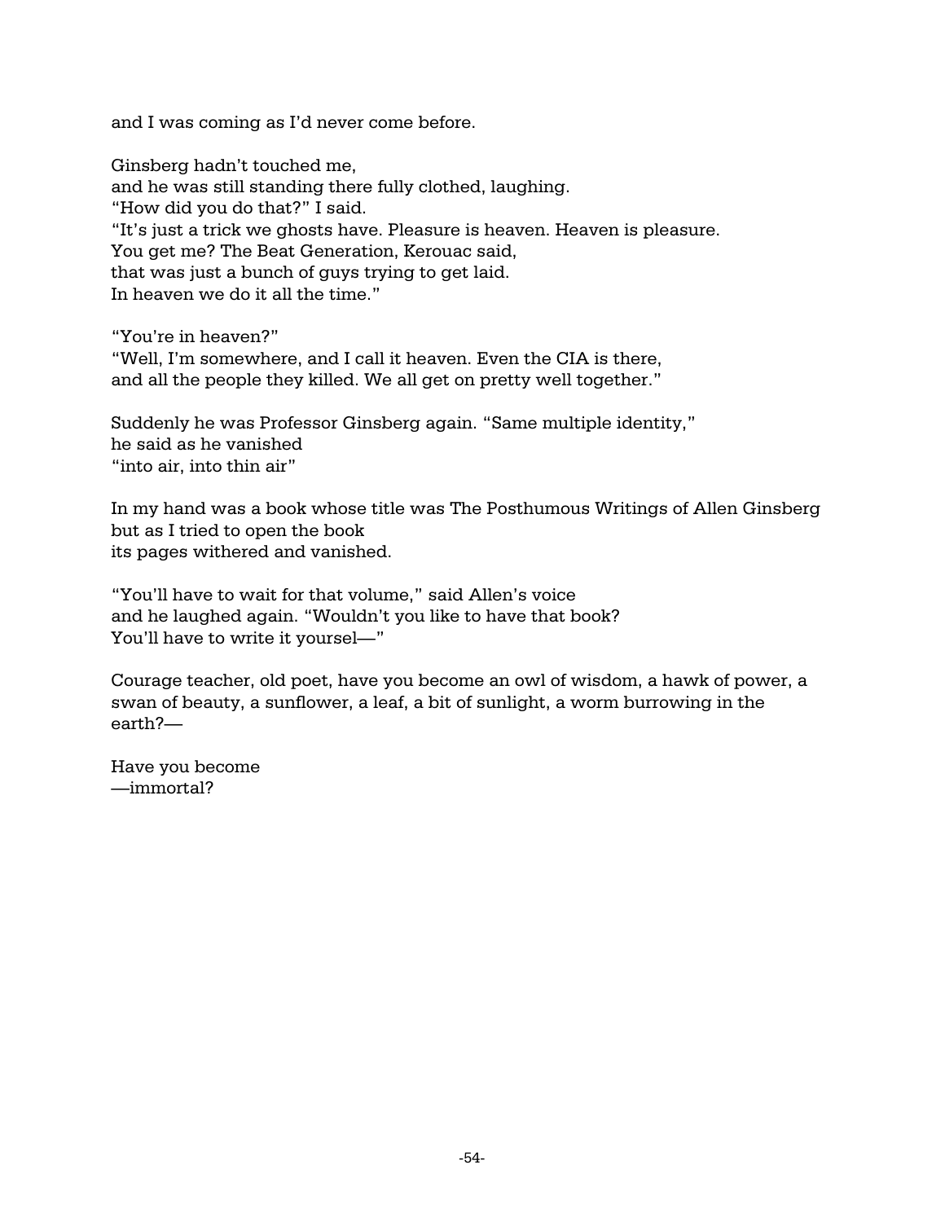and I was coming as I'd never come before.

Ginsberg hadn't touched me,  
and he was still standing there fully clothed, laughing.  
"How did you do that?" I said.  
"It's just a trick we ghosts have. Pleasure is heaven. Heaven is pleasure.  
You get me? The Beat Generation, Kerouac said,  
that was just a bunch of guys trying to get laid.  
In heaven we do it all the time."

"You're in heaven?"  
"Well, I'm somewhere, and I call it heaven. Even the CIA is there,  
and all the people they killed. We all get on pretty well together."

Suddenly he was Professor Ginsberg again. "Same multiple identity,"  
he said as he vanished  
"into air, into thin air"

In my hand was a book whose title was The Posthumous Writings of Allen Ginsberg  
but as I tried to open the book  
its pages withered and vanished.

"You'll have to wait for that volume," said Allen's voice  
and he laughed again. "Wouldn't you like to have that book?  
You'll have to write it yoursel—"

Courage teacher, old poet, have you become an owl of wisdom, a hawk of power, a swan of beauty, a sunflower, a leaf, a bit of sunlight, a worm burrowing in the earth?—

Have you become  
—immortal?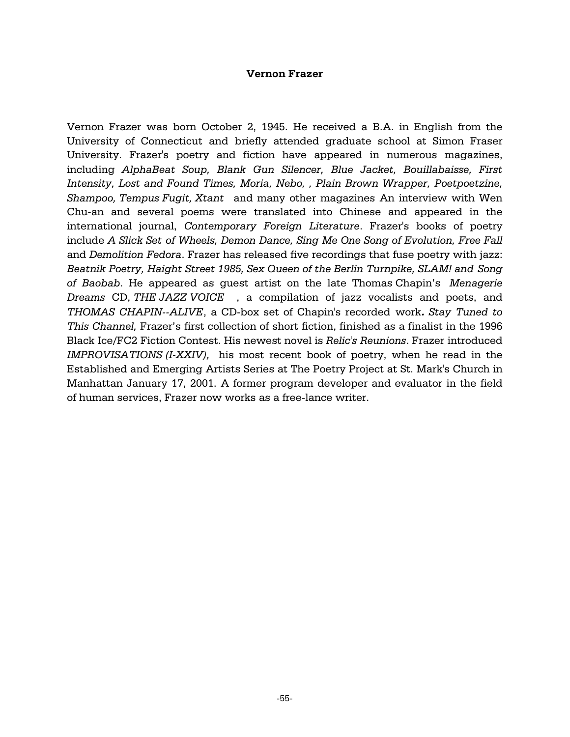**Vernon Frazer**

Vernon Frazer was born October 2, 1945. He received a B.A. in English from the University of Connecticut and briefly attended graduate school at Simon Fraser University. Frazer's poetry and fiction have appeared in numerous magazines, including *AlphaBeat Soup, Blank Gun Silencer, Blue Jacket, Bouillabaisse, First Intensity, Lost and Found Times, Moria, Nebo, , Plain Brown Wrapper, Poetpoetzine, Shampoo, Tempus Fugit, Xtant* and many other magazines An interview with Wen Chu-an and several poems were translated into Chinese and appeared in the international journal, *Contemporary Foreign Literature*. Frazer's books of poetry include *A Slick Set of Wheels, Demon Dance, Sing Me One Song of Evolution, Free Fall* and *Demolition Fedora*. Frazer has released five recordings that fuse poetry with jazz: *Beatnik Poetry, Haight Street 1985, Sex Queen of the Berlin Turnpike, SLAM! and Song of Baobab*. He appeared as guest artist on the late Thomas Chapin's *Menagerie Dreams* CD, *THE JAZZ VOICE* , a compilation of jazz vocalists and poets, and *THOMAS CHAPIN--ALIVE*, a CD-box set of Chapin's recorded work*. Stay Tuned to This Channel,* Frazer's first collection of short fiction, finished as a finalist in the 1996 Black Ice/FC2 Fiction Contest. His newest novel is *Relic's Reunions*. Frazer introduced *IMPROVISATIONS (I-XXIV),* his most recent book of poetry, when he read in the Established and Emerging Artists Series at The Poetry Project at St. Mark's Church in Manhattan January 17, 2001. A former program developer and evaluator in the field of human services, Frazer now works as a free-lance writer.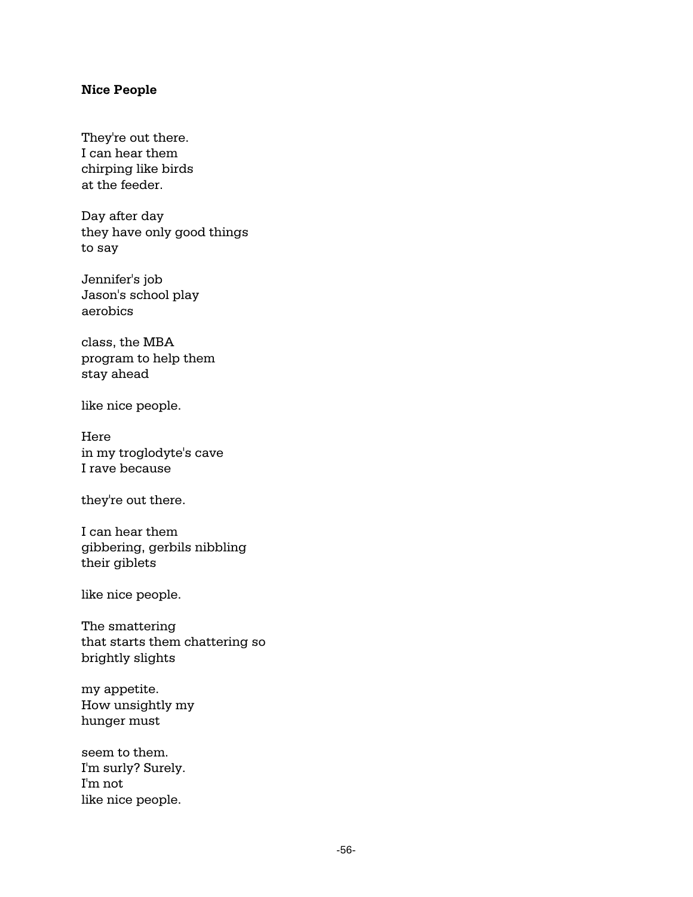**Nice People**

They're out there.  
I can hear them  
chirping like birds  
at the feeder.

Day after day  
they have only good things  
to say

Jennifer's job  
Jason's school play  
aerobics

class, the MBA  
program to help them  
stay ahead

like nice people.

Here  
in my troglodyte's cave  
I rave because

they're out there.

I can hear them  
gibbering, gerbils nibbling  
their giblets

like nice people.

The smattering  
that starts them chattering so  
brightly slights

my appetite.  
How unsightly my  
hunger must

seem to them.  
I'm surly? Surely.  
I'm not  
like nice people.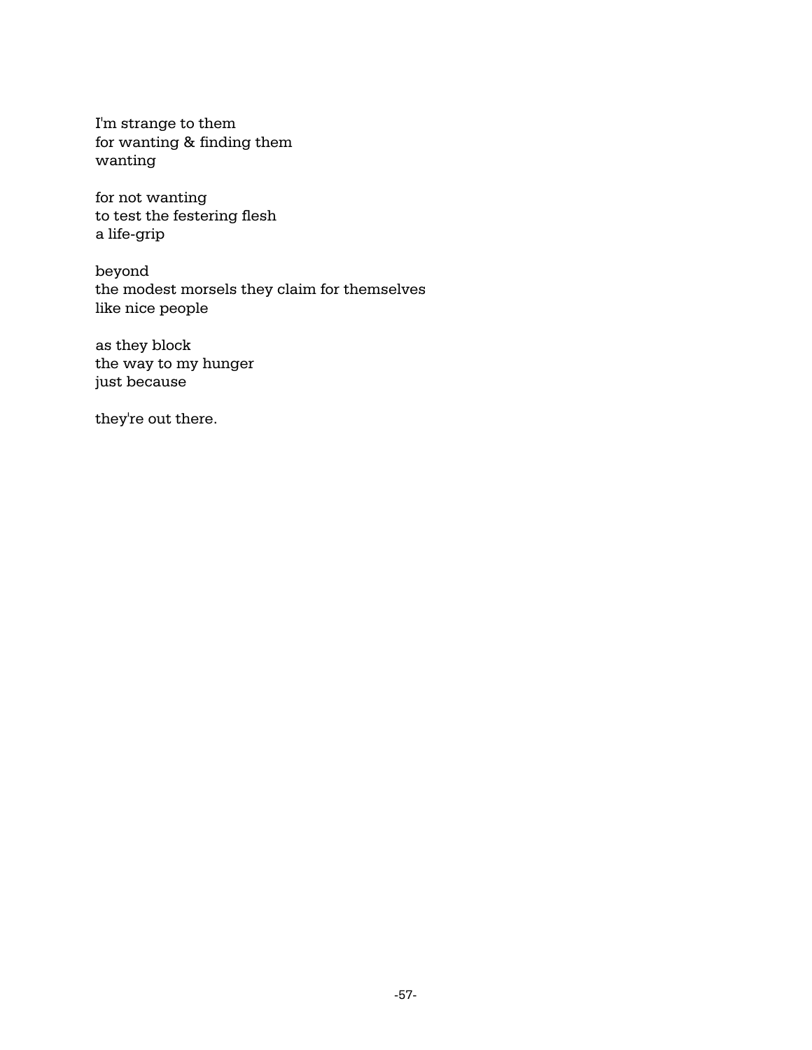I'm strange to them
for wanting & finding them
wanting

for not wanting
to test the festering flesh
a life-grip

beyond
the modest morsels they claim for themselves
like nice people

as they block
the way to my hunger
just because

they're out there.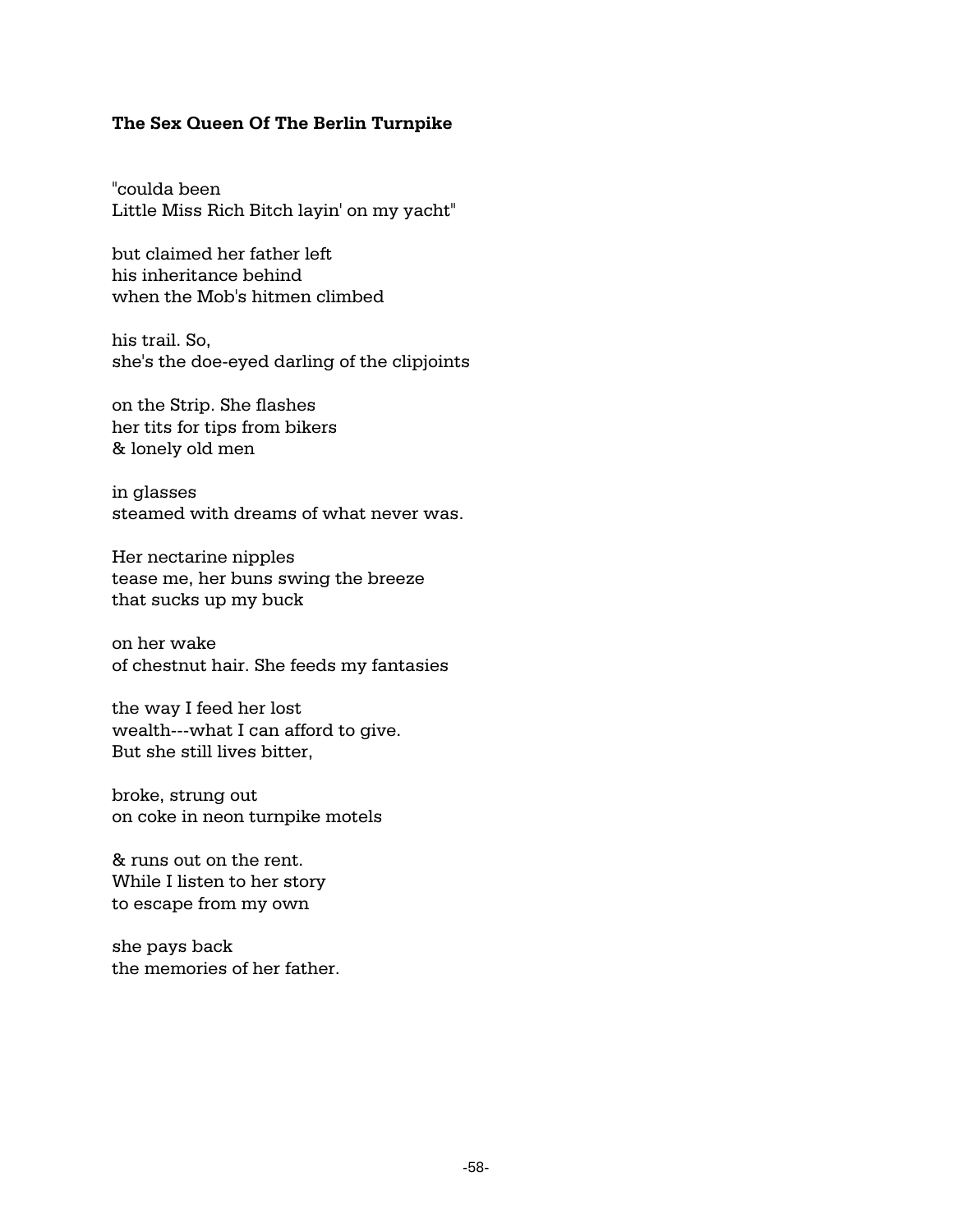**The Sex Queen Of The Berlin Turnpike**

"coulda been
Little Miss Rich Bitch layin' on my yacht"

but claimed her father left
his inheritance behind
when the Mob's hitmen climbed

his trail. So,
she's the doe-eyed darling of the clipjoints

on the Strip. She flashes
her tits for tips from bikers
& lonely old men

in glasses
steamed with dreams of what never was.

Her nectarine nipples
tease me, her buns swing the breeze
that sucks up my buck

on her wake
of chestnut hair. She feeds my fantasies

the way I feed her lost
wealth---what I can afford to give.
But she still lives bitter,

broke, strung out
on coke in neon turnpike motels

& runs out on the rent.
While I listen to her story
to escape from my own

she pays back
the memories of her father.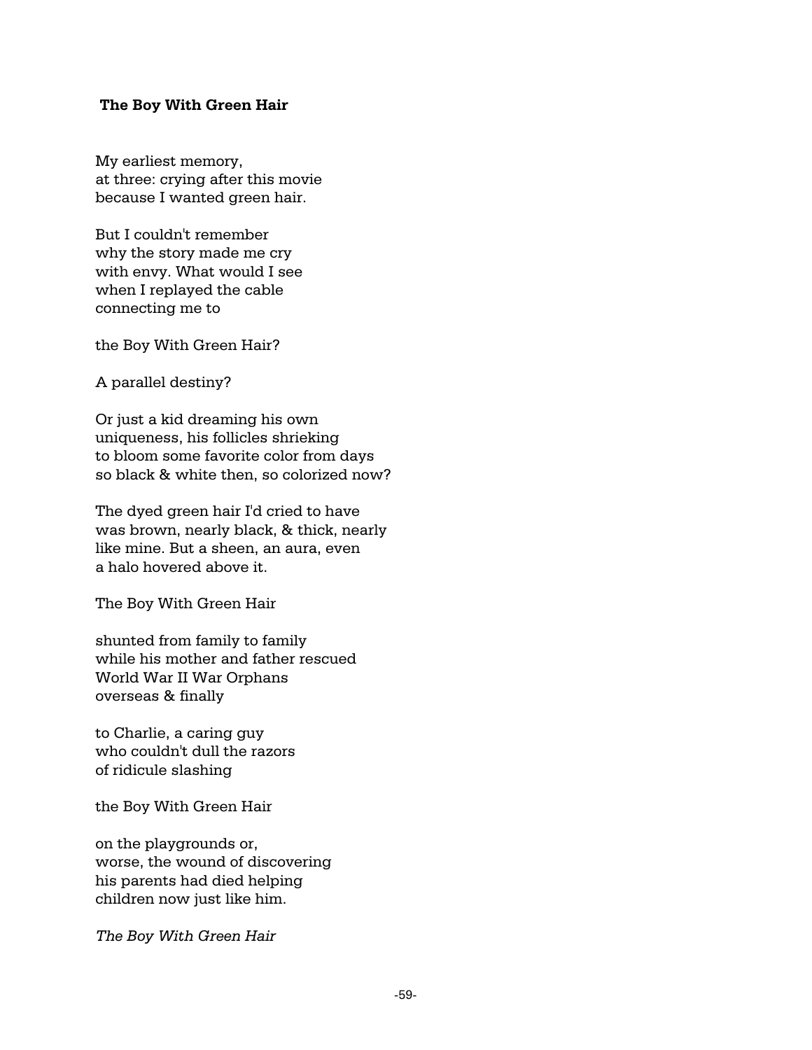## The Boy With Green Hair

My earliest memory,  
at three: crying after this movie  
because I wanted green hair.

But I couldn't remember  
why the story made me cry  
with envy. What would I see  
when I replayed the cable  
connecting me to

the Boy With Green Hair?

A parallel destiny?

Or just a kid dreaming his own  
uniqueness, his follicles shrieking  
to bloom some favorite color from days  
so black & white then, so colorized now?

The dyed green hair I'd cried to have  
was brown, nearly black, & thick, nearly  
like mine. But a sheen, an aura, even  
a halo hovered above it.

The Boy With Green Hair

shunted from family to family  
while his mother and father rescued  
World War II War Orphans  
overseas & finally

to Charlie, a caring guy  
who couldn't dull the razors  
of ridicule slashing

the Boy With Green Hair

on the playgrounds or,  
worse, the wound of discovering  
his parents had died helping  
children now just like him.

*The Boy With Green Hair*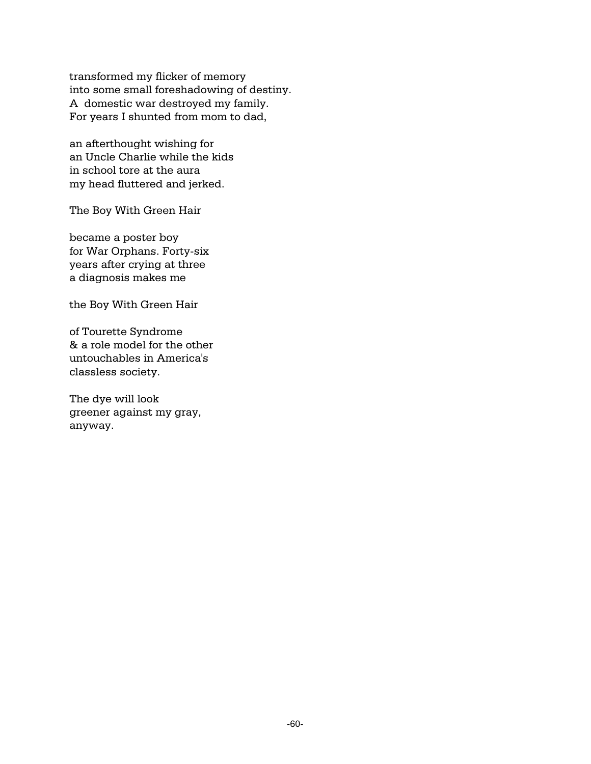transformed my flicker of memory
into some small foreshadowing of destiny.
A domestic war destroyed my family.
For years I shunted from mom to dad,

an afterthought wishing for
an Uncle Charlie while the kids
in school tore at the aura
my head fluttered and jerked.

The Boy With Green Hair

became a poster boy
for War Orphans. Forty-six
years after crying at three
a diagnosis makes me

the Boy With Green Hair

of Tourette Syndrome
& a role model for the other
untouchables in America's
classless society.

The dye will look
greener against my gray,
anyway.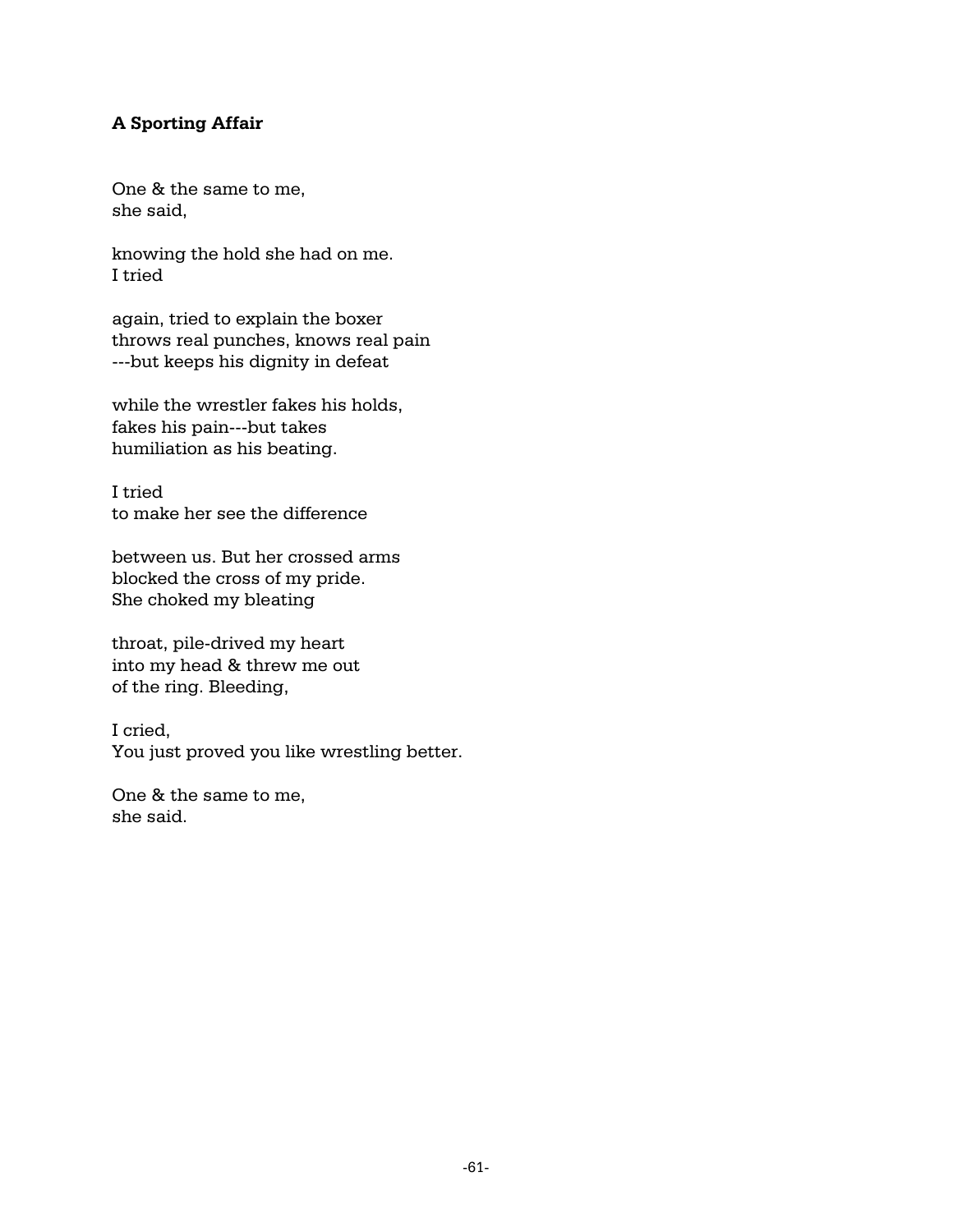**A Sporting Affair**

One & the same to me,
she said,

knowing the hold she had on me.
I tried

again, tried to explain the boxer
throws real punches, knows real pain
---but keeps his dignity in defeat

while the wrestler fakes his holds,
fakes his pain---but takes
humiliation as his beating.

I tried
to make her see the difference

between us. But her crossed arms
blocked the cross of my pride.
She choked my bleating

throat, pile-drived my heart
into my head & threw me out
of the ring. Bleeding,

I cried,
You just proved you like wrestling better.

One & the same to me,
she said.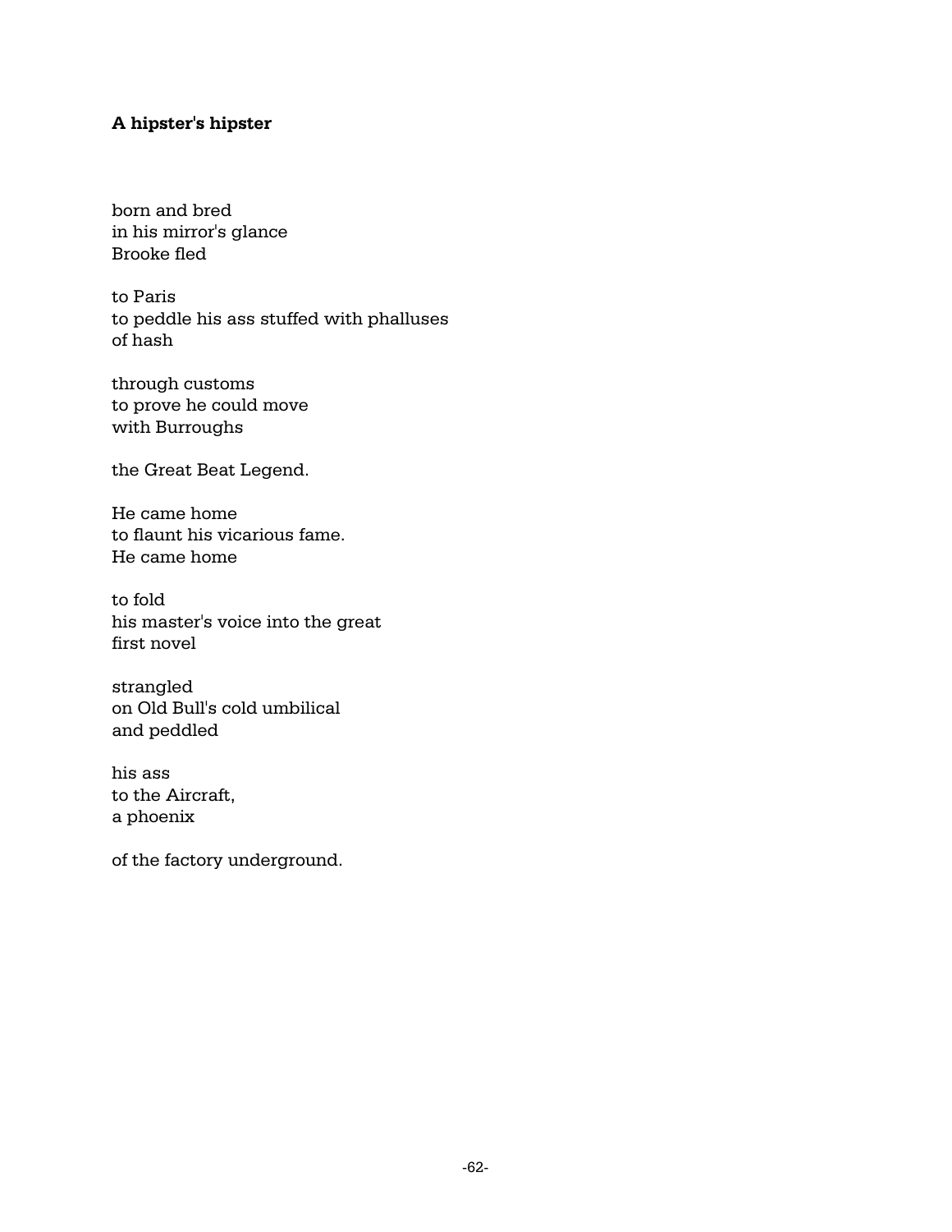**A hipster's hipster**

born and bred  
in his mirror's glance  
Brooke fled

to Paris  
to peddle his ass stuffed with phalluses  
of hash

through customs  
to prove he could move  
with Burroughs

the Great Beat Legend.

He came home  
to flaunt his vicarious fame.  
He came home

to fold  
his master's voice into the great  
first novel

strangled  
on Old Bull's cold umbilical  
and peddled

his ass  
to the Aircraft,  
a phoenix

of the factory underground.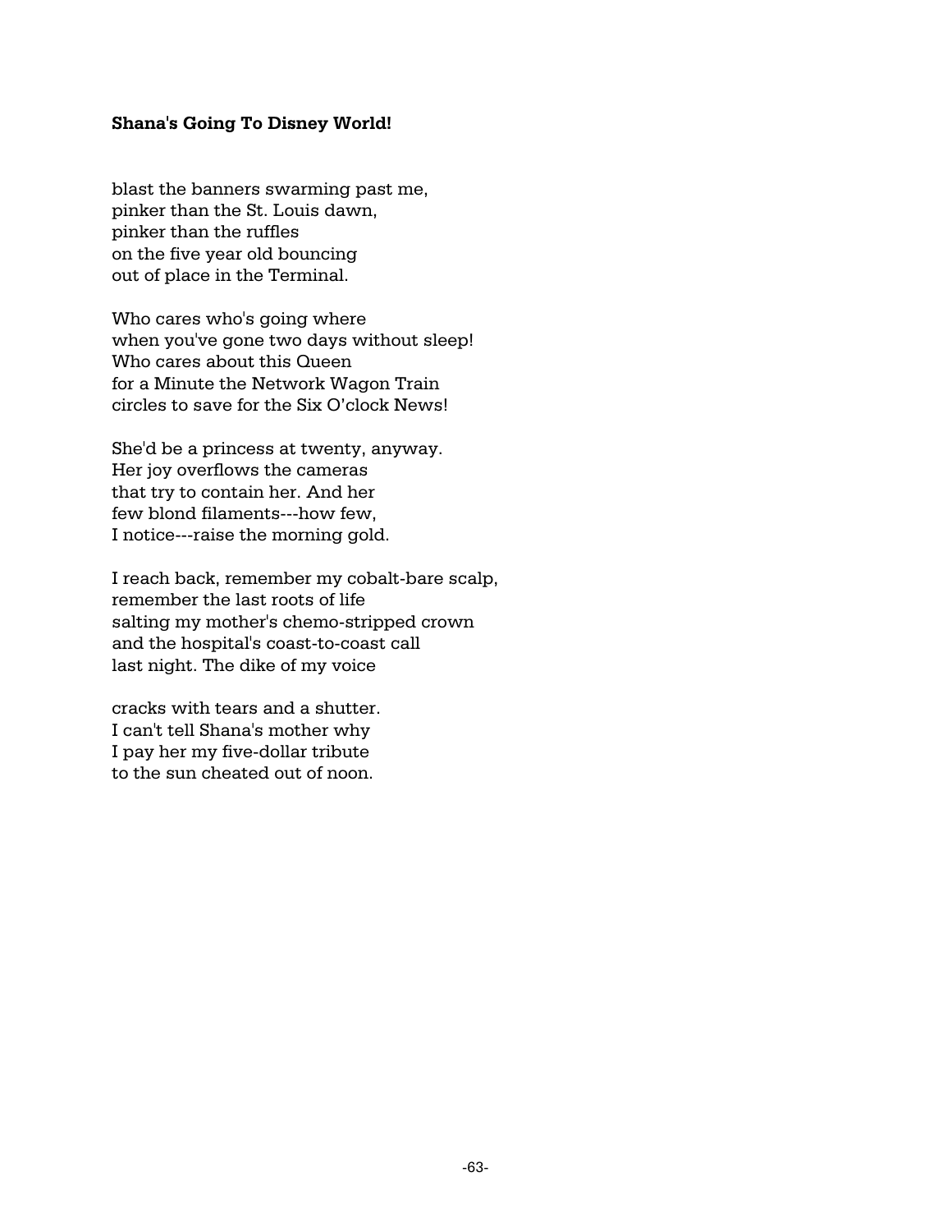**Shana's Going To Disney World!**

blast the banners swarming past me,
pinker than the St. Louis dawn,
pinker than the ruffles
on the five year old bouncing
out of place in the Terminal.

Who cares who's going where
when you've gone two days without sleep!
Who cares about this Queen
for a Minute the Network Wagon Train
circles to save for the Six O'clock News!

She'd be a princess at twenty, anyway.
Her joy overflows the cameras
that try to contain her. And her
few blond filaments---how few,
I notice---raise the morning gold.

I reach back, remember my cobalt-bare scalp,
remember the last roots of life
salting my mother's chemo-stripped crown
and the hospital's coast-to-coast call
last night. The dike of my voice

cracks with tears and a shutter.
I can't tell Shana's mother why
I pay her my five-dollar tribute
to the sun cheated out of noon.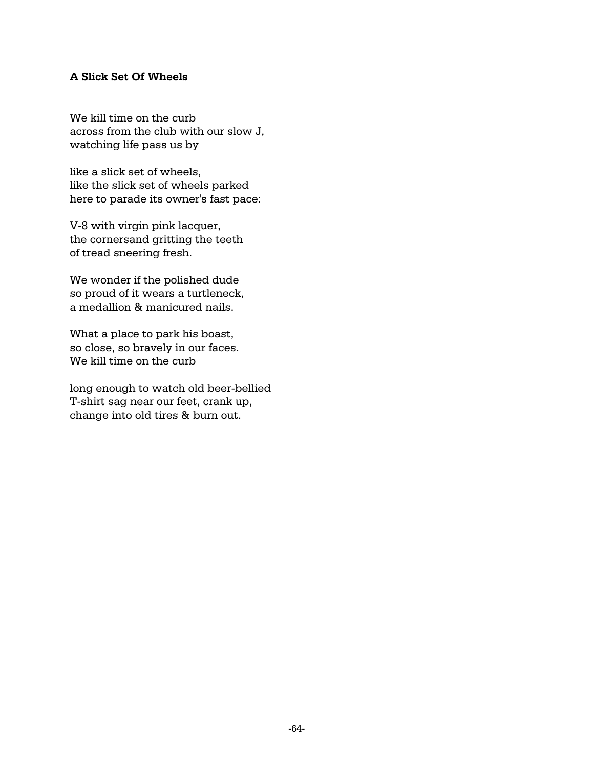### A Slick Set Of Wheels

We kill time on the curb  
across from the club with our slow J,  
watching life pass us by

like a slick set of wheels,  
like the slick set of wheels parked  
here to parade its owner's fast pace:

V-8 with virgin pink lacquer,  
the cornersand gritting the teeth  
of tread sneering fresh.

We wonder if the polished dude  
so proud of it wears a turtleneck,  
a medallion & manicured nails.

What a place to park his boast,  
so close, so bravely in our faces.  
We kill time on the curb

long enough to watch old beer-bellied  
T-shirt sag near our feet, crank up,  
change into old tires & burn out.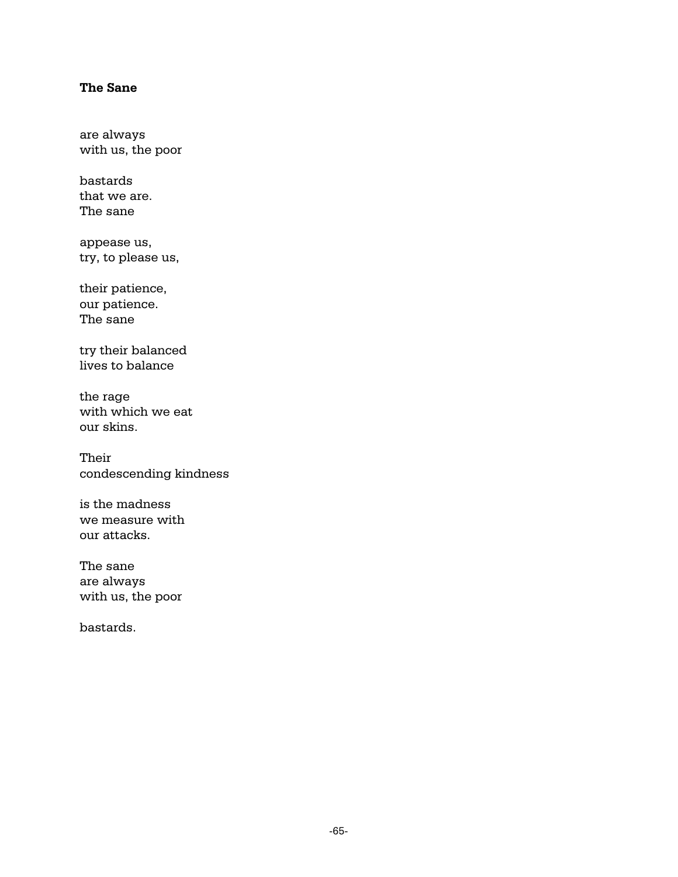**The Sane**

are always  
with us, the poor

bastards  
that we are.  
The sane

appease us,  
try, to please us,

their patience,  
our patience.  
The sane

try their balanced  
lives to balance

the rage  
with which we eat  
our skins.

Their  
condescending kindness

is the madness  
we measure with  
our attacks.

The sane  
are always  
with us, the poor

bastards.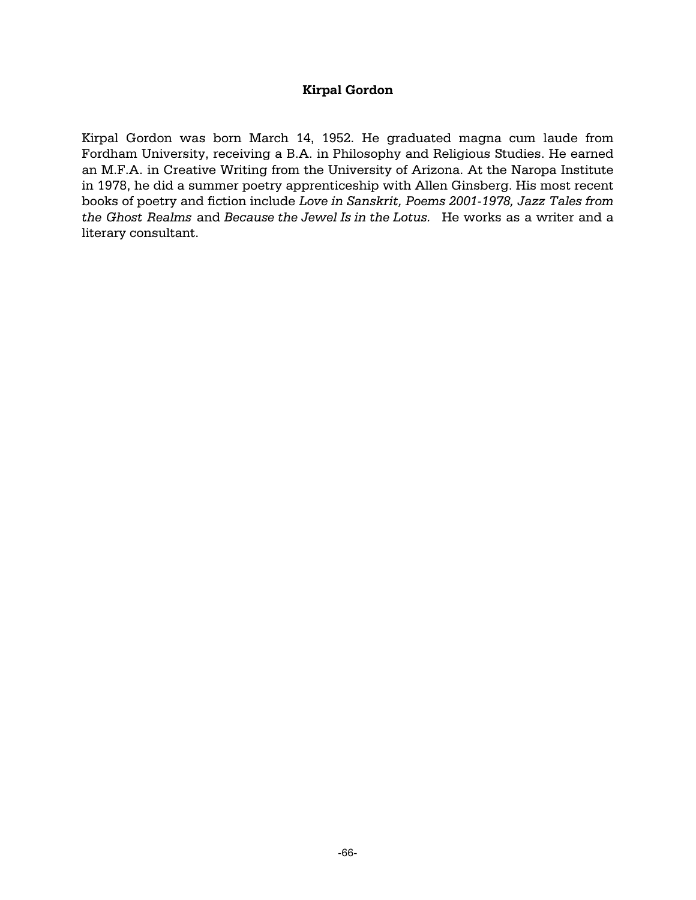**Kirpal Gordon**

Kirpal Gordon was born March 14, 1952. He graduated magna cum laude from Fordham University, receiving a B.A. in Philosophy and Religious Studies. He earned an M.F.A. in Creative Writing from the University of Arizona. At the Naropa Institute in 1978, he did a summer poetry apprenticeship with Allen Ginsberg. His most recent books of poetry and fiction include *Love in Sanskrit, Poems 2001-1978, Jazz Tales from the Ghost Realms* and *Because the Jewel Is in the Lotus.* He works as a writer and a literary consultant.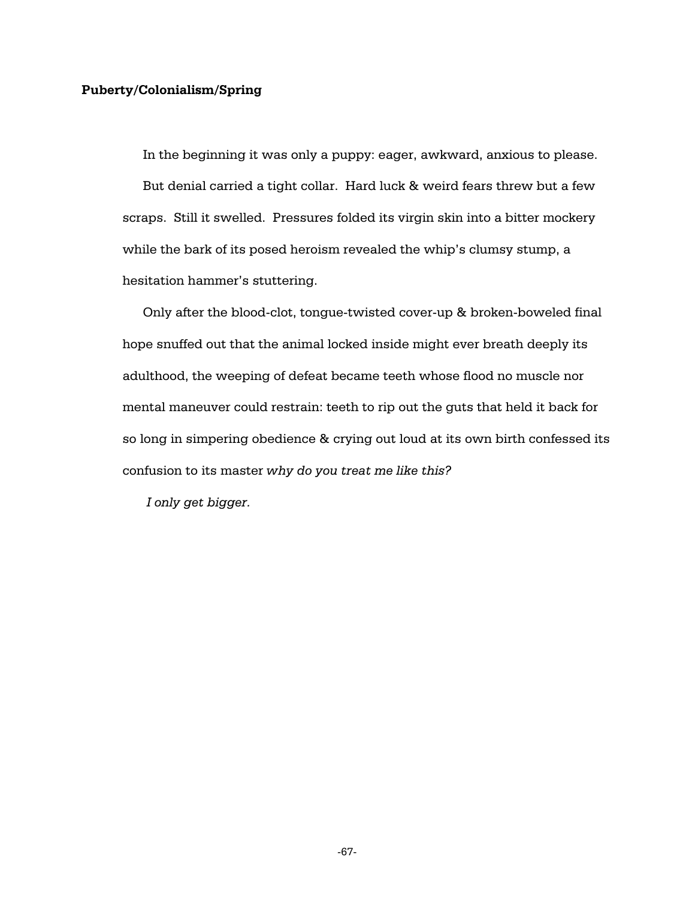**Puberty/Colonialism/Spring**

In the beginning it was only a puppy: eager, awkward, anxious to please.

But denial carried a tight collar. Hard luck & weird fears threw but a few scraps. Still it swelled. Pressures folded its virgin skin into a bitter mockery while the bark of its posed heroism revealed the whip's clumsy stump, a hesitation hammer's stuttering.

Only after the blood-clot, tongue-twisted cover-up & broken-boweled final hope snuffed out that the animal locked inside might ever breath deeply its adulthood, the weeping of defeat became teeth whose flood no muscle nor mental maneuver could restrain: teeth to rip out the guts that held it back for so long in simpering obedience & crying out loud at its own birth confessed its confusion to its master *why do you treat me like this?*

*I only get bigger.*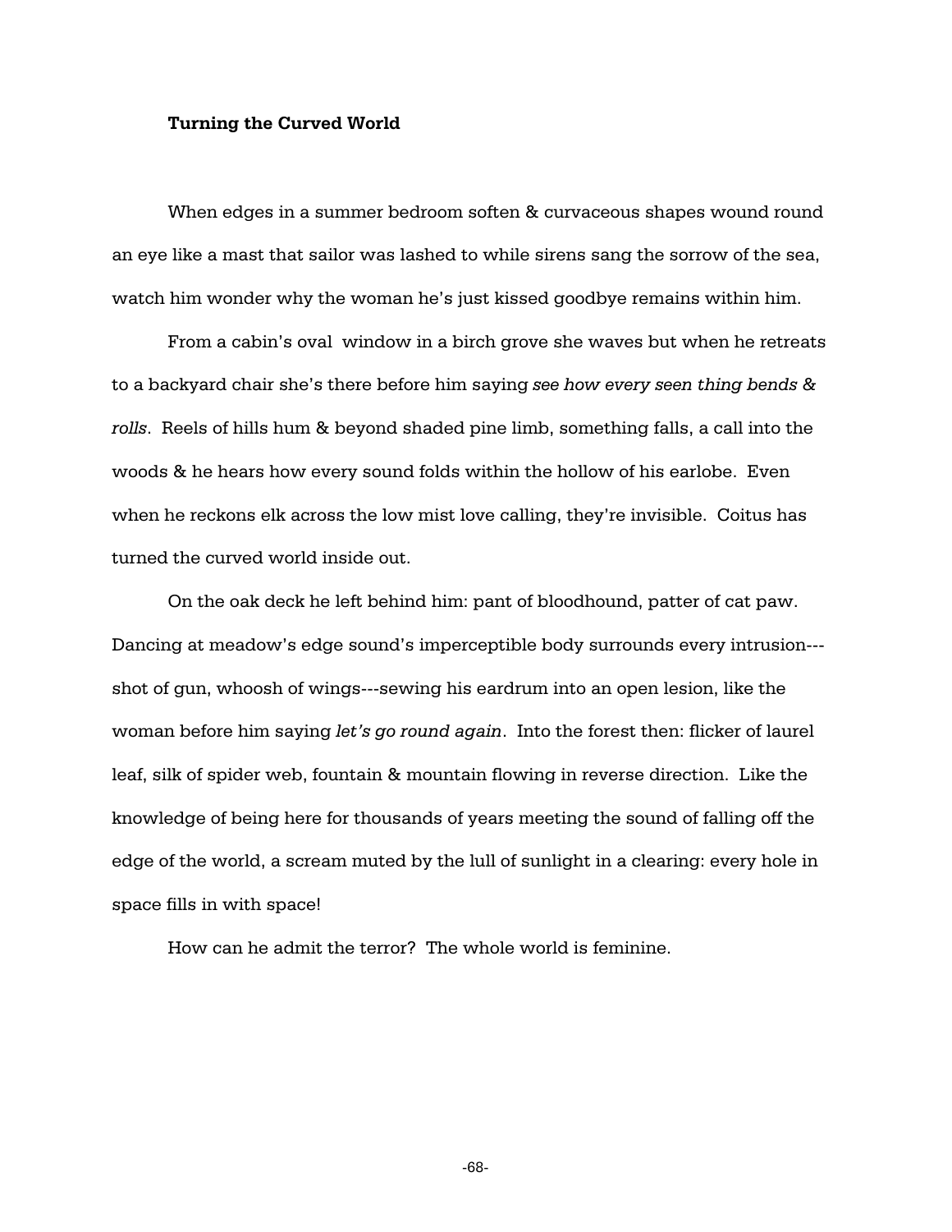**Turning the Curved World**

When edges in a summer bedroom soften & curvaceous shapes wound round an eye like a mast that sailor was lashed to while sirens sang the sorrow of the sea, watch him wonder why the woman he's just kissed goodbye remains within him.

From a cabin's oval window in a birch grove she waves but when he retreats to a backyard chair she's there before him saying *see how every seen thing bends & rolls*. Reels of hills hum & beyond shaded pine limb, something falls, a call into the woods & he hears how every sound folds within the hollow of his earlobe. Even when he reckons elk across the low mist love calling, they're invisible. Coitus has turned the curved world inside out.

On the oak deck he left behind him: pant of bloodhound, patter of cat paw. Dancing at meadow's edge sound's imperceptible body surrounds every intrusion---shot of gun, whoosh of wings---sewing his eardrum into an open lesion, like the woman before him saying *let's go round again*. Into the forest then: flicker of laurel leaf, silk of spider web, fountain & mountain flowing in reverse direction. Like the knowledge of being here for thousands of years meeting the sound of falling off the edge of the world, a scream muted by the lull of sunlight in a clearing: every hole in space fills in with space!

How can he admit the terror? The whole world is feminine.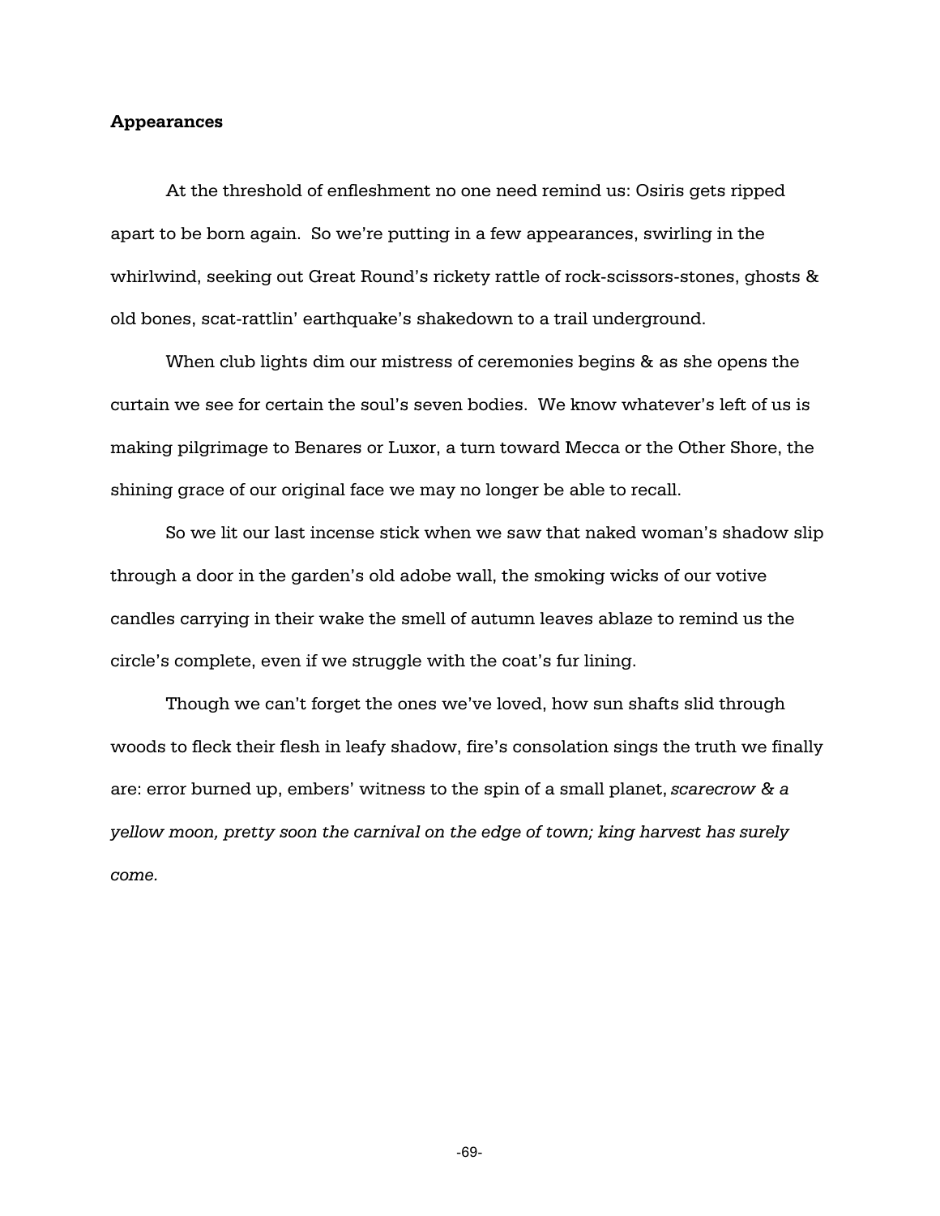**Appearances**

At the threshold of enfleshment no one need remind us: Osiris gets ripped apart to be born again. So we're putting in a few appearances, swirling in the whirlwind, seeking out Great Round's rickety rattle of rock-scissors-stones, ghosts & old bones, scat-rattlin' earthquake's shakedown to a trail underground.

When club lights dim our mistress of ceremonies begins & as she opens the curtain we see for certain the soul's seven bodies. We know whatever's left of us is making pilgrimage to Benares or Luxor, a turn toward Mecca or the Other Shore, the shining grace of our original face we may no longer be able to recall.

So we lit our last incense stick when we saw that naked woman's shadow slip through a door in the garden's old adobe wall, the smoking wicks of our votive candles carrying in their wake the smell of autumn leaves ablaze to remind us the circle's complete, even if we struggle with the coat's fur lining.

Though we can't forget the ones we've loved, how sun shafts slid through woods to fleck their flesh in leafy shadow, fire's consolation sings the truth we finally are: error burned up, embers' witness to the spin of a small planet, *scarecrow & a yellow moon, pretty soon the carnival on the edge of town; king harvest has surely come.*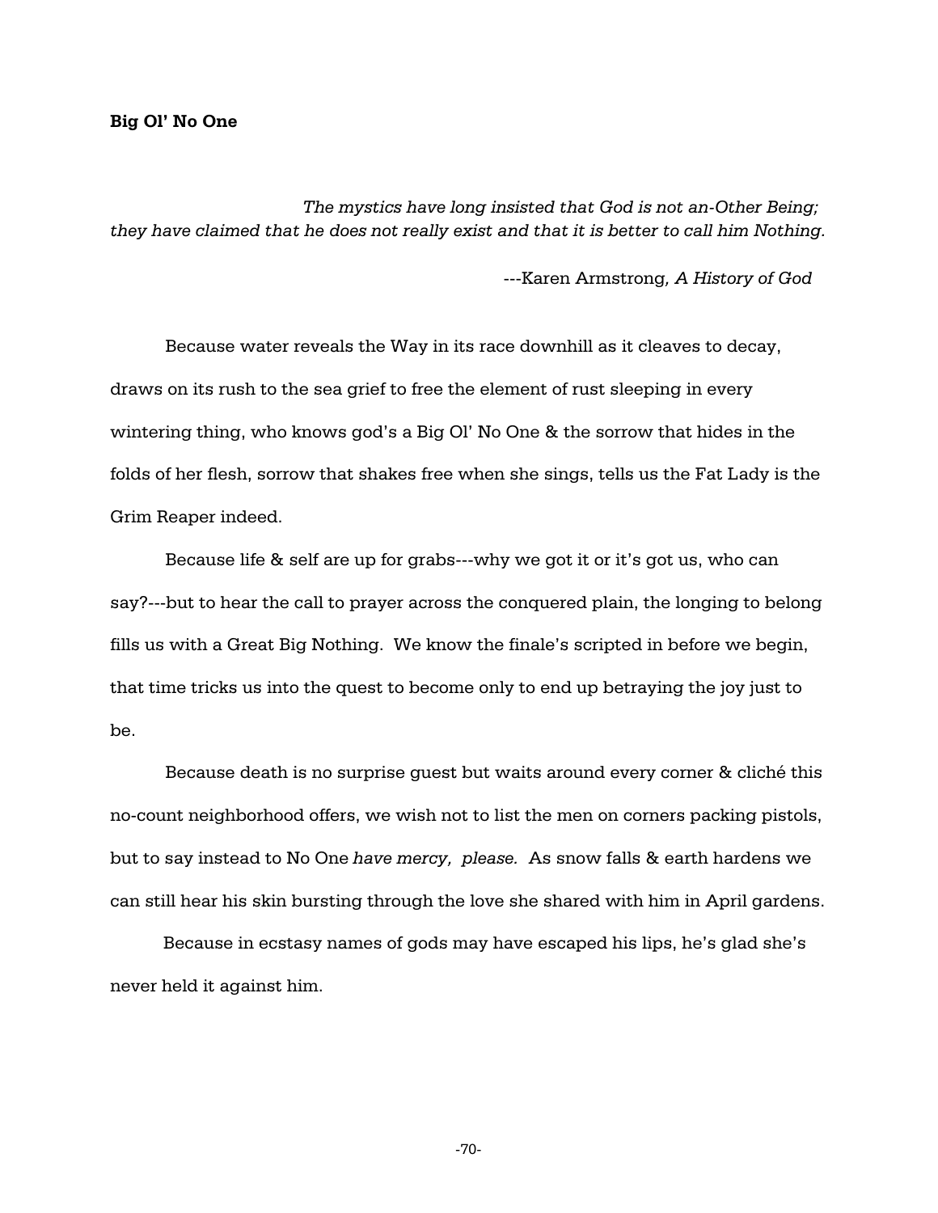**Big Ol' No One**

*The mystics have long insisted that God is not an-Other Being; they have claimed that he does not really exist and that it is better to call him Nothing.*

---Karen Armstrong*, A History of God*

Because water reveals the Way in its race downhill as it cleaves to decay, draws on its rush to the sea grief to free the element of rust sleeping in every wintering thing, who knows god's a Big Ol' No One & the sorrow that hides in the folds of her flesh, sorrow that shakes free when she sings, tells us the Fat Lady is the Grim Reaper indeed.

Because life & self are up for grabs---why we got it or it's got us, who can say?---but to hear the call to prayer across the conquered plain, the longing to belong fills us with a Great Big Nothing. We know the finale's scripted in before we begin, that time tricks us into the quest to become only to end up betraying the joy just to be.

Because death is no surprise guest but waits around every corner & cliché this no-count neighborhood offers, we wish not to list the men on corners packing pistols, but to say instead to No One *have mercy, please.* As snow falls & earth hardens we can still hear his skin bursting through the love she shared with him in April gardens.

Because in ecstasy names of gods may have escaped his lips, he's glad she's never held it against him.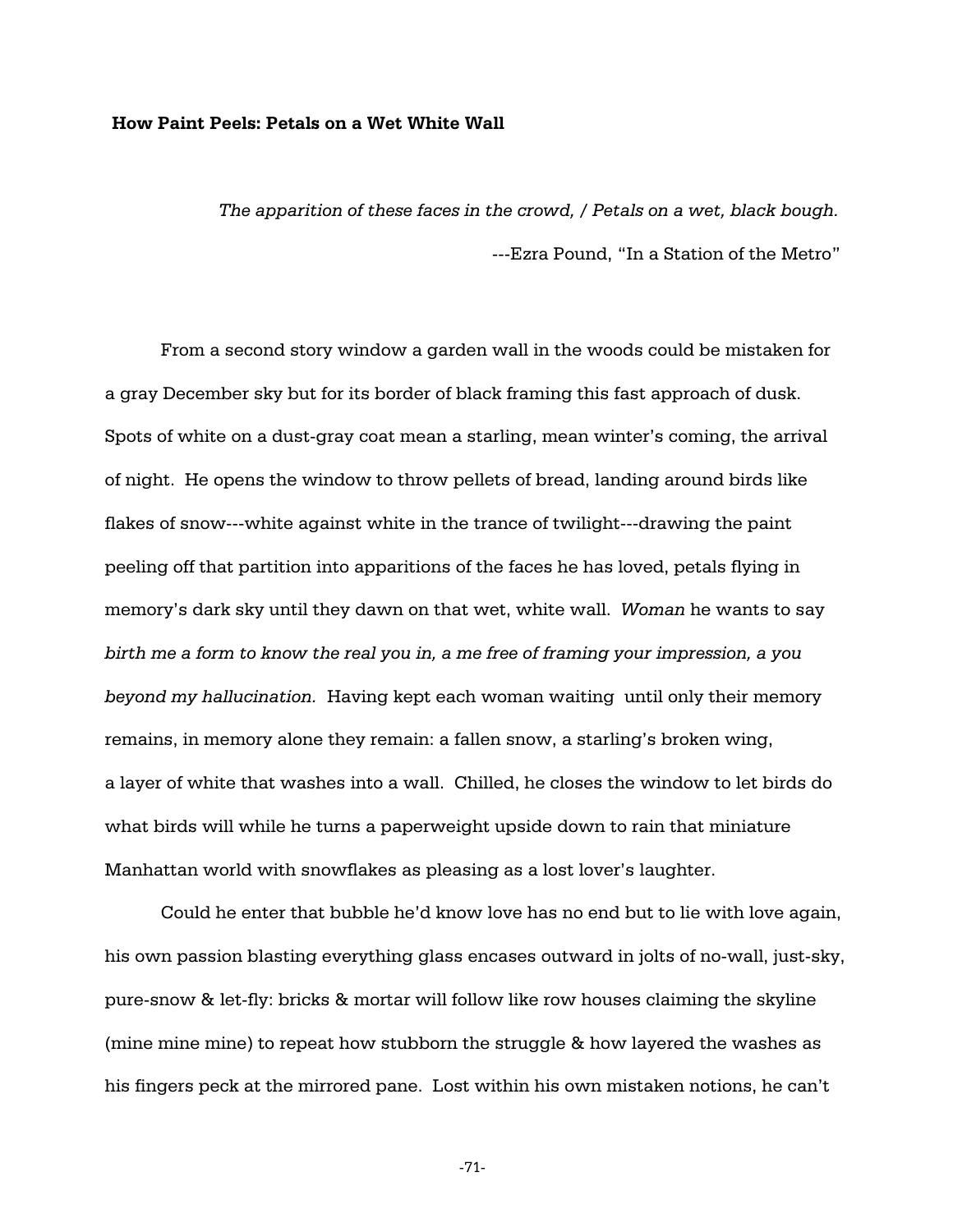**How Paint Peels: Petals on a Wet White Wall**

*The apparition of these faces in the crowd, / Petals on a wet, black bough.*

---Ezra Pound, "In a Station of the Metro"

From a second story window a garden wall in the woods could be mistaken for a gray December sky but for its border of black framing this fast approach of dusk. Spots of white on a dust-gray coat mean a starling, mean winter's coming, the arrival of night. He opens the window to throw pellets of bread, landing around birds like flakes of snow---white against white in the trance of twilight---drawing the paint peeling off that partition into apparitions of the faces he has loved, petals flying in memory's dark sky until they dawn on that wet, white wall. *Woman* he wants to say *birth me a form to know the real you in, a me free of framing your impression, a you beyond my hallucination.* Having kept each woman waiting until only their memory remains, in memory alone they remain: a fallen snow, a starling's broken wing, a layer of white that washes into a wall. Chilled, he closes the window to let birds do what birds will while he turns a paperweight upside down to rain that miniature Manhattan world with snowflakes as pleasing as a lost lover's laughter.

Could he enter that bubble he'd know love has no end but to lie with love again, his own passion blasting everything glass encases outward in jolts of no-wall, just-sky, pure-snow & let-fly: bricks & mortar will follow like row houses claiming the skyline (mine mine mine) to repeat how stubborn the struggle & how layered the washes as his fingers peck at the mirrored pane. Lost within his own mistaken notions, he can't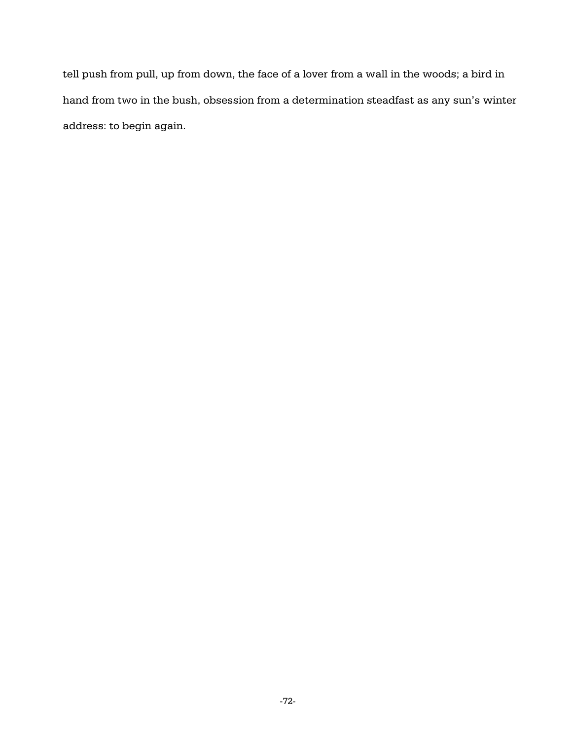tell push from pull, up from down, the face of a lover from a wall in the woods; a bird in hand from two in the bush, obsession from a determination steadfast as any sun's winter address: to begin again.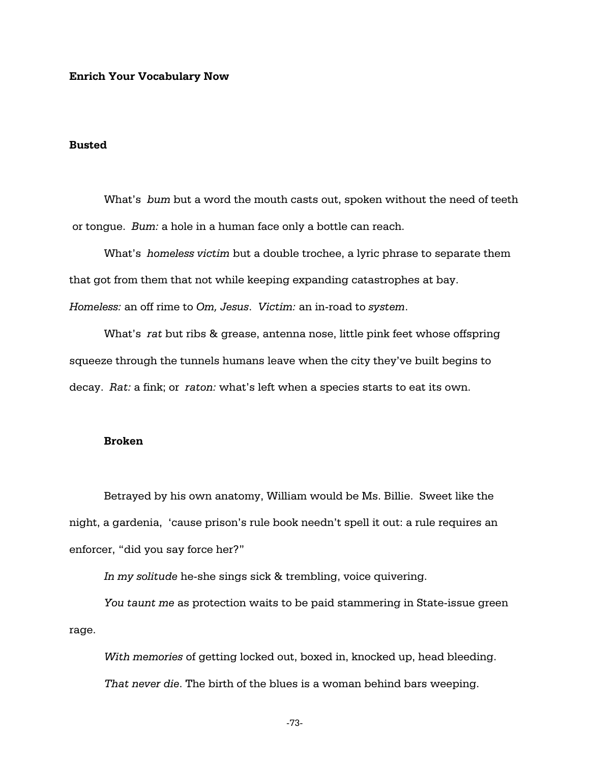**Enrich Your Vocabulary Now**

**Busted**

What's *bum* but a word the mouth casts out, spoken without the need of teeth or tongue. *Bum:* a hole in a human face only a bottle can reach.

What's *homeless victim* but a double trochee, a lyric phrase to separate them that got from them that not while keeping expanding catastrophes at bay. *Homeless:* an off rime to *Om, Jesus*. *Victim:* an in-road to *system*.

What's *rat* but ribs & grease, antenna nose, little pink feet whose offspring squeeze through the tunnels humans leave when the city they've built begins to decay. *Rat:* a fink; or *raton:* what's left when a species starts to eat its own.

**Broken**

Betrayed by his own anatomy, William would be Ms. Billie. Sweet like the night, a gardenia, 'cause prison's rule book needn't spell it out: a rule requires an enforcer, "did you say force her?"

*In my solitude* he-she sings sick & trembling, voice quivering.

*You taunt me* as protection waits to be paid stammering in State-issue green rage.

*With memories* of getting locked out, boxed in, knocked up, head bleeding.

*That never die*. The birth of the blues is a woman behind bars weeping.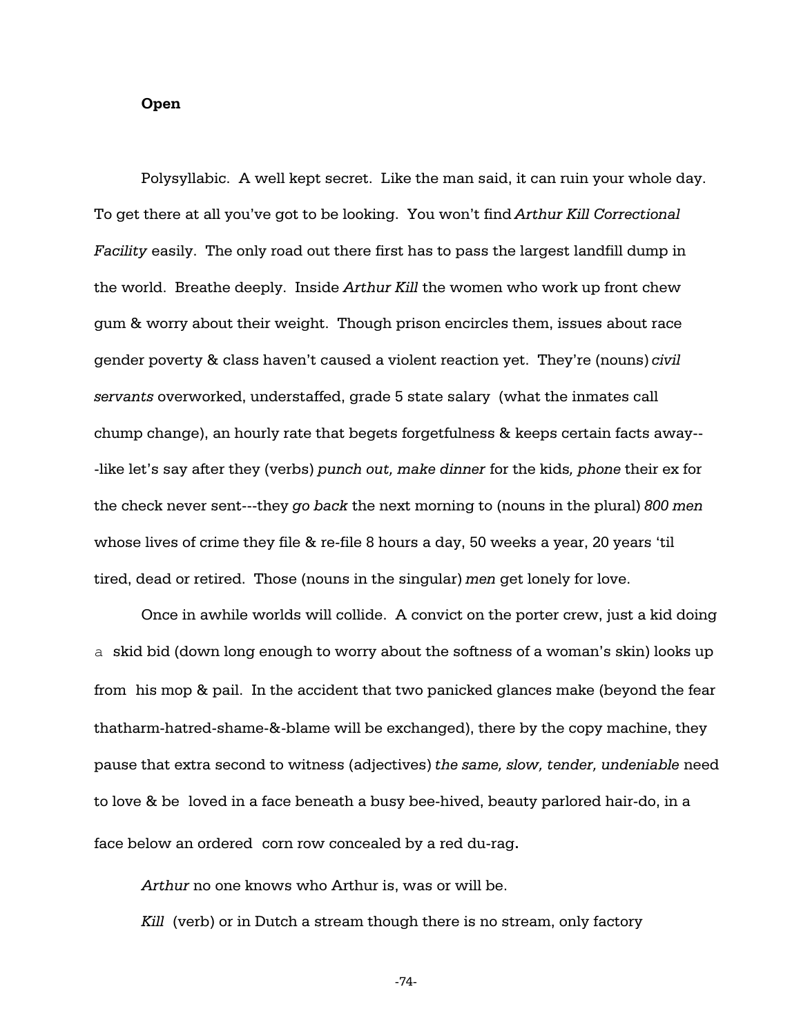**Open**

Polysyllabic. A well kept secret. Like the man said, it can ruin your whole day. To get there at all you've got to be looking. You won't find *Arthur Kill Correctional Facility* easily. The only road out there first has to pass the largest landfill dump in the world. Breathe deeply. Inside *Arthur Kill* the women who work up front chew gum & worry about their weight. Though prison encircles them, issues about race gender poverty & class haven't caused a violent reaction yet. They're (nouns) *civil servants* overworked, understaffed, grade 5 state salary (what the inmates call chump change), an hourly rate that begets forgetfulness & keeps certain facts away---like let's say after they (verbs) *punch out, make dinner* for the kids*, phone* their ex for the check never sent---they *go back* the next morning to (nouns in the plural) *800 men* whose lives of crime they file & re-file 8 hours a day, 50 weeks a year, 20 years 'til tired, dead or retired. Those (nouns in the singular) *men* get lonely for love.

Once in awhile worlds will collide. A convict on the porter crew, just a kid doing a skid bid (down long enough to worry about the softness of a woman's skin) looks up from his mop & pail. In the accident that two panicked glances make (beyond the fear thatharm-hatred-shame-&-blame will be exchanged), there by the copy machine, they pause that extra second to witness (adjectives) *the same, slow, tender, undeniable* need to love & be loved in a face beneath a busy bee-hived, beauty parlored hair-do, in a face below an ordered corn row concealed by a red du-rag.

*Arthur* no one knows who Arthur is, was or will be.

*Kill* (verb) or in Dutch a stream though there is no stream, only factory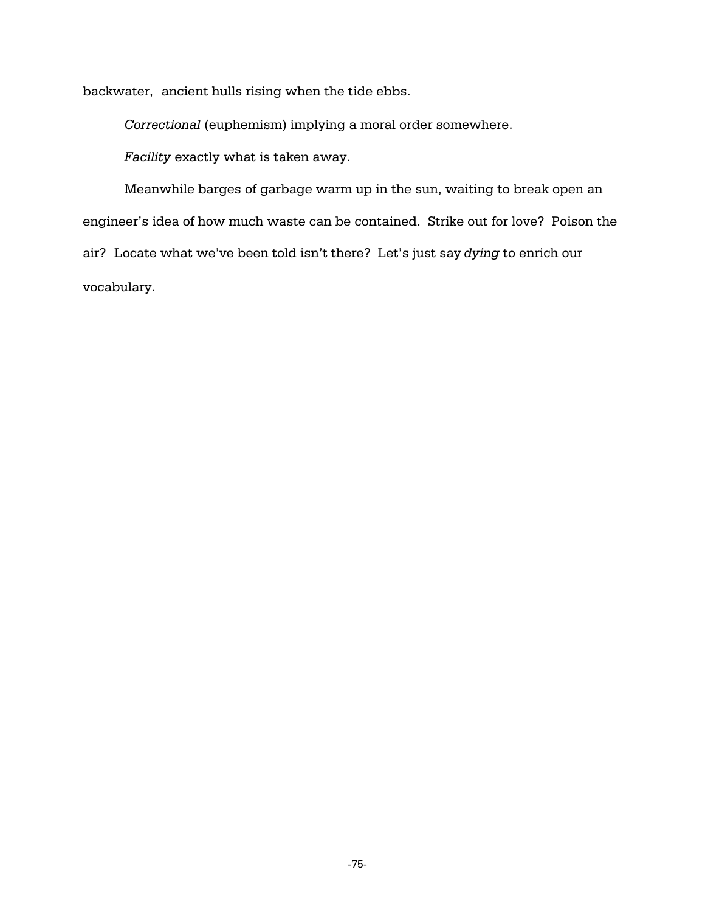backwater,  ancient hulls rising when the tide ebbs.

*Correctional* (euphemism) implying a moral order somewhere.

*Facility* exactly what is taken away.

Meanwhile barges of garbage warm up in the sun, waiting to break open an engineer's idea of how much waste can be contained.  Strike out for love?  Poison the air?  Locate what we've been told isn't there?  Let's just say *dying* to enrich our vocabulary.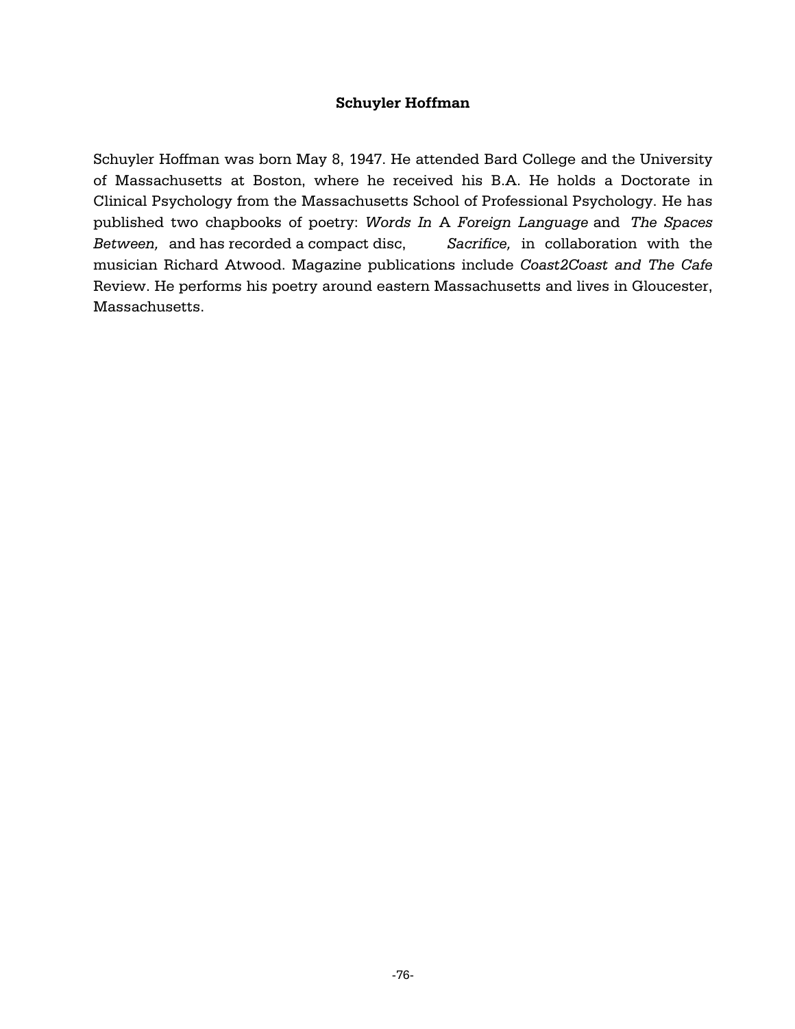**Schuyler Hoffman**

Schuyler Hoffman was born May 8, 1947. He attended Bard College and the University of Massachusetts at Boston, where he received his B.A. He holds a Doctorate in Clinical Psychology from the Massachusetts School of Professional Psychology. He has published two chapbooks of poetry: *Words In* A *Foreign Language* and *The Spaces Between,* and has recorded a compact disc, *Sacrifice,* in collaboration with the musician Richard Atwood. Magazine publications include *Coast2Coast and The Cafe* Review. He performs his poetry around eastern Massachusetts and lives in Gloucester, Massachusetts.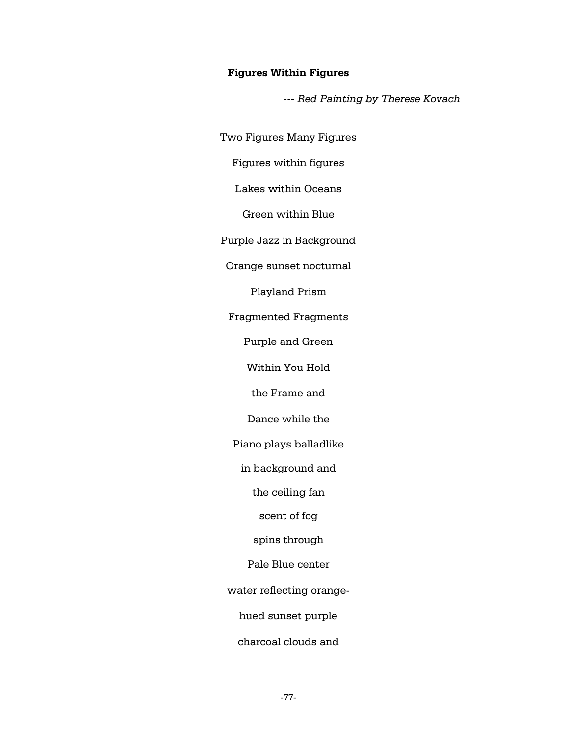### **Figures Within Figures**

--- *Red Painting by Therese Kovach*

Two Figures Many Figures

Figures within figures

Lakes within Oceans

Green within Blue

Purple Jazz in Background

Orange sunset nocturnal

Playland Prism

Fragmented Fragments

Purple and Green

Within You Hold

the Frame and

Dance while the

Piano plays balladlike

in background and

the ceiling fan

scent of fog

spins through

Pale Blue center

water reflecting orange-

hued sunset purple

charcoal clouds and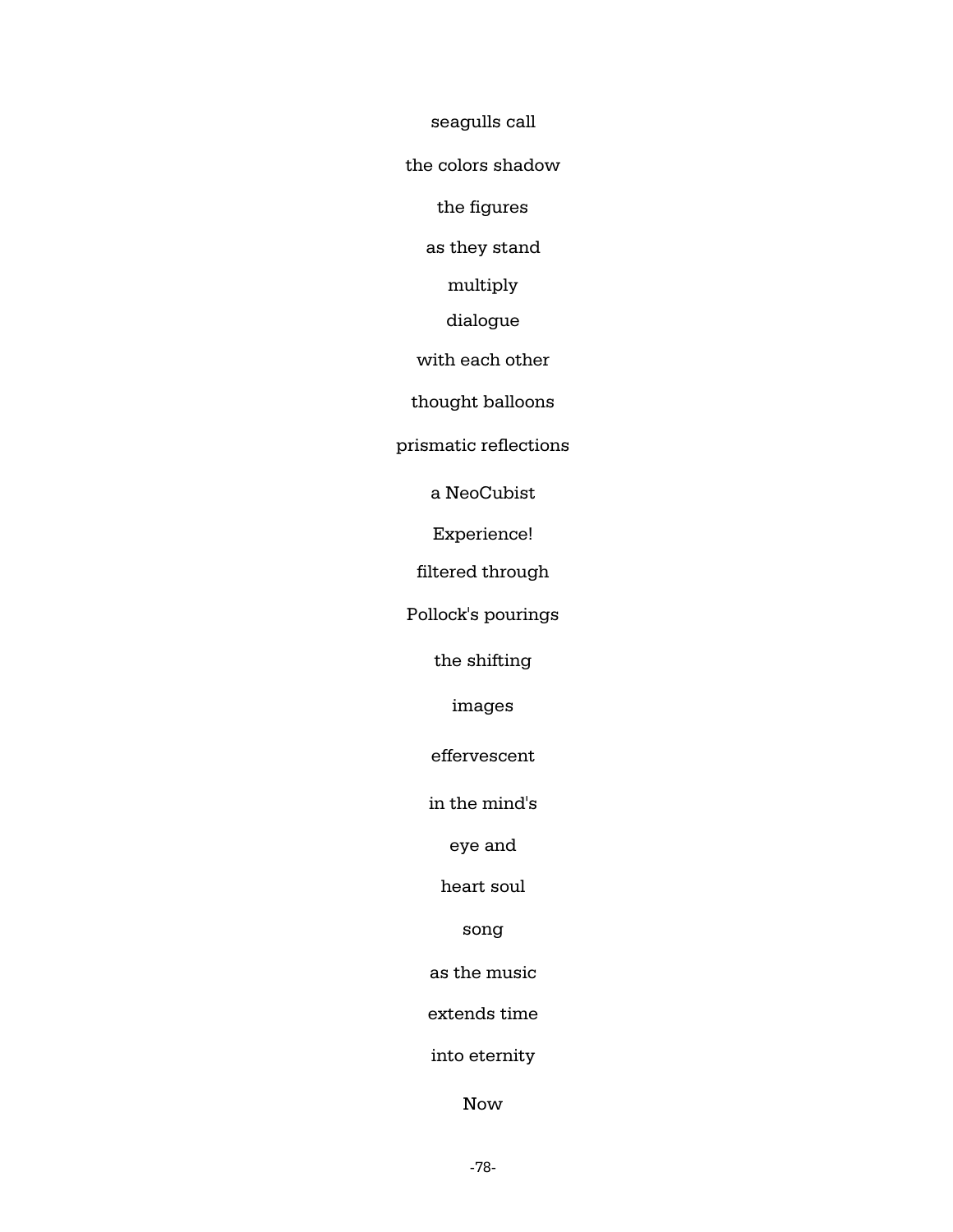seagulls call

the colors shadow

the figures

as they stand

multiply

dialogue

with each other

thought balloons

prismatic reflections

a NeoCubist

Experience!

filtered through

Pollock's pourings

the shifting

images

effervescent

in the mind's

eye and

heart soul

song

as the music

extends time

into eternity

Now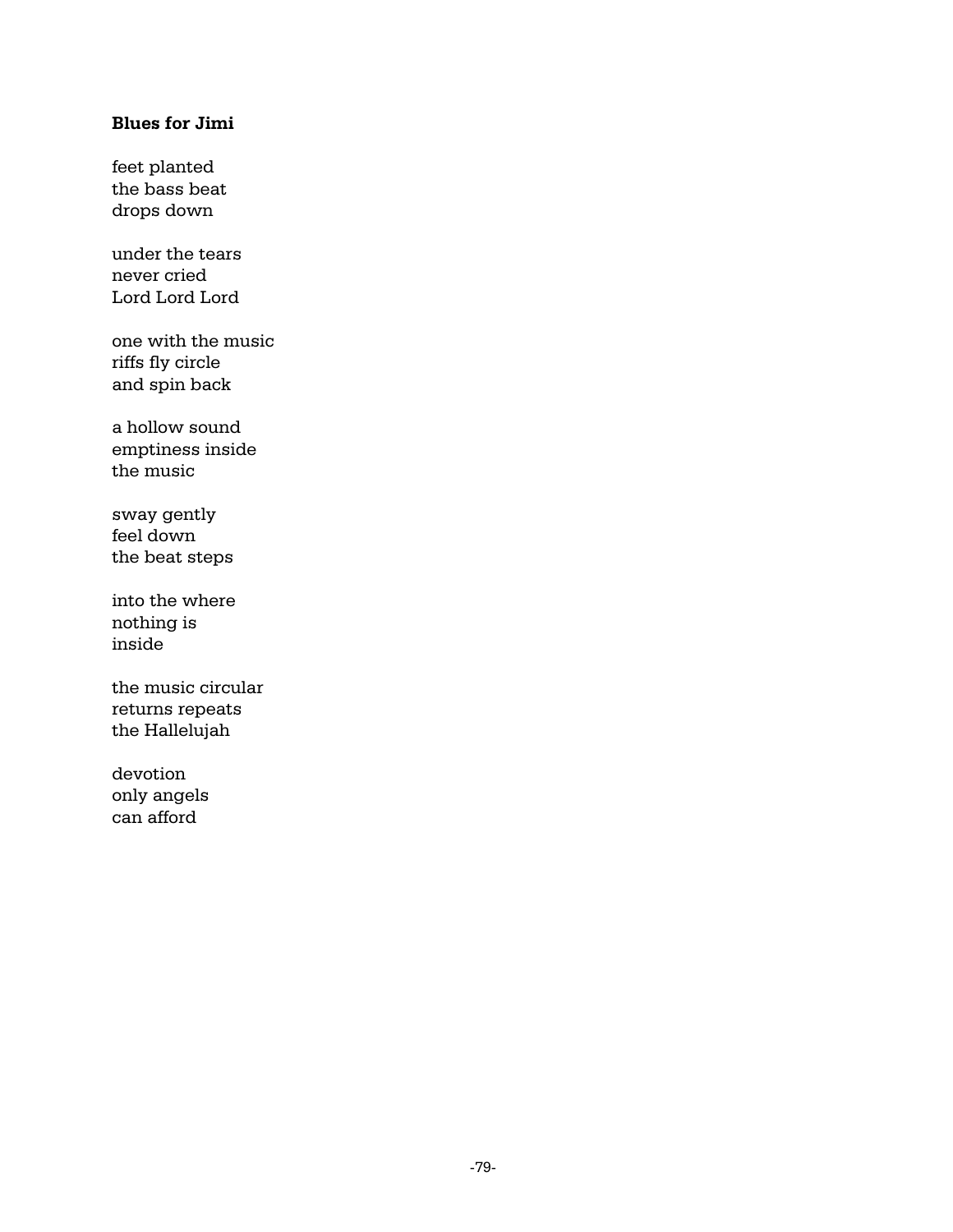**Blues for Jimi**

feet planted
the bass beat
drops down

under the tears
never cried
Lord Lord Lord

one with the music
riffs fly circle
and spin back

a hollow sound
emptiness inside
the music

sway gently
feel down
the beat steps

into the where
nothing is
inside

the music circular
returns repeats
the Hallelujah

devotion
only angels
can afford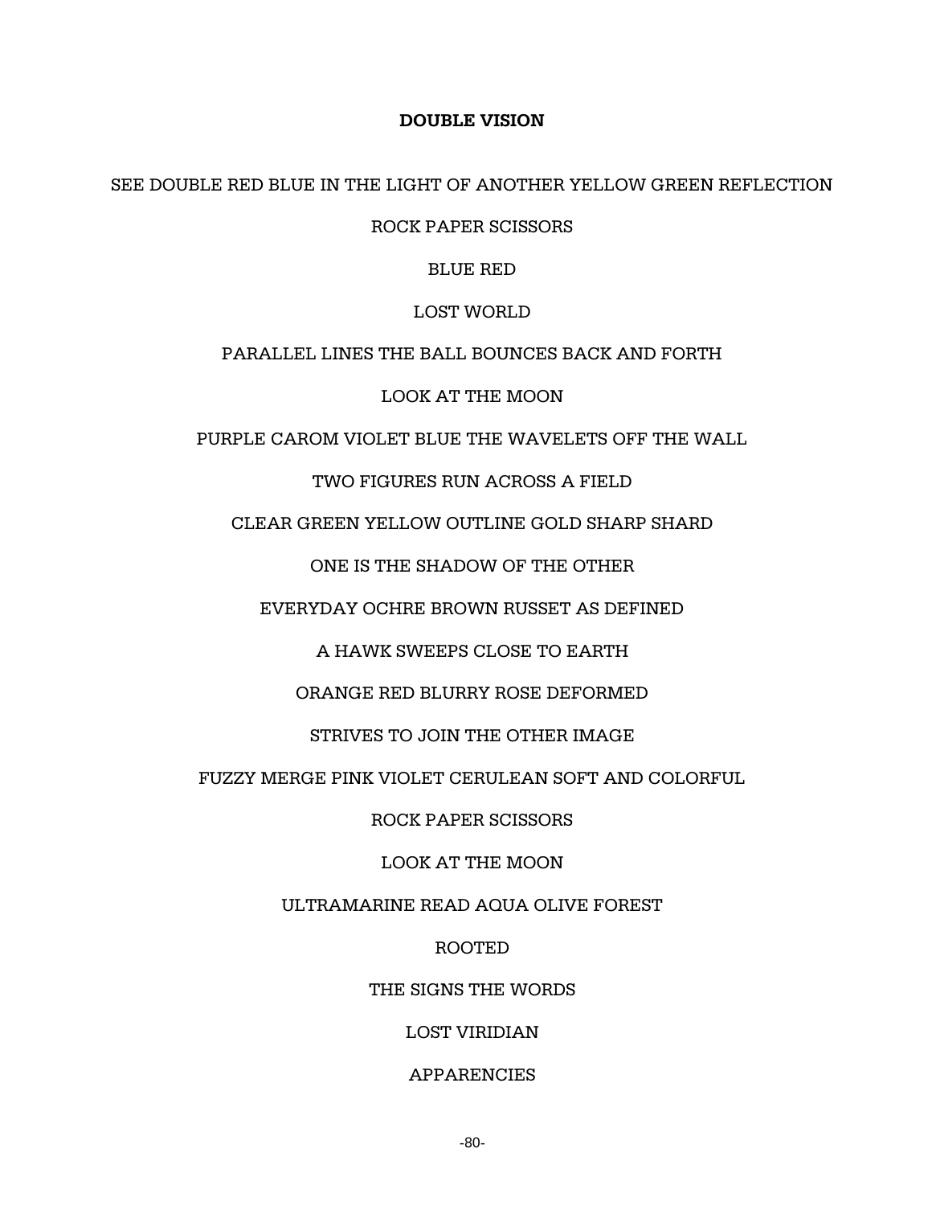**DOUBLE VISION**

SEE DOUBLE RED BLUE IN THE LIGHT OF ANOTHER YELLOW GREEN REFLECTION

ROCK PAPER SCISSORS

BLUE RED

LOST WORLD

PARALLEL LINES THE BALL BOUNCES BACK AND FORTH

LOOK AT THE MOON

PURPLE CAROM VIOLET BLUE THE WAVELETS OFF THE WALL

TWO FIGURES RUN ACROSS A FIELD

CLEAR GREEN YELLOW OUTLINE GOLD SHARP SHARD

ONE IS THE SHADOW OF THE OTHER

EVERYDAY OCHRE BROWN RUSSET AS DEFINED

A HAWK SWEEPS CLOSE TO EARTH

ORANGE RED BLURRY ROSE DEFORMED

STRIVES TO JOIN THE OTHER IMAGE

FUZZY MERGE PINK VIOLET CERULEAN SOFT AND COLORFUL

ROCK PAPER SCISSORS

LOOK AT THE MOON

ULTRAMARINE READ AQUA OLIVE FOREST

ROOTED

THE SIGNS THE WORDS

LOST VIRIDIAN

APPARENCIES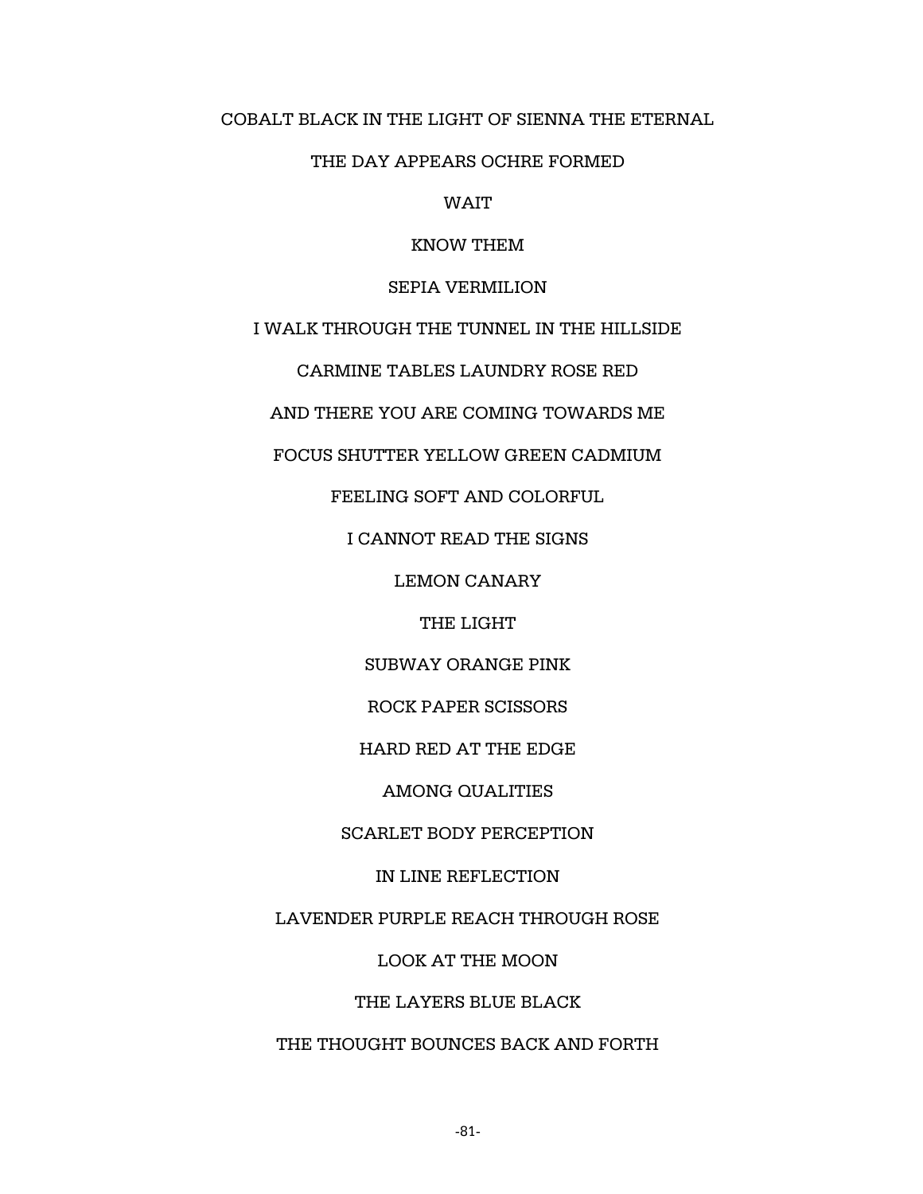COBALT BLACK IN THE LIGHT OF SIENNA THE ETERNAL

THE DAY APPEARS OCHRE FORMED

WAIT

KNOW THEM

SEPIA VERMILION

I WALK THROUGH THE TUNNEL IN THE HILLSIDE

CARMINE TABLES LAUNDRY ROSE RED

AND THERE YOU ARE COMING TOWARDS ME

FOCUS SHUTTER YELLOW GREEN CADMIUM

FEELING SOFT AND COLORFUL

I CANNOT READ THE SIGNS

LEMON CANARY

THE LIGHT

SUBWAY ORANGE PINK

ROCK PAPER SCISSORS

HARD RED AT THE EDGE

AMONG QUALITIES

SCARLET BODY PERCEPTION

IN LINE REFLECTION

LAVENDER PURPLE REACH THROUGH ROSE

LOOK AT THE MOON

THE LAYERS BLUE BLACK

THE THOUGHT BOUNCES BACK AND FORTH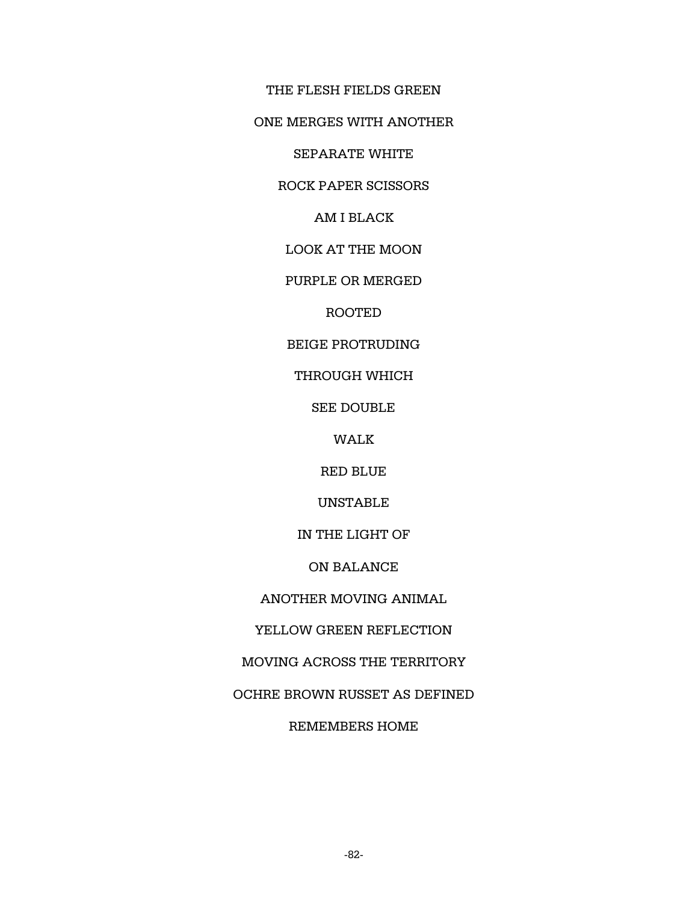THE FLESH FIELDS GREEN

ONE MERGES WITH ANOTHER

SEPARATE WHITE

ROCK PAPER SCISSORS

AM I BLACK

LOOK AT THE MOON

PURPLE OR MERGED

ROOTED

BEIGE PROTRUDING

THROUGH WHICH

SEE DOUBLE

WALK

RED BLUE

UNSTABLE

IN THE LIGHT OF

ON BALANCE

ANOTHER MOVING ANIMAL

YELLOW GREEN REFLECTION

MOVING ACROSS THE TERRITORY

OCHRE BROWN RUSSET AS DEFINED

REMEMBERS HOME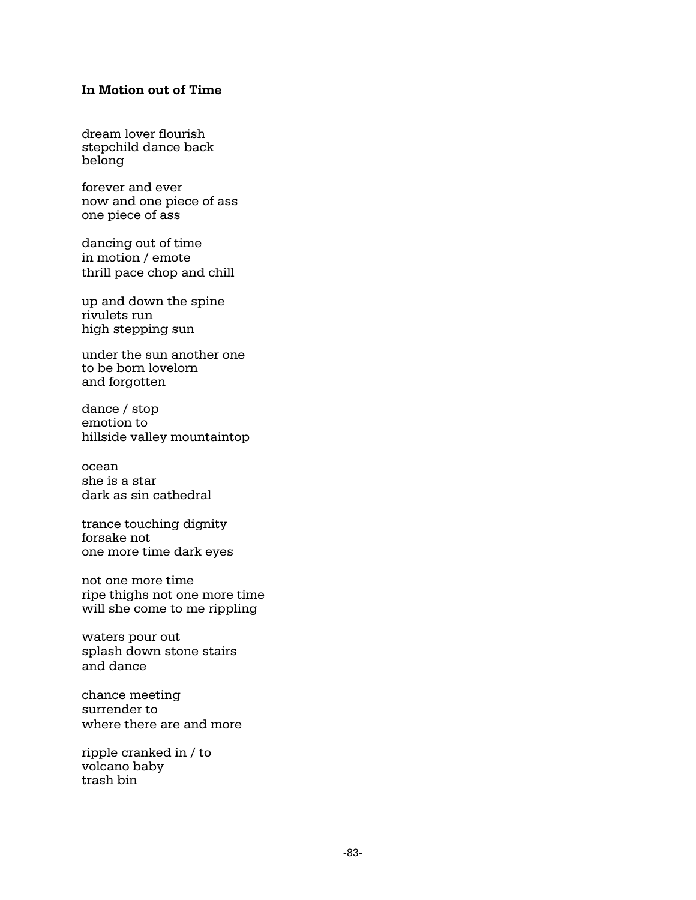**In Motion out of Time**

dream lover flourish
stepchild dance back
belong

forever and ever
now and one piece of ass
one piece of ass

dancing out of time
in motion / emote
thrill pace chop and chill

up and down the spine
rivulets run
high stepping sun

under the sun another one
to be born lovelorn
and forgotten

dance / stop
emotion to
hillside valley mountaintop

ocean
she is a star
dark as sin cathedral

trance touching dignity
forsake not
one more time dark eyes

not one more time
ripe thighs not one more time
will she come to me rippling

waters pour out
splash down stone stairs
and dance

chance meeting
surrender to
where there are and more

ripple cranked in / to
volcano baby
trash bin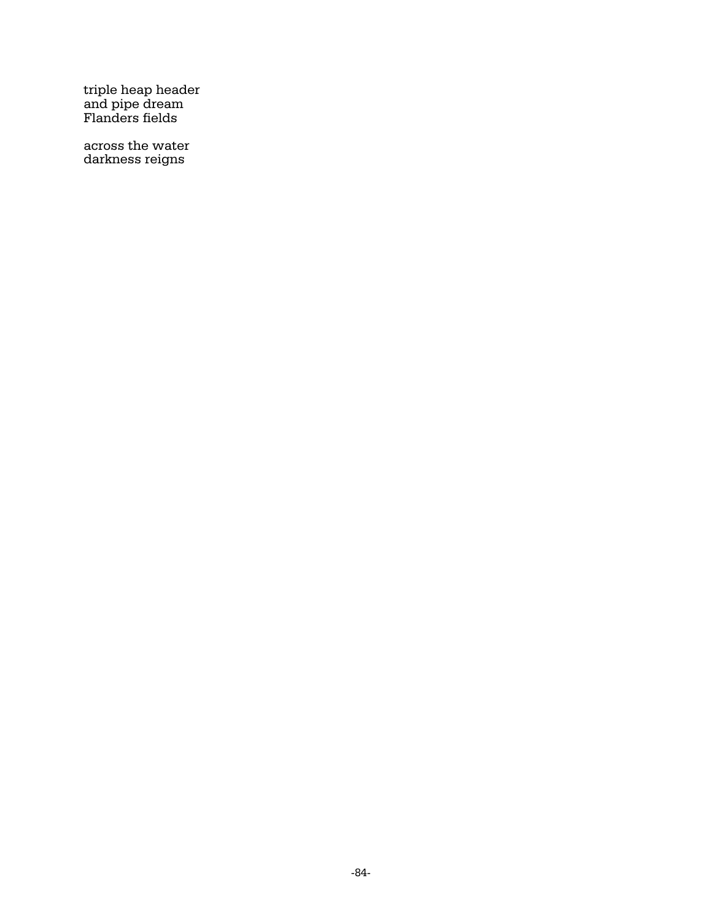triple heap header  
and pipe dream  
Flanders fields

across the water  
darkness reigns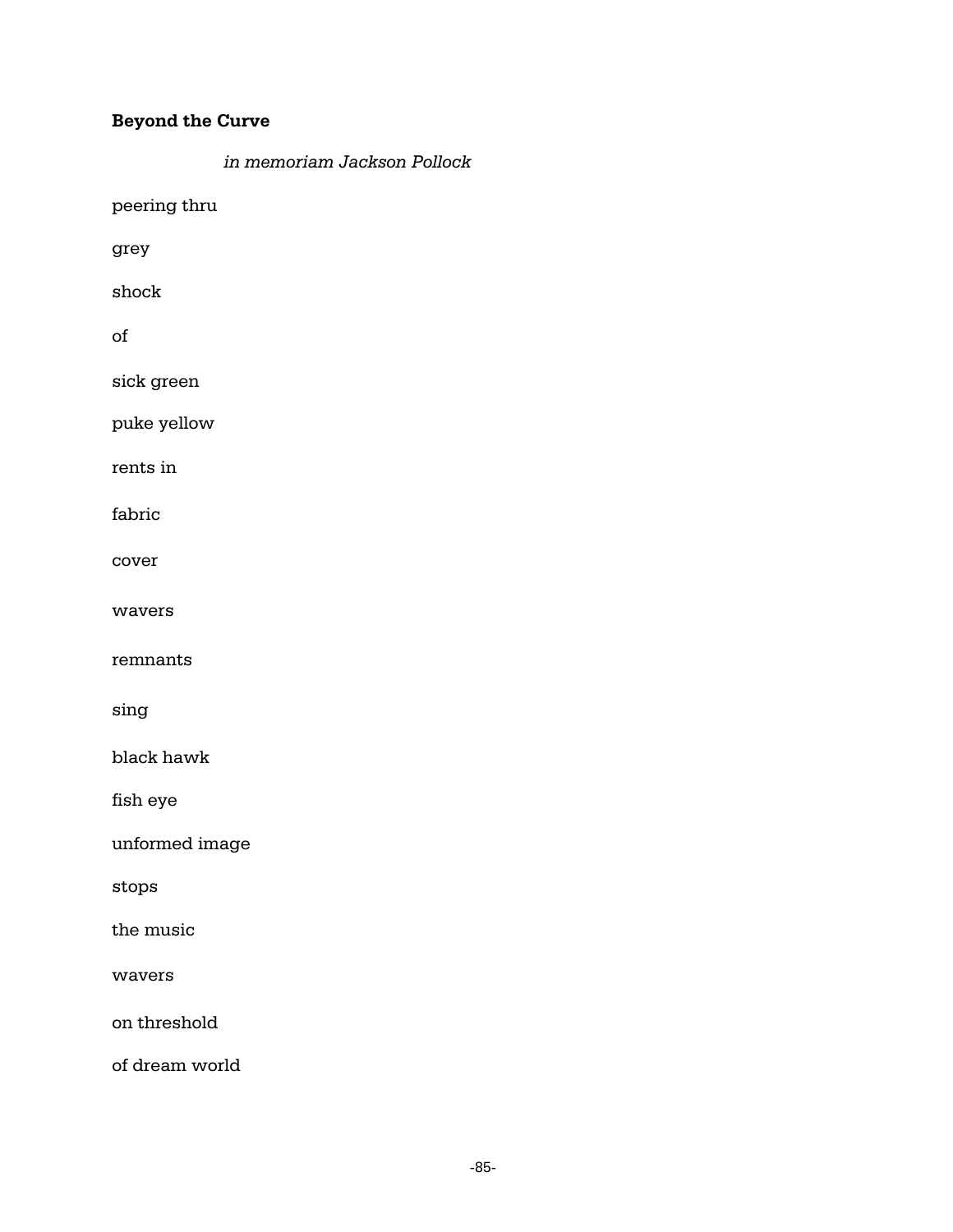**Beyond the Curve**

*in memoriam Jackson Pollock*

peering thru

grey

shock

of

sick green

puke yellow

rents in

fabric

cover

wavers

remnants

sing

black hawk

fish eye

unformed image

stops

the music

wavers

on threshold

of dream world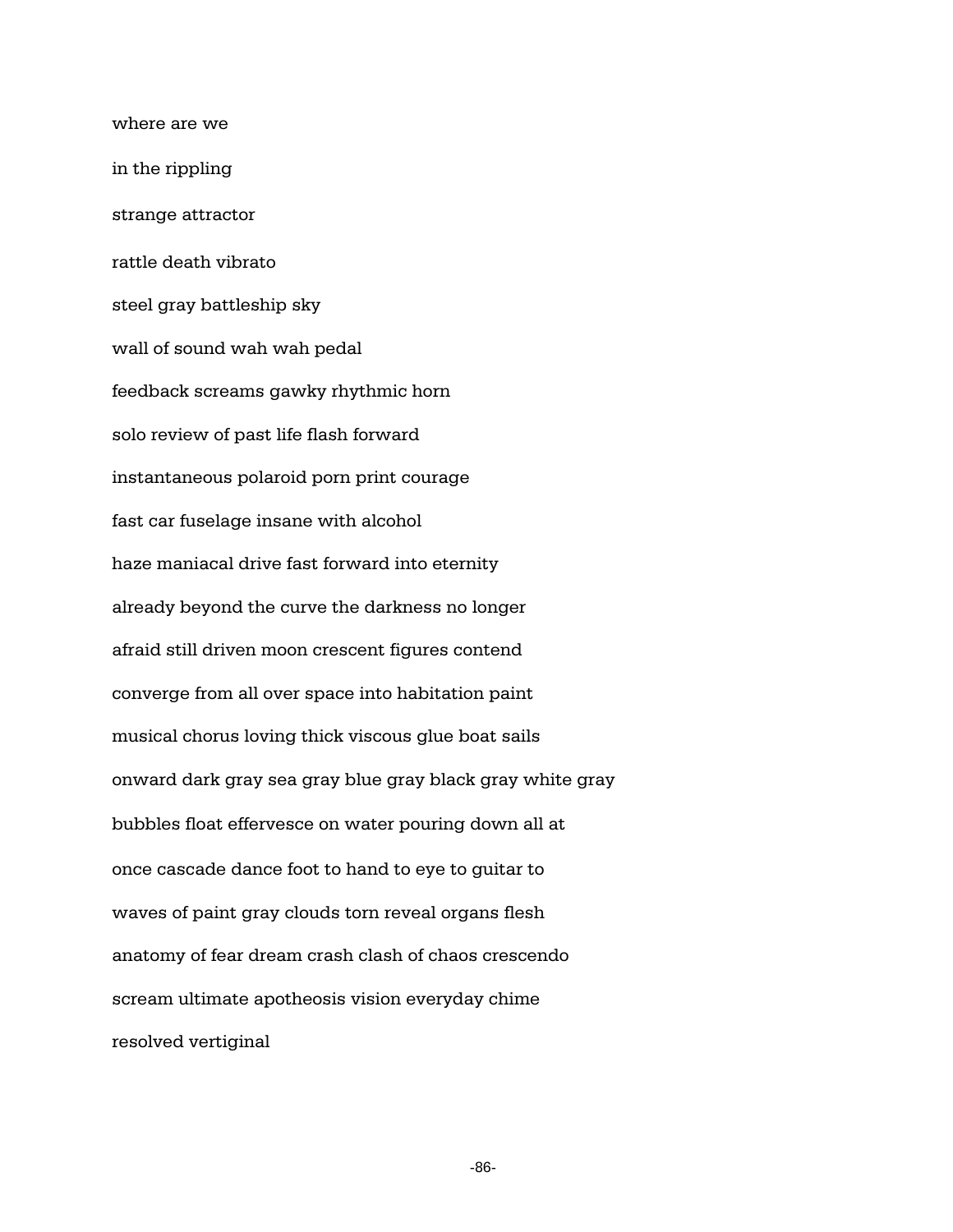where are we

in the rippling

strange attractor

rattle death vibrato

steel gray battleship sky

wall of sound wah wah pedal

feedback screams gawky rhythmic horn

solo review of past life flash forward

instantaneous polaroid porn print courage

fast car fuselage insane with alcohol

haze maniacal drive fast forward into eternity

already beyond the curve the darkness no longer

afraid still driven moon crescent figures contend

converge from all over space into habitation paint

musical chorus loving thick viscous glue boat sails

onward dark gray sea gray blue gray black gray white gray

bubbles float effervesce on water pouring down all at

once cascade dance foot to hand to eye to guitar to

waves of paint gray clouds torn reveal organs flesh

anatomy of fear dream crash clash of chaos crescendo

scream ultimate apotheosis vision everyday chime

resolved vertiginal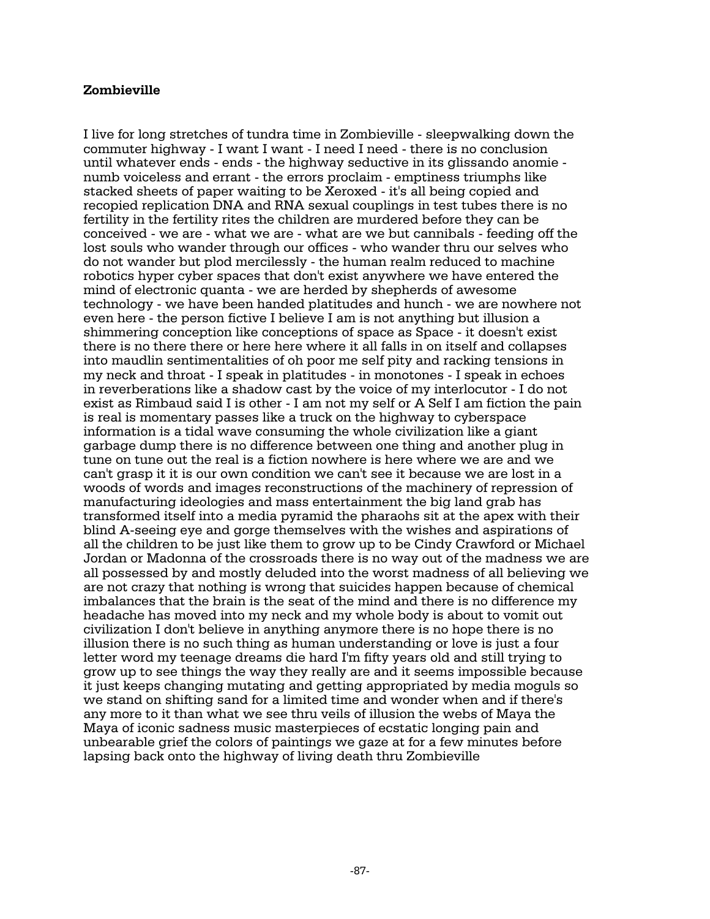**Zombieville**

I live for long stretches of tundra time in Zombieville - sleepwalking down the commuter highway - I want I want - I need I need - there is no conclusion until whatever ends - ends - the highway seductive in its glissando anomie - numb voiceless and errant - the errors proclaim - emptiness triumphs like stacked sheets of paper waiting to be Xeroxed - it's all being copied and recopied replication DNA and RNA sexual couplings in test tubes there is no fertility in the fertility rites the children are murdered before they can be conceived - we are - what we are - what are we but cannibals - feeding off the lost souls who wander through our offices - who wander thru our selves who do not wander but plod mercilessly - the human realm reduced to machine robotics hyper cyber spaces that don't exist anywhere we have entered the mind of electronic quanta - we are herded by shepherds of awesome technology - we have been handed platitudes and hunch - we are nowhere not even here - the person fictive I believe I am is not anything but illusion a shimmering conception like conceptions of space as Space - it doesn't exist there is no there there or here here where it all falls in on itself and collapses into maudlin sentimentalities of oh poor me self pity and racking tensions in my neck and throat - I speak in platitudes - in monotones - I speak in echoes in reverberations like a shadow cast by the voice of my interlocutor - I do not exist as Rimbaud said I is other - I am not my self or A Self I am fiction the pain is real is momentary passes like a truck on the highway to cyberspace information is a tidal wave consuming the whole civilization like a giant garbage dump there is no difference between one thing and another plug in tune on tune out the real is a fiction nowhere is here where we are and we can't grasp it it is our own condition we can't see it because we are lost in a woods of words and images reconstructions of the machinery of repression of manufacturing ideologies and mass entertainment the big land grab has transformed itself into a media pyramid the pharaohs sit at the apex with their blind A-seeing eye and gorge themselves with the wishes and aspirations of all the children to be just like them to grow up to be Cindy Crawford or Michael Jordan or Madonna of the crossroads there is no way out of the madness we are all possessed by and mostly deluded into the worst madness of all believing we are not crazy that nothing is wrong that suicides happen because of chemical imbalances that the brain is the seat of the mind and there is no difference my headache has moved into my neck and my whole body is about to vomit out civilization I don't believe in anything anymore there is no hope there is no illusion there is no such thing as human understanding or love is just a four letter word my teenage dreams die hard I'm fifty years old and still trying to grow up to see things the way they really are and it seems impossible because it just keeps changing mutating and getting appropriated by media moguls so we stand on shifting sand for a limited time and wonder when and if there's any more to it than what we see thru veils of illusion the webs of Maya the Maya of iconic sadness music masterpieces of ecstatic longing pain and unbearable grief the colors of paintings we gaze at for a few minutes before lapsing back onto the highway of living death thru Zombieville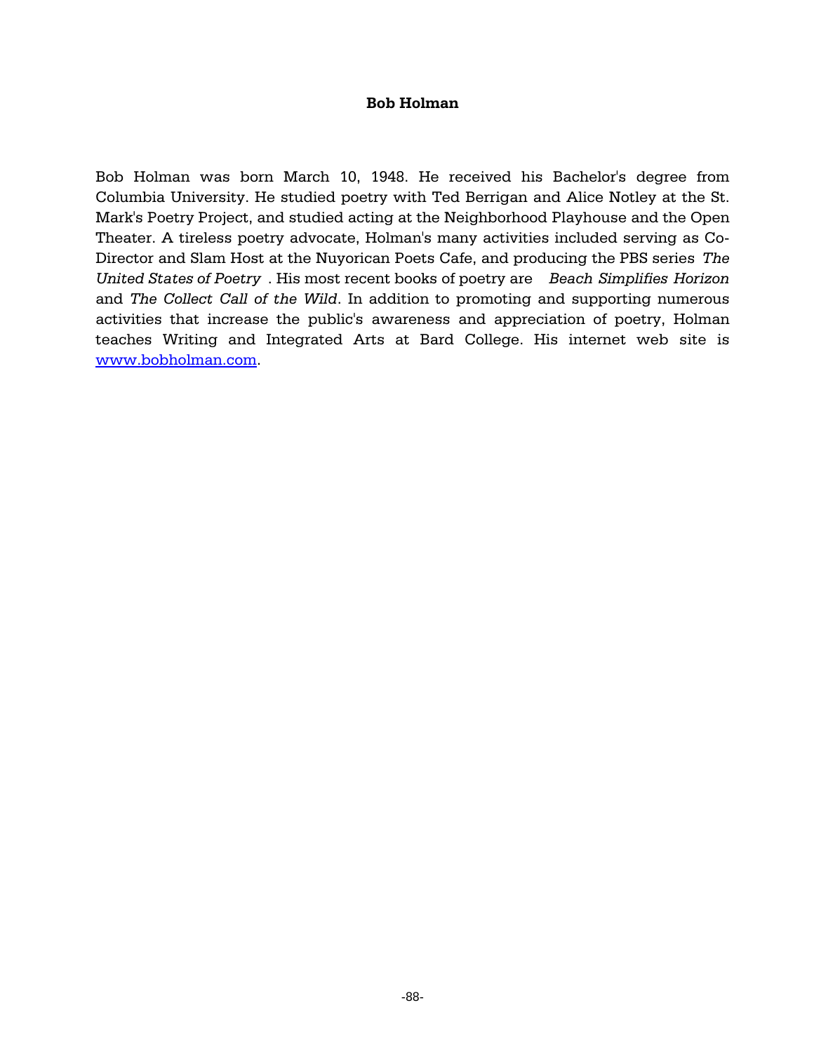**Bob Holman**

Bob Holman was born March 10, 1948. He received his Bachelor's degree from Columbia University. He studied poetry with Ted Berrigan and Alice Notley at the St. Mark's Poetry Project, and studied acting at the Neighborhood Playhouse and the Open Theater. A tireless poetry advocate, Holman's many activities included serving as Co-Director and Slam Host at the Nuyorican Poets Cafe, and producing the PBS series *The United States of Poetry*. His most recent books of poetry are *Beach Simplifies Horizon* and *The Collect Call of the Wild*. In addition to promoting and supporting numerous activities that increase the public's awareness and appreciation of poetry, Holman teaches Writing and Integrated Arts at Bard College. His internet web site is [www.bobholman.com](http://www.bobholman.com).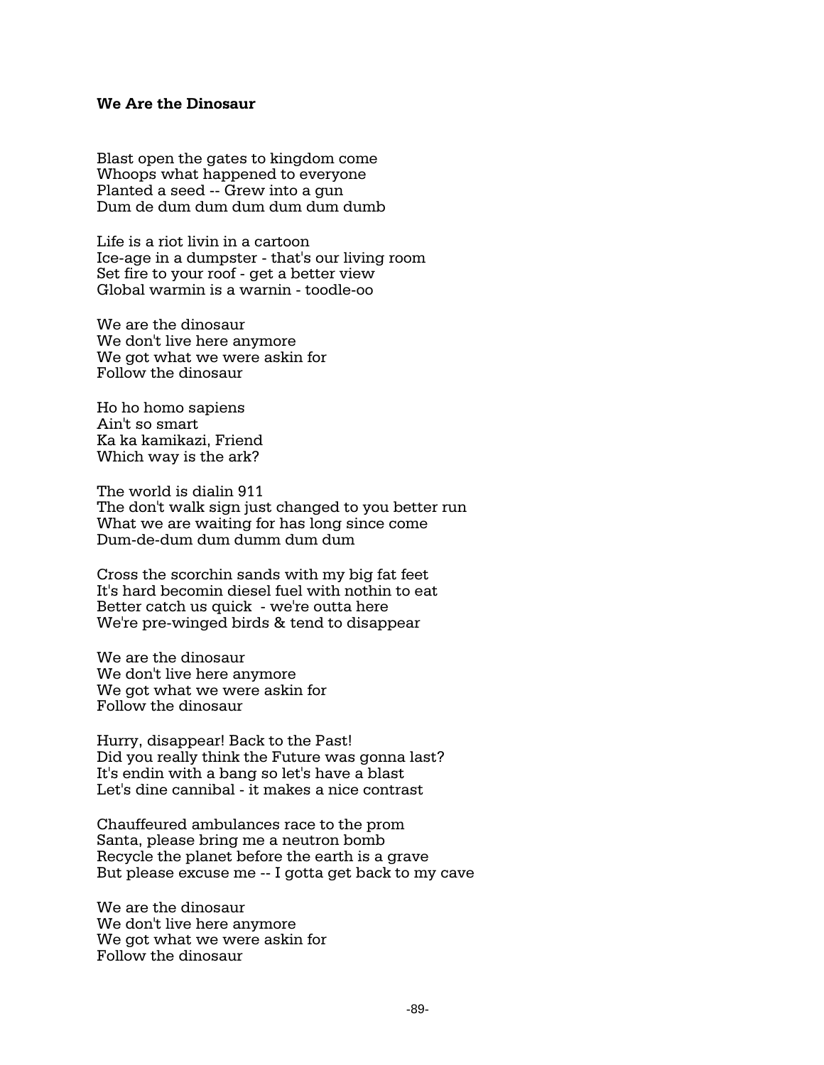**We Are the Dinosaur**

Blast open the gates to kingdom come
Whoops what happened to everyone
Planted a seed -- Grew into a gun
Dum de dum dum dum dum dum dumb

Life is a riot livin in a cartoon
Ice-age in a dumpster - that's our living room
Set fire to your roof - get a better view
Global warmin is a warnin - toodle-oo

We are the dinosaur
We don't live here anymore
We got what we were askin for
Follow the dinosaur

Ho ho homo sapiens
Ain't so smart
Ka ka kamikazi, Friend
Which way is the ark?

The world is dialin 911
The don't walk sign just changed to you better run
What we are waiting for has long since come
Dum-de-dum dum dumm dum dum

Cross the scorchin sands with my big fat feet
It's hard becomin diesel fuel with nothin to eat
Better catch us quick - we're outta here
We're pre-winged birds & tend to disappear

We are the dinosaur
We don't live here anymore
We got what we were askin for
Follow the dinosaur

Hurry, disappear! Back to the Past!
Did you really think the Future was gonna last?
It's endin with a bang so let's have a blast
Let's dine cannibal - it makes a nice contrast

Chauffeured ambulances race to the prom
Santa, please bring me a neutron bomb
Recycle the planet before the earth is a grave
But please excuse me -- I gotta get back to my cave

We are the dinosaur
We don't live here anymore
We got what we were askin for
Follow the dinosaur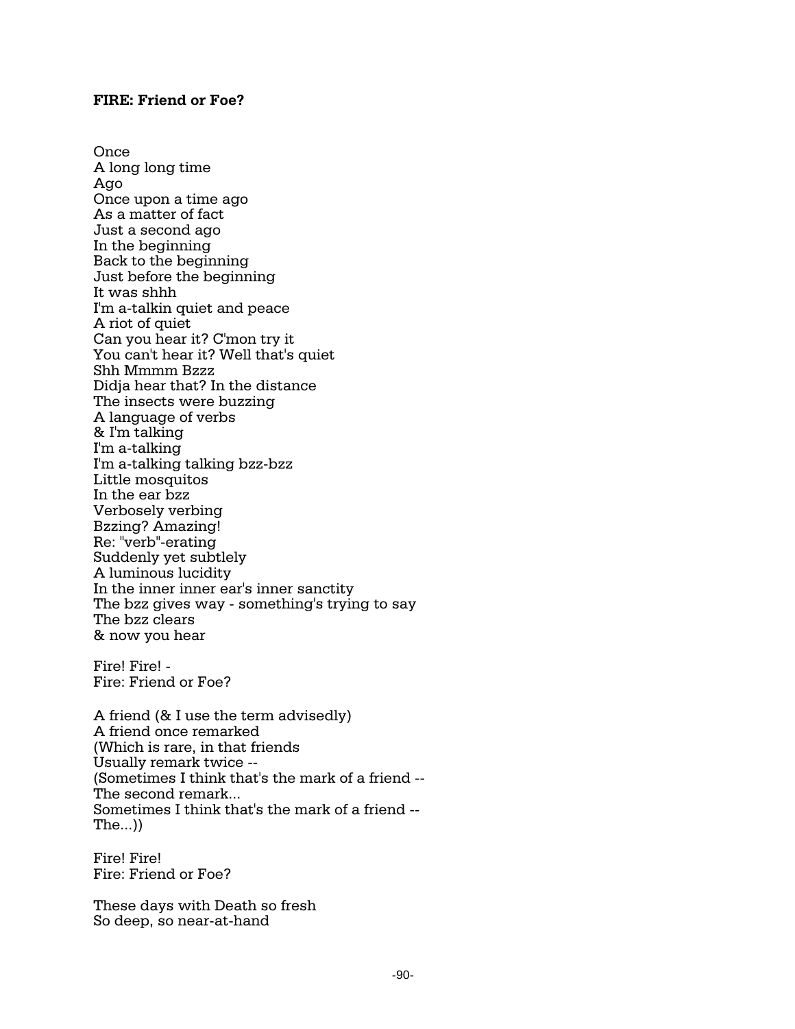**FIRE: Friend or Foe?**

Once  
A long long time  
Ago  
Once upon a time ago  
As a matter of fact  
Just a second ago  
In the beginning  
Back to the beginning  
Just before the beginning  
It was shhh  
I'm a-talkin quiet and peace  
A riot of quiet  
Can you hear it? C'mon try it  
You can't hear it? Well that's quiet  
Shh Mmmm Bzzz  
Didja hear that? In the distance  
The insects were buzzing  
A language of verbs  
& I'm talking  
I'm a-talking  
I'm a-talking talking bzz-bzz  
Little mosquitos  
In the ear bzz  
Verbosely verbing  
Bzzing? Amazing!  
Re: "verb"-erating  
Suddenly yet subtlely  
A luminous lucidity  
In the inner inner ear's inner sanctity  
The bzz gives way - something's trying to say  
The bzz clears  
& now you hear

Fire! Fire! -  
Fire: Friend or Foe?

A friend (& I use the term advisedly)  
A friend once remarked  
(Which is rare, in that friends  
Usually remark twice --  
(Sometimes I think that's the mark of a friend --  
The second remark...  
Sometimes I think that's the mark of a friend --  
The...))

Fire! Fire!  
Fire: Friend or Foe?

These days with Death so fresh  
So deep, so near-at-hand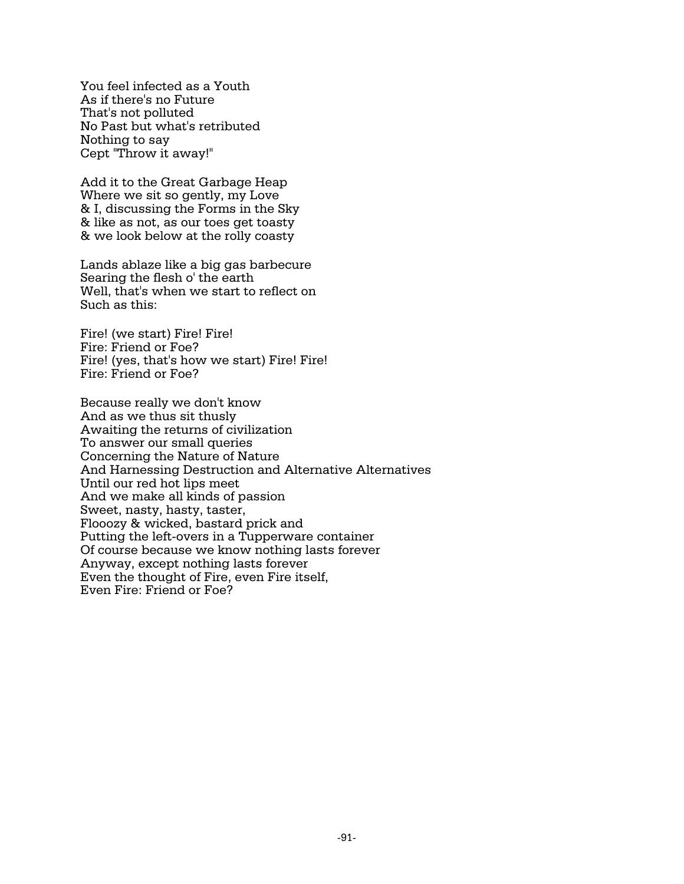You feel infected as a Youth  
As if there's no Future  
That's not polluted  
No Past but what's retributed  
Nothing to say  
Cept "Throw it away!"

Add it to the Great Garbage Heap  
Where we sit so gently, my Love  
& I, discussing the Forms in the Sky  
& like as not, as our toes get toasty  
& we look below at the rolly coasty

Lands ablaze like a big gas barbecure  
Searing the flesh o' the earth  
Well, that's when we start to reflect on  
Such as this:

Fire! (we start) Fire! Fire!  
Fire: Friend or Foe?  
Fire! (yes, that's how we start) Fire! Fire!  
Fire: Friend or Foe?

Because really we don't know  
And as we thus sit thusly  
Awaiting the returns of civilization  
To answer our small queries  
Concerning the Nature of Nature  
And Harnessing Destruction and Alternative Alternatives  
Until our red hot lips meet  
And we make all kinds of passion  
Sweet, nasty, hasty, taster,  
Flooozy & wicked, bastard prick and  
Putting the left-overs in a Tupperware container  
Of course because we know nothing lasts forever  
Anyway, except nothing lasts forever  
Even the thought of Fire, even Fire itself,  
Even Fire: Friend or Foe?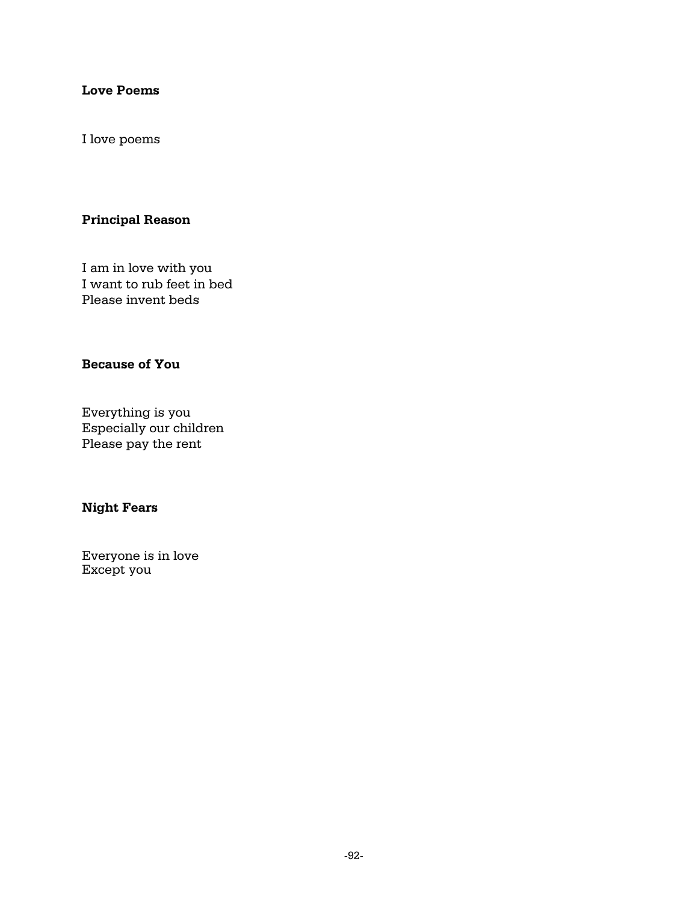**Love Poems**

I love poems

**Principal Reason**

I am in love with you  
I want to rub feet in bed  
Please invent beds

**Because of You**

Everything is you  
Especially our children  
Please pay the rent

**Night Fears**

Everyone is in love  
Except you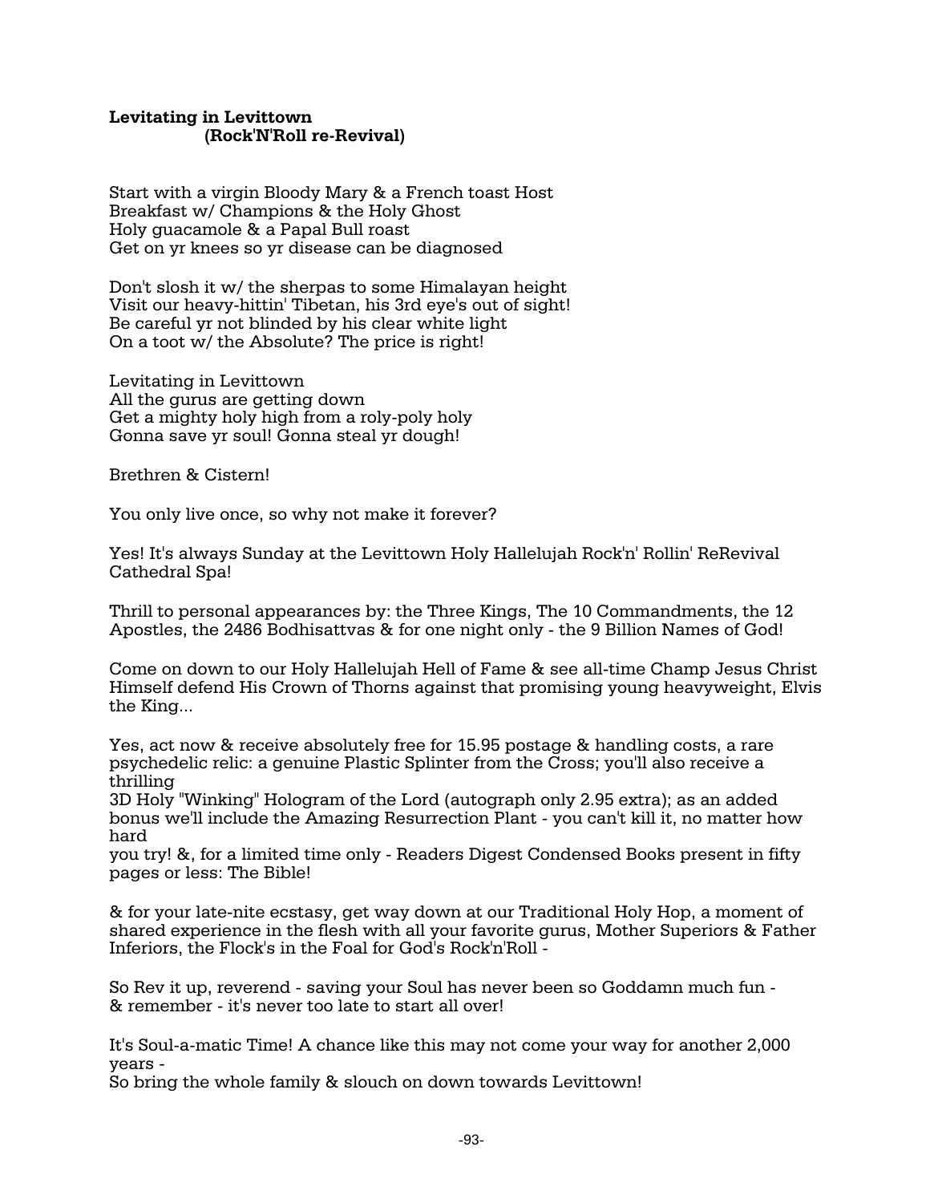**Levitating in Levittown**
**(Rock'N'Roll re-Revival)**

Start with a virgin Bloody Mary & a French toast Host
Breakfast w/ Champions & the Holy Ghost
Holy guacamole & a Papal Bull roast
Get on yr knees so yr disease can be diagnosed

Don't slosh it w/ the sherpas to some Himalayan height
Visit our heavy-hittin' Tibetan, his 3rd eye's out of sight!
Be careful yr not blinded by his clear white light
On a toot w/ the Absolute? The price is right!

Levitating in Levittown
All the gurus are getting down
Get a mighty holy high from a roly-poly holy
Gonna save yr soul! Gonna steal yr dough!

Brethren & Cistern!

You only live once, so why not make it forever?

Yes! It's always Sunday at the Levittown Holy Hallelujah Rock'n' Rollin' ReRevival Cathedral Spa!

Thrill to personal appearances by: the Three Kings, The 10 Commandments, the 12 Apostles, the 2486 Bodhisattvas & for one night only - the 9 Billion Names of God!

Come on down to our Holy Hallelujah Hell of Fame & see all-time Champ Jesus Christ Himself defend His Crown of Thorns against that promising young heavyweight, Elvis the King...

Yes, act now & receive absolutely free for 15.95 postage & handling costs, a rare psychedelic relic: a genuine Plastic Splinter from the Cross; you'll also receive a thrilling
3D Holy "Winking" Hologram of the Lord (autograph only 2.95 extra); as an added bonus we'll include the Amazing Resurrection Plant - you can't kill it, no matter how hard
you try! &, for a limited time only - Readers Digest Condensed Books present in fifty pages or less: The Bible!

& for your late-nite ecstasy, get way down at our Traditional Holy Hop, a moment of shared experience in the flesh with all your favorite gurus, Mother Superiors & Father Inferiors, the Flock's in the Foal for God's Rock'n'Roll -

So Rev it up, reverend - saving your Soul has never been so Goddamn much fun -
& remember - it's never too late to start all over!

It's Soul-a-matic Time! A chance like this may not come your way for another 2,000 years -
So bring the whole family & slouch on down towards Levittown!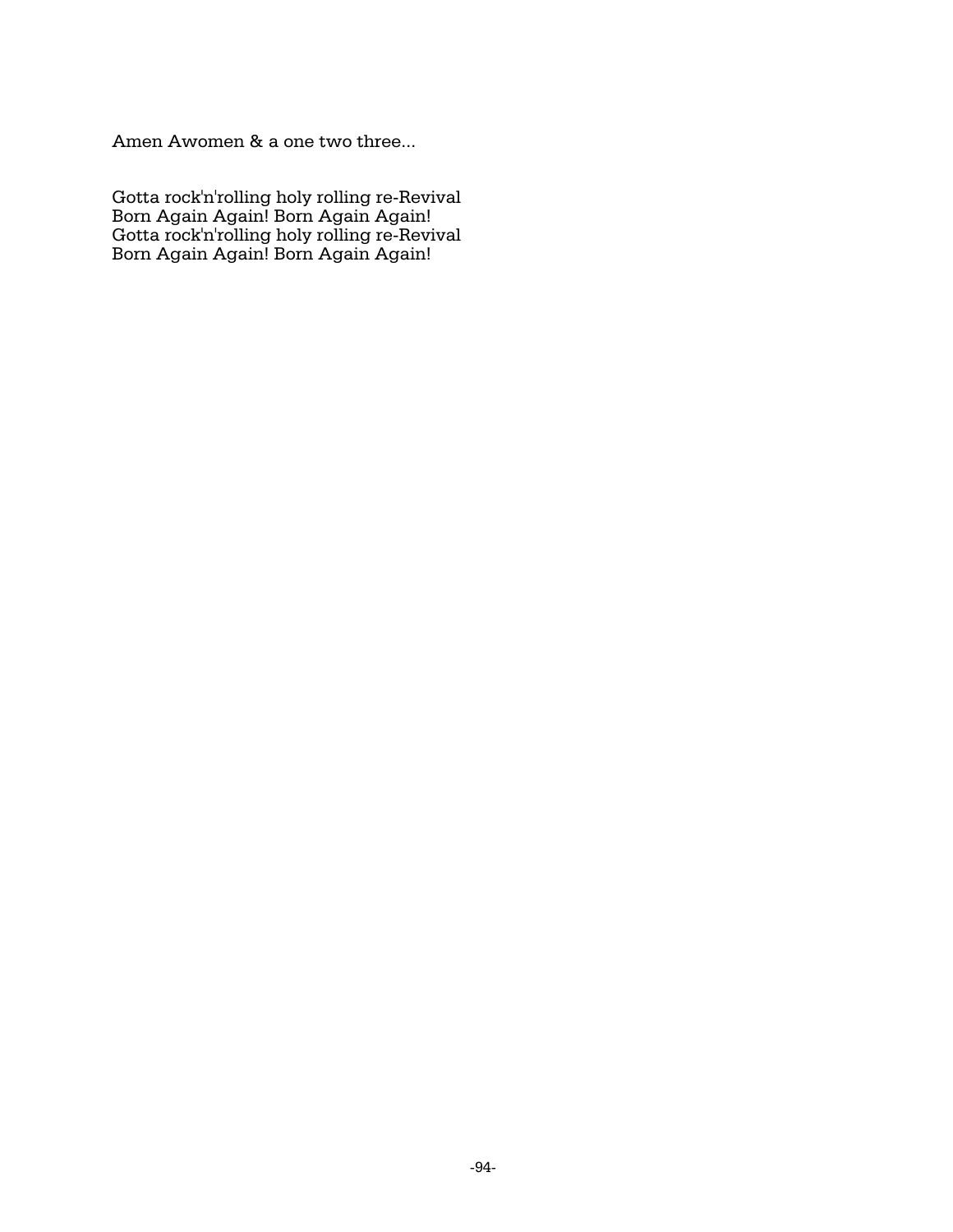Amen Awomen & a one two three...

Gotta rock'n'rolling holy rolling re-Revival  
Born Again Again! Born Again Again!  
Gotta rock'n'rolling holy rolling re-Revival  
Born Again Again! Born Again Again!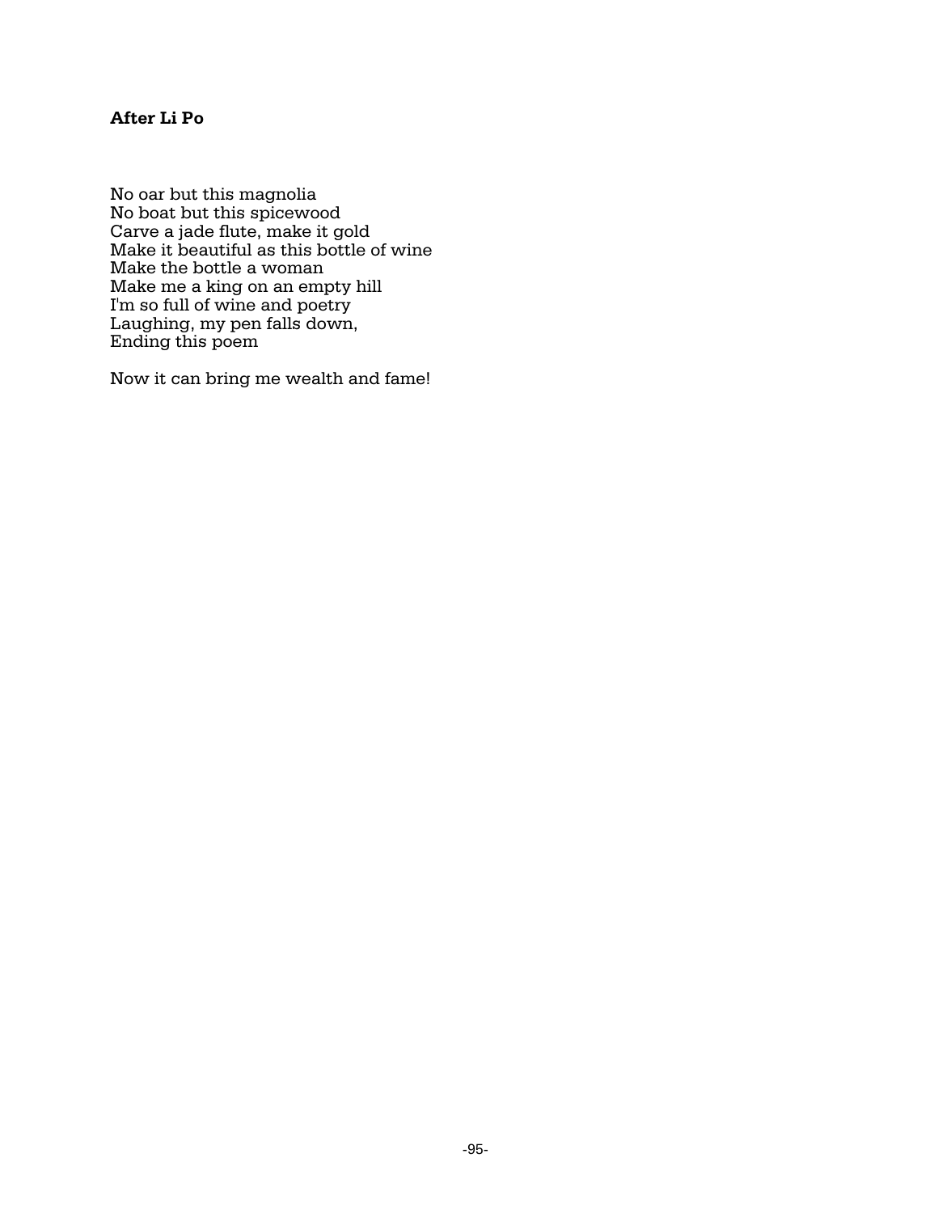### After Li Po

No oar but this magnolia
No boat but this spicewood
Carve a jade flute, make it gold
Make it beautiful as this bottle of wine
Make the bottle a woman
Make me a king on an empty hill
I'm so full of wine and poetry
Laughing, my pen falls down,
Ending this poem

Now it can bring me wealth and fame!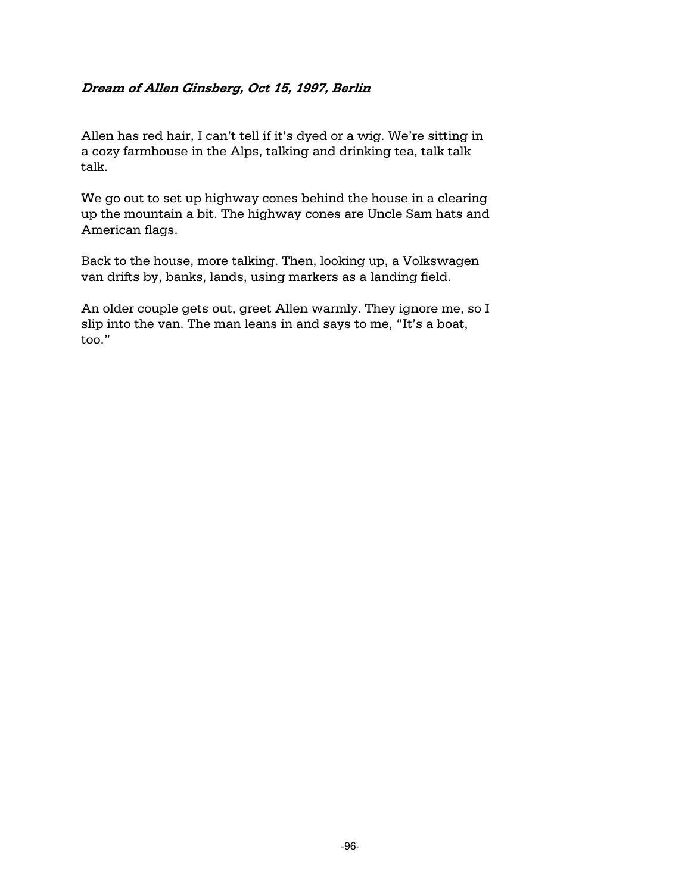***Dream of Allen Ginsberg, Oct 15, 1997, Berlin***

Allen has red hair, I can't tell if it's dyed or a wig. We're sitting in a cozy farmhouse in the Alps, talking and drinking tea, talk talk talk.

We go out to set up highway cones behind the house in a clearing up the mountain a bit. The highway cones are Uncle Sam hats and American flags.

Back to the house, more talking. Then, looking up, a Volkswagen van drifts by, banks, lands, using markers as a landing field.

An older couple gets out, greet Allen warmly. They ignore me, so I slip into the van. The man leans in and says to me, "It's a boat, too."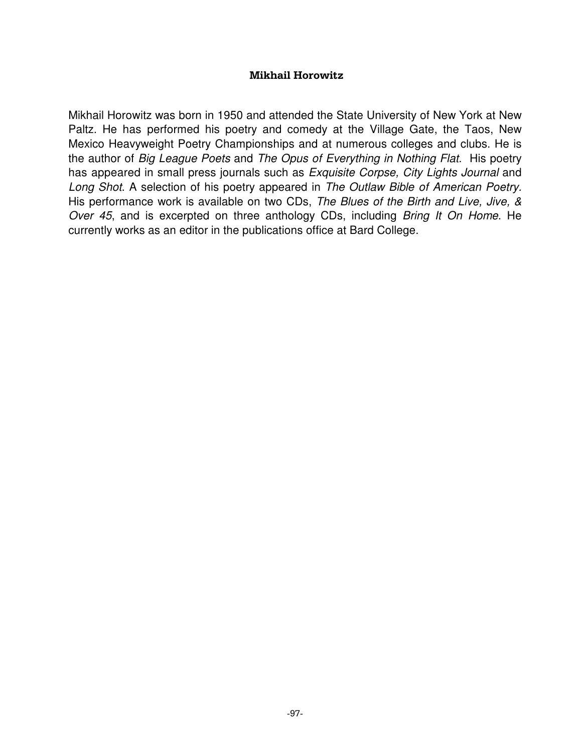**Mikhail Horowitz**

Mikhail Horowitz was born in 1950 and attended the State University of New York at New Paltz. He has performed his poetry and comedy at the Village Gate, the Taos, New Mexico Heavyweight Poetry Championships and at numerous colleges and clubs. He is the author of *Big League Poets* and *The Opus of Everything in Nothing Flat*. His poetry has appeared in small press journals such as *Exquisite Corpse, City Lights Journal* and *Long Shot*. A selection of his poetry appeared in *The Outlaw Bible of American Poetry*. His performance work is available on two CDs, *The Blues of the Birth and Live, Jive, & Over 45*, and is excerpted on three anthology CDs, including *Bring It On Home*. He currently works as an editor in the publications office at Bard College.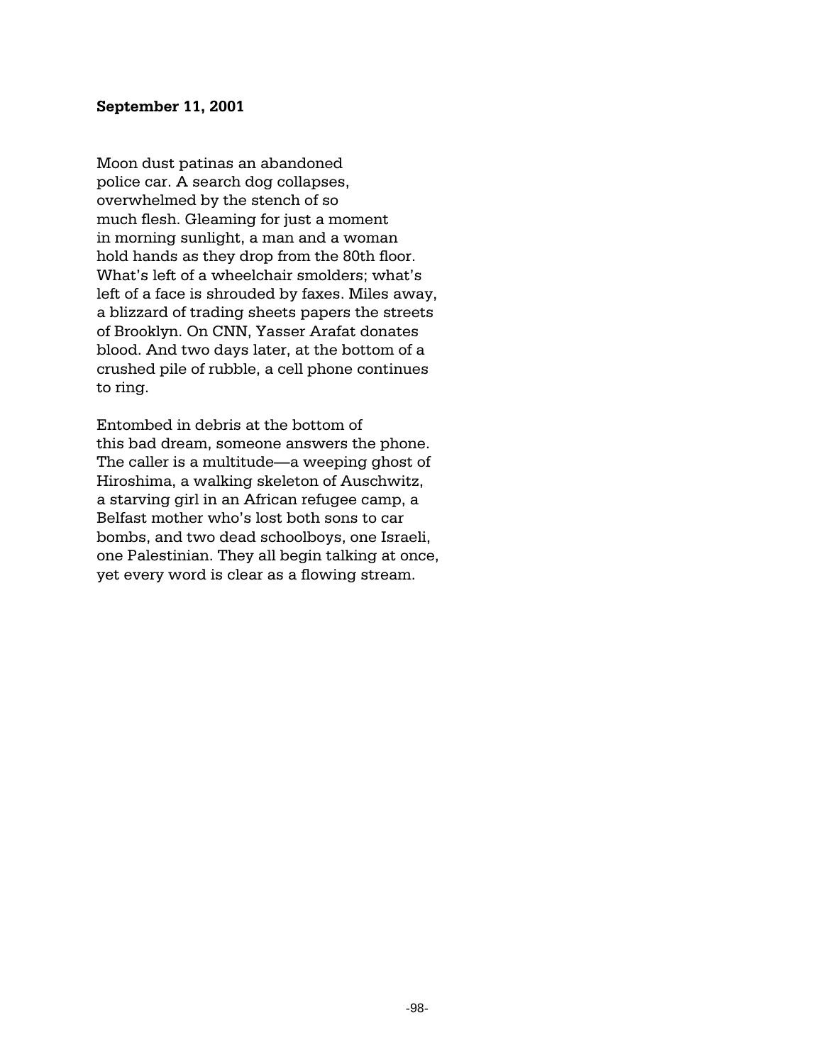**September 11, 2001**

Moon dust patinas an abandoned
police car. A search dog collapses,
overwhelmed by the stench of so
much flesh. Gleaming for just a moment
in morning sunlight, a man and a woman
hold hands as they drop from the 80th floor.
What's left of a wheelchair smolders; what's
left of a face is shrouded by faxes. Miles away,
a blizzard of trading sheets papers the streets
of Brooklyn. On CNN, Yasser Arafat donates
blood. And two days later, at the bottom of a
crushed pile of rubble, a cell phone continues
to ring.

Entombed in debris at the bottom of
this bad dream, someone answers the phone.
The caller is a multitude—a weeping ghost of
Hiroshima, a walking skeleton of Auschwitz,
a starving girl in an African refugee camp, a
Belfast mother who's lost both sons to car
bombs, and two dead schoolboys, one Israeli,
one Palestinian. They all begin talking at once,
yet every word is clear as a flowing stream.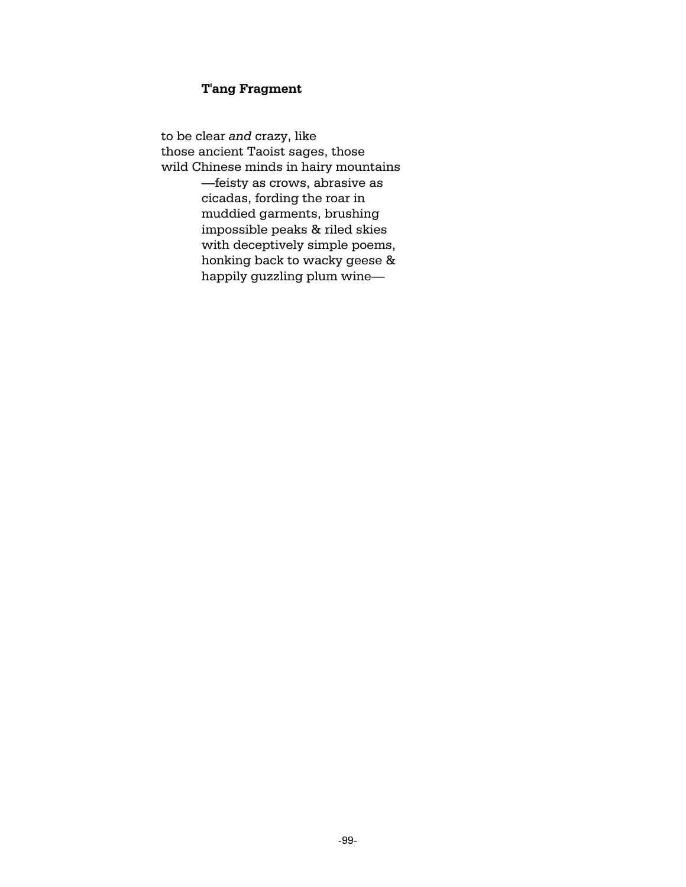### T'ang Fragment

to be clear *and* crazy, like  
those ancient Taoist sages, those  
wild Chinese minds in hairy mountains  
&emsp;&emsp;&emsp;—feisty as crows, abrasive as  
&emsp;&emsp;&emsp;cicadas, fording the roar in  
&emsp;&emsp;&emsp;muddied garments, brushing  
&emsp;&emsp;&emsp;impossible peaks & riled skies  
&emsp;&emsp;&emsp;with deceptively simple poems,  
&emsp;&emsp;&emsp;honking back to wacky geese &  
&emsp;&emsp;&emsp;happily guzzling plum wine—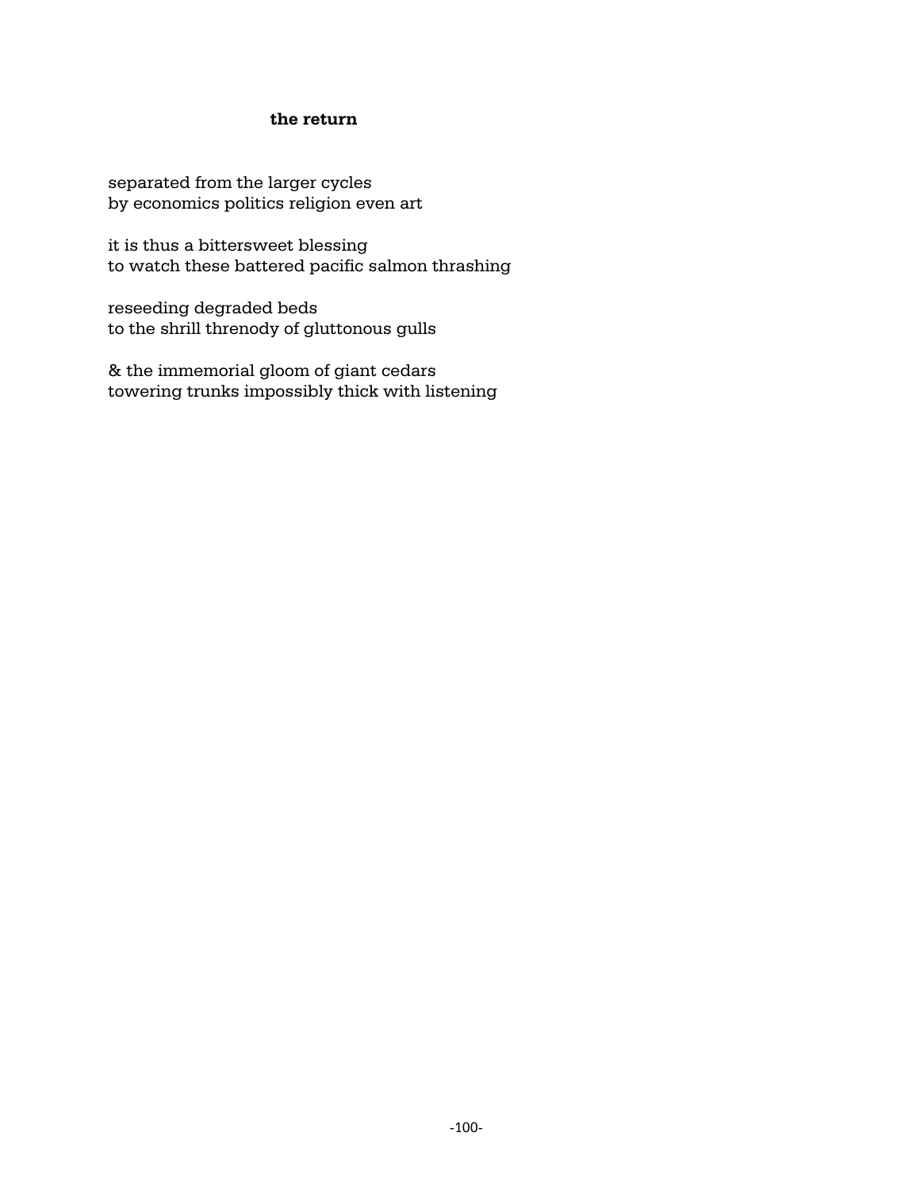**the return**

separated from the larger cycles  
by economics politics religion even art

it is thus a bittersweet blessing  
to watch these battered pacific salmon thrashing

reseeding degraded beds  
to the shrill threnody of gluttonous gulls

& the immemorial gloom of giant cedars  
towering trunks impossibly thick with listening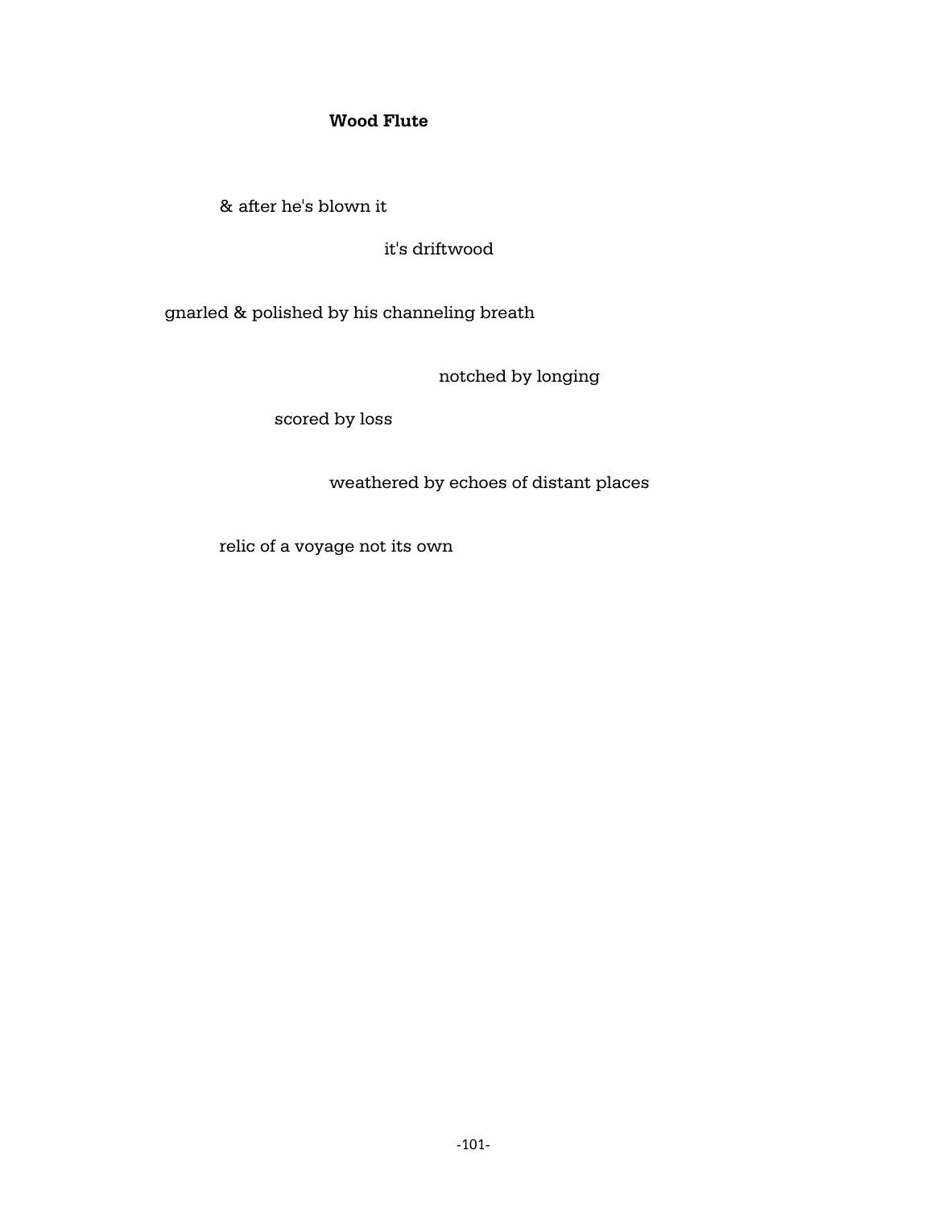**Wood Flute**

& after he's blown it

it's driftwood

gnarled & polished by his channeling breath

notched by longing

scored by loss

weathered by echoes of distant places

relic of a voyage not its own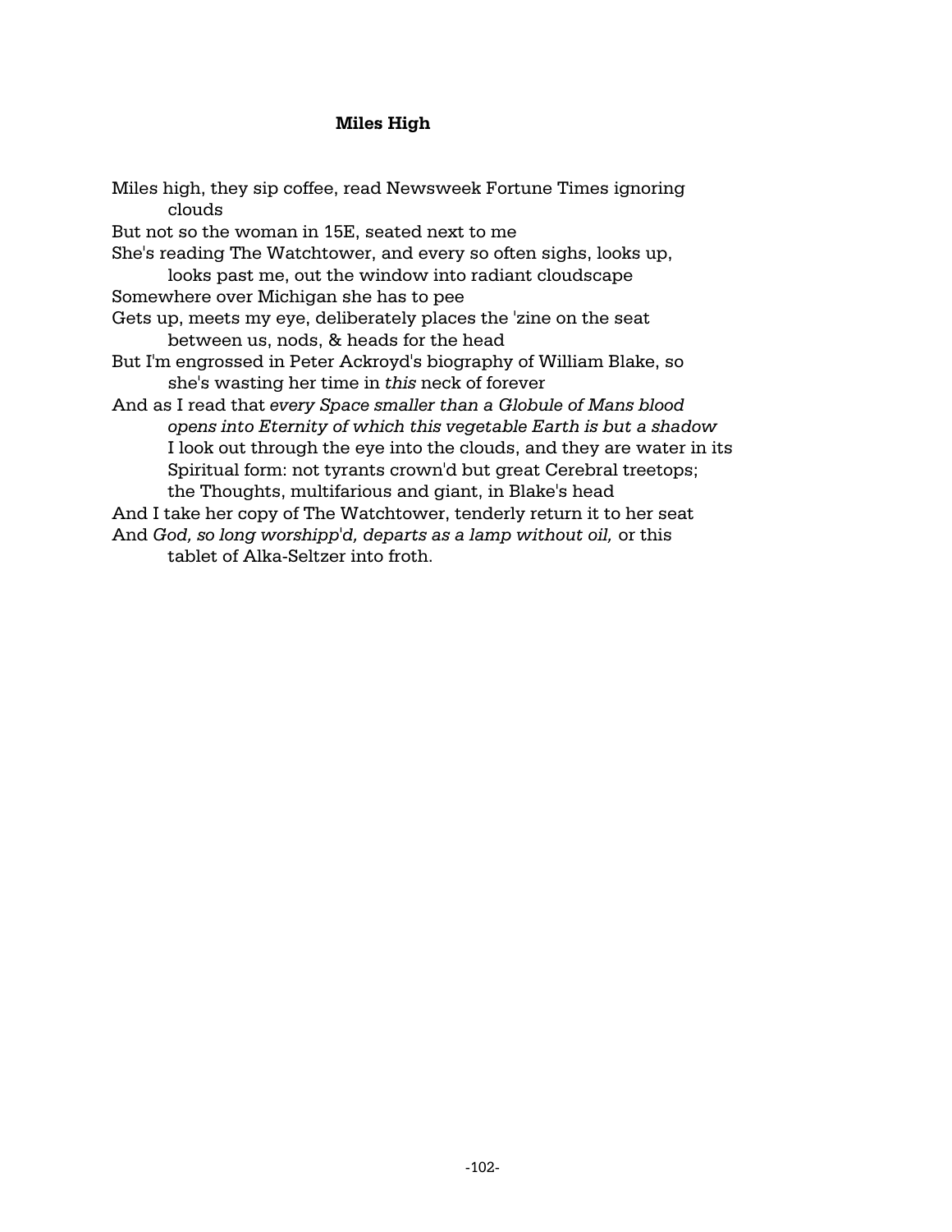### Miles High

Miles high, they sip coffee, read Newsweek Fortune Times ignoring clouds
But not so the woman in 15E, seated next to me
She's reading The Watchtower, and every so often sighs, looks up, looks past me, out the window into radiant cloudscape
Somewhere over Michigan she has to pee
Gets up, meets my eye, deliberately places the 'zine on the seat between us, nods, & heads for the head
But I'm engrossed in Peter Ackroyd's biography of William Blake, so she's wasting her time in *this* neck of forever
And as I read that *every Space smaller than a Globule of Mans blood opens into Eternity of which this vegetable Earth is but a shadow*
I look out through the eye into the clouds, and they are water in its Spiritual form: not tyrants crown'd but great Cerebral treetops; the Thoughts, multifarious and giant, in Blake's head
And I take her copy of The Watchtower, tenderly return it to her seat
And *God, so long worshipp'd, departs as a lamp without oil,* or this tablet of Alka-Seltzer into froth.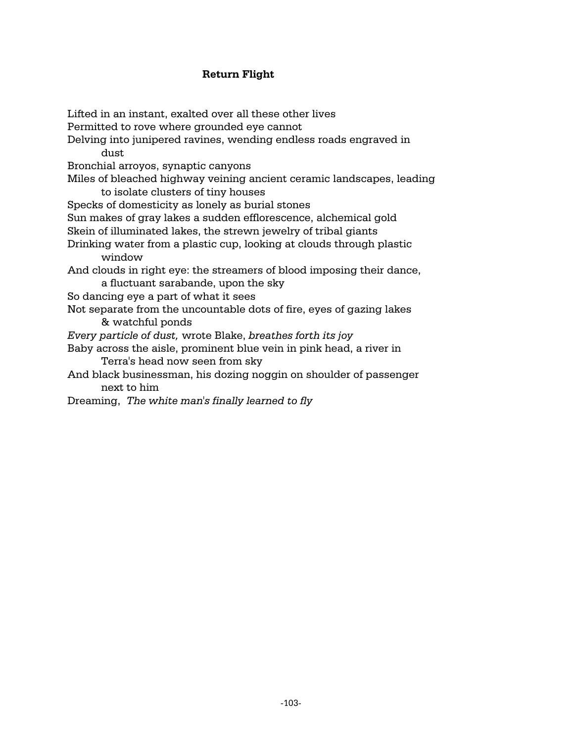**Return Flight**

Lifted in an instant, exalted over all these other lives
Permitted to rove where grounded eye cannot
Delving into junipered ravines, wending endless roads engraved in dust
Bronchial arroyos, synaptic canyons
Miles of bleached highway veining ancient ceramic landscapes, leading to isolate clusters of tiny houses
Specks of domesticity as lonely as burial stones
Sun makes of gray lakes a sudden efflorescence, alchemical gold
Skein of illuminated lakes, the strewn jewelry of tribal giants
Drinking water from a plastic cup, looking at clouds through plastic window
And clouds in right eye: the streamers of blood imposing their dance, a fluctuant sarabande, upon the sky
So dancing eye a part of what it sees
Not separate from the uncountable dots of fire, eyes of gazing lakes & watchful ponds
*Every particle of dust,* wrote Blake, *breathes forth its joy*
Baby across the aisle, prominent blue vein in pink head, a river in Terra's head now seen from sky
And black businessman, his dozing noggin on shoulder of passenger next to him
Dreaming, *The white man's finally learned to fly*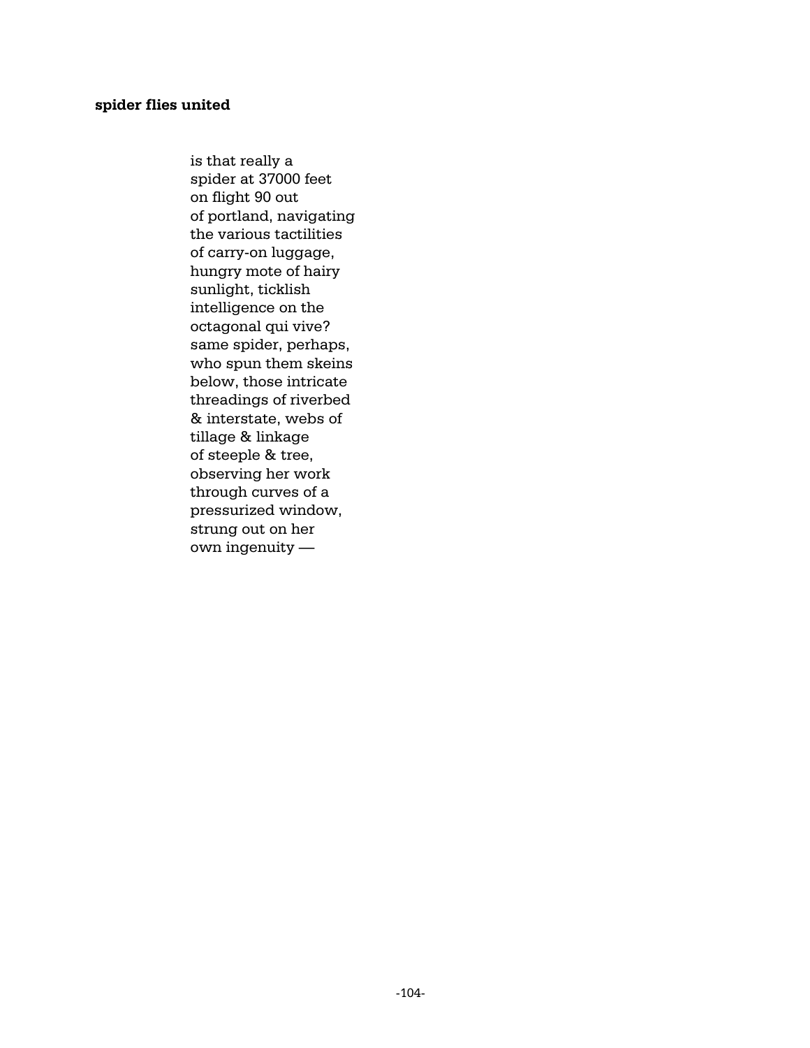**spider flies united**

is that really a  
spider at 37000 feet  
on flight 90 out  
of portland, navigating  
the various tactilities  
of carry-on luggage,  
hungry mote of hairy  
sunlight, ticklish  
intelligence on the  
octagonal qui vive?  
same spider, perhaps,  
who spun them skeins  
below, those intricate  
threadings of riverbed  
& interstate, webs of  
tillage & linkage  
of steeple & tree,  
observing her work  
through curves of a  
pressurized window,  
strung out on her  
own ingenuity —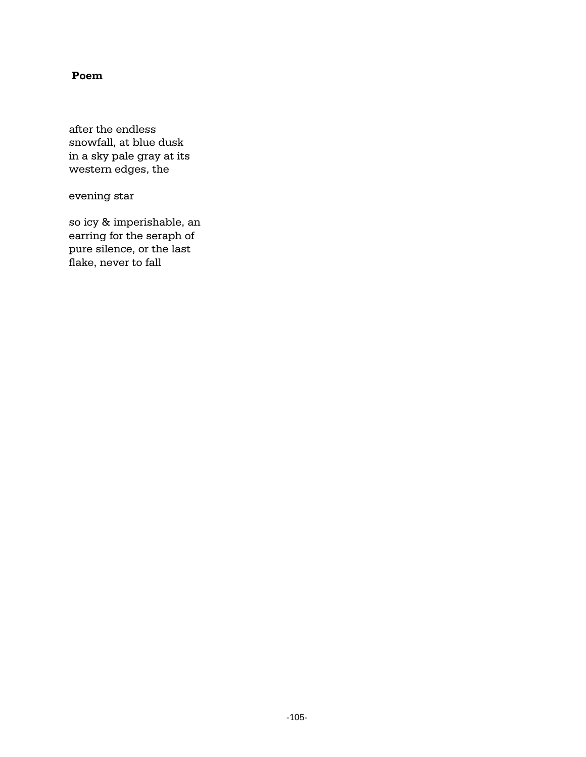**Poem**

after the endless
snowfall, at blue dusk
in a sky pale gray at its
western edges, the

evening star

so icy & imperishable, an
earring for the seraph of
pure silence, or the last
flake, never to fall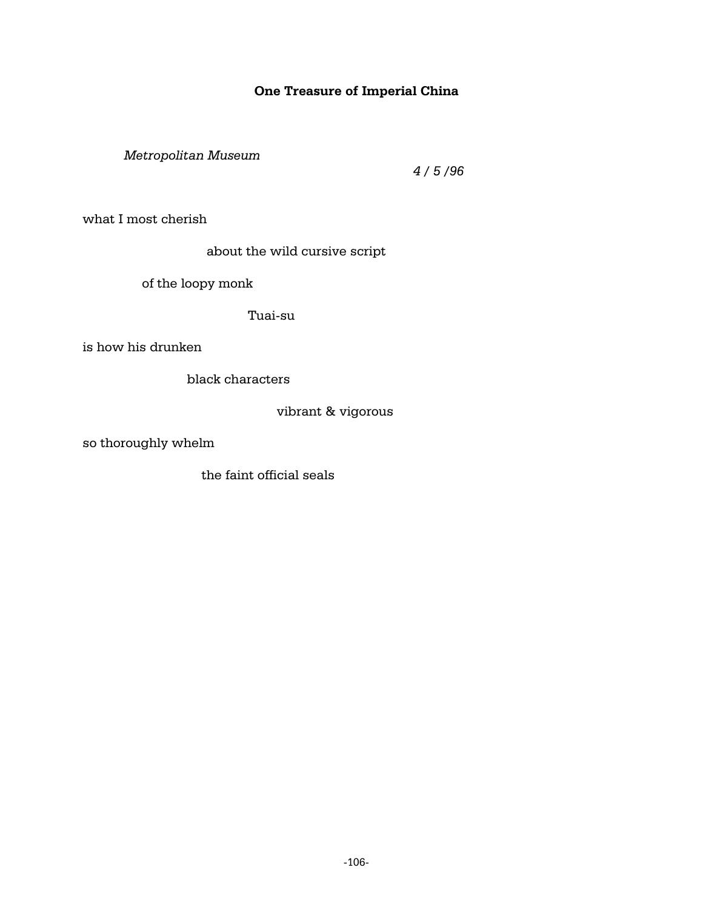### **One Treasure of Imperial China**

*Metropolitan Museum*

*4 / 5 /96*

what I most cherish

about the wild cursive script

of the loopy monk

Tuai-su

is how his drunken

black characters

vibrant & vigorous

so thoroughly whelm

the faint official seals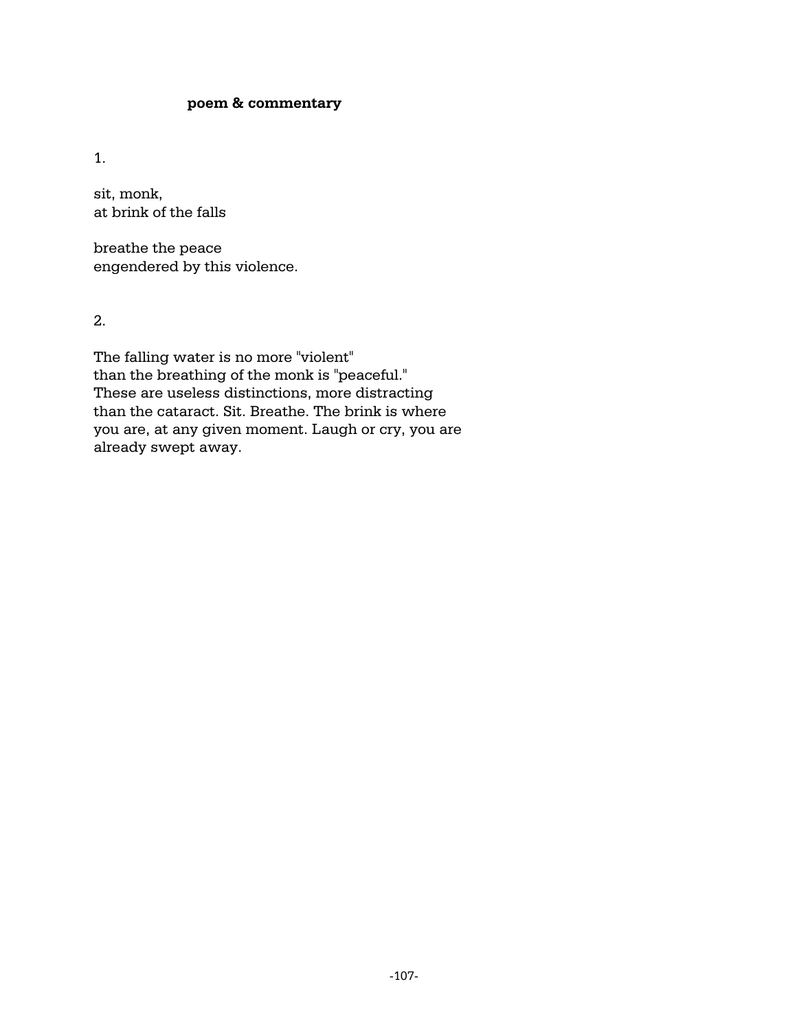**poem & commentary**

1.

sit, monk,  
at brink of the falls

breathe the peace  
engendered by this violence.

2.

The falling water is no more "violent"  
than the breathing of the monk is "peaceful."  
These are useless distinctions, more distracting  
than the cataract. Sit. Breathe. The brink is where  
you are, at any given moment. Laugh or cry, you are  
already swept away.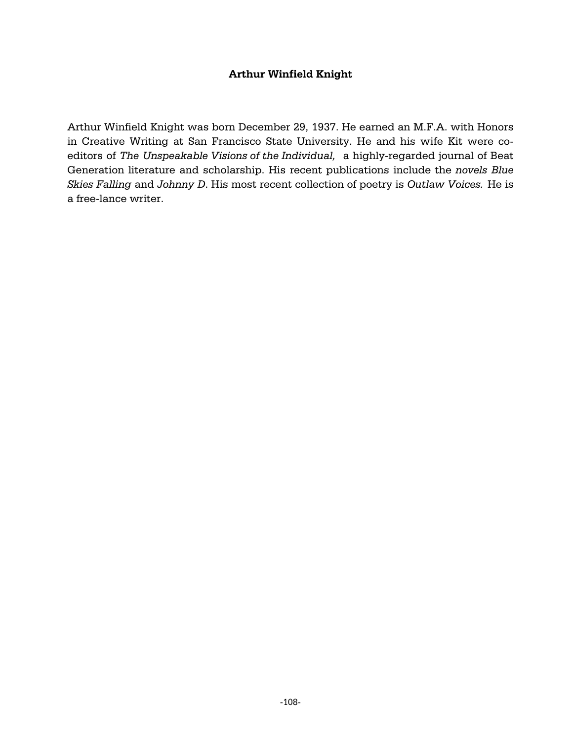**Arthur Winfield Knight**

Arthur Winfield Knight was born December 29, 1937. He earned an M.F.A. with Honors in Creative Writing at San Francisco State University. He and his wife Kit were co-editors of *The Unspeakable Visions of the Individual,* a highly-regarded journal of Beat Generation literature and scholarship. His recent publications include the *novels Blue Skies Falling* and *Johnny D*. His most recent collection of poetry is *Outlaw Voices.* He is a free-lance writer.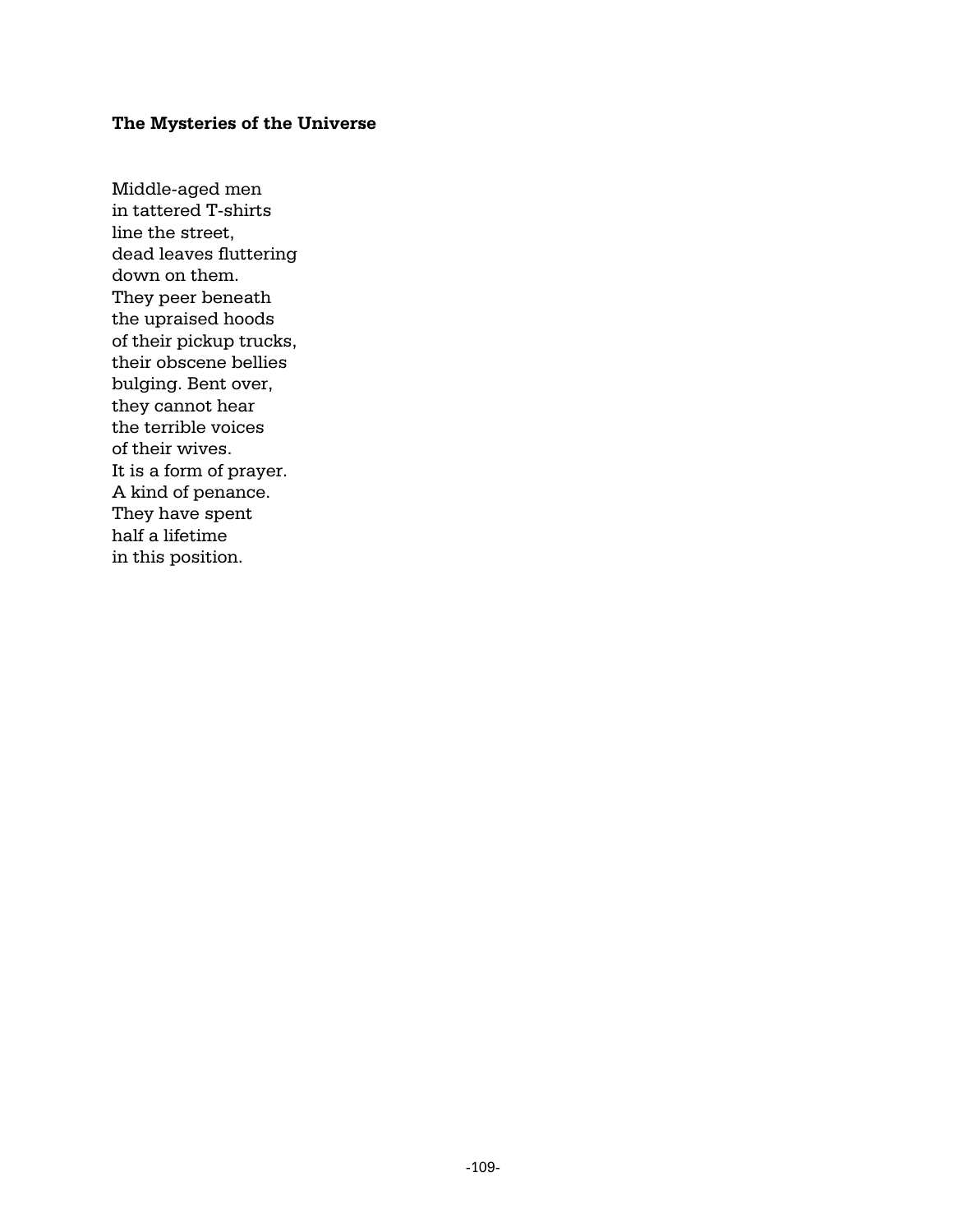**The Mysteries of the Universe**

Middle-aged men  
in tattered T-shirts  
line the street,  
dead leaves fluttering  
down on them.  
They peer beneath  
the upraised hoods  
of their pickup trucks,  
their obscene bellies  
bulging. Bent over,  
they cannot hear  
the terrible voices  
of their wives.  
It is a form of prayer.  
A kind of penance.  
They have spent  
half a lifetime  
in this position.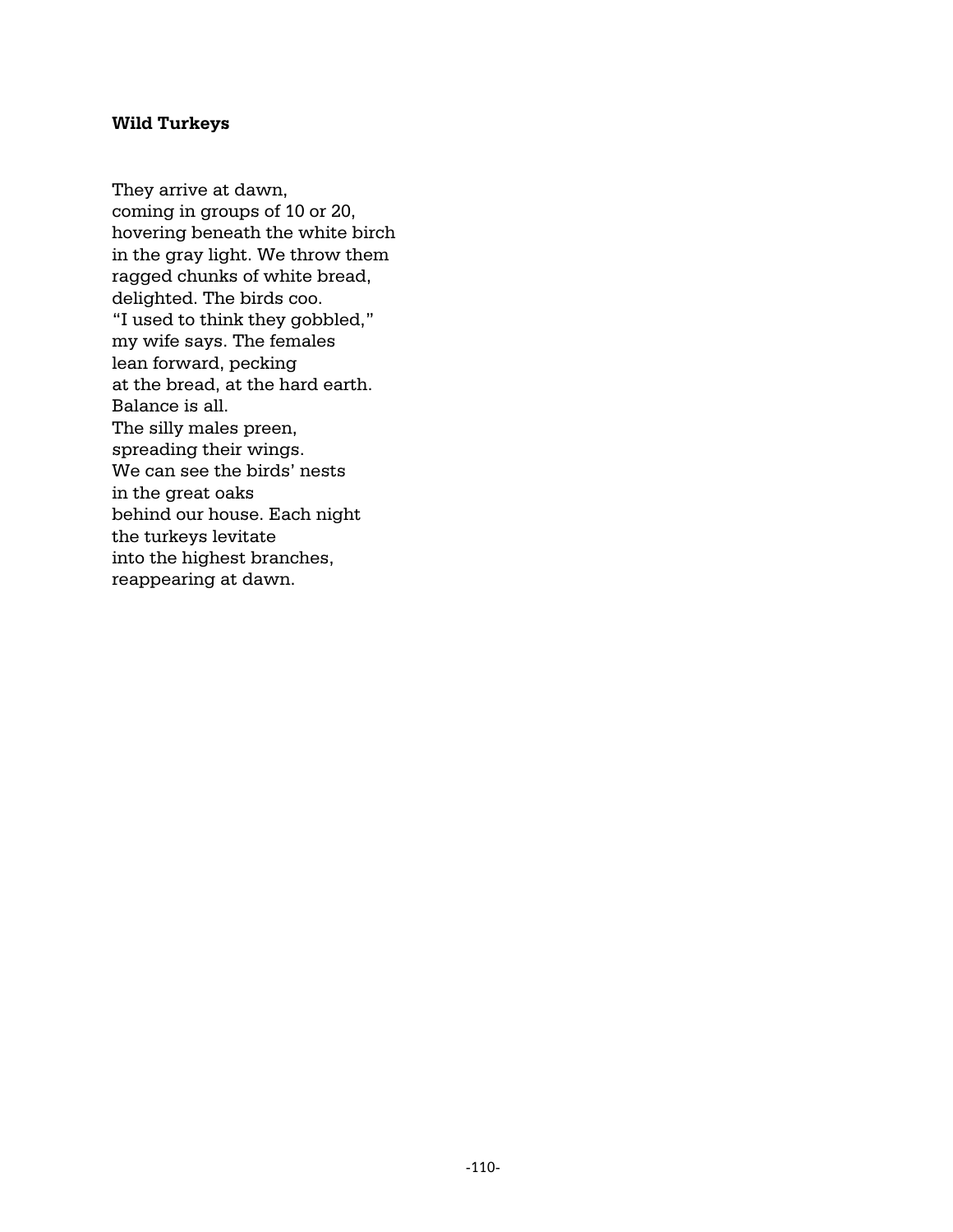**Wild Turkeys**

They arrive at dawn,  
coming in groups of 10 or 20,  
hovering beneath the white birch  
in the gray light. We throw them  
ragged chunks of white bread,  
delighted. The birds coo.  
"I used to think they gobbled,"  
my wife says. The females  
lean forward, pecking  
at the bread, at the hard earth.  
Balance is all.  
The silly males preen,  
spreading their wings.  
We can see the birds' nests  
in the great oaks  
behind our house. Each night  
the turkeys levitate  
into the highest branches,  
reappearing at dawn.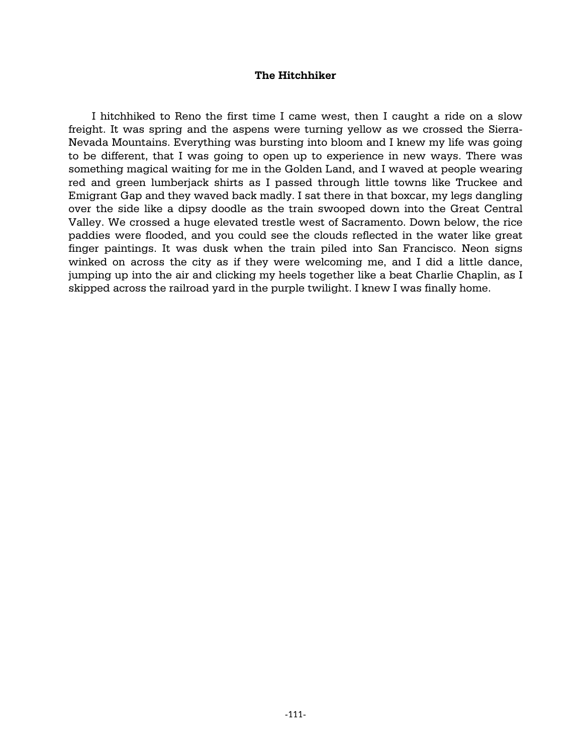**The Hitchhiker**

I hitchhiked to Reno the first time I came west, then I caught a ride on a slow freight. It was spring and the aspens were turning yellow as we crossed the Sierra-Nevada Mountains. Everything was bursting into bloom and I knew my life was going to be different, that I was going to open up to experience in new ways. There was something magical waiting for me in the Golden Land, and I waved at people wearing red and green lumberjack shirts as I passed through little towns like Truckee and Emigrant Gap and they waved back madly. I sat there in that boxcar, my legs dangling over the side like a dipsy doodle as the train swooped down into the Great Central Valley. We crossed a huge elevated trestle west of Sacramento. Down below, the rice paddies were flooded, and you could see the clouds reflected in the water like great finger paintings. It was dusk when the train piled into San Francisco. Neon signs winked on across the city as if they were welcoming me, and I did a little dance, jumping up into the air and clicking my heels together like a beat Charlie Chaplin, as I skipped across the railroad yard in the purple twilight. I knew I was finally home.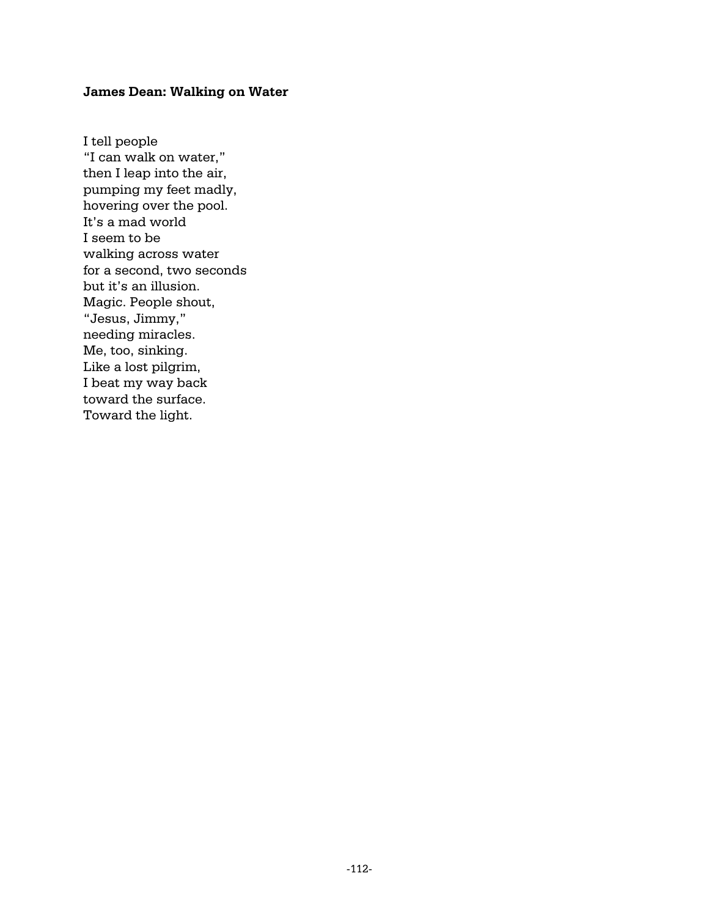**James Dean: Walking on Water**

I tell people  
"I can walk on water,"  
then I leap into the air,  
pumping my feet madly,  
hovering over the pool.  
It's a mad world  
I seem to be  
walking across water  
for a second, two seconds  
but it's an illusion.  
Magic. People shout,  
"Jesus, Jimmy,"  
needing miracles.  
Me, too, sinking.  
Like a lost pilgrim,  
I beat my way back  
toward the surface.  
Toward the light.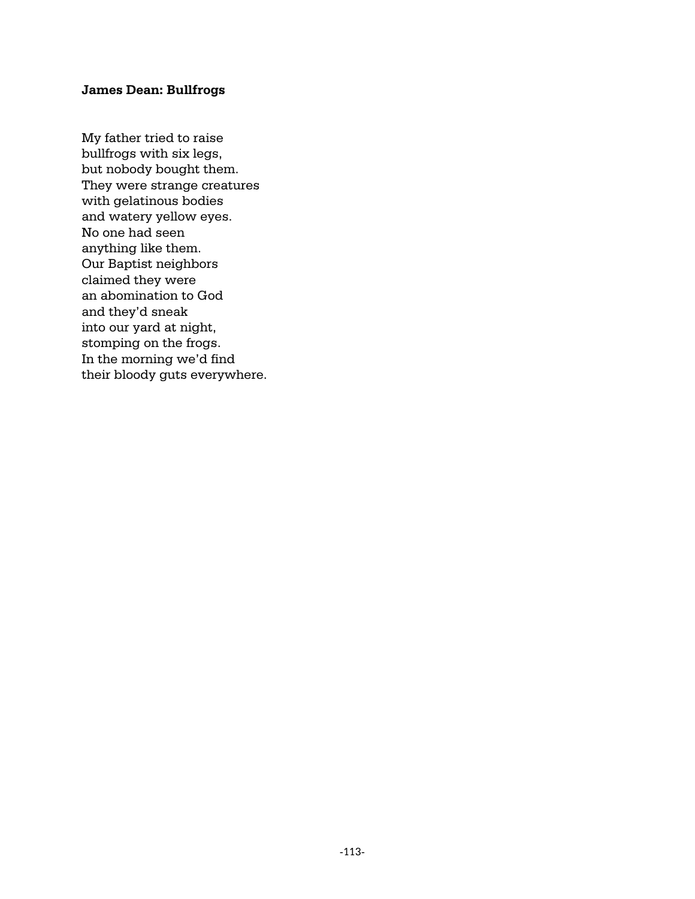**James Dean: Bullfrogs**

My father tried to raise  
bullfrogs with six legs,  
but nobody bought them.  
They were strange creatures  
with gelatinous bodies  
and watery yellow eyes.  
No one had seen  
anything like them.  
Our Baptist neighbors  
claimed they were  
an abomination to God  
and they'd sneak  
into our yard at night,  
stomping on the frogs.  
In the morning we'd find  
their bloody guts everywhere.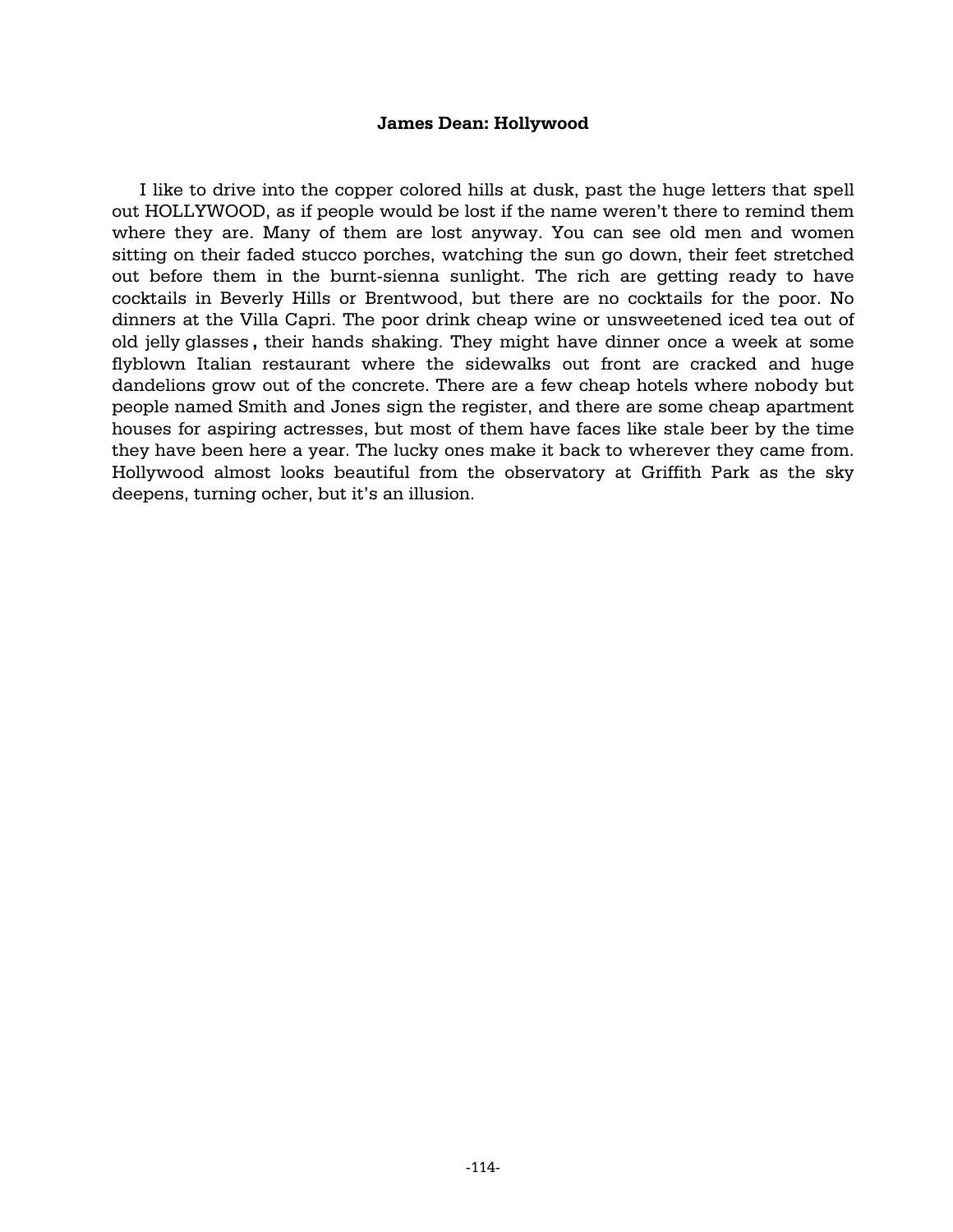**James Dean: Hollywood**

I like to drive into the copper colored hills at dusk, past the huge letters that spell out HOLLYWOOD, as if people would be lost if the name weren't there to remind them where they are. Many of them are lost anyway. You can see old men and women sitting on their faded stucco porches, watching the sun go down, their feet stretched out before them in the burnt-sienna sunlight. The rich are getting ready to have cocktails in Beverly Hills or Brentwood, but there are no cocktails for the poor. No dinners at the Villa Capri. The poor drink cheap wine or unsweetened iced tea out of old jelly glasses , their hands shaking. They might have dinner once a week at some flyblown Italian restaurant where the sidewalks out front are cracked and huge dandelions grow out of the concrete. There are a few cheap hotels where nobody but people named Smith and Jones sign the register, and there are some cheap apartment houses for aspiring actresses, but most of them have faces like stale beer by the time they have been here a year. The lucky ones make it back to wherever they came from. Hollywood almost looks beautiful from the observatory at Griffith Park as the sky deepens, turning ocher, but it's an illusion.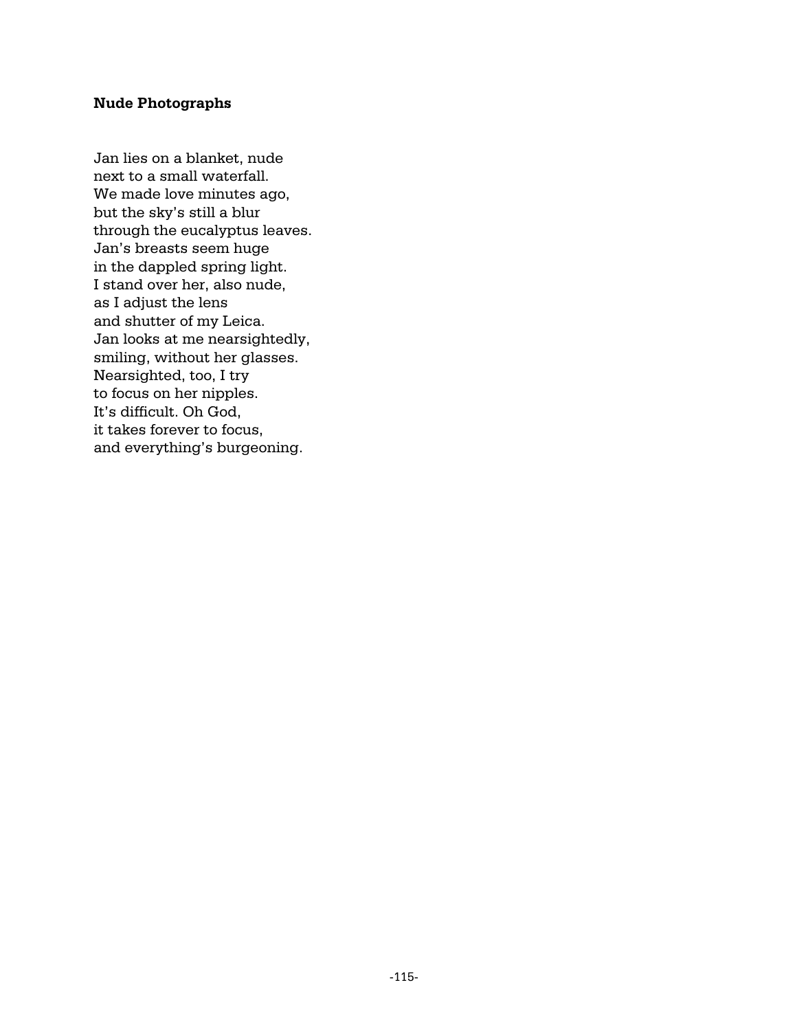**Nude Photographs**

Jan lies on a blanket, nude  
next to a small waterfall.  
We made love minutes ago,  
but the sky's still a blur  
through the eucalyptus leaves.  
Jan's breasts seem huge  
in the dappled spring light.  
I stand over her, also nude,  
as I adjust the lens  
and shutter of my Leica.  
Jan looks at me nearsightedly,  
smiling, without her glasses.  
Nearsighted, too, I try  
to focus on her nipples.  
It's difficult. Oh God,  
it takes forever to focus,  
and everything's burgeoning.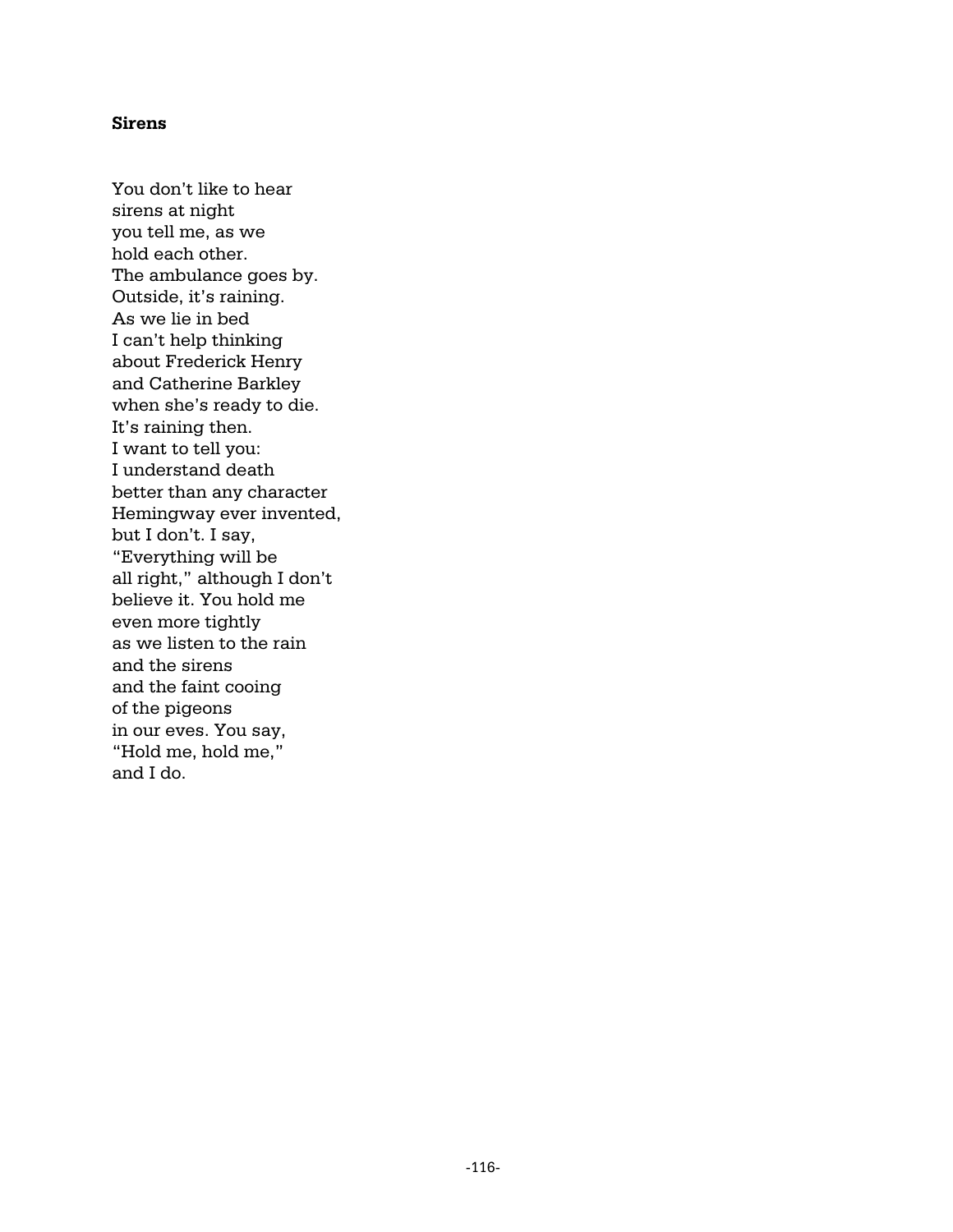**Sirens**

You don't like to hear  
sirens at night  
you tell me, as we  
hold each other.  
The ambulance goes by.  
Outside, it's raining.  
As we lie in bed  
I can't help thinking  
about Frederick Henry  
and Catherine Barkley  
when she's ready to die.  
It's raining then.  
I want to tell you:  
I understand death  
better than any character  
Hemingway ever invented,  
but I don't. I say,  
"Everything will be  
all right," although I don't  
believe it. You hold me  
even more tightly  
as we listen to the rain  
and the sirens  
and the faint cooing  
of the pigeons  
in our eves. You say,  
"Hold me, hold me,"  
and I do.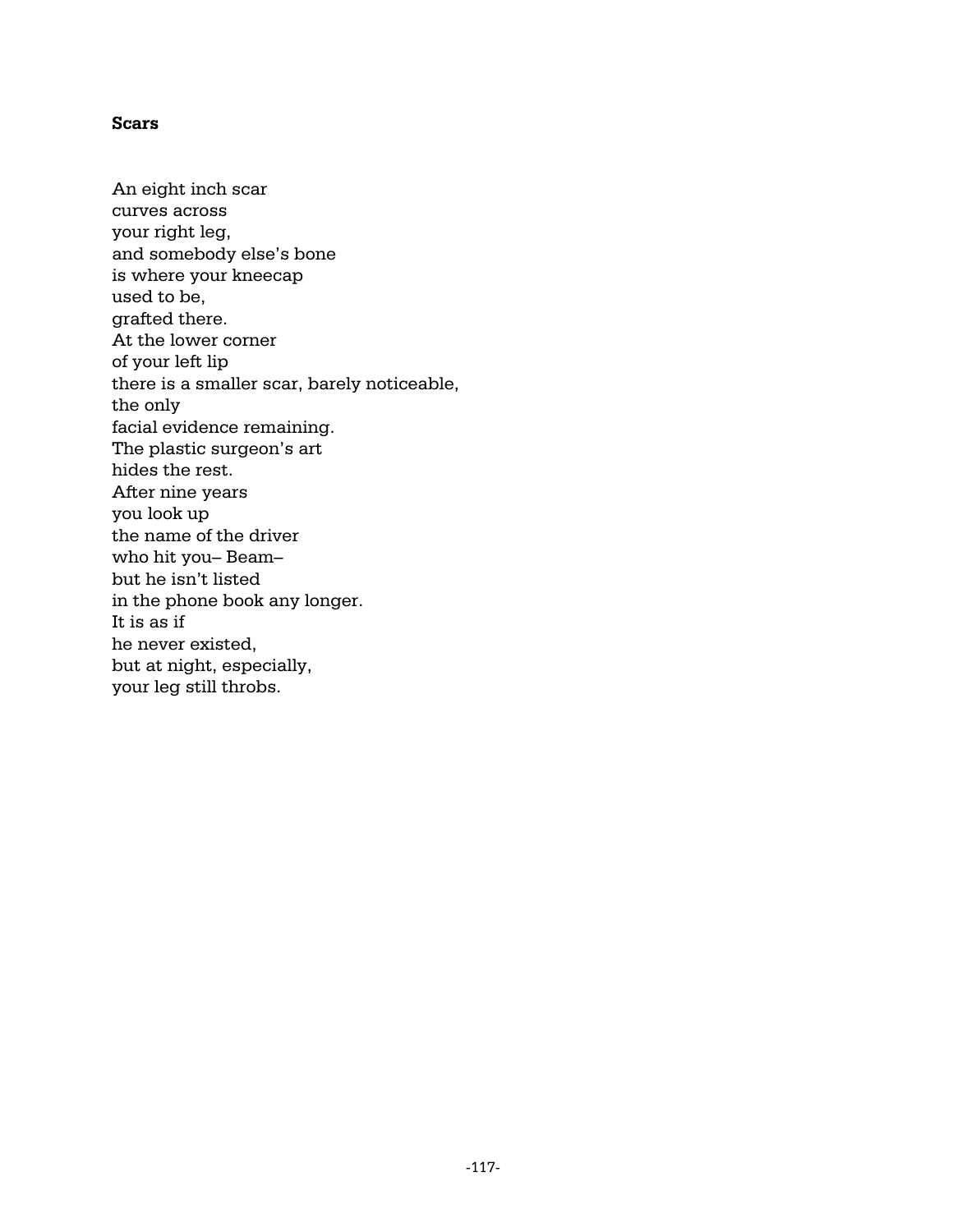**Scars**

An eight inch scar
curves across
your right leg,
and somebody else's bone
is where your kneecap
used to be,
grafted there.
At the lower corner
of your left lip
there is a smaller scar, barely noticeable,
the only
facial evidence remaining.
The plastic surgeon's art
hides the rest.
After nine years
you look up
the name of the driver
who hit you– Beam–
but he isn't listed
in the phone book any longer.
It is as if
he never existed,
but at night, especially,
your leg still throbs.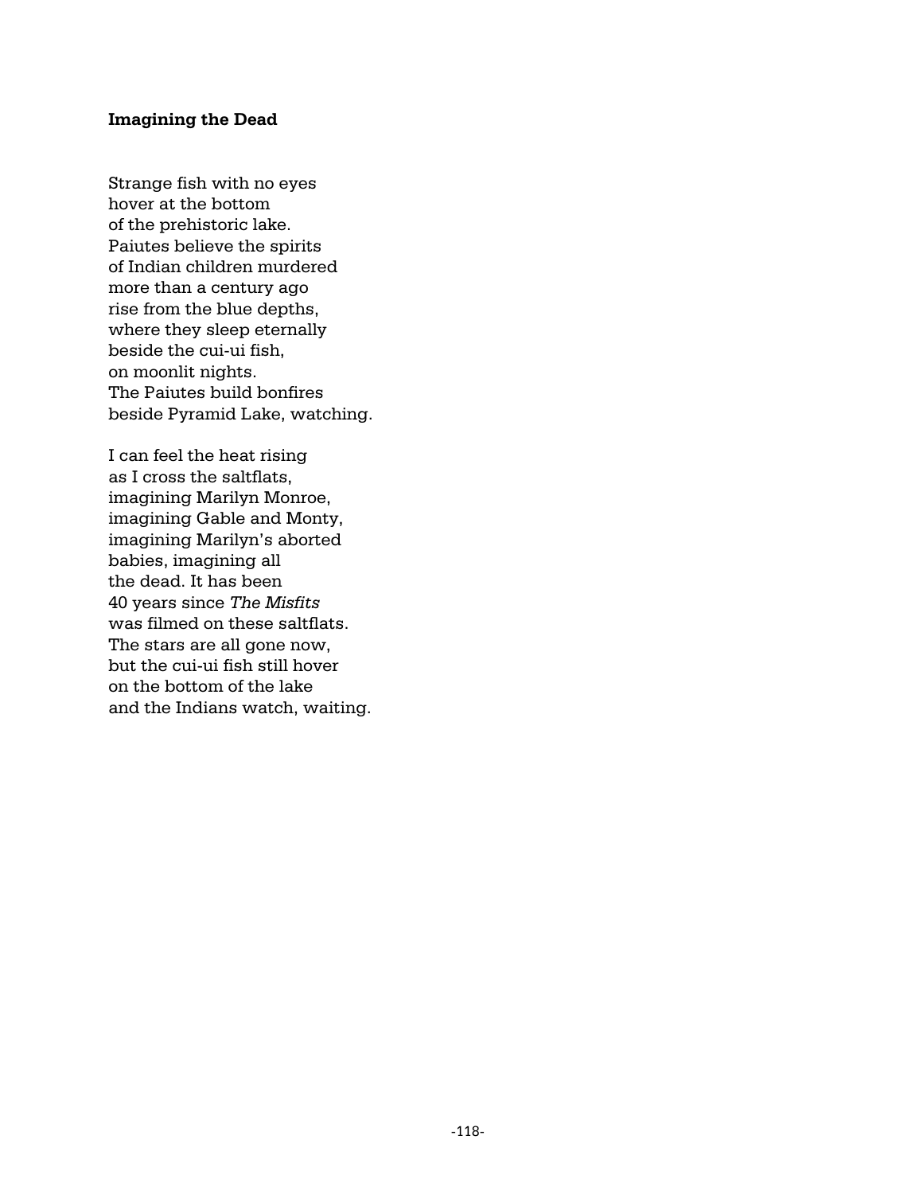**Imagining the Dead**

Strange fish with no eyes  
hover at the bottom  
of the prehistoric lake.  
Paiutes believe the spirits  
of Indian children murdered  
more than a century ago  
rise from the blue depths,  
where they sleep eternally  
beside the cui-ui fish,  
on moonlit nights.  
The Paiutes build bonfires  
beside Pyramid Lake, watching.

I can feel the heat rising  
as I cross the saltflats,  
imagining Marilyn Monroe,  
imagining Gable and Monty,  
imagining Marilyn's aborted  
babies, imagining all  
the dead. It has been  
40 years since *The Misfits*  
was filmed on these saltflats.  
The stars are all gone now,  
but the cui-ui fish still hover  
on the bottom of the lake  
and the Indians watch, waiting.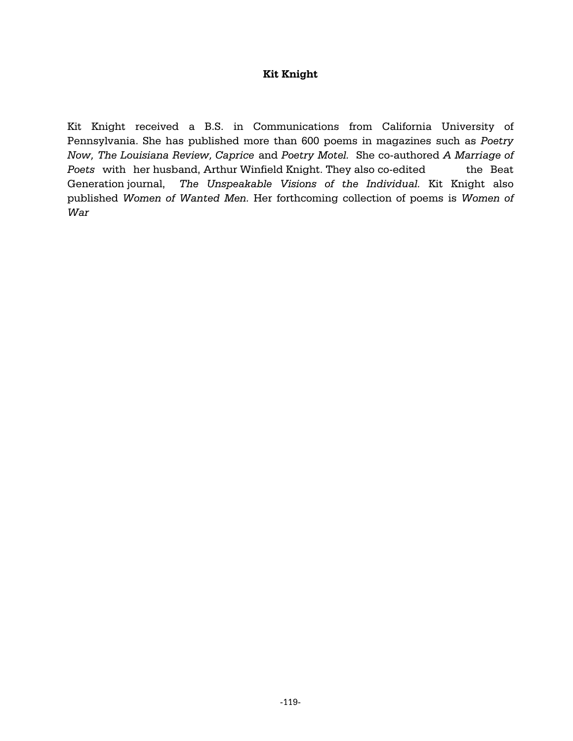**Kit Knight**

Kit Knight received a B.S. in Communications from California University of Pennsylvania. She has published more than 600 poems in magazines such as *Poetry Now, The Louisiana Review, Caprice* and *Poetry Motel.* She co-authored *A Marriage of Poets* with her husband, Arthur Winfield Knight. They also co-edited the Beat Generation journal, *The Unspeakable Visions of the Individual.* Kit Knight also published *Women of Wanted Men.* Her forthcoming collection of poems is *Women of War*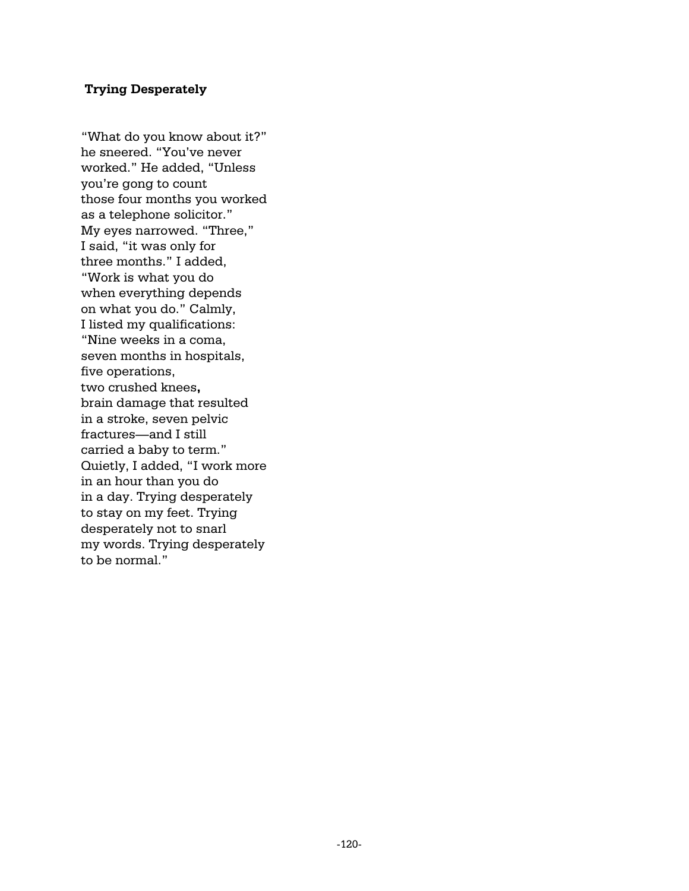**Trying Desperately**

"What do you know about it?"  
he sneered. "You've never  
worked." He added, "Unless  
you're gong to count  
those four months you worked  
as a telephone solicitor."  
My eyes narrowed. "Three,"  
I said, "it was only for  
three months." I added,  
"Work is what you do  
when everything depends  
on what you do." Calmly,  
I listed my qualifications:  
"Nine weeks in a coma,  
seven months in hospitals,  
five operations,  
two crushed knees**,**  
brain damage that resulted  
in a stroke, seven pelvic  
fractures—and I still  
carried a baby to term."  
Quietly, I added, "I work more  
in an hour than you do  
in a day. Trying desperately  
to stay on my feet. Trying  
desperately not to snarl  
my words. Trying desperately  
to be normal."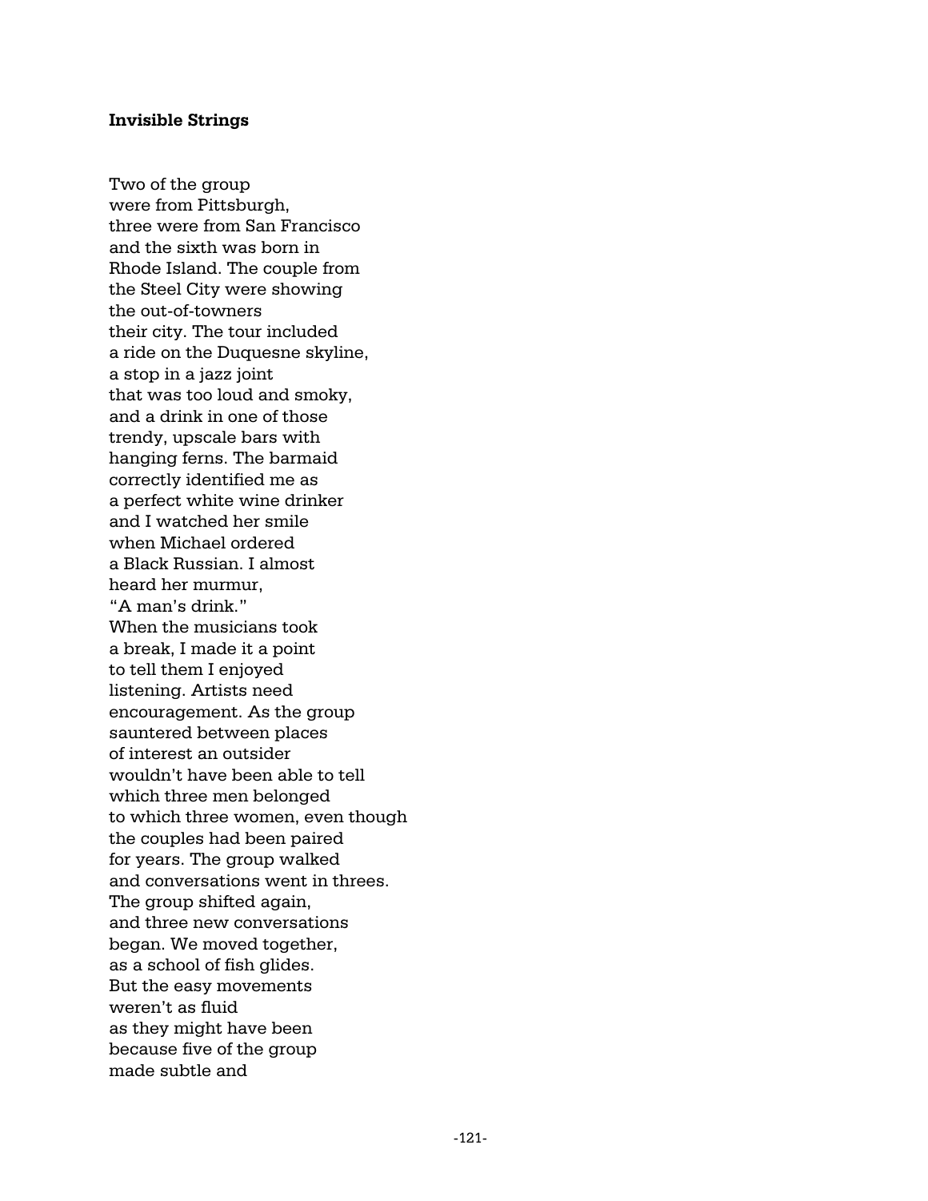**Invisible Strings**

Two of the group  
were from Pittsburgh,  
three were from San Francisco  
and the sixth was born in  
Rhode Island. The couple from  
the Steel City were showing  
the out-of-towners  
their city. The tour included  
a ride on the Duquesne skyline,  
a stop in a jazz joint  
that was too loud and smoky,  
and a drink in one of those  
trendy, upscale bars with  
hanging ferns. The barmaid  
correctly identified me as  
a perfect white wine drinker  
and I watched her smile  
when Michael ordered  
a Black Russian. I almost  
heard her murmur,  
"A man's drink."  
When the musicians took  
a break, I made it a point  
to tell them I enjoyed  
listening. Artists need  
encouragement. As the group  
sauntered between places  
of interest an outsider  
wouldn't have been able to tell  
which three men belonged  
to which three women, even though  
the couples had been paired  
for years. The group walked  
and conversations went in threes.  
The group shifted again,  
and three new conversations  
began. We moved together,  
as a school of fish glides.  
But the easy movements  
weren't as fluid  
as they might have been  
because five of the group  
made subtle and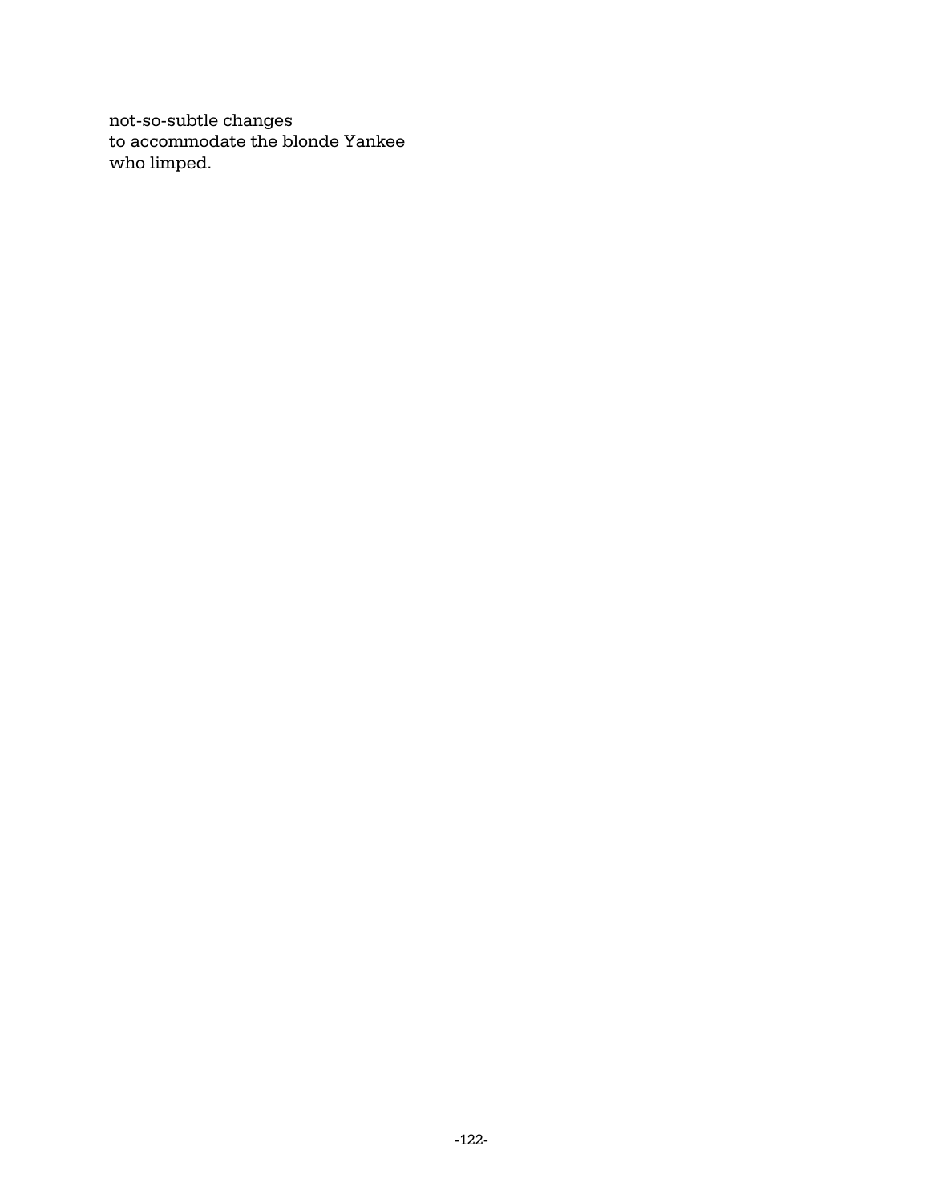not-so-subtle changes  
to accommodate the blonde Yankee  
who limped.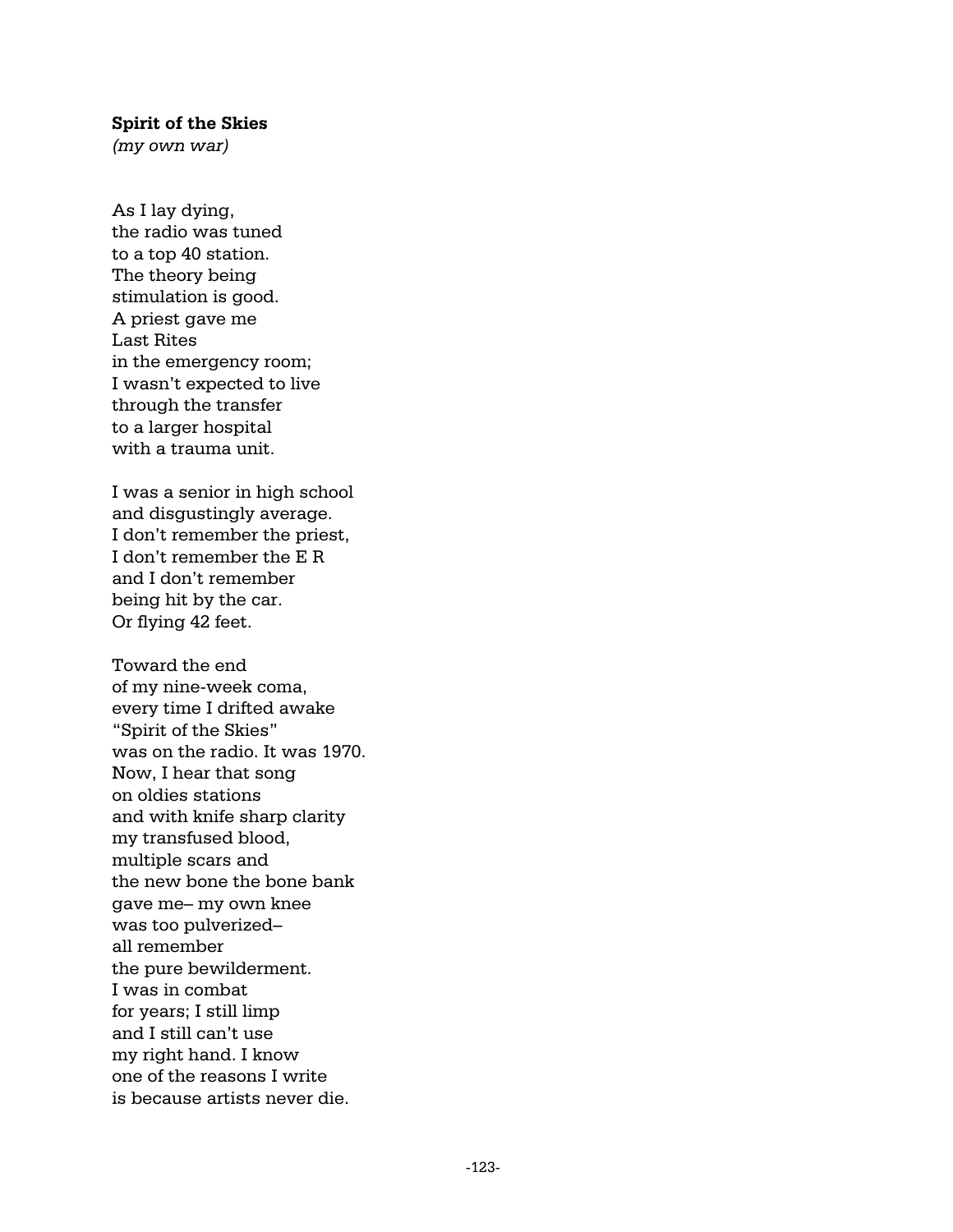**Spirit of the Skies**
*(my own war)*

As I lay dying,
the radio was tuned
to a top 40 station.
The theory being
stimulation is good.
A priest gave me
Last Rites
in the emergency room;
I wasn't expected to live
through the transfer
to a larger hospital
with a trauma unit.

I was a senior in high school
and disgustingly average.
I don't remember the priest,
I don't remember the E R
and I don't remember
being hit by the car.
Or flying 42 feet.

Toward the end
of my nine-week coma,
every time I drifted awake
"Spirit of the Skies"
was on the radio. It was 1970.
Now, I hear that song
on oldies stations
and with knife sharp clarity
my transfused blood,
multiple scars and
the new bone the bone bank
gave me– my own knee
was too pulverized–
all remember
the pure bewilderment.
I was in combat
for years; I still limp
and I still can't use
my right hand. I know
one of the reasons I write
is because artists never die.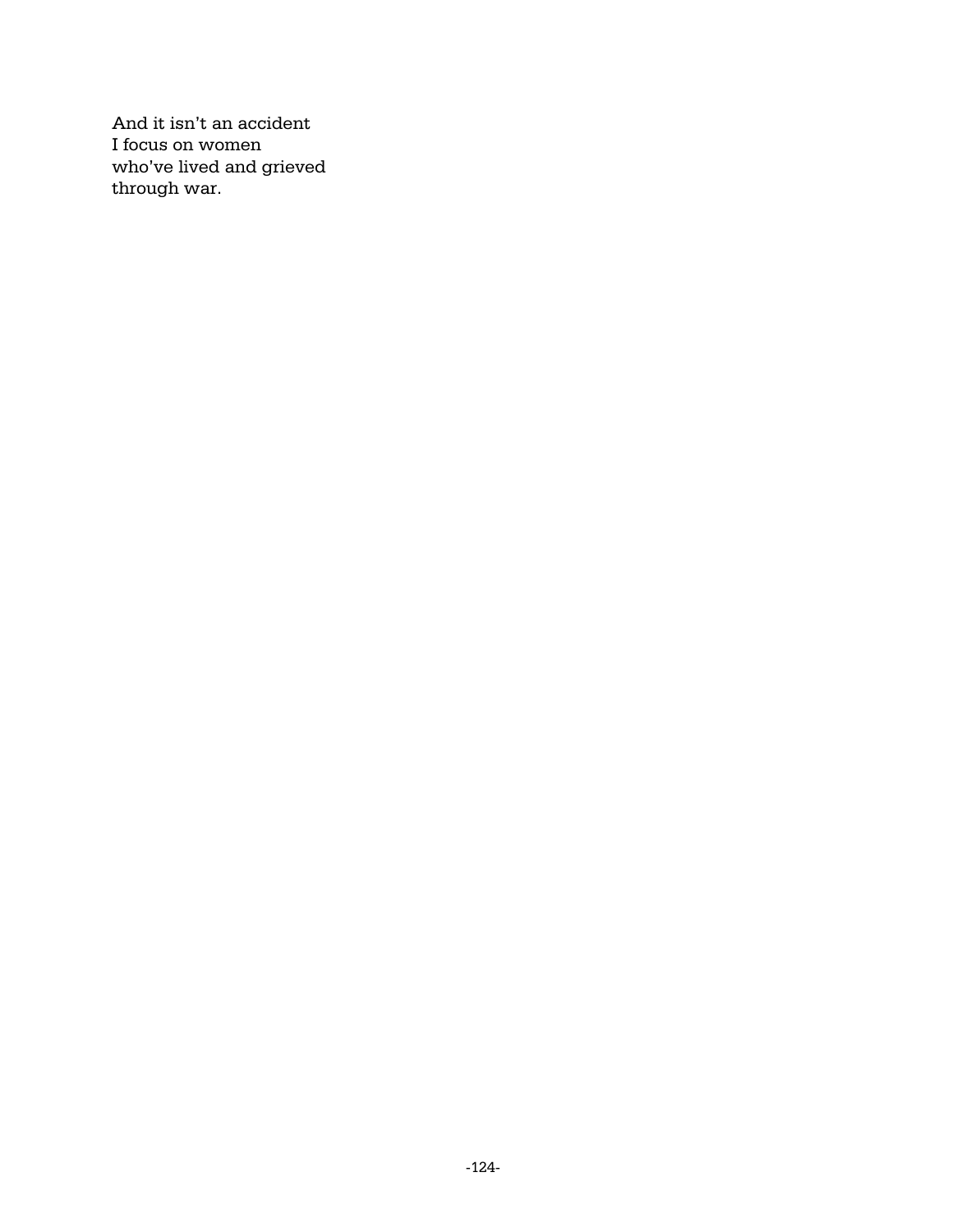And it isn't an accident
I focus on women
who've lived and grieved
through war.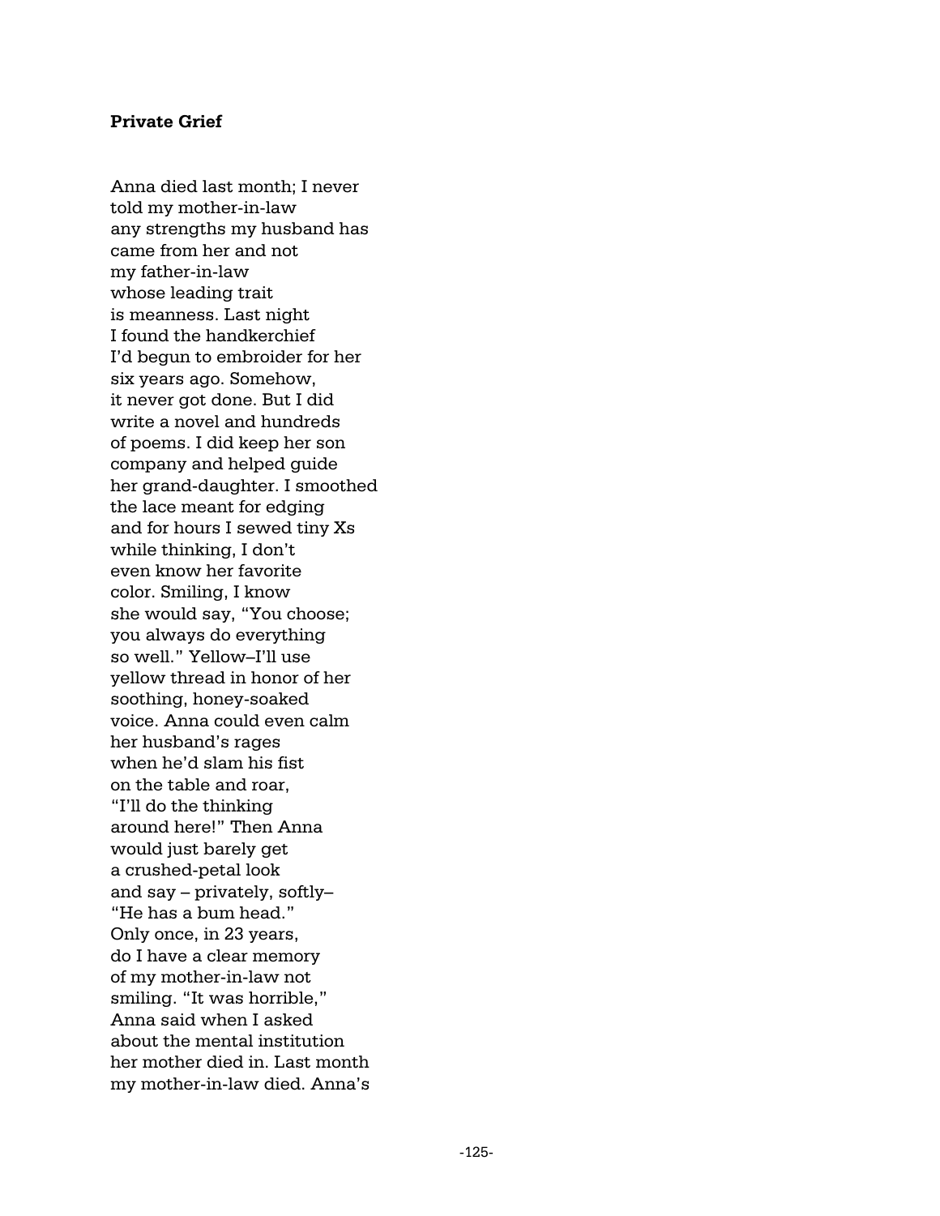**Private Grief**

Anna died last month; I never  
told my mother-in-law  
any strengths my husband has  
came from her and not  
my father-in-law  
whose leading trait  
is meanness. Last night  
I found the handkerchief  
I'd begun to embroider for her  
six years ago. Somehow,  
it never got done. But I did  
write a novel and hundreds  
of poems. I did keep her son  
company and helped guide  
her grand-daughter. I smoothed  
the lace meant for edging  
and for hours I sewed tiny Xs  
while thinking, I don't  
even know her favorite  
color. Smiling, I know  
she would say, "You choose;  
you always do everything  
so well." Yellow–I'll use  
yellow thread in honor of her  
soothing, honey-soaked  
voice. Anna could even calm  
her husband's rages  
when he'd slam his fist  
on the table and roar,  
"I'll do the thinking  
around here!" Then Anna  
would just barely get  
a crushed-petal look  
and say – privately, softly–  
"He has a bum head."  
Only once, in 23 years,  
do I have a clear memory  
of my mother-in-law not  
smiling. "It was horrible,"  
Anna said when I asked  
about the mental institution  
her mother died in. Last month  
my mother-in-law died. Anna's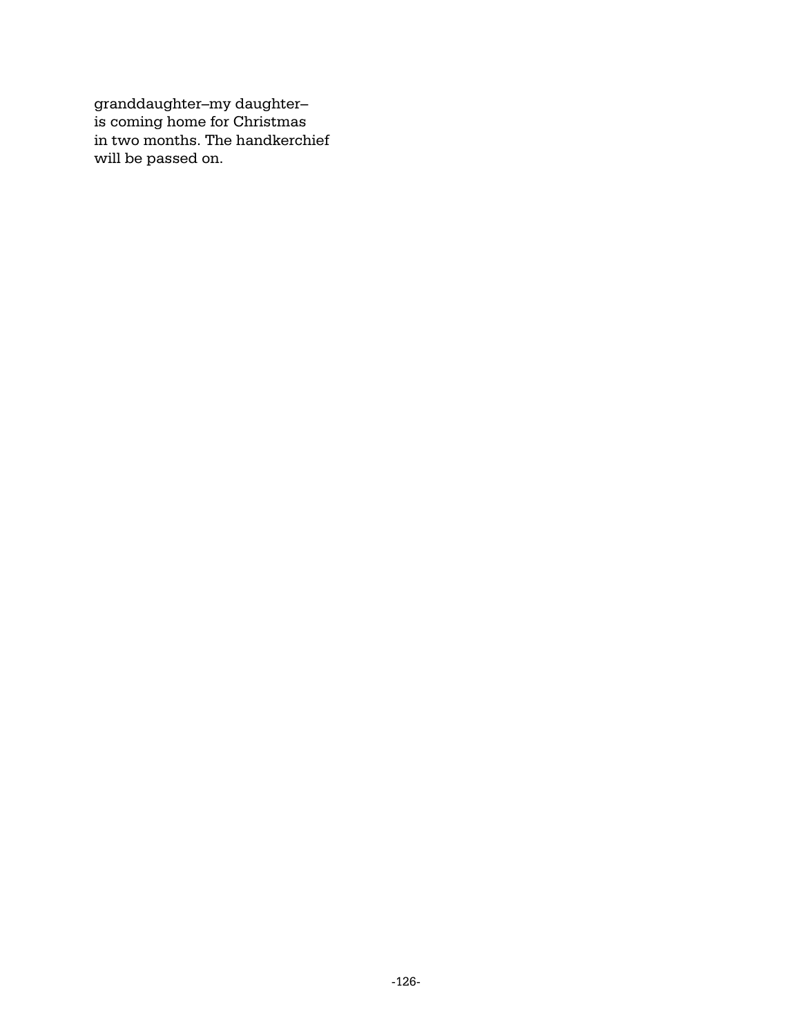granddaughter–my daughter–
is coming home for Christmas
in two months. The handkerchief
will be passed on.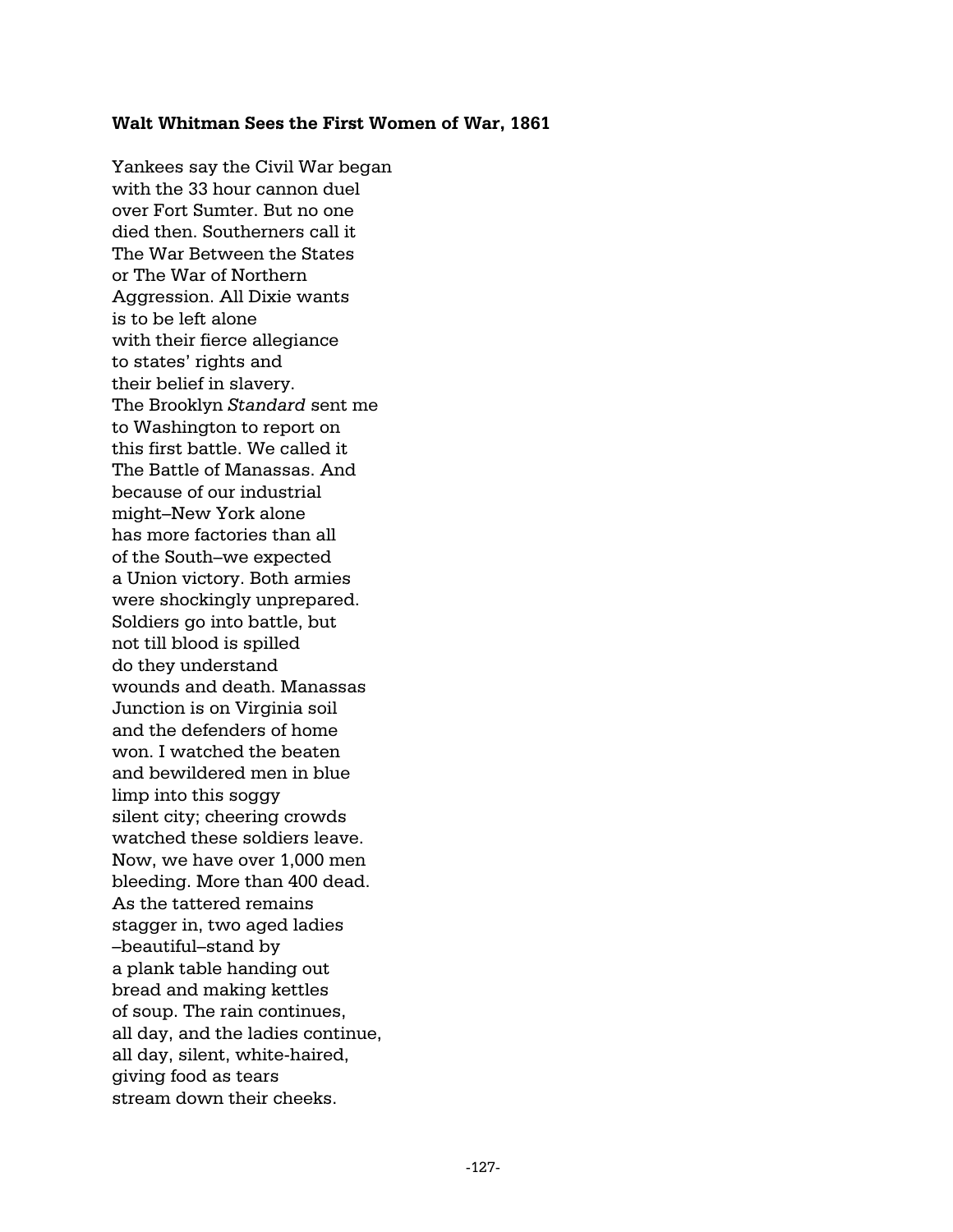**Walt Whitman Sees the First Women of War, 1861**

Yankees say the Civil War began
with the 33 hour cannon duel
over Fort Sumter. But no one
died then. Southerners call it
The War Between the States
or The War of Northern
Aggression. All Dixie wants
is to be left alone
with their fierce allegiance
to states' rights and
their belief in slavery.
The Brooklyn *Standard* sent me
to Washington to report on
this first battle. We called it
The Battle of Manassas. And
because of our industrial
might–New York alone
has more factories than all
of the South–we expected
a Union victory. Both armies
were shockingly unprepared.
Soldiers go into battle, but
not till blood is spilled
do they understand
wounds and death. Manassas
Junction is on Virginia soil
and the defenders of home
won. I watched the beaten
and bewildered men in blue
limp into this soggy
silent city; cheering crowds
watched these soldiers leave.
Now, we have over 1,000 men
bleeding. More than 400 dead.
As the tattered remains
stagger in, two aged ladies
–beautiful–stand by
a plank table handing out
bread and making kettles
of soup. The rain continues,
all day, and the ladies continue,
all day, silent, white-haired,
giving food as tears
stream down their cheeks.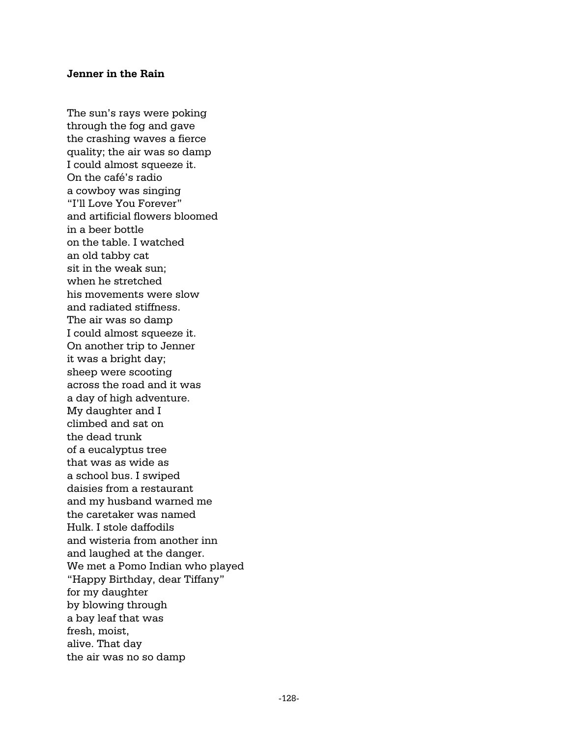**Jenner in the Rain**

The sun's rays were poking  
through the fog and gave  
the crashing waves a fierce  
quality; the air was so damp  
I could almost squeeze it.  
On the café's radio  
a cowboy was singing  
"I'll Love You Forever"  
and artificial flowers bloomed  
in a beer bottle  
on the table. I watched  
an old tabby cat  
sit in the weak sun;  
when he stretched  
his movements were slow  
and radiated stiffness.  
The air was so damp  
I could almost squeeze it.  
On another trip to Jenner  
it was a bright day;  
sheep were scooting  
across the road and it was  
a day of high adventure.  
My daughter and I  
climbed and sat on  
the dead trunk  
of a eucalyptus tree  
that was as wide as  
a school bus. I swiped  
daisies from a restaurant  
and my husband warned me  
the caretaker was named  
Hulk. I stole daffodils  
and wisteria from another inn  
and laughed at the danger.  
We met a Pomo Indian who played  
"Happy Birthday, dear Tiffany"  
for my daughter  
by blowing through  
a bay leaf that was  
fresh, moist,  
alive. That day  
the air was no so damp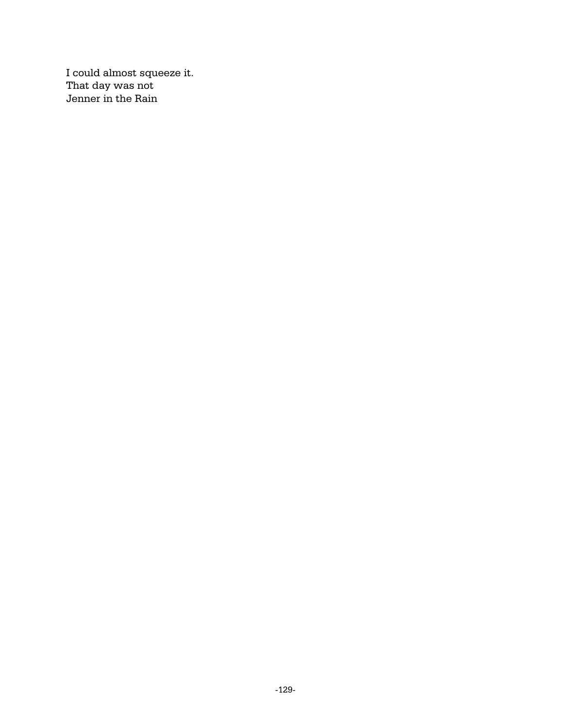I could almost squeeze it.  
That day was not  
Jenner in the Rain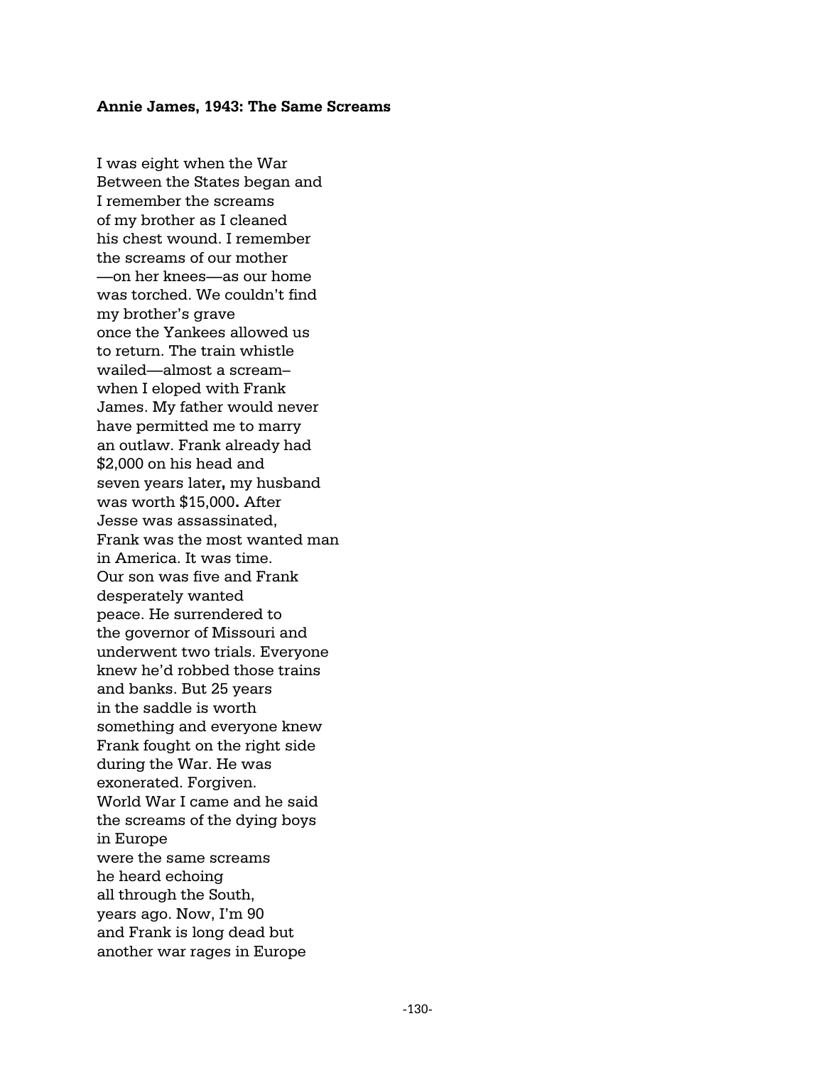**Annie James, 1943: The Same Screams**

I was eight when the War
Between the States began and
I remember the screams
of my brother as I cleaned
his chest wound. I remember
the screams of our mother
—on her knees—as our home
was torched. We couldn't find
my brother's grave
once the Yankees allowed us
to return. The train whistle
wailed—almost a scream–
when I eloped with Frank
James. My father would never
have permitted me to marry
an outlaw. Frank already had
$2,000 on his head and
seven years later**,** my husband
was worth $15,000**.** After
Jesse was assassinated,
Frank was the most wanted man
in America. It was time.
Our son was five and Frank
desperately wanted
peace. He surrendered to
the governor of Missouri and
underwent two trials. Everyone
knew he'd robbed those trains
and banks. But 25 years
in the saddle is worth
something and everyone knew
Frank fought on the right side
during the War. He was
exonerated. Forgiven.
World War I came and he said
the screams of the dying boys
in Europe
were the same screams
he heard echoing
all through the South,
years ago. Now, I'm 90
and Frank is long dead but
another war rages in Europe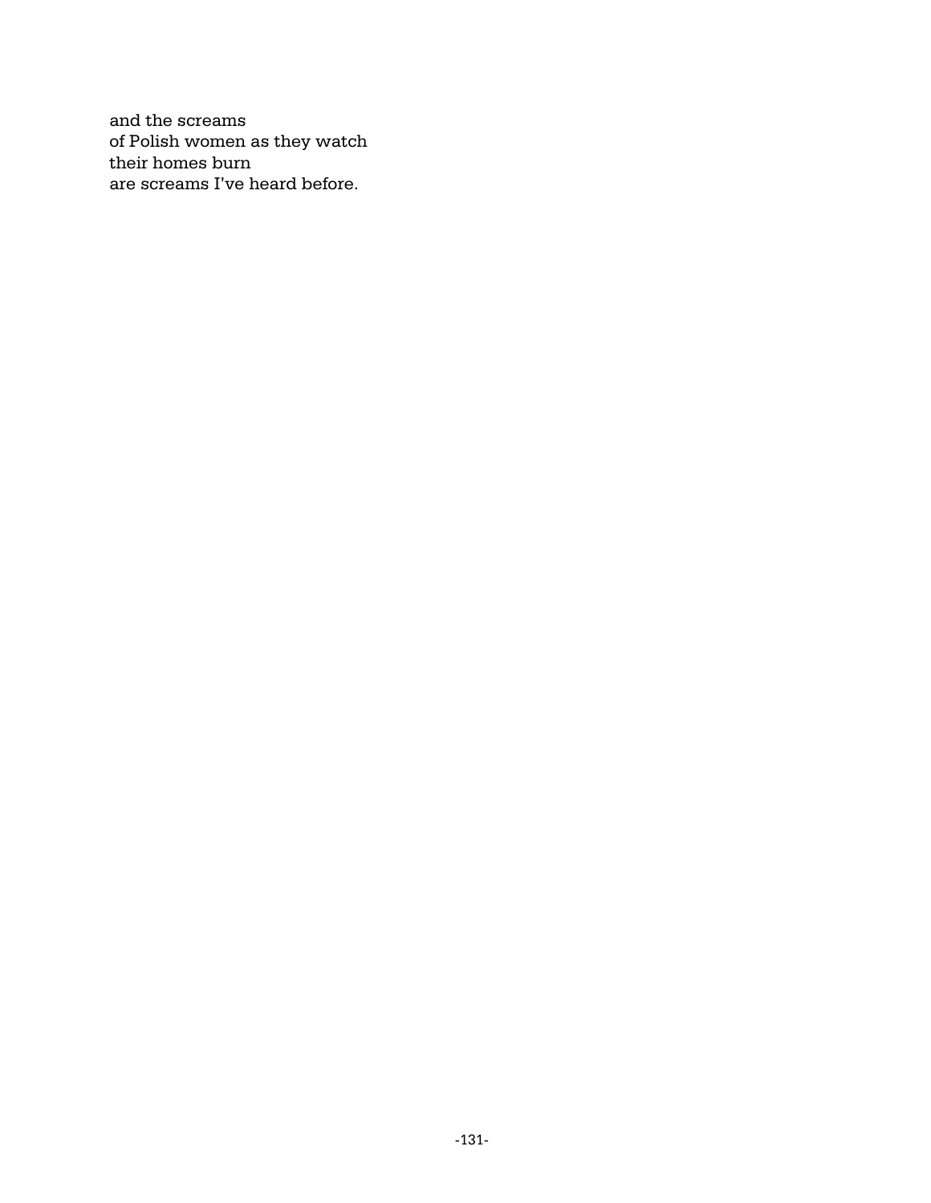and the screams  
of Polish women as they watch  
their homes burn  
are screams I've heard before.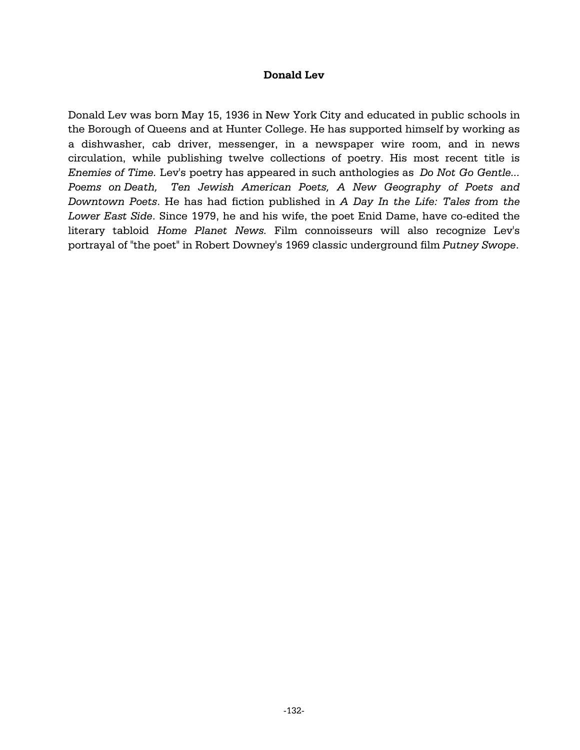**Donald Lev**

Donald Lev was born May 15, 1936 in New York City and educated in public schools in the Borough of Queens and at Hunter College. He has supported himself by working as a dishwasher, cab driver, messenger, in a newspaper wire room, and in news circulation, while publishing twelve collections of poetry. His most recent title is *Enemies of Time.* Lev's poetry has appeared in such anthologies as *Do Not Go Gentle... Poems on Death, Ten Jewish American Poets, A New Geography of Poets and Downtown Poets*. He has had fiction published in *A Day In the Life: Tales from the Lower East Side*. Since 1979, he and his wife, the poet Enid Dame, have co-edited the literary tabloid *Home Planet News.* Film connoisseurs will also recognize Lev's portrayal of "the poet" in Robert Downey's 1969 classic underground film *Putney Swope*.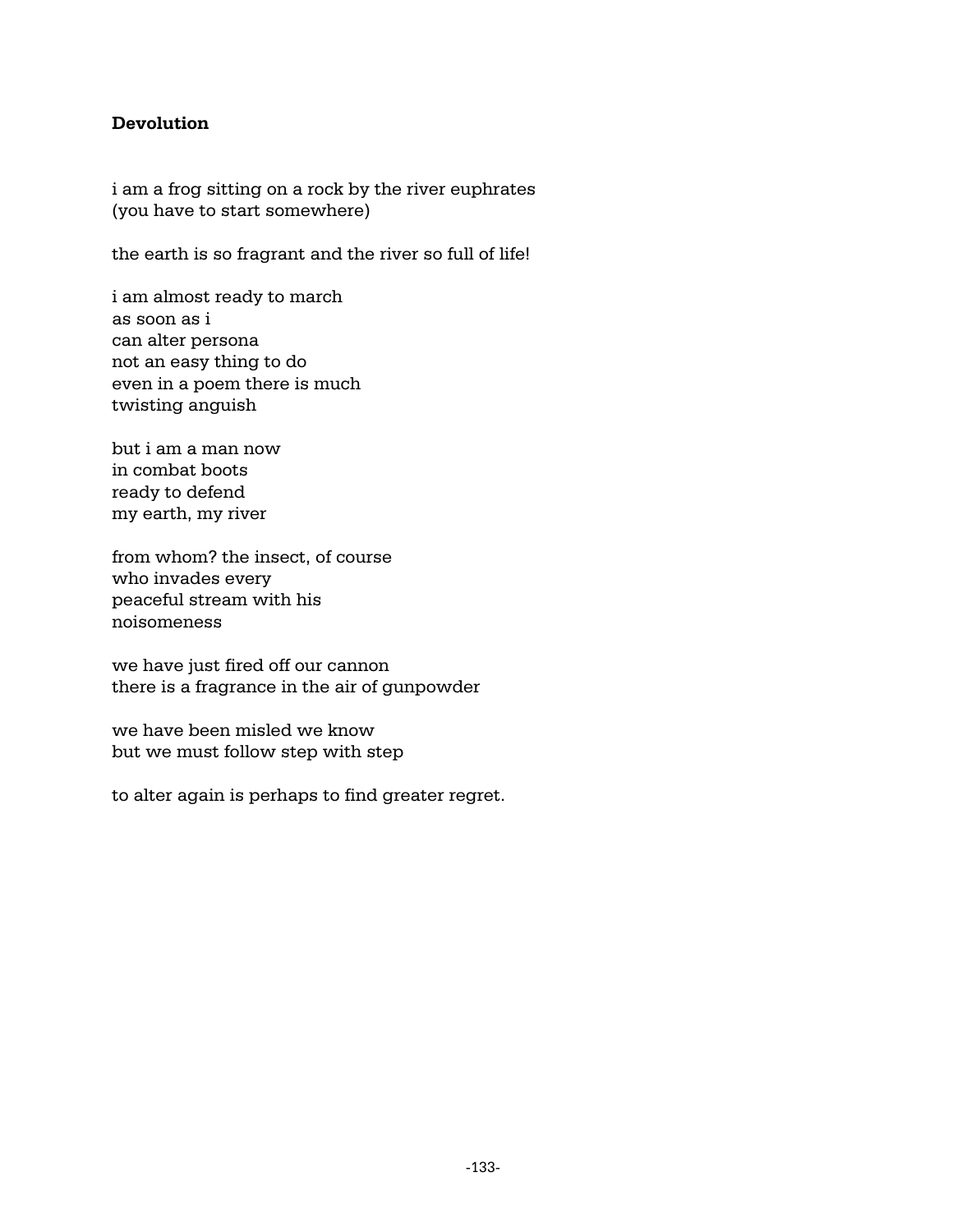**Devolution**

i am a frog sitting on a rock by the river euphrates
(you have to start somewhere)

the earth is so fragrant and the river so full of life!

i am almost ready to march
as soon as i
can alter persona
not an easy thing to do
even in a poem there is much
twisting anguish

but i am a man now
in combat boots
ready to defend
my earth, my river

from whom? the insect, of course
who invades every
peaceful stream with his
noisomeness

we have just fired off our cannon
there is a fragrance in the air of gunpowder

we have been misled we know
but we must follow step with step

to alter again is perhaps to find greater regret.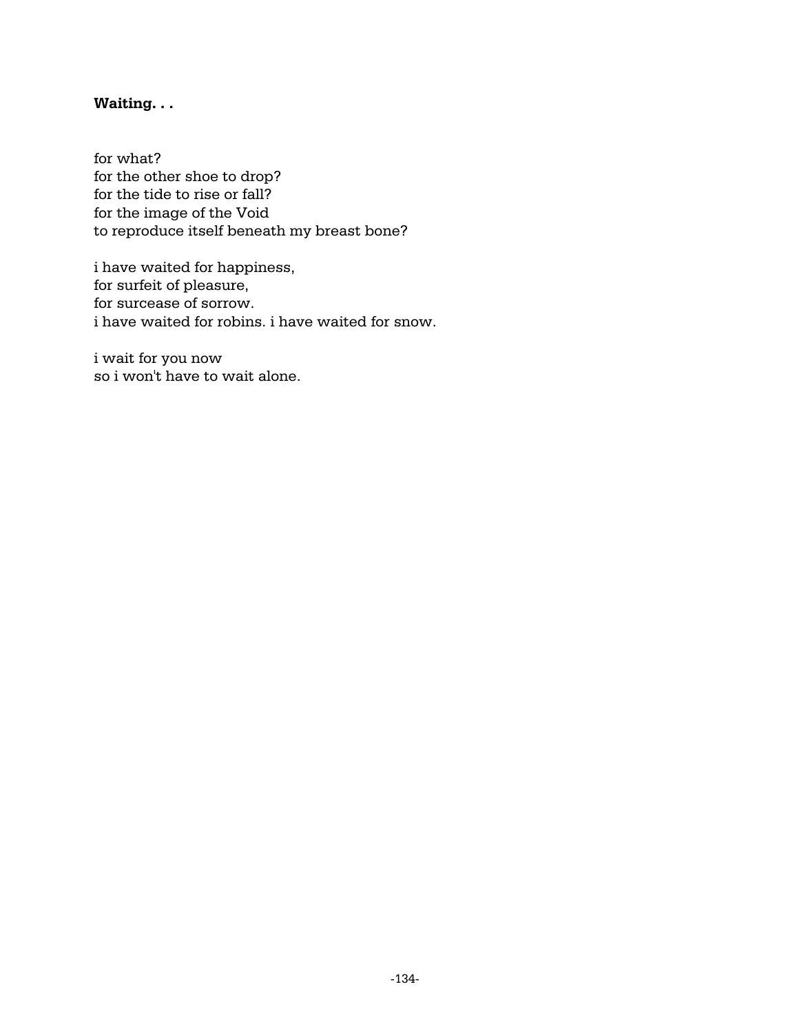**Waiting. . .**

for what?
for the other shoe to drop?
for the tide to rise or fall?
for the image of the Void
to reproduce itself beneath my breast bone?

i have waited for happiness,
for surfeit of pleasure,
for surcease of sorrow.
i have waited for robins. i have waited for snow.

i wait for you now
so i won't have to wait alone.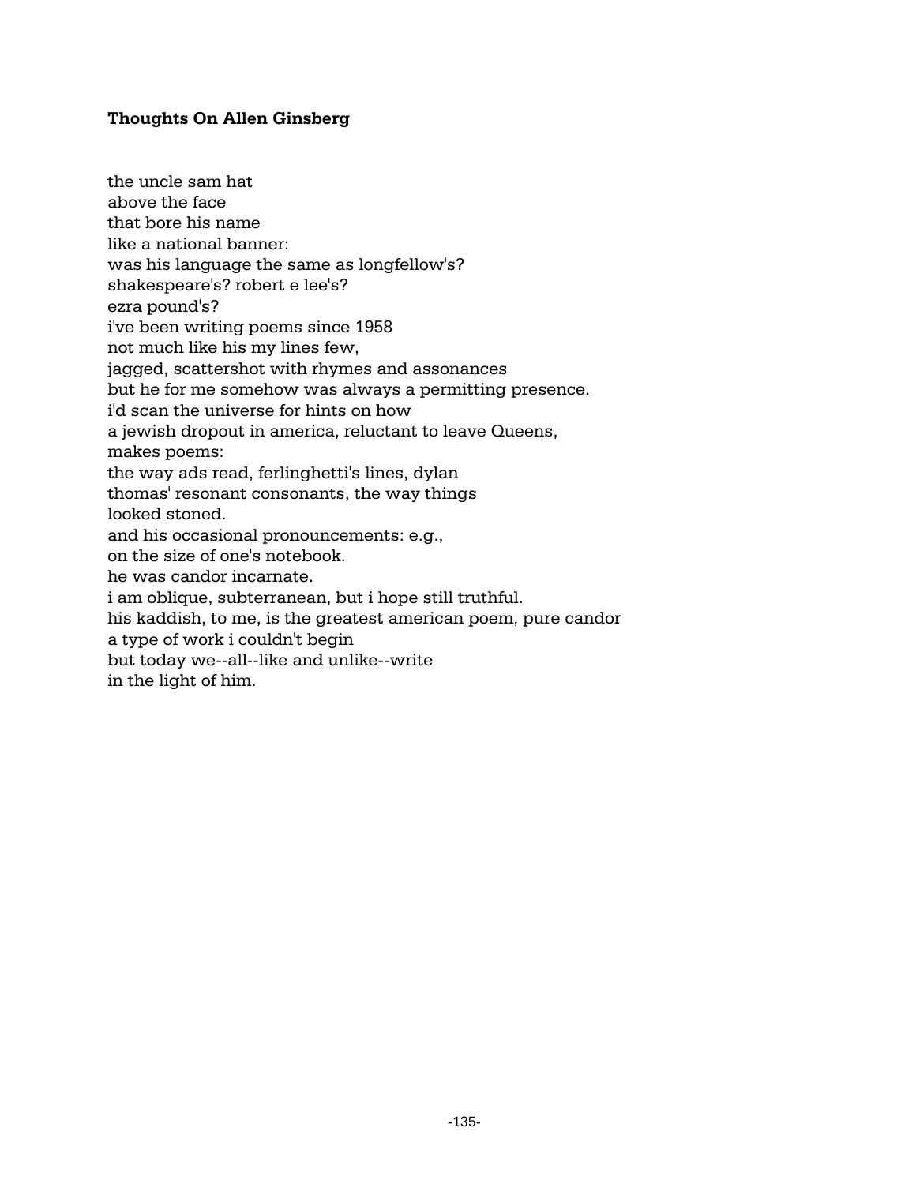### **Thoughts On Allen Ginsberg**

the uncle sam hat  
above the face  
that bore his name  
like a national banner:  
was his language the same as longfellow's?  
shakespeare's? robert e lee's?  
ezra pound's?  
i've been writing poems since 1958  
not much like his my lines few,  
jagged, scattershot with rhymes and assonances  
but he for me somehow was always a permitting presence.  
i'd scan the universe for hints on how  
a jewish dropout in america, reluctant to leave Queens,  
makes poems:  
the way ads read, ferlinghetti's lines, dylan  
thomas' resonant consonants, the way things  
looked stoned.  
and his occasional pronouncements: e.g.,  
on the size of one's notebook.  
he was candor incarnate.  
i am oblique, subterranean, but i hope still truthful.  
his kaddish, to me, is the greatest american poem, pure candor  
a type of work i couldn't begin  
but today we--all--like and unlike--write  
in the light of him.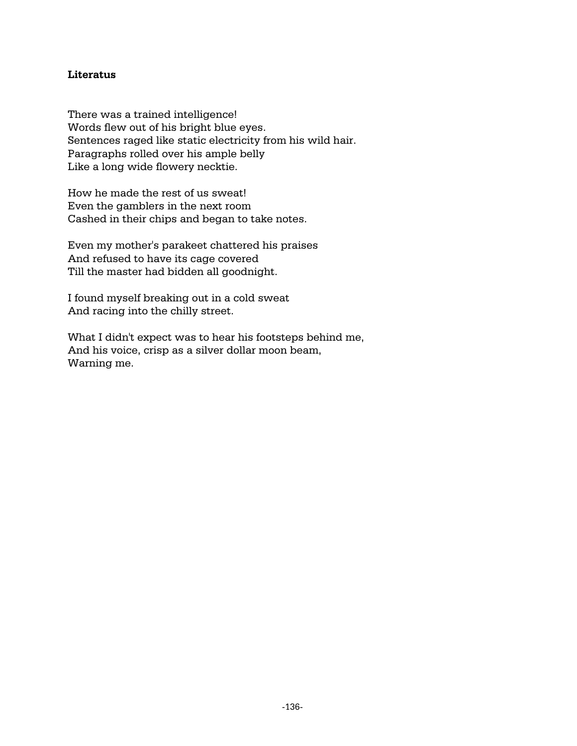**Literatus**

There was a trained intelligence!  
Words flew out of his bright blue eyes.  
Sentences raged like static electricity from his wild hair.  
Paragraphs rolled over his ample belly  
Like a long wide flowery necktie.

How he made the rest of us sweat!  
Even the gamblers in the next room  
Cashed in their chips and began to take notes.

Even my mother's parakeet chattered his praises  
And refused to have its cage covered  
Till the master had bidden all goodnight.

I found myself breaking out in a cold sweat  
And racing into the chilly street.

What I didn't expect was to hear his footsteps behind me,  
And his voice, crisp as a silver dollar moon beam,  
Warning me.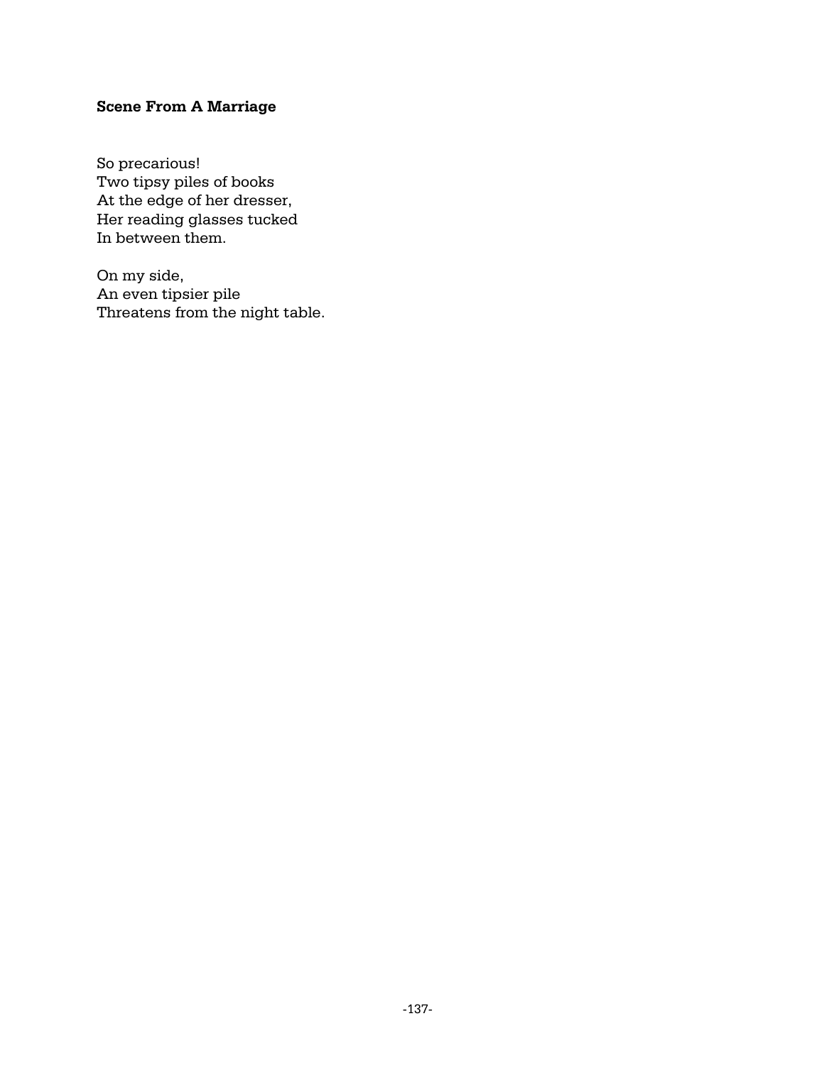**Scene From A Marriage**

So precarious!  
Two tipsy piles of books  
At the edge of her dresser,  
Her reading glasses tucked  
In between them.

On my side,  
An even tipsier pile  
Threatens from the night table.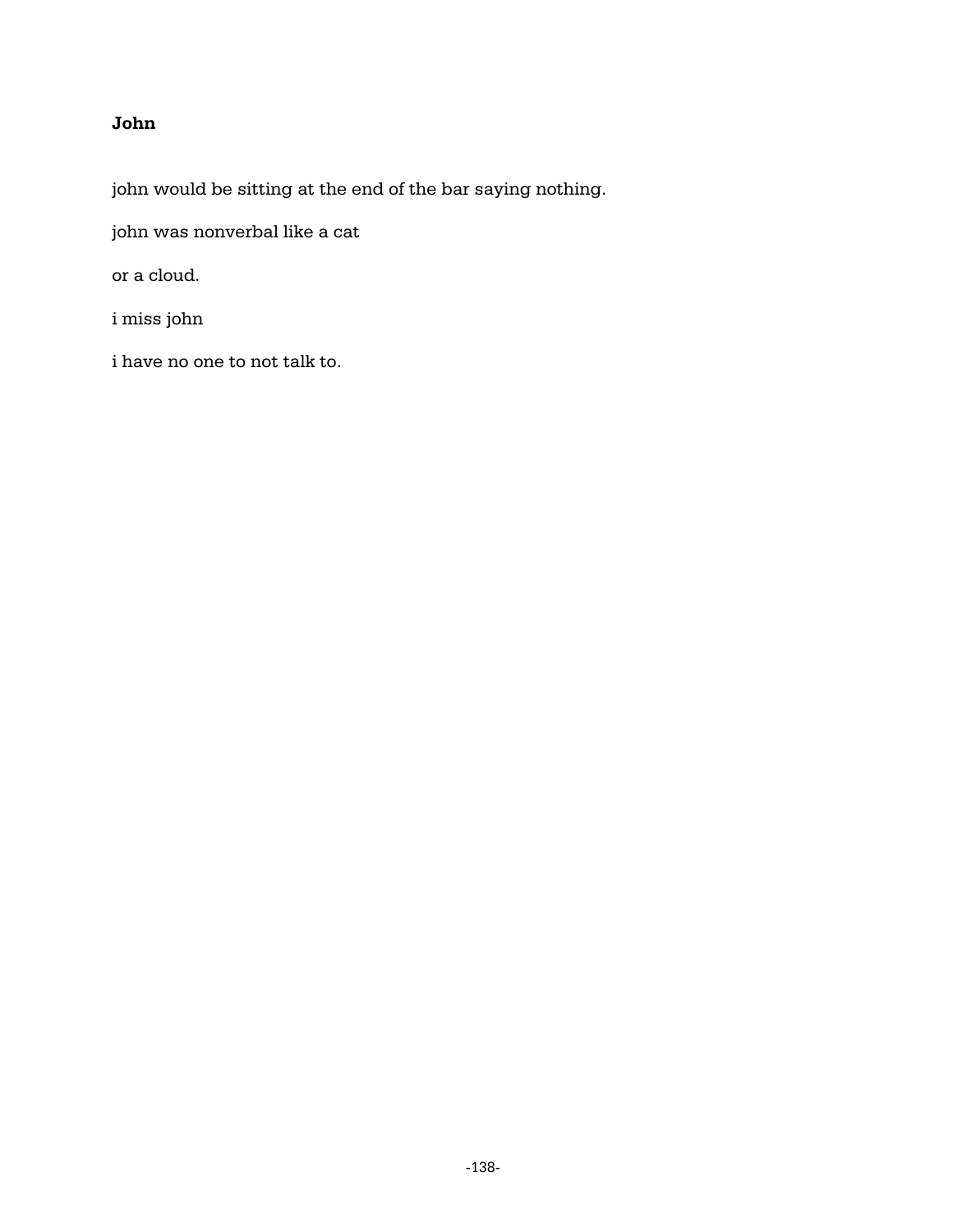**John**

john would be sitting at the end of the bar saying nothing.

john was nonverbal like a cat

or a cloud.

i miss john

i have no one to not talk to.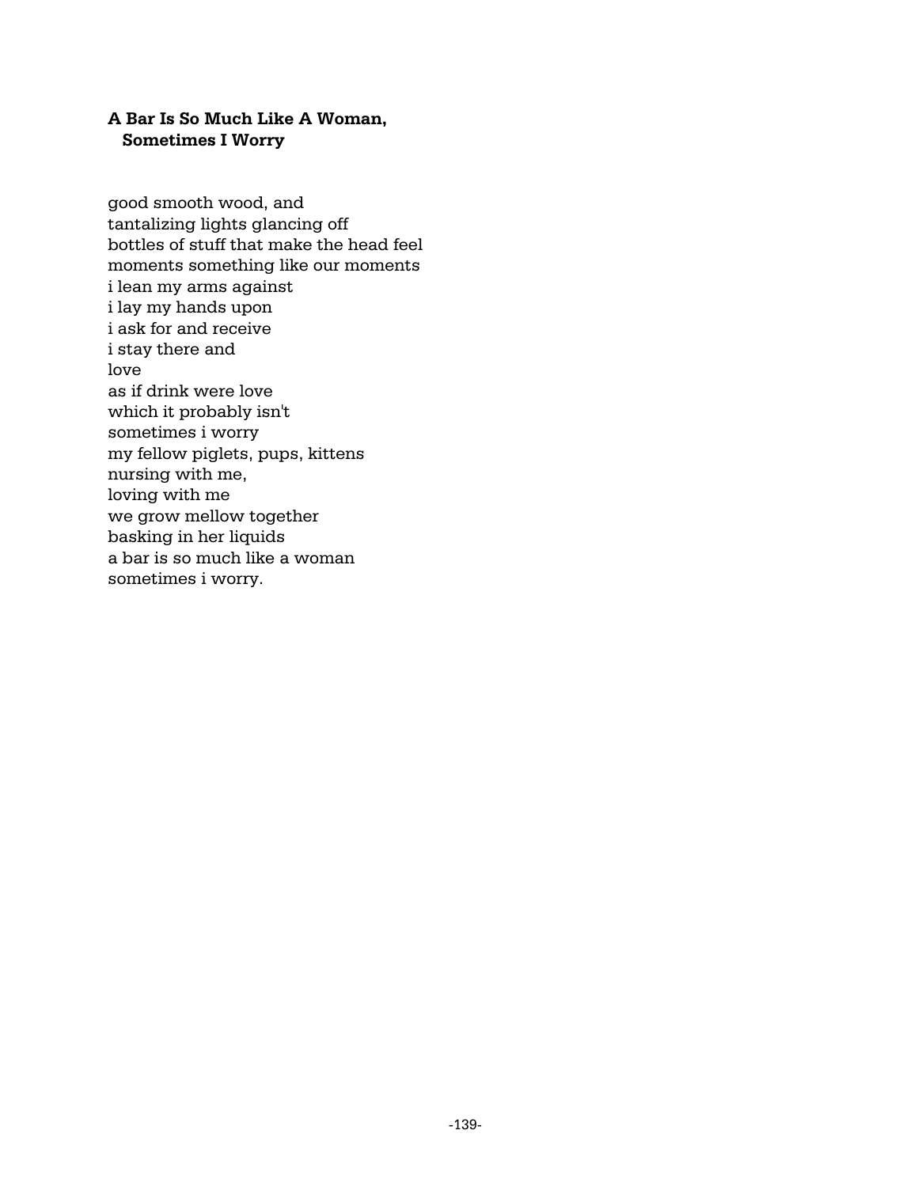### A Bar Is So Much Like A Woman, Sometimes I Worry

good smooth wood, and  
tantalizing lights glancing off  
bottles of stuff that make the head feel  
moments something like our moments  
i lean my arms against  
i lay my hands upon  
i ask for and receive  
i stay there and  
love  
as if drink were love  
which it probably isn't  
sometimes i worry  
my fellow piglets, pups, kittens  
nursing with me,  
loving with me  
we grow mellow together  
basking in her liquids  
a bar is so much like a woman  
sometimes i worry.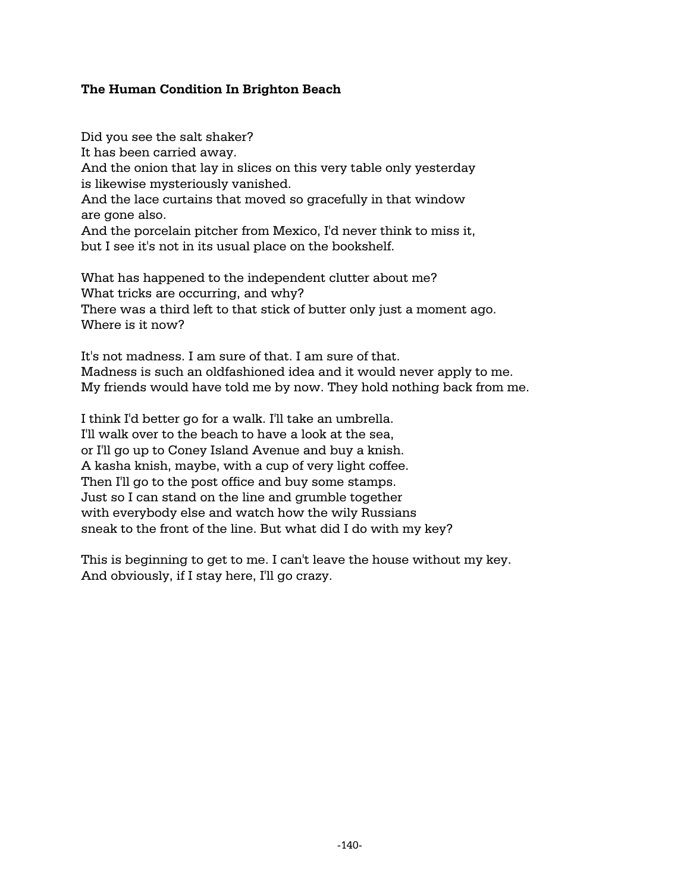**The Human Condition In Brighton Beach**

Did you see the salt shaker?  
It has been carried away.  
And the onion that lay in slices on this very table only yesterday  
is likewise mysteriously vanished.  
And the lace curtains that moved so gracefully in that window  
are gone also.  
And the porcelain pitcher from Mexico, I'd never think to miss it,  
but I see it's not in its usual place on the bookshelf.

What has happened to the independent clutter about me?  
What tricks are occurring, and why?  
There was a third left to that stick of butter only just a moment ago.  
Where is it now?

It's not madness. I am sure of that. I am sure of that.  
Madness is such an oldfashioned idea and it would never apply to me.  
My friends would have told me by now. They hold nothing back from me.

I think I'd better go for a walk. I'll take an umbrella.  
I'll walk over to the beach to have a look at the sea,  
or I'll go up to Coney Island Avenue and buy a knish.  
A kasha knish, maybe, with a cup of very light coffee.  
Then I'll go to the post office and buy some stamps.  
Just so I can stand on the line and grumble together  
with everybody else and watch how the wily Russians  
sneak to the front of the line. But what did I do with my key?

This is beginning to get to me. I can't leave the house without my key.  
And obviously, if I stay here, I'll go crazy.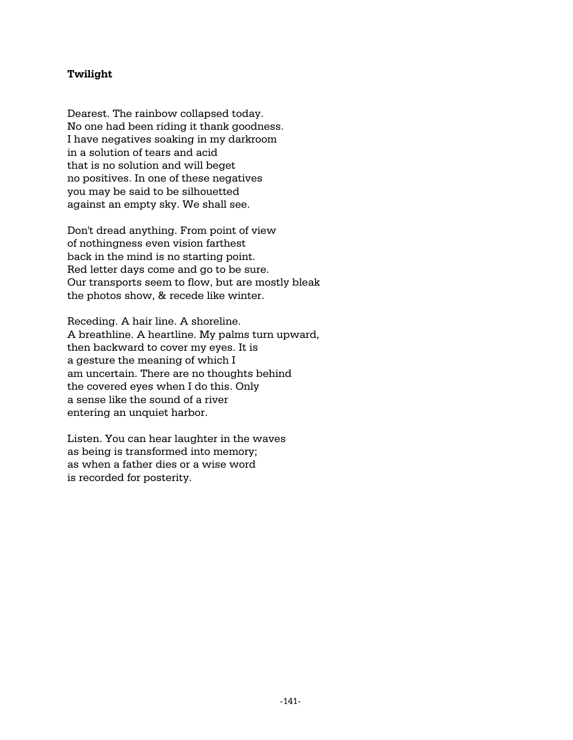**Twilight**

Dearest. The rainbow collapsed today.  
No one had been riding it thank goodness.  
I have negatives soaking in my darkroom  
in a solution of tears and acid  
that is no solution and will beget  
no positives. In one of these negatives  
you may be said to be silhouetted  
against an empty sky. We shall see.

Don't dread anything. From point of view  
of nothingness even vision farthest  
back in the mind is no starting point.  
Red letter days come and go to be sure.  
Our transports seem to flow, but are mostly bleak  
the photos show, & recede like winter.

Receding. A hair line. A shoreline.  
A breathline. A heartline. My palms turn upward,  
then backward to cover my eyes. It is  
a gesture the meaning of which I  
am uncertain. There are no thoughts behind  
the covered eyes when I do this. Only  
a sense like the sound of a river  
entering an unquiet harbor.

Listen. You can hear laughter in the waves  
as being is transformed into memory;  
as when a father dies or a wise word  
is recorded for posterity.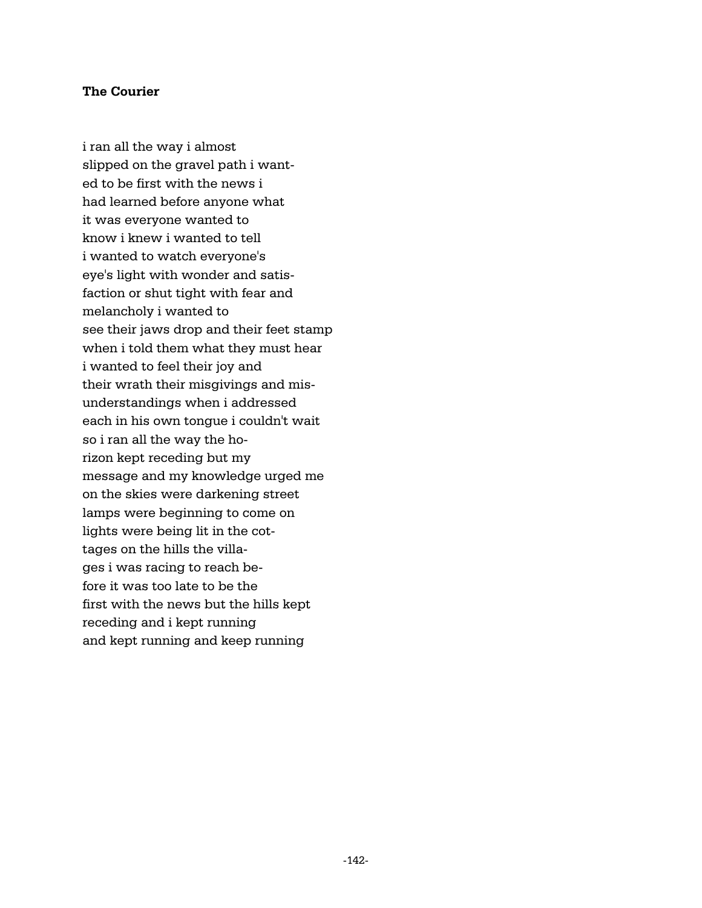**The Courier**

i ran all the way i almost  
slipped on the gravel path i want-  
ed to be first with the news i  
had learned before anyone what  
it was everyone wanted to  
know i knew i wanted to tell  
i wanted to watch everyone's  
eye's light with wonder and satis-  
faction or shut tight with fear and  
melancholy i wanted to  
see their jaws drop and their feet stamp  
when i told them what they must hear  
i wanted to feel their joy and  
their wrath their misgivings and mis-  
understandings when i addressed  
each in his own tongue i couldn't wait  
so i ran all the way the ho-  
rizon kept receding but my  
message and my knowledge urged me  
on the skies were darkening street  
lamps were beginning to come on  
lights were being lit in the cot-  
tages on the hills the villa-  
ges i was racing to reach be-  
fore it was too late to be the  
first with the news but the hills kept  
receding and i kept running  
and kept running and keep running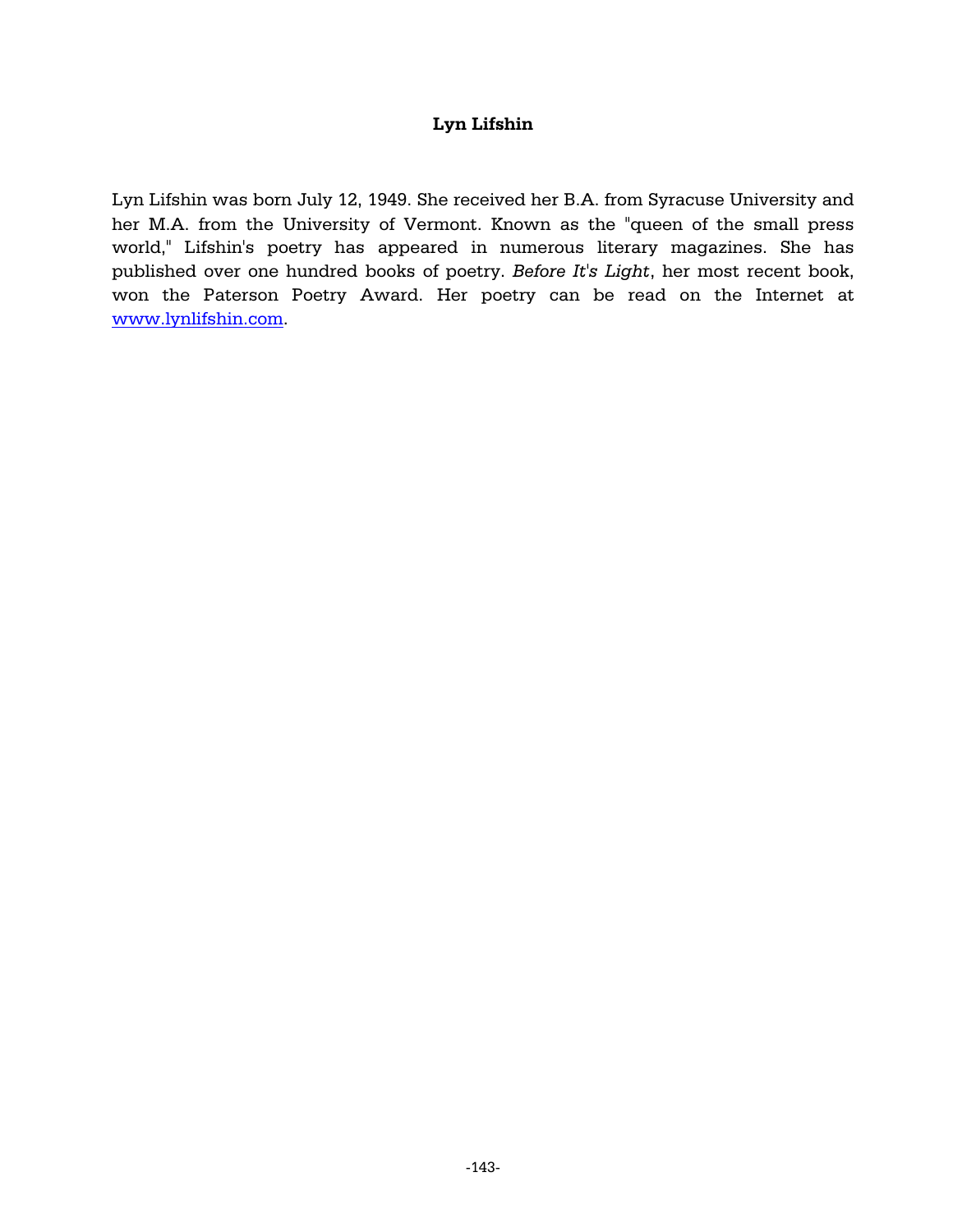**Lyn Lifshin**

Lyn Lifshin was born July 12, 1949. She received her B.A. from Syracuse University and her M.A. from the University of Vermont. Known as the "queen of the small press world," Lifshin's poetry has appeared in numerous literary magazines. She has published over one hundred books of poetry. *Before It's Light*, her most recent book, won the Paterson Poetry Award. Her poetry can be read on the Internet at www.lynlifshin.com.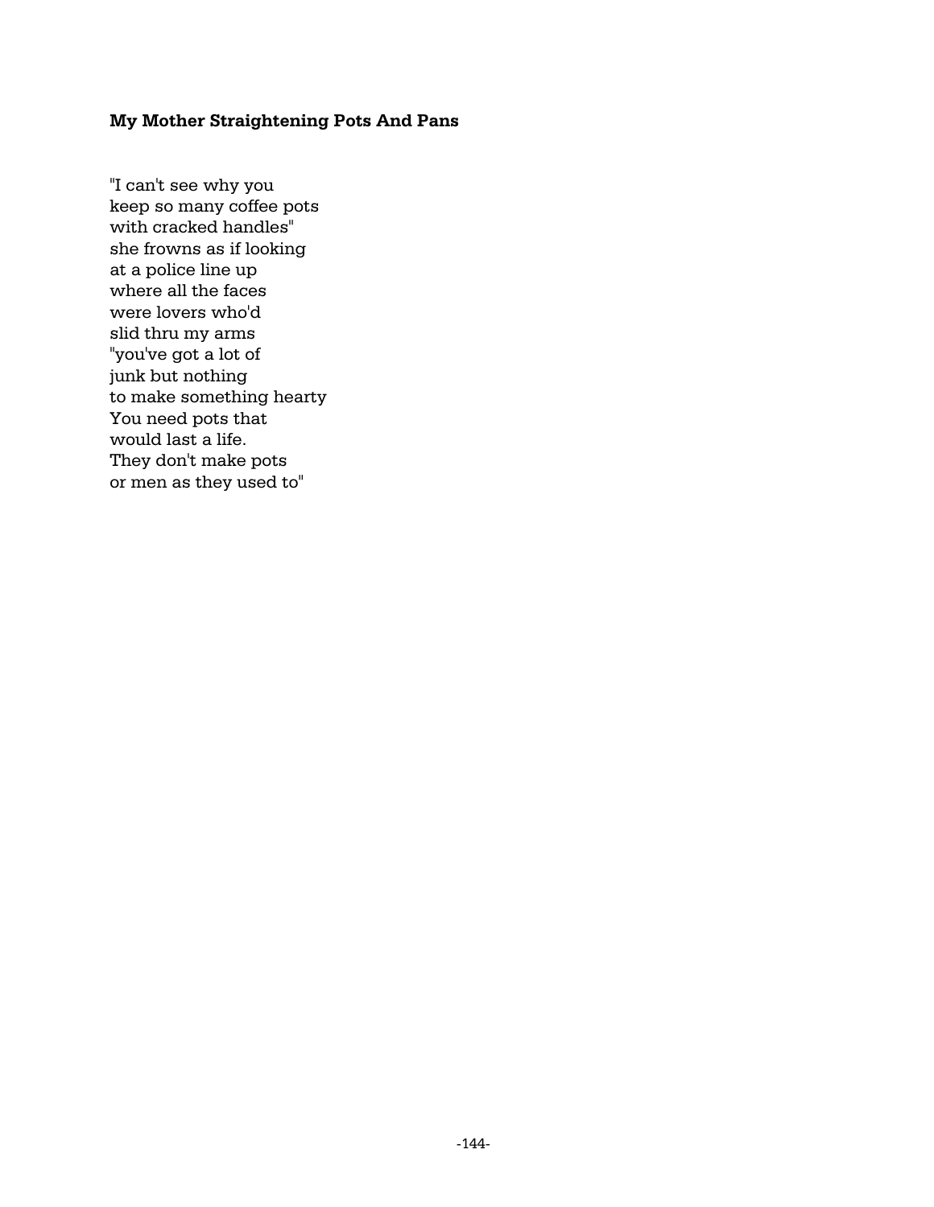### My Mother Straightening Pots And Pans

"I can't see why you  
keep so many coffee pots  
with cracked handles"  
she frowns as if looking  
at a police line up  
where all the faces  
were lovers who'd  
slid thru my arms  
"you've got a lot of  
junk but nothing  
to make something hearty  
You need pots that  
would last a life.  
They don't make pots  
or men as they used to"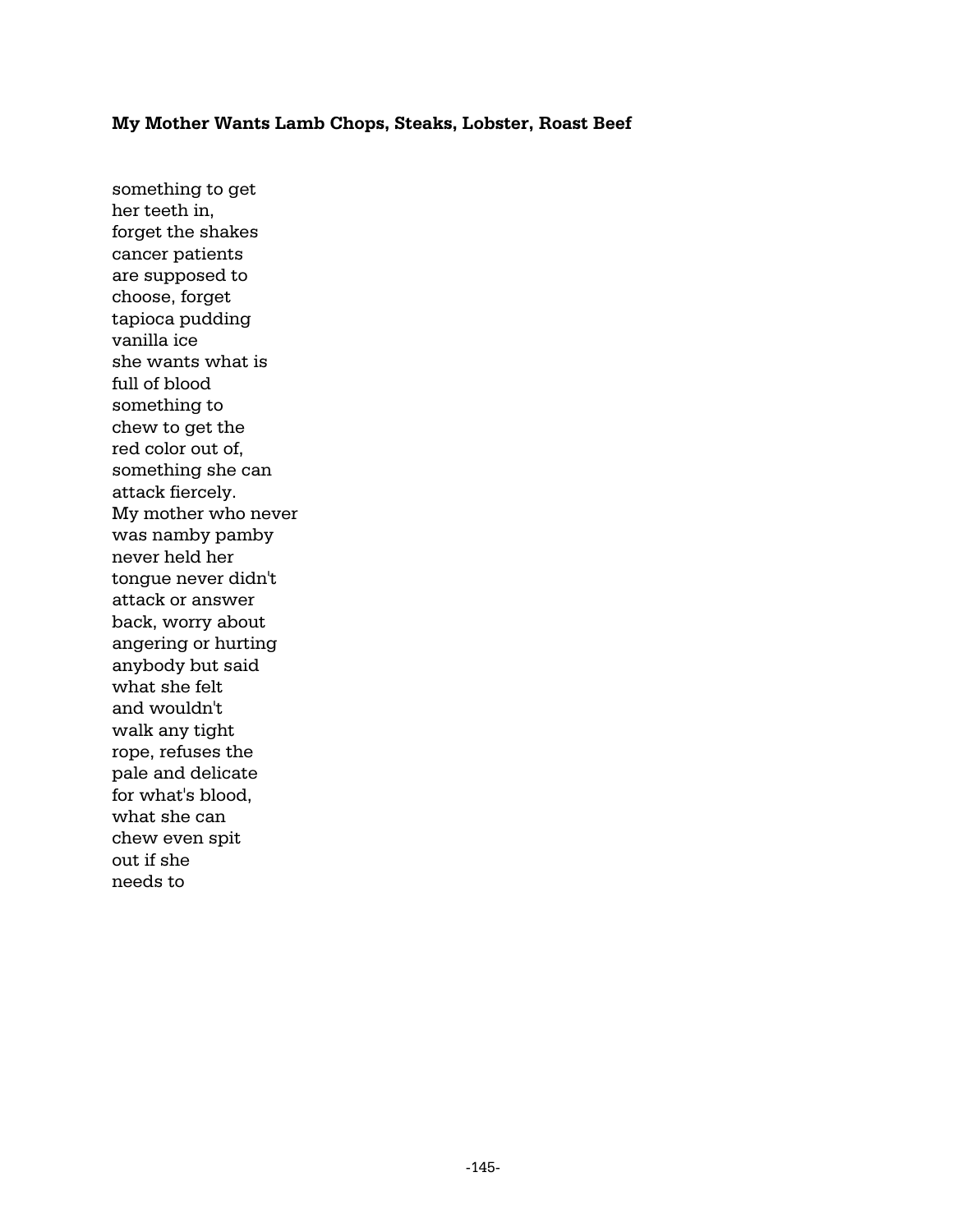**My Mother Wants Lamb Chops, Steaks, Lobster, Roast Beef**

something to get  
her teeth in,  
forget the shakes  
cancer patients  
are supposed to  
choose, forget  
tapioca pudding  
vanilla ice  
she wants what is  
full of blood  
something to  
chew to get the  
red color out of,  
something she can  
attack fiercely.  
My mother who never  
was namby pamby  
never held her  
tongue never didn't  
attack or answer  
back, worry about  
angering or hurting  
anybody but said  
what she felt  
and wouldn't  
walk any tight  
rope, refuses the  
pale and delicate  
for what's blood,  
what she can  
chew even spit  
out if she  
needs to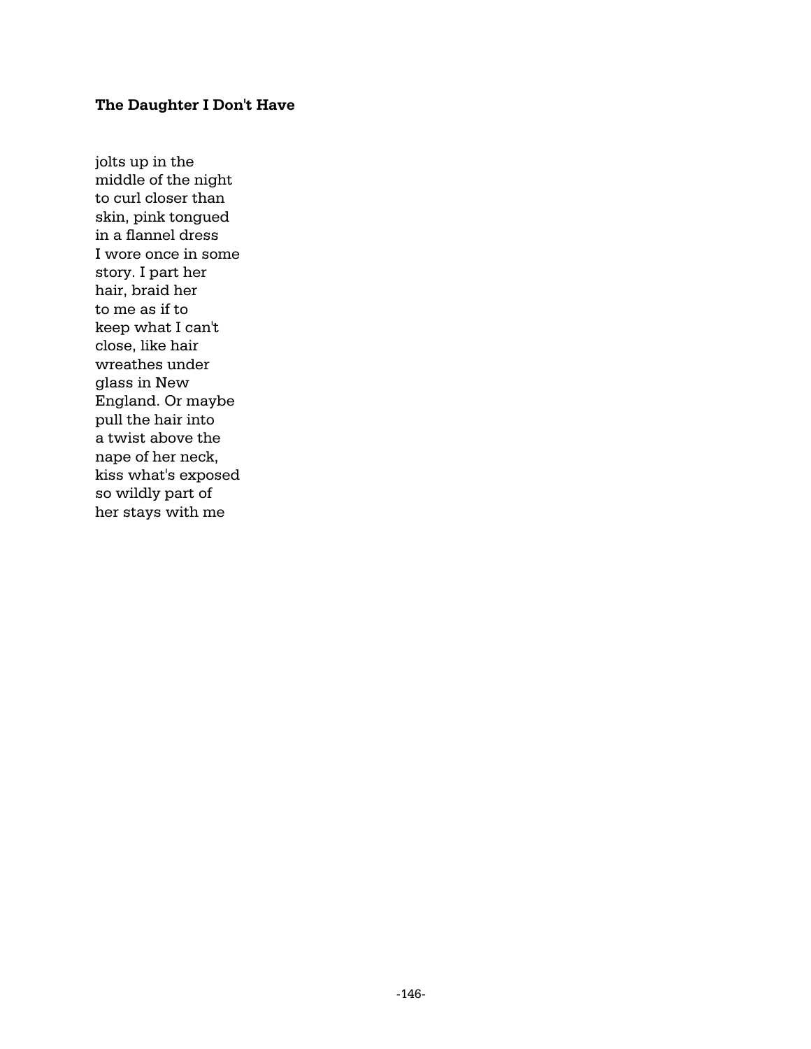**The Daughter I Don't Have**

jolts up in the  
middle of the night  
to curl closer than  
skin, pink tongued  
in a flannel dress  
I wore once in some  
story. I part her  
hair, braid her  
to me as if to  
keep what I can't  
close, like hair  
wreathes under  
glass in New  
England. Or maybe  
pull the hair into  
a twist above the  
nape of her neck,  
kiss what's exposed  
so wildly part of  
her stays with me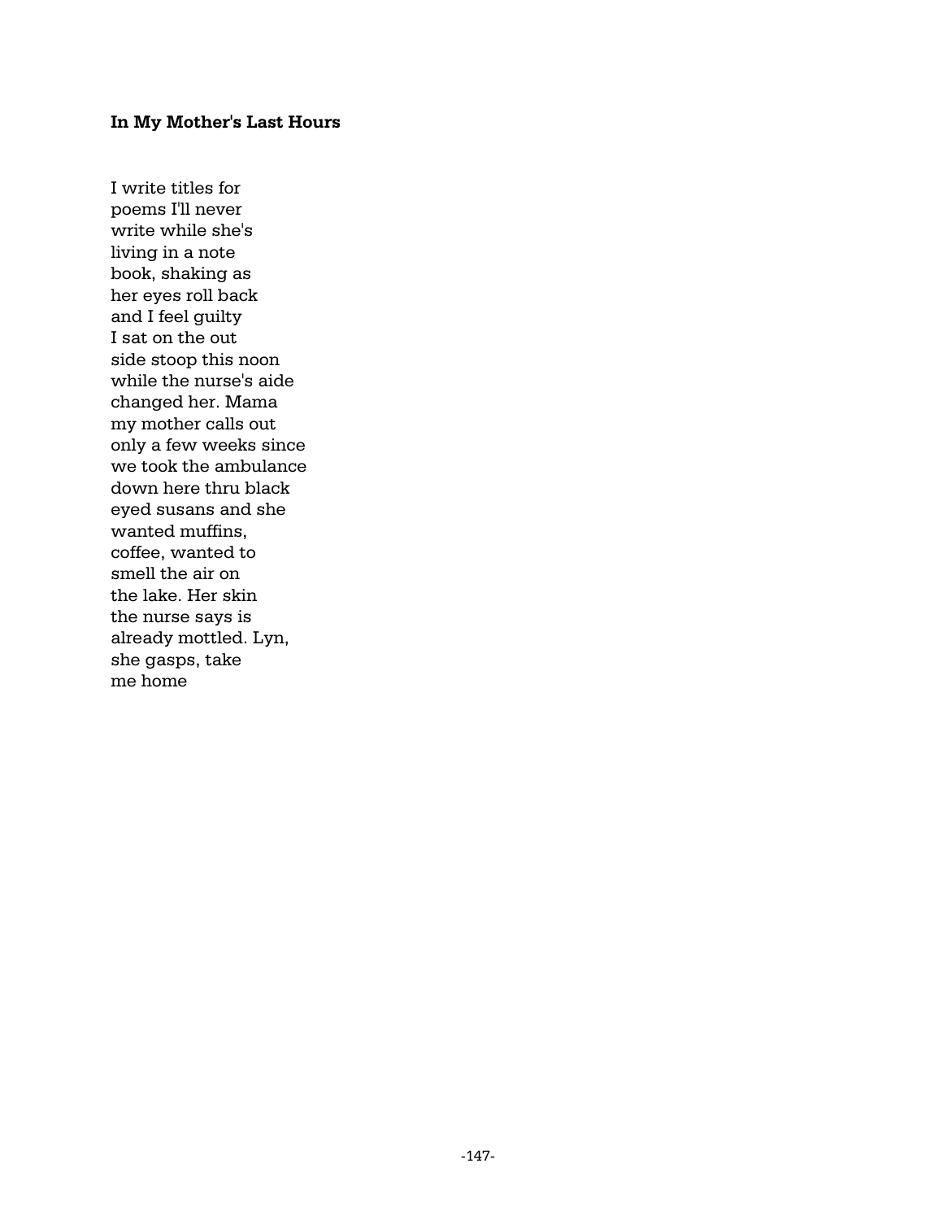**In My Mother's Last Hours**

I write titles for  
poems I'll never  
write while she's  
living in a note  
book, shaking as  
her eyes roll back  
and I feel guilty  
I sat on the out  
side stoop this noon  
while the nurse's aide  
changed her. Mama  
my mother calls out  
only a few weeks since  
we took the ambulance  
down here thru black  
eyed susans and she  
wanted muffins,  
coffee, wanted to  
smell the air on  
the lake. Her skin  
the nurse says is  
already mottled. Lyn,  
she gasps, take  
me home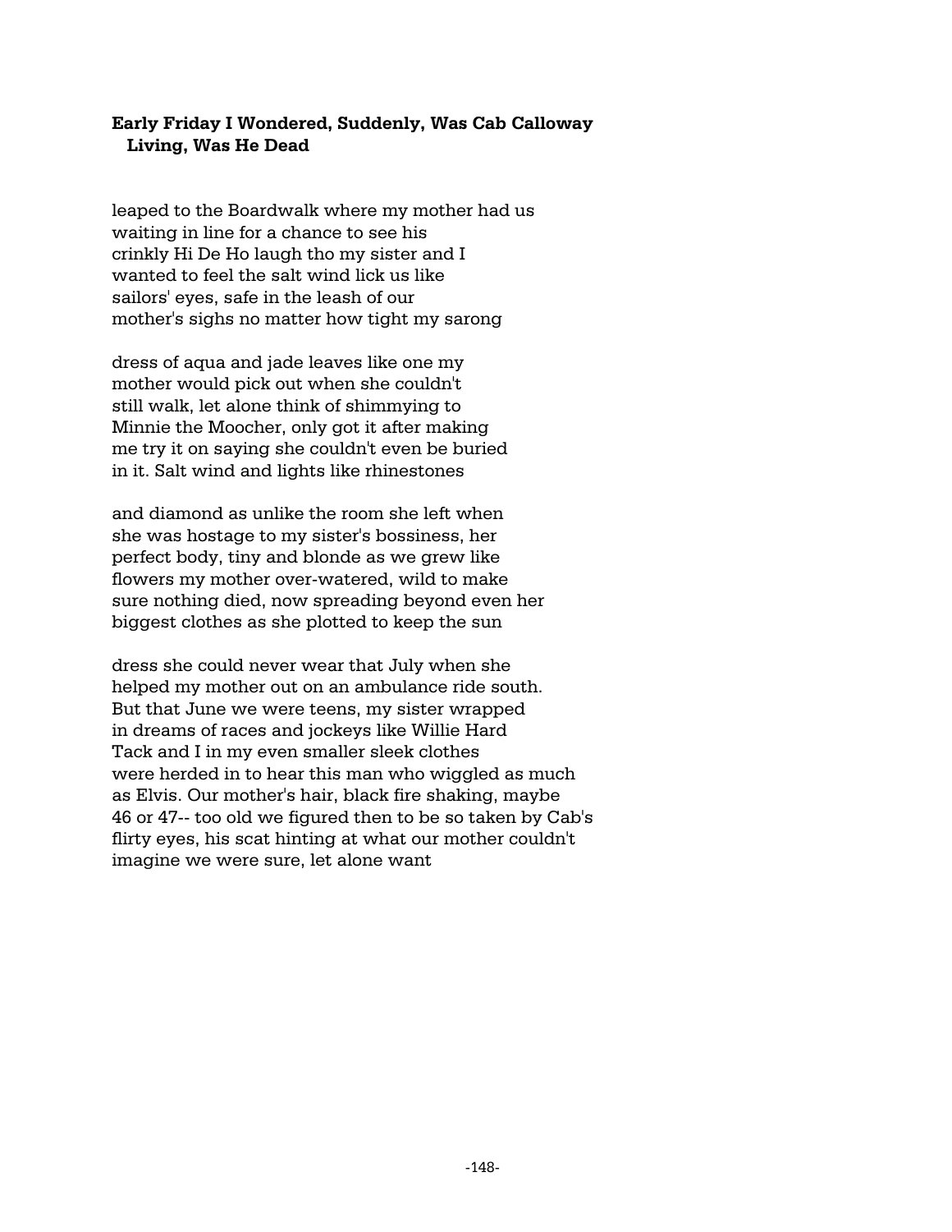### Early Friday I Wondered, Suddenly, Was Cab Calloway Living, Was He Dead

leaped to the Boardwalk where my mother had us  
waiting in line for a chance to see his  
crinkly Hi De Ho laugh tho my sister and I  
wanted to feel the salt wind lick us like  
sailors' eyes, safe in the leash of our  
mother's sighs no matter how tight my sarong

dress of aqua and jade leaves like one my  
mother would pick out when she couldn't  
still walk, let alone think of shimmying to  
Minnie the Moocher, only got it after making  
me try it on saying she couldn't even be buried  
in it. Salt wind and lights like rhinestones

and diamond as unlike the room she left when  
she was hostage to my sister's bossiness, her  
perfect body, tiny and blonde as we grew like  
flowers my mother over-watered, wild to make  
sure nothing died, now spreading beyond even her  
biggest clothes as she plotted to keep the sun

dress she could never wear that July when she  
helped my mother out on an ambulance ride south.  
But that June we were teens, my sister wrapped  
in dreams of races and jockeys like Willie Hard  
Tack and I in my even smaller sleek clothes  
were herded in to hear this man who wiggled as much  
as Elvis. Our mother's hair, black fire shaking, maybe  
46 or 47-- too old we figured then to be so taken by Cab's  
flirty eyes, his scat hinting at what our mother couldn't  
imagine we were sure, let alone want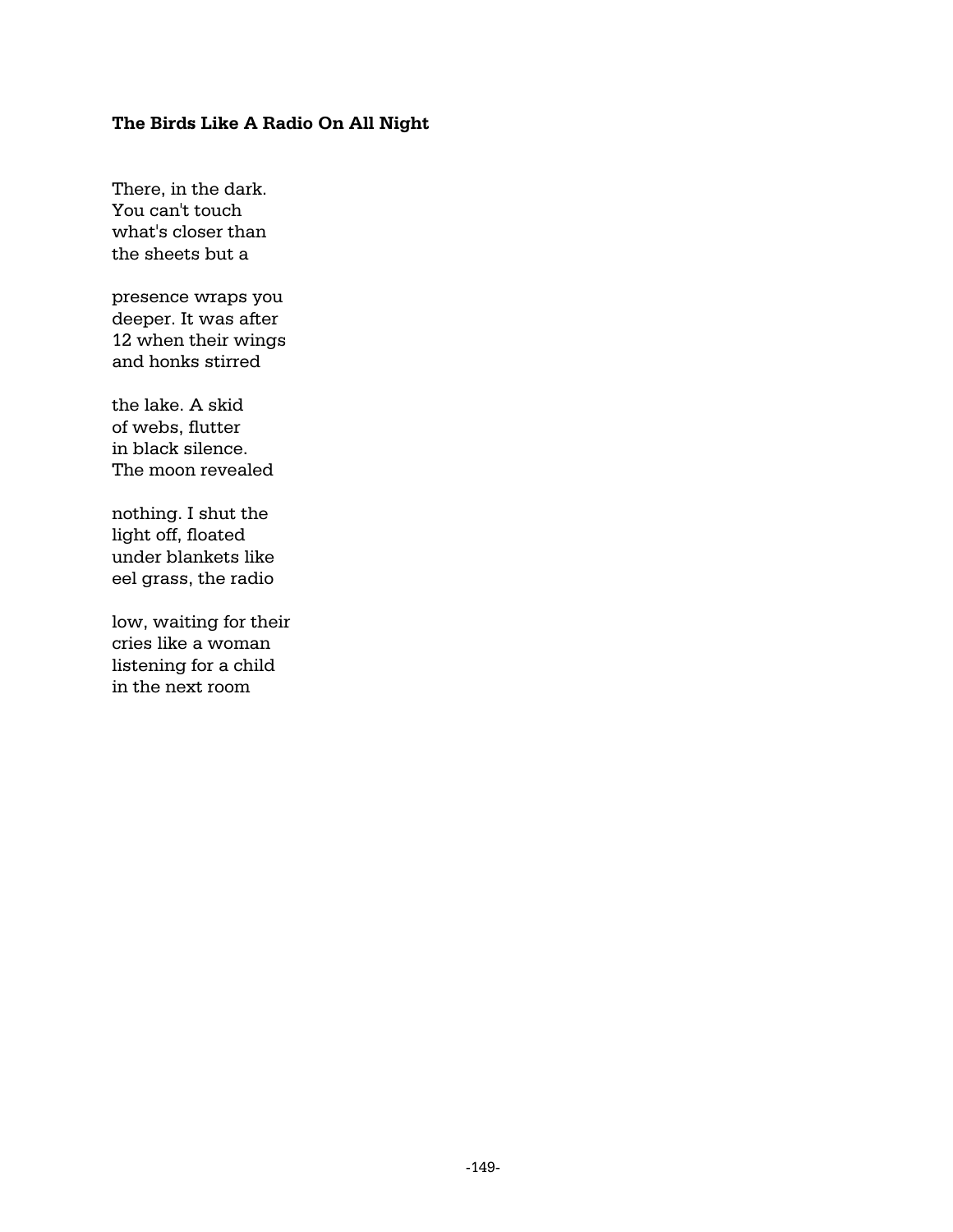**The Birds Like A Radio On All Night**

There, in the dark.  
You can't touch  
what's closer than  
the sheets but a

presence wraps you  
deeper. It was after  
12 when their wings  
and honks stirred

the lake. A skid  
of webs, flutter  
in black silence.  
The moon revealed

nothing. I shut the  
light off, floated  
under blankets like  
eel grass, the radio

low, waiting for their  
cries like a woman  
listening for a child  
in the next room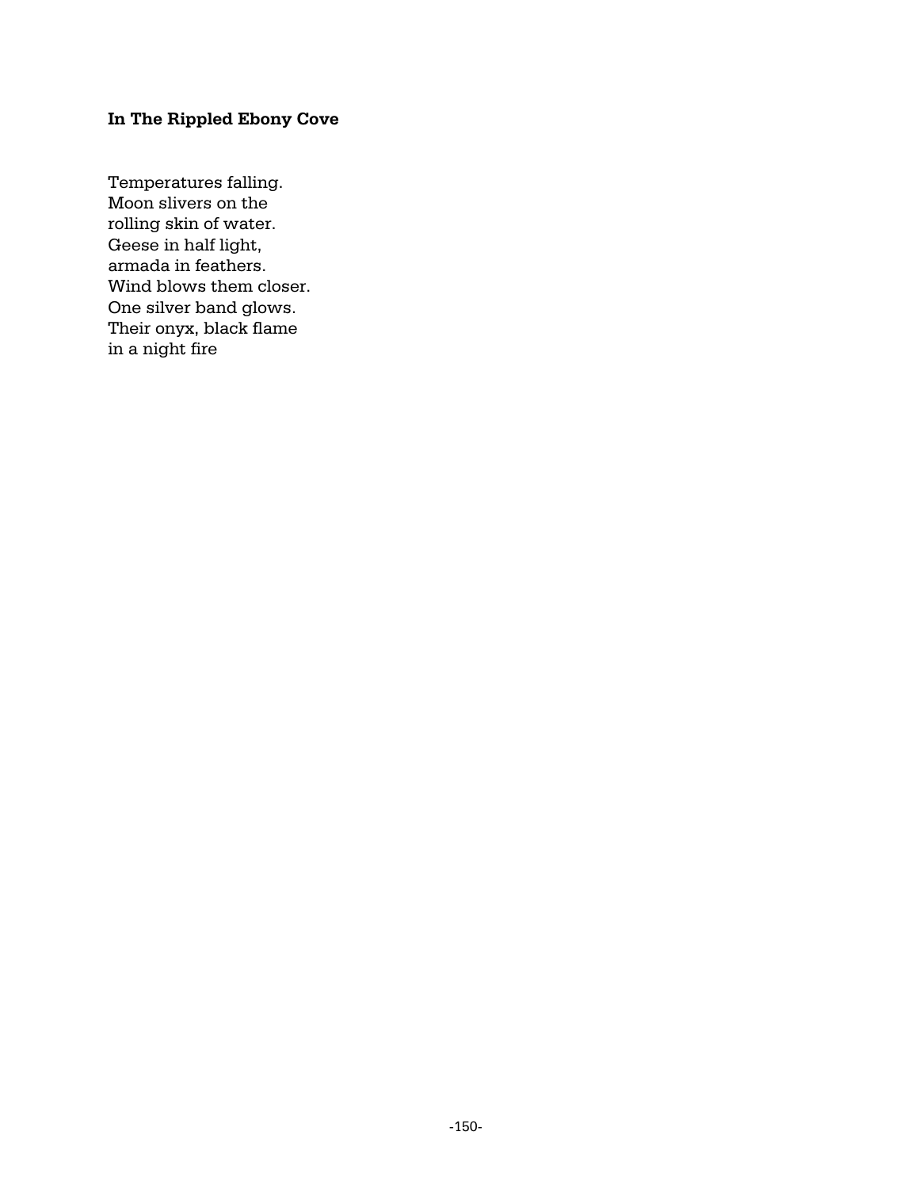**In The Rippled Ebony Cove**

Temperatures falling.  
Moon slivers on the  
rolling skin of water.  
Geese in half light,  
armada in feathers.  
Wind blows them closer.  
One silver band glows.  
Their onyx, black flame  
in a night fire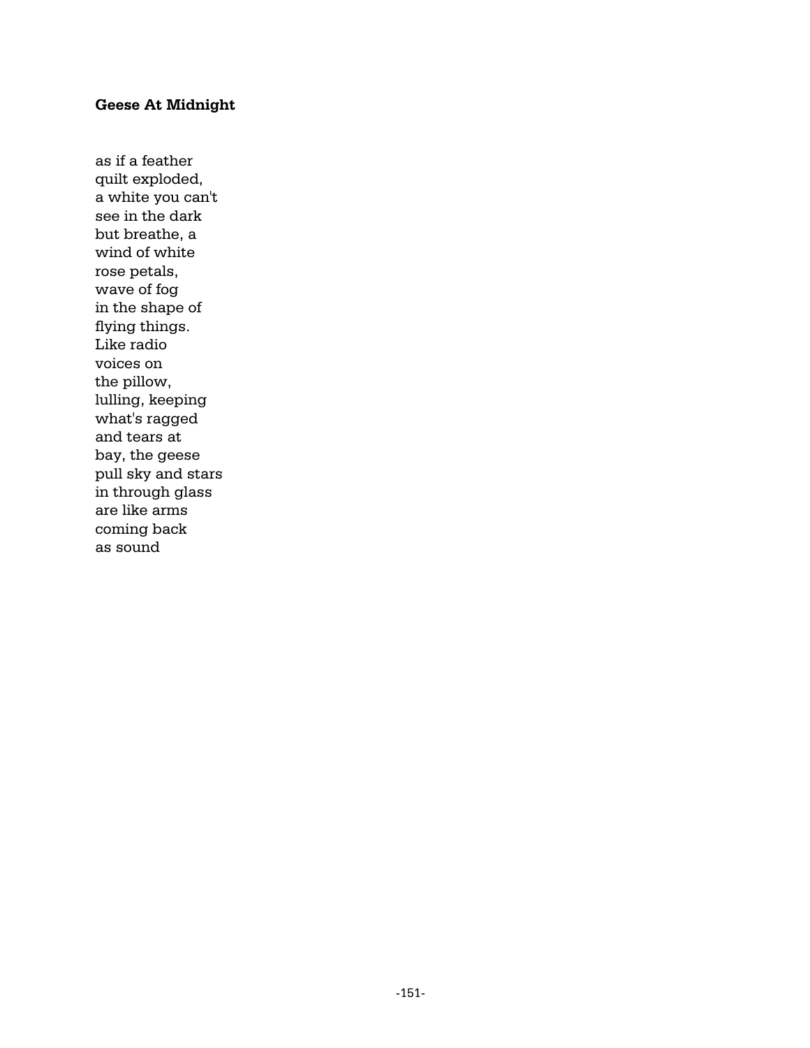**Geese At Midnight**

as if a feather  
quilt exploded,  
a white you can't  
see in the dark  
but breathe, a  
wind of white  
rose petals,  
wave of fog  
in the shape of  
flying things.  
Like radio  
voices on  
the pillow,  
lulling, keeping  
what's ragged  
and tears at  
bay, the geese  
pull sky and stars  
in through glass  
are like arms  
coming back  
as sound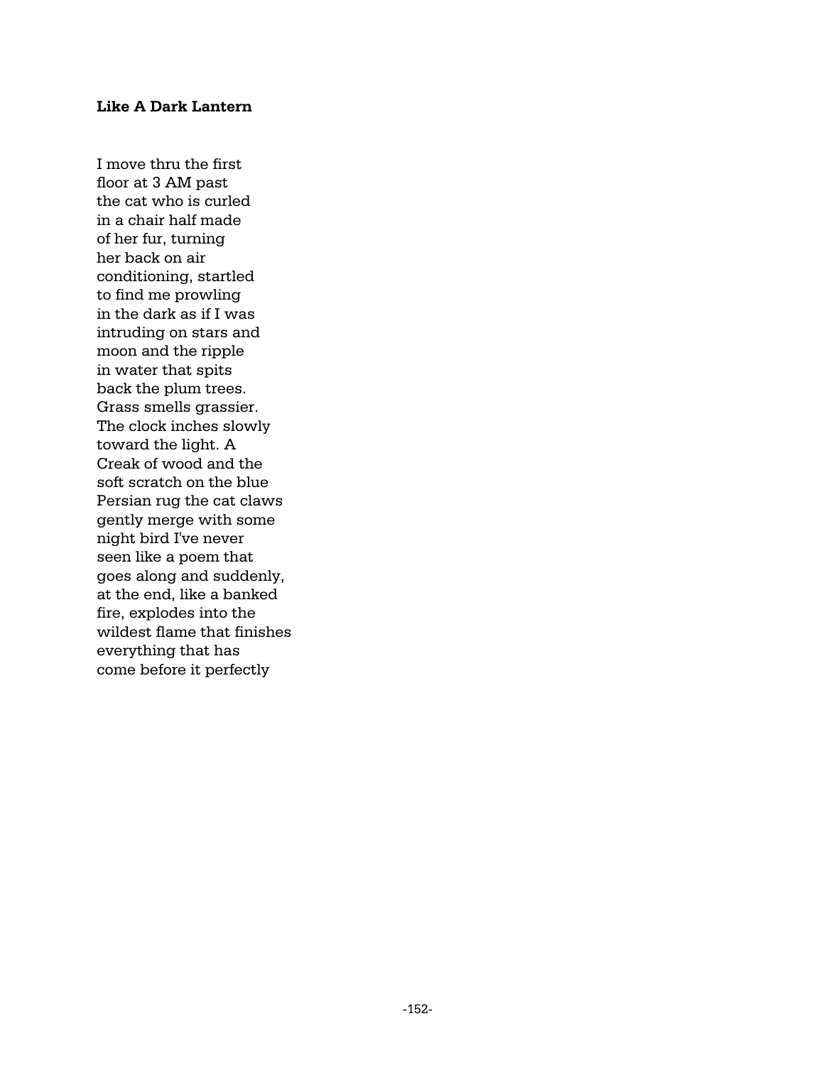**Like A Dark Lantern**

I move thru the first  
floor at 3 AM past  
the cat who is curled  
in a chair half made  
of her fur, turning  
her back on air  
conditioning, startled  
to find me prowling  
in the dark as if I was  
intruding on stars and  
moon and the ripple  
in water that spits  
back the plum trees.  
Grass smells grassier.  
The clock inches slowly  
toward the light. A  
Creak of wood and the  
soft scratch on the blue  
Persian rug the cat claws  
gently merge with some  
night bird I've never  
seen like a poem that  
goes along and suddenly,  
at the end, like a banked  
fire, explodes into the  
wildest flame that finishes  
everything that has  
come before it perfectly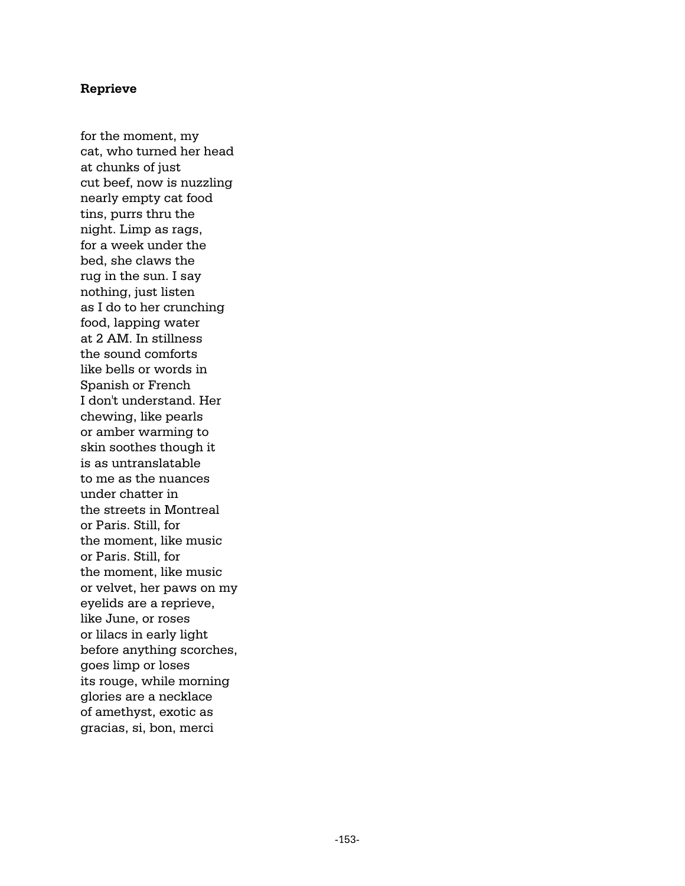**Reprieve**

for the moment, my  
cat, who turned her head  
at chunks of just  
cut beef, now is nuzzling  
nearly empty cat food  
tins, purrs thru the  
night. Limp as rags,  
for a week under the  
bed, she claws the  
rug in the sun. I say  
nothing, just listen  
as I do to her crunching  
food, lapping water  
at 2 AM. In stillness  
the sound comforts  
like bells or words in  
Spanish or French  
I don't understand. Her  
chewing, like pearls  
or amber warming to  
skin soothes though it  
is as untranslatable  
to me as the nuances  
under chatter in  
the streets in Montreal  
or Paris. Still, for  
the moment, like music  
or Paris. Still, for  
the moment, like music  
or velvet, her paws on my  
eyelids are a reprieve,  
like June, or roses  
or lilacs in early light  
before anything scorches,  
goes limp or loses  
its rouge, while morning  
glories are a necklace  
of amethyst, exotic as  
gracias, si, bon, merci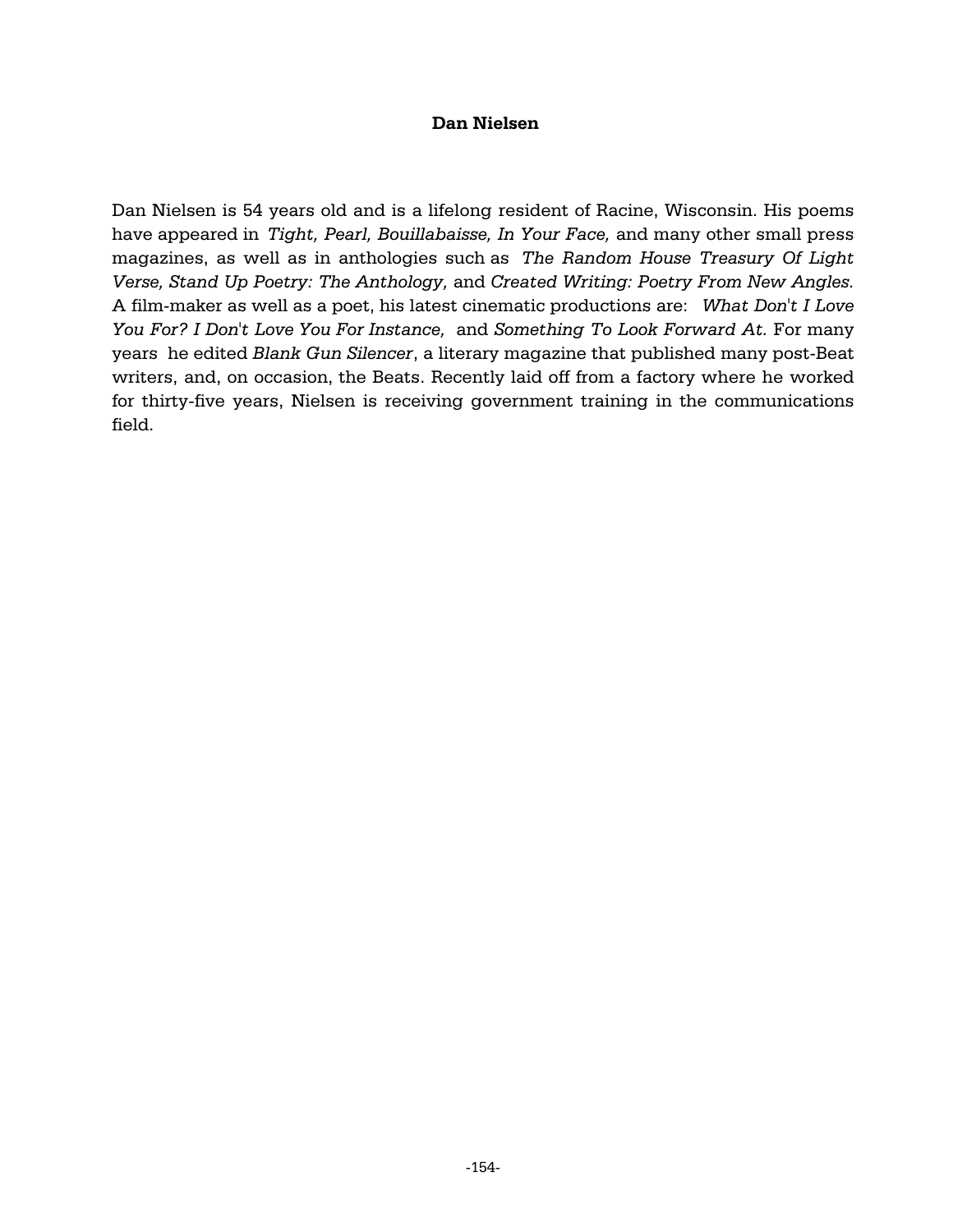**Dan Nielsen**

Dan Nielsen is 54 years old and is a lifelong resident of Racine, Wisconsin. His poems have appeared in *Tight, Pearl, Bouillabaisse, In Your Face,* and many other small press magazines, as well as in anthologies such as *The Random House Treasury Of Light Verse, Stand Up Poetry: The Anthology,* and *Created Writing: Poetry From New Angles.* A film-maker as well as a poet, his latest cinematic productions are: *What Don't I Love You For? I Don't Love You For Instance,* and *Something To Look Forward At.* For many years he edited *Blank Gun Silencer*, a literary magazine that published many post-Beat writers, and, on occasion, the Beats. Recently laid off from a factory where he worked for thirty-five years, Nielsen is receiving government training in the communications field.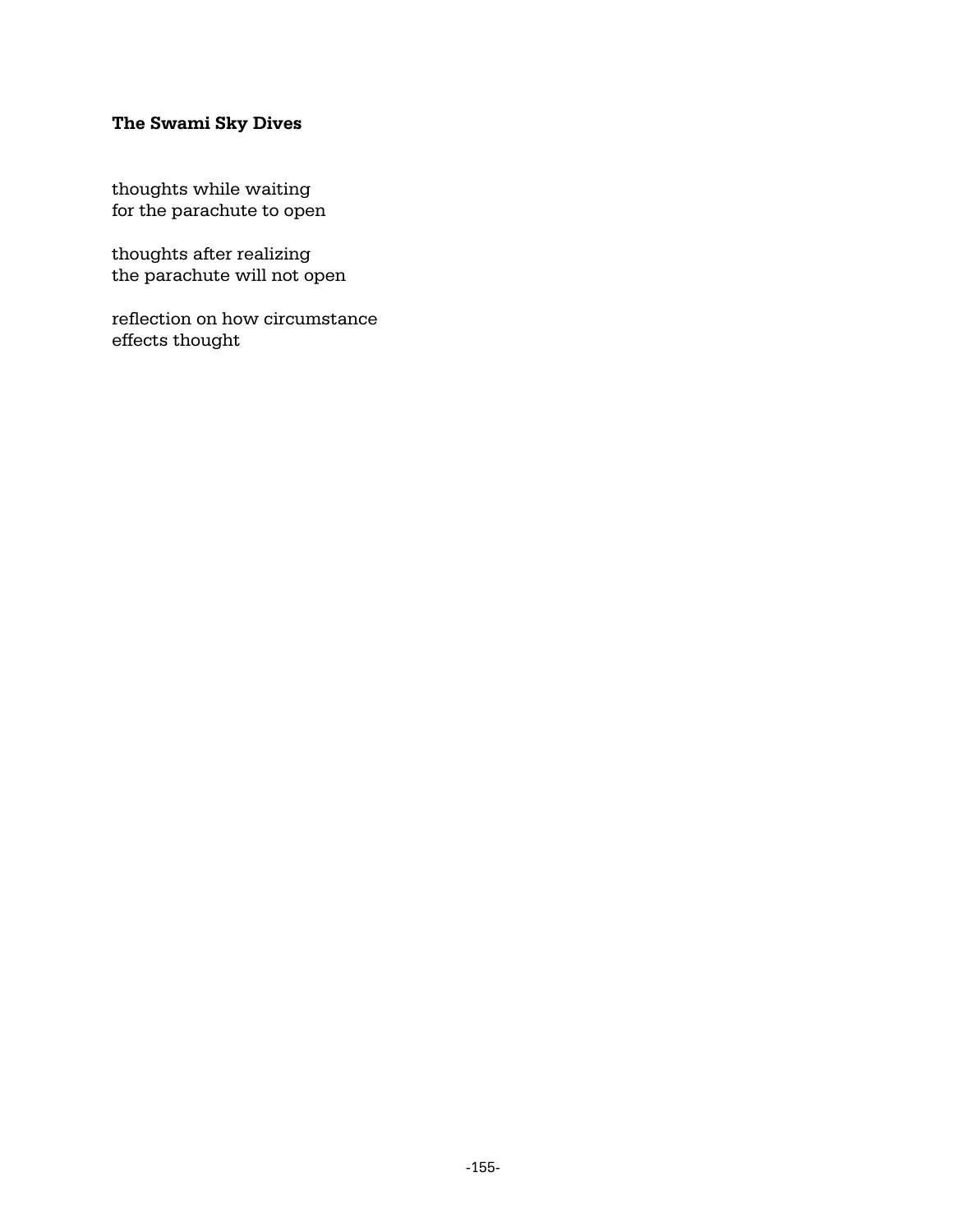**The Swami Sky Dives**

thoughts while waiting
for the parachute to open

thoughts after realizing
the parachute will not open

reflection on how circumstance
effects thought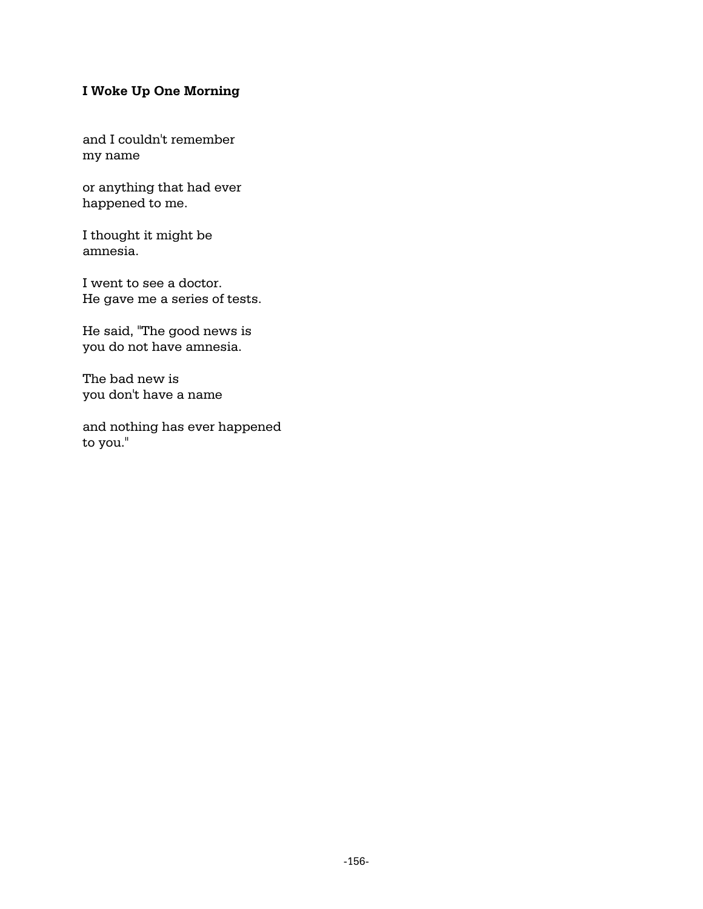**I Woke Up One Morning**

and I couldn't remember  
my name

or anything that had ever  
happened to me.

I thought it might be  
amnesia.

I went to see a doctor.  
He gave me a series of tests.

He said, "The good news is  
you do not have amnesia.

The bad new is  
you don't have a name

and nothing has ever happened  
to you."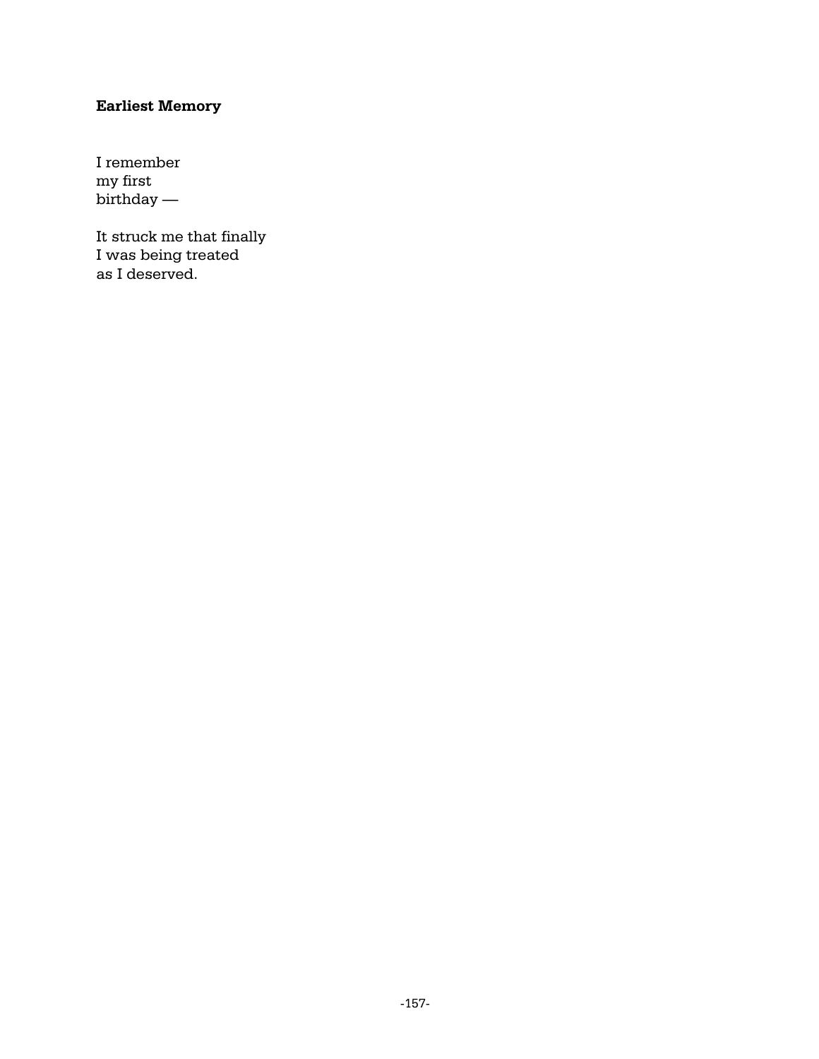**Earliest Memory**

I remember  
my first  
birthday —

It struck me that finally  
I was being treated  
as I deserved.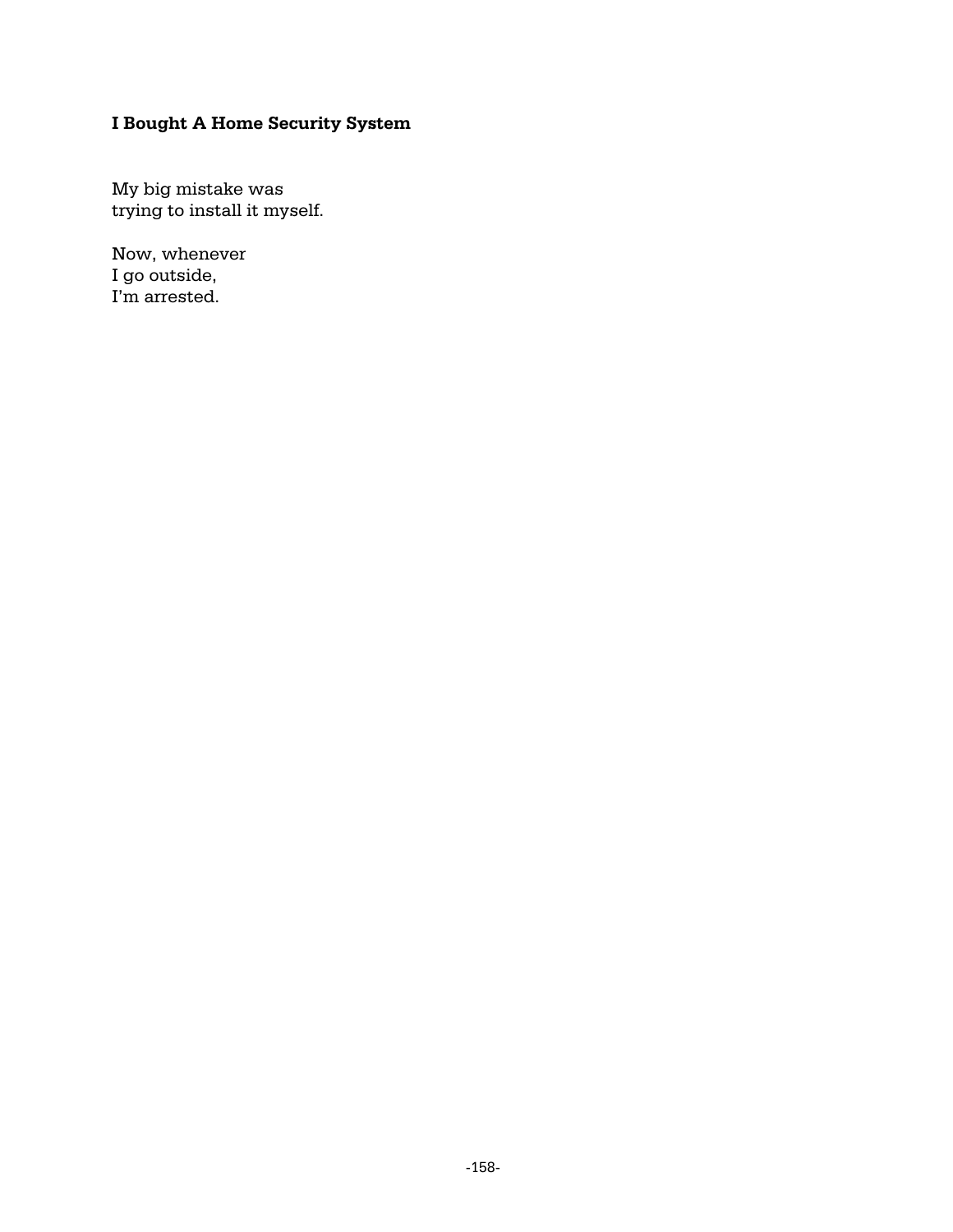### I Bought A Home Security System

My big mistake was
trying to install it myself.

Now, whenever
I go outside,
I'm arrested.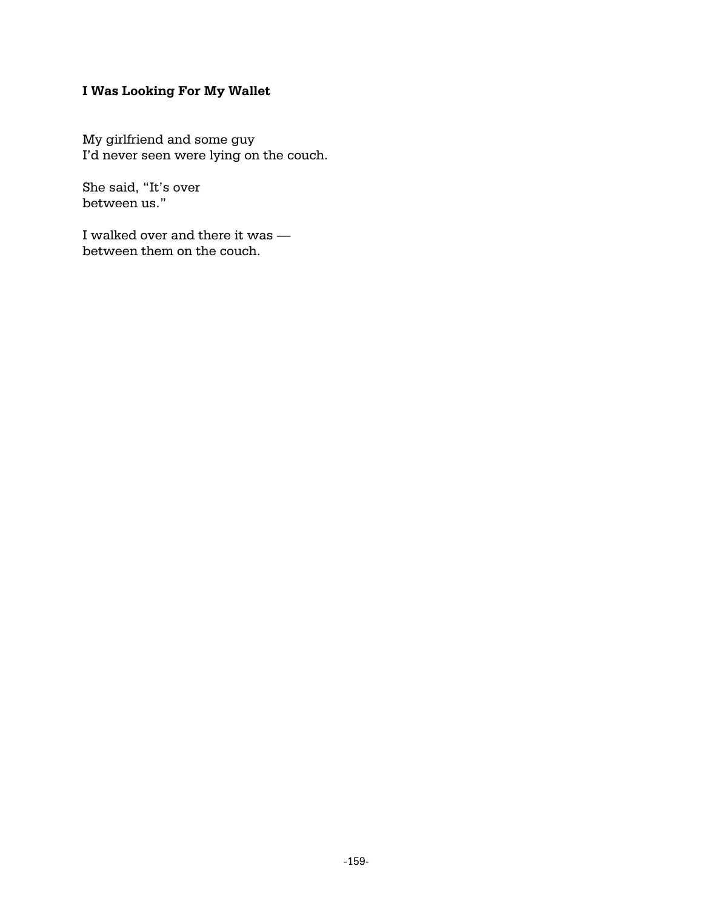### I Was Looking For My Wallet

My girlfriend and some guy  
I'd never seen were lying on the couch.

She said, "It's over  
between us."

I walked over and there it was —  
between them on the couch.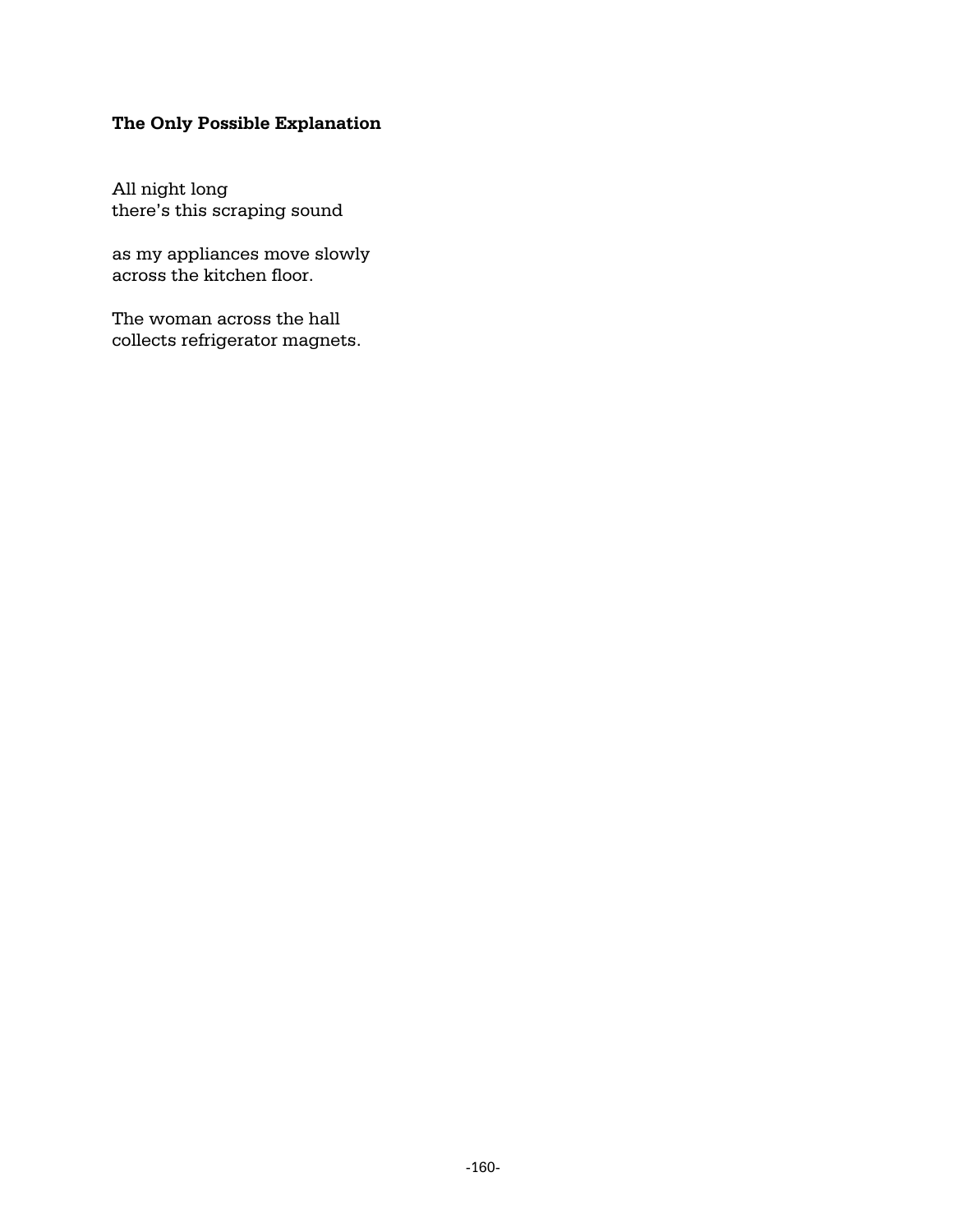**The Only Possible Explanation**

All night long  
there's this scraping sound

as my appliances move slowly  
across the kitchen floor.

The woman across the hall  
collects refrigerator magnets.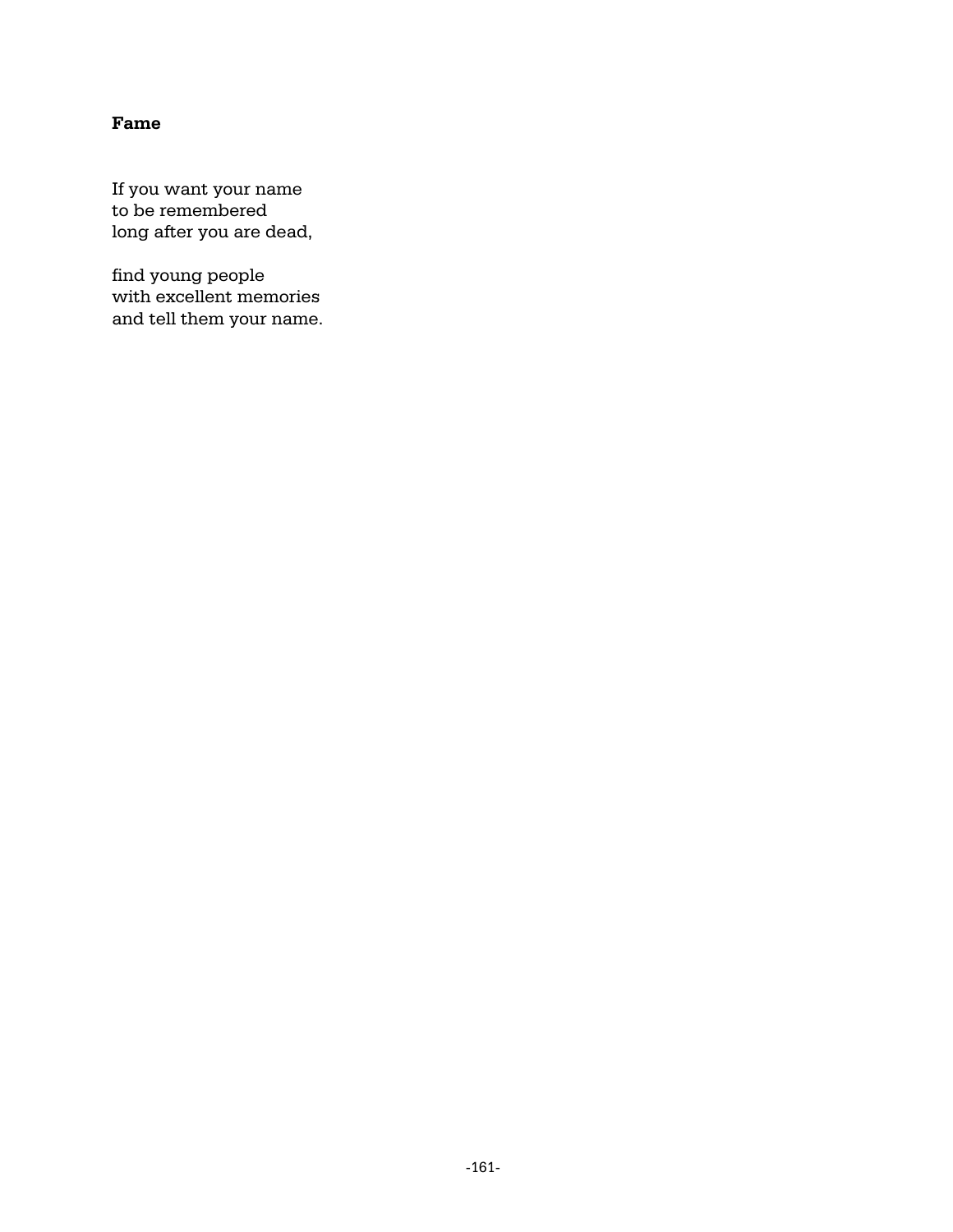**Fame**

If you want your name  
to be remembered  
long after you are dead,

find young people  
with excellent memories  
and tell them your name.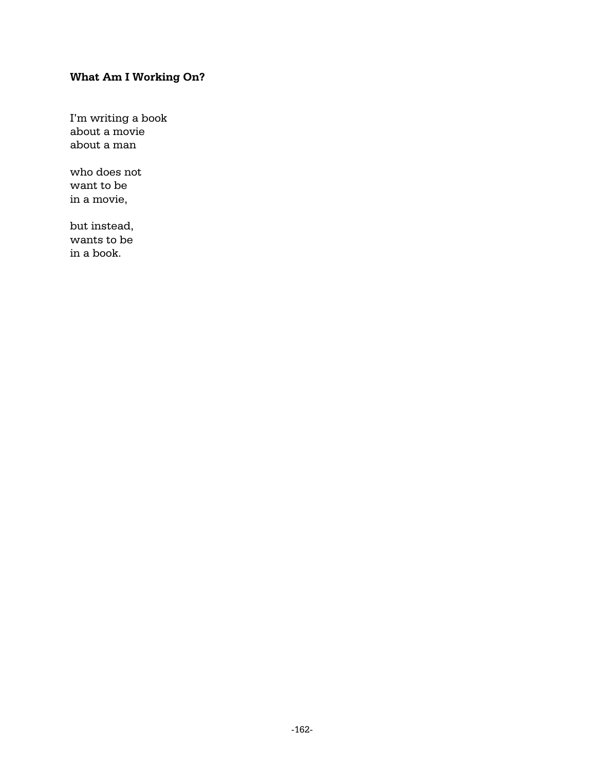**What Am I Working On?**

I'm writing a book  
about a movie  
about a man

who does not  
want to be  
in a movie,

but instead,  
wants to be  
in a book.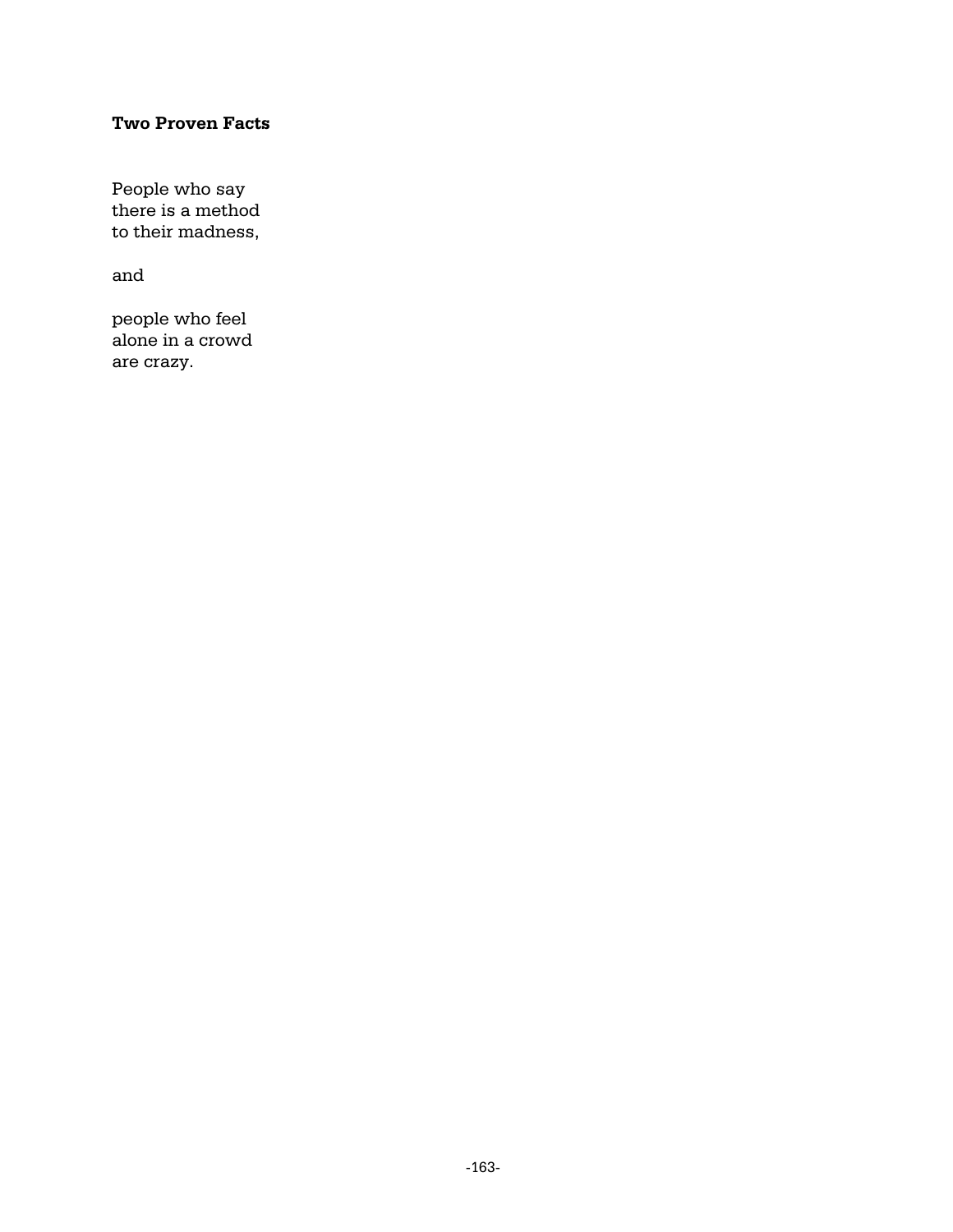**Two Proven Facts**

People who say
there is a method
to their madness,

and

people who feel
alone in a crowd
are crazy.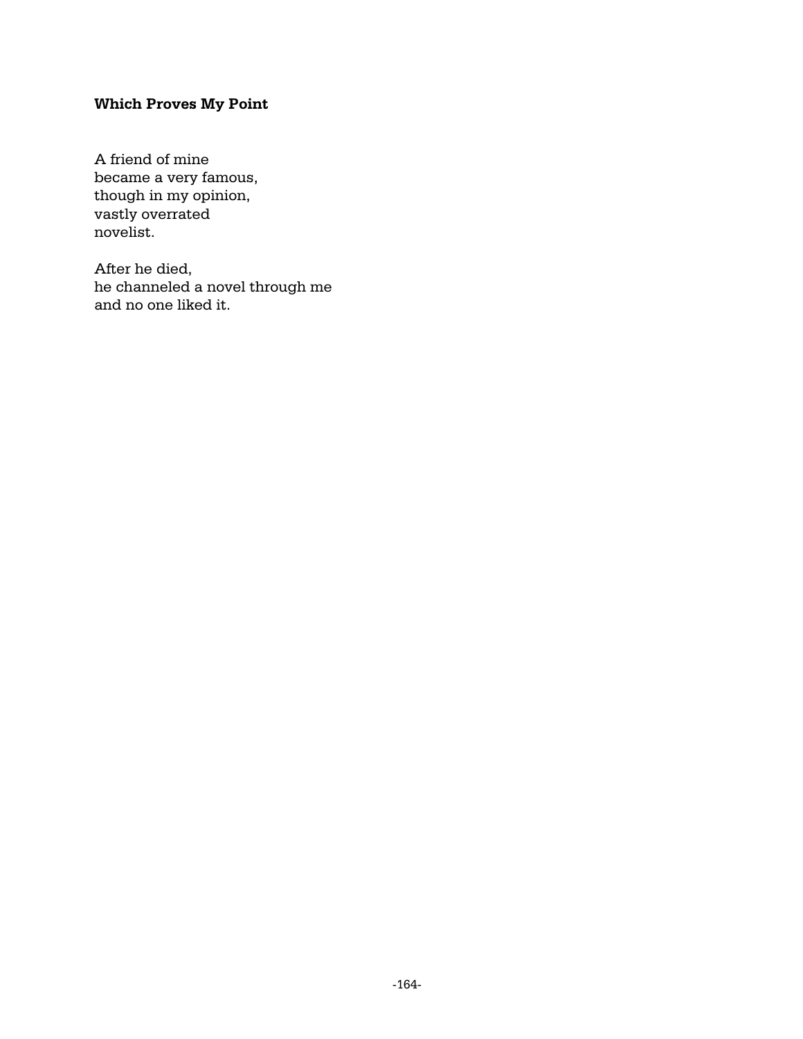### Which Proves My Point

A friend of mine  
became a very famous,  
though in my opinion,  
vastly overrated  
novelist.

After he died,  
he channeled a novel through me  
and no one liked it.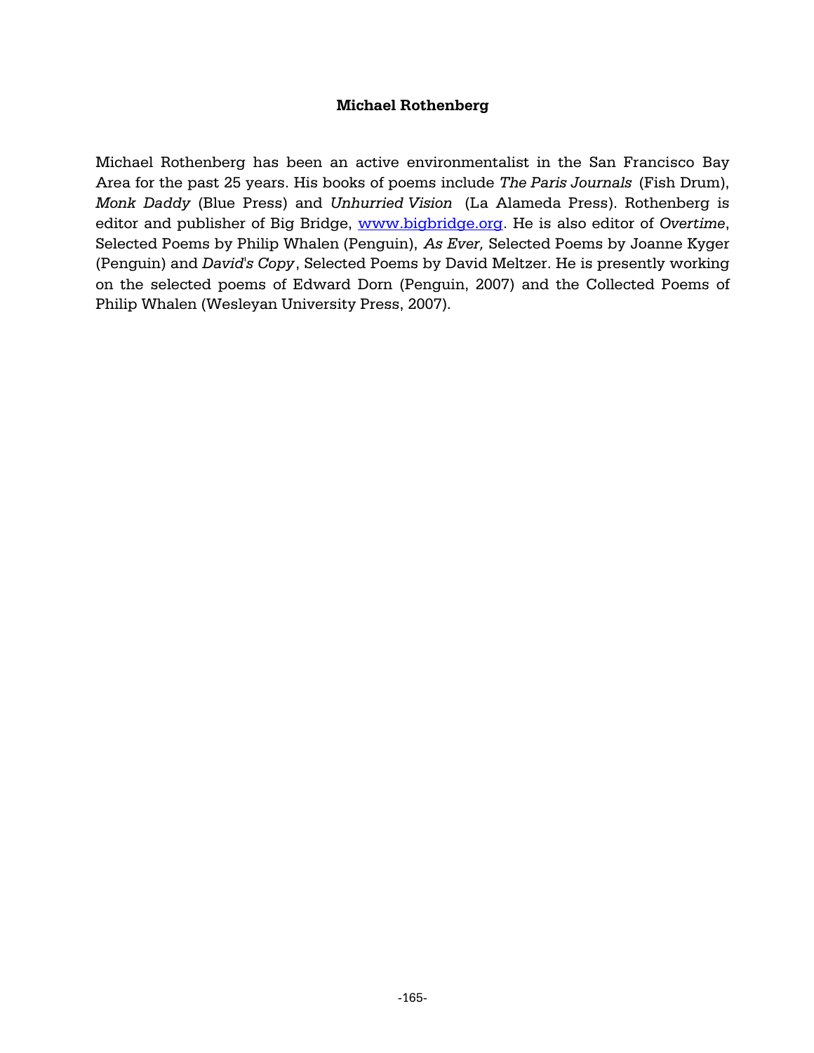**Michael Rothenberg**

Michael Rothenberg has been an active environmentalist in the San Francisco Bay Area for the past 25 years. His books of poems include *The Paris Journals* (Fish Drum), *Monk Daddy* (Blue Press) and *Unhurried Vision* (La Alameda Press). Rothenberg is editor and publisher of Big Bridge, [www.bigbridge.org](www.bigbridge.org). He is also editor of *Overtime*, Selected Poems by Philip Whalen (Penguin), *As Ever,* Selected Poems by Joanne Kyger (Penguin) and *David's Copy*, Selected Poems by David Meltzer. He is presently working on the selected poems of Edward Dorn (Penguin, 2007) and the Collected Poems of Philip Whalen (Wesleyan University Press, 2007).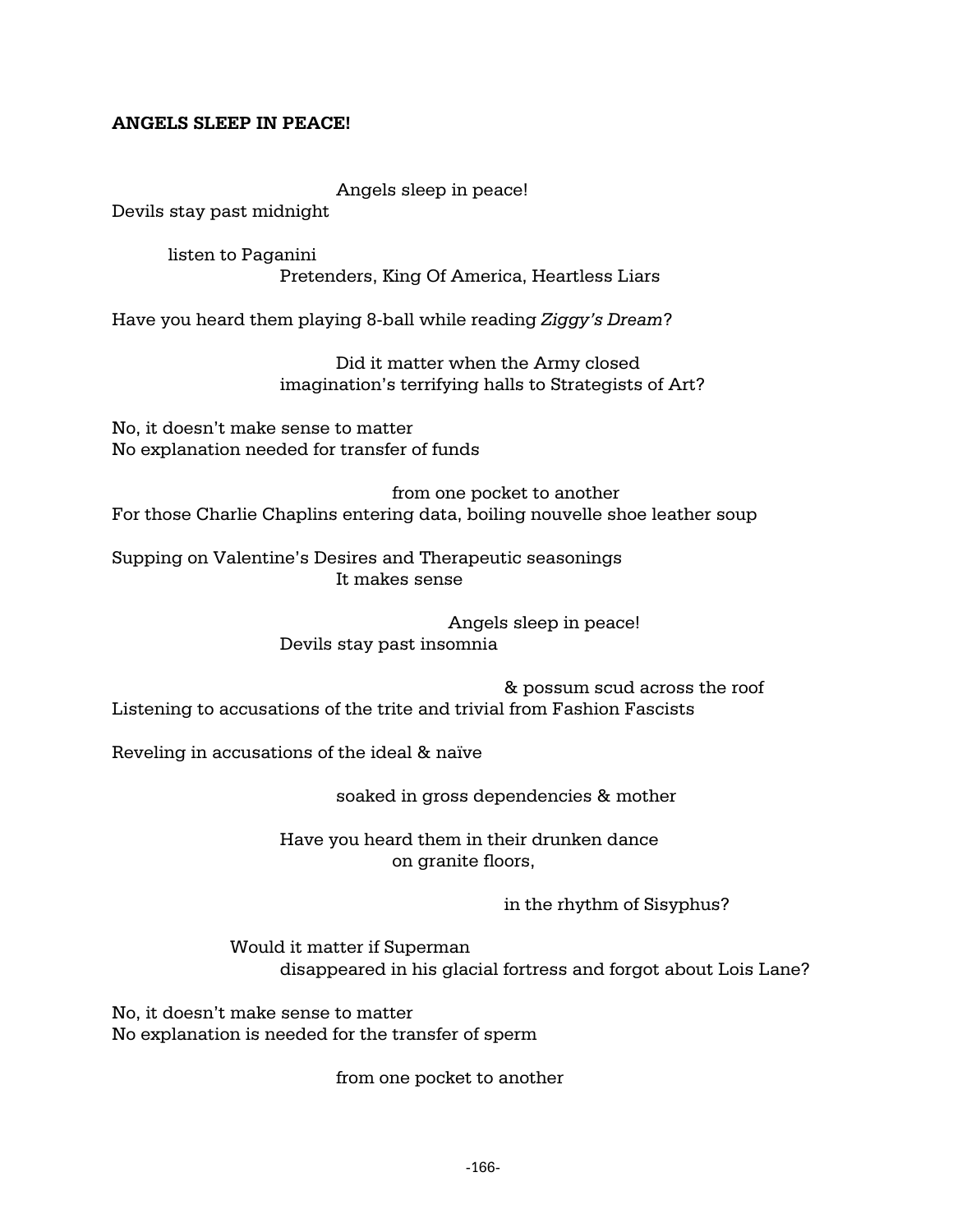**ANGELS SLEEP IN PEACE!**

Angels sleep in peace!
Devils stay past midnight

listen to Paganini
Pretenders, King Of America, Heartless Liars

Have you heard them playing 8-ball while reading *Ziggy's Dream*?

Did it matter when the Army closed
imagination's terrifying halls to Strategists of Art?

No, it doesn't make sense to matter
No explanation needed for transfer of funds

from one pocket to another
For those Charlie Chaplins entering data, boiling nouvelle shoe leather soup

Supping on Valentine's Desires and Therapeutic seasonings
It makes sense

Angels sleep in peace!
Devils stay past insomnia

& possum scud across the roof
Listening to accusations of the trite and trivial from Fashion Fascists

Reveling in accusations of the ideal & naïve

soaked in gross dependencies & mother

Have you heard them in their drunken dance
on granite floors,

in the rhythm of Sisyphus?

Would it matter if Superman
disappeared in his glacial fortress and forgot about Lois Lane?

No, it doesn't make sense to matter
No explanation is needed for the transfer of sperm

from one pocket to another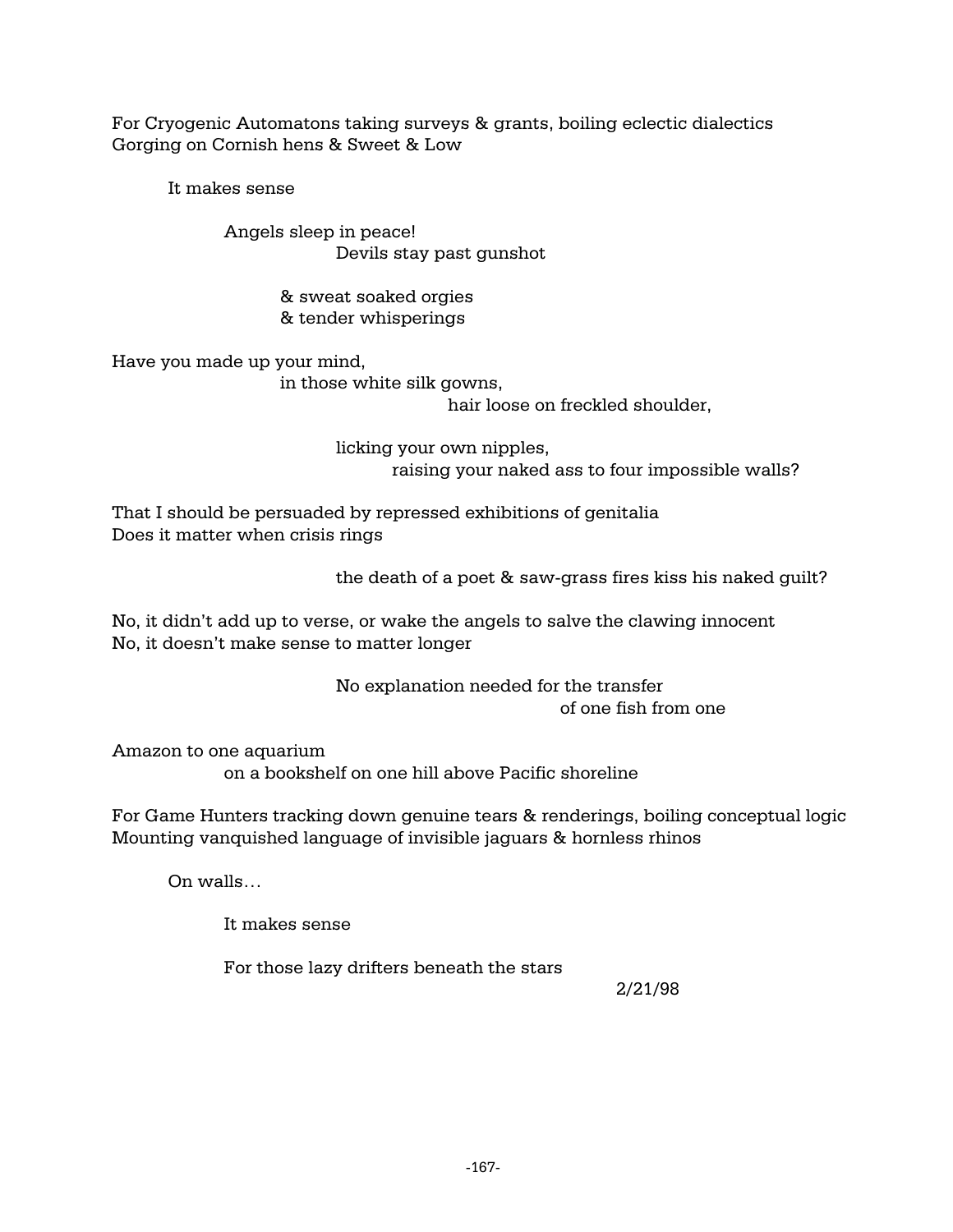For Cryogenic Automatons taking surveys & grants, boiling eclectic dialectics
Gorging on Cornish hens & Sweet & Low

It makes sense

Angels sleep in peace!
Devils stay past gunshot

& sweat soaked orgies
& tender whisperings

Have you made up your mind,
in those white silk gowns,
hair loose on freckled shoulder,

licking your own nipples,
raising your naked ass to four impossible walls?

That I should be persuaded by repressed exhibitions of genitalia
Does it matter when crisis rings

the death of a poet & saw-grass fires kiss his naked guilt?

No, it didn't add up to verse, or wake the angels to salve the clawing innocent
No, it doesn't make sense to matter longer

No explanation needed for the transfer
of one fish from one

Amazon to one aquarium
on a bookshelf on one hill above Pacific shoreline

For Game Hunters tracking down genuine tears & renderings, boiling conceptual logic
Mounting vanquished language of invisible jaguars & hornless rhinos

On walls…

It makes sense

For those lazy drifters beneath the stars

2/21/98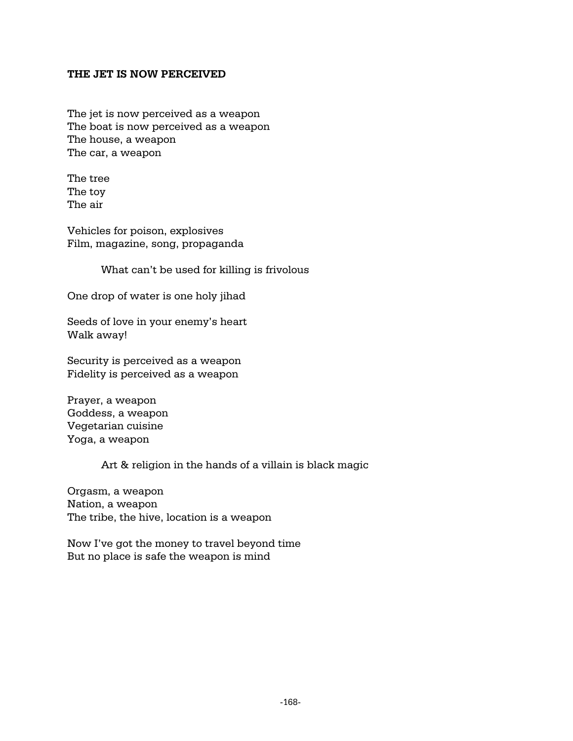**THE JET IS NOW PERCEIVED**

The jet is now perceived as a weapon  
The boat is now perceived as a weapon  
The house, a weapon  
The car, a weapon

The tree  
The toy  
The air

Vehicles for poison, explosives  
Film, magazine, song, propaganda

    What can't be used for killing is frivolous

One drop of water is one holy jihad

Seeds of love in your enemy's heart  
Walk away!

Security is perceived as a weapon  
Fidelity is perceived as a weapon

Prayer, a weapon  
Goddess, a weapon  
Vegetarian cuisine  
Yoga, a weapon

    Art & religion in the hands of a villain is black magic

Orgasm, a weapon  
Nation, a weapon  
The tribe, the hive, location is a weapon

Now I've got the money to travel beyond time  
But no place is safe the weapon is mind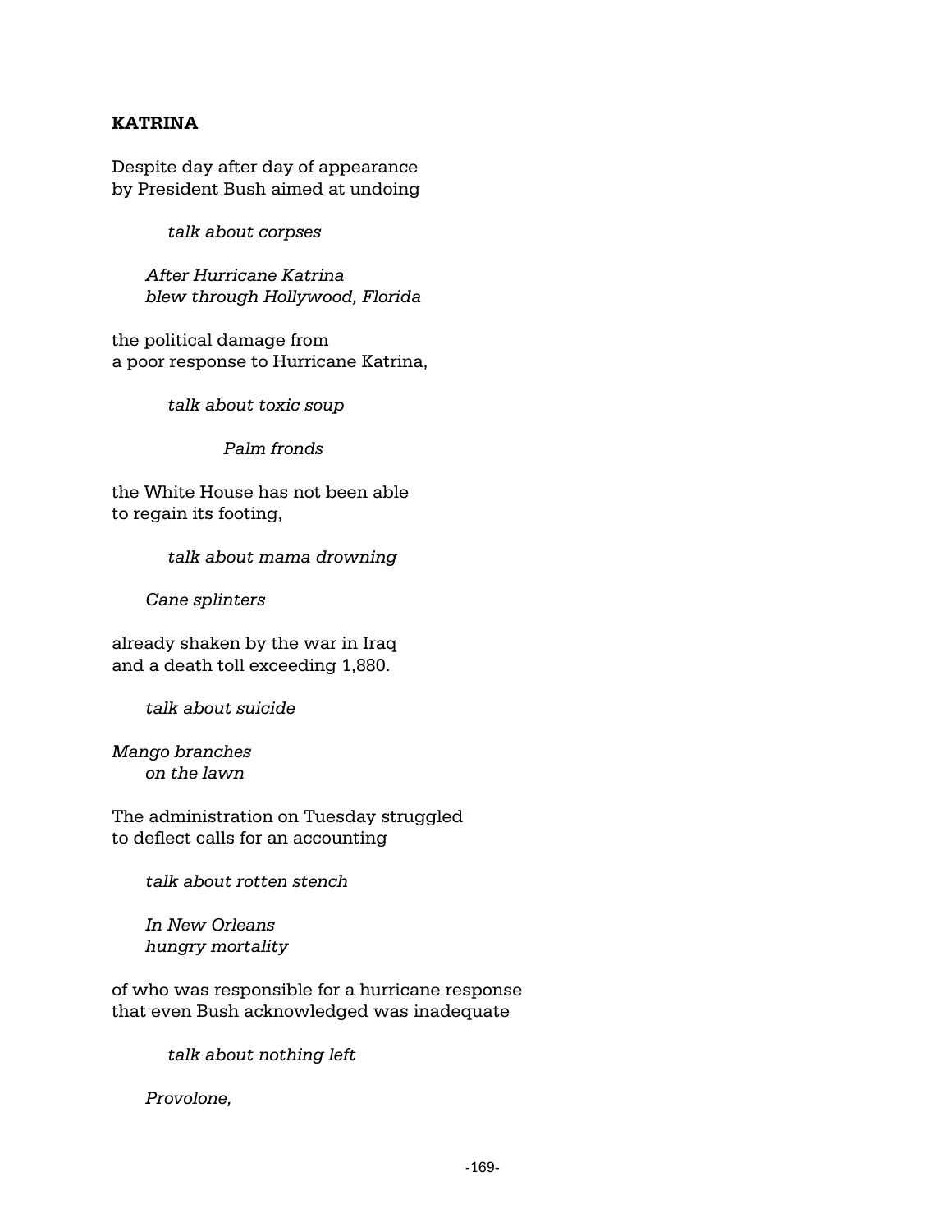**KATRINA**

Despite day after day of appearance
by President Bush aimed at undoing

*talk about corpses*

*After Hurricane Katrina*
*blew through Hollywood, Florida*

the political damage from
a poor response to Hurricane Katrina,

*talk about toxic soup*

*Palm fronds*

the White House has not been able
to regain its footing,

*talk about mama drowning*

*Cane splinters*

already shaken by the war in Iraq
and a death toll exceeding 1,880.

*talk about suicide*

*Mango branches*
*on the lawn*

The administration on Tuesday struggled
to deflect calls for an accounting

*talk about rotten stench*

*In New Orleans*
*hungry mortality*

of who was responsible for a hurricane response
that even Bush acknowledged was inadequate

*talk about nothing left*

*Provolone,*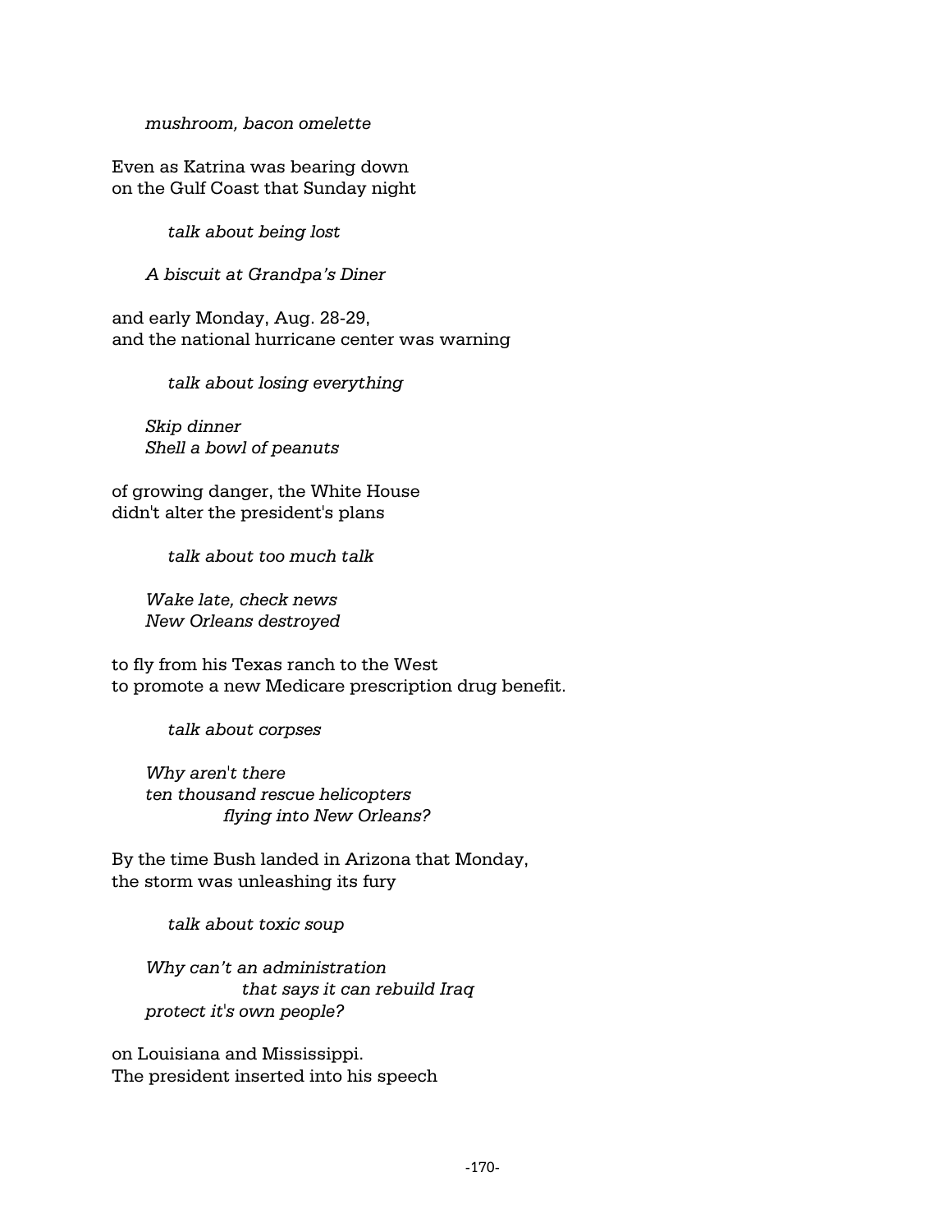*mushroom, bacon omelette*

Even as Katrina was bearing down
on the Gulf Coast that Sunday night

*talk about being lost*

*A biscuit at Grandpa's Diner*

and early Monday, Aug. 28-29,
and the national hurricane center was warning

*talk about losing everything*

*Skip dinner*
*Shell a bowl of peanuts*

of growing danger, the White House
didn't alter the president's plans

*talk about too much talk*

*Wake late, check news*
*New Orleans destroyed*

to fly from his Texas ranch to the West
to promote a new Medicare prescription drug benefit.

*talk about corpses*

*Why aren't there*
*ten thousand rescue helicopters*
*flying into New Orleans?*

By the time Bush landed in Arizona that Monday,
the storm was unleashing its fury

*talk about toxic soup*

*Why can't an administration*
*that says it can rebuild Iraq*
*protect it's own people?*

on Louisiana and Mississippi.
The president inserted into his speech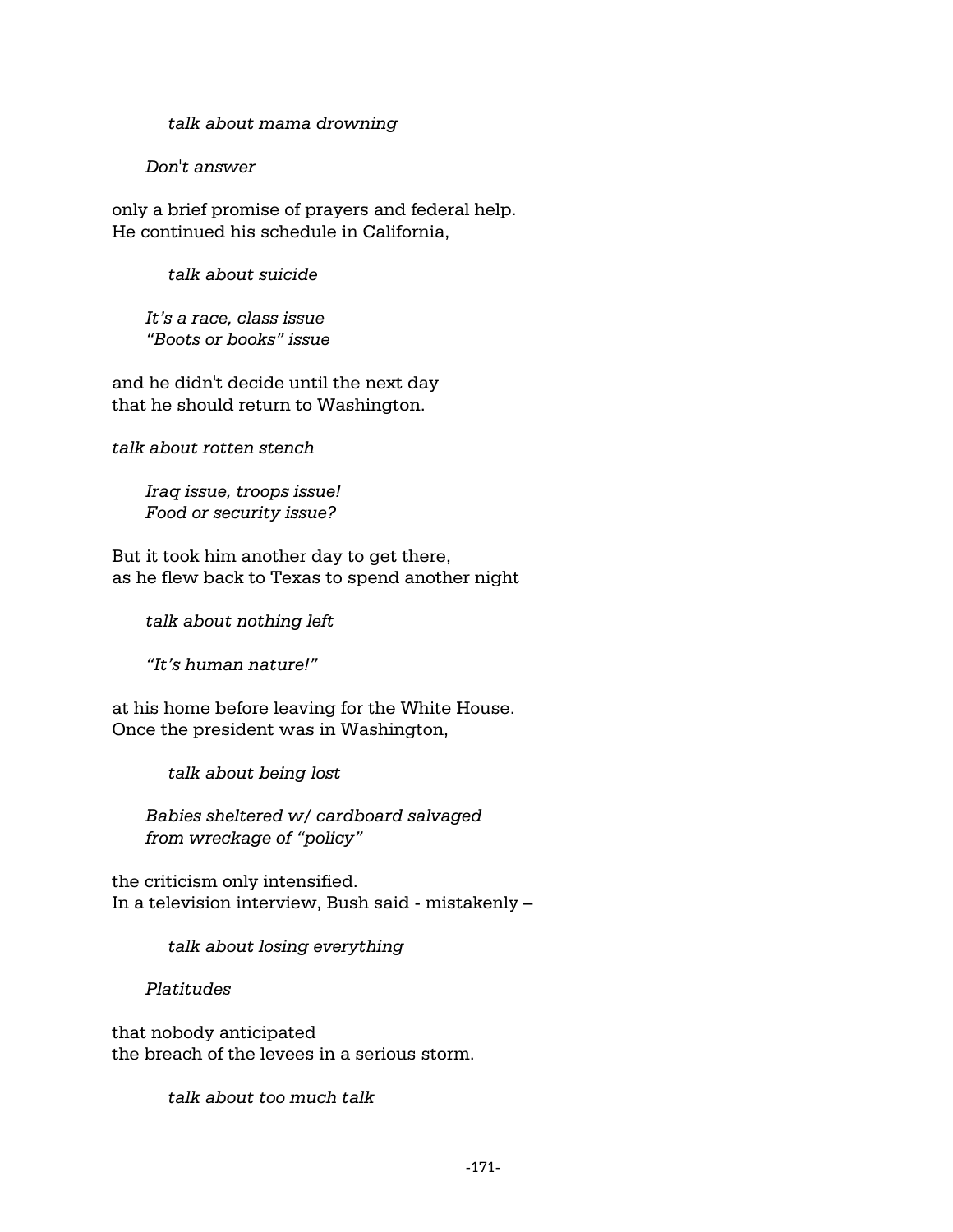*talk about mama drowning*

*Don't answer*

only a brief promise of prayers and federal help.
He continued his schedule in California,

*talk about suicide*

*It's a race, class issue*
*"Boots or books" issue*

and he didn't decide until the next day
that he should return to Washington.

*talk about rotten stench*

*Iraq issue, troops issue!*
*Food or security issue?*

But it took him another day to get there,
as he flew back to Texas to spend another night

*talk about nothing left*

*"It's human nature!"*

at his home before leaving for the White House.
Once the president was in Washington,

*talk about being lost*

*Babies sheltered w/ cardboard salvaged*
*from wreckage of "policy"*

the criticism only intensified.
In a television interview, Bush said - mistakenly –

*talk about losing everything*

*Platitudes*

that nobody anticipated
the breach of the levees in a serious storm.

*talk about too much talk*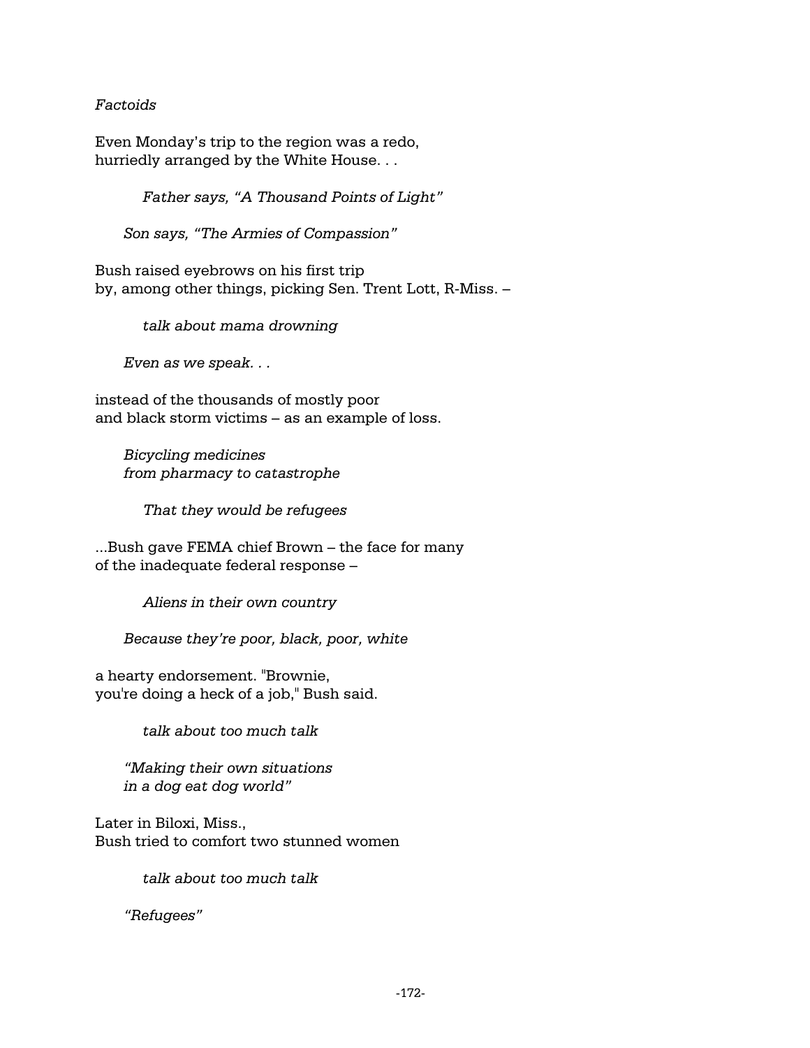*Factoids*

Even Monday's trip to the region was a redo,
hurriedly arranged by the White House. . .

*Father says, "A Thousand Points of Light"*

*Son says, "The Armies of Compassion"*

Bush raised eyebrows on his first trip
by, among other things, picking Sen. Trent Lott, R-Miss. –

*talk about mama drowning*

*Even as we speak. . .*

instead of the thousands of mostly poor
and black storm victims – as an example of loss.

*Bicycling medicines*
*from pharmacy to catastrophe*

*That they would be refugees*

...Bush gave FEMA chief Brown – the face for many
of the inadequate federal response –

*Aliens in their own country*

*Because they're poor, black, poor, white*

a hearty endorsement. "Brownie,
you're doing a heck of a job," Bush said.

*talk about too much talk*

*"Making their own situations*
*in a dog eat dog world"*

Later in Biloxi, Miss.,
Bush tried to comfort two stunned women

*talk about too much talk*

*"Refugees"*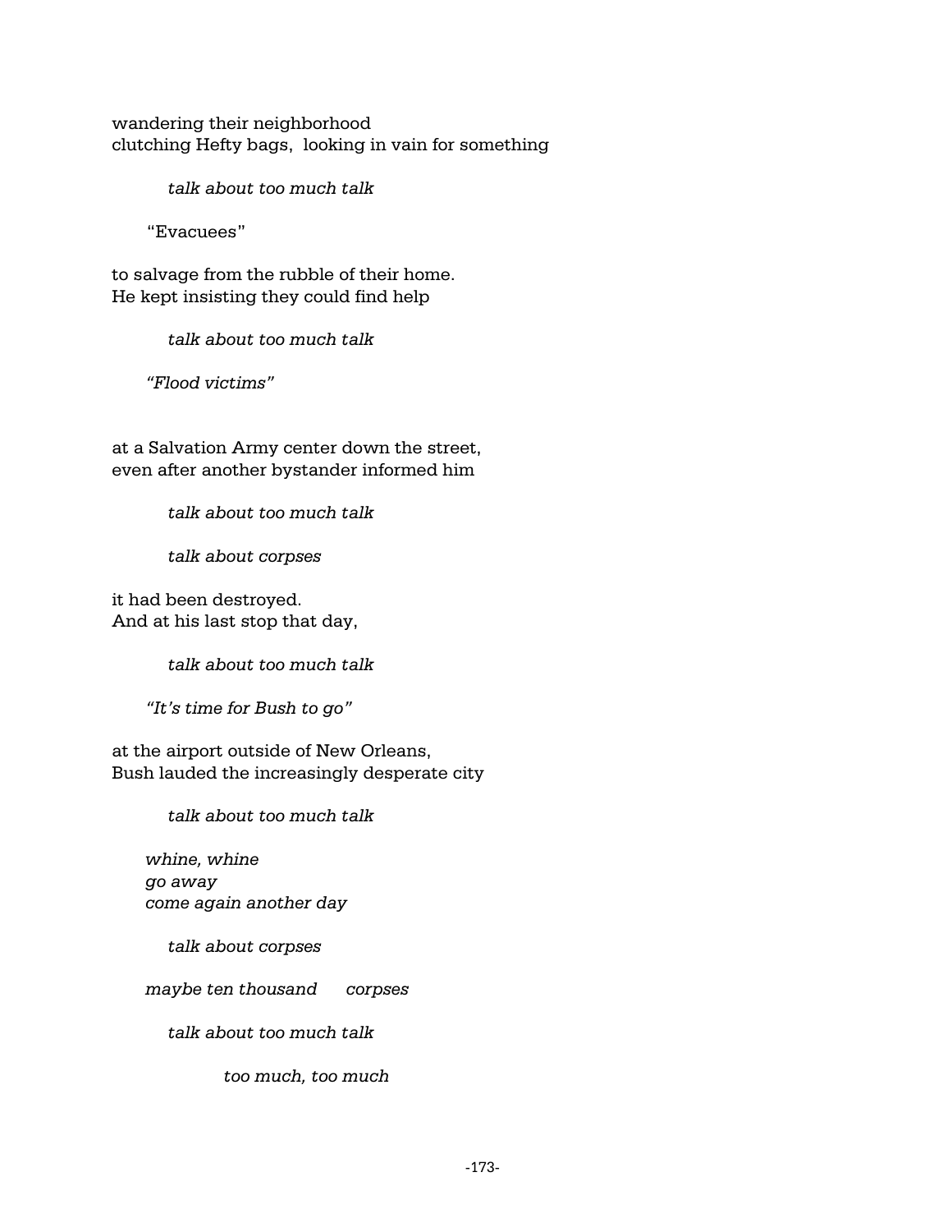wandering their neighborhood
clutching Hefty bags, looking in vain for something

*talk about too much talk*

"Evacuees"

to salvage from the rubble of their home.
He kept insisting they could find help

*talk about too much talk*

*"Flood victims"*

at a Salvation Army center down the street,
even after another bystander informed him

*talk about too much talk*

*talk about corpses*

it had been destroyed.
And at his last stop that day,

*talk about too much talk*

*"It's time for Bush to go"*

at the airport outside of New Orleans,
Bush lauded the increasingly desperate city

*talk about too much talk*

*whine, whine*
*go away*
*come again another day*

*talk about corpses*

*maybe ten thousand    corpses*

*talk about too much talk*

*too much, too much*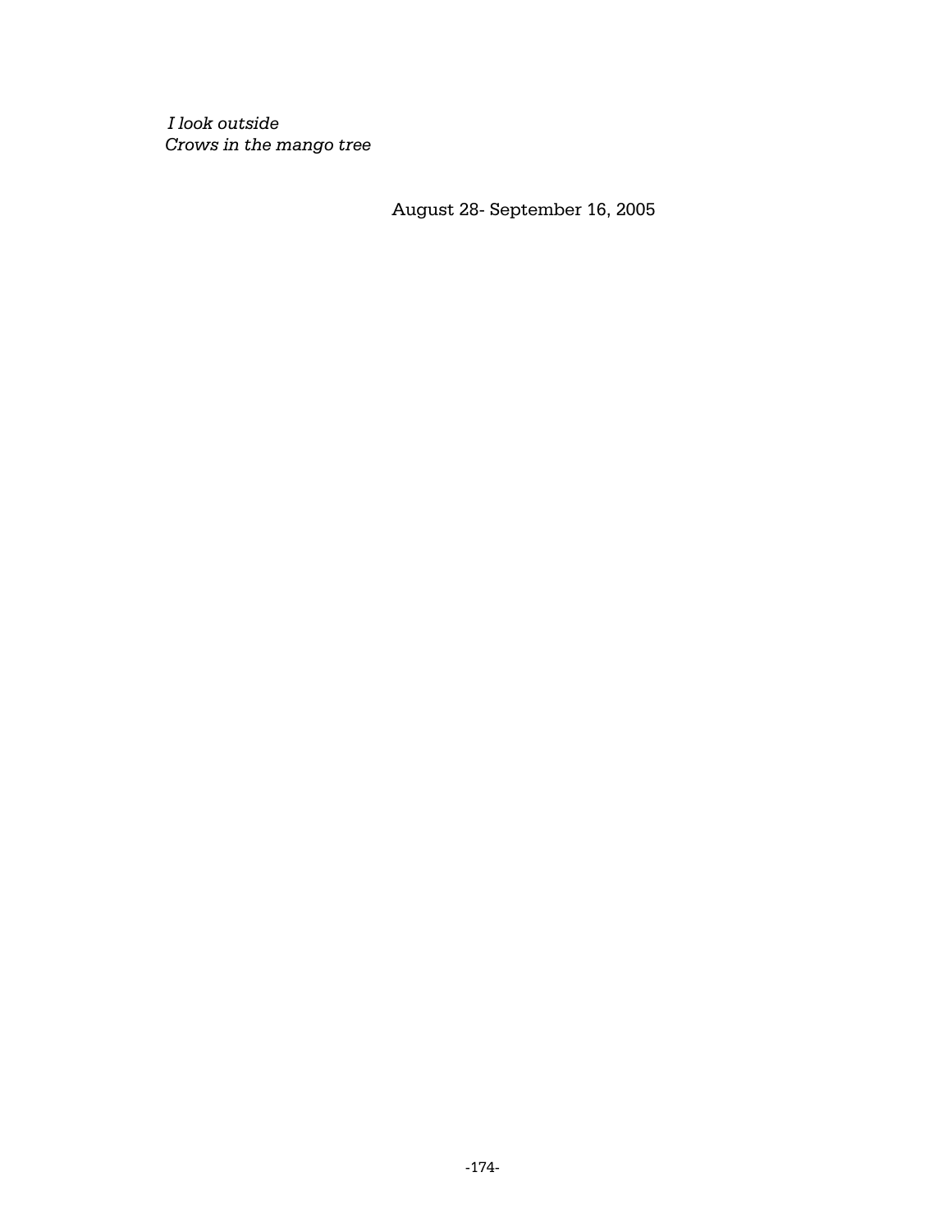*I look outside*
*Crows in the mango tree*

August 28- September 16, 2005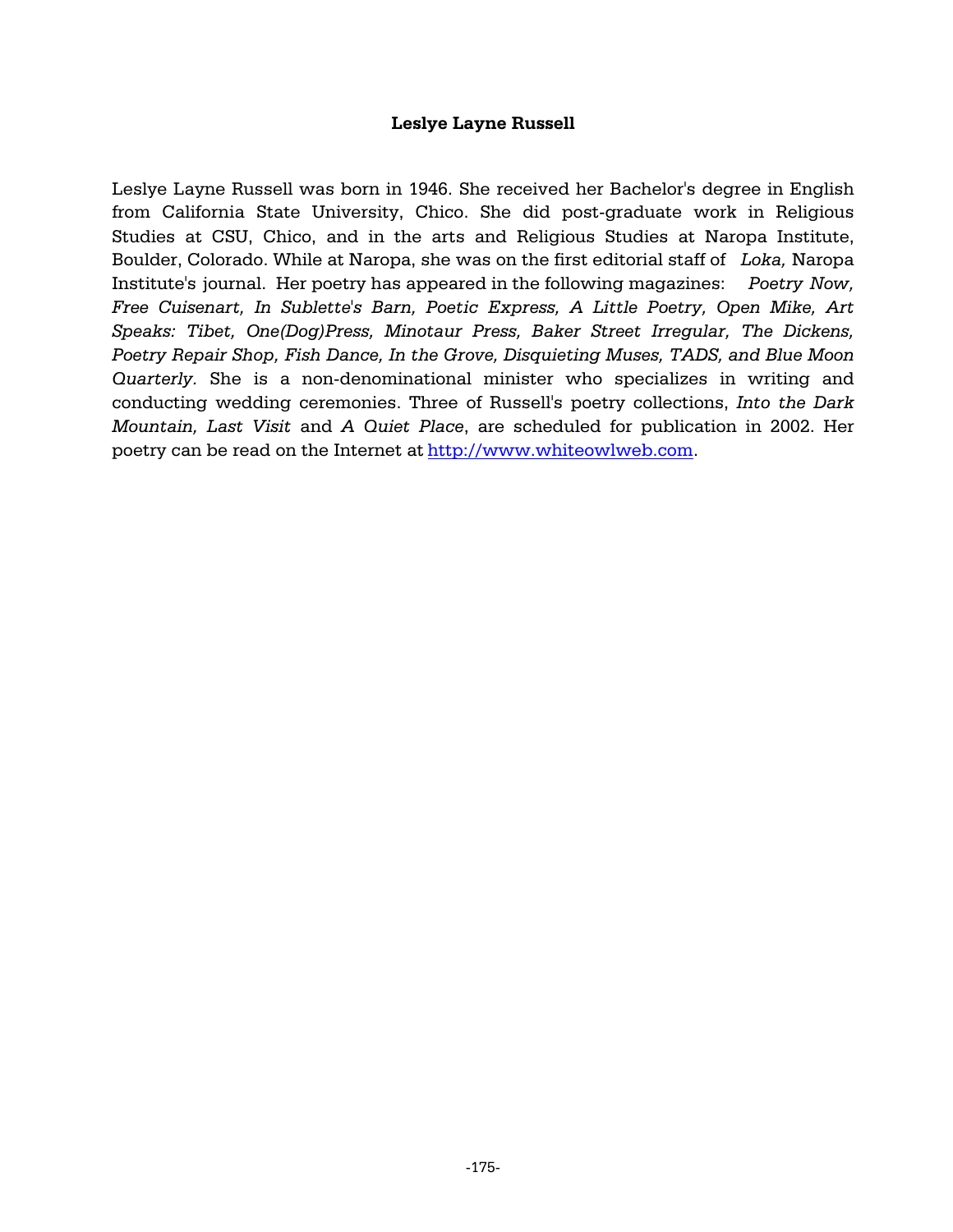**Leslye Layne Russell**

Leslye Layne Russell was born in 1946. She received her Bachelor's degree in English from California State University, Chico. She did post-graduate work in Religious Studies at CSU, Chico, and in the arts and Religious Studies at Naropa Institute, Boulder, Colorado. While at Naropa, she was on the first editorial staff of *Loka,* Naropa Institute's journal. Her poetry has appeared in the following magazines: *Poetry Now, Free Cuisenart, In Sublette's Barn, Poetic Express, A Little Poetry, Open Mike, Art Speaks: Tibet, One(Dog)Press, Minotaur Press, Baker Street Irregular, The Dickens, Poetry Repair Shop, Fish Dance, In the Grove, Disquieting Muses, TADS, and Blue Moon Quarterly.* She is a non-denominational minister who specializes in writing and conducting wedding ceremonies. Three of Russell's poetry collections, *Into the Dark Mountain, Last Visit* and *A Quiet Place*, are scheduled for publication in 2002. Her poetry can be read on the Internet at http://www.whiteowlweb.com.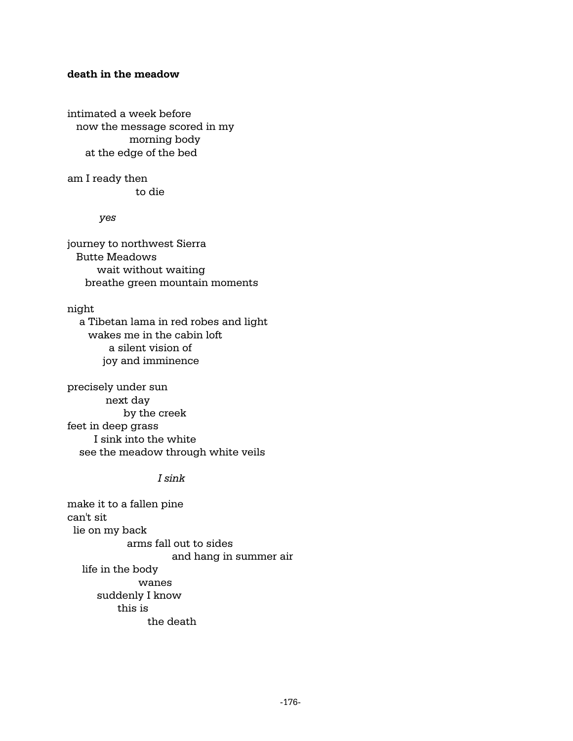**death in the meadow**

intimated a week before
now the message scored in my
morning body
at the edge of the bed

am I ready then
to die

*yes*

journey to northwest Sierra
Butte Meadows
wait without waiting
breathe green mountain moments

night
a Tibetan lama in red robes and light
wakes me in the cabin loft
a silent vision of
joy and imminence

precisely under sun
next day
by the creek
feet in deep grass
I sink into the white
see the meadow through white veils

*I sink*

make it to a fallen pine
can't sit
lie on my back
arms fall out to sides
and hang in summer air
life in the body
wanes
suddenly I know
this is
the death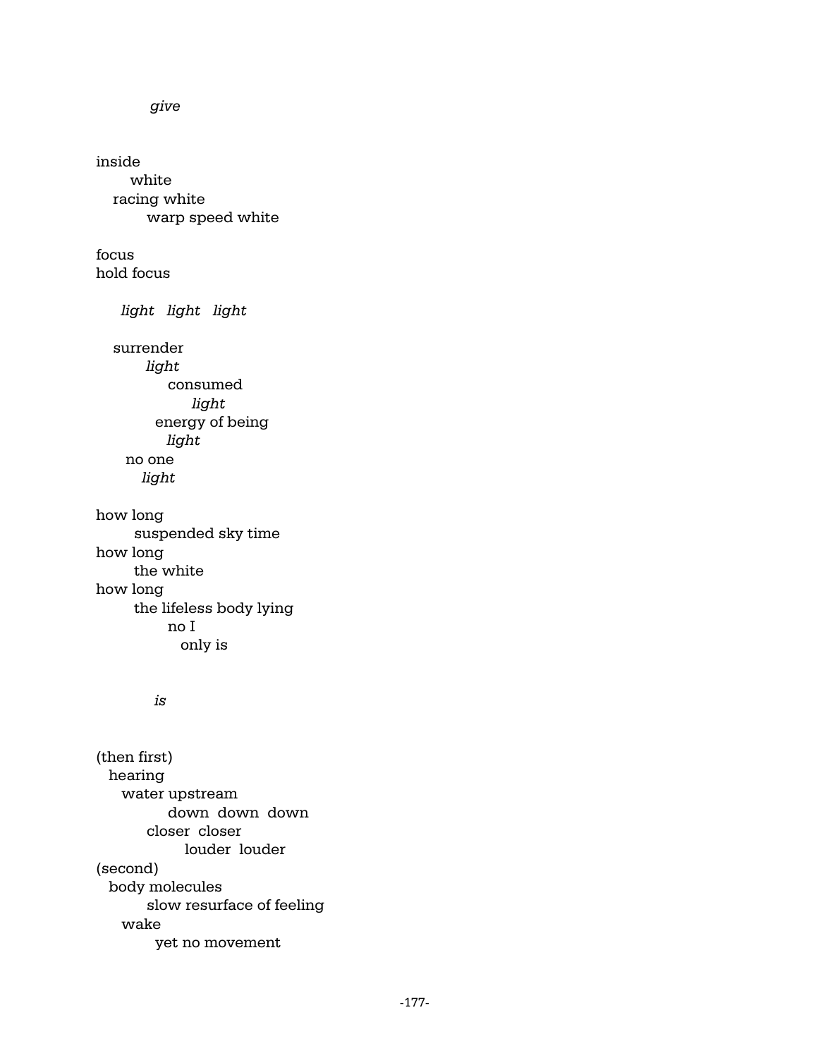*give*

inside
white
racing white
warp speed white

focus
hold focus

*light light light*

surrender
*light*
consumed
*light*
energy of being
*light*
no one
*light*

how long
suspended sky time
how long
the white
how long
the lifeless body lying
no I
only is

*is*

(then first)
hearing
water upstream
down down down
closer closer
louder louder
(second)
body molecules
slow resurface of feeling
wake
yet no movement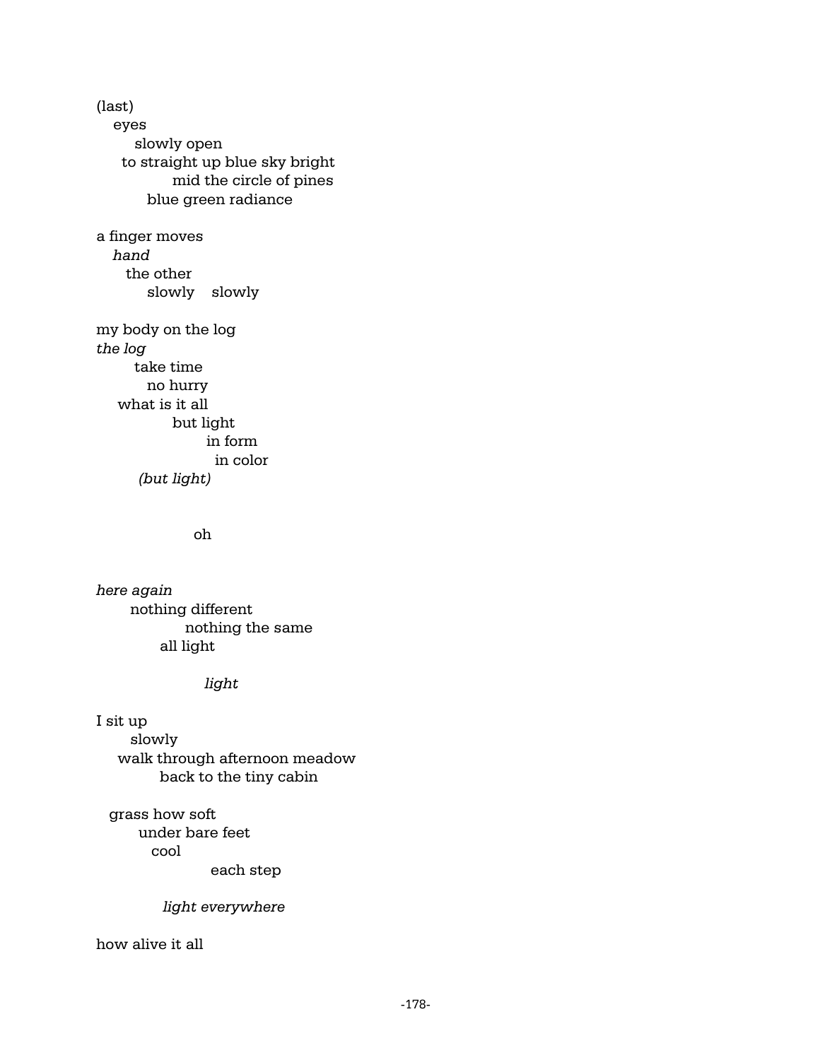(last)
eyes
slowly open
to straight up blue sky bright
mid the circle of pines
blue green radiance

a finger moves
*hand*
the other
slowly    slowly

my body on the log
*the log*
take time
no hurry
what is it all
but light
in form
in color
*(but light)*

oh

*here again*
nothing different
nothing the same
all light

*light*

I sit up
slowly
walk through afternoon meadow
back to the tiny cabin

grass how soft
under bare feet
cool
each step

*light everywhere*

how alive it all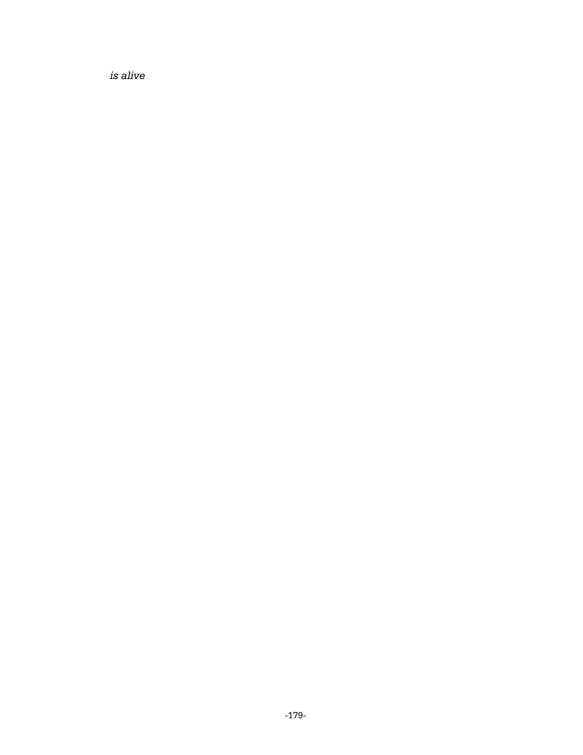*is alive*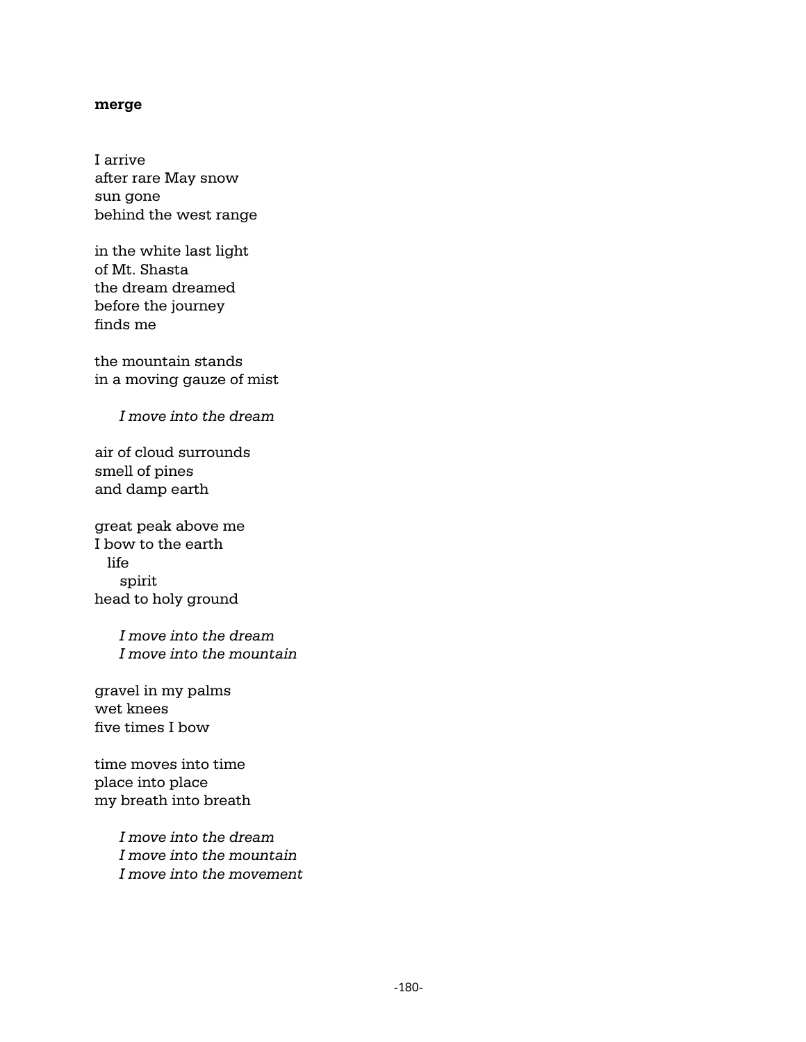**merge**

I arrive  
after rare May snow  
sun gone  
behind the west range

in the white last light  
of Mt. Shasta  
the dream dreamed  
before the journey  
finds me

the mountain stands  
in a moving gauze of mist

&nbsp;&nbsp;&nbsp;&nbsp;*I move into the dream*

air of cloud surrounds  
smell of pines  
and damp earth

great peak above me  
I bow to the earth  
&nbsp;&nbsp;life  
&nbsp;&nbsp;&nbsp;&nbsp;spirit  
head to holy ground

&nbsp;&nbsp;&nbsp;&nbsp;*I move into the dream*  
&nbsp;&nbsp;&nbsp;&nbsp;*I move into the mountain*

gravel in my palms  
wet knees  
five times I bow

time moves into time  
place into place  
my breath into breath

&nbsp;&nbsp;&nbsp;&nbsp;*I move into the dream*  
&nbsp;&nbsp;&nbsp;&nbsp;*I move into the mountain*  
&nbsp;&nbsp;&nbsp;&nbsp;*I move into the movement*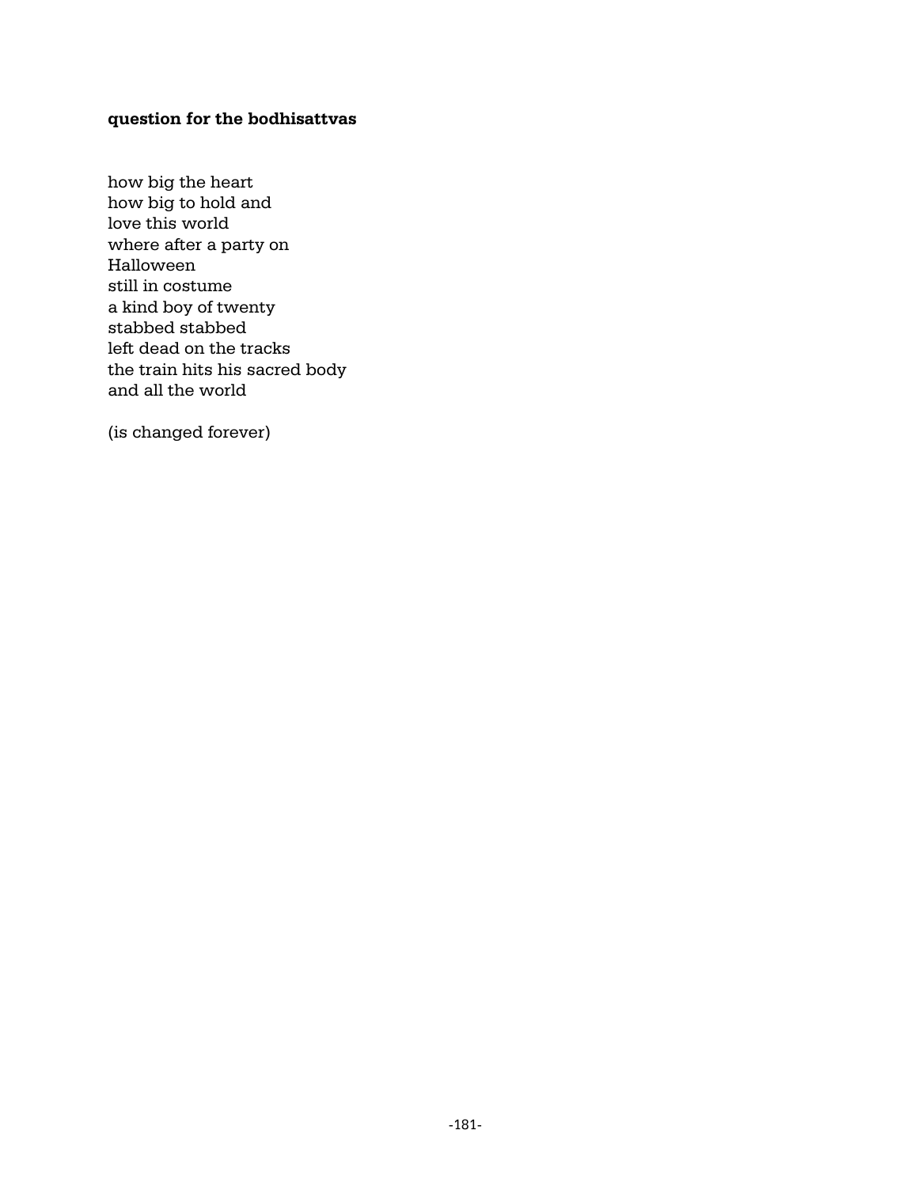**question for the bodhisattvas**

how big the heart  
how big to hold and  
love this world  
where after a party on  
Halloween  
still in costume  
a kind boy of twenty  
stabbed stabbed  
left dead on the tracks  
the train hits his sacred body  
and all the world

(is changed forever)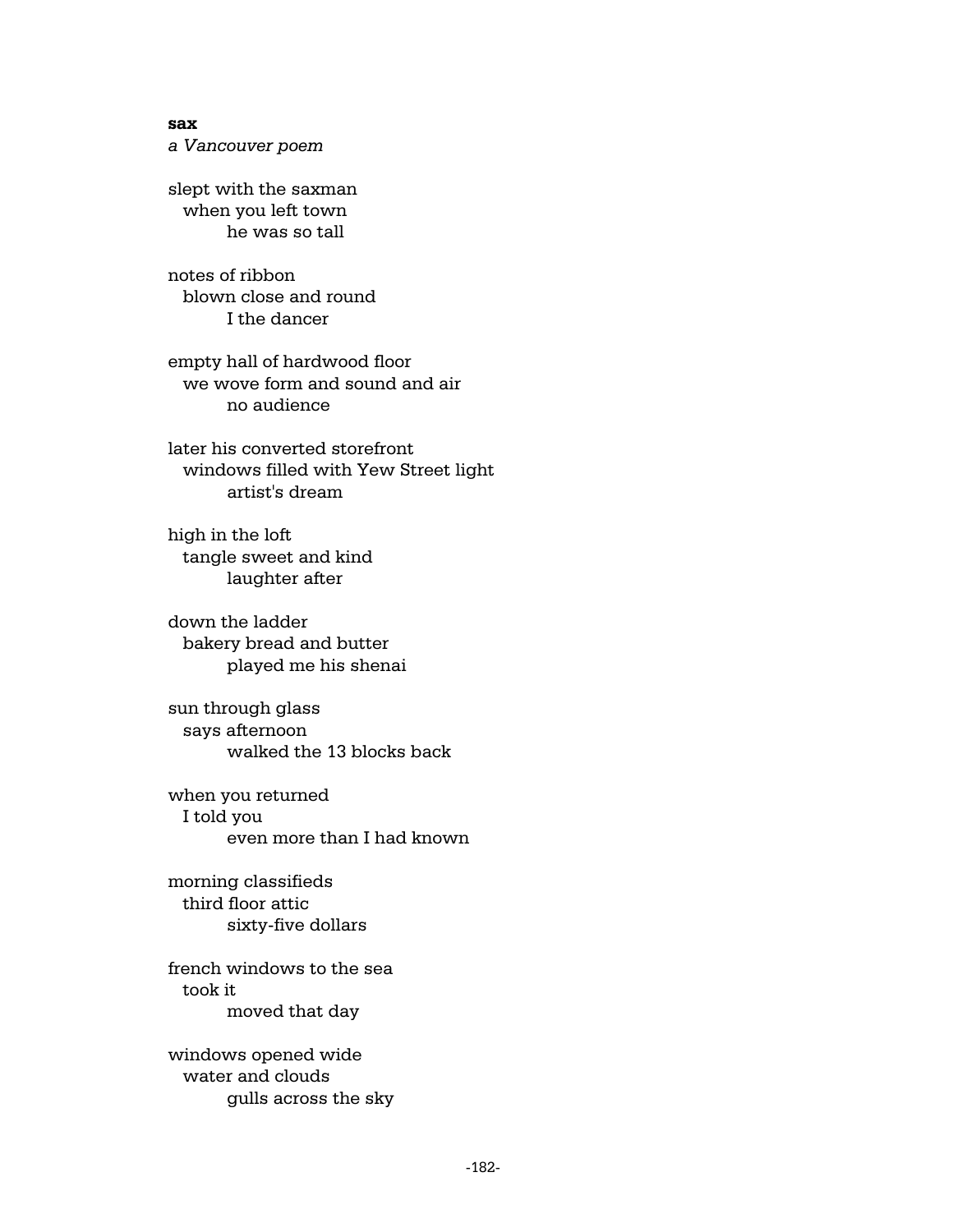**sax**

*a Vancouver poem*

slept with the saxman
  when you left town
        he was so tall

notes of ribbon
  blown close and round
        I the dancer

empty hall of hardwood floor
  we wove form and sound and air
        no audience

later his converted storefront
  windows filled with Yew Street light
        artist's dream

high in the loft
  tangle sweet and kind
        laughter after

down the ladder
  bakery bread and butter
        played me his shenai

sun through glass
  says afternoon
        walked the 13 blocks back

when you returned
  I told you
        even more than I had known

morning classifieds
  third floor attic
        sixty-five dollars

french windows to the sea
  took it
        moved that day

windows opened wide
  water and clouds
        gulls across the sky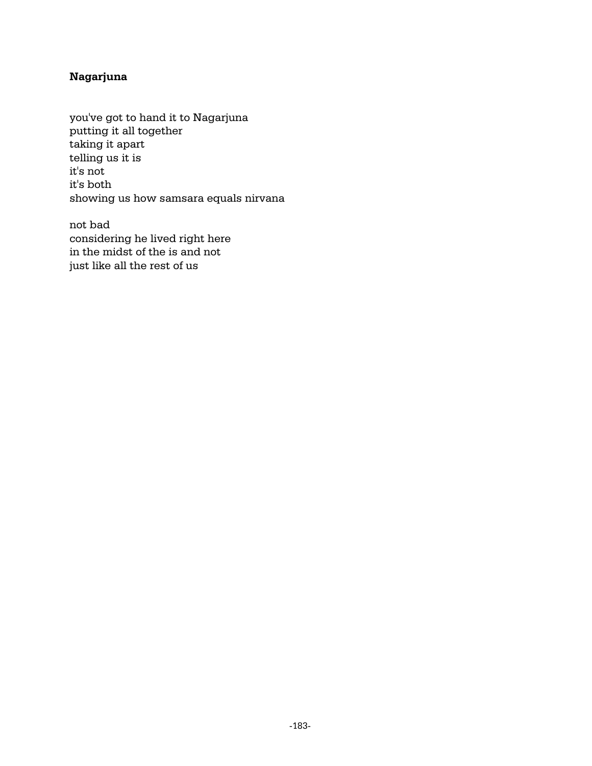**Nagarjuna**

you've got to hand it to Nagarjuna  
putting it all together  
taking it apart  
telling us it is  
it's not  
it's both  
showing us how samsara equals nirvana

not bad  
considering he lived right here  
in the midst of the is and not  
just like all the rest of us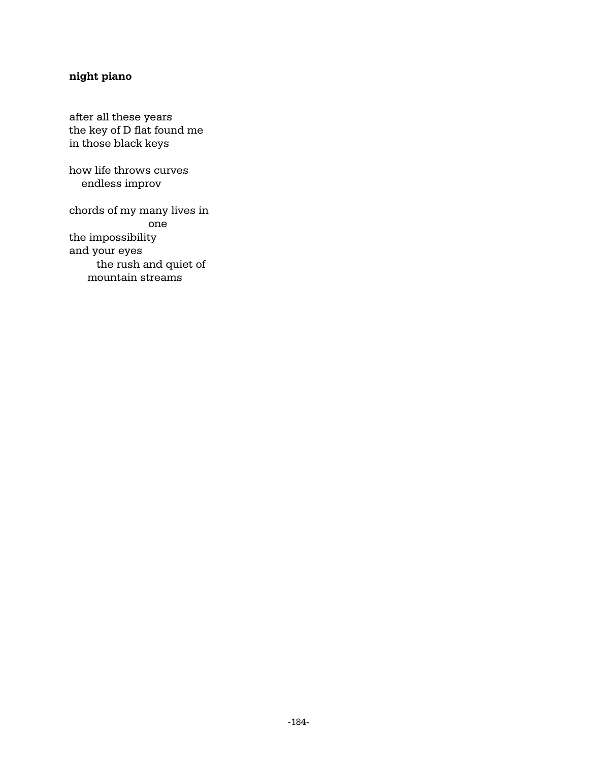**night piano**

after all these years  
the key of D flat found me  
in those black keys

how life throws curves  
&nbsp;&nbsp;&nbsp;endless improv

chords of my many lives in  
&nbsp;&nbsp;&nbsp;&nbsp;&nbsp;&nbsp;&nbsp;&nbsp;&nbsp;&nbsp;&nbsp;&nbsp;&nbsp;&nbsp;&nbsp;&nbsp;&nbsp;&nbsp;&nbsp;&nbsp;one  
the impossibility  
and your eyes  
&nbsp;&nbsp;&nbsp;&nbsp;&nbsp;&nbsp;&nbsp;the rush and quiet of  
&nbsp;&nbsp;&nbsp;&nbsp;&nbsp;mountain streams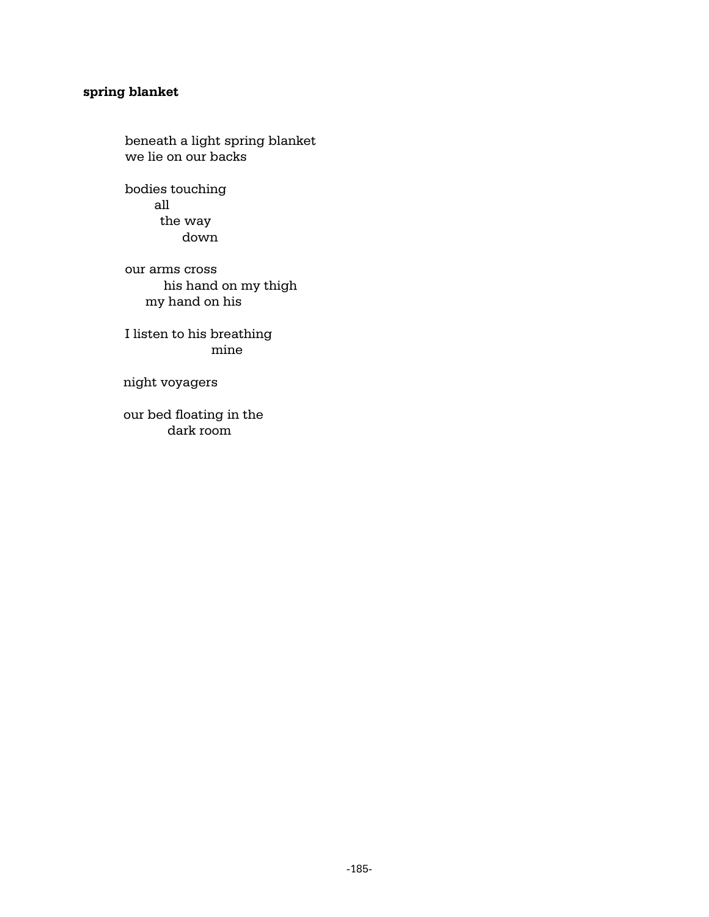**spring blanket**

beneath a light spring blanket
we lie on our backs

bodies touching
      all
        the way
             down

our arms cross
         his hand on my thigh
     my hand on his

I listen to his breathing
                    mine

night voyagers

our bed floating in the
          dark room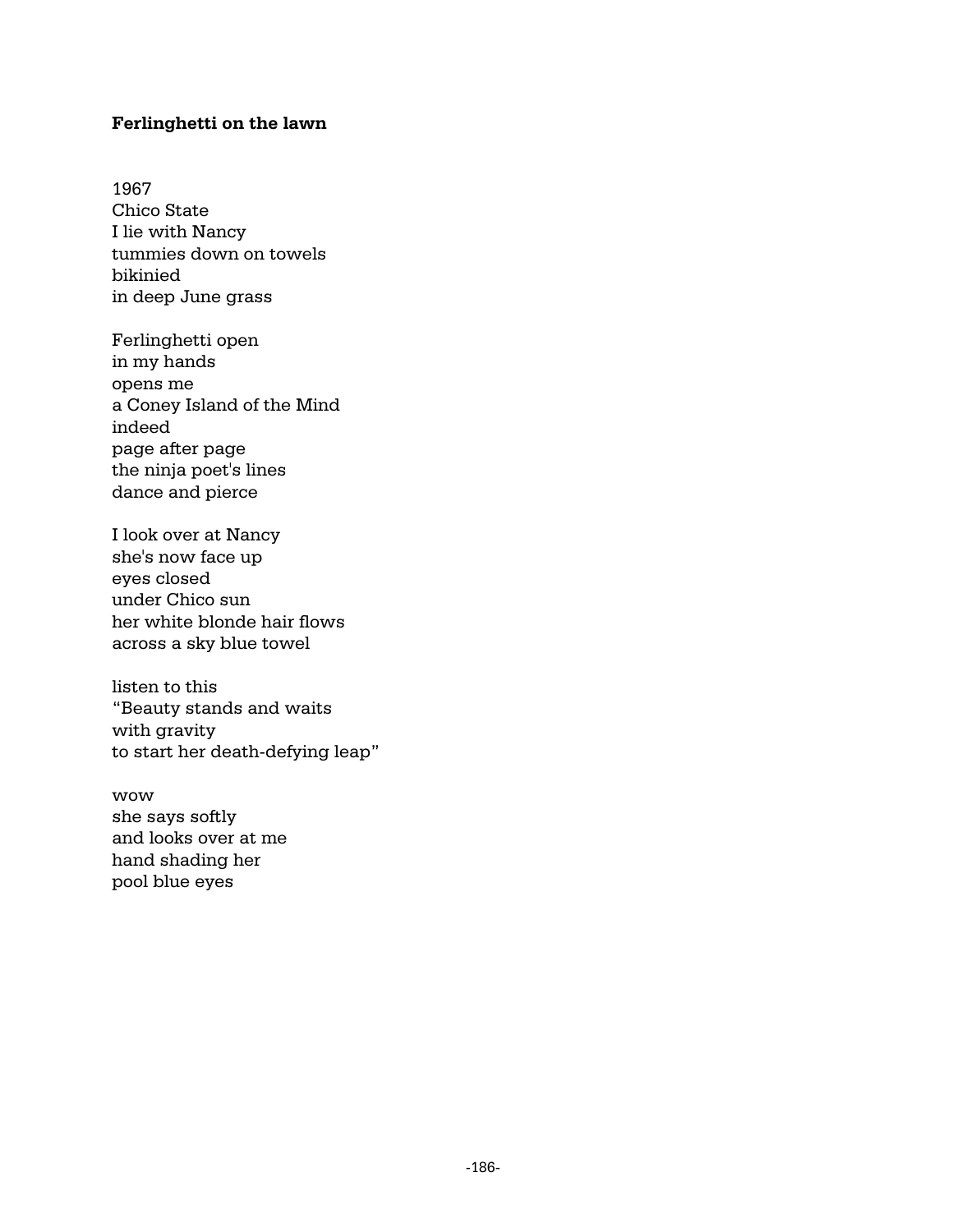**Ferlinghetti on the lawn**

1967  
Chico State  
I lie with Nancy  
tummies down on towels  
bikinied  
in deep June grass

Ferlinghetti open  
in my hands  
opens me  
a Coney Island of the Mind  
indeed  
page after page  
the ninja poet's lines  
dance and pierce

I look over at Nancy  
she's now face up  
eyes closed  
under Chico sun  
her white blonde hair flows  
across a sky blue towel

listen to this  
“Beauty stands and waits  
with gravity  
to start her death-defying leap”

wow  
she says softly  
and looks over at me  
hand shading her  
pool blue eyes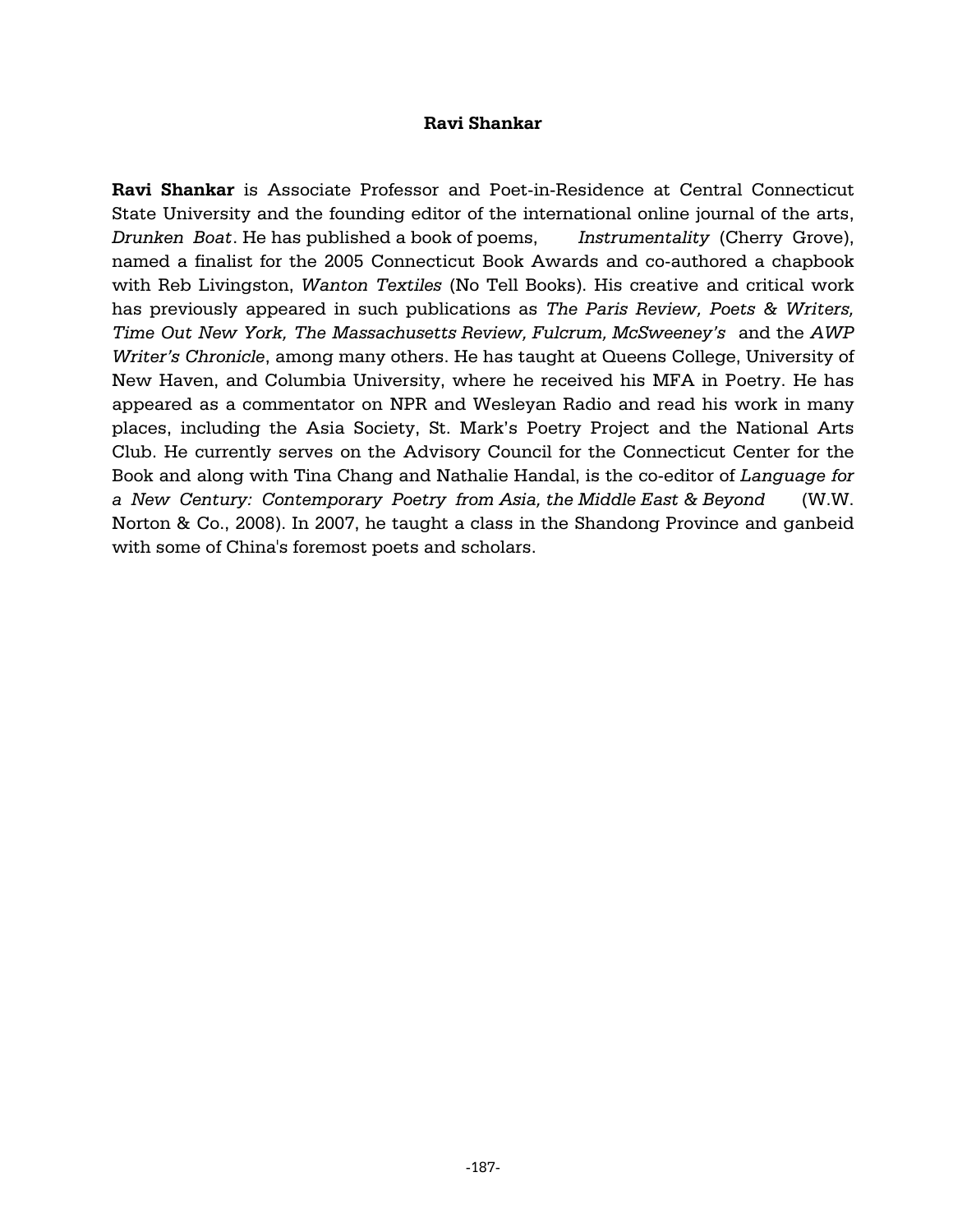## Ravi Shankar

**Ravi Shankar** is Associate Professor and Poet-in-Residence at Central Connecticut State University and the founding editor of the international online journal of the arts, *Drunken Boat*. He has published a book of poems, *Instrumentality* (Cherry Grove), named a finalist for the 2005 Connecticut Book Awards and co-authored a chapbook with Reb Livingston, *Wanton Textiles* (No Tell Books). His creative and critical work has previously appeared in such publications as *The Paris Review, Poets & Writers, Time Out New York, The Massachusetts Review, Fulcrum, McSweeney's* and the *AWP Writer's Chronicle*, among many others. He has taught at Queens College, University of New Haven, and Columbia University, where he received his MFA in Poetry. He has appeared as a commentator on NPR and Wesleyan Radio and read his work in many places, including the Asia Society, St. Mark's Poetry Project and the National Arts Club. He currently serves on the Advisory Council for the Connecticut Center for the Book and along with Tina Chang and Nathalie Handal, is the co-editor of *Language for a New Century: Contemporary Poetry from Asia, the Middle East & Beyond* (W.W. Norton & Co., 2008). In 2007, he taught a class in the Shandong Province and ganbeid with some of China's foremost poets and scholars.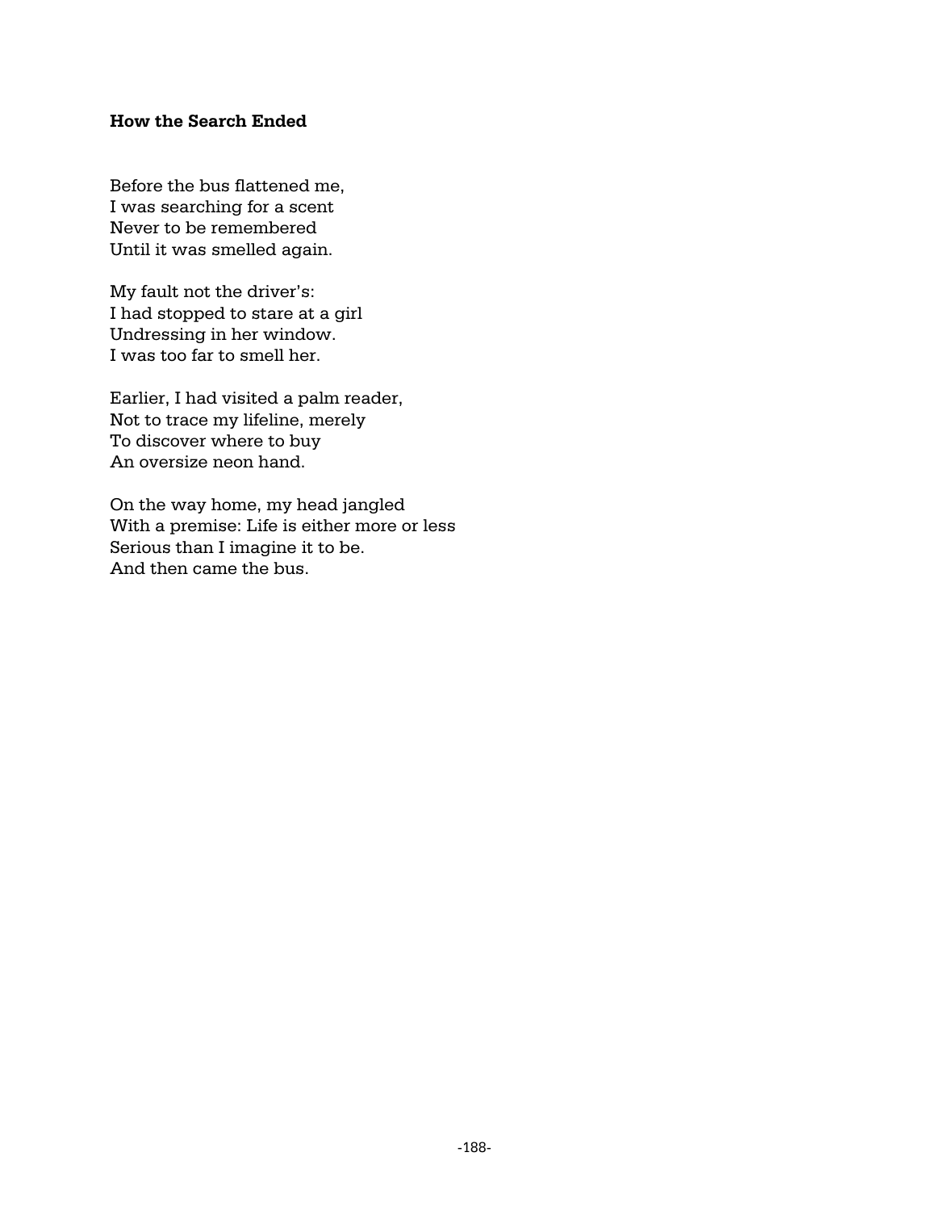**How the Search Ended**

Before the bus flattened me,  
I was searching for a scent  
Never to be remembered  
Until it was smelled again.

My fault not the driver's:  
I had stopped to stare at a girl  
Undressing in her window.  
I was too far to smell her.

Earlier, I had visited a palm reader,  
Not to trace my lifeline, merely  
To discover where to buy  
An oversize neon hand.

On the way home, my head jangled  
With a premise: Life is either more or less  
Serious than I imagine it to be.  
And then came the bus.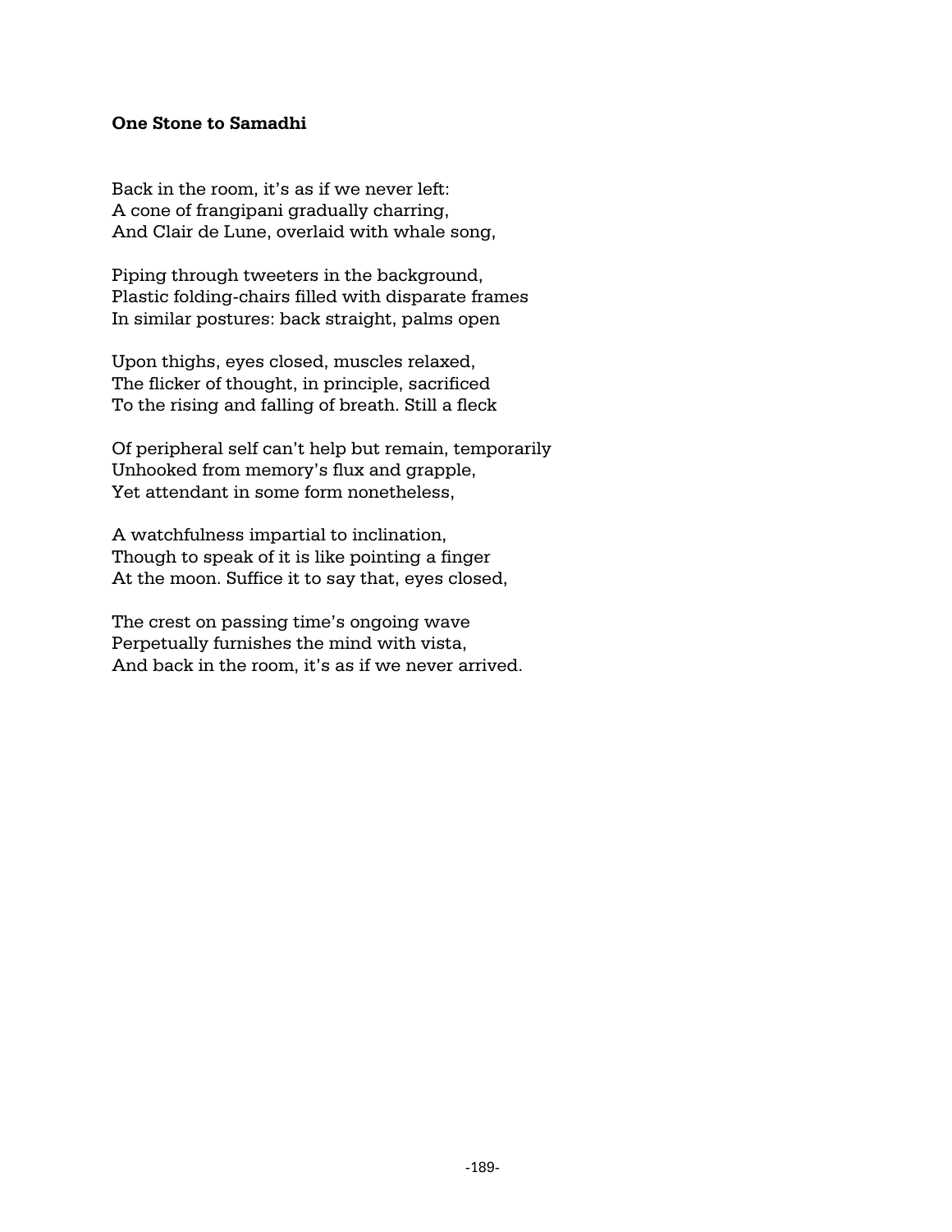**One Stone to Samadhi**

Back in the room, it's as if we never left:  
A cone of frangipani gradually charring,  
And Clair de Lune, overlaid with whale song,

Piping through tweeters in the background,  
Plastic folding-chairs filled with disparate frames  
In similar postures: back straight, palms open

Upon thighs, eyes closed, muscles relaxed,  
The flicker of thought, in principle, sacrificed  
To the rising and falling of breath. Still a fleck

Of peripheral self can't help but remain, temporarily  
Unhooked from memory's flux and grapple,  
Yet attendant in some form nonetheless,

A watchfulness impartial to inclination,  
Though to speak of it is like pointing a finger  
At the moon. Suffice it to say that, eyes closed,

The crest on passing time's ongoing wave  
Perpetually furnishes the mind with vista,  
And back in the room, it's as if we never arrived.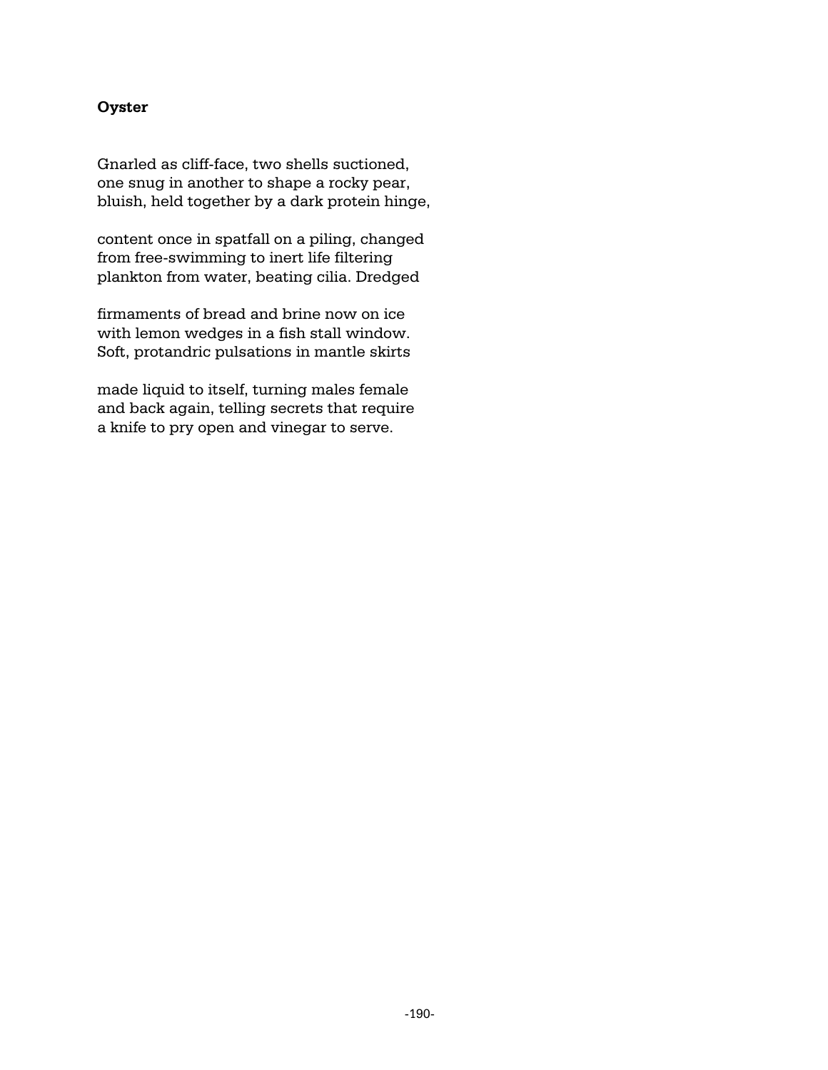**Oyster**

Gnarled as cliff-face, two shells suctioned,  
one snug in another to shape a rocky pear,  
bluish, held together by a dark protein hinge,

content once in spatfall on a piling, changed  
from free-swimming to inert life filtering  
plankton from water, beating cilia. Dredged

firmaments of bread and brine now on ice  
with lemon wedges in a fish stall window.  
Soft, protandric pulsations in mantle skirts

made liquid to itself, turning males female  
and back again, telling secrets that require  
a knife to pry open and vinegar to serve.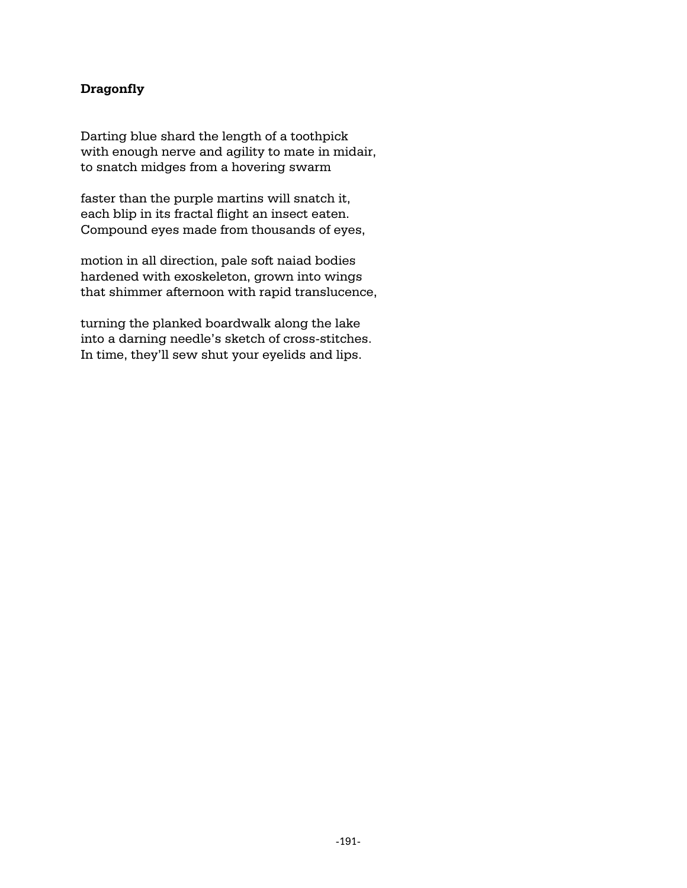**Dragonfly**

Darting blue shard the length of a toothpick  
with enough nerve and agility to mate in midair,  
to snatch midges from a hovering swarm

faster than the purple martins will snatch it,  
each blip in its fractal flight an insect eaten.  
Compound eyes made from thousands of eyes,

motion in all direction, pale soft naiad bodies  
hardened with exoskeleton, grown into wings  
that shimmer afternoon with rapid translucence,

turning the planked boardwalk along the lake  
into a darning needle's sketch of cross-stitches.  
In time, they'll sew shut your eyelids and lips.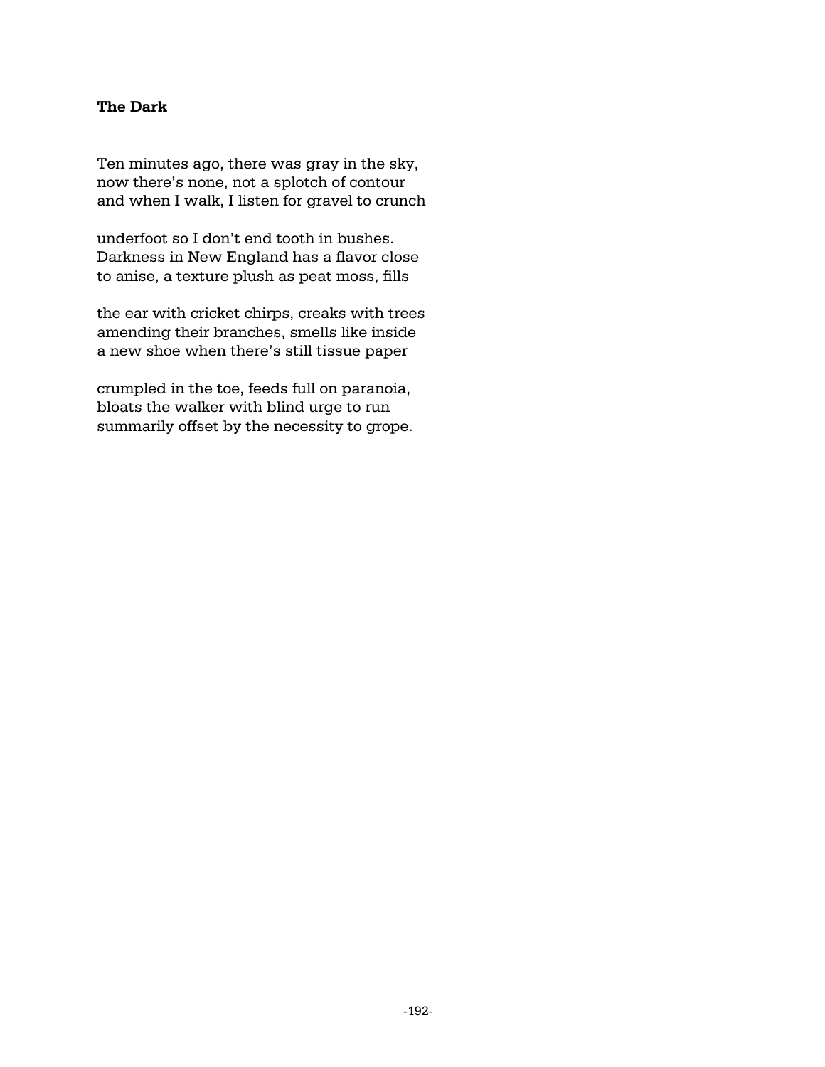**The Dark**

Ten minutes ago, there was gray in the sky,
now there's none, not a splotch of contour
and when I walk, I listen for gravel to crunch

underfoot so I don't end tooth in bushes.
Darkness in New England has a flavor close
to anise, a texture plush as peat moss, fills

the ear with cricket chirps, creaks with trees
amending their branches, smells like inside
a new shoe when there's still tissue paper

crumpled in the toe, feeds full on paranoia,
bloats the walker with blind urge to run
summarily offset by the necessity to grope.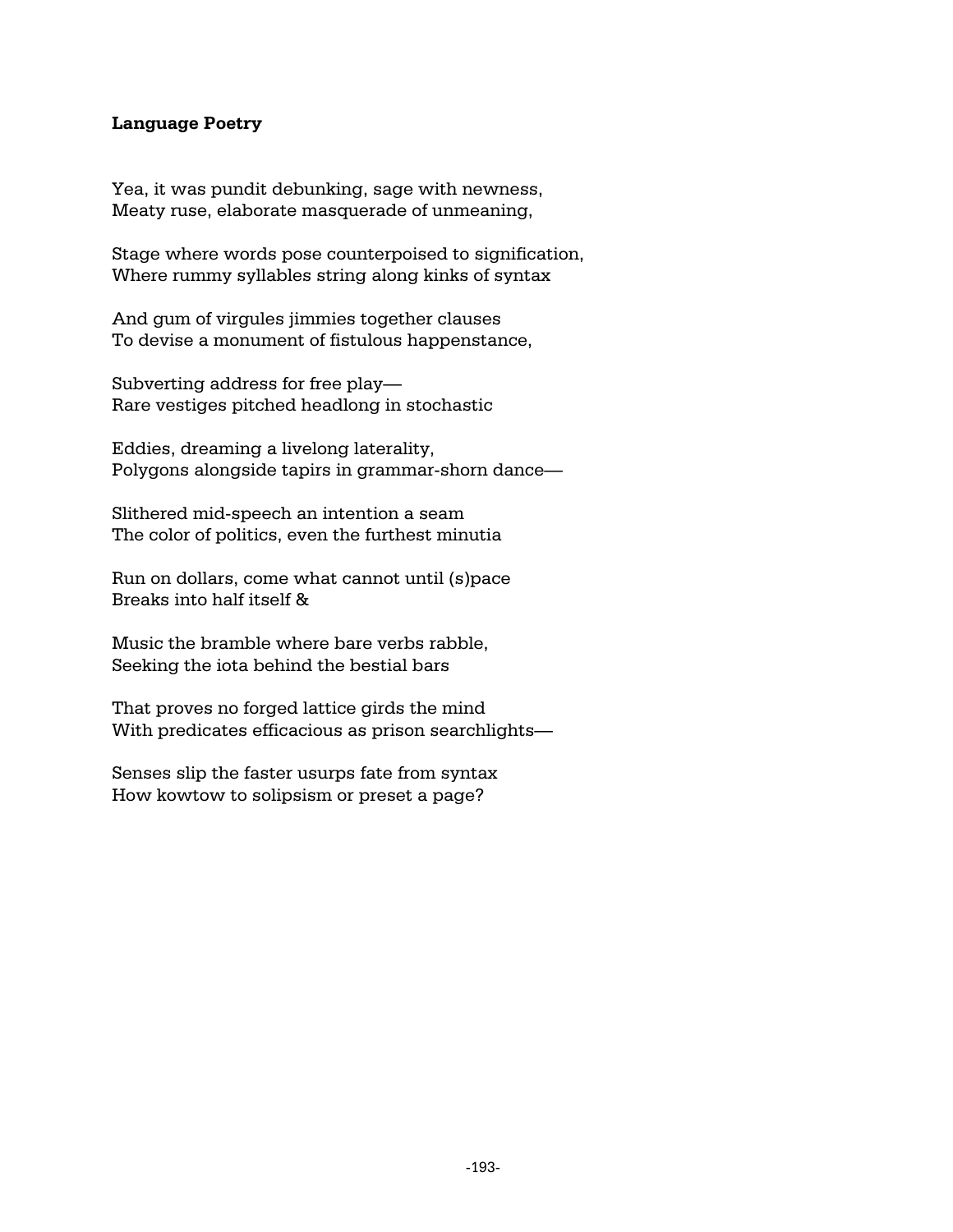**Language Poetry**

Yea, it was pundit debunking, sage with newness,
Meaty ruse, elaborate masquerade of unmeaning,

Stage where words pose counterpoised to signification,
Where rummy syllables string along kinks of syntax

And gum of virgules jimmies together clauses
To devise a monument of fistulous happenstance,

Subverting address for free play—
Rare vestiges pitched headlong in stochastic

Eddies, dreaming a livelong laterality,
Polygons alongside tapirs in grammar-shorn dance—

Slithered mid-speech an intention a seam
The color of politics, even the furthest minutia

Run on dollars, come what cannot until (s)pace
Breaks into half itself &

Music the bramble where bare verbs rabble,
Seeking the iota behind the bestial bars

That proves no forged lattice girds the mind
With predicates efficacious as prison searchlights—

Senses slip the faster usurps fate from syntax
How kowtow to solipsism or preset a page?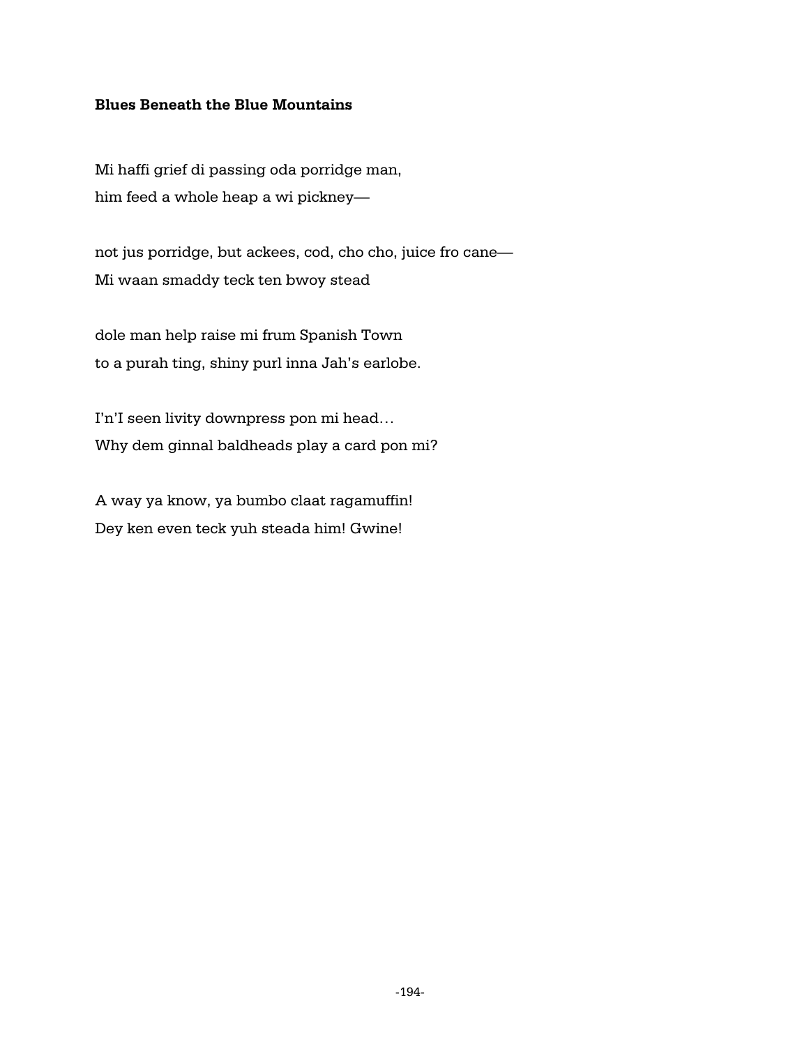**Blues Beneath the Blue Mountains**

Mi haffi grief di passing oda porridge man,  
him feed a whole heap a wi pickney—

not jus porridge, but ackees, cod, cho cho, juice fro cane—  
Mi waan smaddy teck ten bwoy stead

dole man help raise mi frum Spanish Town  
to a purah ting, shiny purl inna Jah's earlobe.

I'n'I seen livity downpress pon mi head…  
Why dem ginnal baldheads play a card pon mi?

A way ya know, ya bumbo claat ragamuffin!  
Dey ken even teck yuh steada him! Gwine!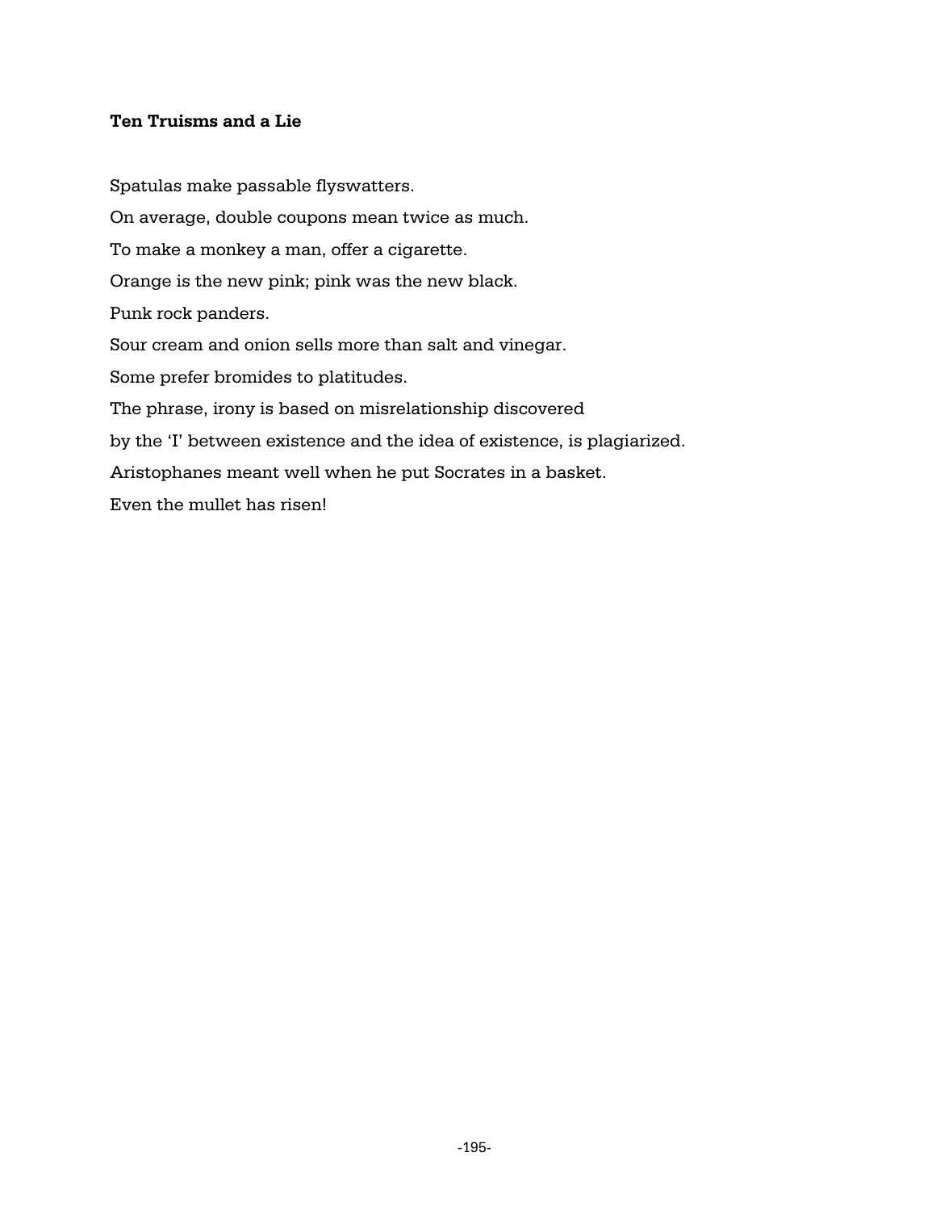**Ten Truisms and a Lie**

Spatulas make passable flyswatters.

On average, double coupons mean twice as much.

To make a monkey a man, offer a cigarette.

Orange is the new pink; pink was the new black.

Punk rock panders.

Sour cream and onion sells more than salt and vinegar.

Some prefer bromides to platitudes.

The phrase, irony is based on misrelationship discovered

by the 'I' between existence and the idea of existence, is plagiarized.

Aristophanes meant well when he put Socrates in a basket.

Even the mullet has risen!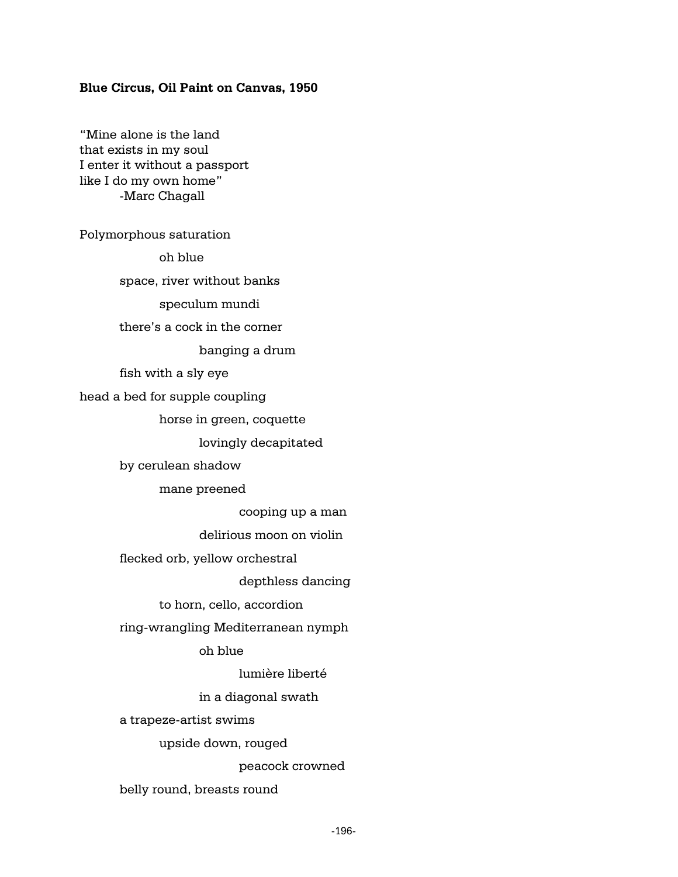**Blue Circus, Oil Paint on Canvas, 1950**

"Mine alone is the land
that exists in my soul
I enter it without a passport
like I do my own home"
-Marc Chagall

Polymorphous saturation

oh blue

space, river without banks

speculum mundi

there's a cock in the corner

banging a drum

fish with a sly eye

head a bed for supple coupling

horse in green, coquette

lovingly decapitated

by cerulean shadow

mane preened

cooping up a man

delirious moon on violin

flecked orb, yellow orchestral

depthless dancing

to horn, cello, accordion

ring-wrangling Mediterranean nymph

oh blue

lumière liberté

in a diagonal swath

a trapeze-artist swims

upside down, rouged

peacock crowned

belly round, breasts round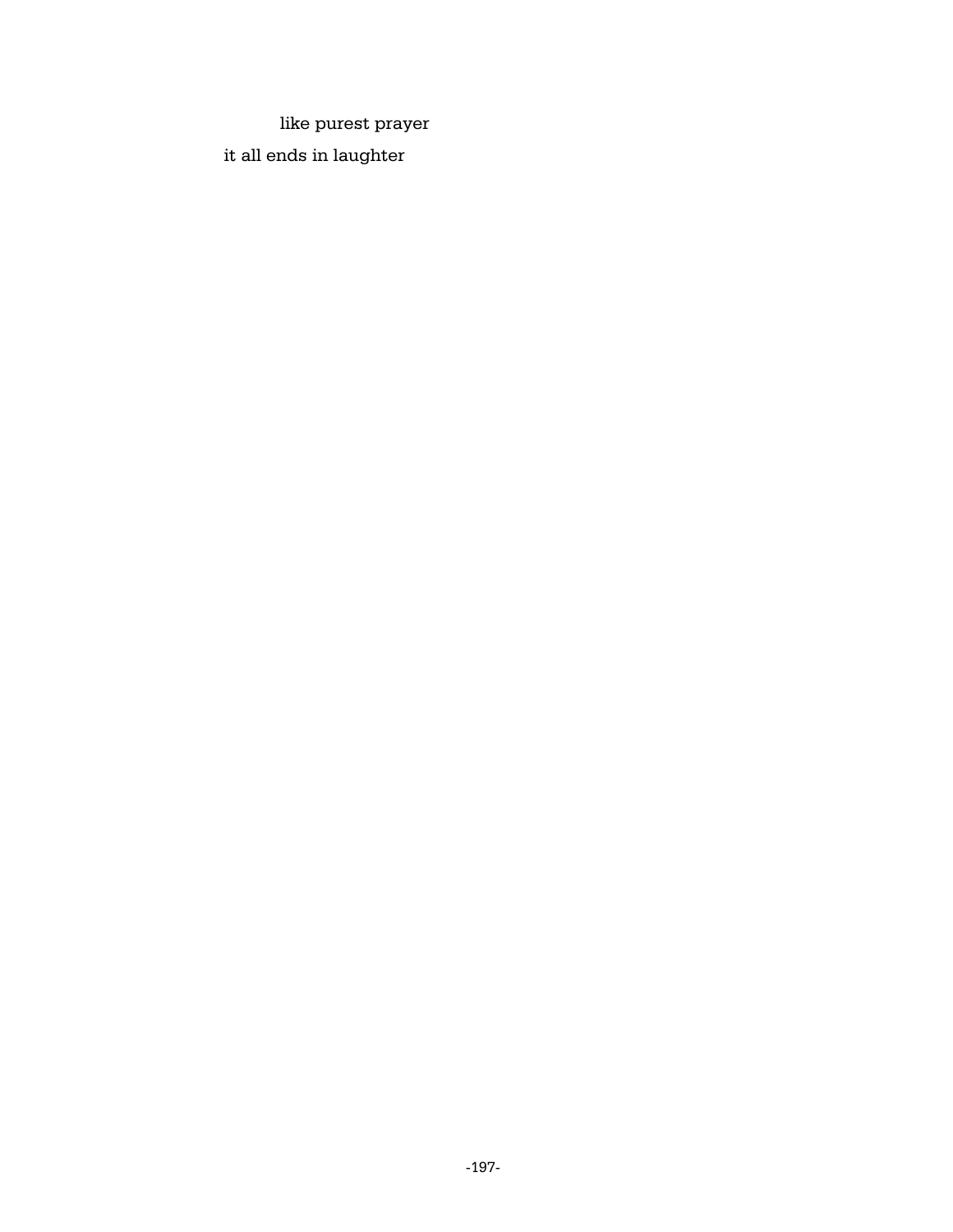like purest prayer

it all ends in laughter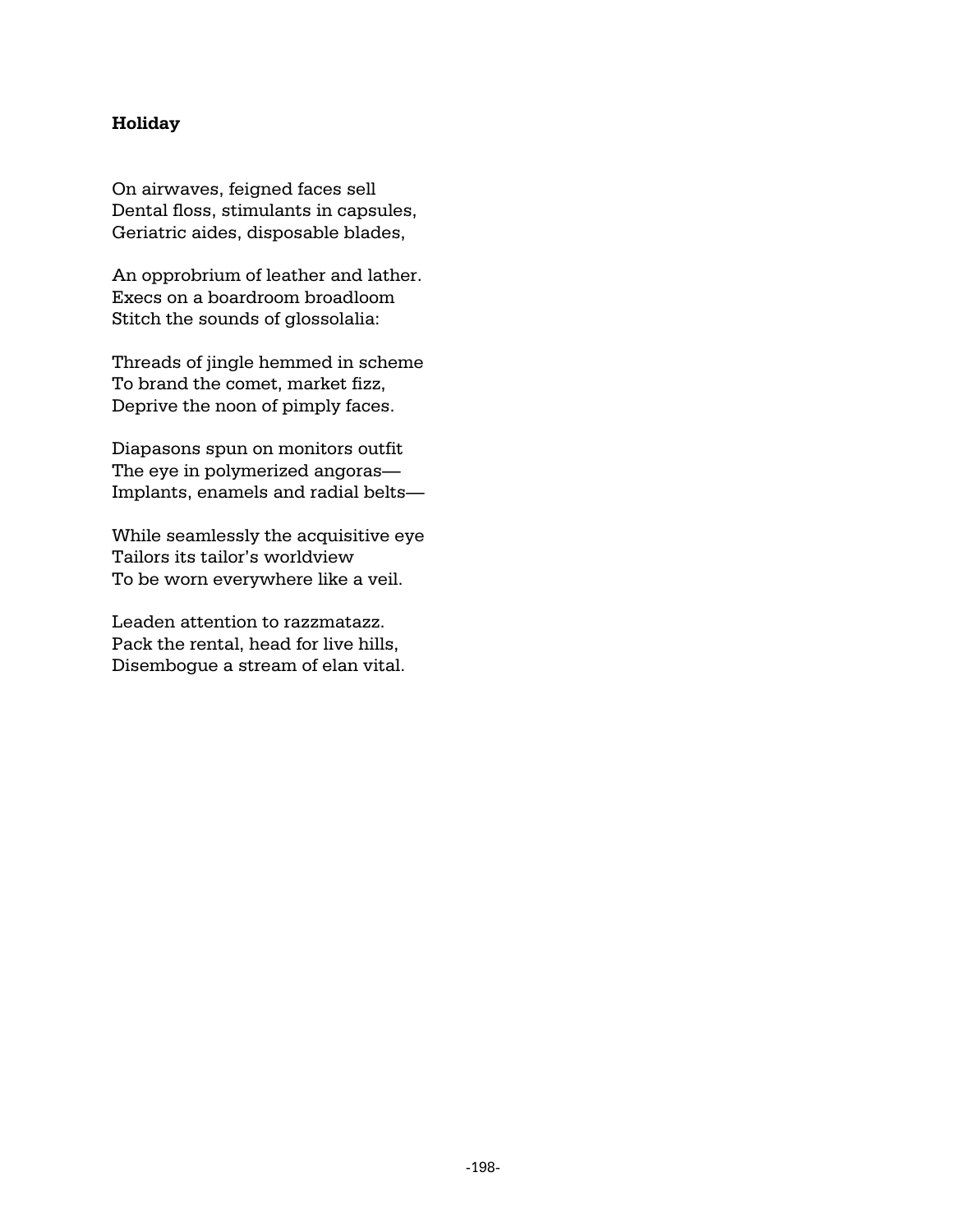**Holiday**

On airwaves, feigned faces sell
Dental floss, stimulants in capsules,
Geriatric aides, disposable blades,

An opprobrium of leather and lather.
Execs on a boardroom broadloom
Stitch the sounds of glossolalia:

Threads of jingle hemmed in scheme
To brand the comet, market fizz,
Deprive the noon of pimply faces.

Diapasons spun on monitors outfit
The eye in polymerized angoras—
Implants, enamels and radial belts—

While seamlessly the acquisitive eye
Tailors its tailor's worldview
To be worn everywhere like a veil.

Leaden attention to razzmatazz.
Pack the rental, head for live hills,
Disembogue a stream of elan vital.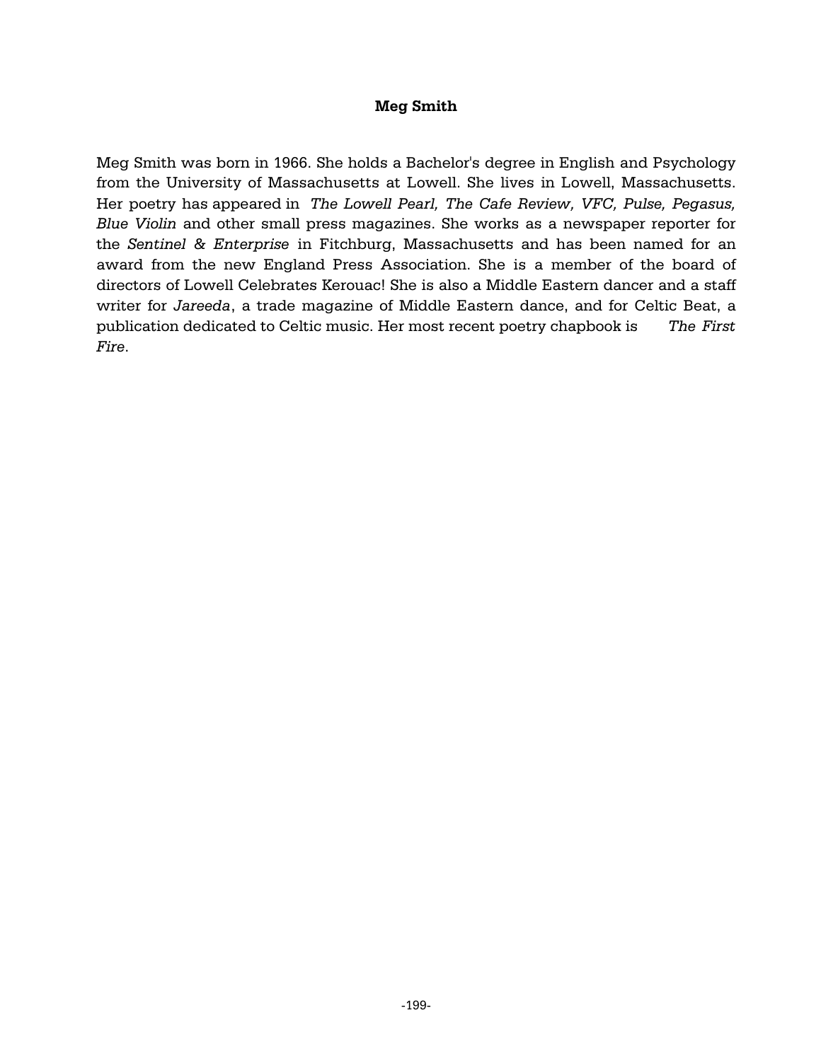**Meg Smith**

Meg Smith was born in 1966. She holds a Bachelor's degree in English and Psychology from the University of Massachusetts at Lowell. She lives in Lowell, Massachusetts. Her poetry has appeared in *The Lowell Pearl, The Cafe Review, VFC, Pulse, Pegasus, Blue Violin* and other small press magazines. She works as a newspaper reporter for the *Sentinel & Enterprise* in Fitchburg, Massachusetts and has been named for an award from the new England Press Association. She is a member of the board of directors of Lowell Celebrates Kerouac! She is also a Middle Eastern dancer and a staff writer for *Jareeda*, a trade magazine of Middle Eastern dance, and for Celtic Beat, a publication dedicated to Celtic music. Her most recent poetry chapbook is *The First Fire*.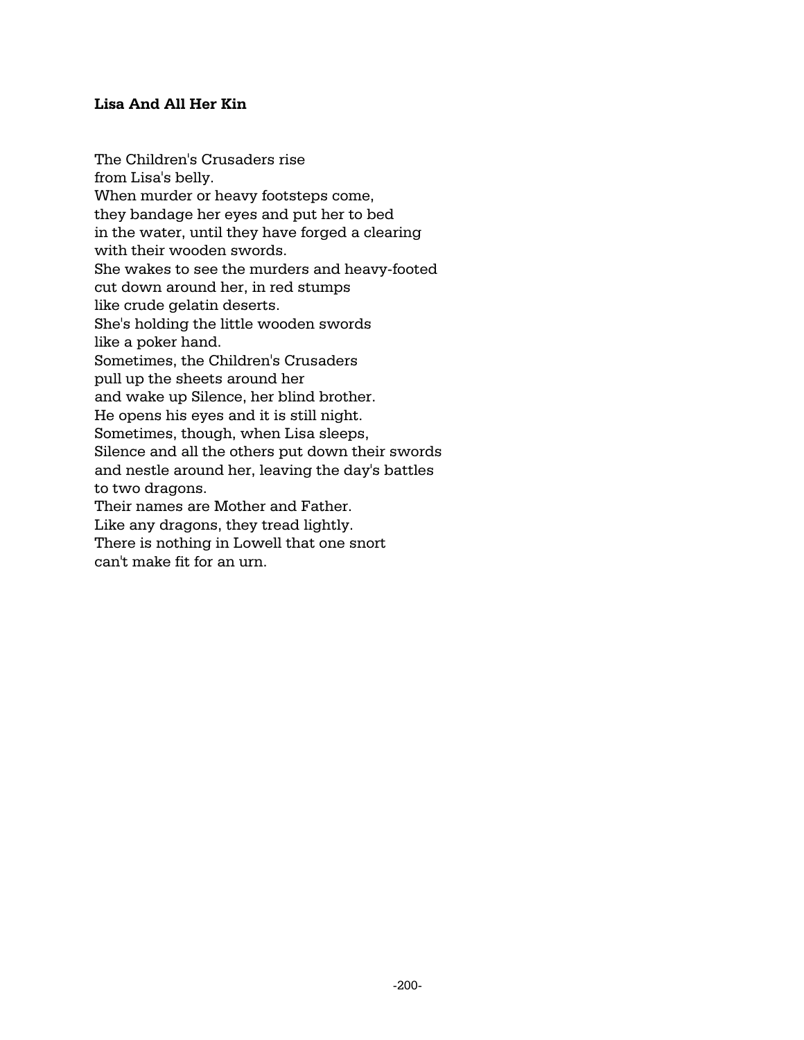**Lisa And All Her Kin**

The Children's Crusaders rise  
from Lisa's belly.  
When murder or heavy footsteps come,  
they bandage her eyes and put her to bed  
in the water, until they have forged a clearing  
with their wooden swords.  
She wakes to see the murders and heavy-footed  
cut down around her, in red stumps  
like crude gelatin deserts.  
She's holding the little wooden swords  
like a poker hand.  
Sometimes, the Children's Crusaders  
pull up the sheets around her  
and wake up Silence, her blind brother.  
He opens his eyes and it is still night.  
Sometimes, though, when Lisa sleeps,  
Silence and all the others put down their swords  
and nestle around her, leaving the day's battles  
to two dragons.  
Their names are Mother and Father.  
Like any dragons, they tread lightly.  
There is nothing in Lowell that one snort  
can't make fit for an urn.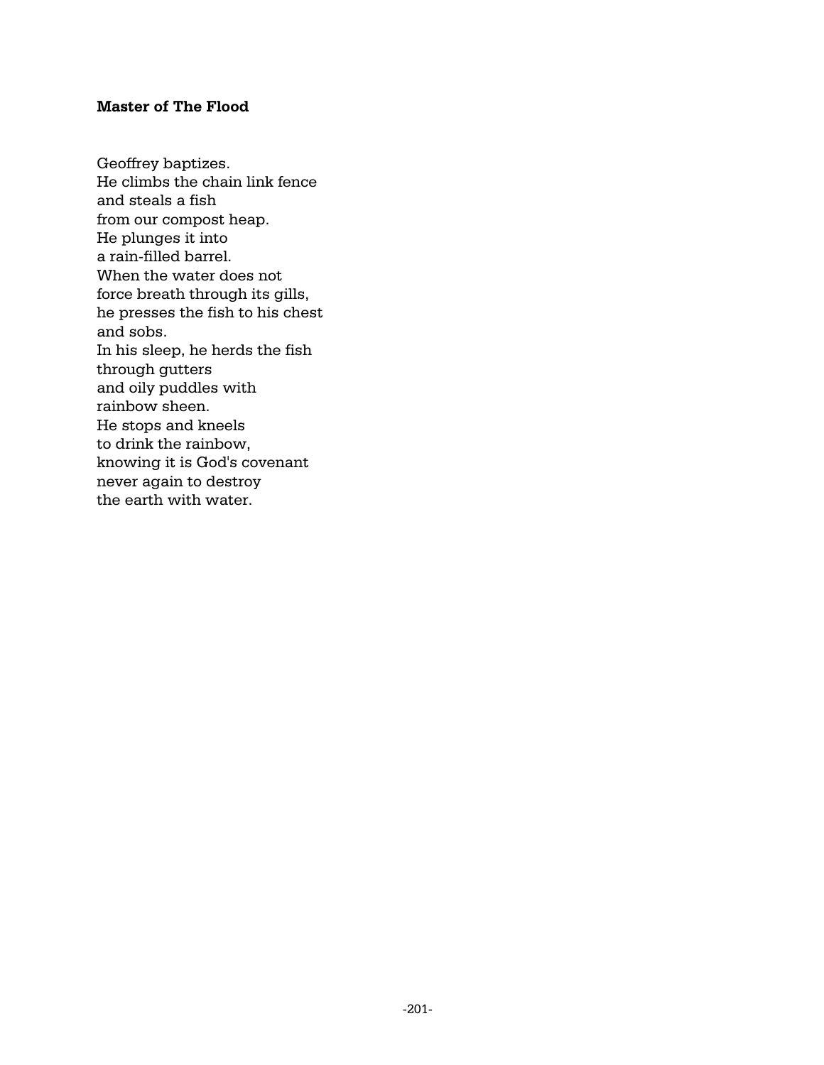**Master of The Flood**

Geoffrey baptizes.
He climbs the chain link fence
and steals a fish
from our compost heap.
He plunges it into
a rain-filled barrel.
When the water does not
force breath through its gills,
he presses the fish to his chest
and sobs.
In his sleep, he herds the fish
through gutters
and oily puddles with
rainbow sheen.
He stops and kneels
to drink the rainbow,
knowing it is God's covenant
never again to destroy
the earth with water.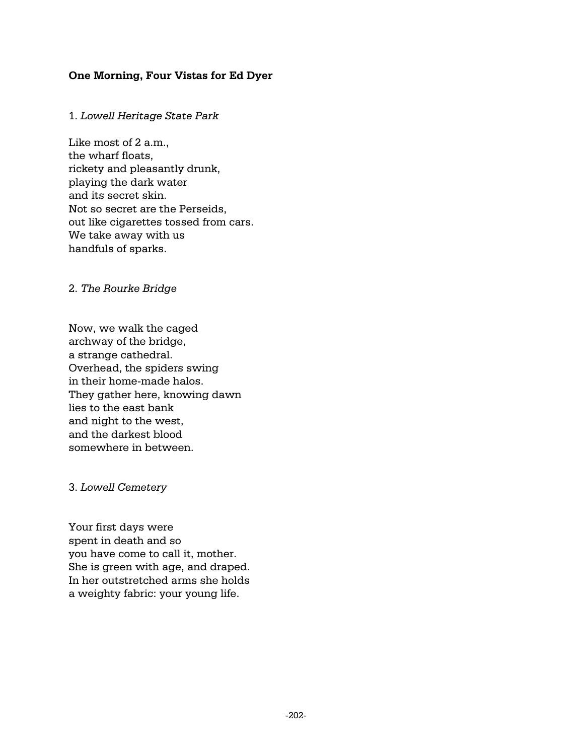**One Morning, Four Vistas for Ed Dyer**

1. *Lowell Heritage State Park*

Like most of 2 a.m.,  
the wharf floats,  
rickety and pleasantly drunk,  
playing the dark water  
and its secret skin.  
Not so secret are the Perseids,  
out like cigarettes tossed from cars.  
We take away with us  
handfuls of sparks.

2. *The Rourke Bridge*

Now, we walk the caged  
archway of the bridge,  
a strange cathedral.  
Overhead, the spiders swing  
in their home-made halos.  
They gather here, knowing dawn  
lies to the east bank  
and night to the west,  
and the darkest blood  
somewhere in between.

3. *Lowell Cemetery*

Your first days were  
spent in death and so  
you have come to call it, mother.  
She is green with age, and draped.  
In her outstretched arms she holds  
a weighty fabric: your young life.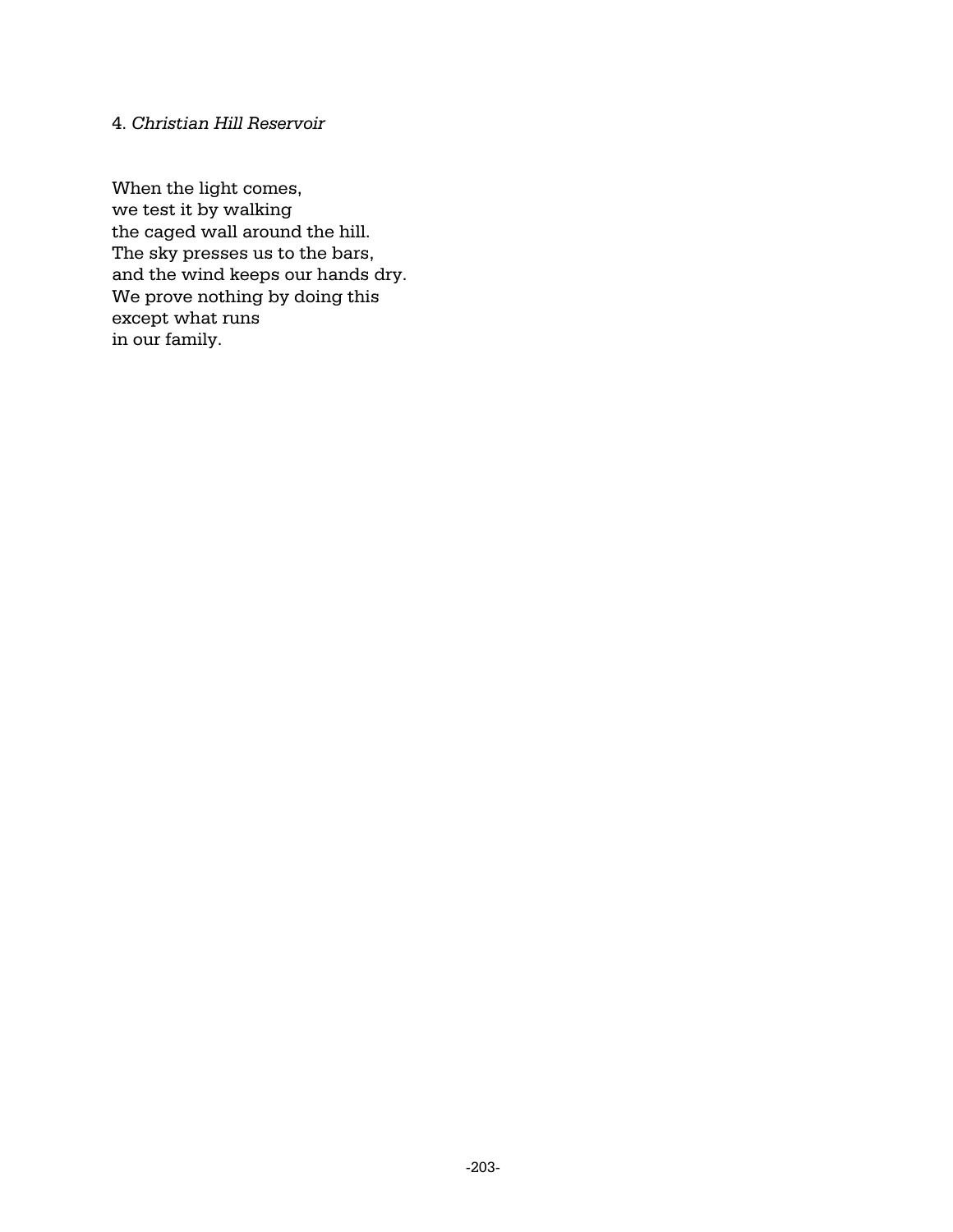4. *Christian Hill Reservoir*

When the light comes,  
we test it by walking  
the caged wall around the hill.  
The sky presses us to the bars,  
and the wind keeps our hands dry.  
We prove nothing by doing this  
except what runs  
in our family.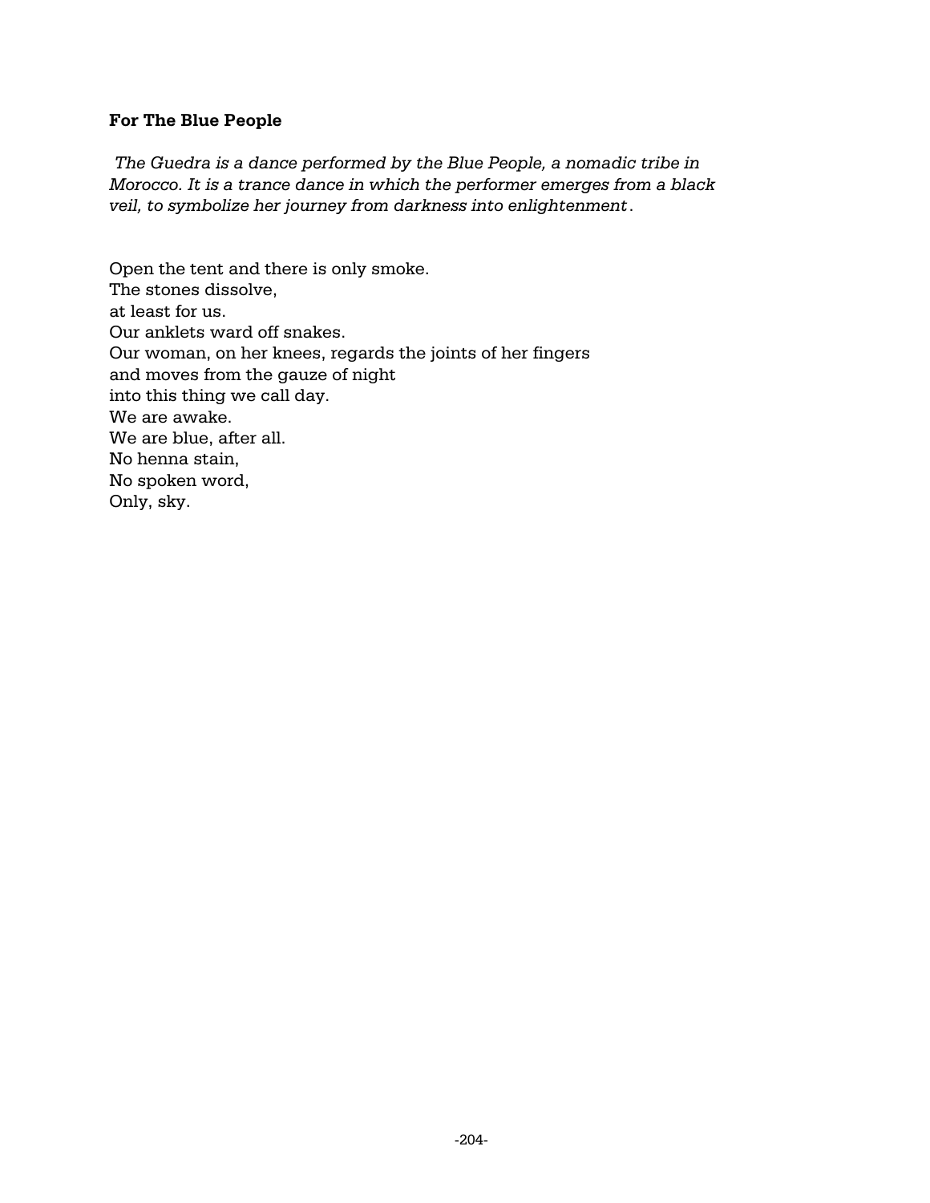**For The Blue People**

*The Guedra is a dance performed by the Blue People, a nomadic tribe in Morocco. It is a trance dance in which the performer emerges from a black veil, to symbolize her journey from darkness into enlightenment*.

Open the tent and there is only smoke.  
The stones dissolve,  
at least for us.  
Our anklets ward off snakes.  
Our woman, on her knees, regards the joints of her fingers  
and moves from the gauze of night  
into this thing we call day.  
We are awake.  
We are blue, after all.  
No henna stain,  
No spoken word,  
Only, sky.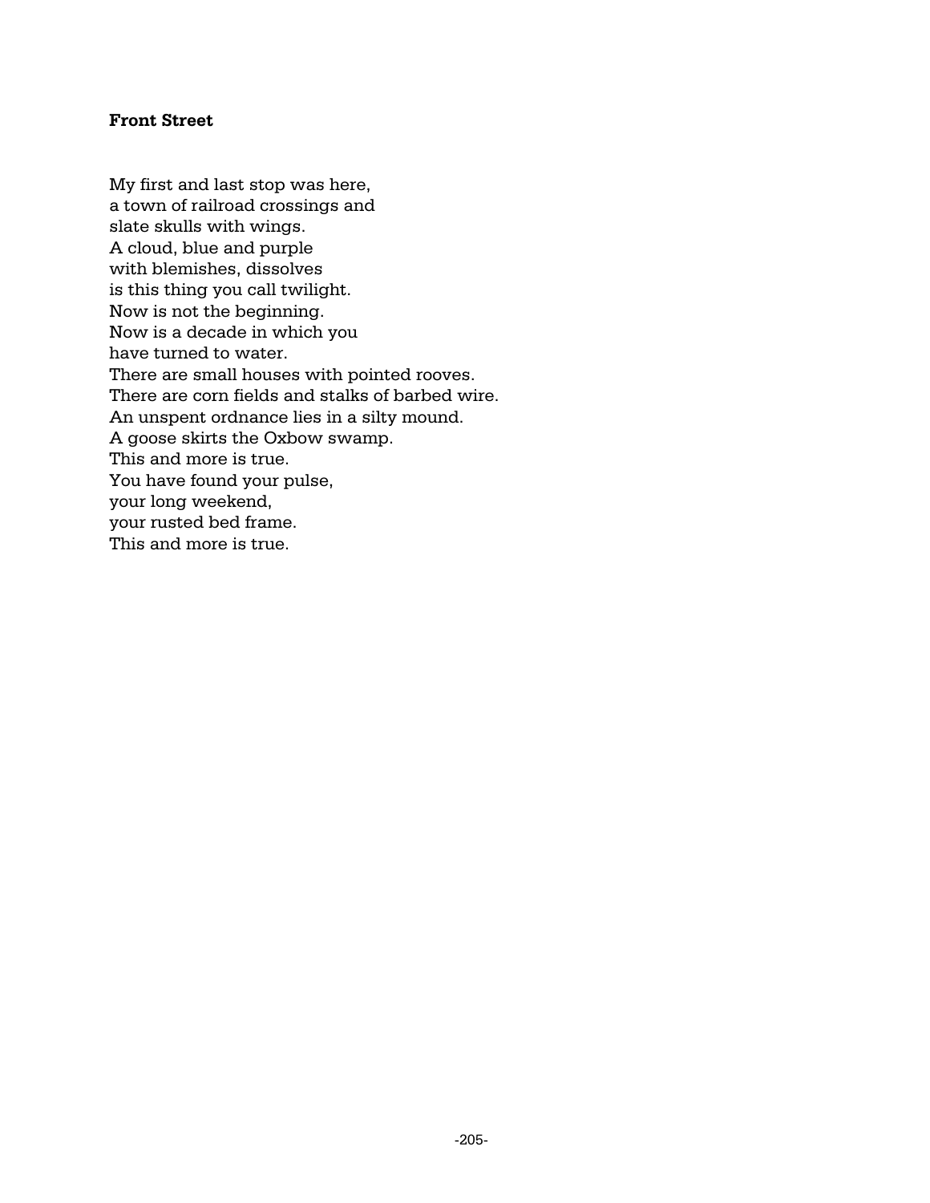**Front Street**

My first and last stop was here,  
a town of railroad crossings and  
slate skulls with wings.  
A cloud, blue and purple  
with blemishes, dissolves  
is this thing you call twilight.  
Now is not the beginning.  
Now is a decade in which you  
have turned to water.  
There are small houses with pointed rooves.  
There are corn fields and stalks of barbed wire.  
An unspent ordnance lies in a silty mound.  
A goose skirts the Oxbow swamp.  
This and more is true.  
You have found your pulse,  
your long weekend,  
your rusted bed frame.  
This and more is true.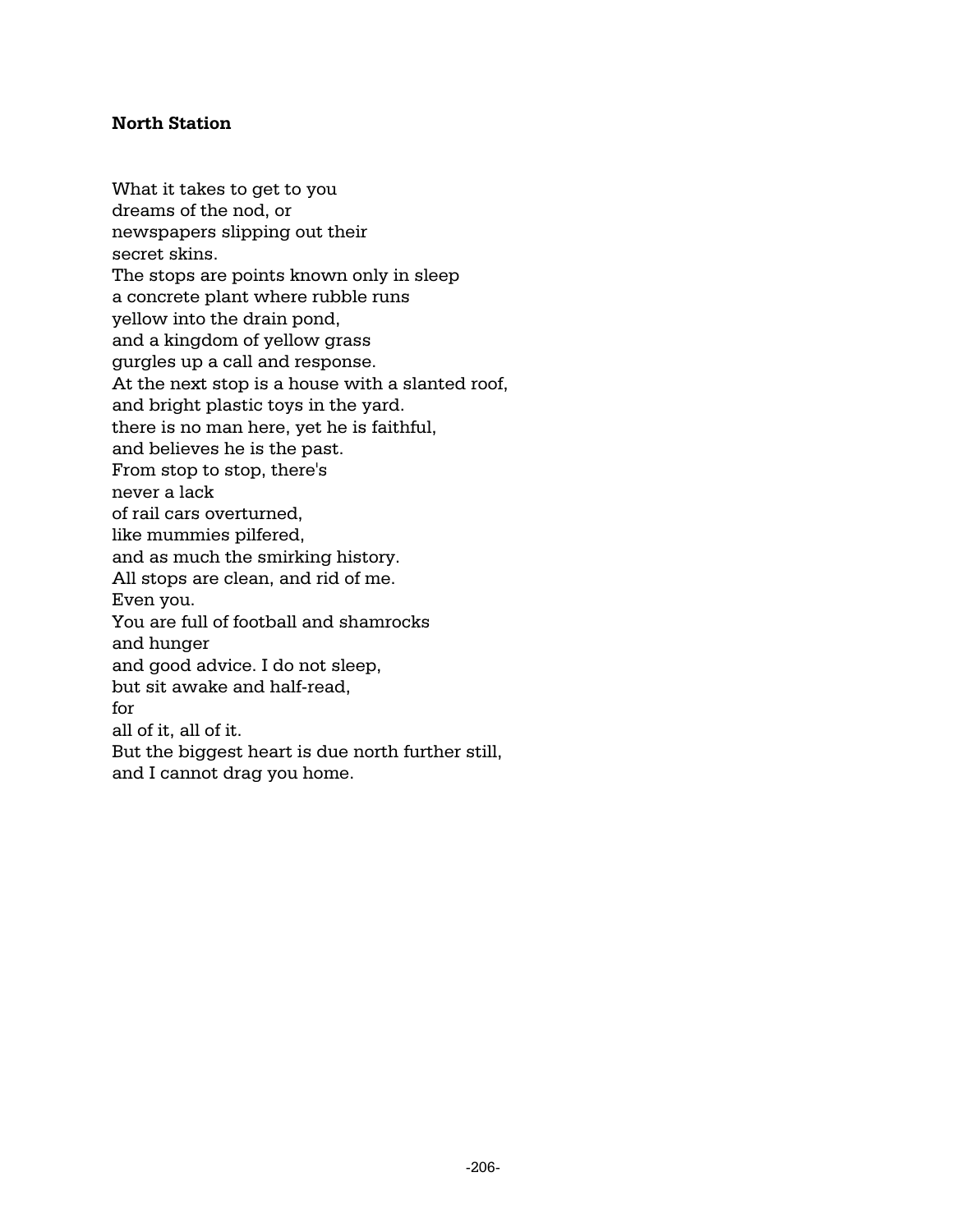**North Station**

What it takes to get to you  
dreams of the nod, or  
newspapers slipping out their  
secret skins.  
The stops are points known only in sleep  
a concrete plant where rubble runs  
yellow into the drain pond,  
and a kingdom of yellow grass  
gurgles up a call and response.  
At the next stop is a house with a slanted roof,  
and bright plastic toys in the yard.  
there is no man here, yet he is faithful,  
and believes he is the past.  
From stop to stop, there's  
never a lack  
of rail cars overturned,  
like mummies pilfered,  
and as much the smirking history.  
All stops are clean, and rid of me.  
Even you.  
You are full of football and shamrocks  
and hunger  
and good advice. I do not sleep,  
but sit awake and half-read,  
for  
all of it, all of it.  
But the biggest heart is due north further still,  
and I cannot drag you home.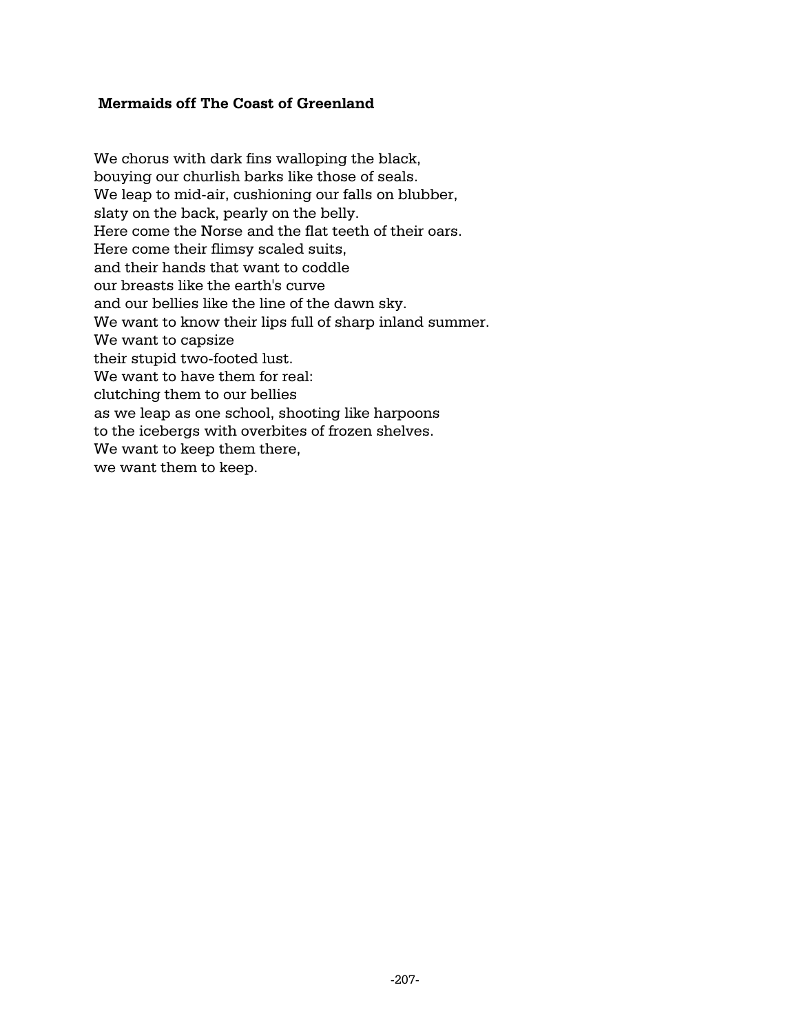**Mermaids off The Coast of Greenland**

We chorus with dark fins walloping the black,  
bouying our churlish barks like those of seals.  
We leap to mid-air, cushioning our falls on blubber,  
slaty on the back, pearly on the belly.  
Here come the Norse and the flat teeth of their oars.  
Here come their flimsy scaled suits,  
and their hands that want to coddle  
our breasts like the earth's curve  
and our bellies like the line of the dawn sky.  
We want to know their lips full of sharp inland summer.  
We want to capsize  
their stupid two-footed lust.  
We want to have them for real:  
clutching them to our bellies  
as we leap as one school, shooting like harpoons  
to the icebergs with overbites of frozen shelves.  
We want to keep them there,  
we want them to keep.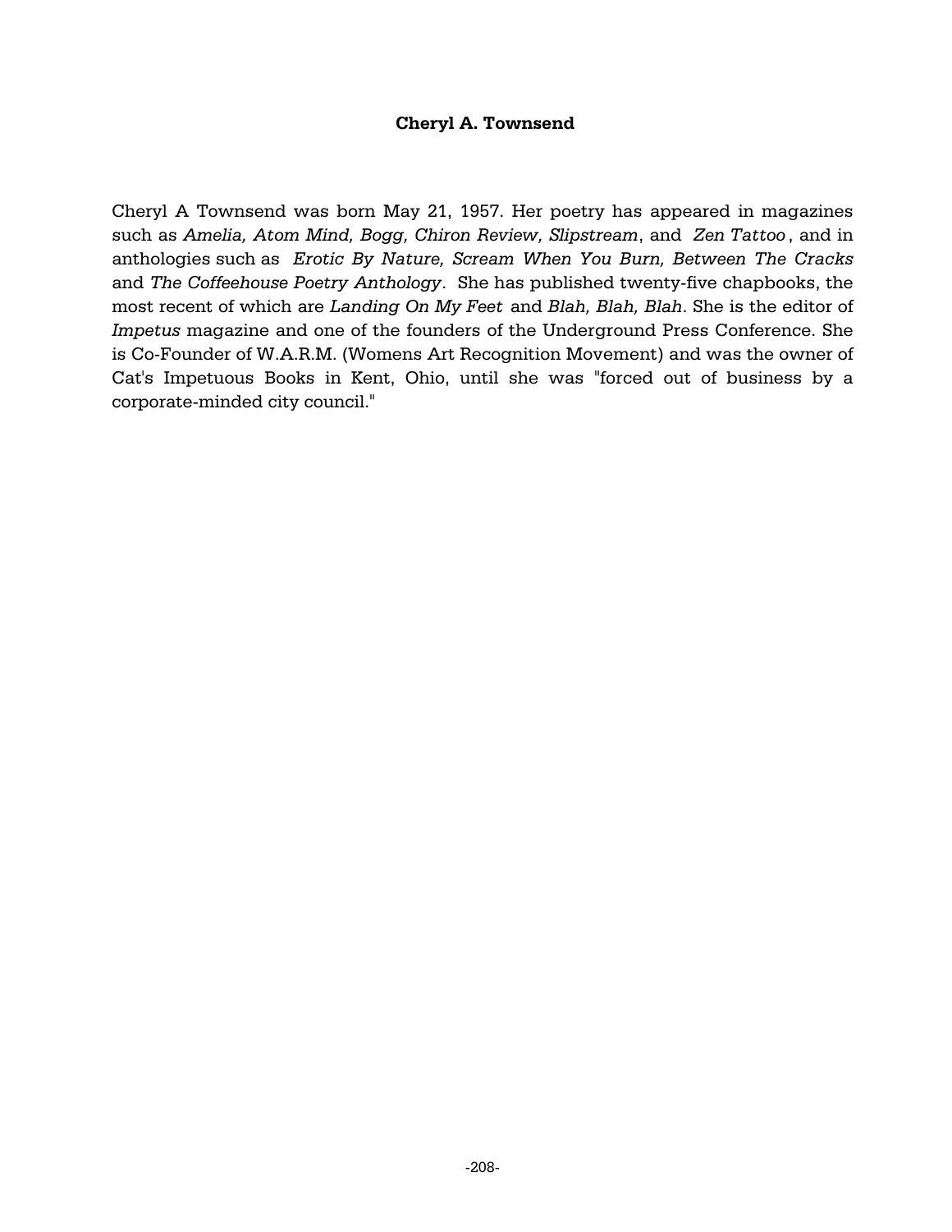**Cheryl A. Townsend**

Cheryl A Townsend was born May 21, 1957. Her poetry has appeared in magazines such as *Amelia, Atom Mind, Bogg, Chiron Review, Slipstream*, and *Zen Tattoo*, and in anthologies such as *Erotic By Nature, Scream When You Burn, Between The Cracks* and *The Coffeehouse Poetry Anthology*. She has published twenty-five chapbooks, the most recent of which are *Landing On My Feet* and *Blah, Blah, Blah*. She is the editor of *Impetus* magazine and one of the founders of the Underground Press Conference. She is Co-Founder of W.A.R.M. (Womens Art Recognition Movement) and was the owner of Cat's Impetuous Books in Kent, Ohio, until she was "forced out of business by a corporate-minded city council."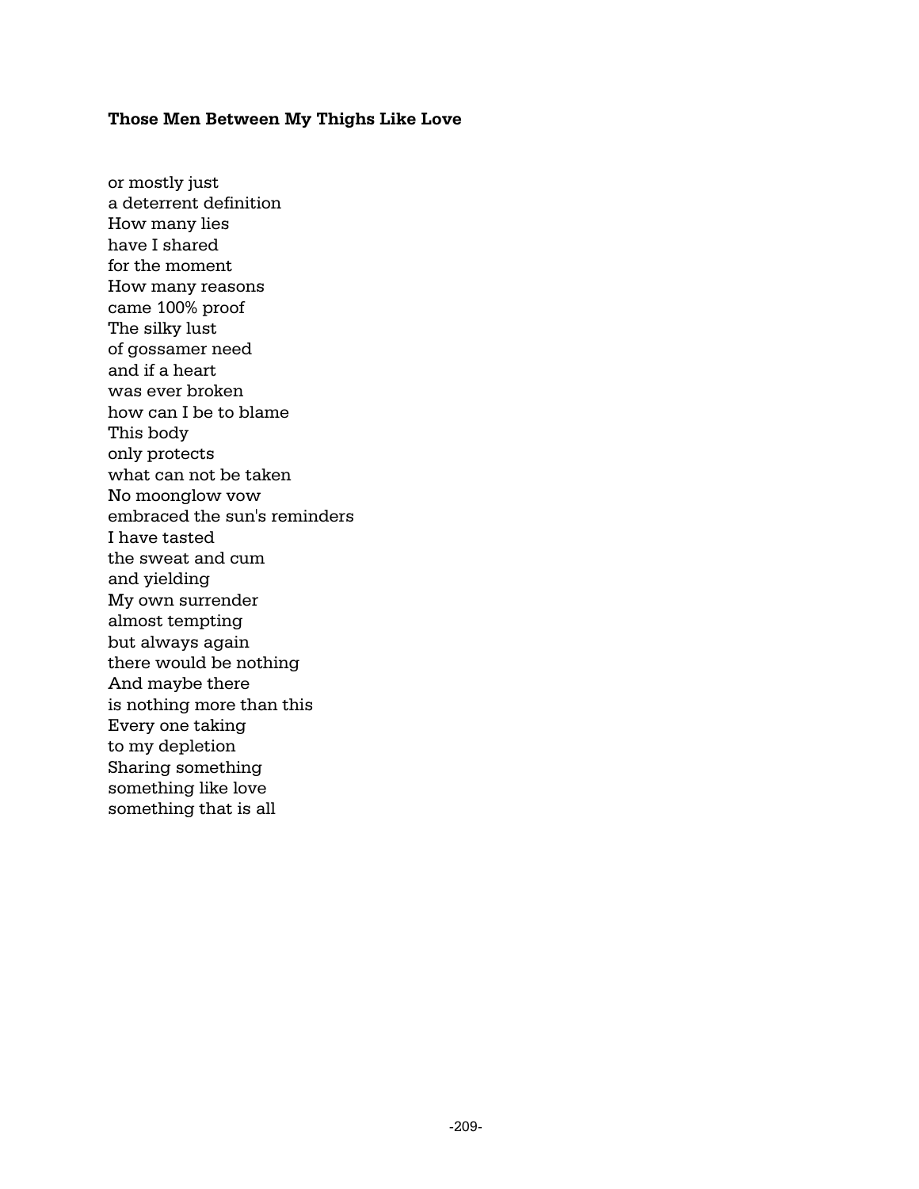**Those Men Between My Thighs Like Love**

or mostly just  
a deterrent definition  
How many lies  
have I shared  
for the moment  
How many reasons  
came 100% proof  
The silky lust  
of gossamer need  
and if a heart  
was ever broken  
how can I be to blame  
This body  
only protects  
what can not be taken  
No moonglow vow  
embraced the sun's reminders  
I have tasted  
the sweat and cum  
and yielding  
My own surrender  
almost tempting  
but always again  
there would be nothing  
And maybe there  
is nothing more than this  
Every one taking  
to my depletion  
Sharing something  
something like love  
something that is all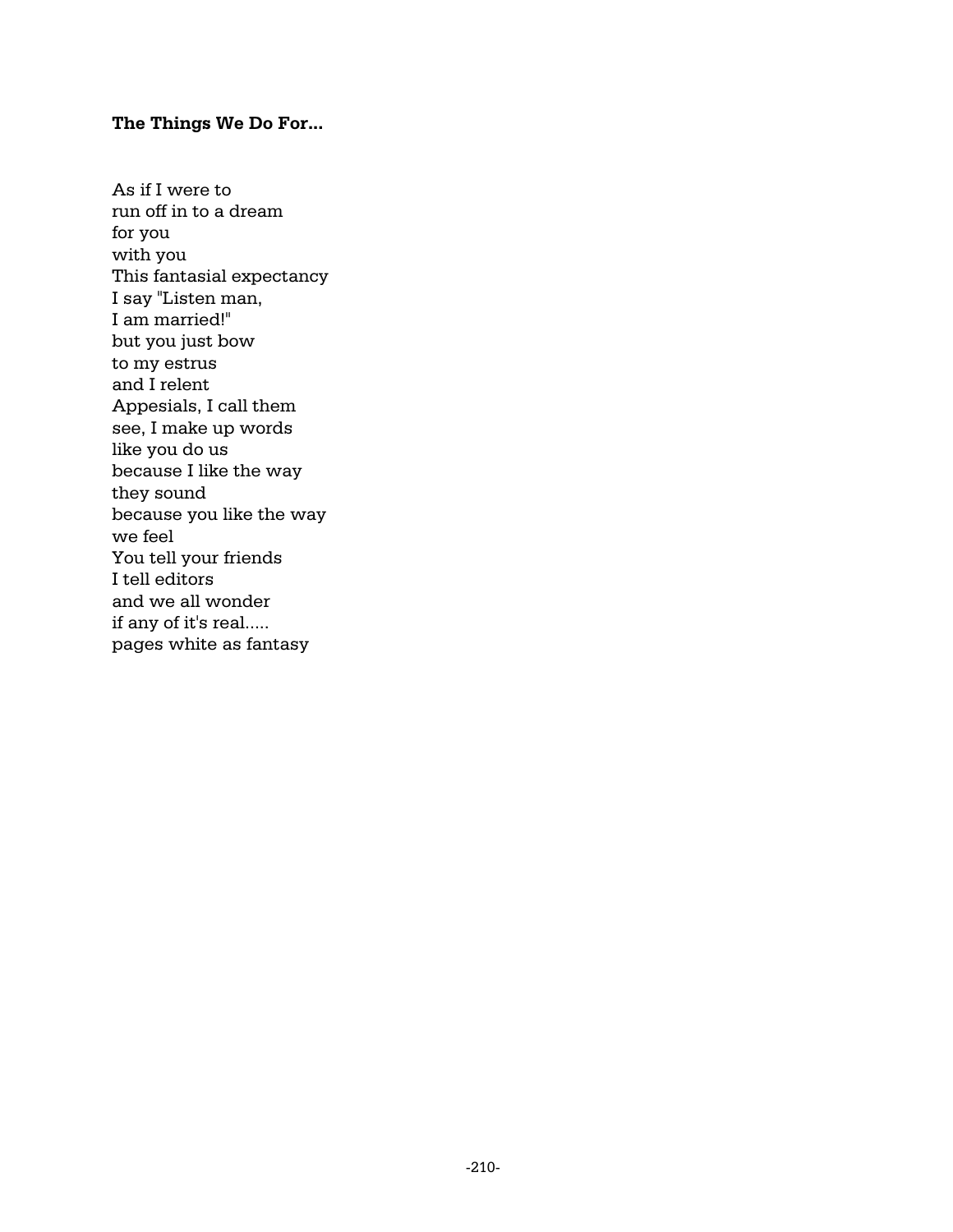**The Things We Do For...**

As if I were to  
run off in to a dream  
for you  
with you  
This fantasial expectancy  
I say "Listen man,  
I am married!"  
but you just bow  
to my estrus  
and I relent  
Appesials, I call them  
see, I make up words  
like you do us  
because I like the way  
they sound  
because you like the way  
we feel  
You tell your friends  
I tell editors  
and we all wonder  
if any of it's real.....  
pages white as fantasy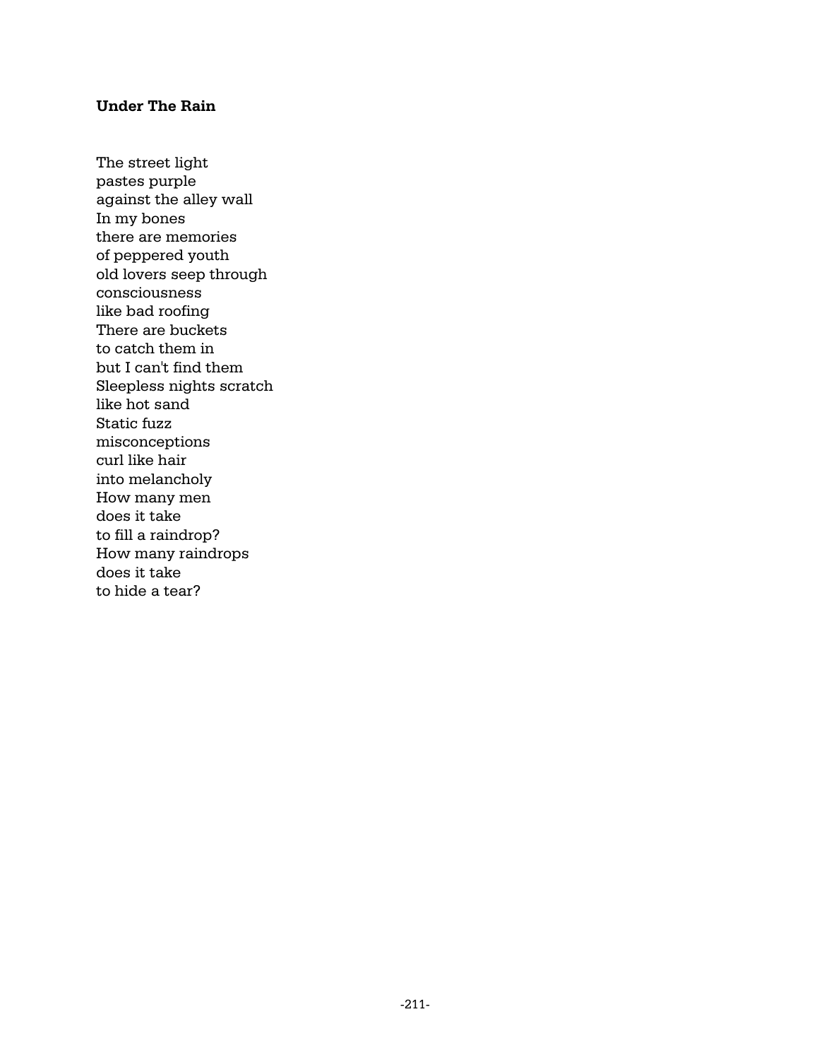**Under The Rain**

The street light  
pastes purple  
against the alley wall  
In my bones  
there are memories  
of peppered youth  
old lovers seep through  
consciousness  
like bad roofing  
There are buckets  
to catch them in  
but I can't find them  
Sleepless nights scratch  
like hot sand  
Static fuzz  
misconceptions  
curl like hair  
into melancholy  
How many men  
does it take  
to fill a raindrop?  
How many raindrops  
does it take  
to hide a tear?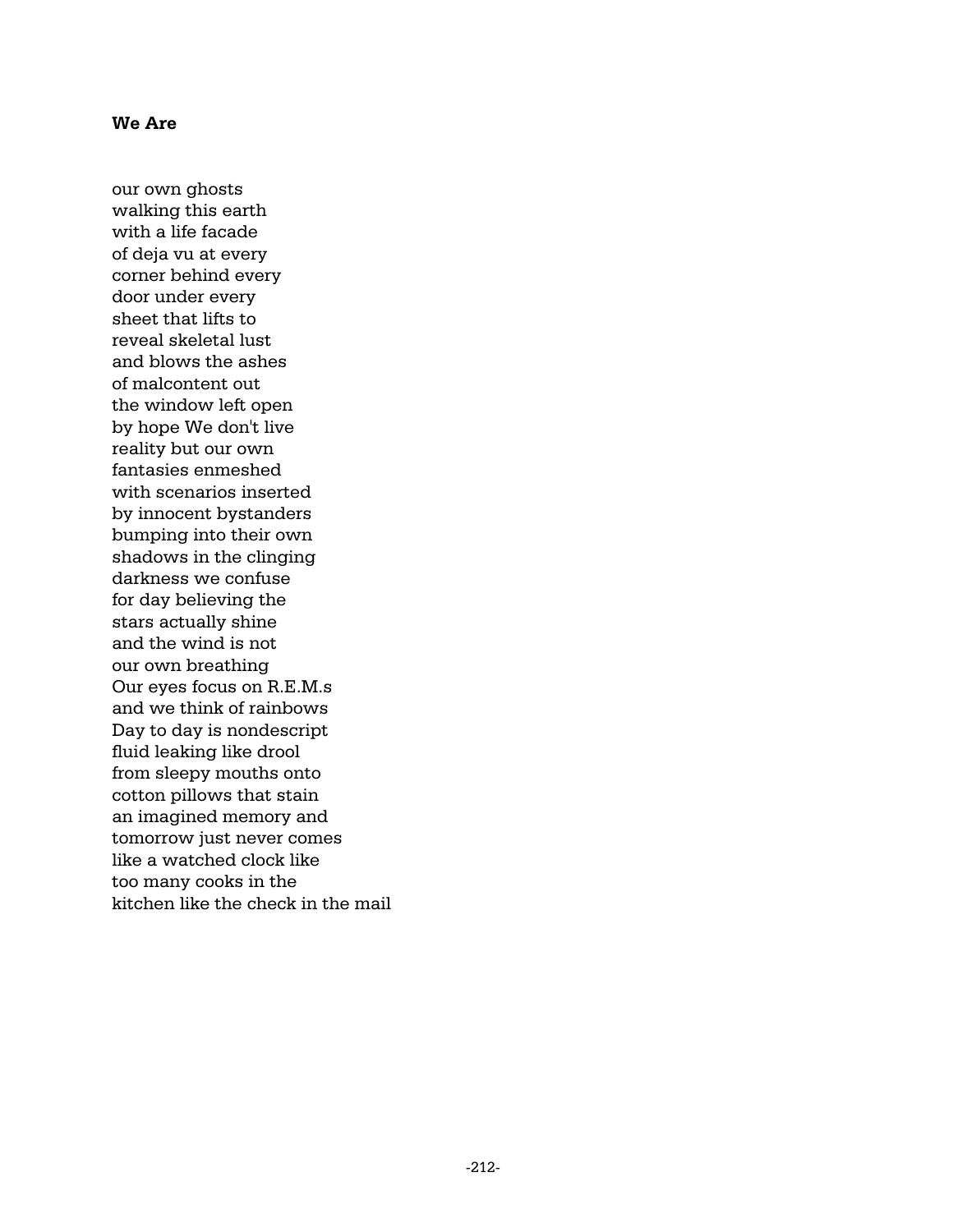**We Are**

our own ghosts  
walking this earth  
with a life facade  
of deja vu at every  
corner behind every  
door under every  
sheet that lifts to  
reveal skeletal lust  
and blows the ashes  
of malcontent out  
the window left open  
by hope We don't live  
reality but our own  
fantasies enmeshed  
with scenarios inserted  
by innocent bystanders  
bumping into their own  
shadows in the clinging  
darkness we confuse  
for day believing the  
stars actually shine  
and the wind is not  
our own breathing  
Our eyes focus on R.E.M.s  
and we think of rainbows  
Day to day is nondescript  
fluid leaking like drool  
from sleepy mouths onto  
cotton pillows that stain  
an imagined memory and  
tomorrow just never comes  
like a watched clock like  
too many cooks in the  
kitchen like the check in the mail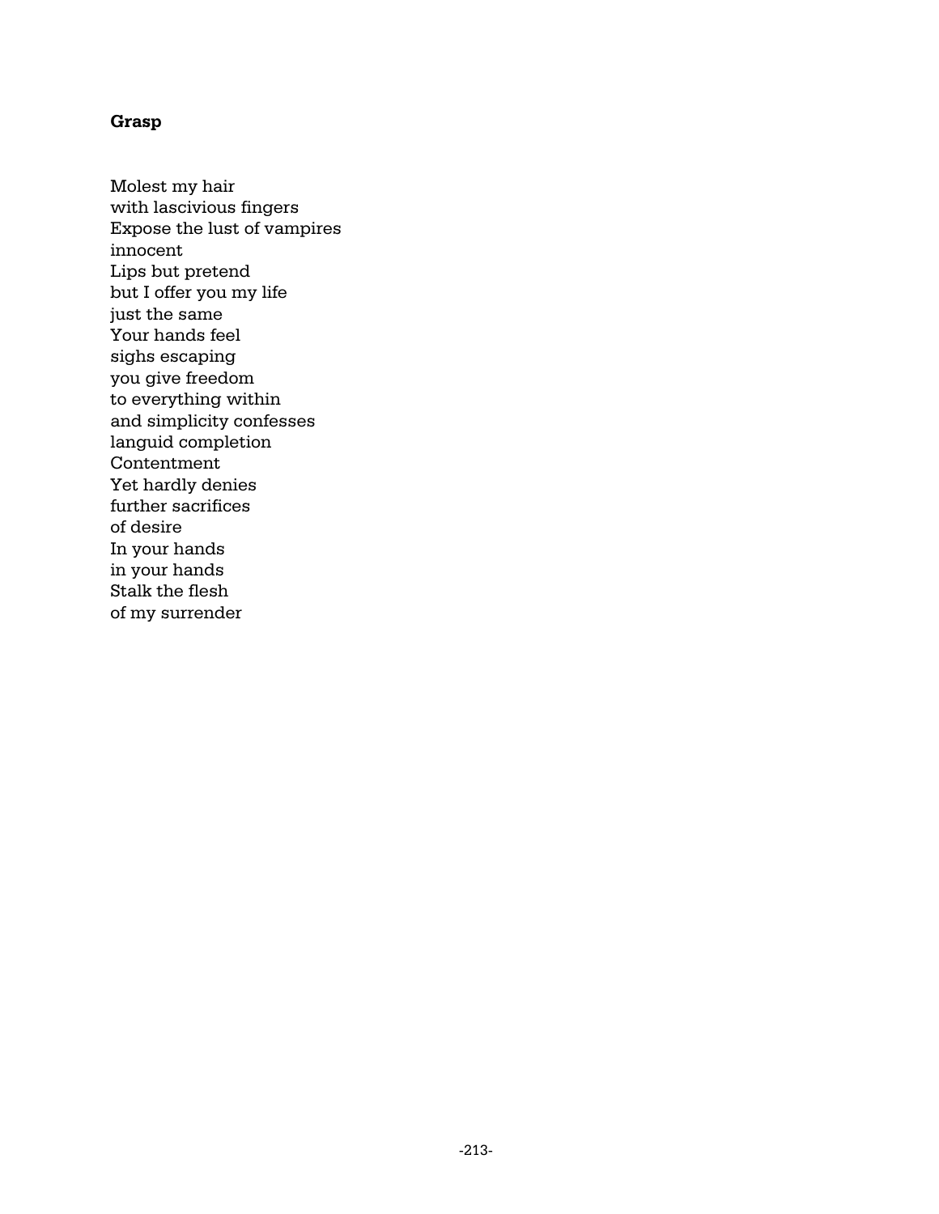**Grasp**

Molest my hair  
with lascivious fingers  
Expose the lust of vampires  
innocent  
Lips but pretend  
but I offer you my life  
just the same  
Your hands feel  
sighs escaping  
you give freedom  
to everything within  
and simplicity confesses  
languid completion  
Contentment  
Yet hardly denies  
further sacrifices  
of desire  
In your hands  
in your hands  
Stalk the flesh  
of my surrender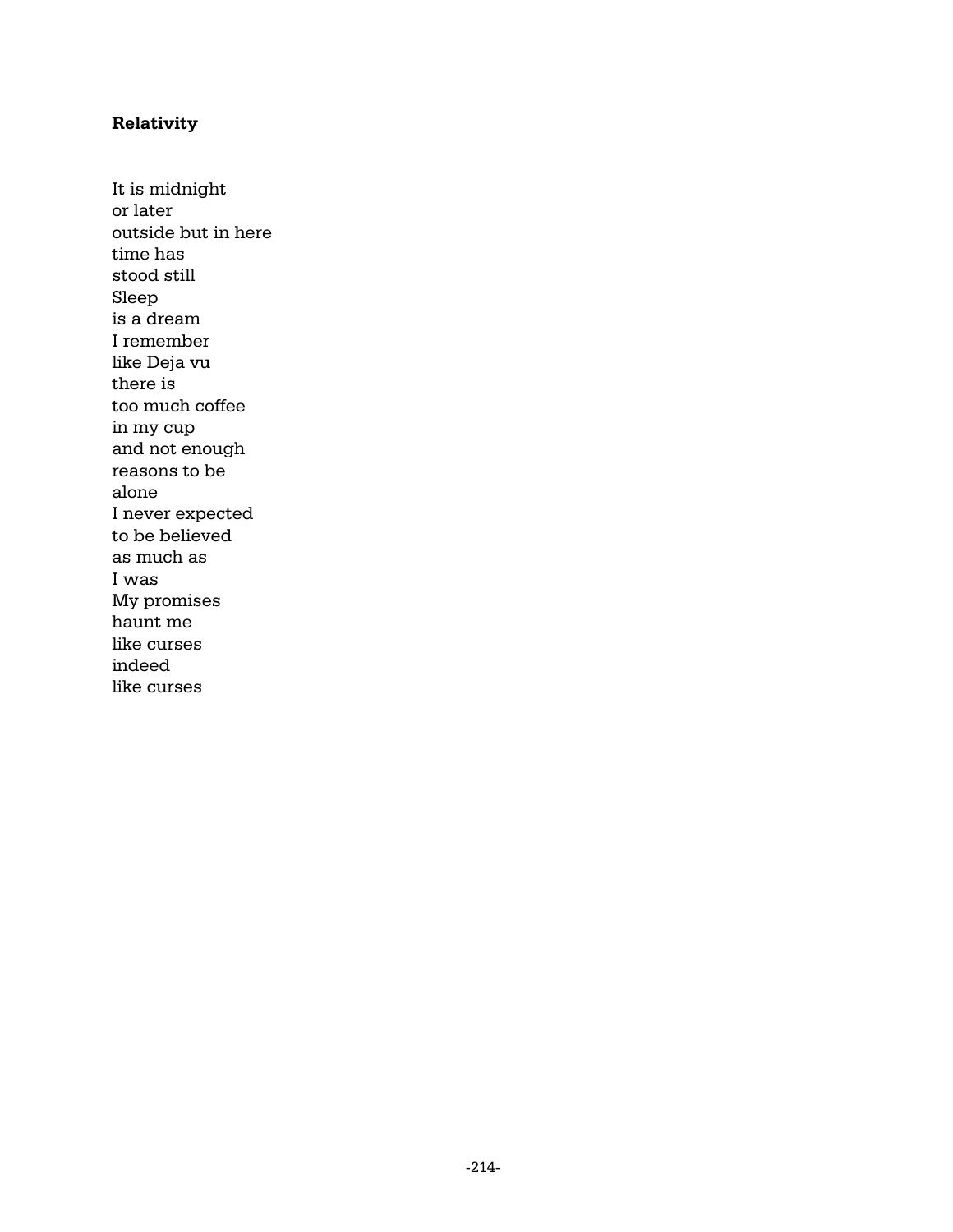**Relativity**

It is midnight  
or later  
outside but in here  
time has  
stood still  
Sleep  
is a dream  
I remember  
like Deja vu  
there is  
too much coffee  
in my cup  
and not enough  
reasons to be  
alone  
I never expected  
to be believed  
as much as  
I was  
My promises  
haunt me  
like curses  
indeed  
like curses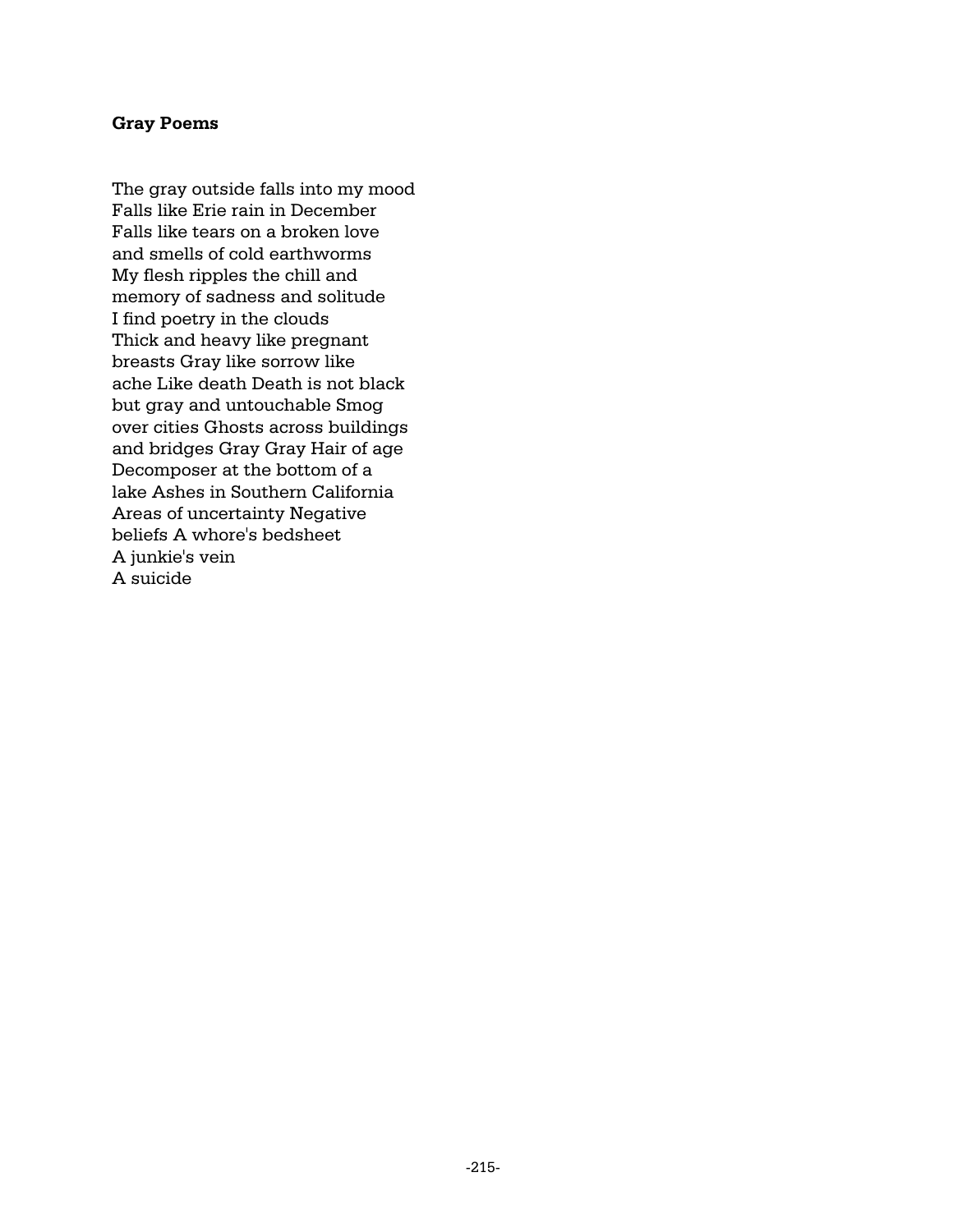**Gray Poems**

The gray outside falls into my mood  
Falls like Erie rain in December  
Falls like tears on a broken love  
and smells of cold earthworms  
My flesh ripples the chill and  
memory of sadness and solitude  
I find poetry in the clouds  
Thick and heavy like pregnant  
breasts Gray like sorrow like  
ache Like death Death is not black  
but gray and untouchable Smog  
over cities Ghosts across buildings  
and bridges Gray Gray Hair of age  
Decomposer at the bottom of a  
lake Ashes in Southern California  
Areas of uncertainty Negative  
beliefs A whore's bedsheet  
A junkie's vein  
A suicide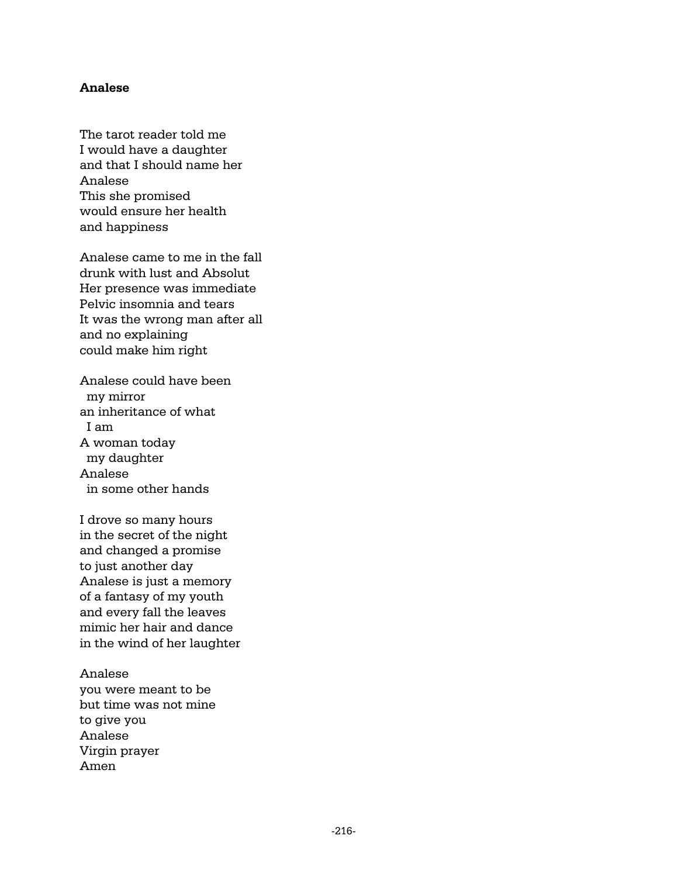**Analese**

The tarot reader told me
I would have a daughter
and that I should name her
Analese
This she promised
would ensure her health
and happiness

Analese came to me in the fall
drunk with lust and Absolut
Her presence was immediate
Pelvic insomnia and tears
It was the wrong man after all
and no explaining
could make him right

Analese could have been
&nbsp;&nbsp;my mirror
an inheritance of what
&nbsp;&nbsp;I am
A woman today
&nbsp;&nbsp;my daughter
Analese
&nbsp;&nbsp;in some other hands

I drove so many hours
in the secret of the night
and changed a promise
to just another day
Analese is just a memory
of a fantasy of my youth
and every fall the leaves
mimic her hair and dance
in the wind of her laughter

Analese
you were meant to be
but time was not mine
to give you
Analese
Virgin prayer
Amen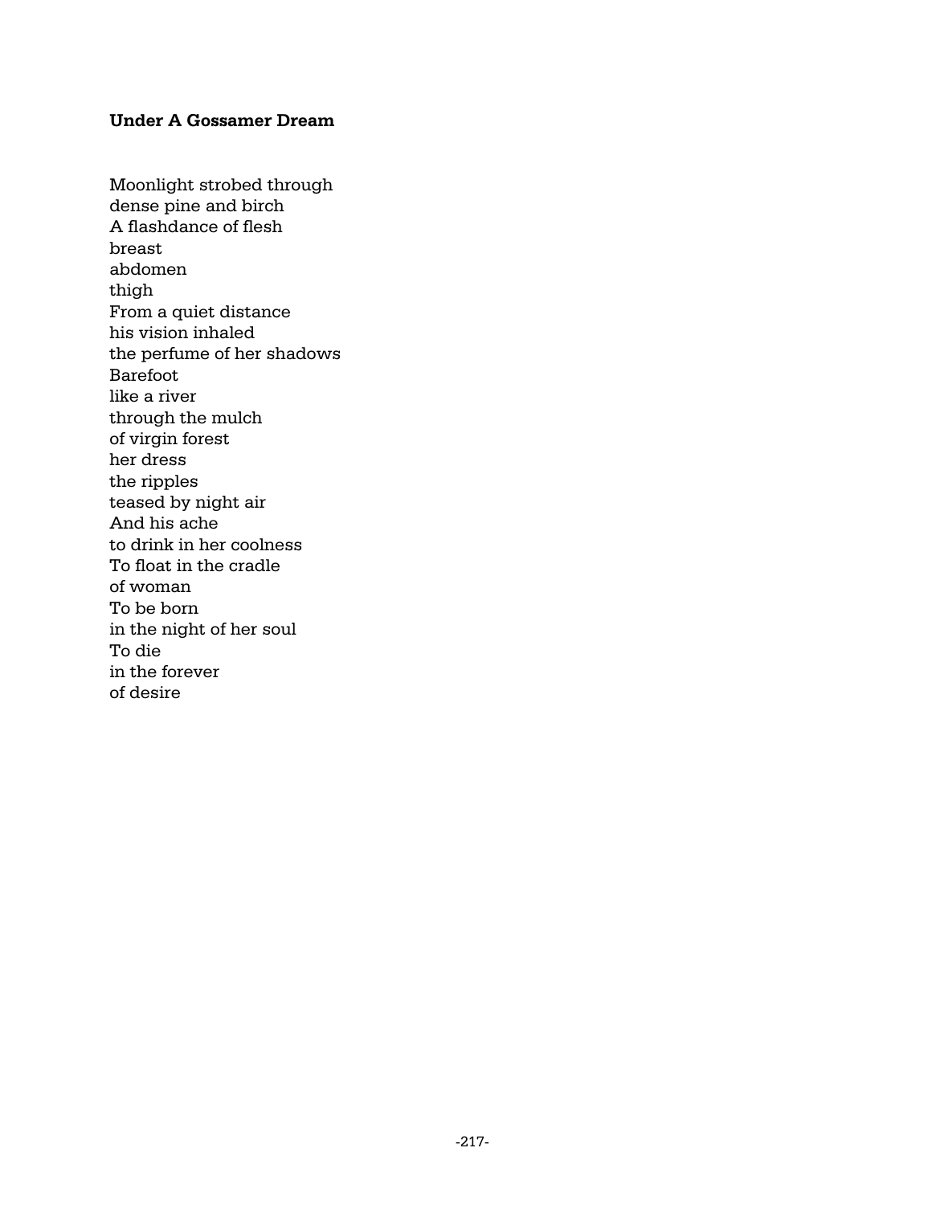**Under A Gossamer Dream**

Moonlight strobed through
dense pine and birch
A flashdance of flesh
breast
abdomen
thigh
From a quiet distance
his vision inhaled
the perfume of her shadows
Barefoot
like a river
through the mulch
of virgin forest
her dress
the ripples
teased by night air
And his ache
to drink in her coolness
To float in the cradle
of woman
To be born
in the night of her soul
To die
in the forever
of desire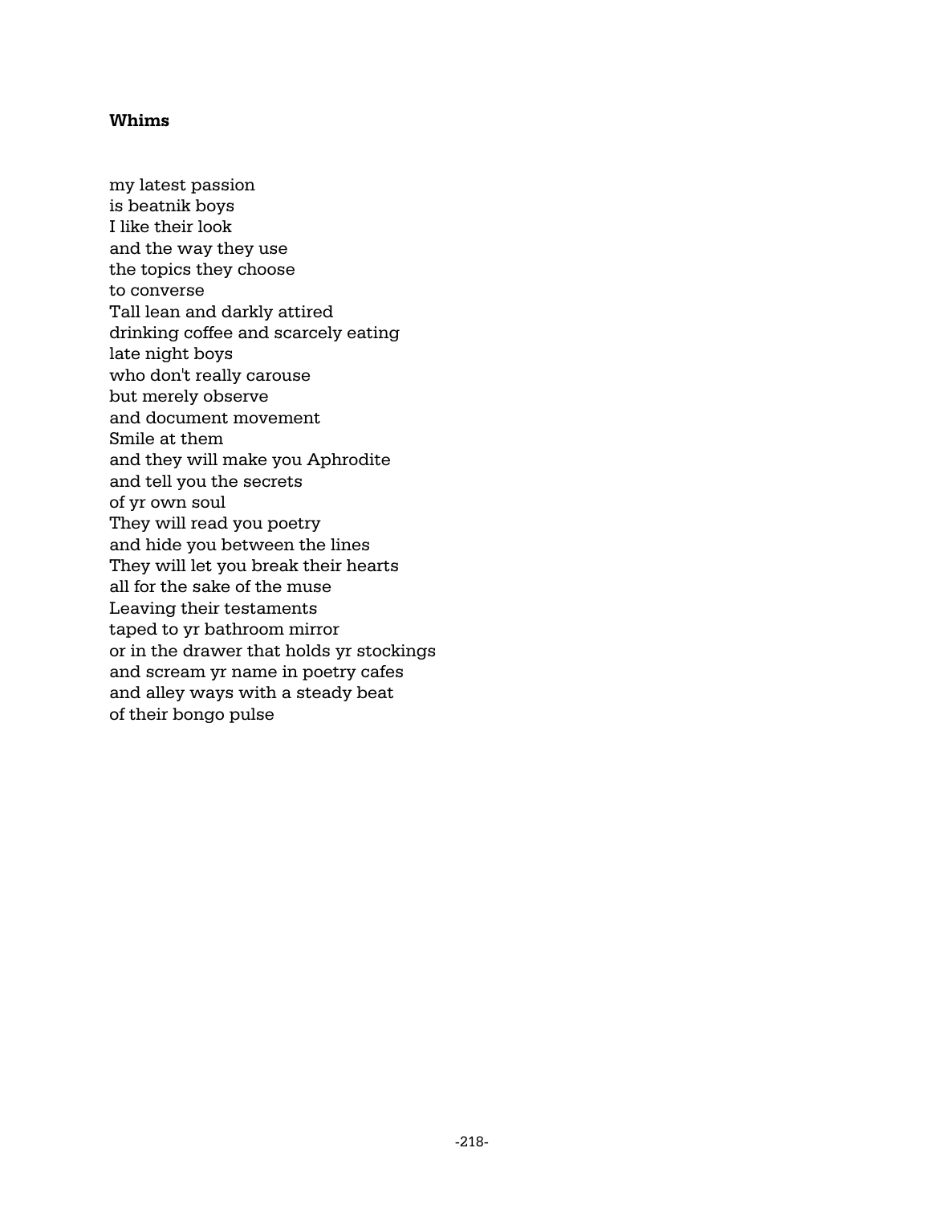**Whims**

my latest passion  
is beatnik boys  
I like their look  
and the way they use  
the topics they choose  
to converse  
Tall lean and darkly attired  
drinking coffee and scarcely eating  
late night boys  
who don't really carouse  
but merely observe  
and document movement  
Smile at them  
and they will make you Aphrodite  
and tell you the secrets  
of yr own soul  
They will read you poetry  
and hide you between the lines  
They will let you break their hearts  
all for the sake of the muse  
Leaving their testaments  
taped to yr bathroom mirror  
or in the drawer that holds yr stockings  
and scream yr name in poetry cafes  
and alley ways with a steady beat  
of their bongo pulse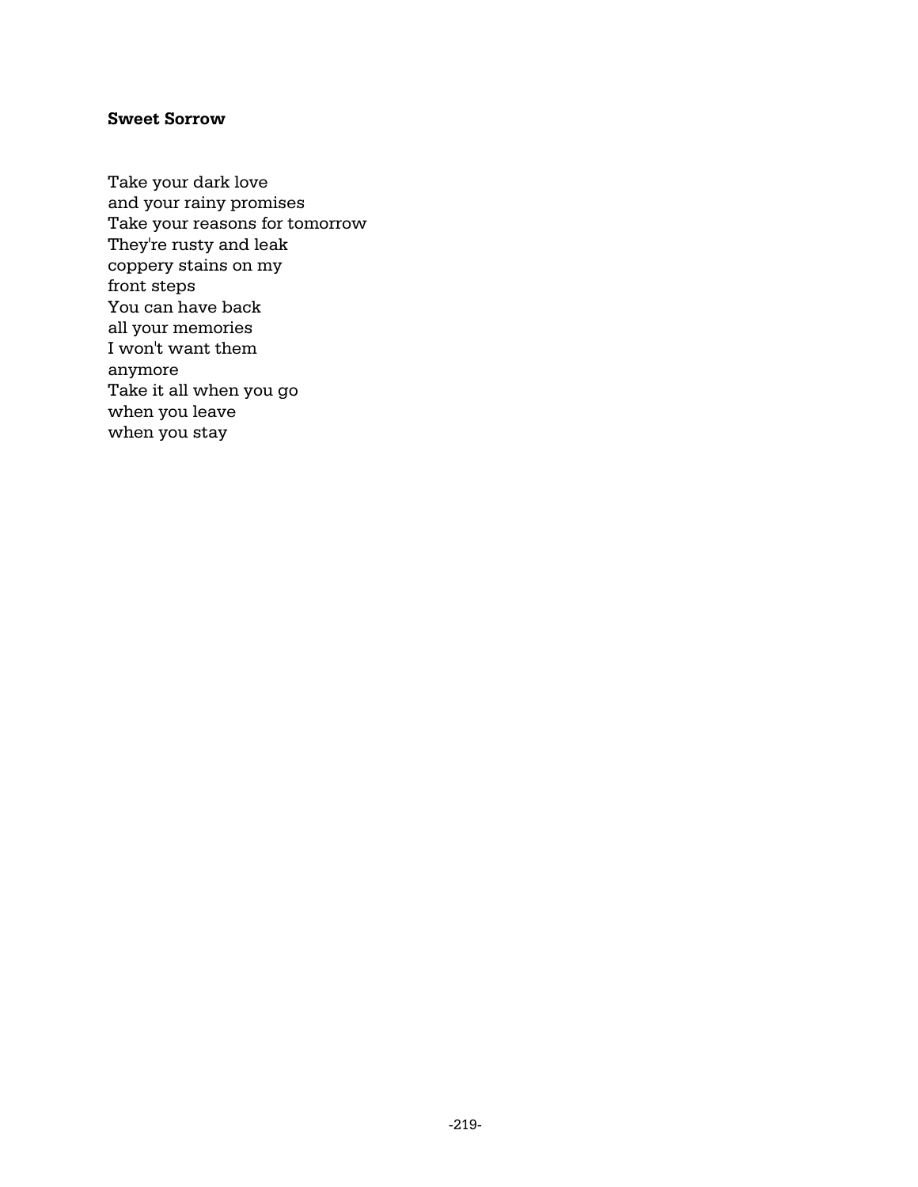**Sweet Sorrow**

Take your dark love  
and your rainy promises  
Take your reasons for tomorrow  
They're rusty and leak  
coppery stains on my  
front steps  
You can have back  
all your memories  
I won't want them  
anymore  
Take it all when you go  
when you leave  
when you stay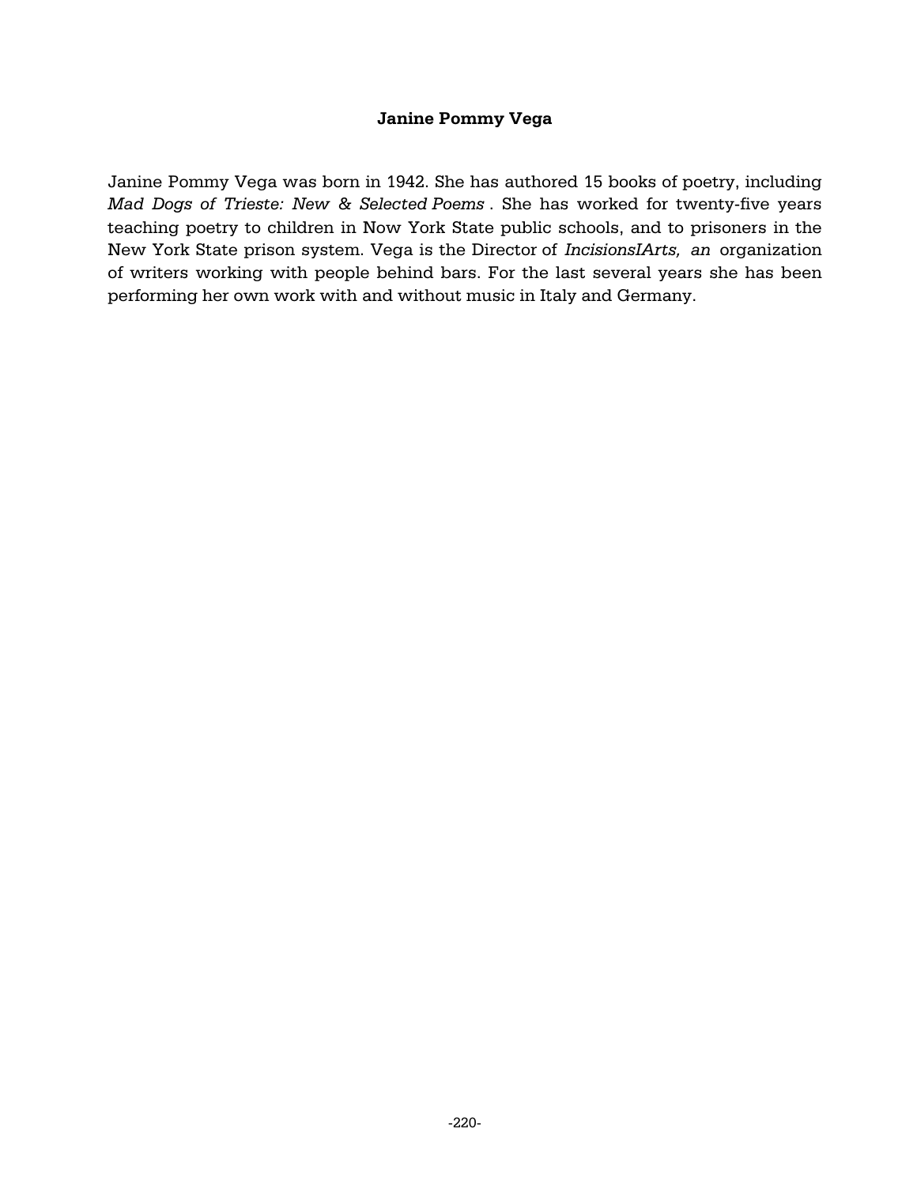**Janine Pommy Vega**

Janine Pommy Vega was born in 1942. She has authored 15 books of poetry, including *Mad Dogs of Trieste: New & Selected Poems* . She has worked for twenty-five years teaching poetry to children in Now York State public schools, and to prisoners in the New York State prison system. Vega is the Director of *IncisionsIArts, an* organization of writers working with people behind bars. For the last several years she has been performing her own work with and without music in Italy and Germany.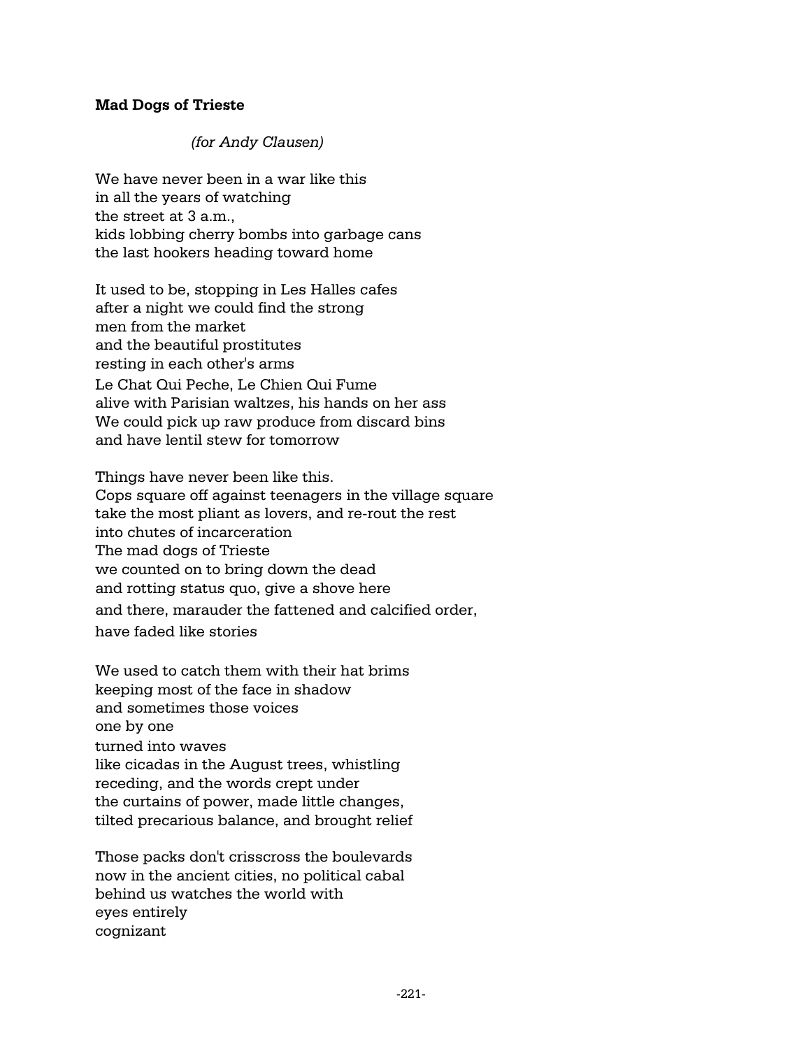**Mad Dogs of Trieste**

*(for Andy Clausen)*

We have never been in a war like this  
in all the years of watching  
the street at 3 a.m.,  
kids lobbing cherry bombs into garbage cans  
the last hookers heading toward home

It used to be, stopping in Les Halles cafes  
after a night we could find the strong  
men from the market  
and the beautiful prostitutes  
resting in each other's arms  
Le Chat Qui Peche, Le Chien Qui Fume  
alive with Parisian waltzes, his hands on her ass  
We could pick up raw produce from discard bins  
and have lentil stew for tomorrow

Things have never been like this.  
Cops square off against teenagers in the village square  
take the most pliant as lovers, and re-rout the rest  
into chutes of incarceration  
The mad dogs of Trieste  
we counted on to bring down the dead  
and rotting status quo, give a shove here  
and there, marauder the fattened and calcified order,  
have faded like stories

We used to catch them with their hat brims  
keeping most of the face in shadow  
and sometimes those voices  
one by one  
turned into waves  
like cicadas in the August trees, whistling  
receding, and the words crept under  
the curtains of power, made little changes,  
tilted precarious balance, and brought relief

Those packs don't crisscross the boulevards  
now in the ancient cities, no political cabal  
behind us watches the world with  
eyes entirely  
cognizant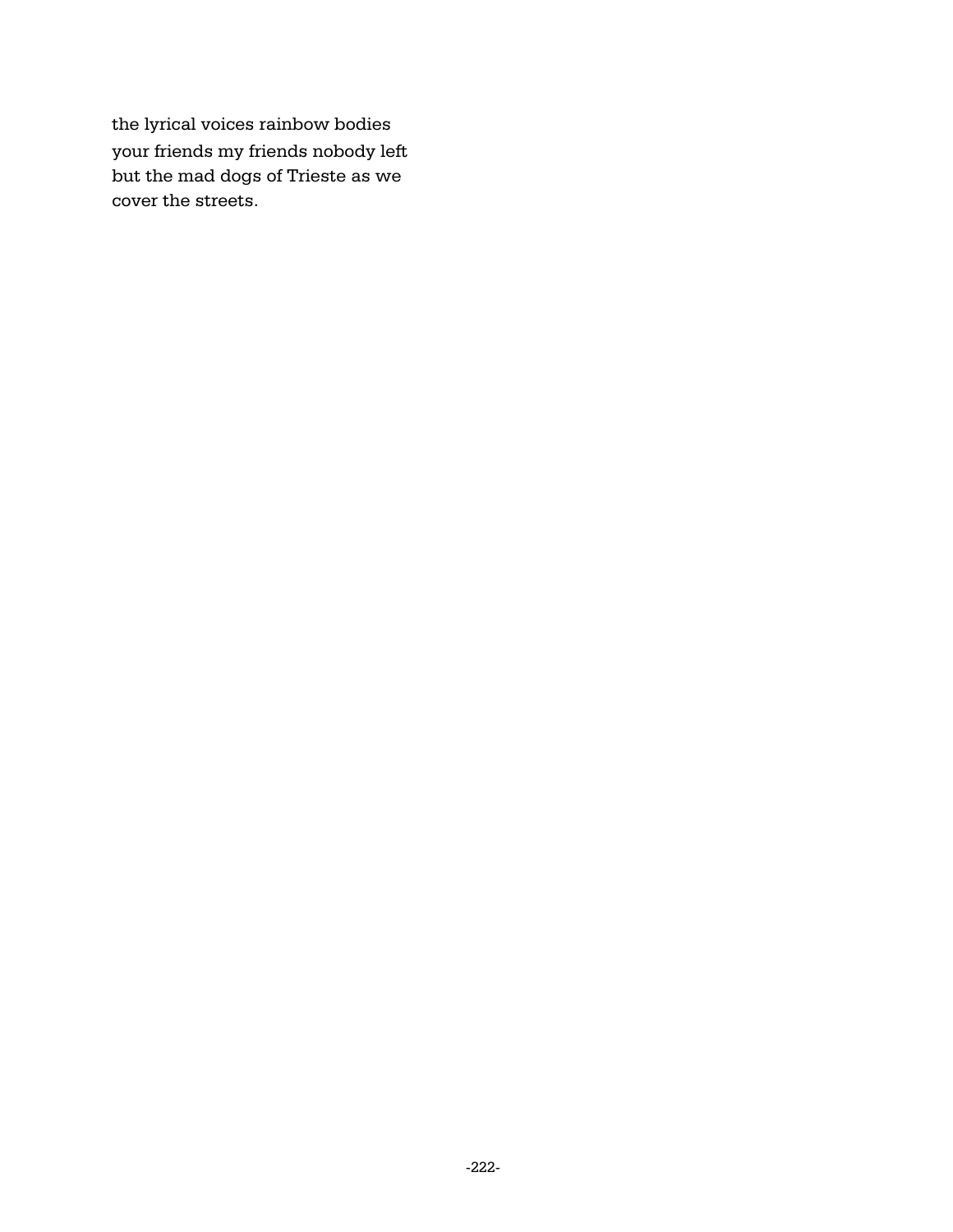the lyrical voices rainbow bodies  
your friends my friends nobody left  
but the mad dogs of Trieste as we  
cover the streets.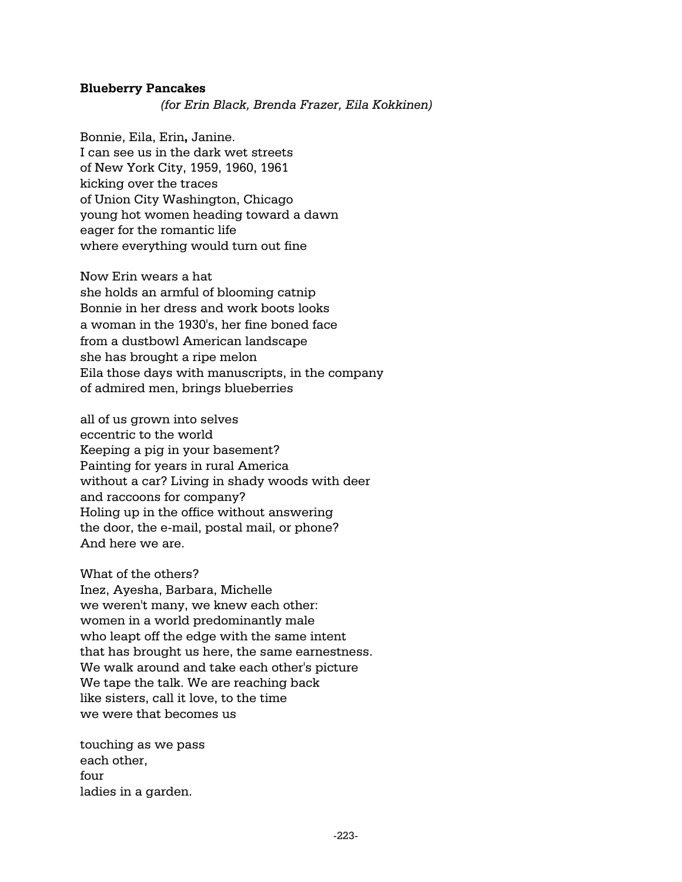**Blueberry Pancakes**

*(for Erin Black, Brenda Frazer, Eila Kokkinen)*

Bonnie, Eila, Erin**,** Janine.  
I can see us in the dark wet streets  
of New York City, 1959, 1960, 1961  
kicking over the traces  
of Union City Washington, Chicago  
young hot women heading toward a dawn  
eager for the romantic life  
where everything would turn out fine

Now Erin wears a hat  
she holds an armful of blooming catnip  
Bonnie in her dress and work boots looks  
a woman in the 1930's, her fine boned face  
from a dustbowl American landscape  
she has brought a ripe melon  
Eila those days with manuscripts, in the company  
of admired men, brings blueberries

all of us grown into selves  
eccentric to the world  
Keeping a pig in your basement?  
Painting for years in rural America  
without a car? Living in shady woods with deer  
and raccoons for company?  
Holing up in the office without answering  
the door, the e-mail, postal mail, or phone?  
And here we are.

What of the others?  
Inez, Ayesha, Barbara, Michelle  
we weren't many, we knew each other:  
women in a world predominantly male  
who leapt off the edge with the same intent  
that has brought us here, the same earnestness.  
We walk around and take each other's picture  
We tape the talk. We are reaching back  
like sisters, call it love, to the time  
we were that becomes us

touching as we pass  
each other,  
four  
ladies in a garden.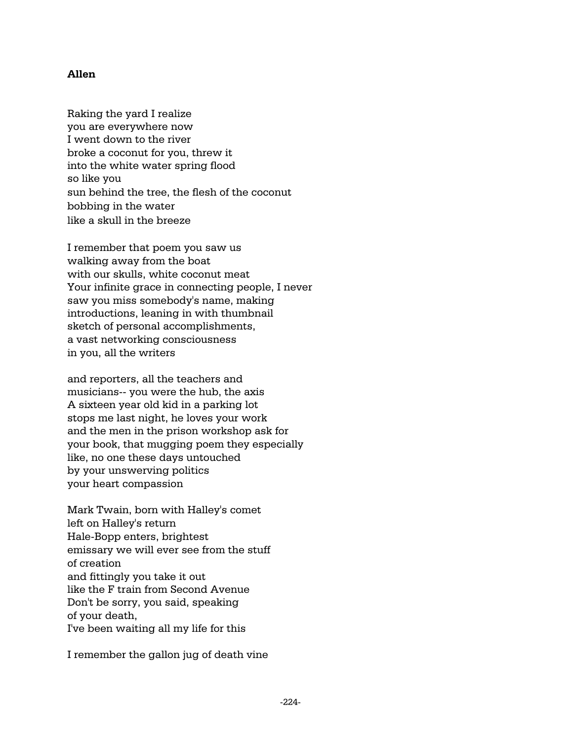**Allen**

Raking the yard I realize  
you are everywhere now  
I went down to the river  
broke a coconut for you, threw it  
into the white water spring flood  
so like you  
sun behind the tree, the flesh of the coconut  
bobbing in the water  
like a skull in the breeze

I remember that poem you saw us  
walking away from the boat  
with our skulls, white coconut meat  
Your infinite grace in connecting people, I never  
saw you miss somebody's name, making  
introductions, leaning in with thumbnail  
sketch of personal accomplishments,  
a vast networking consciousness  
in you, all the writers

and reporters, all the teachers and  
musicians-- you were the hub, the axis  
A sixteen year old kid in a parking lot  
stops me last night, he loves your work  
and the men in the prison workshop ask for  
your book, that mugging poem they especially  
like, no one these days untouched  
by your unswerving politics  
your heart compassion

Mark Twain, born with Halley's comet  
left on Halley's return  
Hale-Bopp enters, brightest  
emissary we will ever see from the stuff  
of creation  
and fittingly you take it out  
like the F train from Second Avenue  
Don't be sorry, you said, speaking  
of your death,  
I've been waiting all my life for this

I remember the gallon jug of death vine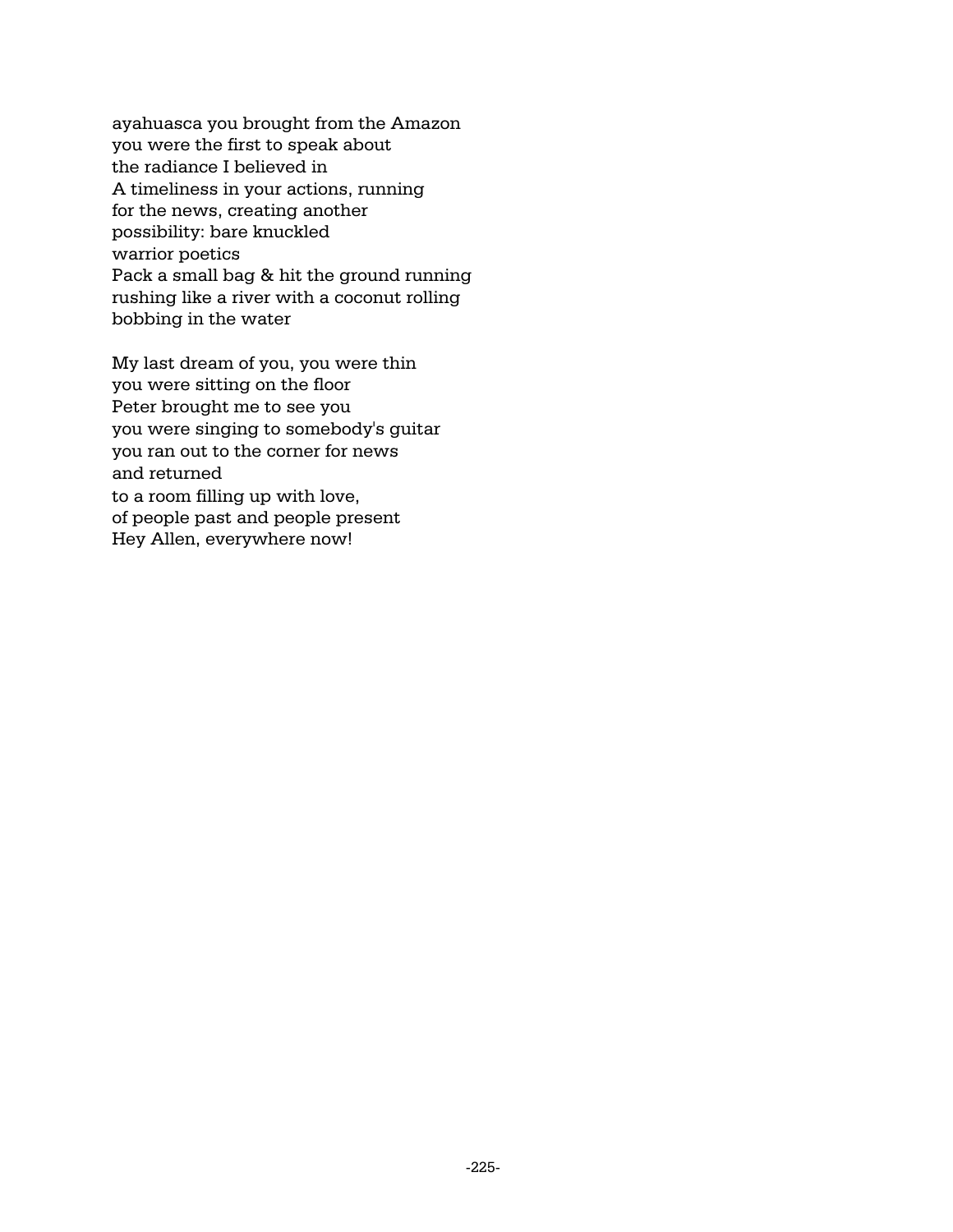ayahuasca you brought from the Amazon
you were the first to speak about
the radiance I believed in
A timeliness in your actions, running
for the news, creating another
possibility: bare knuckled
warrior poetics
Pack a small bag & hit the ground running
rushing like a river with a coconut rolling
bobbing in the water

My last dream of you, you were thin
you were sitting on the floor
Peter brought me to see you
you were singing to somebody's guitar
you ran out to the corner for news
and returned
to a room filling up with love,
of people past and people present
Hey Allen, everywhere now!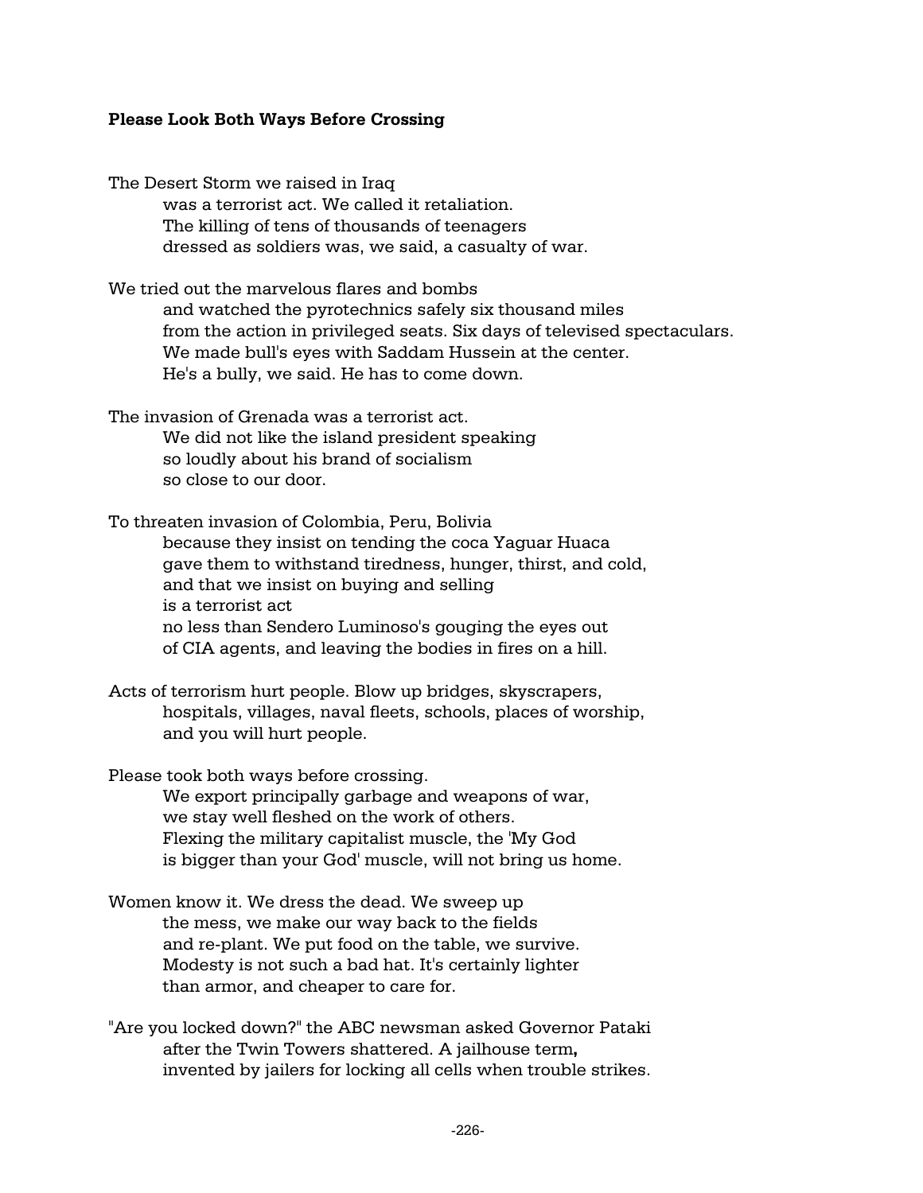**Please Look Both Ways Before Crossing**

The Desert Storm we raised in Iraq
was a terrorist act. We called it retaliation.
The killing of tens of thousands of teenagers
dressed as soldiers was, we said, a casualty of war.

We tried out the marvelous flares and bombs
and watched the pyrotechnics safely six thousand miles
from the action in privileged seats. Six days of televised spectaculars.
We made bull's eyes with Saddam Hussein at the center.
He's a bully, we said. He has to come down.

The invasion of Grenada was a terrorist act.
We did not like the island president speaking
so loudly about his brand of socialism
so close to our door.

To threaten invasion of Colombia, Peru, Bolivia
because they insist on tending the coca Yaguar Huaca
gave them to withstand tiredness, hunger, thirst, and cold,
and that we insist on buying and selling
is a terrorist act
no less than Sendero Luminoso's gouging the eyes out
of CIA agents, and leaving the bodies in fires on a hill.

Acts of terrorism hurt people. Blow up bridges, skyscrapers,
hospitals, villages, naval fleets, schools, places of worship,
and you will hurt people.

Please took both ways before crossing.
We export principally garbage and weapons of war,
we stay well fleshed on the work of others.
Flexing the military capitalist muscle, the 'My God
is bigger than your God' muscle, will not bring us home.

Women know it. We dress the dead. We sweep up
the mess, we make our way back to the fields
and re-plant. We put food on the table, we survive.
Modesty is not such a bad hat. It's certainly lighter
than armor, and cheaper to care for.

"Are you locked down?" the ABC newsman asked Governor Pataki
after the Twin Towers shattered. A jailhouse term**,**
invented by jailers for locking all cells when trouble strikes.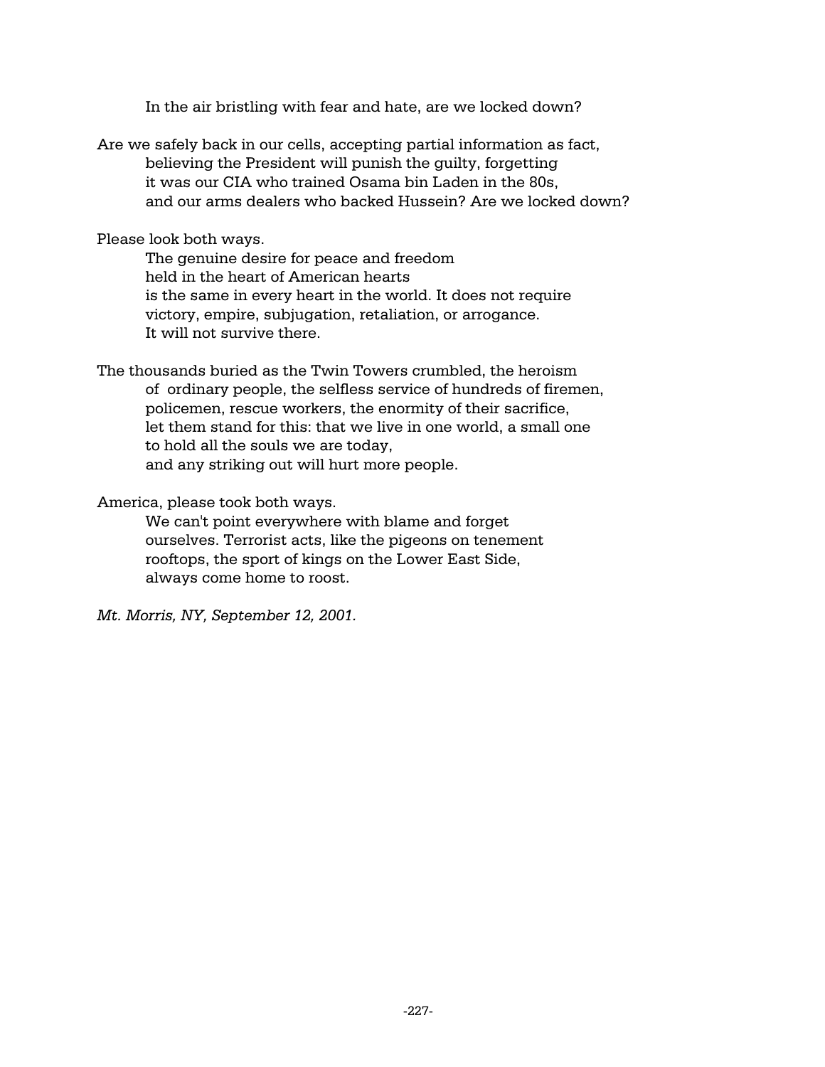In the air bristling with fear and hate, are we locked down?

Are we safely back in our cells, accepting partial information as fact,
believing the President will punish the guilty, forgetting
it was our CIA who trained Osama bin Laden in the 80s,
and our arms dealers who backed Hussein? Are we locked down?

Please look both ways.
The genuine desire for peace and freedom
held in the heart of American hearts
is the same in every heart in the world. It does not require
victory, empire, subjugation, retaliation, or arrogance.
It will not survive there.

The thousands buried as the Twin Towers crumbled, the heroism
of ordinary people, the selfless service of hundreds of firemen,
policemen, rescue workers, the enormity of their sacrifice,
let them stand for this: that we live in one world, a small one
to hold all the souls we are today,
and any striking out will hurt more people.

America, please took both ways.
We can't point everywhere with blame and forget
ourselves. Terrorist acts, like the pigeons on tenement
rooftops, the sport of kings on the Lower East Side,
always come home to roost.

*Mt. Morris, NY, September 12, 2001.*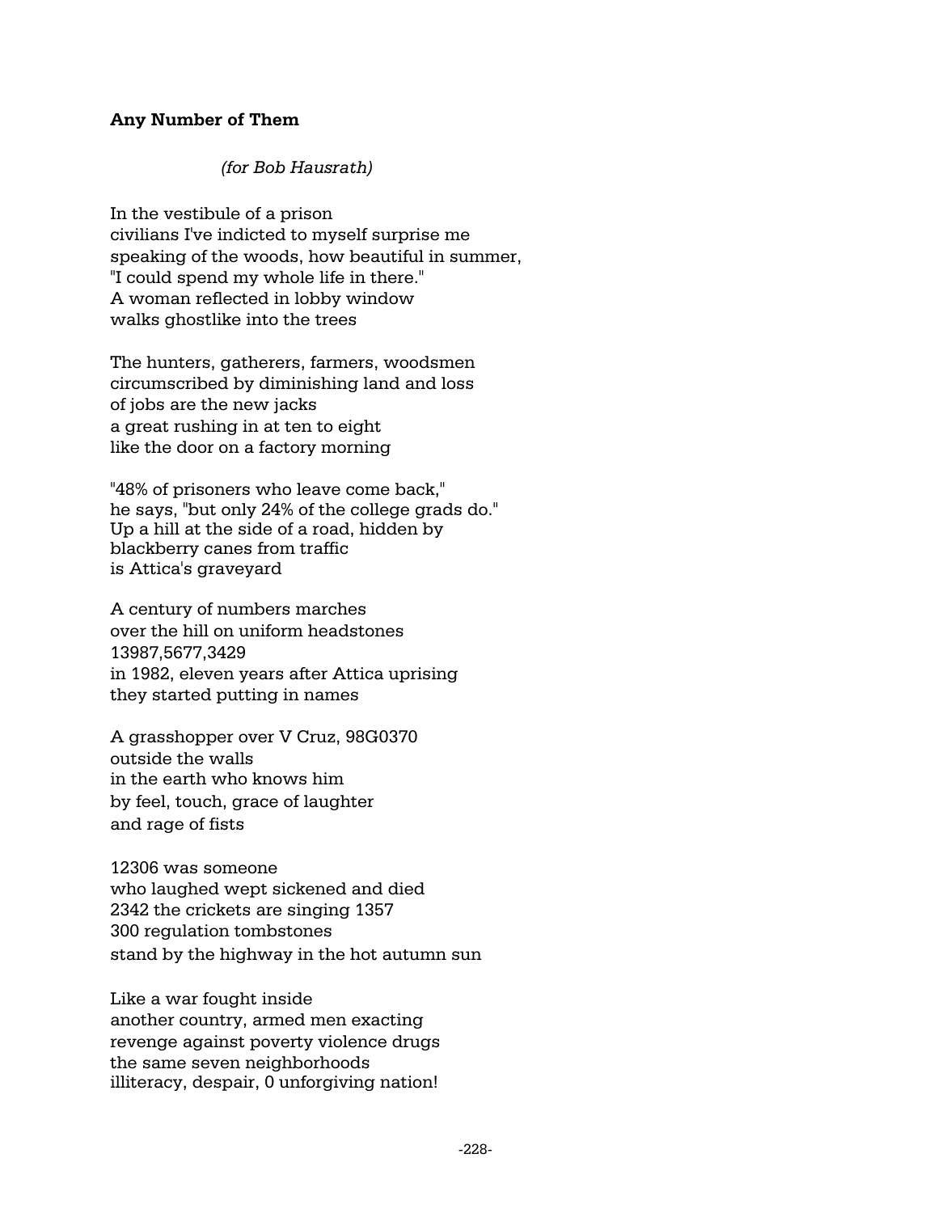**Any Number of Them**

*(for Bob Hausrath)*

In the vestibule of a prison
civilians I've indicted to myself surprise me
speaking of the woods, how beautiful in summer,
"I could spend my whole life in there."
A woman reflected in lobby window
walks ghostlike into the trees

The hunters, gatherers, farmers, woodsmen
circumscribed by diminishing land and loss
of jobs are the new jacks
a great rushing in at ten to eight
like the door on a factory morning

"48% of prisoners who leave come back,"
he says, "but only 24% of the college grads do."
Up a hill at the side of a road, hidden by
blackberry canes from traffic
is Attica's graveyard

A century of numbers marches
over the hill on uniform headstones
13987,5677,3429
in 1982, eleven years after Attica uprising
they started putting in names

A grasshopper over V Cruz, 98G0370
outside the walls
in the earth who knows him
by feel, touch, grace of laughter
and rage of fists

12306 was someone
who laughed wept sickened and died
2342 the crickets are singing 1357
300 regulation tombstones
stand by the highway in the hot autumn sun

Like a war fought inside
another country, armed men exacting
revenge against poverty violence drugs
the same seven neighborhoods
illiteracy, despair, 0 unforgiving nation!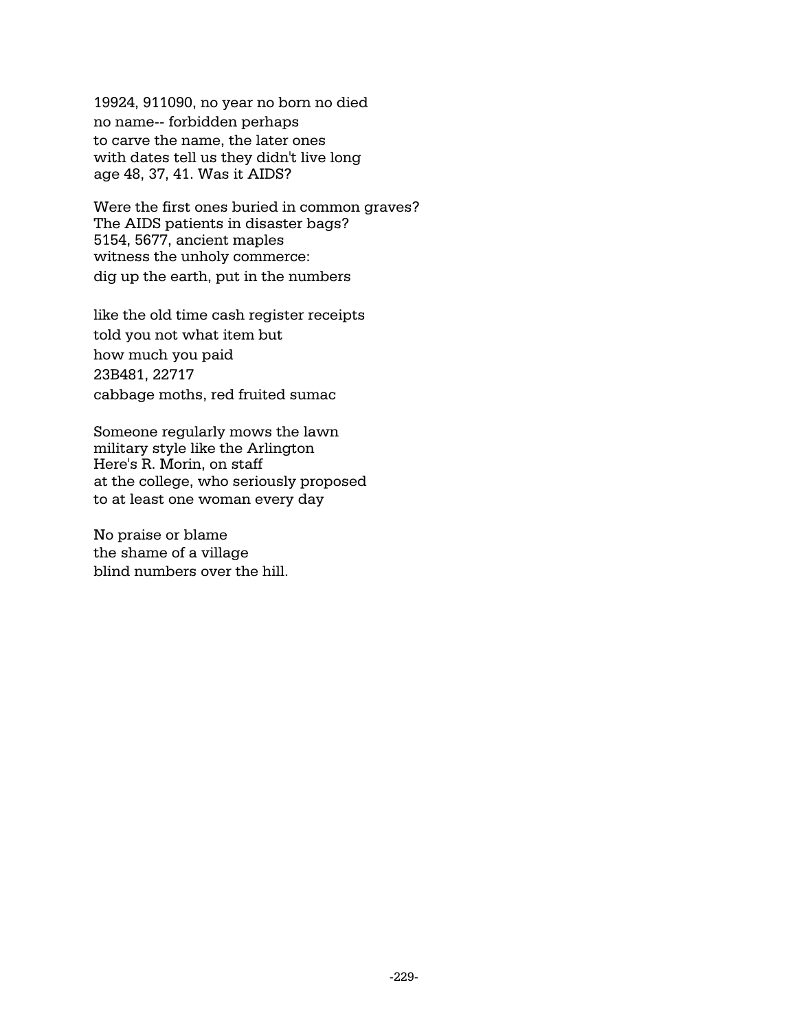19924, 911090, no year no born no died  
no name-- forbidden perhaps  
to carve the name, the later ones  
with dates tell us they didn't live long  
age 48, 37, 41. Was it AIDS?

Were the first ones buried in common graves?  
The AIDS patients in disaster bags?  
5154, 5677, ancient maples  
witness the unholy commerce:  
dig up the earth, put in the numbers

like the old time cash register receipts  
told you not what item but  
how much you paid  
23B481, 22717  
cabbage moths, red fruited sumac

Someone regularly mows the lawn  
military style like the Arlington  
Here's R. Morin, on staff  
at the college, who seriously proposed  
to at least one woman every day

No praise or blame  
the shame of a village  
blind numbers over the hill.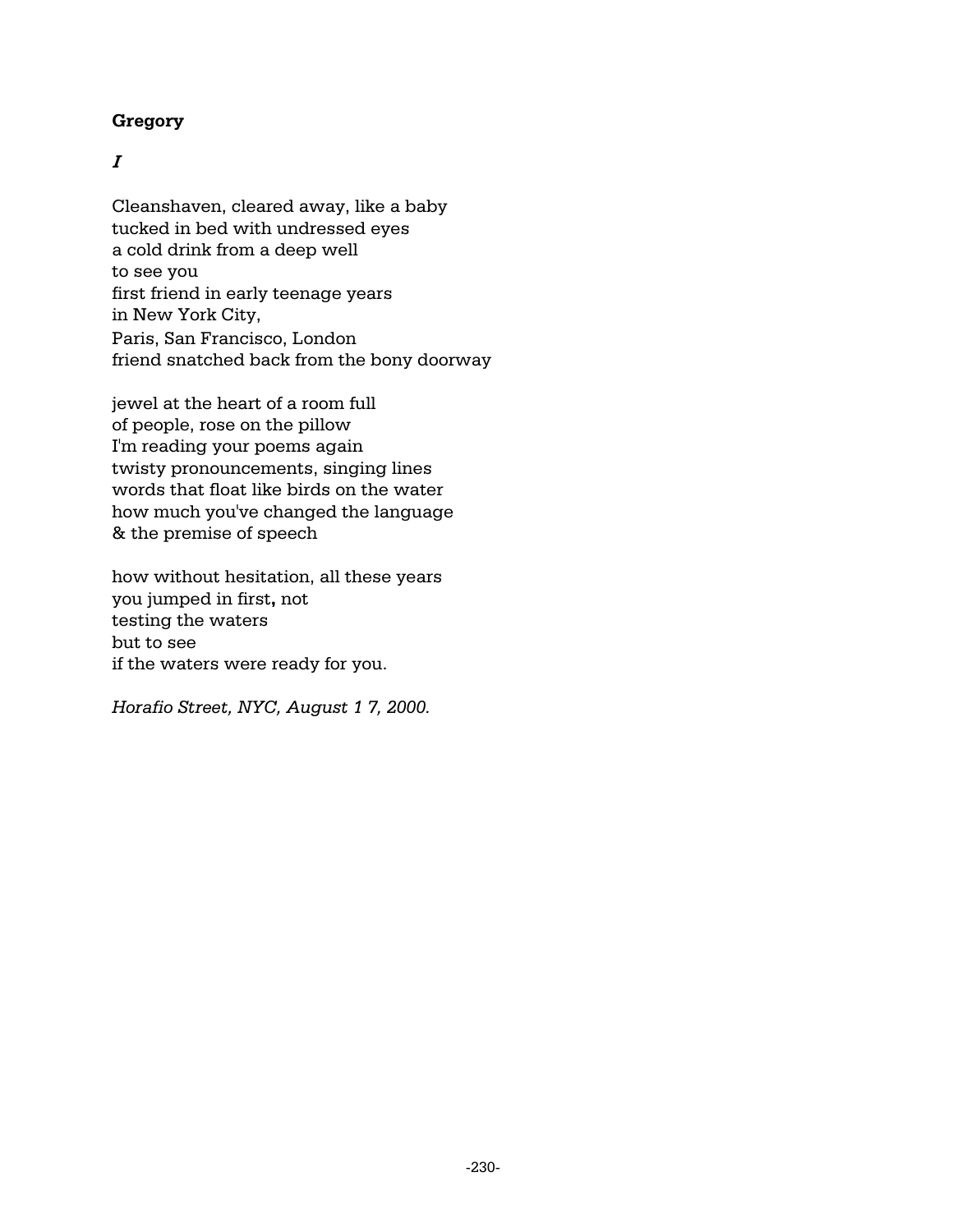**Gregory**

***I***

Cleanshaven, cleared away, like a baby
tucked in bed with undressed eyes
a cold drink from a deep well
to see you
first friend in early teenage years
in New York City,
Paris, San Francisco, London
friend snatched back from the bony doorway

jewel at the heart of a room full
of people, rose on the pillow
I'm reading your poems again
twisty pronouncements, singing lines
words that float like birds on the water
how much you've changed the language
& the premise of speech

how without hesitation, all these years
you jumped in first**,** not
testing the waters
but to see
if the waters were ready for you.

*Horafio Street, NYC, August 1 7, 2000.*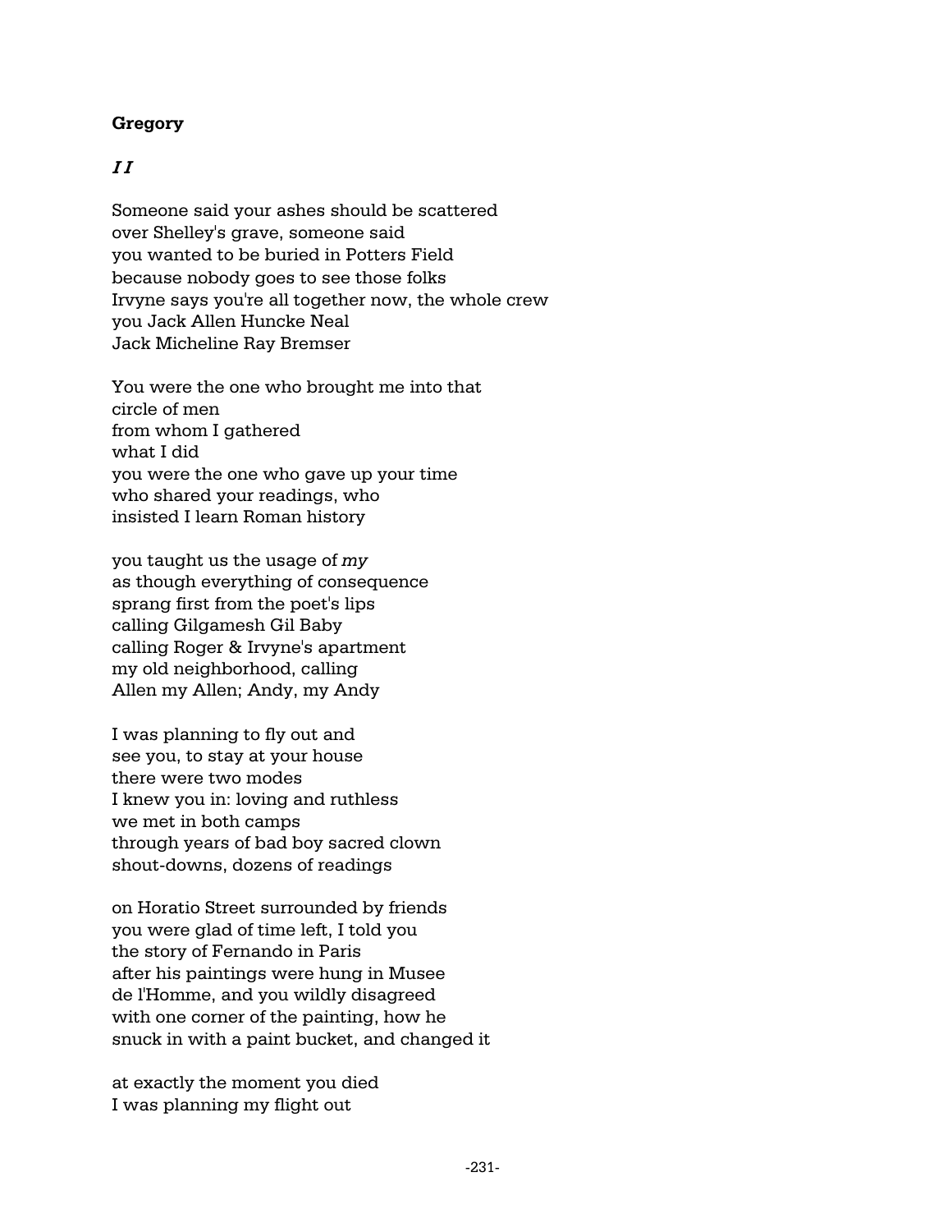**Gregory**

***II***

Someone said your ashes should be scattered  
over Shelley's grave, someone said  
you wanted to be buried in Potters Field  
because nobody goes to see those folks  
Irvyne says you're all together now, the whole crew  
you Jack Allen Huncke Neal  
Jack Micheline Ray Bremser

You were the one who brought me into that  
circle of men  
from whom I gathered  
what I did  
you were the one who gave up your time  
who shared your readings, who  
insisted I learn Roman history

you taught us the usage of *my*  
as though everything of consequence  
sprang first from the poet's lips  
calling Gilgamesh Gil Baby  
calling Roger & Irvyne's apartment  
my old neighborhood, calling  
Allen my Allen; Andy, my Andy

I was planning to fly out and  
see you, to stay at your house  
there were two modes  
I knew you in: loving and ruthless  
we met in both camps  
through years of bad boy sacred clown  
shout-downs, dozens of readings

on Horatio Street surrounded by friends  
you were glad of time left, I told you  
the story of Fernando in Paris  
after his paintings were hung in Musee  
de l'Homme, and you wildly disagreed  
with one corner of the painting, how he  
snuck in with a paint bucket, and changed it

at exactly the moment you died  
I was planning my flight out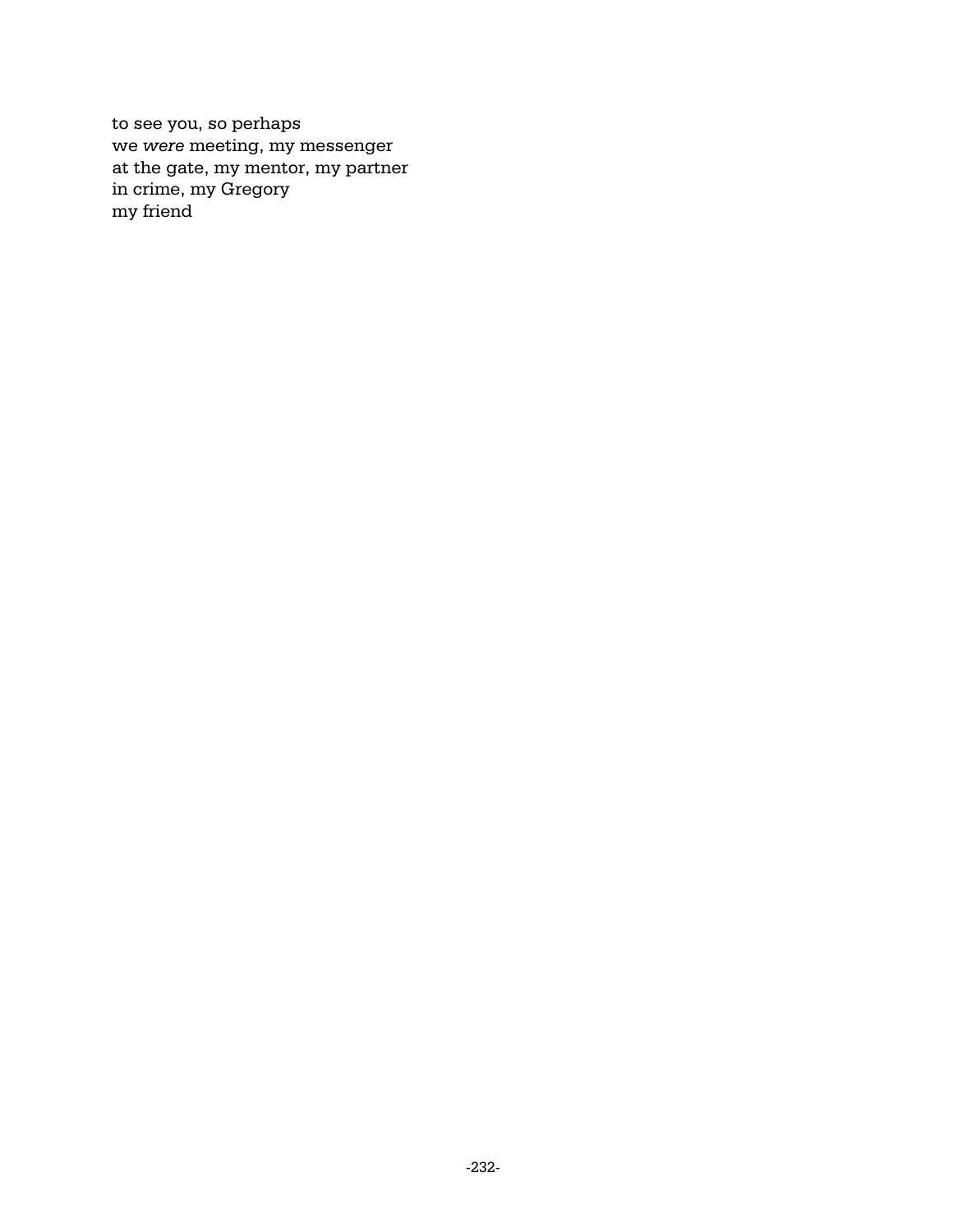to see you, so perhaps
we *were* meeting, my messenger
at the gate, my mentor, my partner
in crime, my Gregory
my friend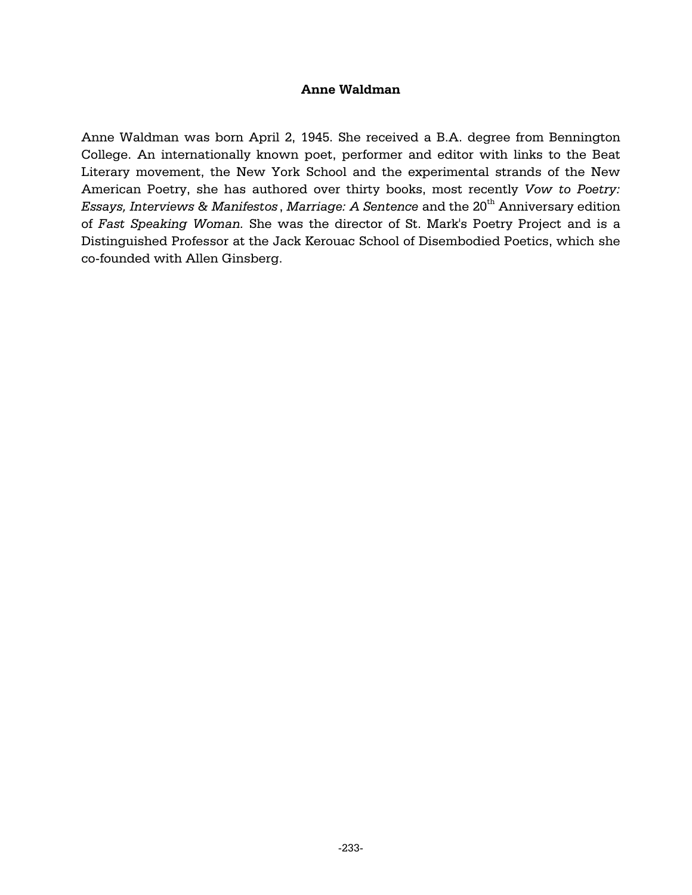**Anne Waldman**

Anne Waldman was born April 2, 1945. She received a B.A. degree from Bennington College. An internationally known poet, performer and editor with links to the Beat Literary movement, the New York School and the experimental strands of the New American Poetry, she has authored over thirty books, most recently *Vow to Poetry: Essays, Interviews & Manifestos*, *Marriage: A Sentence* and the 20th Anniversary edition of *Fast Speaking Woman*. She was the director of St. Mark's Poetry Project and is a Distinguished Professor at the Jack Kerouac School of Disembodied Poetics, which she co-founded with Allen Ginsberg.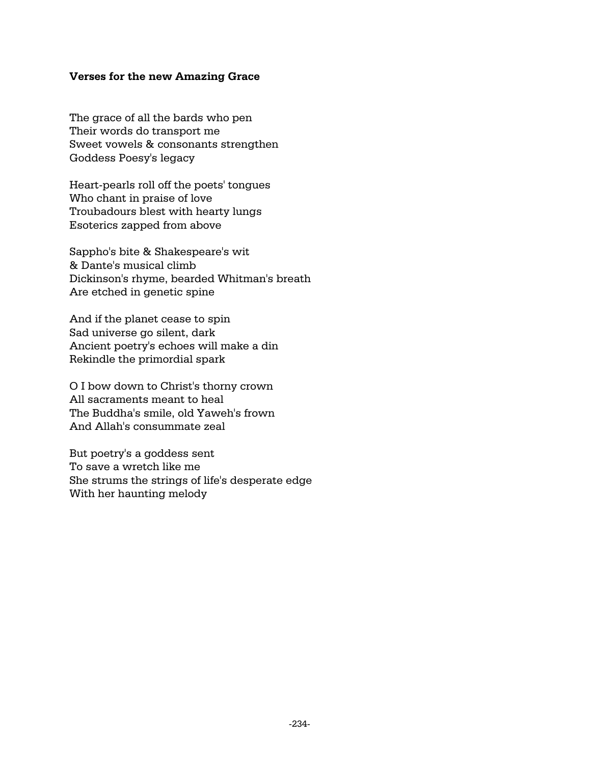**Verses for the new Amazing Grace**

The grace of all the bards who pen
Their words do transport me
Sweet vowels & consonants strengthen
Goddess Poesy's legacy

Heart-pearls roll off the poets' tongues
Who chant in praise of love
Troubadours blest with hearty lungs
Esoterics zapped from above

Sappho's bite & Shakespeare's wit
& Dante's musical climb
Dickinson's rhyme, bearded Whitman's breath
Are etched in genetic spine

And if the planet cease to spin
Sad universe go silent, dark
Ancient poetry's echoes will make a din
Rekindle the primordial spark

O I bow down to Christ's thorny crown
All sacraments meant to heal
The Buddha's smile, old Yaweh's frown
And Allah's consummate zeal

But poetry's a goddess sent
To save a wretch like me
She strums the strings of life's desperate edge
With her haunting melody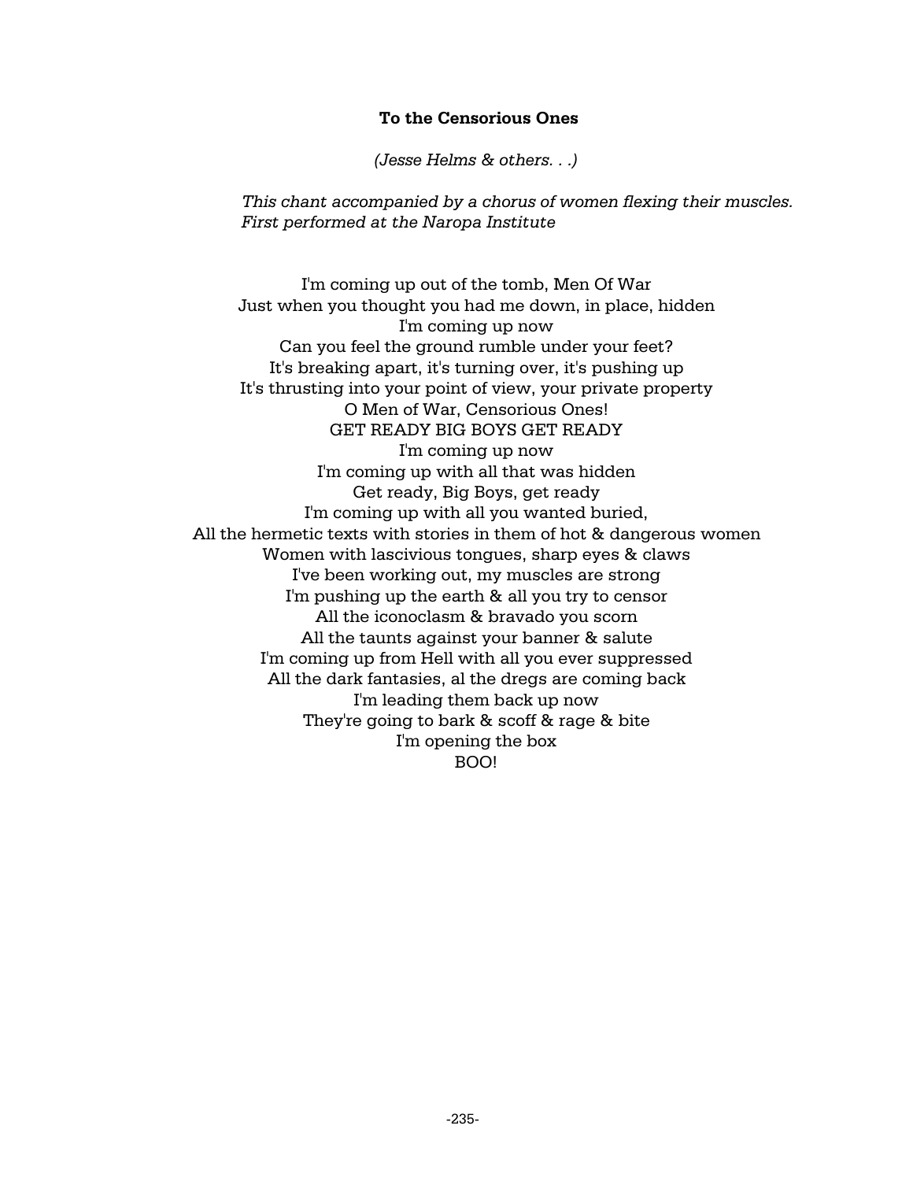**To the Censorious Ones**

*(Jesse Helms & others. . .)*

*This chant accompanied by a chorus of women flexing their muscles. First performed at the Naropa Institute*

I'm coming up out of the tomb, Men Of War  
Just when you thought you had me down, in place, hidden  
I'm coming up now  
Can you feel the ground rumble under your feet?  
It's breaking apart, it's turning over, it's pushing up  
It's thrusting into your point of view, your private property  
O Men of War, Censorious Ones!  
GET READY BIG BOYS GET READY  
I'm coming up now  
I'm coming up with all that was hidden  
Get ready, Big Boys, get ready  
I'm coming up with all you wanted buried,  
All the hermetic texts with stories in them of hot & dangerous women  
Women with lascivious tongues, sharp eyes & claws  
I've been working out, my muscles are strong  
I'm pushing up the earth & all you try to censor  
All the iconoclasm & bravado you scorn  
All the taunts against your banner & salute  
I'm coming up from Hell with all you ever suppressed  
All the dark fantasies, al the dregs are coming back  
I'm leading them back up now  
They're going to bark & scoff & rage & bite  
I'm opening the box  
BOO!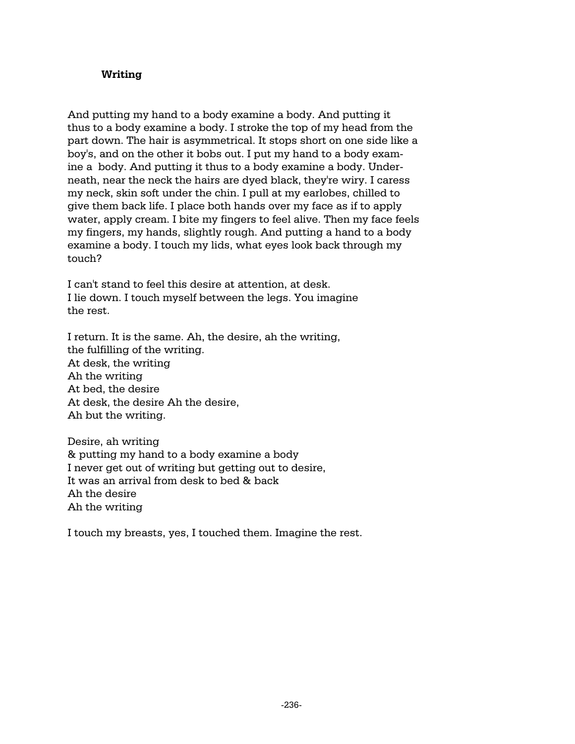### Writing

And putting my hand to a body examine a body. And putting it thus to a body examine a body. I stroke the top of my head from the part down. The hair is asymmetrical. It stops short on one side like a boy's, and on the other it bobs out. I put my hand to a body examine a body. And putting it thus to a body examine a body. Underneath, near the neck the hairs are dyed black, they're wiry. I caress my neck, skin soft under the chin. I pull at my earlobes, chilled to give them back life. I place both hands over my face as if to apply water, apply cream. I bite my fingers to feel alive. Then my face feels my fingers, my hands, slightly rough. And putting a hand to a body examine a body. I touch my lids, what eyes look back through my touch?

I can't stand to feel this desire at attention, at desk.  
I lie down. I touch myself between the legs. You imagine  
the rest.

I return. It is the same. Ah, the desire, ah the writing,  
the fulfilling of the writing.  
At desk, the writing  
Ah the writing  
At bed, the desire  
At desk, the desire Ah the desire,  
Ah but the writing.

Desire, ah writing  
& putting my hand to a body examine a body  
I never get out of writing but getting out to desire,  
It was an arrival from desk to bed & back  
Ah the desire  
Ah the writing

I touch my breasts, yes, I touched them. Imagine the rest.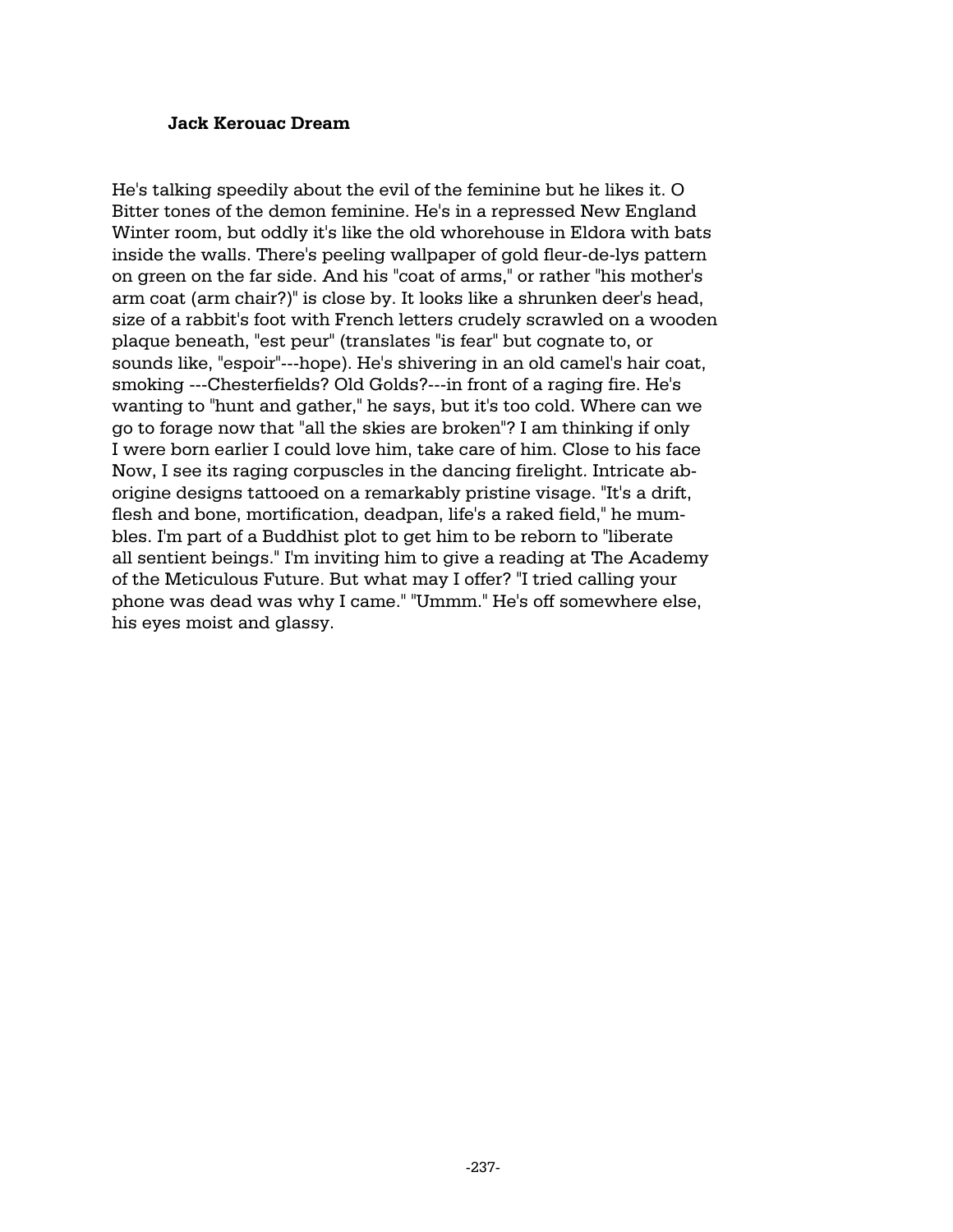**Jack Kerouac Dream**

He's talking speedily about the evil of the feminine but he likes it. O Bitter tones of the demon feminine. He's in a repressed New England Winter room, but oddly it's like the old whorehouse in Eldora with bats inside the walls. There's peeling wallpaper of gold fleur-de-lys pattern on green on the far side. And his "coat of arms," or rather "his mother's arm coat (arm chair?)" is close by. It looks like a shrunken deer's head, size of a rabbit's foot with French letters crudely scrawled on a wooden plaque beneath, "est peur" (translates "is fear" but cognate to, or sounds like, "espoir"---hope). He's shivering in an old camel's hair coat, smoking ---Chesterfields? Old Golds?---in front of a raging fire. He's wanting to "hunt and gather," he says, but it's too cold. Where can we go to forage now that "all the skies are broken"? I am thinking if only I were born earlier I could love him, take care of him. Close to his face Now, I see its raging corpuscles in the dancing firelight. Intricate aborigine designs tattooed on a remarkably pristine visage. "It's a drift, flesh and bone, mortification, deadpan, life's a raked field," he mumbles. I'm part of a Buddhist plot to get him to be reborn to "liberate all sentient beings." I'm inviting him to give a reading at The Academy of the Meticulous Future. But what may I offer? "I tried calling your phone was dead was why I came." "Ummm." He's off somewhere else, his eyes moist and glassy.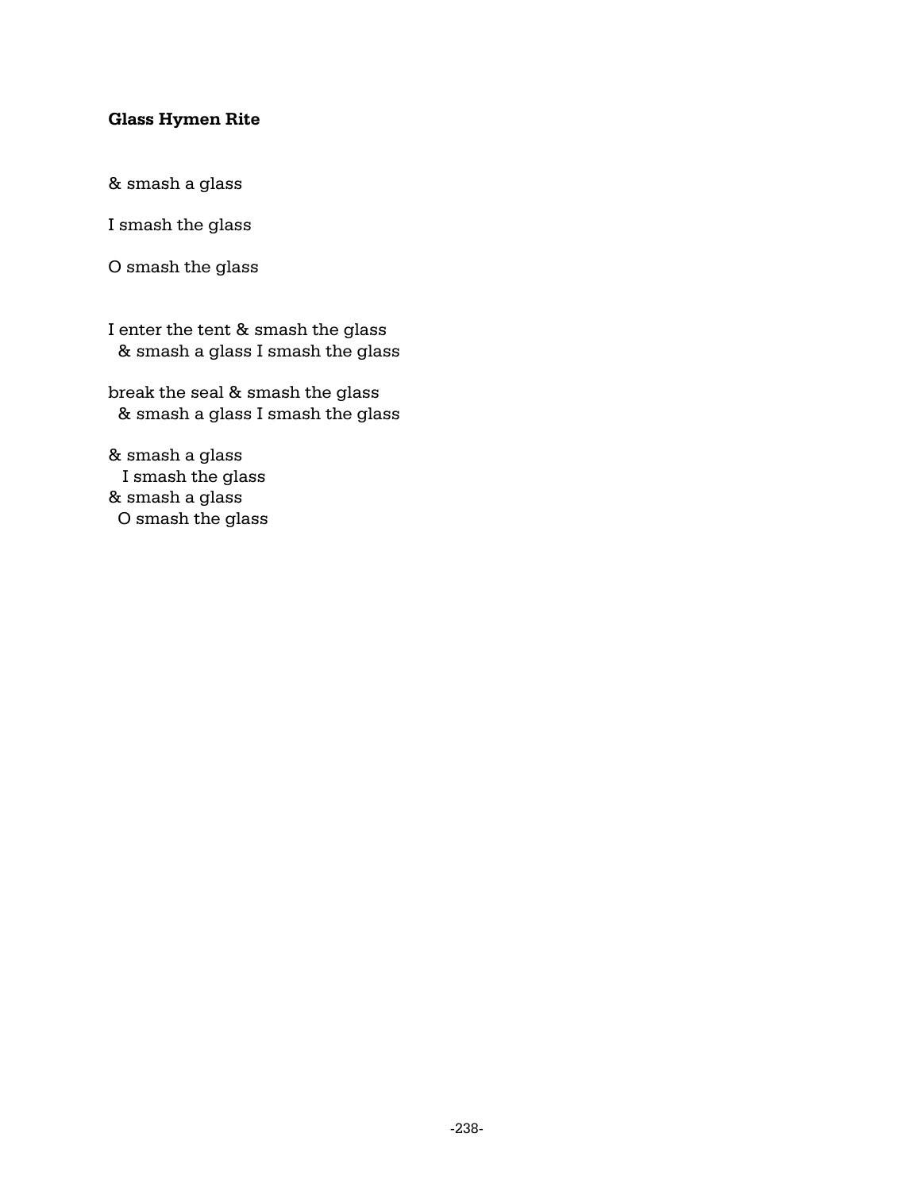**Glass Hymen Rite**

& smash a glass

I smash the glass

O smash the glass

I enter the tent & smash the glass  
  & smash a glass I smash the glass

break the seal & smash the glass  
  & smash a glass I smash the glass

& smash a glass  
  I smash the glass  
& smash a glass  
  O smash the glass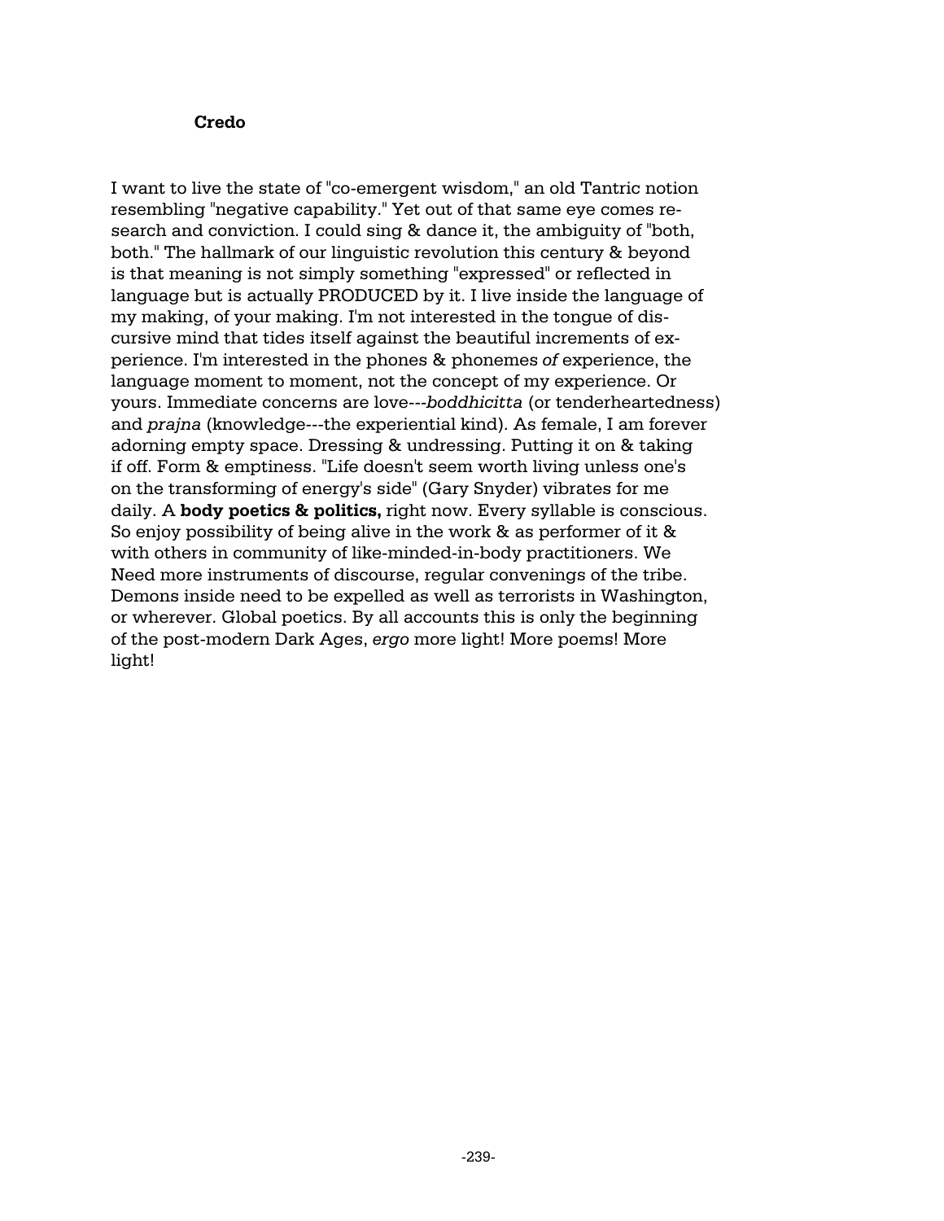**Credo**

I want to live the state of "co-emergent wisdom," an old Tantric notion resembling "negative capability." Yet out of that same eye comes research and conviction. I could sing & dance it, the ambiguity of "both, both." The hallmark of our linguistic revolution this century & beyond is that meaning is not simply something "expressed" or reflected in language but is actually PRODUCED by it. I live inside the language of my making, of your making. I'm not interested in the tongue of discursive mind that tides itself against the beautiful increments of experience. I'm interested in the phones & phonemes *of* experience, the language moment to moment, not the concept of my experience. Or yours. Immediate concerns are love---*boddhicitta* (or tenderheartedness) and *prajna* (knowledge---the experiential kind). As female, I am forever adorning empty space. Dressing & undressing. Putting it on & taking if off. Form & emptiness. "Life doesn't seem worth living unless one's on the transforming of energy's side" (Gary Snyder) vibrates for me daily. A **body poetics & politics,** right now. Every syllable is conscious. So enjoy possibility of being alive in the work & as performer of it & with others in community of like-minded-in-body practitioners. We Need more instruments of discourse, regular convenings of the tribe. Demons inside need to be expelled as well as terrorists in Washington, or wherever. Global poetics. By all accounts this is only the beginning of the post-modern Dark Ages, *ergo* more light! More poems! More light!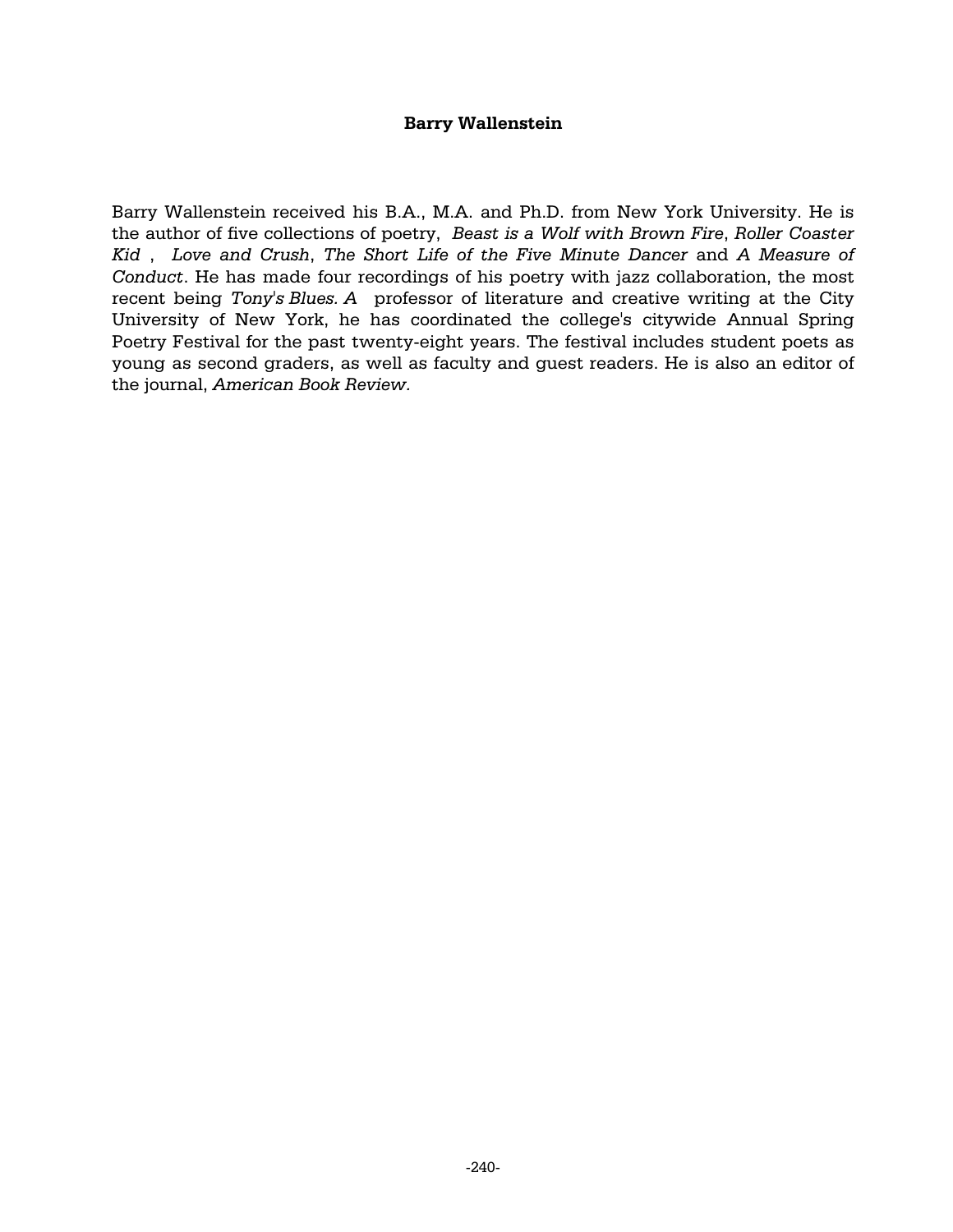**Barry Wallenstein**

Barry Wallenstein received his B.A., M.A. and Ph.D. from New York University. He is the author of five collections of poetry, *Beast is a Wolf with Brown Fire*, *Roller Coaster Kid* , *Love and Crush*, *The Short Life of the Five Minute Dancer* and *A Measure of Conduct*. He has made four recordings of his poetry with jazz collaboration, the most recent being *Tony's Blues. A* professor of literature and creative writing at the City University of New York, he has coordinated the college's citywide Annual Spring Poetry Festival for the past twenty-eight years. The festival includes student poets as young as second graders, as well as faculty and guest readers. He is also an editor of the journal, *American Book Review*.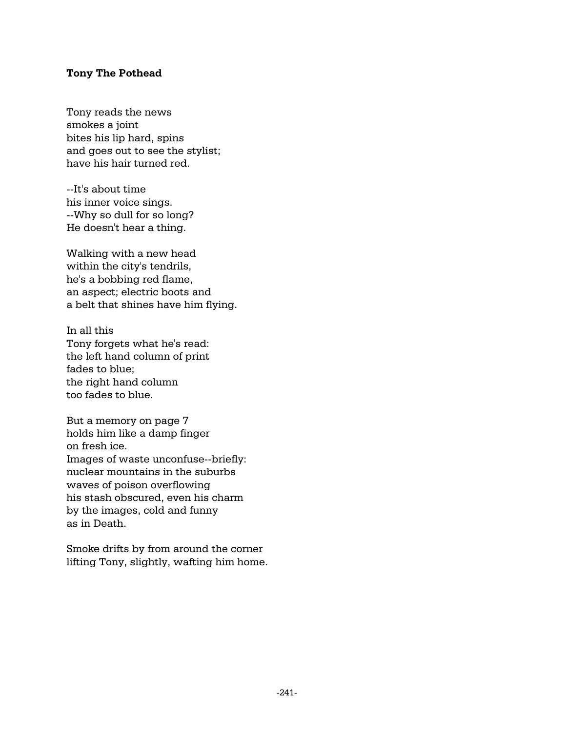**Tony The Pothead**

Tony reads the news  
smokes a joint  
bites his lip hard, spins  
and goes out to see the stylist;  
have his hair turned red.

--It's about time  
his inner voice sings.  
--Why so dull for so long?  
He doesn't hear a thing.

Walking with a new head  
within the city's tendrils,  
he's a bobbing red flame,  
an aspect; electric boots and  
a belt that shines have him flying.

In all this  
Tony forgets what he's read:  
the left hand column of print  
fades to blue;  
the right hand column  
too fades to blue.

But a memory on page 7  
holds him like a damp finger  
on fresh ice.  
Images of waste unconfuse--briefly:  
nuclear mountains in the suburbs  
waves of poison overflowing  
his stash obscured, even his charm  
by the images, cold and funny  
as in Death.

Smoke drifts by from around the corner  
lifting Tony, slightly, wafting him home.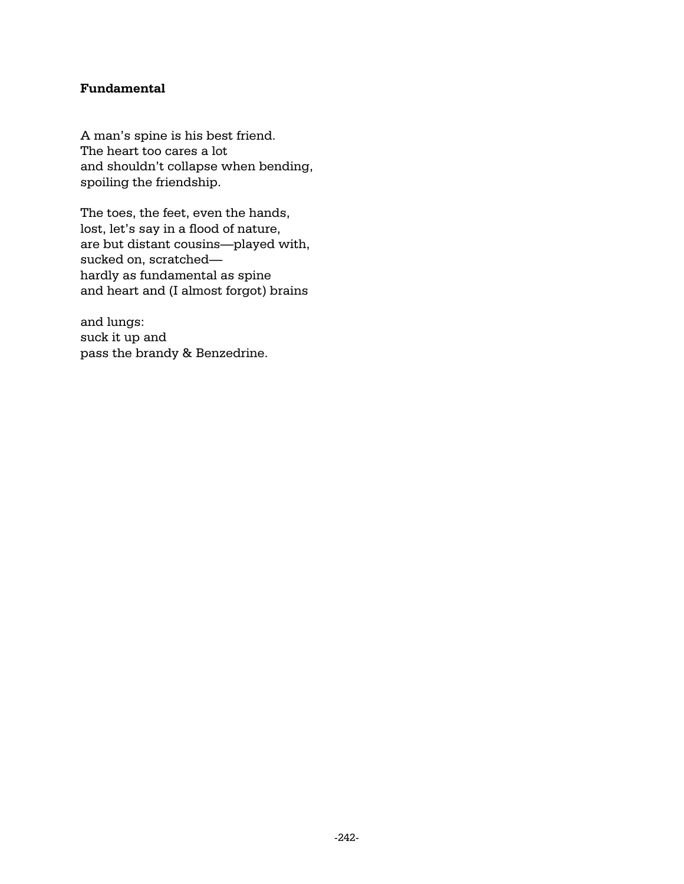**Fundamental**

A man's spine is his best friend.
The heart too cares a lot
and shouldn't collapse when bending,
spoiling the friendship.

The toes, the feet, even the hands,
lost, let's say in a flood of nature,
are but distant cousins—played with,
sucked on, scratched—
hardly as fundamental as spine
and heart and (I almost forgot) brains

and lungs:
suck it up and
pass the brandy & Benzedrine.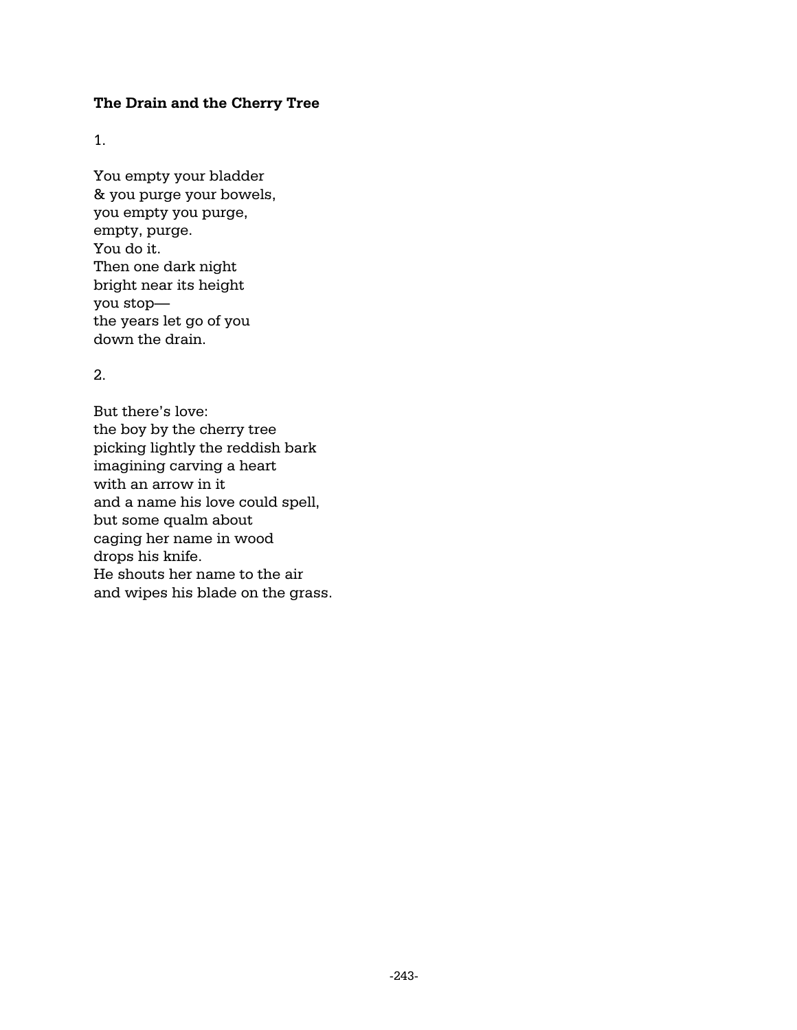**The Drain and the Cherry Tree**

1.

You empty your bladder  
& you purge your bowels,  
you empty you purge,  
empty, purge.  
You do it.  
Then one dark night  
bright near its height  
you stop—  
the years let go of you  
down the drain.

2.

But there's love:  
the boy by the cherry tree  
picking lightly the reddish bark  
imagining carving a heart  
with an arrow in it  
and a name his love could spell,  
but some qualm about  
caging her name in wood  
drops his knife.  
He shouts her name to the air  
and wipes his blade on the grass.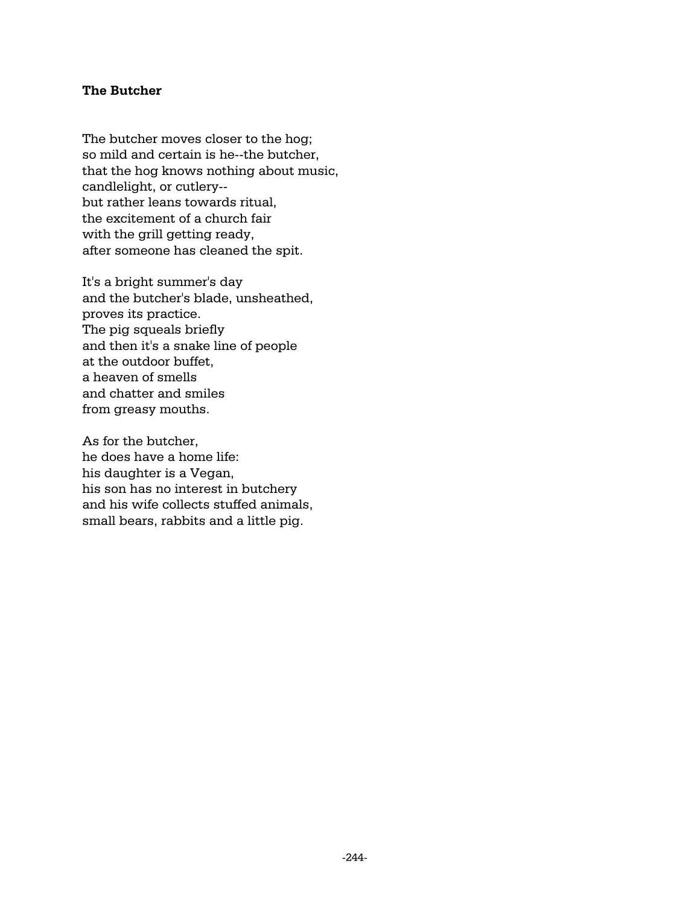**The Butcher**

The butcher moves closer to the hog;  
so mild and certain is he--the butcher,  
that the hog knows nothing about music,  
candlelight, or cutlery--  
but rather leans towards ritual,  
the excitement of a church fair  
with the grill getting ready,  
after someone has cleaned the spit.

It's a bright summer's day  
and the butcher's blade, unsheathed,  
proves its practice.  
The pig squeals briefly  
and then it's a snake line of people  
at the outdoor buffet,  
a heaven of smells  
and chatter and smiles  
from greasy mouths.

As for the butcher,  
he does have a home life:  
his daughter is a Vegan,  
his son has no interest in butchery  
and his wife collects stuffed animals,  
small bears, rabbits and a little pig.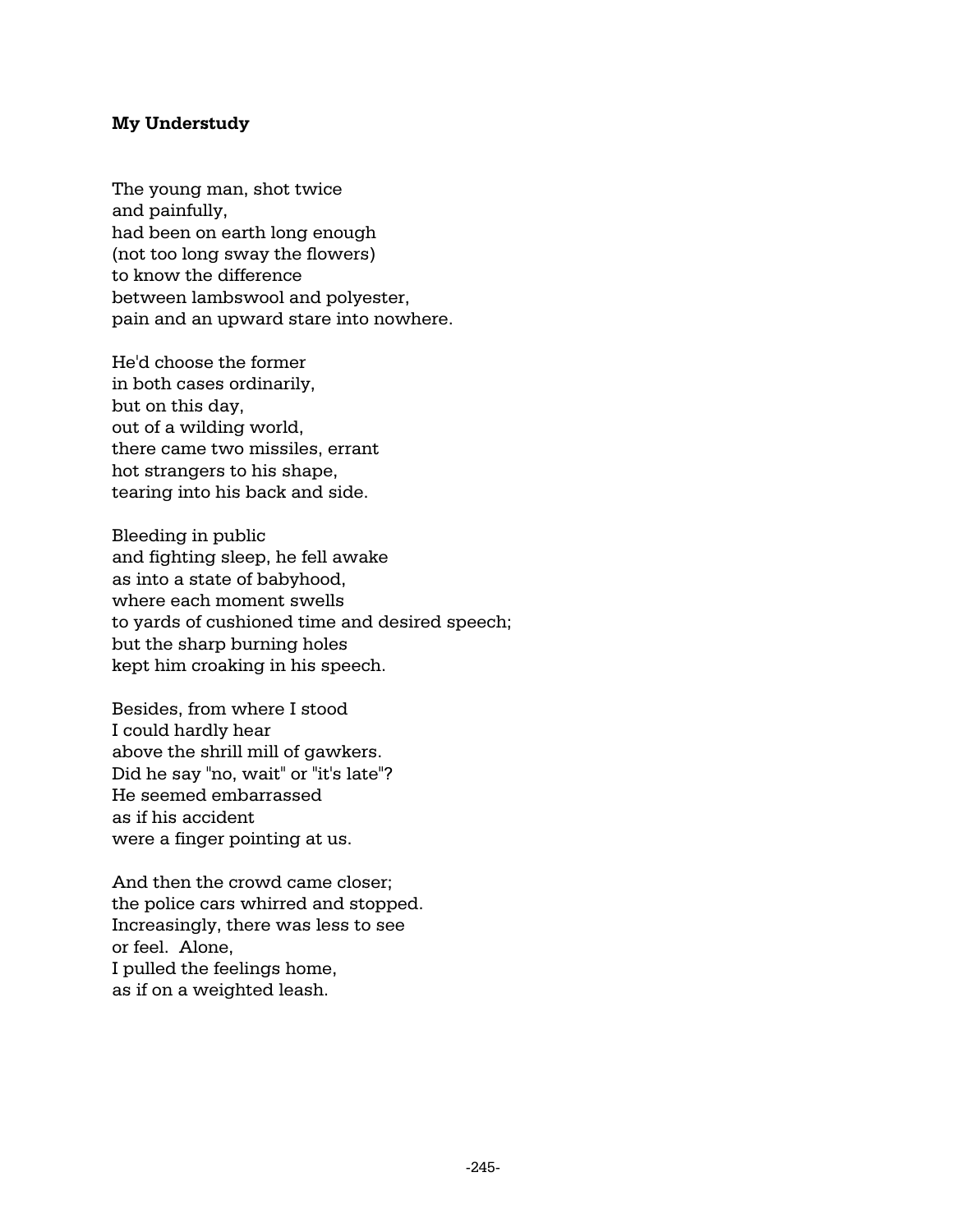**My Understudy**

The young man, shot twice  
and painfully,  
had been on earth long enough  
(not too long sway the flowers)  
to know the difference  
between lambswool and polyester,  
pain and an upward stare into nowhere.

He'd choose the former  
in both cases ordinarily,  
but on this day,  
out of a wilding world,  
there came two missiles, errant  
hot strangers to his shape,  
tearing into his back and side.

Bleeding in public  
and fighting sleep, he fell awake  
as into a state of babyhood,  
where each moment swells  
to yards of cushioned time and desired speech;  
but the sharp burning holes  
kept him croaking in his speech.

Besides, from where I stood  
I could hardly hear  
above the shrill mill of gawkers.  
Did he say "no, wait" or "it's late"?  
He seemed embarrassed  
as if his accident  
were a finger pointing at us.

And then the crowd came closer;  
the police cars whirred and stopped.  
Increasingly, there was less to see  
or feel.  Alone,  
I pulled the feelings home,  
as if on a weighted leash.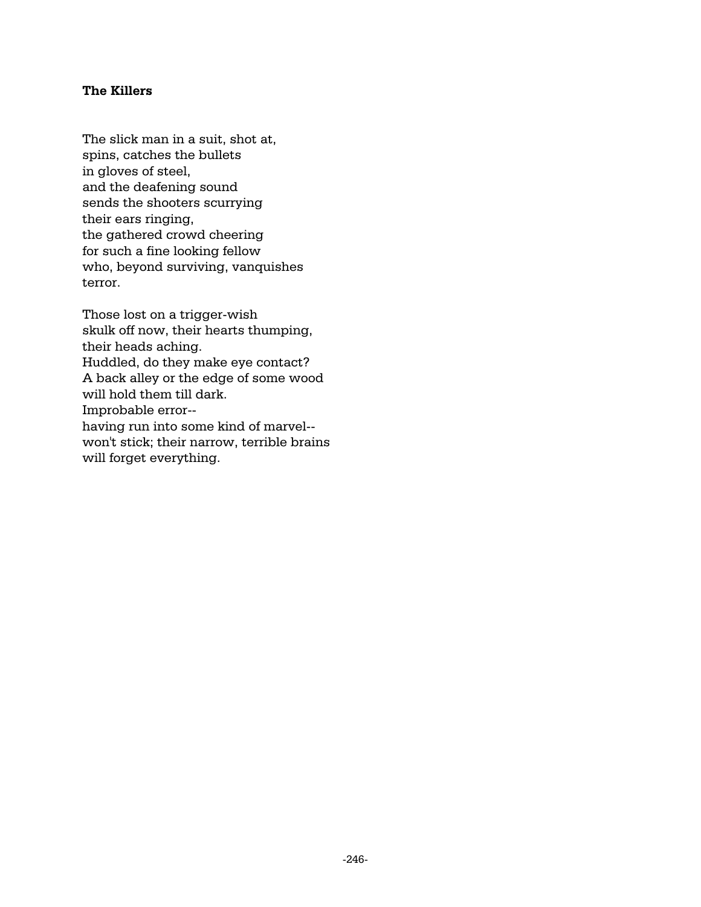**The Killers**

The slick man in a suit, shot at,
spins, catches the bullets
in gloves of steel,
and the deafening sound
sends the shooters scurrying
their ears ringing,
the gathered crowd cheering
for such a fine looking fellow
who, beyond surviving, vanquishes
terror.

Those lost on a trigger-wish
skulk off now, their hearts thumping,
their heads aching.
Huddled, do they make eye contact?
A back alley or the edge of some wood
will hold them till dark.
Improbable error--
having run into some kind of marvel--
won't stick; their narrow, terrible brains
will forget everything.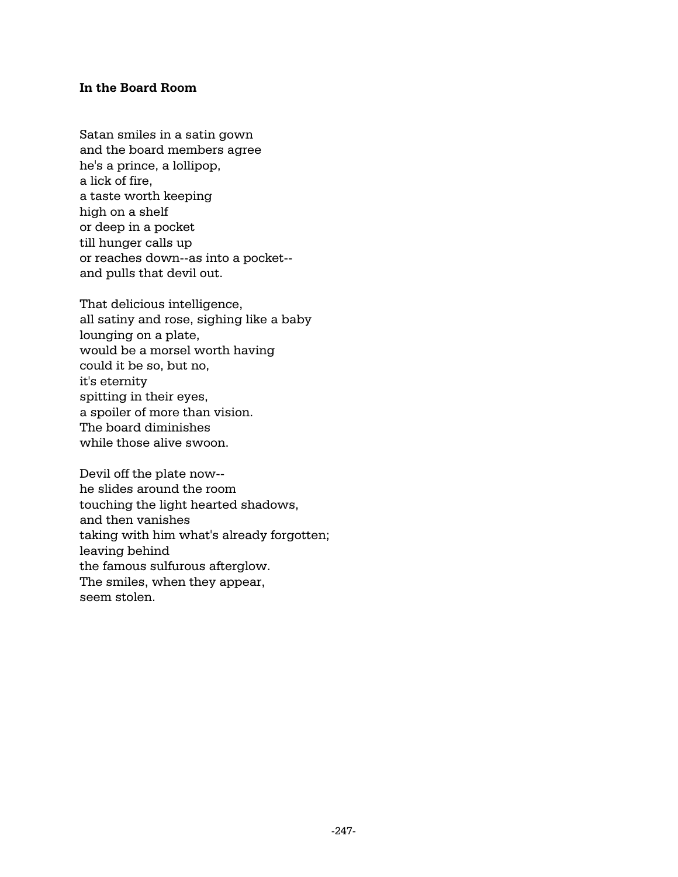**In the Board Room**

Satan smiles in a satin gown
and the board members agree
he's a prince, a lollipop,
a lick of fire,
a taste worth keeping
high on a shelf
or deep in a pocket
till hunger calls up
or reaches down--as into a pocket--
and pulls that devil out.

That delicious intelligence,
all satiny and rose, sighing like a baby
lounging on a plate,
would be a morsel worth having
could it be so, but no,
it's eternity
spitting in their eyes,
a spoiler of more than vision.
The board diminishes
while those alive swoon.

Devil off the plate now--
he slides around the room
touching the light hearted shadows,
and then vanishes
taking with him what's already forgotten;
leaving behind
the famous sulfurous afterglow.
The smiles, when they appear,
seem stolen.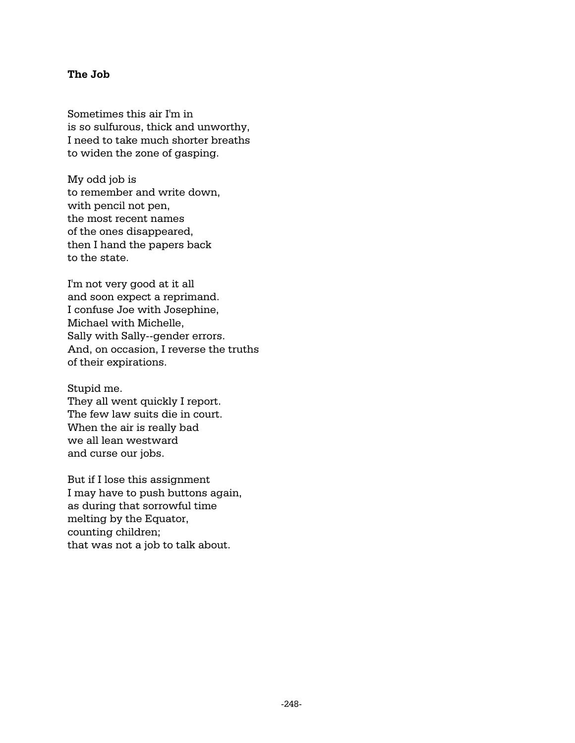**The Job**

Sometimes this air I'm in
is so sulfurous, thick and unworthy,
I need to take much shorter breaths
to widen the zone of gasping.

My odd job is
to remember and write down,
with pencil not pen,
the most recent names
of the ones disappeared,
then I hand the papers back
to the state.

I'm not very good at it all
and soon expect a reprimand.
I confuse Joe with Josephine,
Michael with Michelle,
Sally with Sally--gender errors.
And, on occasion, I reverse the truths
of their expirations.

Stupid me.
They all went quickly I report.
The few law suits die in court.
When the air is really bad
we all lean westward
and curse our jobs.

But if I lose this assignment
I may have to push buttons again,
as during that sorrowful time
melting by the Equator,
counting children;
that was not a job to talk about.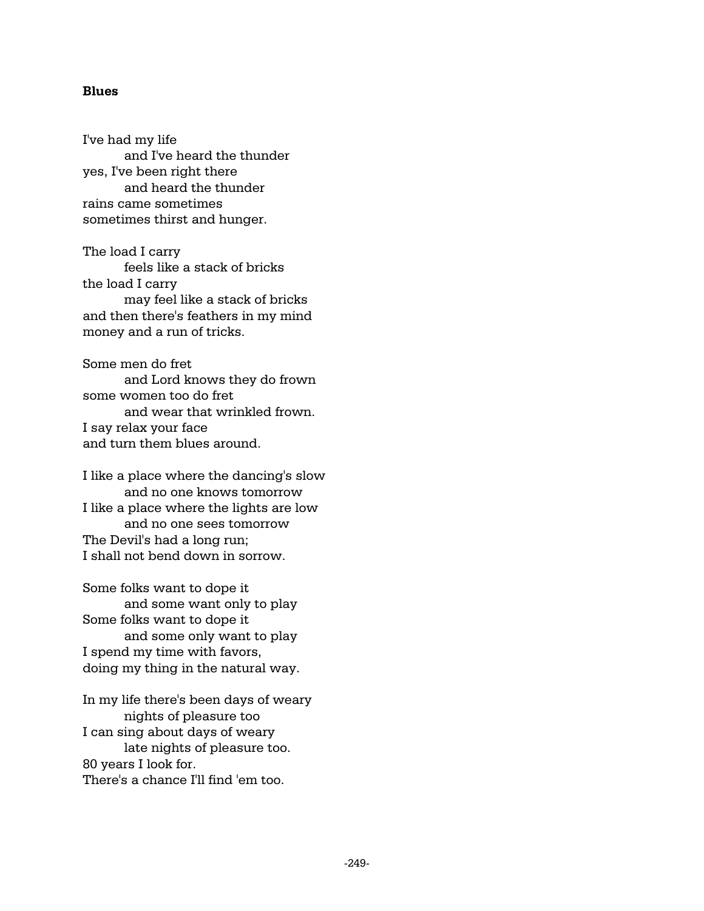**Blues**

I've had my life  
&nbsp;&nbsp;&nbsp;&nbsp;&nbsp;&nbsp;&nbsp;&nbsp;and I've heard the thunder  
yes, I've been right there  
&nbsp;&nbsp;&nbsp;&nbsp;&nbsp;&nbsp;&nbsp;&nbsp;and heard the thunder  
rains came sometimes  
sometimes thirst and hunger.

The load I carry  
&nbsp;&nbsp;&nbsp;&nbsp;&nbsp;&nbsp;&nbsp;&nbsp;feels like a stack of bricks  
the load I carry  
&nbsp;&nbsp;&nbsp;&nbsp;&nbsp;&nbsp;&nbsp;&nbsp;may feel like a stack of bricks  
and then there's feathers in my mind  
money and a run of tricks.

Some men do fret  
&nbsp;&nbsp;&nbsp;&nbsp;&nbsp;&nbsp;&nbsp;&nbsp;and Lord knows they do frown  
some women too do fret  
&nbsp;&nbsp;&nbsp;&nbsp;&nbsp;&nbsp;&nbsp;&nbsp;and wear that wrinkled frown.  
I say relax your face  
and turn them blues around.

I like a place where the dancing's slow  
&nbsp;&nbsp;&nbsp;&nbsp;&nbsp;&nbsp;&nbsp;&nbsp;and no one knows tomorrow  
I like a place where the lights are low  
&nbsp;&nbsp;&nbsp;&nbsp;&nbsp;&nbsp;&nbsp;&nbsp;and no one sees tomorrow  
The Devil's had a long run;  
I shall not bend down in sorrow.

Some folks want to dope it  
&nbsp;&nbsp;&nbsp;&nbsp;&nbsp;&nbsp;&nbsp;&nbsp;and some want only to play  
Some folks want to dope it  
&nbsp;&nbsp;&nbsp;&nbsp;&nbsp;&nbsp;&nbsp;&nbsp;and some only want to play  
I spend my time with favors,  
doing my thing in the natural way.

In my life there's been days of weary  
&nbsp;&nbsp;&nbsp;&nbsp;&nbsp;&nbsp;&nbsp;&nbsp;nights of pleasure too  
I can sing about days of weary  
&nbsp;&nbsp;&nbsp;&nbsp;&nbsp;&nbsp;&nbsp;&nbsp;late nights of pleasure too.  
80 years I look for.  
There's a chance I'll find 'em too.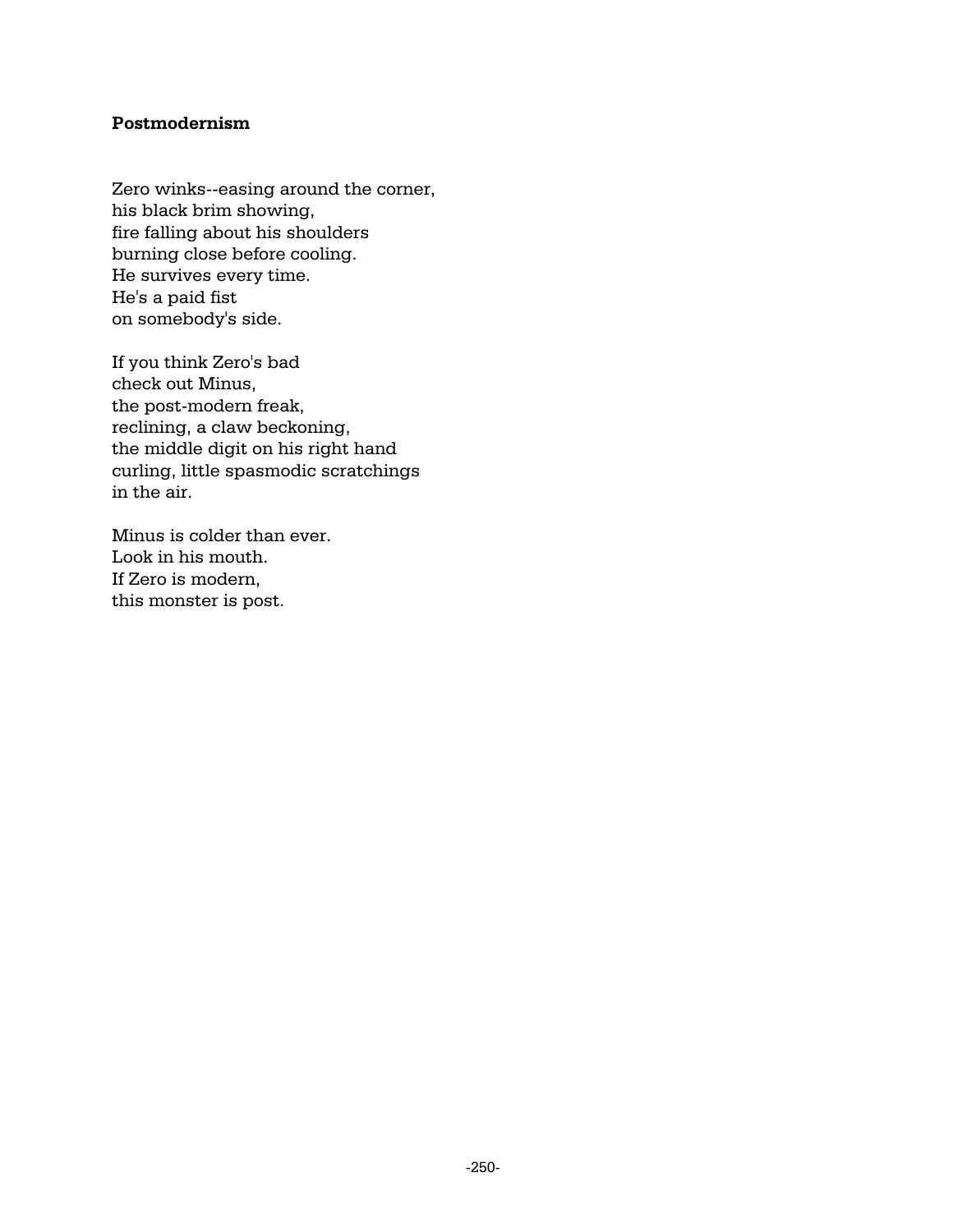**Postmodernism**

Zero winks--easing around the corner,
his black brim showing,
fire falling about his shoulders
burning close before cooling.
He survives every time.
He's a paid fist
on somebody's side.

If you think Zero's bad
check out Minus,
the post-modern freak,
reclining, a claw beckoning,
the middle digit on his right hand
curling, little spasmodic scratchings
in the air.

Minus is colder than ever.
Look in his mouth.
If Zero is modern,
this monster is post.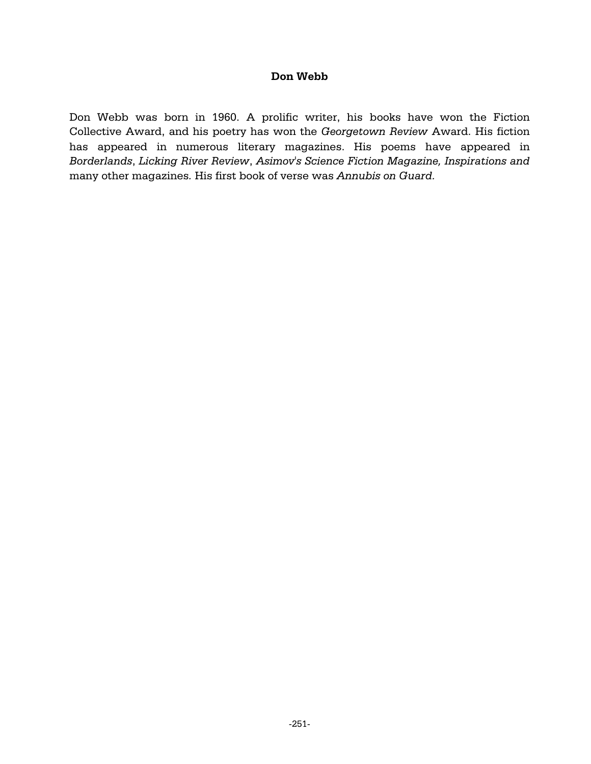**Don Webb**

Don Webb was born in 1960. A prolific writer, his books have won the Fiction Collective Award, and his poetry has won the *Georgetown Review* Award. His fiction has appeared in numerous literary magazines. His poems have appeared in *Borderlands*, *Licking River Review*, *Asimov's Science Fiction Magazine, Inspirations and* many other magazines. His first book of verse was *Annubis on Guard*.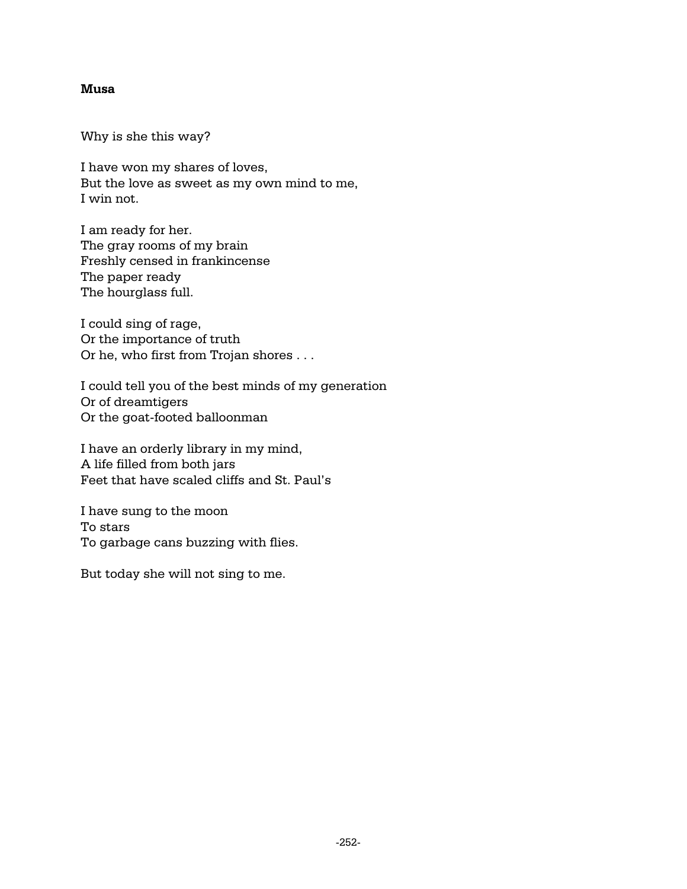**Musa**

Why is she this way?

I have won my shares of loves,  
But the love as sweet as my own mind to me,  
I win not.

I am ready for her.  
The gray rooms of my brain  
Freshly censed in frankincense  
The paper ready  
The hourglass full.

I could sing of rage,  
Or the importance of truth  
Or he, who first from Trojan shores . . .

I could tell you of the best minds of my generation  
Or of dreamtigers  
Or the goat-footed balloonman

I have an orderly library in my mind,  
A life filled from both jars  
Feet that have scaled cliffs and St. Paul's

I have sung to the moon  
To stars  
To garbage cans buzzing with flies.

But today she will not sing to me.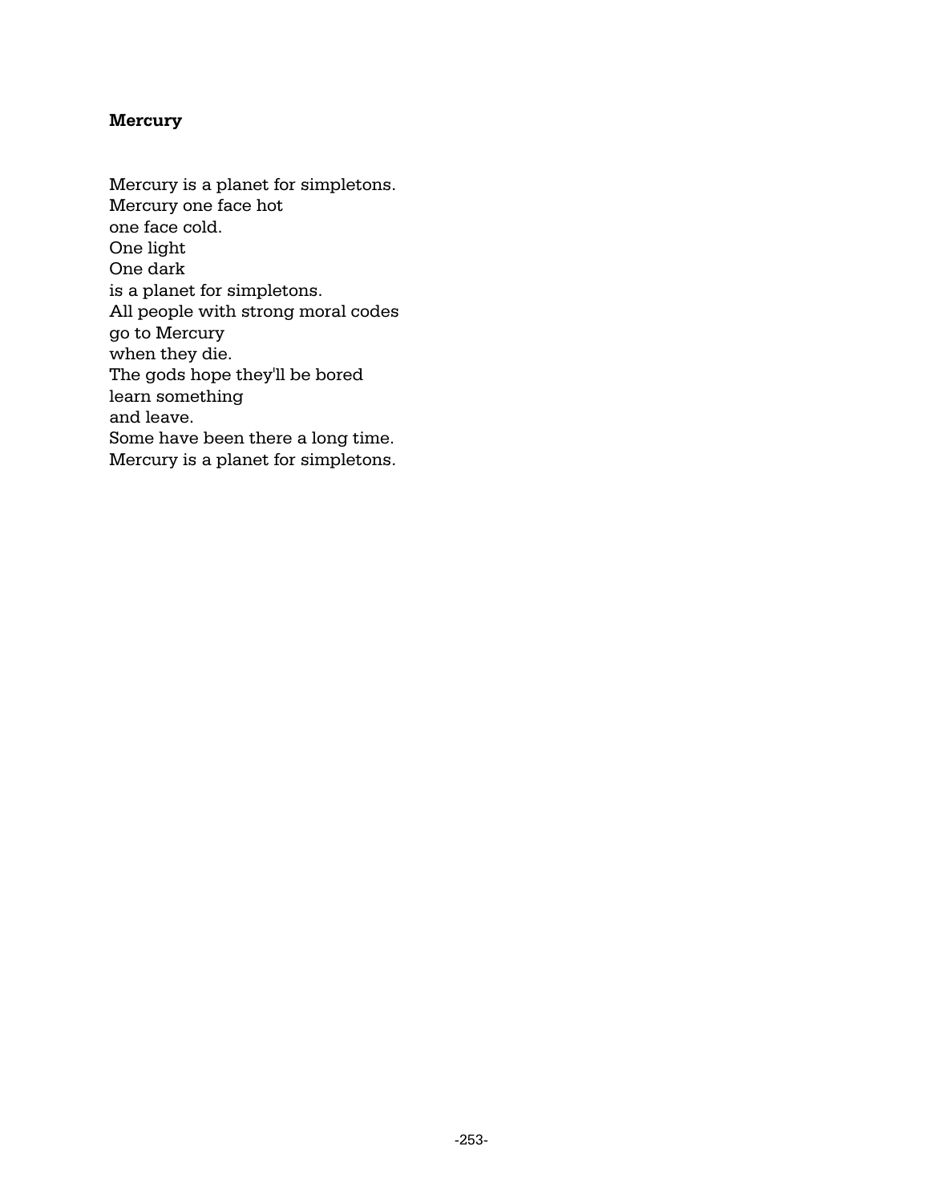**Mercury**

Mercury is a planet for simpletons.
Mercury one face hot
one face cold.
One light
One dark
is a planet for simpletons.
All people with strong moral codes
go to Mercury
when they die.
The gods hope they'll be bored
learn something
and leave.
Some have been there a long time.
Mercury is a planet for simpletons.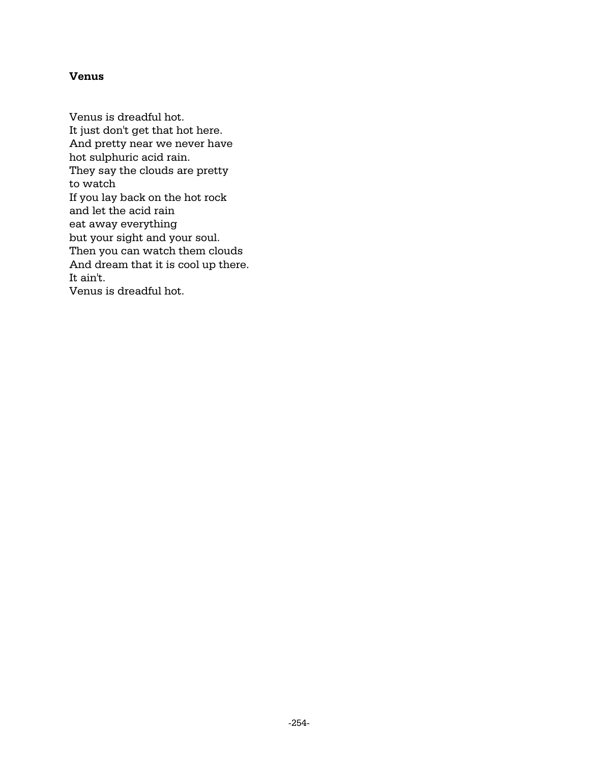**Venus**

Venus is dreadful hot.
It just don't get that hot here.
And pretty near we never have
hot sulphuric acid rain.
They say the clouds are pretty
to watch
If you lay back on the hot rock
and let the acid rain
eat away everything
but your sight and your soul.
Then you can watch them clouds
And dream that it is cool up there.
It ain't.
Venus is dreadful hot.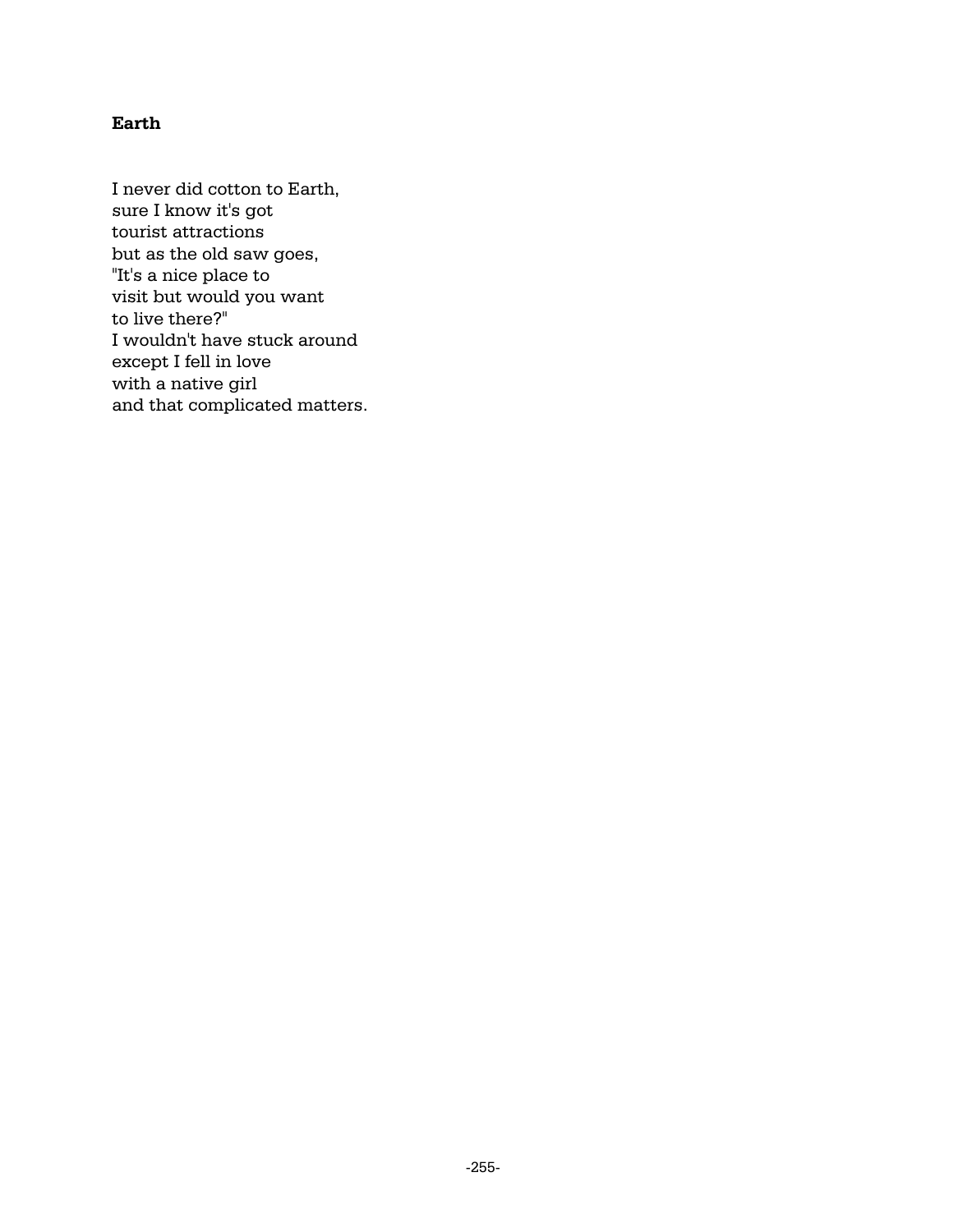**Earth**

I never did cotton to Earth,  
sure I know it's got  
tourist attractions  
but as the old saw goes,  
"It's a nice place to  
visit but would you want  
to live there?"  
I wouldn't have stuck around  
except I fell in love  
with a native girl  
and that complicated matters.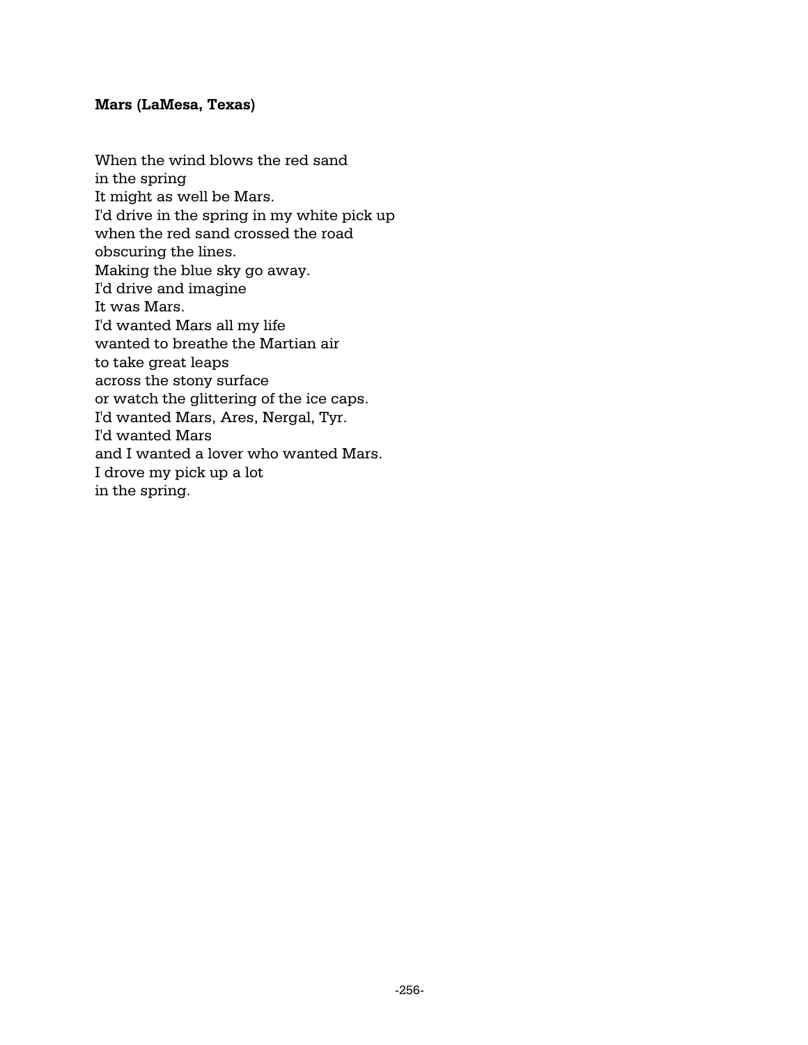**Mars (LaMesa, Texas)**

When the wind blows the red sand  
in the spring  
It might as well be Mars.  
I'd drive in the spring in my white pick up  
when the red sand crossed the road  
obscuring the lines.  
Making the blue sky go away.  
I'd drive and imagine  
It was Mars.  
I'd wanted Mars all my life  
wanted to breathe the Martian air  
to take great leaps  
across the stony surface  
or watch the glittering of the ice caps.  
I'd wanted Mars, Ares, Nergal, Tyr.  
I'd wanted Mars  
and I wanted a lover who wanted Mars.  
I drove my pick up a lot  
in the spring.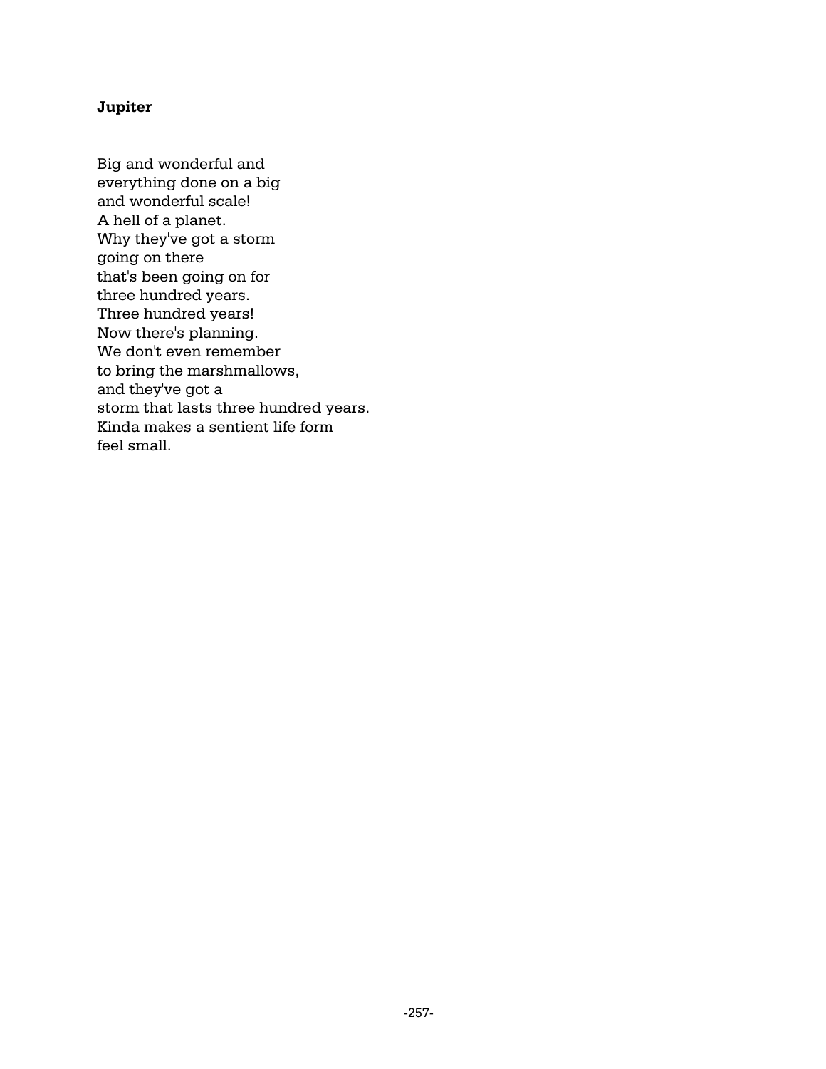**Jupiter**

Big and wonderful and  
everything done on a big  
and wonderful scale!  
A hell of a planet.  
Why they've got a storm  
going on there  
that's been going on for  
three hundred years.  
Three hundred years!  
Now there's planning.  
We don't even remember  
to bring the marshmallows,  
and they've got a  
storm that lasts three hundred years.  
Kinda makes a sentient life form  
feel small.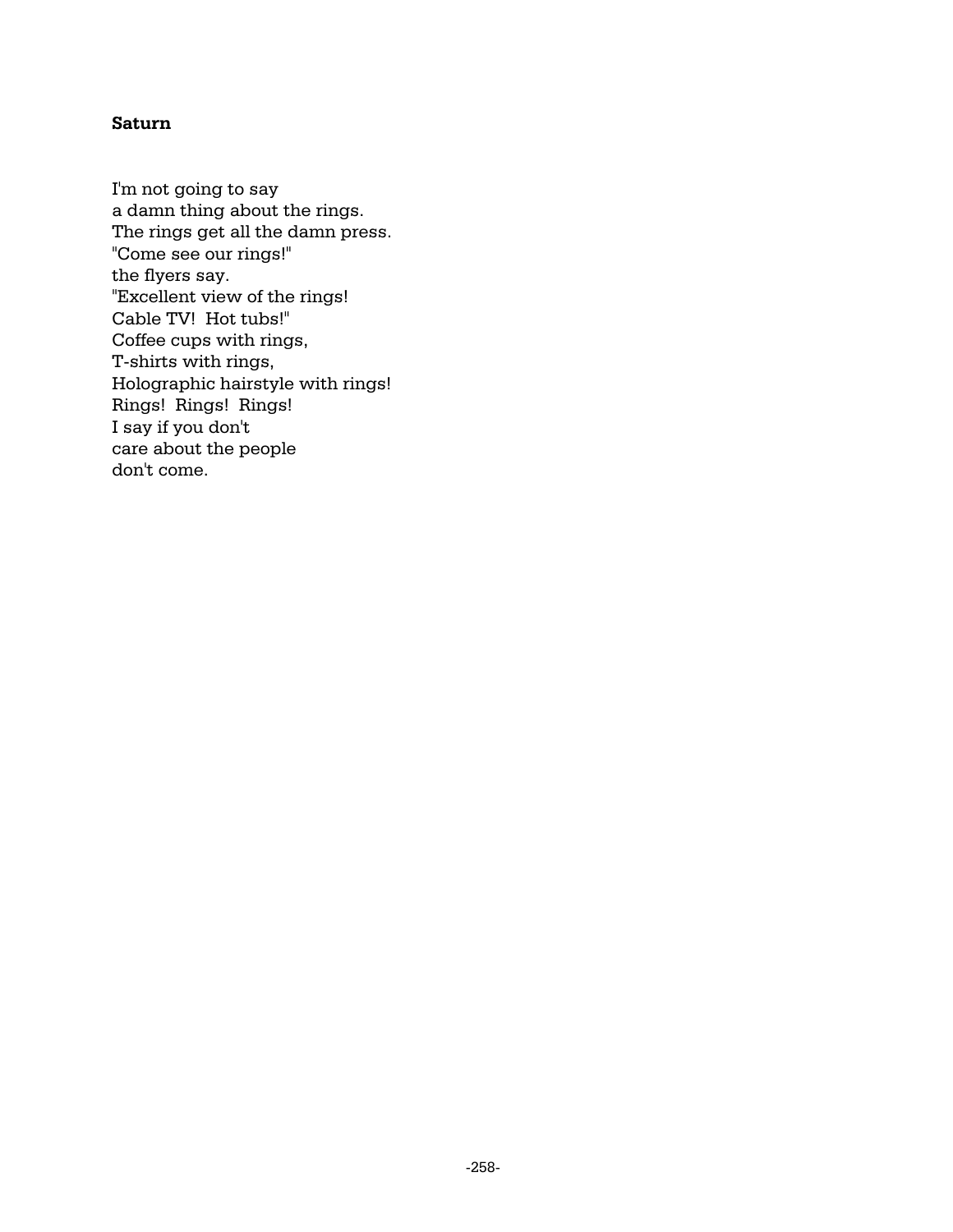**Saturn**

I'm not going to say  
a damn thing about the rings.  
The rings get all the damn press.  
"Come see our rings!"  
the flyers say.  
"Excellent view of the rings!  
Cable TV!  Hot tubs!"  
Coffee cups with rings,  
T-shirts with rings,  
Holographic hairstyle with rings!  
Rings!  Rings!  Rings!  
I say if you don't  
care about the people  
don't come.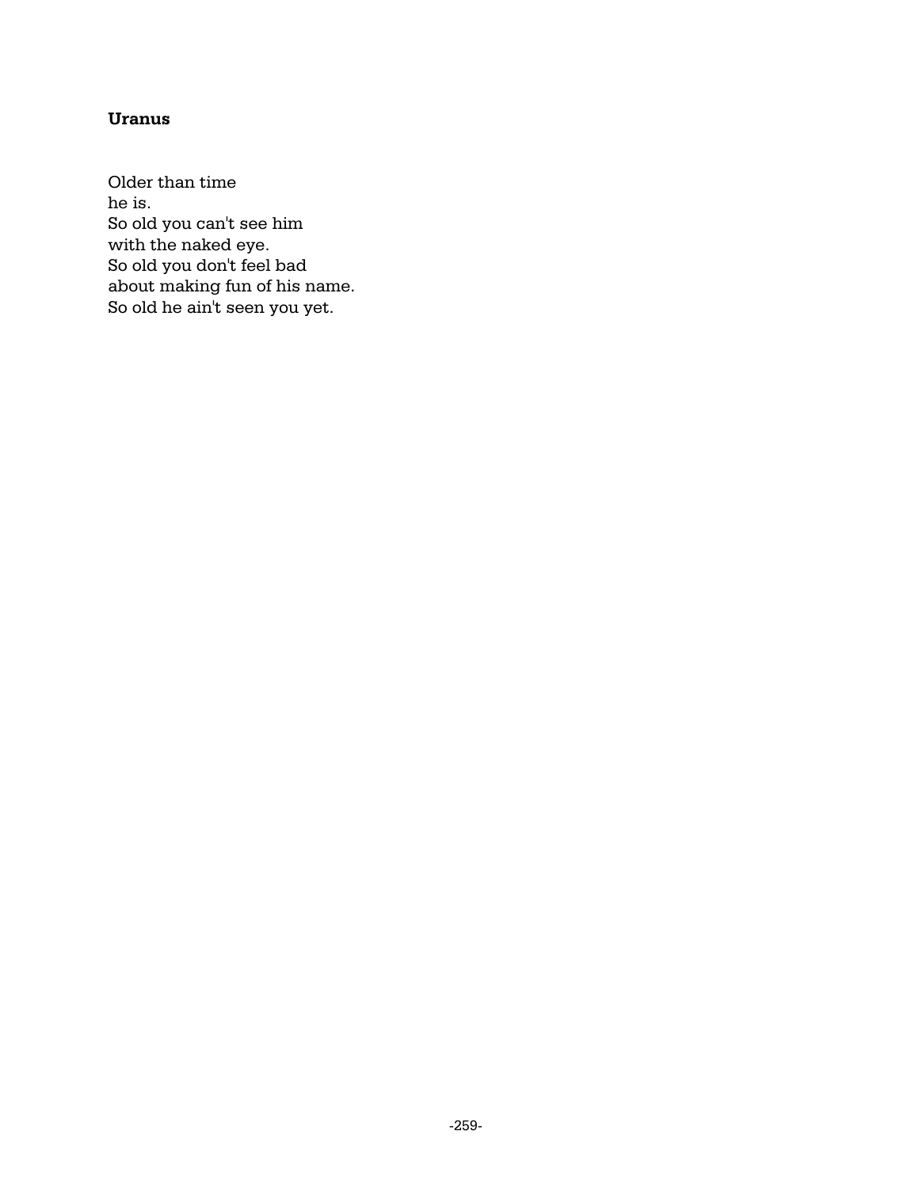### Uranus

Older than time  
he is.  
So old you can't see him  
with the naked eye.  
So old you don't feel bad  
about making fun of his name.  
So old he ain't seen you yet.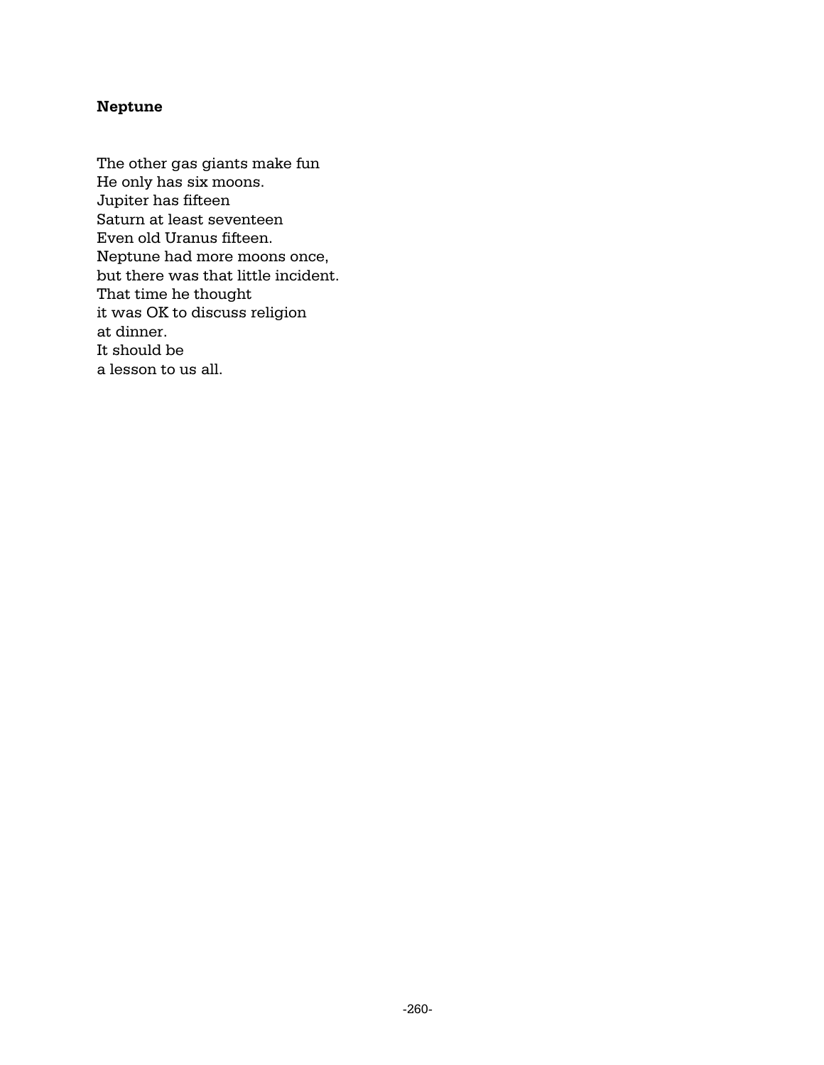**Neptune**

The other gas giants make fun  
He only has six moons.  
Jupiter has fifteen  
Saturn at least seventeen  
Even old Uranus fifteen.  
Neptune had more moons once,  
but there was that little incident.  
That time he thought  
it was OK to discuss religion  
at dinner.  
It should be  
a lesson to us all.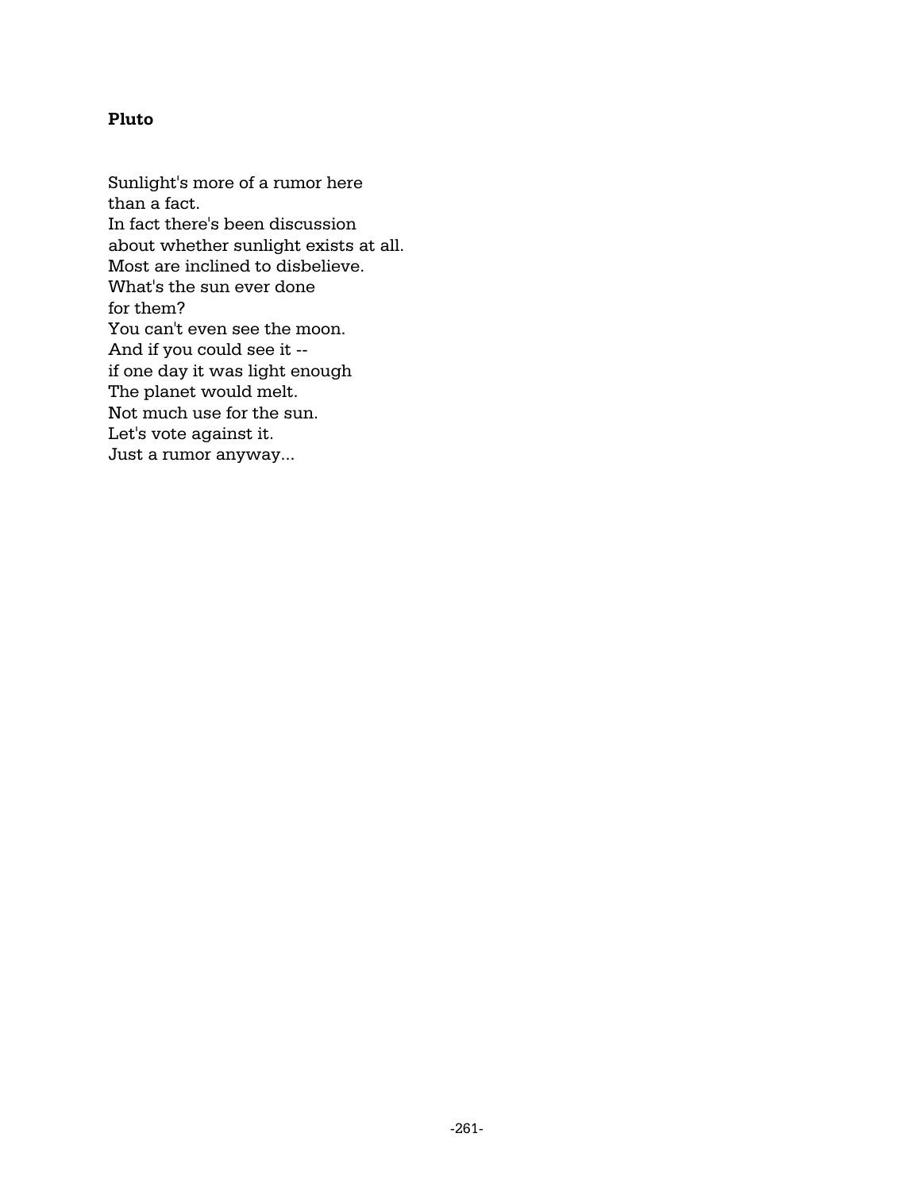**Pluto**

Sunlight's more of a rumor here  
than a fact.  
In fact there's been discussion  
about whether sunlight exists at all.  
Most are inclined to disbelieve.  
What's the sun ever done  
for them?  
You can't even see the moon.  
And if you could see it --  
if one day it was light enough  
The planet would melt.  
Not much use for the sun.  
Let's vote against it.  
Just a rumor anyway...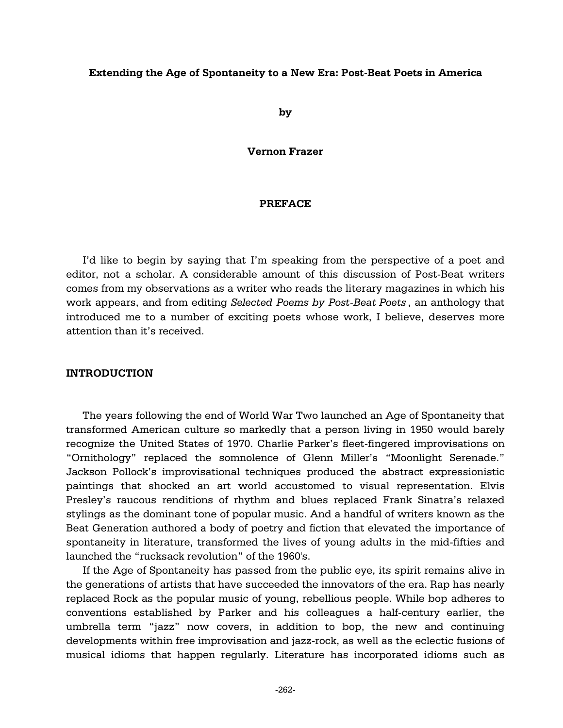**Extending the Age of Spontaneity to a New Era: Post-Beat Poets in America**

**by**

**Vernon Frazer**

## PREFACE

I'd like to begin by saying that I'm speaking from the perspective of a poet and editor, not a scholar. A considerable amount of this discussion of Post-Beat writers comes from my observations as a writer who reads the literary magazines in which his work appears, and from editing *Selected Poems by Post-Beat Poets*, an anthology that introduced me to a number of exciting poets whose work, I believe, deserves more attention than it's received.

## INTRODUCTION

The years following the end of World War Two launched an Age of Spontaneity that transformed American culture so markedly that a person living in 1950 would barely recognize the United States of 1970. Charlie Parker's fleet-fingered improvisations on "Ornithology" replaced the somnolence of Glenn Miller's "Moonlight Serenade." Jackson Pollock's improvisational techniques produced the abstract expressionistic paintings that shocked an art world accustomed to visual representation. Elvis Presley's raucous renditions of rhythm and blues replaced Frank Sinatra's relaxed stylings as the dominant tone of popular music. And a handful of writers known as the Beat Generation authored a body of poetry and fiction that elevated the importance of spontaneity in literature, transformed the lives of young adults in the mid-fifties and launched the "rucksack revolution" of the 1960's.

If the Age of Spontaneity has passed from the public eye, its spirit remains alive in the generations of artists that have succeeded the innovators of the era. Rap has nearly replaced Rock as the popular music of young, rebellious people. While bop adheres to conventions established by Parker and his colleagues a half-century earlier, the umbrella term "jazz" now covers, in addition to bop, the new and continuing developments within free improvisation and jazz-rock, as well as the eclectic fusions of musical idioms that happen regularly. Literature has incorporated idioms such as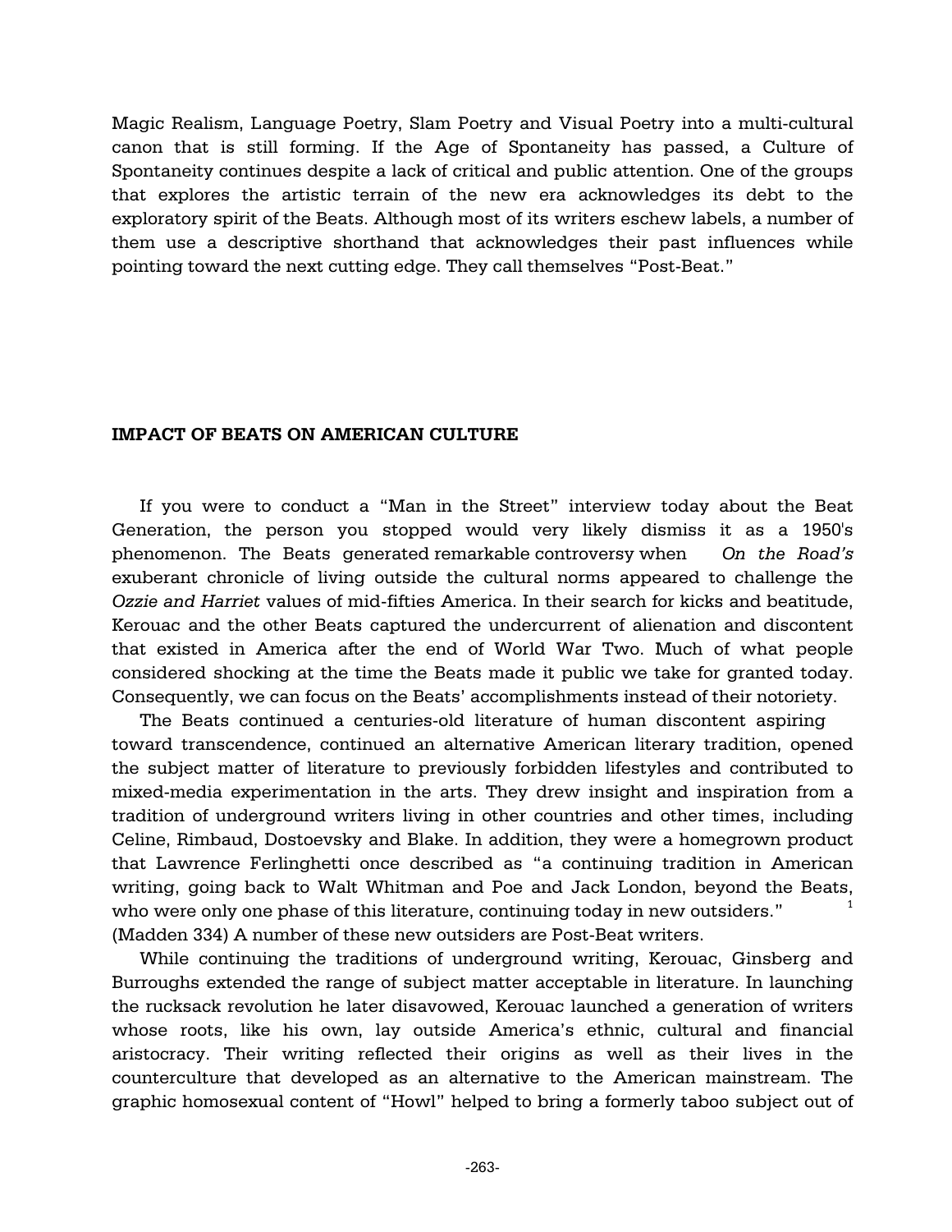Magic Realism, Language Poetry, Slam Poetry and Visual Poetry into a multi-cultural canon that is still forming. If the Age of Spontaneity has passed, a Culture of Spontaneity continues despite a lack of critical and public attention. One of the groups that explores the artistic terrain of the new era acknowledges its debt to the exploratory spirit of the Beats. Although most of its writers eschew labels, a number of them use a descriptive shorthand that acknowledges their past influences while pointing toward the next cutting edge. They call themselves "Post-Beat."

## IMPACT OF BEATS ON AMERICAN CULTURE

If you were to conduct a "Man in the Street" interview today about the Beat Generation, the person you stopped would very likely dismiss it as a 1950's phenomenon. The Beats generated remarkable controversy when *On the Road's* exuberant chronicle of living outside the cultural norms appeared to challenge the *Ozzie and Harriet* values of mid-fifties America. In their search for kicks and beatitude, Kerouac and the other Beats captured the undercurrent of alienation and discontent that existed in America after the end of World War Two. Much of what people considered shocking at the time the Beats made it public we take for granted today. Consequently, we can focus on the Beats' accomplishments instead of their notoriety.

The Beats continued a centuries-old literature of human discontent aspiring toward transcendence, continued an alternative American literary tradition, opened the subject matter of literature to previously forbidden lifestyles and contributed to mixed-media experimentation in the arts. They drew insight and inspiration from a tradition of underground writers living in other countries and other times, including Celine, Rimbaud, Dostoevsky and Blake. In addition, they were a homegrown product that Lawrence Ferlinghetti once described as "a continuing tradition in American writing, going back to Walt Whitman and Poe and Jack London, beyond the Beats, who were only one phase of this literature, continuing today in new outsiders."[1] (Madden 334) A number of these new outsiders are Post-Beat writers.

While continuing the traditions of underground writing, Kerouac, Ginsberg and Burroughs extended the range of subject matter acceptable in literature. In launching the rucksack revolution he later disavowed, Kerouac launched a generation of writers whose roots, like his own, lay outside America's ethnic, cultural and financial aristocracy. Their writing reflected their origins as well as their lives in the counterculture that developed as an alternative to the American mainstream. The graphic homosexual content of "Howl" helped to bring a formerly taboo subject out of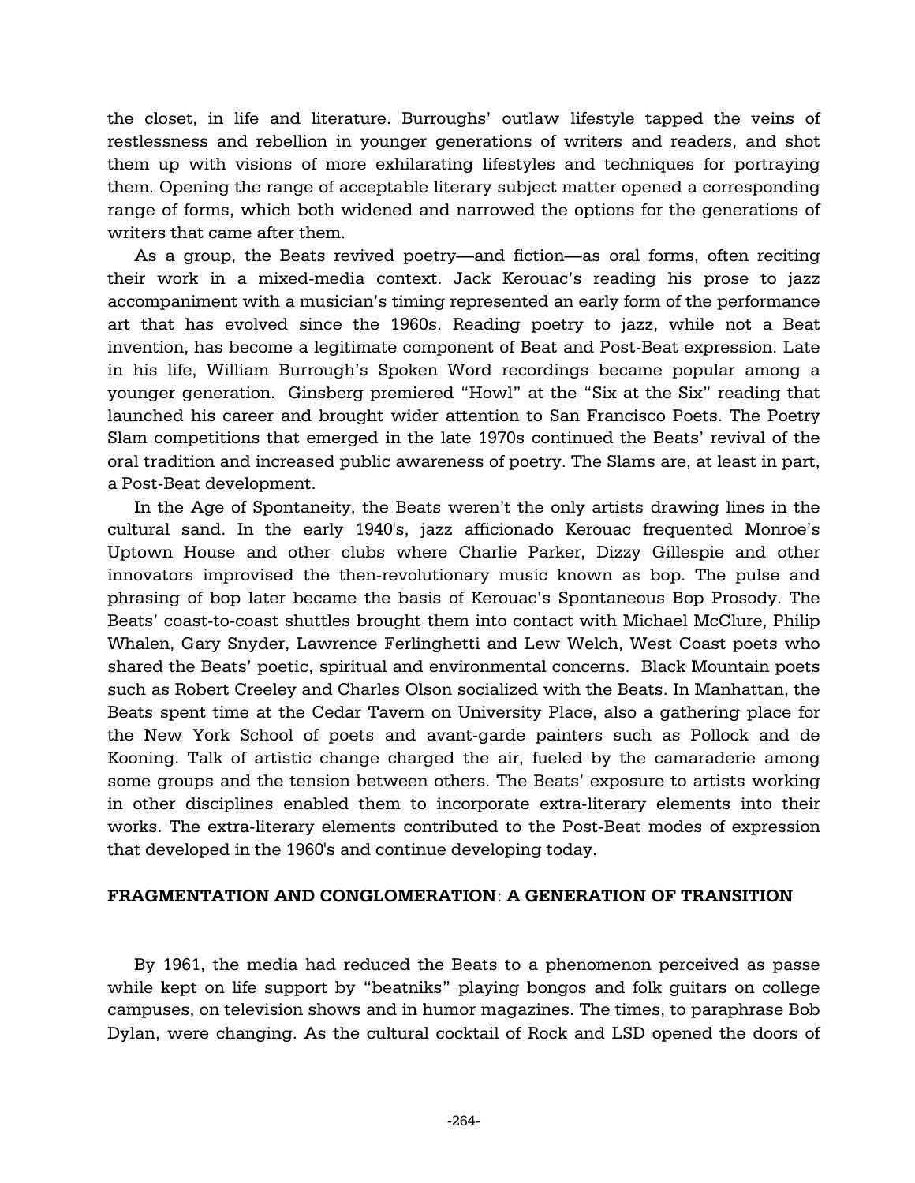the closet, in life and literature. Burroughs' outlaw lifestyle tapped the veins of restlessness and rebellion in younger generations of writers and readers, and shot them up with visions of more exhilarating lifestyles and techniques for portraying them. Opening the range of acceptable literary subject matter opened a corresponding range of forms, which both widened and narrowed the options for the generations of writers that came after them.

As a group, the Beats revived poetry—and fiction—as oral forms, often reciting their work in a mixed-media context. Jack Kerouac's reading his prose to jazz accompaniment with a musician's timing represented an early form of the performance art that has evolved since the 1960s. Reading poetry to jazz, while not a Beat invention, has become a legitimate component of Beat and Post-Beat expression. Late in his life, William Burrough's Spoken Word recordings became popular among a younger generation. Ginsberg premiered "Howl" at the "Six at the Six" reading that launched his career and brought wider attention to San Francisco Poets. The Poetry Slam competitions that emerged in the late 1970s continued the Beats' revival of the oral tradition and increased public awareness of poetry. The Slams are, at least in part, a Post-Beat development.

In the Age of Spontaneity, the Beats weren't the only artists drawing lines in the cultural sand. In the early 1940's, jazz afficionado Kerouac frequented Monroe's Uptown House and other clubs where Charlie Parker, Dizzy Gillespie and other innovators improvised the then-revolutionary music known as bop. The pulse and phrasing of bop later became the basis of Kerouac's Spontaneous Bop Prosody. The Beats' coast-to-coast shuttles brought them into contact with Michael McClure, Philip Whalen, Gary Snyder, Lawrence Ferlinghetti and Lew Welch, West Coast poets who shared the Beats' poetic, spiritual and environmental concerns. Black Mountain poets such as Robert Creeley and Charles Olson socialized with the Beats. In Manhattan, the Beats spent time at the Cedar Tavern on University Place, also a gathering place for the New York School of poets and avant-garde painters such as Pollock and de Kooning. Talk of artistic change charged the air, fueled by the camaraderie among some groups and the tension between others. The Beats' exposure to artists working in other disciplines enabled them to incorporate extra-literary elements into their works. The extra-literary elements contributed to the Post-Beat modes of expression that developed in the 1960's and continue developing today.

## FRAGMENTATION AND CONGLOMERATION: A GENERATION OF TRANSITION

By 1961, the media had reduced the Beats to a phenomenon perceived as passe while kept on life support by "beatniks" playing bongos and folk guitars on college campuses, on television shows and in humor magazines. The times, to paraphrase Bob Dylan, were changing. As the cultural cocktail of Rock and LSD opened the doors of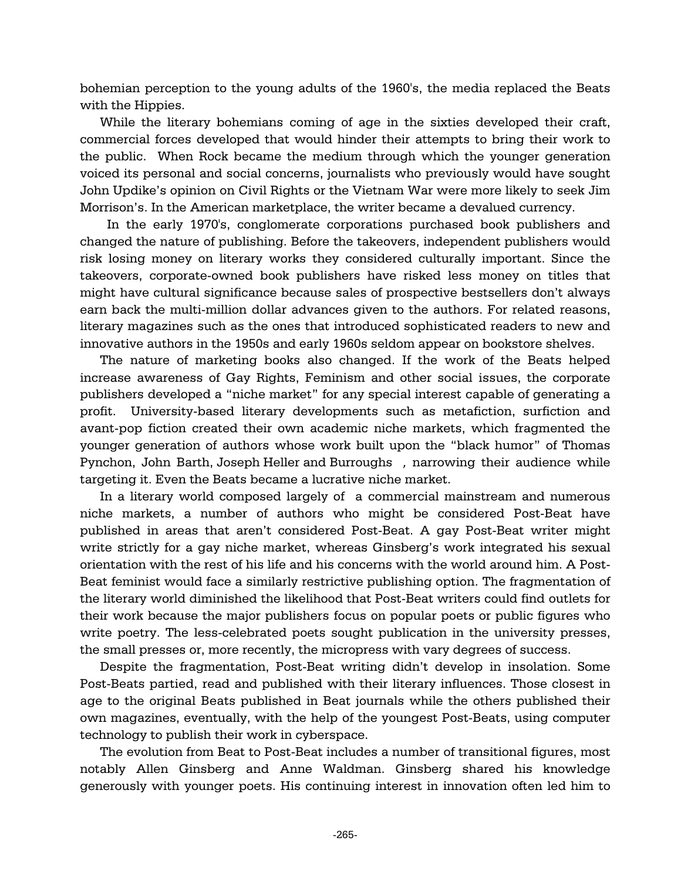bohemian perception to the young adults of the 1960's, the media replaced the Beats with the Hippies.

While the literary bohemians coming of age in the sixties developed their craft, commercial forces developed that would hinder their attempts to bring their work to the public. When Rock became the medium through which the younger generation voiced its personal and social concerns, journalists who previously would have sought John Updike's opinion on Civil Rights or the Vietnam War were more likely to seek Jim Morrison's. In the American marketplace, the writer became a devalued currency.

In the early 1970's, conglomerate corporations purchased book publishers and changed the nature of publishing. Before the takeovers, independent publishers would risk losing money on literary works they considered culturally important. Since the takeovers, corporate-owned book publishers have risked less money on titles that might have cultural significance because sales of prospective bestsellers don't always earn back the multi-million dollar advances given to the authors. For related reasons, literary magazines such as the ones that introduced sophisticated readers to new and innovative authors in the 1950s and early 1960s seldom appear on bookstore shelves.

The nature of marketing books also changed. If the work of the Beats helped increase awareness of Gay Rights, Feminism and other social issues, the corporate publishers developed a "niche market" for any special interest capable of generating a profit. University-based literary developments such as metafiction, surfiction and avant-pop fiction created their own academic niche markets, which fragmented the younger generation of authors whose work built upon the "black humor" of Thomas Pynchon, John Barth, Joseph Heller and Burroughs , narrowing their audience while targeting it. Even the Beats became a lucrative niche market.

In a literary world composed largely of a commercial mainstream and numerous niche markets, a number of authors who might be considered Post-Beat have published in areas that aren't considered Post-Beat. A gay Post-Beat writer might write strictly for a gay niche market, whereas Ginsberg's work integrated his sexual orientation with the rest of his life and his concerns with the world around him. A Post-Beat feminist would face a similarly restrictive publishing option. The fragmentation of the literary world diminished the likelihood that Post-Beat writers could find outlets for their work because the major publishers focus on popular poets or public figures who write poetry. The less-celebrated poets sought publication in the university presses, the small presses or, more recently, the micropress with vary degrees of success.

Despite the fragmentation, Post-Beat writing didn't develop in insolation. Some Post-Beats partied, read and published with their literary influences. Those closest in age to the original Beats published in Beat journals while the others published their own magazines, eventually, with the help of the youngest Post-Beats, using computer technology to publish their work in cyberspace.

The evolution from Beat to Post-Beat includes a number of transitional figures, most notably Allen Ginsberg and Anne Waldman. Ginsberg shared his knowledge generously with younger poets. His continuing interest in innovation often led him to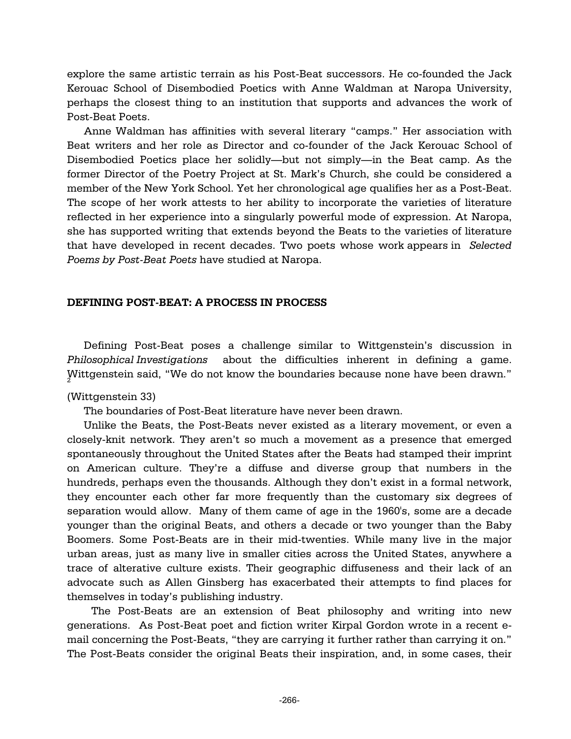explore the same artistic terrain as his Post-Beat successors. He co-founded the Jack Kerouac School of Disembodied Poetics with Anne Waldman at Naropa University, perhaps the closest thing to an institution that supports and advances the work of Post-Beat Poets.

Anne Waldman has affinities with several literary "camps." Her association with Beat writers and her role as Director and co-founder of the Jack Kerouac School of Disembodied Poetics place her solidly—but not simply—in the Beat camp. As the former Director of the Poetry Project at St. Mark's Church, she could be considered a member of the New York School. Yet her chronological age qualifies her as a Post-Beat. The scope of her work attests to her ability to incorporate the varieties of literature reflected in her experience into a singularly powerful mode of expression. At Naropa, she has supported writing that extends beyond the Beats to the varieties of literature that have developed in recent decades. Two poets whose work appears in *Selected Poems by Post-Beat Poets* have studied at Naropa.

## DEFINING POST-BEAT: A PROCESS IN PROCESS

Defining Post-Beat poses a challenge similar to Wittgenstein's discussion in *Philosophical Investigations* about the difficulties inherent in defining a game. Wittgenstein said, "We do not know the boundaries because none have been drawn."[2] (Wittgenstein 33)

The boundaries of Post-Beat literature have never been drawn.

Unlike the Beats, the Post-Beats never existed as a literary movement, or even a closely-knit network. They aren't so much a movement as a presence that emerged spontaneously throughout the United States after the Beats had stamped their imprint on American culture. They're a diffuse and diverse group that numbers in the hundreds, perhaps even the thousands. Although they don't exist in a formal network, they encounter each other far more frequently than the customary six degrees of separation would allow. Many of them came of age in the 1960's, some are a decade younger than the original Beats, and others a decade or two younger than the Baby Boomers. Some Post-Beats are in their mid-twenties. While many live in the major urban areas, just as many live in smaller cities across the United States, anywhere a trace of alterative culture exists. Their geographic diffuseness and their lack of an advocate such as Allen Ginsberg has exacerbated their attempts to find places for themselves in today's publishing industry.

The Post-Beats are an extension of Beat philosophy and writing into new generations. As Post-Beat poet and fiction writer Kirpal Gordon wrote in a recent e-mail concerning the Post-Beats, "they are carrying it further rather than carrying it on." The Post-Beats consider the original Beats their inspiration, and, in some cases, their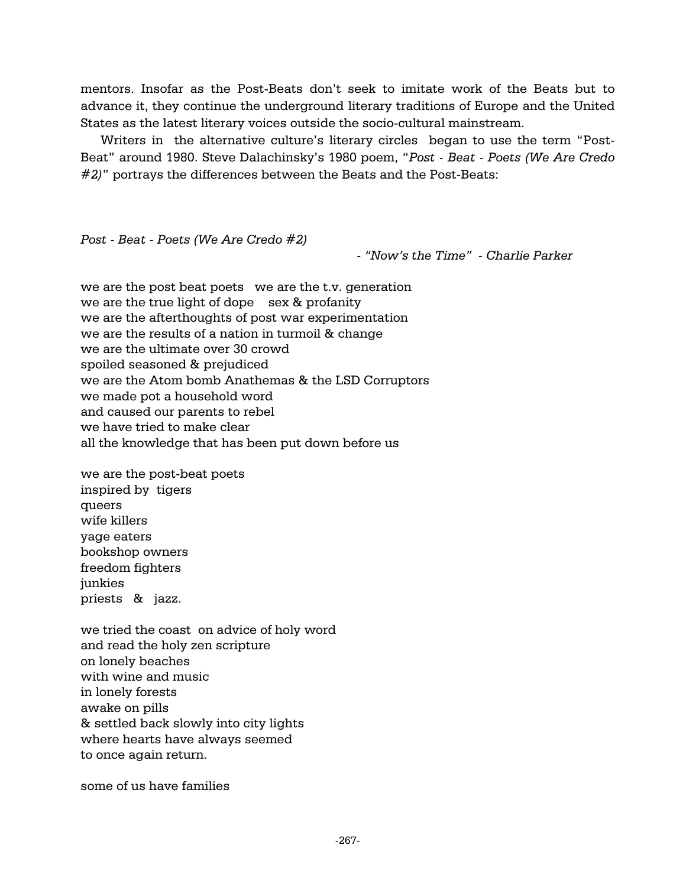mentors. Insofar as the Post-Beats don't seek to imitate work of the Beats but to advance it, they continue the underground literary traditions of Europe and the United States as the latest literary voices outside the socio-cultural mainstream.

Writers in the alternative culture's literary circles began to use the term "Post-Beat" around 1980. Steve Dalachinsky's 1980 poem, "*Post - Beat - Poets (We Are Credo #2)*" portrays the differences between the Beats and the Post-Beats:

*Post - Beat - Poets (We Are Credo #2)*

*- "Now's the Time" - Charlie Parker*

we are the post beat poets   we are the t.v. generation  
we are the true light of dope   sex & profanity  
we are the afterthoughts of post war experimentation  
we are the results of a nation in turmoil & change  
we are the ultimate over 30 crowd  
spoiled seasoned & prejudiced  
we are the Atom bomb Anathemas & the LSD Corruptors  
we made pot a household word  
and caused our parents to rebel  
we have tried to make clear  
all the knowledge that has been put down before us

we are the post-beat poets  
inspired by tigers  
queers  
wife killers  
yage eaters  
bookshop owners  
freedom fighters  
junkies  
priests & jazz.

we tried the coast on advice of holy word  
and read the holy zen scripture  
on lonely beaches  
with wine and music  
in lonely forests  
awake on pills  
& settled back slowly into city lights  
where hearts have always seemed  
to once again return.

some of us have families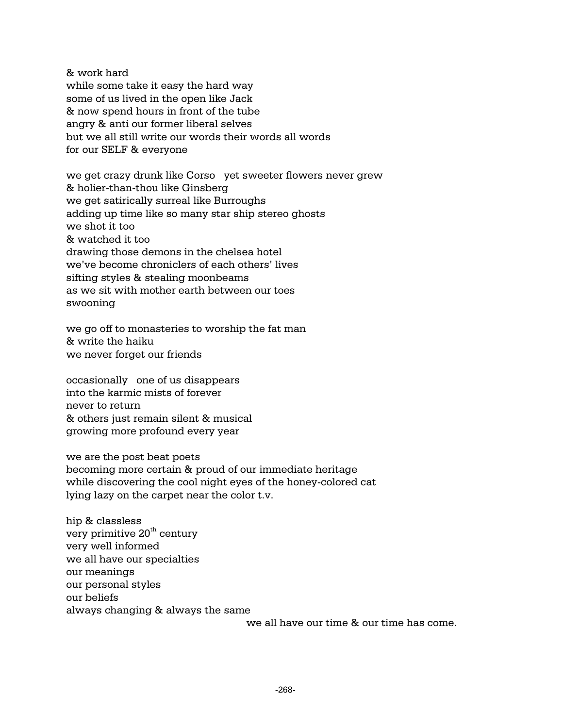& work hard  
while some take it easy the hard way  
some of us lived in the open like Jack  
& now spend hours in front of the tube  
angry & anti our former liberal selves  
but we all still write our words their words all words  
for our SELF & everyone

we get crazy drunk like Corso   yet sweeter flowers never grew  
& holier-than-thou like Ginsberg  
we get satirically surreal like Burroughs  
adding up time like so many star ship stereo ghosts  
we shot it too  
& watched it too  
drawing those demons in the chelsea hotel  
we've become chroniclers of each others' lives  
sifting styles & stealing moonbeams  
as we sit with mother earth between our toes  
swooning

we go off to monasteries to worship the fat man  
& write the haiku  
we never forget our friends

occasionally   one of us disappears  
into the karmic mists of forever  
never to return  
& others just remain silent & musical  
growing more profound every year

we are the post beat poets  
becoming more certain & proud of our immediate heritage  
while discovering the cool night eyes of the honey-colored cat  
lying lazy on the carpet near the color t.v.

hip & classless  
very primitive 20th century  
very well informed  
we all have our specialties  
our meanings  
our personal styles  
our beliefs  
always changing & always the same  
we all have our time & our time has come.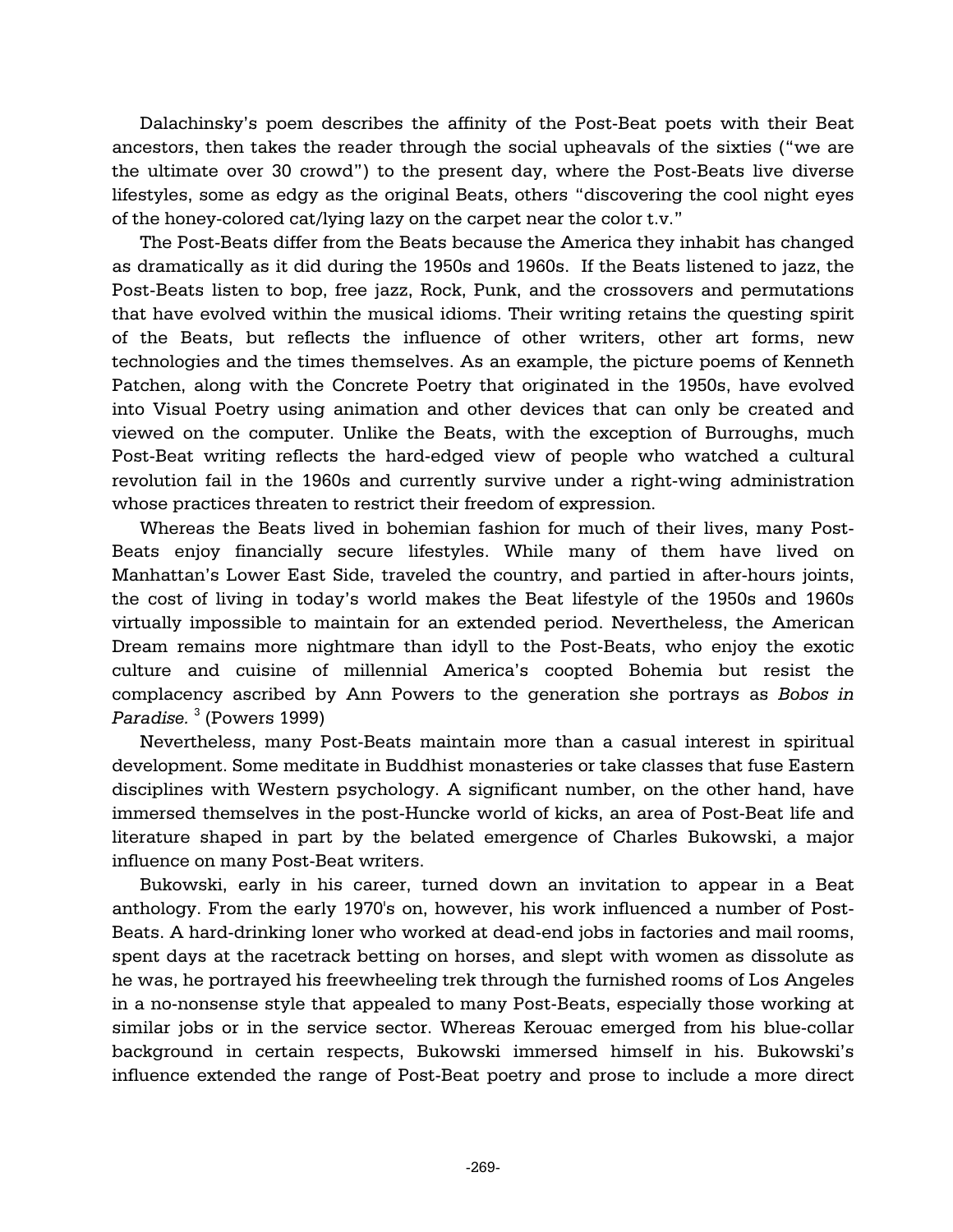Dalachinsky's poem describes the affinity of the Post-Beat poets with their Beat ancestors, then takes the reader through the social upheavals of the sixties ("we are the ultimate over 30 crowd") to the present day, where the Post-Beats live diverse lifestyles, some as edgy as the original Beats, others "discovering the cool night eyes of the honey-colored cat/lying lazy on the carpet near the color t.v."

The Post-Beats differ from the Beats because the America they inhabit has changed as dramatically as it did during the 1950s and 1960s. If the Beats listened to jazz, the Post-Beats listen to bop, free jazz, Rock, Punk, and the crossovers and permutations that have evolved within the musical idioms. Their writing retains the questing spirit of the Beats, but reflects the influence of other writers, other art forms, new technologies and the times themselves. As an example, the picture poems of Kenneth Patchen, along with the Concrete Poetry that originated in the 1950s, have evolved into Visual Poetry using animation and other devices that can only be created and viewed on the computer. Unlike the Beats, with the exception of Burroughs, much Post-Beat writing reflects the hard-edged view of people who watched a cultural revolution fail in the 1960s and currently survive under a right-wing administration whose practices threaten to restrict their freedom of expression.

Whereas the Beats lived in bohemian fashion for much of their lives, many Post-Beats enjoy financially secure lifestyles. While many of them have lived on Manhattan's Lower East Side, traveled the country, and partied in after-hours joints, the cost of living in today's world makes the Beat lifestyle of the 1950s and 1960s virtually impossible to maintain for an extended period. Nevertheless, the American Dream remains more nightmare than idyll to the Post-Beats, who enjoy the exotic culture and cuisine of millennial America's coopted Bohemia but resist the complacency ascribed by Ann Powers to the generation she portrays as *Bobos in Paradise.* [3] (Powers 1999)

Nevertheless, many Post-Beats maintain more than a casual interest in spiritual development. Some meditate in Buddhist monasteries or take classes that fuse Eastern disciplines with Western psychology. A significant number, on the other hand, have immersed themselves in the post-Huncke world of kicks, an area of Post-Beat life and literature shaped in part by the belated emergence of Charles Bukowski, a major influence on many Post-Beat writers.

Bukowski, early in his career, turned down an invitation to appear in a Beat anthology. From the early 1970's on, however, his work influenced a number of Post-Beats. A hard-drinking loner who worked at dead-end jobs in factories and mail rooms, spent days at the racetrack betting on horses, and slept with women as dissolute as he was, he portrayed his freewheeling trek through the furnished rooms of Los Angeles in a no-nonsense style that appealed to many Post-Beats, especially those working at similar jobs or in the service sector. Whereas Kerouac emerged from his blue-collar background in certain respects, Bukowski immersed himself in his. Bukowski's influence extended the range of Post-Beat poetry and prose to include a more direct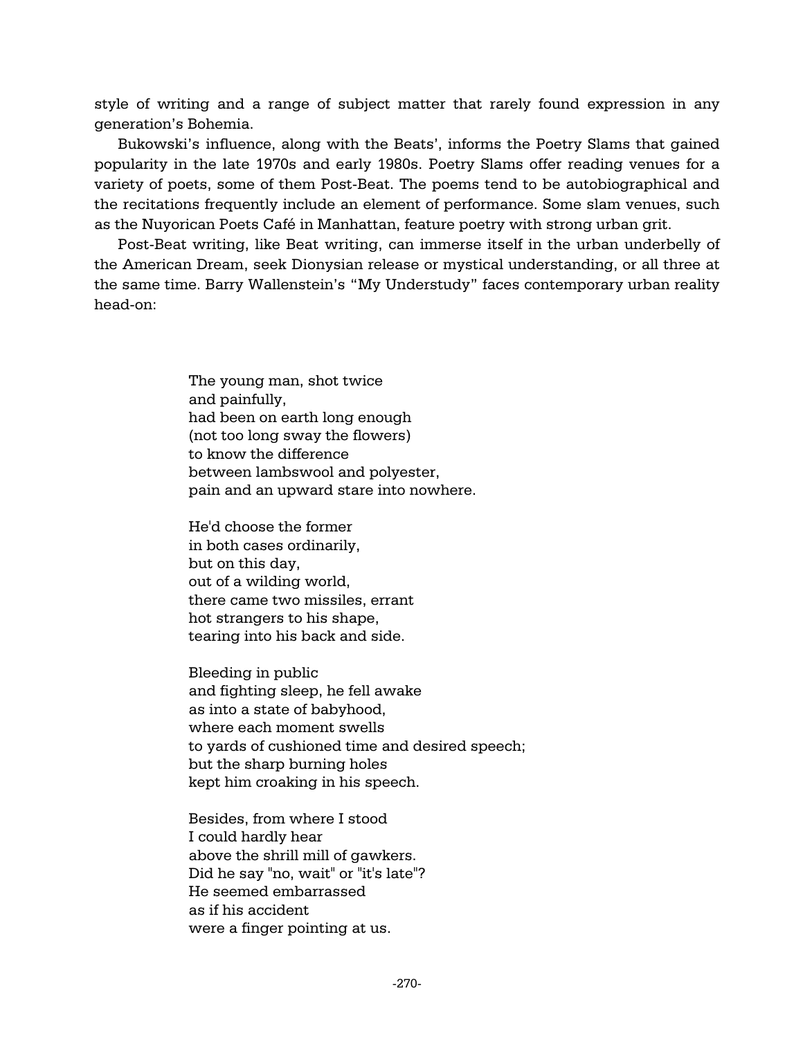style of writing and a range of subject matter that rarely found expression in any generation's Bohemia.

Bukowski's influence, along with the Beats', informs the Poetry Slams that gained popularity in the late 1970s and early 1980s. Poetry Slams offer reading venues for a variety of poets, some of them Post-Beat. The poems tend to be autobiographical and the recitations frequently include an element of performance. Some slam venues, such as the Nuyorican Poets Café in Manhattan, feature poetry with strong urban grit.

Post-Beat writing, like Beat writing, can immerse itself in the urban underbelly of the American Dream, seek Dionysian release or mystical understanding, or all three at the same time. Barry Wallenstein's "My Understudy" faces contemporary urban reality head-on:

> The young man, shot twice  
> and painfully,  
> had been on earth long enough  
> (not too long sway the flowers)  
> to know the difference  
> between lambswool and polyester,  
> pain and an upward stare into nowhere.
>
> He'd choose the former  
> in both cases ordinarily,  
> but on this day,  
> out of a wilding world,  
> there came two missiles, errant  
> hot strangers to his shape,  
> tearing into his back and side.
>
> Bleeding in public  
> and fighting sleep, he fell awake  
> as into a state of babyhood,  
> where each moment swells  
> to yards of cushioned time and desired speech;  
> but the sharp burning holes  
> kept him croaking in his speech.
>
> Besides, from where I stood  
> I could hardly hear  
> above the shrill mill of gawkers.  
> Did he say "no, wait" or "it's late"?  
> He seemed embarrassed  
> as if his accident  
> were a finger pointing at us.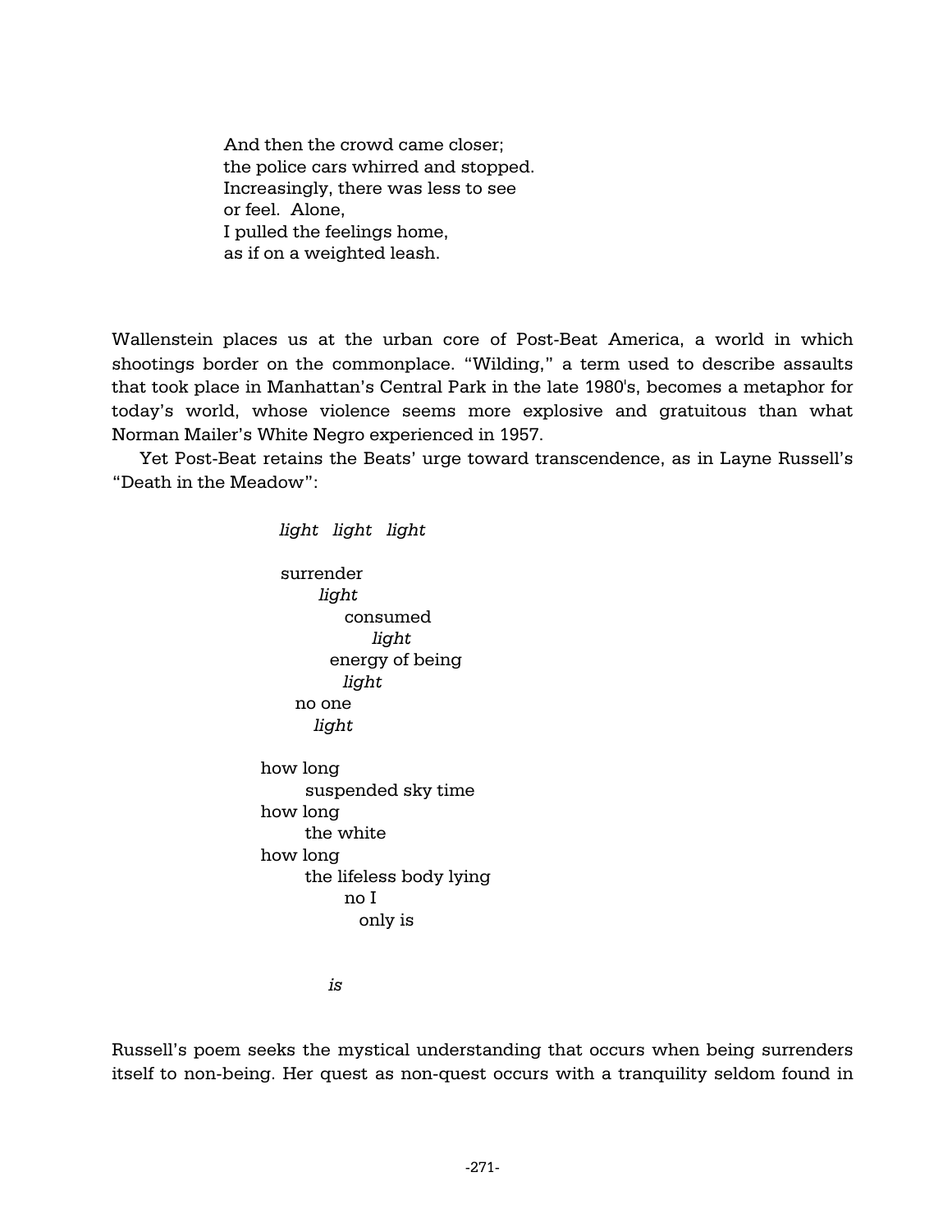And then the crowd came closer;  
the police cars whirred and stopped.  
Increasingly, there was less to see  
or feel.  Alone,  
I pulled the feelings home,  
as if on a weighted leash.

Wallenstein places us at the urban core of Post-Beat America, a world in which shootings border on the commonplace. "Wilding," a term used to describe assaults that took place in Manhattan's Central Park in the late 1980's, becomes a metaphor for today's world, whose violence seems more explosive and gratuitous than what Norman Mailer's White Negro experienced in 1957.

Yet Post-Beat retains the Beats' urge toward transcendence, as in Layne Russell's "Death in the Meadow":

*light   light   light*

surrender  
    *light*  
        consumed  
            *light*  
        energy of being  
        *light*  
    no one  
    *light*

how long  
    suspended sky time  
how long  
    the white  
how long  
    the lifeless body lying  
        no I  
            only is

*is*

Russell's poem seeks the mystical understanding that occurs when being surrenders itself to non-being. Her quest as non-quest occurs with a tranquility seldom found in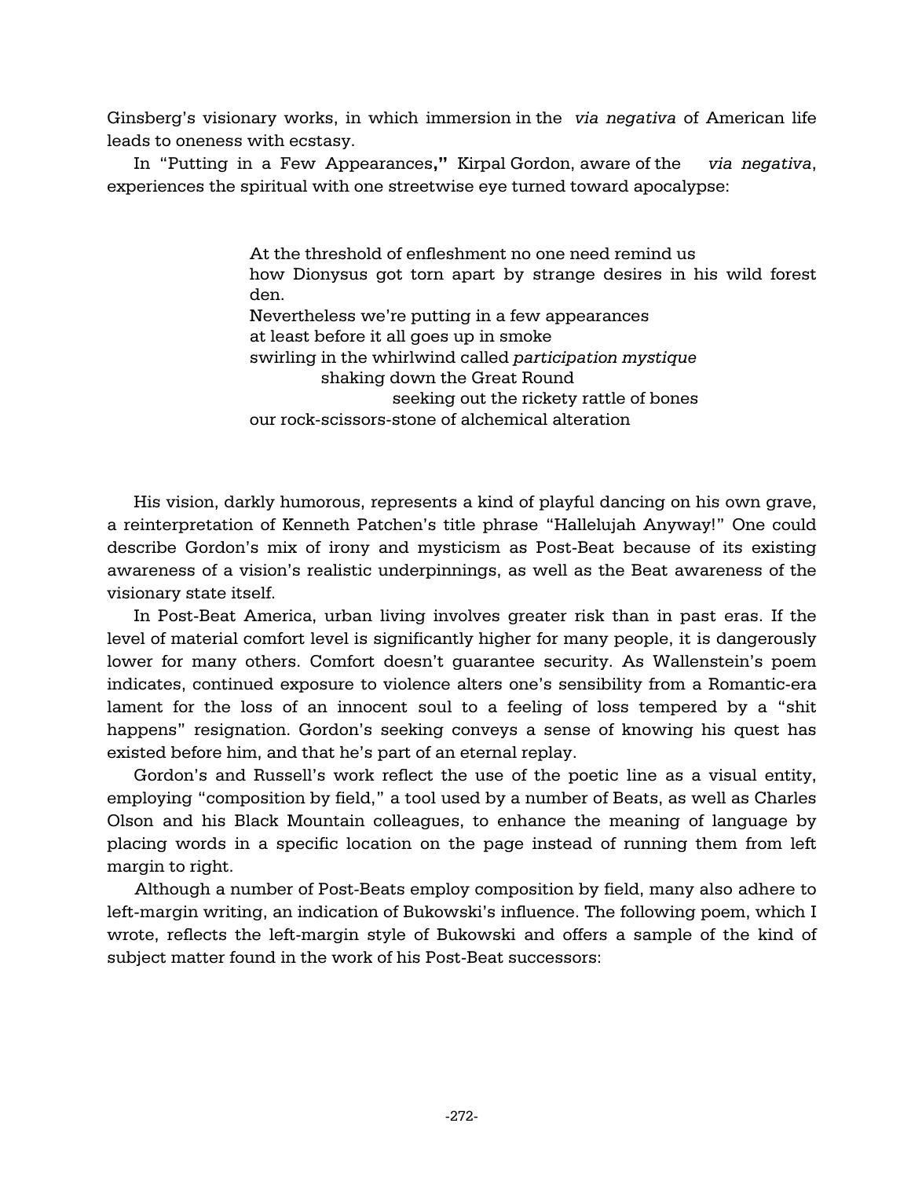Ginsberg's visionary works, in which immersion in the *via negativa* of American life leads to oneness with ecstasy.

In "Putting in a Few Appearances**,"** Kirpal Gordon, aware of the *via negativa*, experiences the spiritual with one streetwise eye turned toward apocalypse:

> At the threshold of enfleshment no one need remind us
> how Dionysus got torn apart by strange desires in his wild forest den.
> Nevertheless we're putting in a few appearances
> at least before it all goes up in smoke
> swirling in the whirlwind called *participation mystique*
> &nbsp;&nbsp;&nbsp;&nbsp;&nbsp;&nbsp;&nbsp;&nbsp;shaking down the Great Round
> &nbsp;&nbsp;&nbsp;&nbsp;&nbsp;&nbsp;&nbsp;&nbsp;&nbsp;&nbsp;&nbsp;&nbsp;&nbsp;&nbsp;&nbsp;&nbsp;seeking out the rickety rattle of bones
> our rock-scissors-stone of alchemical alteration

His vision, darkly humorous, represents a kind of playful dancing on his own grave, a reinterpretation of Kenneth Patchen's title phrase "Hallelujah Anyway!" One could describe Gordon's mix of irony and mysticism as Post-Beat because of its existing awareness of a vision's realistic underpinnings, as well as the Beat awareness of the visionary state itself.

In Post-Beat America, urban living involves greater risk than in past eras. If the level of material comfort level is significantly higher for many people, it is dangerously lower for many others. Comfort doesn't guarantee security. As Wallenstein's poem indicates, continued exposure to violence alters one's sensibility from a Romantic-era lament for the loss of an innocent soul to a feeling of loss tempered by a "shit happens" resignation. Gordon's seeking conveys a sense of knowing his quest has existed before him, and that he's part of an eternal replay.

Gordon's and Russell's work reflect the use of the poetic line as a visual entity, employing "composition by field," a tool used by a number of Beats, as well as Charles Olson and his Black Mountain colleagues, to enhance the meaning of language by placing words in a specific location on the page instead of running them from left margin to right.

Although a number of Post-Beats employ composition by field, many also adhere to left-margin writing, an indication of Bukowski's influence. The following poem, which I wrote, reflects the left-margin style of Bukowski and offers a sample of the kind of subject matter found in the work of his Post-Beat successors: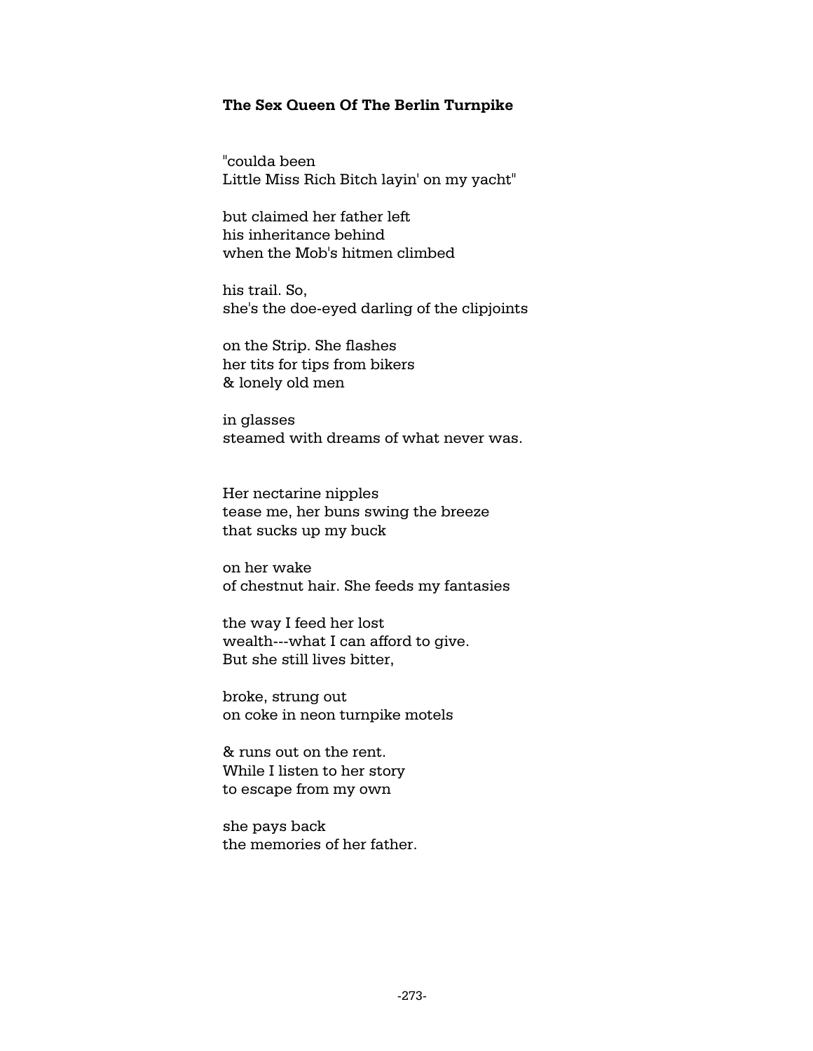**The Sex Queen Of The Berlin Turnpike**

"coulda been  
Little Miss Rich Bitch layin' on my yacht"

but claimed her father left  
his inheritance behind  
when the Mob's hitmen climbed

his trail. So,  
she's the doe-eyed darling of the clipjoints

on the Strip. She flashes  
her tits for tips from bikers  
& lonely old men

in glasses  
steamed with dreams of what never was.

Her nectarine nipples  
tease me, her buns swing the breeze  
that sucks up my buck

on her wake  
of chestnut hair. She feeds my fantasies

the way I feed her lost  
wealth---what I can afford to give.  
But she still lives bitter,

broke, strung out  
on coke in neon turnpike motels

& runs out on the rent.  
While I listen to her story  
to escape from my own

she pays back  
the memories of her father.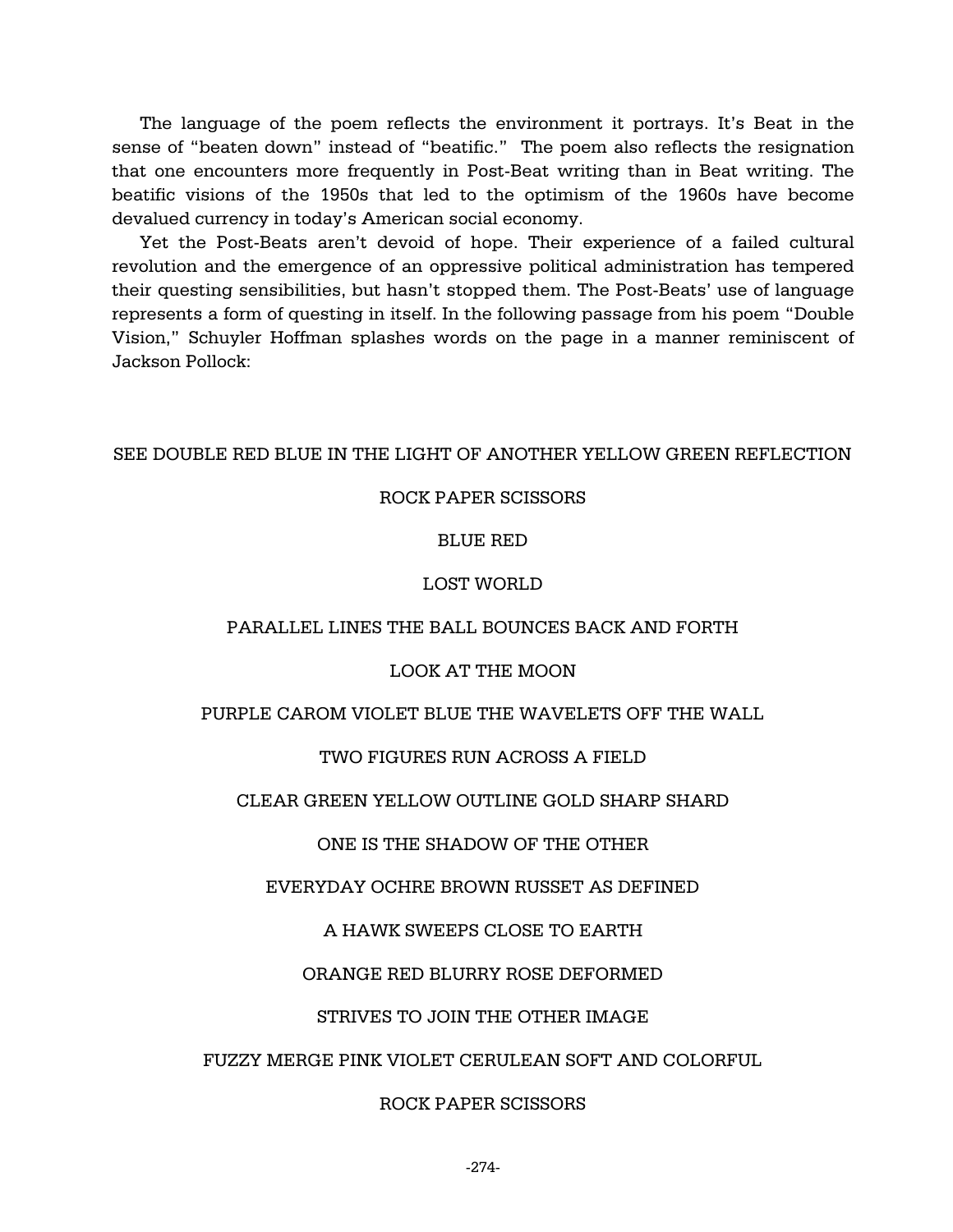The language of the poem reflects the environment it portrays. It's Beat in the sense of "beaten down" instead of "beatific." The poem also reflects the resignation that one encounters more frequently in Post-Beat writing than in Beat writing. The beatific visions of the 1950s that led to the optimism of the 1960s have become devalued currency in today's American social economy.

Yet the Post-Beats aren't devoid of hope. Their experience of a failed cultural revolution and the emergence of an oppressive political administration has tempered their questing sensibilities, but hasn't stopped them. The Post-Beats' use of language represents a form of questing in itself. In the following passage from his poem "Double Vision," Schuyler Hoffman splashes words on the page in a manner reminiscent of Jackson Pollock:

SEE DOUBLE RED BLUE IN THE LIGHT OF ANOTHER YELLOW GREEN REFLECTION

ROCK PAPER SCISSORS

BLUE RED

LOST WORLD

PARALLEL LINES THE BALL BOUNCES BACK AND FORTH

LOOK AT THE MOON

PURPLE CAROM VIOLET BLUE THE WAVELETS OFF THE WALL

TWO FIGURES RUN ACROSS A FIELD

CLEAR GREEN YELLOW OUTLINE GOLD SHARP SHARD

ONE IS THE SHADOW OF THE OTHER

EVERYDAY OCHRE BROWN RUSSET AS DEFINED

A HAWK SWEEPS CLOSE TO EARTH

ORANGE RED BLURRY ROSE DEFORMED

STRIVES TO JOIN THE OTHER IMAGE

FUZZY MERGE PINK VIOLET CERULEAN SOFT AND COLORFUL

ROCK PAPER SCISSORS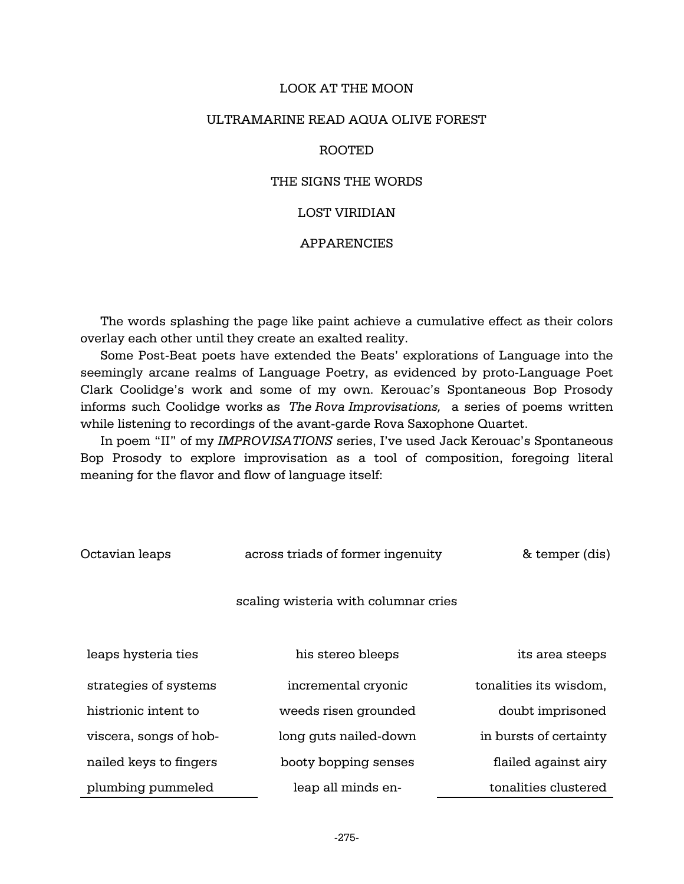LOOK AT THE MOON

ULTRAMARINE READ AQUA OLIVE FOREST

ROOTED

THE SIGNS THE WORDS

LOST VIRIDIAN

APPARENCIES

The words splashing the page like paint achieve a cumulative effect as their colors overlay each other until they create an exalted reality.

Some Post-Beat poets have extended the Beats' explorations of Language into the seemingly arcane realms of Language Poetry, as evidenced by proto-Language Poet Clark Coolidge's work and some of my own. Kerouac's Spontaneous Bop Prosody informs such Coolidge works as *The Rova Improvisations,* a series of poems written while listening to recordings of the avant-garde Rova Saxophone Quartet.

In poem "II" of my *IMPROVISATIONS* series, I've used Jack Kerouac's Spontaneous Bop Prosody to explore improvisation as a tool of composition, foregoing literal meaning for the flavor and flow of language itself:

Octavian leaps          across triads of former ingenuity          & temper (dis)

scaling wisteria with columnar cries

| | | |
|---|---|---|
| leaps hysteria ties | his stereo bleeps | its area steeps |
| strategies of systems | incremental cryonic | tonalities its wisdom, |
| histrionic intent to | weeds risen grounded | doubt imprisoned |
| viscera, songs of hob- | long guts nailed-down | in bursts of certainty |
| nailed keys to fingers | booty bopping senses | flailed against airy |
| plumbing pummeled | leap all minds en- | tonalities clustered |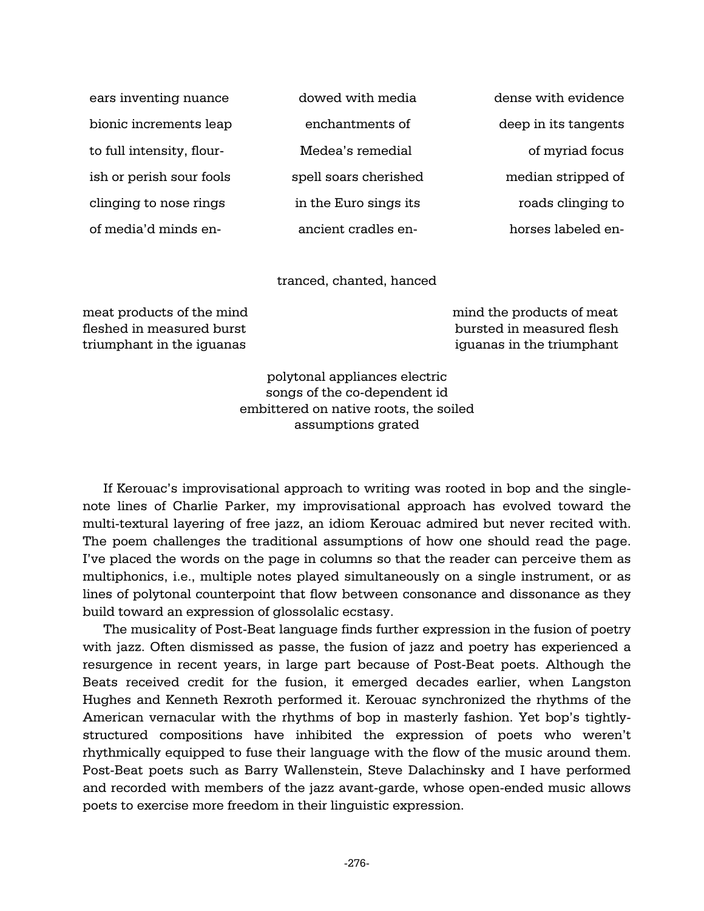ears inventing nuance
bionic increments leap
to full intensity, flour-
ish or perish sour fools
clinging to nose rings
of media'd minds en-

dowed with media
enchantments of
Medea's remedial
spell soars cherished
in the Euro sings its
ancient cradles en-

dense with evidence
deep in its tangents
of myriad focus
median stripped of
roads clinging to
horses labeled en-

tranced, chanted, hanced

meat products of the mind
fleshed in measured burst
triumphant in the iguanas

mind the products of meat
bursted in measured flesh
iguanas in the triumphant

polytonal appliances electric
songs of the co-dependent id
embittered on native roots, the soiled
assumptions grated

If Kerouac's improvisational approach to writing was rooted in bop and the single-note lines of Charlie Parker, my improvisational approach has evolved toward the multi-textural layering of free jazz, an idiom Kerouac admired but never recited with. The poem challenges the traditional assumptions of how one should read the page. I've placed the words on the page in columns so that the reader can perceive them as multiphonics, i.e., multiple notes played simultaneously on a single instrument, or as lines of polytonal counterpoint that flow between consonance and dissonance as they build toward an expression of glossolalic ecstasy.

The musicality of Post-Beat language finds further expression in the fusion of poetry with jazz. Often dismissed as passe, the fusion of jazz and poetry has experienced a resurgence in recent years, in large part because of Post-Beat poets. Although the Beats received credit for the fusion, it emerged decades earlier, when Langston Hughes and Kenneth Rexroth performed it. Kerouac synchronized the rhythms of the American vernacular with the rhythms of bop in masterly fashion. Yet bop's tightly-structured compositions have inhibited the expression of poets who weren't rhythmically equipped to fuse their language with the flow of the music around them. Post-Beat poets such as Barry Wallenstein, Steve Dalachinsky and I have performed and recorded with members of the jazz avant-garde, whose open-ended music allows poets to exercise more freedom in their linguistic expression.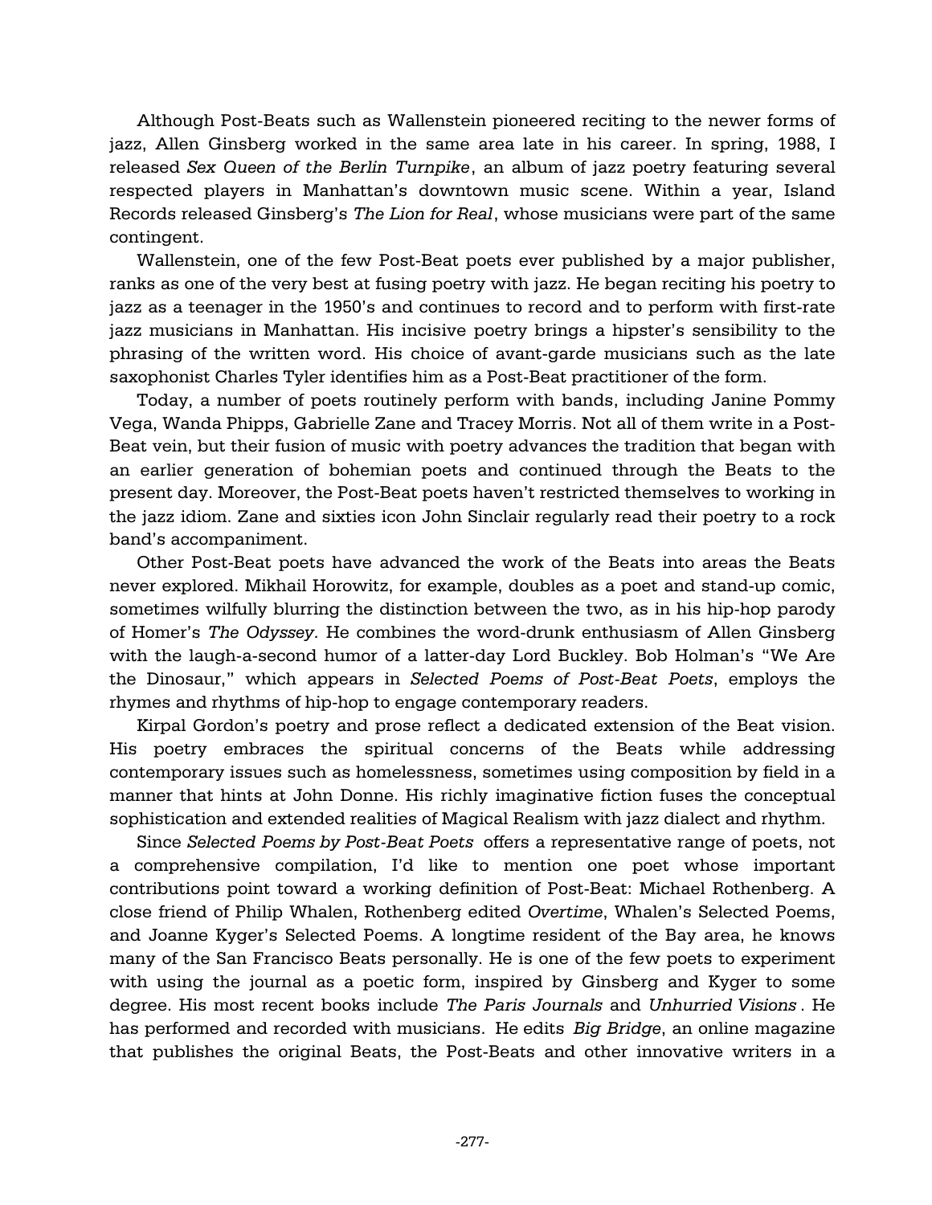Although Post-Beats such as Wallenstein pioneered reciting to the newer forms of jazz, Allen Ginsberg worked in the same area late in his career. In spring, 1988, I released *Sex Queen of the Berlin Turnpike*, an album of jazz poetry featuring several respected players in Manhattan's downtown music scene. Within a year, Island Records released Ginsberg's *The Lion for Real*, whose musicians were part of the same contingent.

Wallenstein, one of the few Post-Beat poets ever published by a major publisher, ranks as one of the very best at fusing poetry with jazz. He began reciting his poetry to jazz as a teenager in the 1950's and continues to record and to perform with first-rate jazz musicians in Manhattan. His incisive poetry brings a hipster's sensibility to the phrasing of the written word. His choice of avant-garde musicians such as the late saxophonist Charles Tyler identifies him as a Post-Beat practitioner of the form.

Today, a number of poets routinely perform with bands, including Janine Pommy Vega, Wanda Phipps, Gabrielle Zane and Tracey Morris. Not all of them write in a Post-Beat vein, but their fusion of music with poetry advances the tradition that began with an earlier generation of bohemian poets and continued through the Beats to the present day. Moreover, the Post-Beat poets haven't restricted themselves to working in the jazz idiom. Zane and sixties icon John Sinclair regularly read their poetry to a rock band's accompaniment.

Other Post-Beat poets have advanced the work of the Beats into areas the Beats never explored. Mikhail Horowitz, for example, doubles as a poet and stand-up comic, sometimes wilfully blurring the distinction between the two, as in his hip-hop parody of Homer's *The Odyssey.* He combines the word-drunk enthusiasm of Allen Ginsberg with the laugh-a-second humor of a latter-day Lord Buckley. Bob Holman's "We Are the Dinosaur," which appears in *Selected Poems of Post-Beat Poets*, employs the rhymes and rhythms of hip-hop to engage contemporary readers.

Kirpal Gordon's poetry and prose reflect a dedicated extension of the Beat vision. His poetry embraces the spiritual concerns of the Beats while addressing contemporary issues such as homelessness, sometimes using composition by field in a manner that hints at John Donne. His richly imaginative fiction fuses the conceptual sophistication and extended realities of Magical Realism with jazz dialect and rhythm.

Since *Selected Poems by Post-Beat Poets* offers a representative range of poets, not a comprehensive compilation, I'd like to mention one poet whose important contributions point toward a working definition of Post-Beat: Michael Rothenberg. A close friend of Philip Whalen, Rothenberg edited *Overtime*, Whalen's Selected Poems, and Joanne Kyger's Selected Poems. A longtime resident of the Bay area, he knows many of the San Francisco Beats personally. He is one of the few poets to experiment with using the journal as a poetic form, inspired by Ginsberg and Kyger to some degree. His most recent books include *The Paris Journals* and *Unhurried Visions*. He has performed and recorded with musicians. He edits *Big Bridge*, an online magazine that publishes the original Beats, the Post-Beats and other innovative writers in a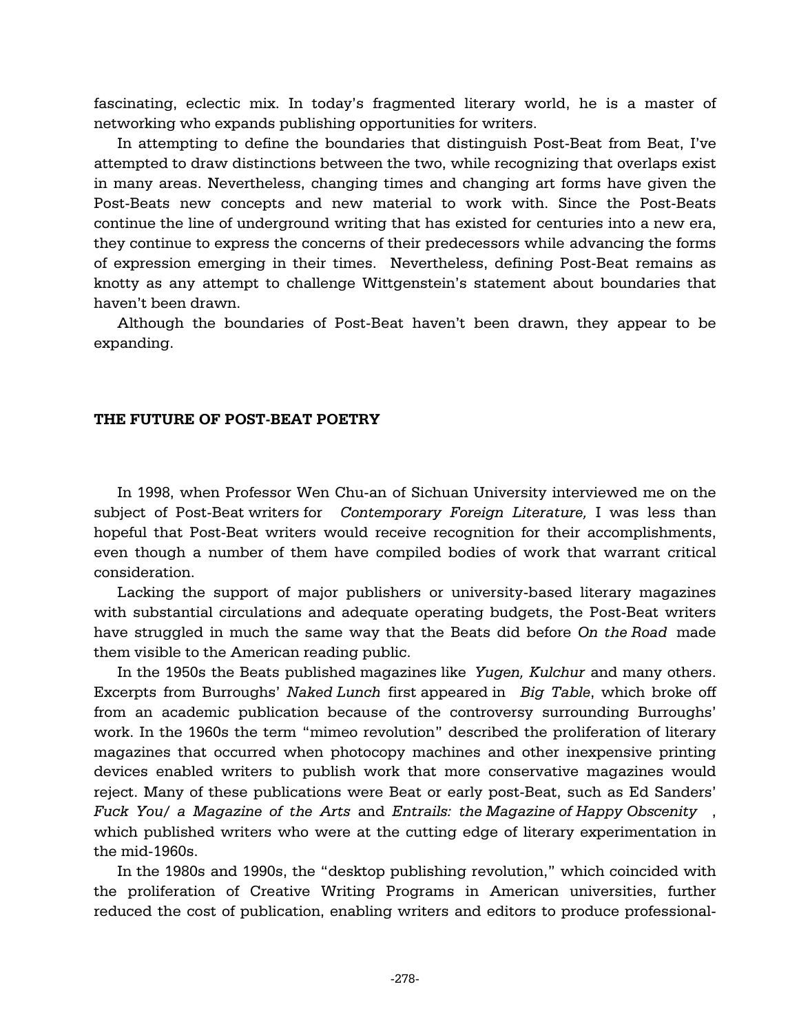fascinating, eclectic mix. In today's fragmented literary world, he is a master of networking who expands publishing opportunities for writers.

In attempting to define the boundaries that distinguish Post-Beat from Beat, I've attempted to draw distinctions between the two, while recognizing that overlaps exist in many areas. Nevertheless, changing times and changing art forms have given the Post-Beats new concepts and new material to work with. Since the Post-Beats continue the line of underground writing that has existed for centuries into a new era, they continue to express the concerns of their predecessors while advancing the forms of expression emerging in their times. Nevertheless, defining Post-Beat remains as knotty as any attempt to challenge Wittgenstein's statement about boundaries that haven't been drawn.

Although the boundaries of Post-Beat haven't been drawn, they appear to be expanding.

**THE FUTURE OF POST-BEAT POETRY**

In 1998, when Professor Wen Chu-an of Sichuan University interviewed me on the subject of Post-Beat writers for *Contemporary Foreign Literature,* I was less than hopeful that Post-Beat writers would receive recognition for their accomplishments, even though a number of them have compiled bodies of work that warrant critical consideration.

Lacking the support of major publishers or university-based literary magazines with substantial circulations and adequate operating budgets, the Post-Beat writers have struggled in much the same way that the Beats did before *On the Road* made them visible to the American reading public.

In the 1950s the Beats published magazines like *Yugen, Kulchur* and many others. Excerpts from Burroughs' *Naked Lunch* first appeared in *Big Table*, which broke off from an academic publication because of the controversy surrounding Burroughs' work. In the 1960s the term "mimeo revolution" described the proliferation of literary magazines that occurred when photocopy machines and other inexpensive printing devices enabled writers to publish work that more conservative magazines would reject. Many of these publications were Beat or early post-Beat, such as Ed Sanders' *Fuck You/ a Magazine of the Arts* and *Entrails: the Magazine of Happy Obscenity*, which published writers who were at the cutting edge of literary experimentation in the mid-1960s.

In the 1980s and 1990s, the "desktop publishing revolution," which coincided with the proliferation of Creative Writing Programs in American universities, further reduced the cost of publication, enabling writers and editors to produce professional-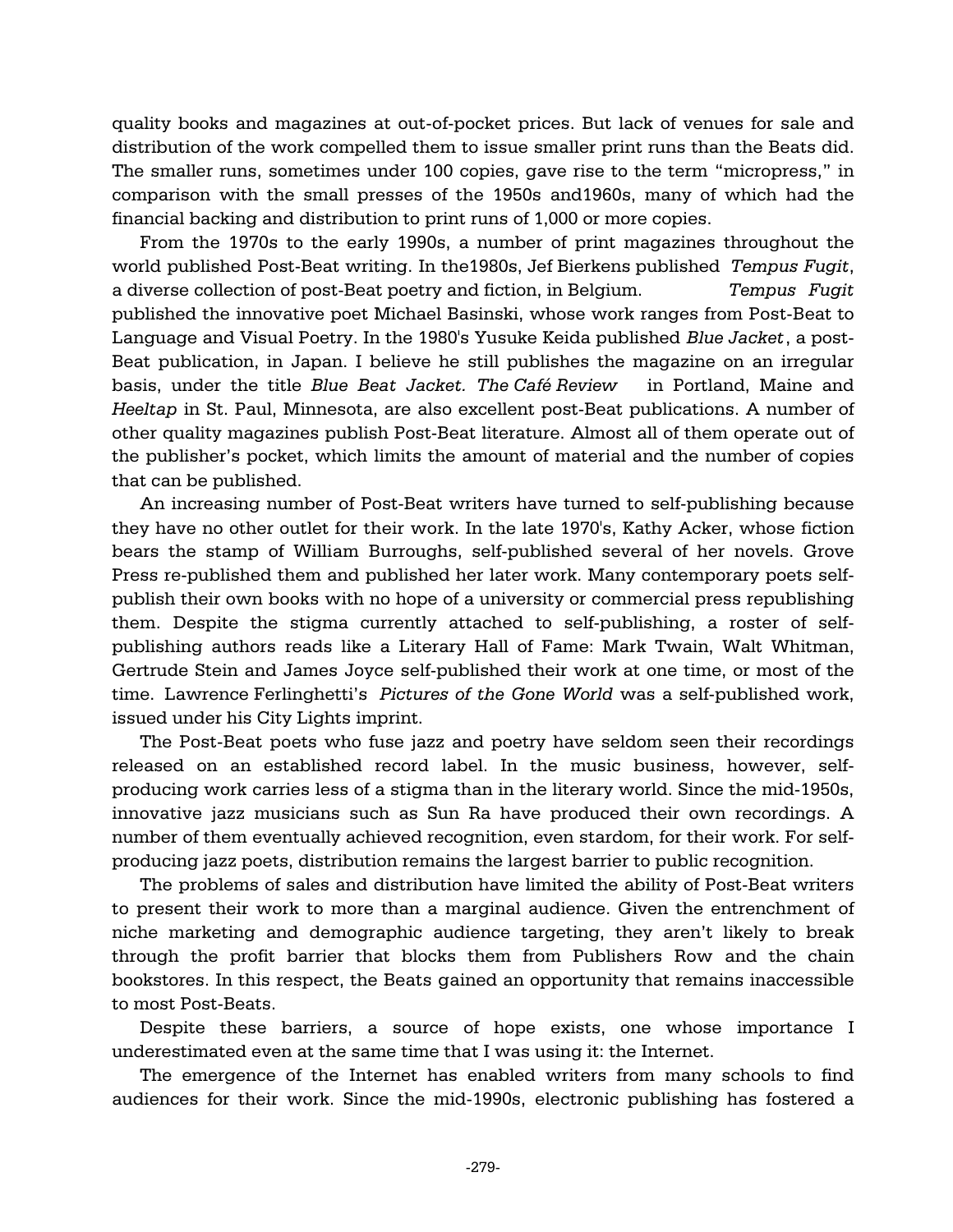quality books and magazines at out-of-pocket prices. But lack of venues for sale and distribution of the work compelled them to issue smaller print runs than the Beats did. The smaller runs, sometimes under 100 copies, gave rise to the term "micropress," in comparison with the small presses of the 1950s and1960s, many of which had the financial backing and distribution to print runs of 1,000 or more copies.

From the 1970s to the early 1990s, a number of print magazines throughout the world published Post-Beat writing. In the1980s, Jef Bierkens published *Tempus Fugit*, a diverse collection of post-Beat poetry and fiction, in Belgium. *Tempus Fugit* published the innovative poet Michael Basinski, whose work ranges from Post-Beat to Language and Visual Poetry. In the 1980's Yusuke Keida published *Blue Jacket*, a post-Beat publication, in Japan. I believe he still publishes the magazine on an irregular basis, under the title *Blue Beat Jacket. The Café Review* in Portland, Maine and *Heeltap* in St. Paul, Minnesota, are also excellent post-Beat publications. A number of other quality magazines publish Post-Beat literature. Almost all of them operate out of the publisher's pocket, which limits the amount of material and the number of copies that can be published.

An increasing number of Post-Beat writers have turned to self-publishing because they have no other outlet for their work. In the late 1970's, Kathy Acker, whose fiction bears the stamp of William Burroughs, self-published several of her novels. Grove Press re-published them and published her later work. Many contemporary poets self-publish their own books with no hope of a university or commercial press republishing them. Despite the stigma currently attached to self-publishing, a roster of self-publishing authors reads like a Literary Hall of Fame: Mark Twain, Walt Whitman, Gertrude Stein and James Joyce self-published their work at one time, or most of the time. Lawrence Ferlinghetti's *Pictures of the Gone World* was a self-published work, issued under his City Lights imprint.

The Post-Beat poets who fuse jazz and poetry have seldom seen their recordings released on an established record label. In the music business, however, self-producing work carries less of a stigma than in the literary world. Since the mid-1950s, innovative jazz musicians such as Sun Ra have produced their own recordings. A number of them eventually achieved recognition, even stardom, for their work. For self-producing jazz poets, distribution remains the largest barrier to public recognition.

The problems of sales and distribution have limited the ability of Post-Beat writers to present their work to more than a marginal audience. Given the entrenchment of niche marketing and demographic audience targeting, they aren't likely to break through the profit barrier that blocks them from Publishers Row and the chain bookstores. In this respect, the Beats gained an opportunity that remains inaccessible to most Post-Beats.

Despite these barriers, a source of hope exists, one whose importance I underestimated even at the same time that I was using it: the Internet.

The emergence of the Internet has enabled writers from many schools to find audiences for their work. Since the mid-1990s, electronic publishing has fostered a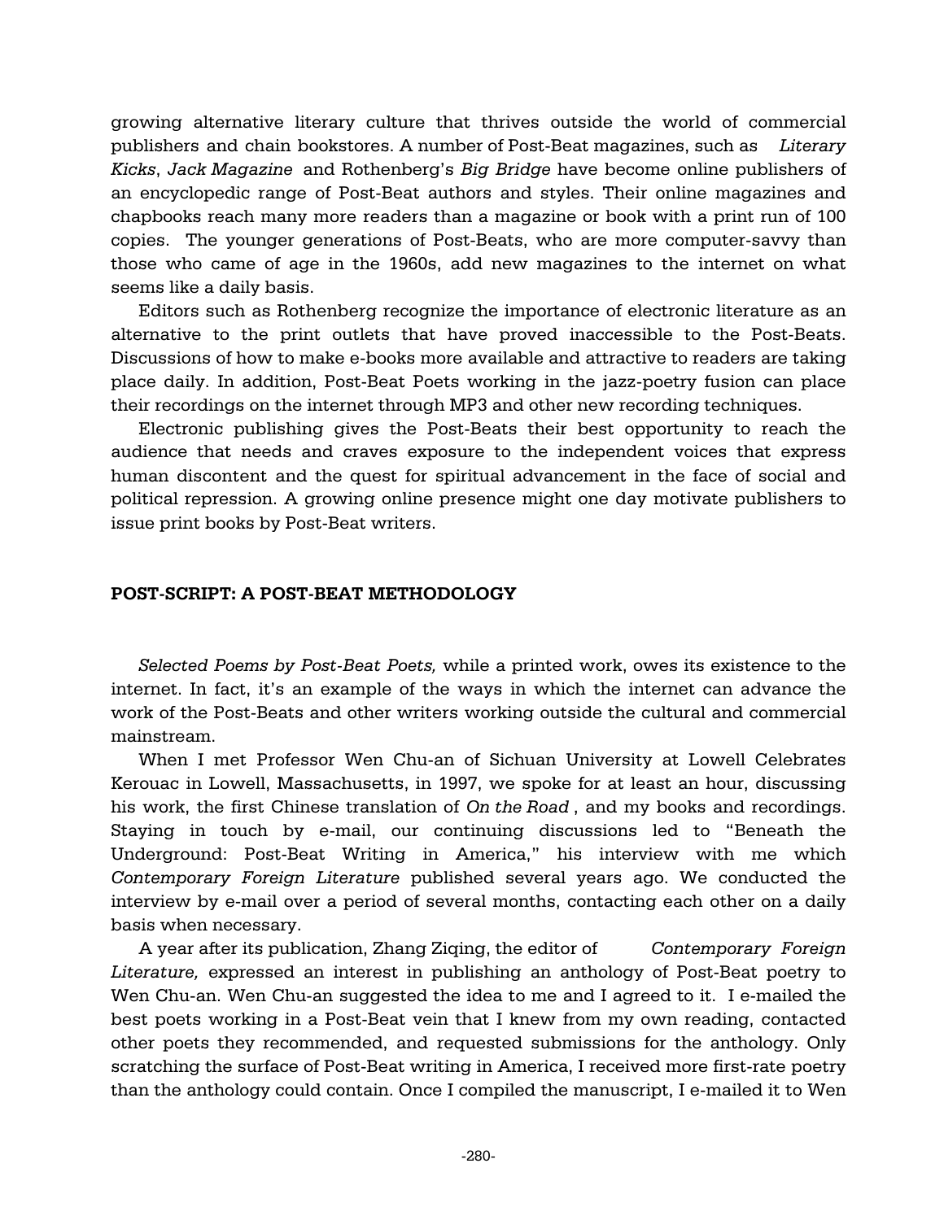growing alternative literary culture that thrives outside the world of commercial publishers and chain bookstores. A number of Post-Beat magazines, such as *Literary Kicks*, *Jack Magazine* and Rothenberg's *Big Bridge* have become online publishers of an encyclopedic range of Post-Beat authors and styles. Their online magazines and chapbooks reach many more readers than a magazine or book with a print run of 100 copies. The younger generations of Post-Beats, who are more computer-savvy than those who came of age in the 1960s, add new magazines to the internet on what seems like a daily basis.

Editors such as Rothenberg recognize the importance of electronic literature as an alternative to the print outlets that have proved inaccessible to the Post-Beats. Discussions of how to make e-books more available and attractive to readers are taking place daily. In addition, Post-Beat Poets working in the jazz-poetry fusion can place their recordings on the internet through MP3 and other new recording techniques.

Electronic publishing gives the Post-Beats their best opportunity to reach the audience that needs and craves exposure to the independent voices that express human discontent and the quest for spiritual advancement in the face of social and political repression. A growing online presence might one day motivate publishers to issue print books by Post-Beat writers.

## POST-SCRIPT: A POST-BEAT METHODOLOGY

*Selected Poems by Post-Beat Poets,* while a printed work, owes its existence to the internet. In fact, it's an example of the ways in which the internet can advance the work of the Post-Beats and other writers working outside the cultural and commercial mainstream.

When I met Professor Wen Chu-an of Sichuan University at Lowell Celebrates Kerouac in Lowell, Massachusetts, in 1997, we spoke for at least an hour, discussing his work, the first Chinese translation of *On the Road* , and my books and recordings. Staying in touch by e-mail, our continuing discussions led to "Beneath the Underground: Post-Beat Writing in America," his interview with me which *Contemporary Foreign Literature* published several years ago. We conducted the interview by e-mail over a period of several months, contacting each other on a daily basis when necessary.

A year after its publication, Zhang Ziqing, the editor of *Contemporary Foreign Literature,* expressed an interest in publishing an anthology of Post-Beat poetry to Wen Chu-an. Wen Chu-an suggested the idea to me and I agreed to it. I e-mailed the best poets working in a Post-Beat vein that I knew from my own reading, contacted other poets they recommended, and requested submissions for the anthology. Only scratching the surface of Post-Beat writing in America, I received more first-rate poetry than the anthology could contain. Once I compiled the manuscript, I e-mailed it to Wen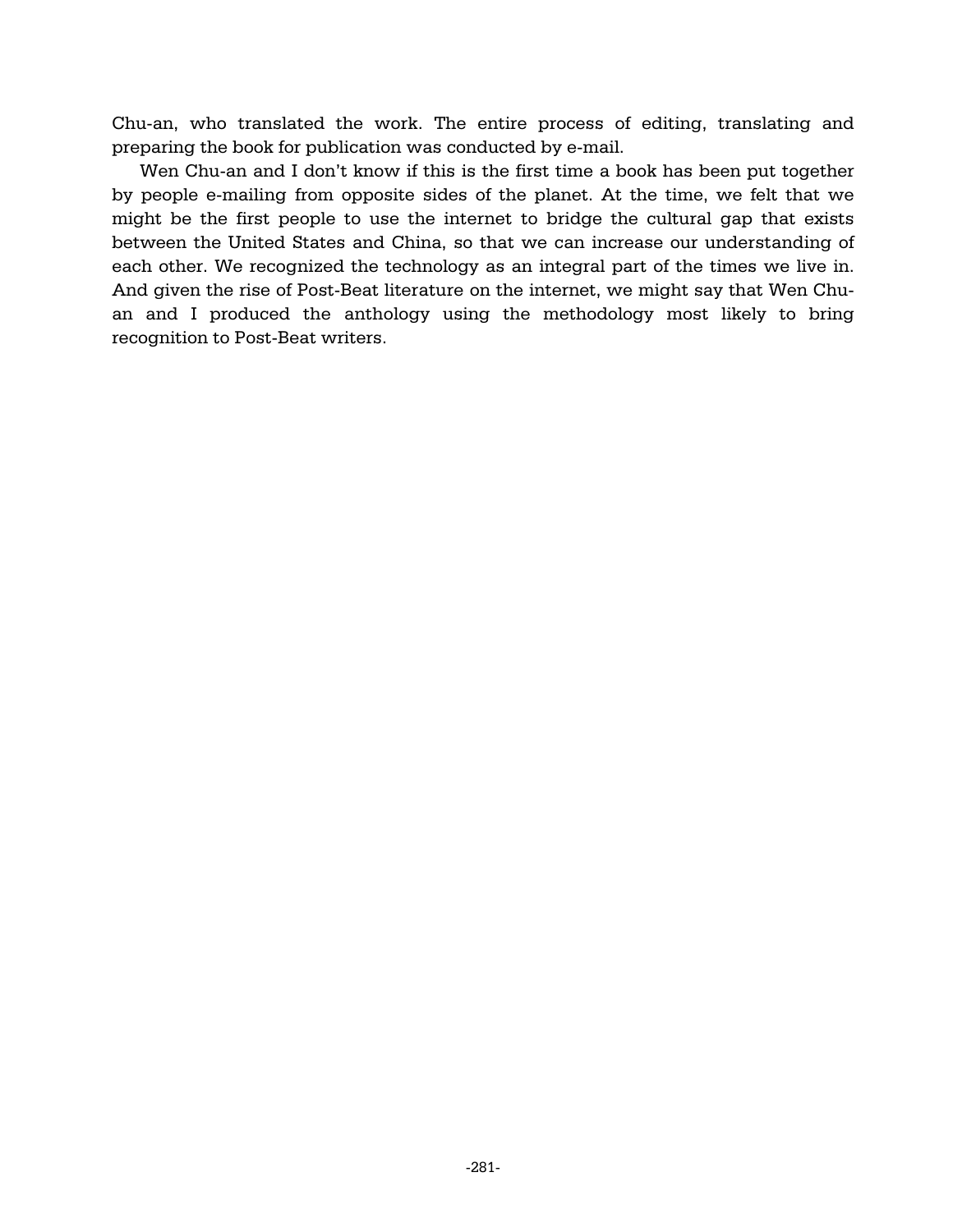Chu-an, who translated the work. The entire process of editing, translating and preparing the book for publication was conducted by e-mail.

Wen Chu-an and I don't know if this is the first time a book has been put together by people e-mailing from opposite sides of the planet. At the time, we felt that we might be the first people to use the internet to bridge the cultural gap that exists between the United States and China, so that we can increase our understanding of each other. We recognized the technology as an integral part of the times we live in. And given the rise of Post-Beat literature on the internet, we might say that Wen Chu-an and I produced the anthology using the methodology most likely to bring recognition to Post-Beat writers.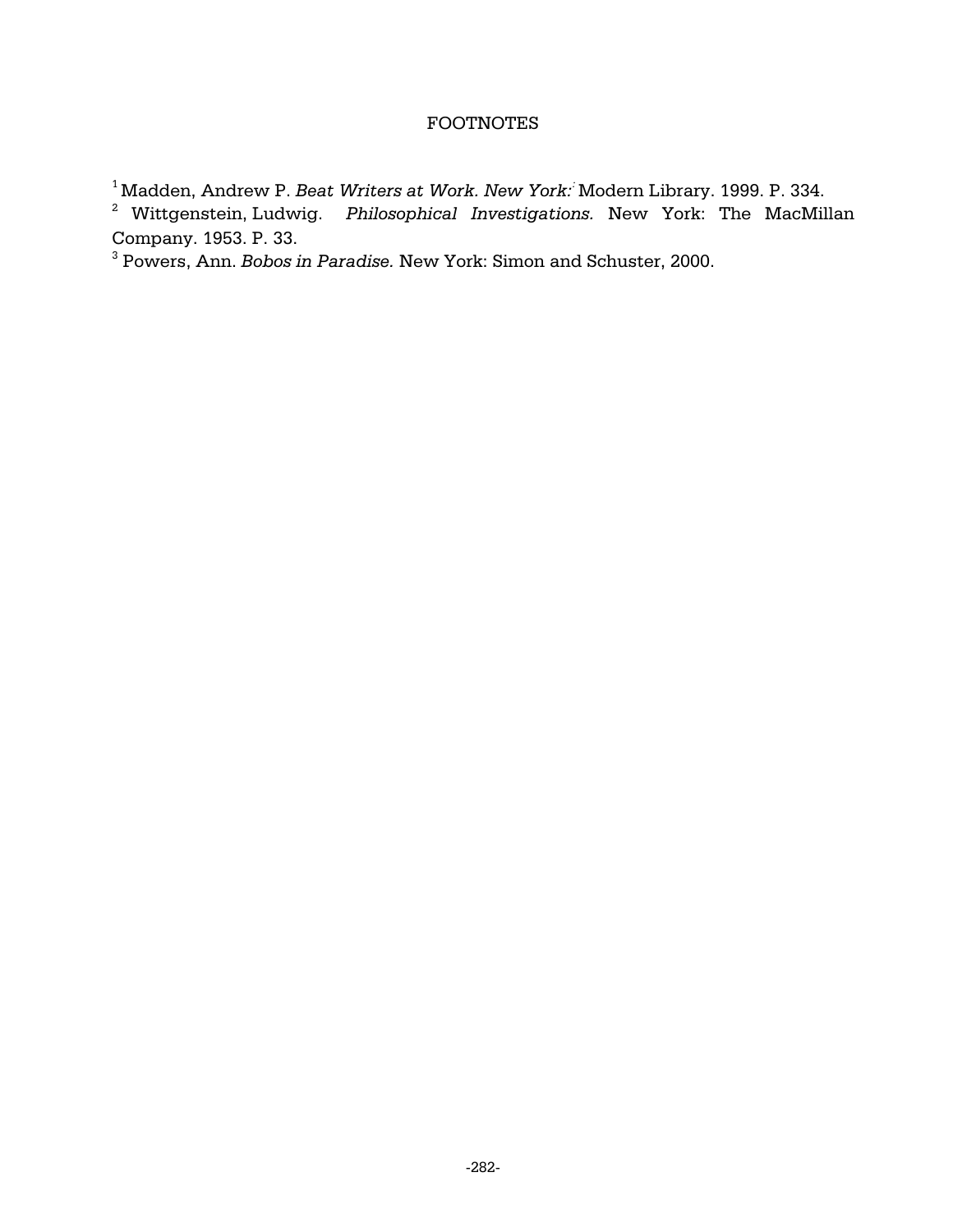# FOOTNOTES

[1] Madden, Andrew P. *Beat Writers at Work. New York:* Modern Library. 1999. P. 334.
[2] Wittgenstein, Ludwig. *Philosophical Investigations.* New York: The MacMillan Company. 1953. P. 33.
[3] Powers, Ann. *Bobos in Paradise.* New York: Simon and Schuster, 2000.